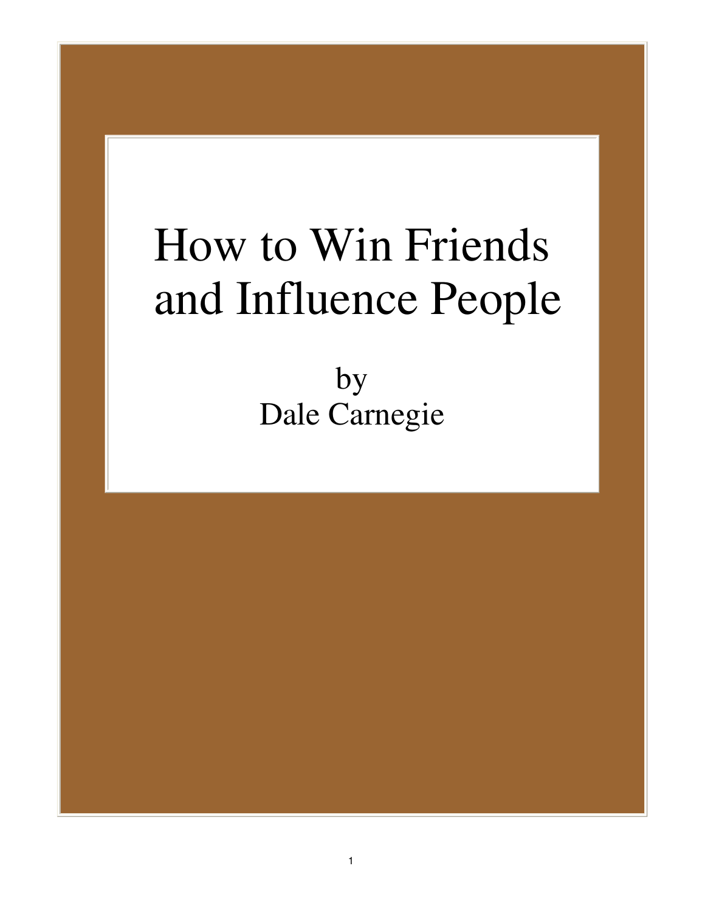# How to Win Friends and Influence People

by
Dale Carnegie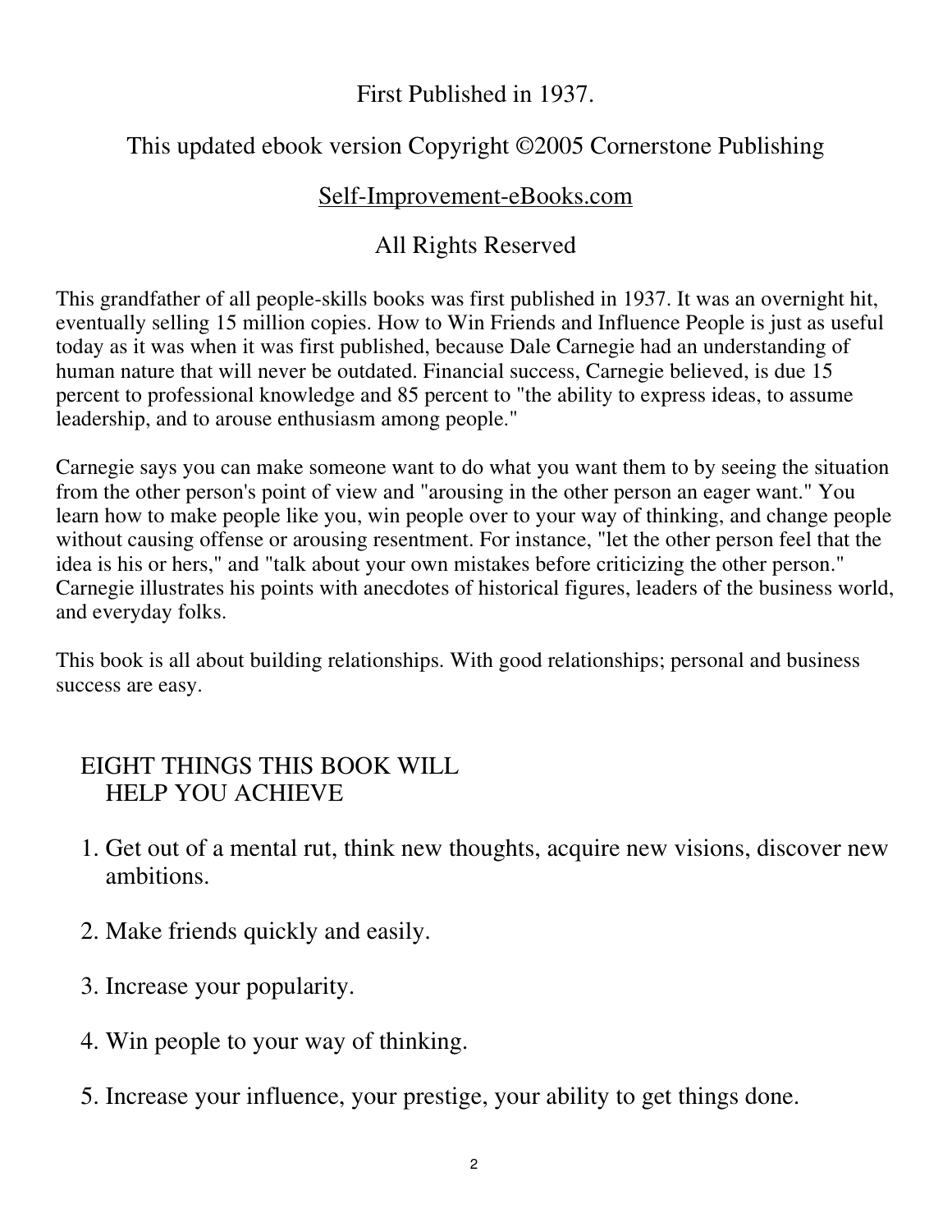First Published in 1937.

This updated ebook version Copyright ©2005 Cornerstone Publishing

Self-Improvement-eBooks.com

All Rights Reserved

This grandfather of all people-skills books was first published in 1937. It was an overnight hit, eventually selling 15 million copies. How to Win Friends and Influence People is just as useful today as it was when it was first published, because Dale Carnegie had an understanding of human nature that will never be outdated. Financial success, Carnegie believed, is due 15 percent to professional knowledge and 85 percent to "the ability to express ideas, to assume leadership, and to arouse enthusiasm among people."

Carnegie says you can make someone want to do what you want them to by seeing the situation from the other person's point of view and "arousing in the other person an eager want." You learn how to make people like you, win people over to your way of thinking, and change people without causing offense or arousing resentment. For instance, "let the other person feel that the idea is his or hers," and "talk about your own mistakes before criticizing the other person." Carnegie illustrates his points with anecdotes of historical figures, leaders of the business world, and everyday folks.

This book is all about building relationships. With good relationships; personal and business success are easy.

## EIGHT THINGS THIS BOOK WILL HELP YOU ACHIEVE

1. Get out of a mental rut, think new thoughts, acquire new visions, discover new ambitions.

2. Make friends quickly and easily.

3. Increase your popularity.

4. Win people to your way of thinking.

5. Increase your influence, your prestige, your ability to get things done.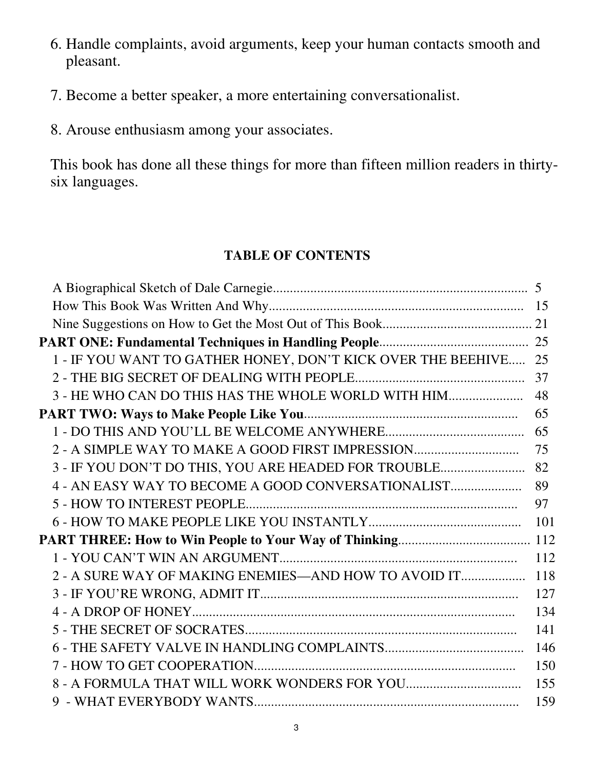6. Handle complaints, avoid arguments, keep your human contacts smooth and pleasant.

7. Become a better speaker, a more entertaining conversationalist.

8. Arouse enthusiasm among your associates.

This book has done all these things for more than fifteen million readers in thirty-six languages.

## TABLE OF CONTENTS

A Biographical Sketch of Dale Carnegie.......................................................................... 5
How This Book Was Written And Why.......................................................................... 15
Nine Suggestions on How to Get the Most Out of This Book........................................... 21
**PART ONE: Fundamental Techniques in Handling People**............................................ 25
1 - IF YOU WANT TO GATHER HONEY, DON'T KICK OVER THE BEEHIVE..... 25
2 - THE BIG SECRET OF DEALING WITH PEOPLE.................................................. 37
3 - HE WHO CAN DO THIS HAS THE WHOLE WORLD WITH HIM..................... 48
**PART TWO: Ways to Make People Like You**............................................................... 65
1 - DO THIS AND YOU'LL BE WELCOME ANYWHERE........................................ 65
2 - A SIMPLE WAY TO MAKE A GOOD FIRST IMPRESSION............................... 75
3 - IF YOU DON'T DO THIS, YOU ARE HEADED FOR TROUBLE........................ 82
4 - AN EASY WAY TO BECOME A GOOD CONVERSATIONALIST..................... 89
5 - HOW TO INTEREST PEOPLE............................................................................... 97
6 - HOW TO MAKE PEOPLE LIKE YOU INSTANTLY............................................ 101
**PART THREE: How to Win People to Your Way of Thinking**...................................... 112
1 - YOU CAN'T WIN AN ARGUMENT..................................................................... 112
2 - A SURE WAY OF MAKING ENEMIES—AND HOW TO AVOID IT.................. 118
3 - IF YOU'RE WRONG, ADMIT IT........................................................................... 127
4 - A DROP OF HONEY............................................................................................... 134
5 - THE SECRET OF SOCRATES............................................................................... 141
6 - THE SAFETY VALVE IN HANDLING COMPLAINTS........................................ 146
7 - HOW TO GET COOPERATION............................................................................ 150
8 - A FORMULA THAT WILL WORK WONDERS FOR YOU.................................. 155
9 - WHAT EVERYBODY WANTS............................................................................. 159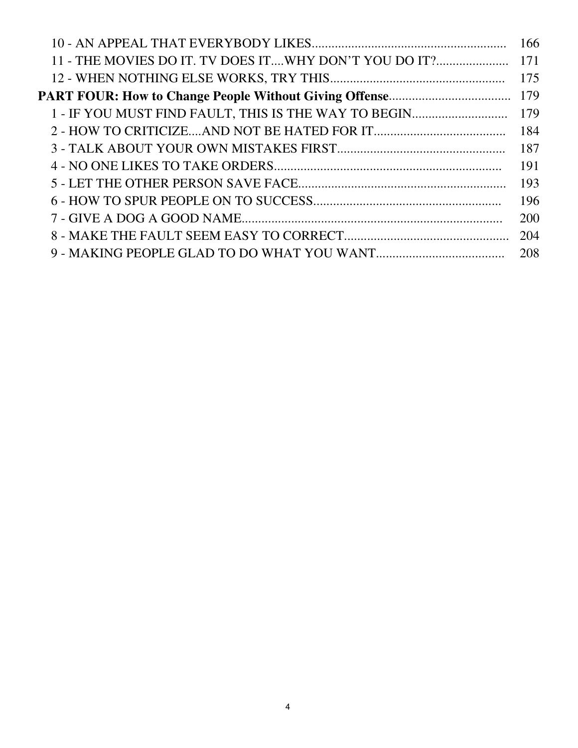10 - AN APPEAL THAT EVERYBODY LIKES.......................................................... 166
11 - THE MOVIES DO IT. TV DOES IT....WHY DON'T YOU DO IT?..................... 171
12 - WHEN NOTHING ELSE WORKS, TRY THIS..................................................... 175

**PART FOUR: How to Change People Without Giving Offense**..................................... 179

1 - IF YOU MUST FIND FAULT, THIS IS THE WAY TO BEGIN............................ 179
2 - HOW TO CRITICIZE....AND NOT BE HATED FOR IT....................................... 184
3 - TALK ABOUT YOUR OWN MISTAKES FIRST.................................................. 187
4 - NO ONE LIKES TO TAKE ORDERS.................................................................... 191
5 - LET THE OTHER PERSON SAVE FACE.............................................................. 193
6 - HOW TO SPUR PEOPLE ON TO SUCCESS........................................................ 196
7 - GIVE A DOG A GOOD NAME.............................................................................. 200
8 - MAKE THE FAULT SEEM EASY TO CORRECT................................................. 204
9 - MAKING PEOPLE GLAD TO DO WHAT YOU WANT....................................... 208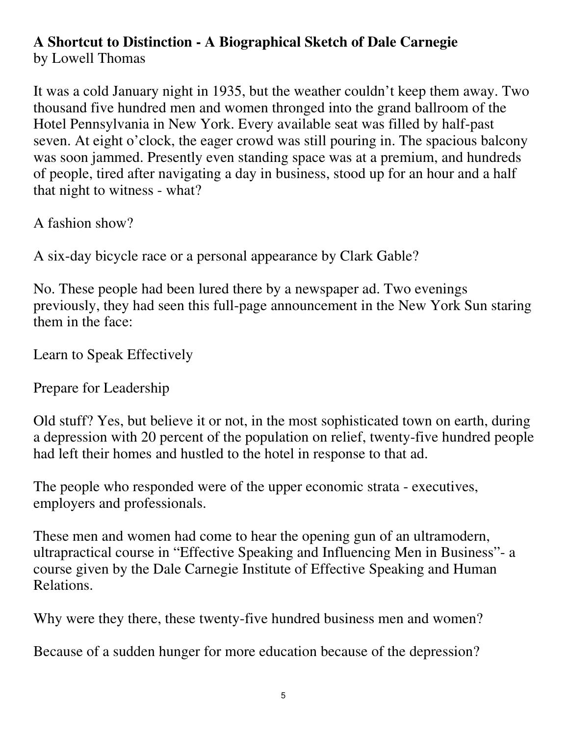**A Shortcut to Distinction - A Biographical Sketch of Dale Carnegie**
by Lowell Thomas

It was a cold January night in 1935, but the weather couldn't keep them away. Two thousand five hundred men and women thronged into the grand ballroom of the Hotel Pennsylvania in New York. Every available seat was filled by half-past seven. At eight o'clock, the eager crowd was still pouring in. The spacious balcony was soon jammed. Presently even standing space was at a premium, and hundreds of people, tired after navigating a day in business, stood up for an hour and a half that night to witness - what?

A fashion show?

A six-day bicycle race or a personal appearance by Clark Gable?

No. These people had been lured there by a newspaper ad. Two evenings previously, they had seen this full-page announcement in the New York Sun staring them in the face:

Learn to Speak Effectively

Prepare for Leadership

Old stuff? Yes, but believe it or not, in the most sophisticated town on earth, during a depression with 20 percent of the population on relief, twenty-five hundred people had left their homes and hustled to the hotel in response to that ad.

The people who responded were of the upper economic strata - executives, employers and professionals.

These men and women had come to hear the opening gun of an ultramodern, ultrapractical course in "Effective Speaking and Influencing Men in Business"- a course given by the Dale Carnegie Institute of Effective Speaking and Human Relations.

Why were they there, these twenty-five hundred business men and women?

Because of a sudden hunger for more education because of the depression?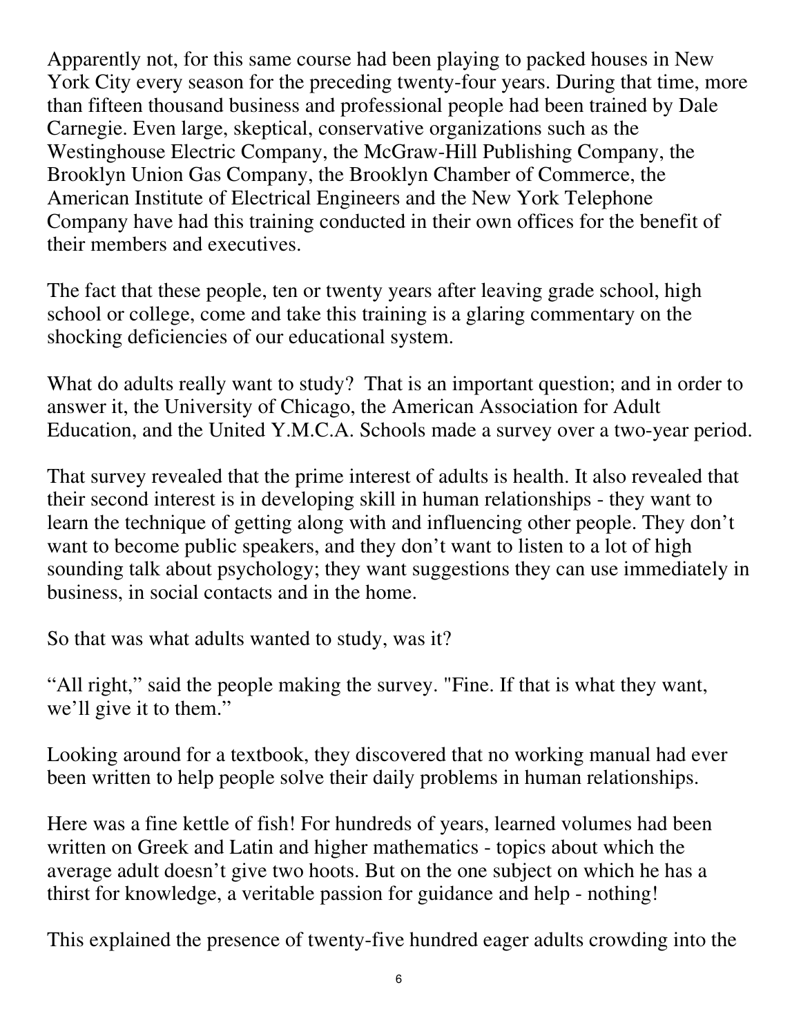Apparently not, for this same course had been playing to packed houses in New York City every season for the preceding twenty-four years. During that time, more than fifteen thousand business and professional people had been trained by Dale Carnegie. Even large, skeptical, conservative organizations such as the Westinghouse Electric Company, the McGraw-Hill Publishing Company, the Brooklyn Union Gas Company, the Brooklyn Chamber of Commerce, the American Institute of Electrical Engineers and the New York Telephone Company have had this training conducted in their own offices for the benefit of their members and executives.

The fact that these people, ten or twenty years after leaving grade school, high school or college, come and take this training is a glaring commentary on the shocking deficiencies of our educational system.

What do adults really want to study? That is an important question; and in order to answer it, the University of Chicago, the American Association for Adult Education, and the United Y.M.C.A. Schools made a survey over a two-year period.

That survey revealed that the prime interest of adults is health. It also revealed that their second interest is in developing skill in human relationships - they want to learn the technique of getting along with and influencing other people. They don't want to become public speakers, and they don't want to listen to a lot of high sounding talk about psychology; they want suggestions they can use immediately in business, in social contacts and in the home.

So that was what adults wanted to study, was it?

"All right," said the people making the survey. "Fine. If that is what they want, we'll give it to them."

Looking around for a textbook, they discovered that no working manual had ever been written to help people solve their daily problems in human relationships.

Here was a fine kettle of fish! For hundreds of years, learned volumes had been written on Greek and Latin and higher mathematics - topics about which the average adult doesn't give two hoots. But on the one subject on which he has a thirst for knowledge, a veritable passion for guidance and help - nothing!

This explained the presence of twenty-five hundred eager adults crowding into the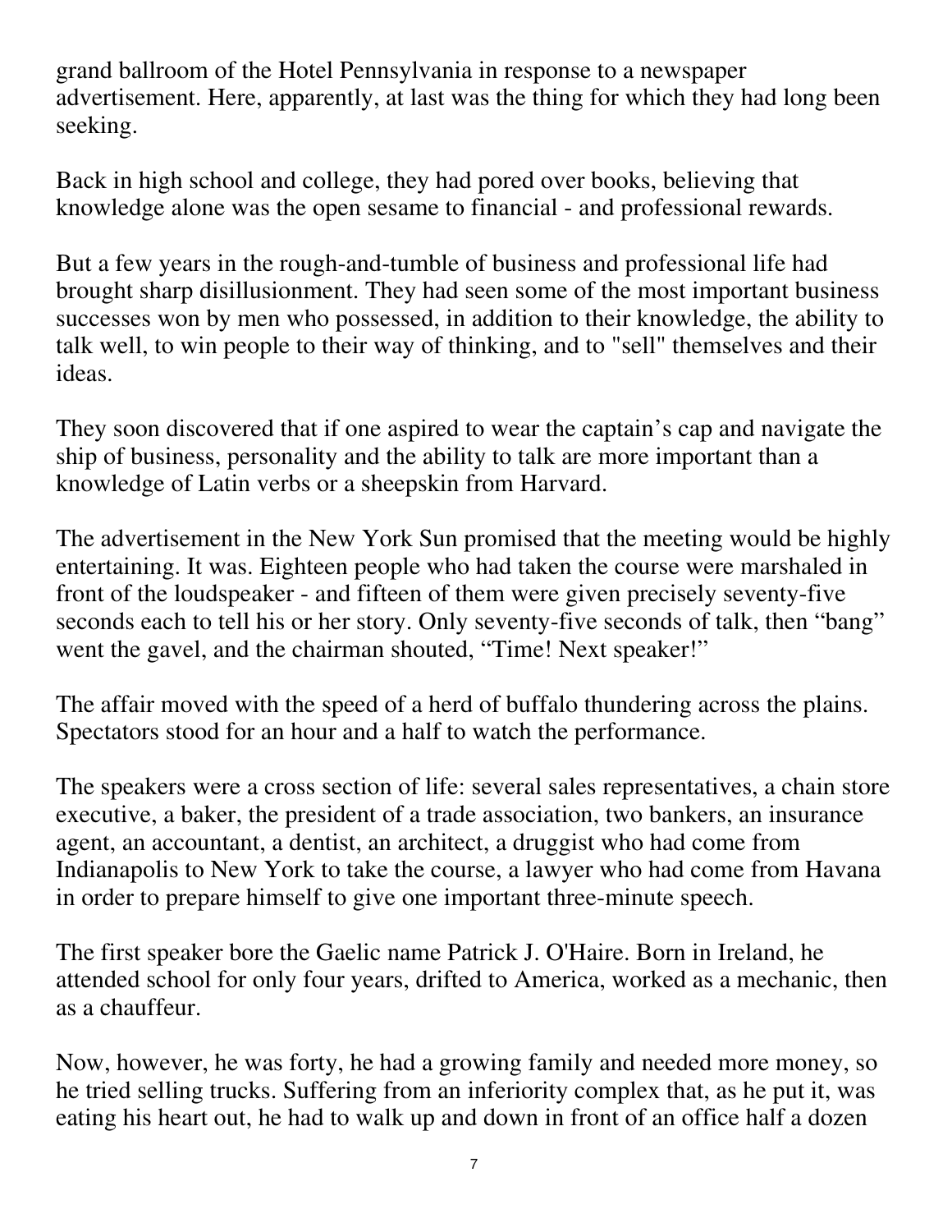grand ballroom of the Hotel Pennsylvania in response to a newspaper advertisement. Here, apparently, at last was the thing for which they had long been seeking.

Back in high school and college, they had pored over books, believing that knowledge alone was the open sesame to financial - and professional rewards.

But a few years in the rough-and-tumble of business and professional life had brought sharp disillusionment. They had seen some of the most important business successes won by men who possessed, in addition to their knowledge, the ability to talk well, to win people to their way of thinking, and to "sell" themselves and their ideas.

They soon discovered that if one aspired to wear the captain's cap and navigate the ship of business, personality and the ability to talk are more important than a knowledge of Latin verbs or a sheepskin from Harvard.

The advertisement in the New York Sun promised that the meeting would be highly entertaining. It was. Eighteen people who had taken the course were marshaled in front of the loudspeaker - and fifteen of them were given precisely seventy-five seconds each to tell his or her story. Only seventy-five seconds of talk, then "bang" went the gavel, and the chairman shouted, "Time! Next speaker!"

The affair moved with the speed of a herd of buffalo thundering across the plains. Spectators stood for an hour and a half to watch the performance.

The speakers were a cross section of life: several sales representatives, a chain store executive, a baker, the president of a trade association, two bankers, an insurance agent, an accountant, a dentist, an architect, a druggist who had come from Indianapolis to New York to take the course, a lawyer who had come from Havana in order to prepare himself to give one important three-minute speech.

The first speaker bore the Gaelic name Patrick J. O'Haire. Born in Ireland, he attended school for only four years, drifted to America, worked as a mechanic, then as a chauffeur.

Now, however, he was forty, he had a growing family and needed more money, so he tried selling trucks. Suffering from an inferiority complex that, as he put it, was eating his heart out, he had to walk up and down in front of an office half a dozen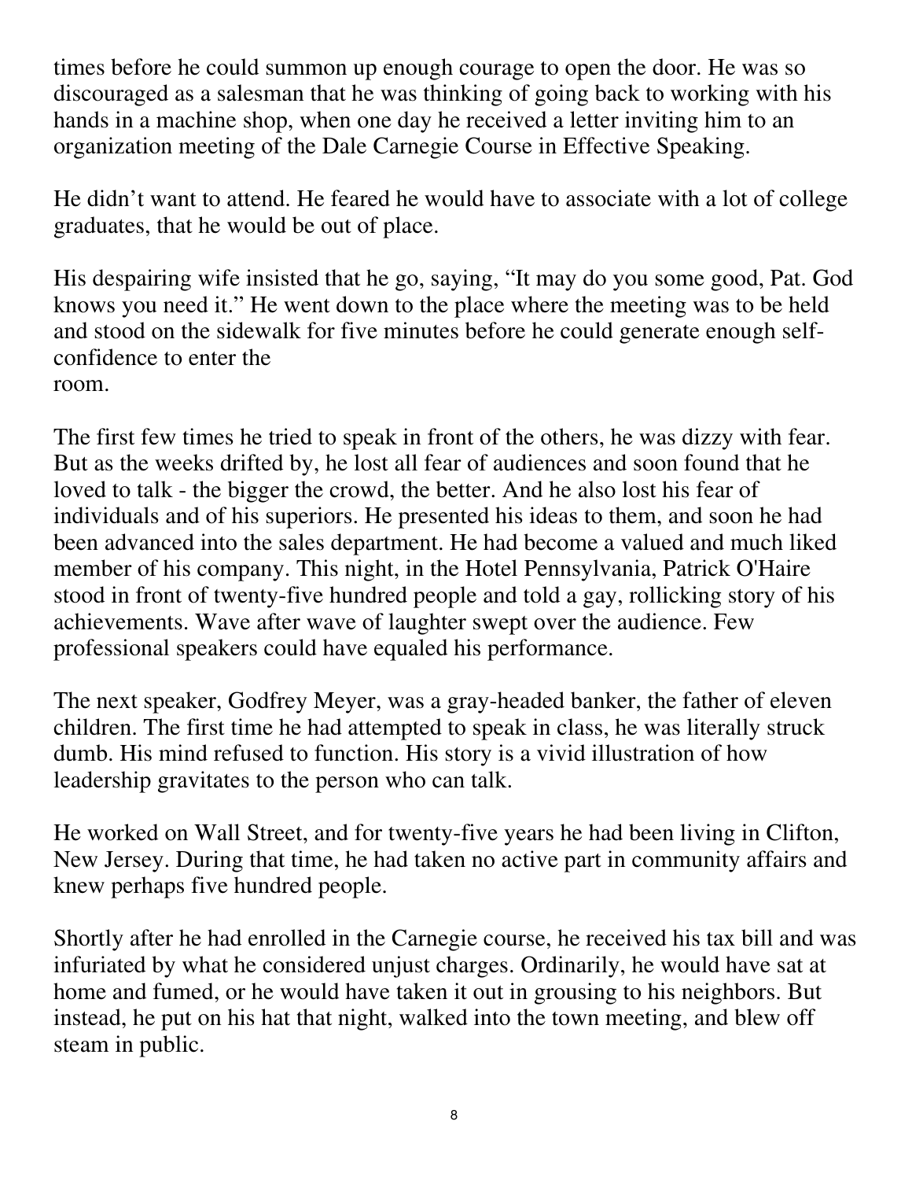times before he could summon up enough courage to open the door. He was so discouraged as a salesman that he was thinking of going back to working with his hands in a machine shop, when one day he received a letter inviting him to an organization meeting of the Dale Carnegie Course in Effective Speaking.

He didn't want to attend. He feared he would have to associate with a lot of college graduates, that he would be out of place.

His despairing wife insisted that he go, saying, "It may do you some good, Pat. God knows you need it." He went down to the place where the meeting was to be held and stood on the sidewalk for five minutes before he could generate enough self-confidence to enter the room.

The first few times he tried to speak in front of the others, he was dizzy with fear. But as the weeks drifted by, he lost all fear of audiences and soon found that he loved to talk - the bigger the crowd, the better. And he also lost his fear of individuals and of his superiors. He presented his ideas to them, and soon he had been advanced into the sales department. He had become a valued and much liked member of his company. This night, in the Hotel Pennsylvania, Patrick O'Haire stood in front of twenty-five hundred people and told a gay, rollicking story of his achievements. Wave after wave of laughter swept over the audience. Few professional speakers could have equaled his performance.

The next speaker, Godfrey Meyer, was a gray-headed banker, the father of eleven children. The first time he had attempted to speak in class, he was literally struck dumb. His mind refused to function. His story is a vivid illustration of how leadership gravitates to the person who can talk.

He worked on Wall Street, and for twenty-five years he had been living in Clifton, New Jersey. During that time, he had taken no active part in community affairs and knew perhaps five hundred people.

Shortly after he had enrolled in the Carnegie course, he received his tax bill and was infuriated by what he considered unjust charges. Ordinarily, he would have sat at home and fumed, or he would have taken it out in grousing to his neighbors. But instead, he put on his hat that night, walked into the town meeting, and blew off steam in public.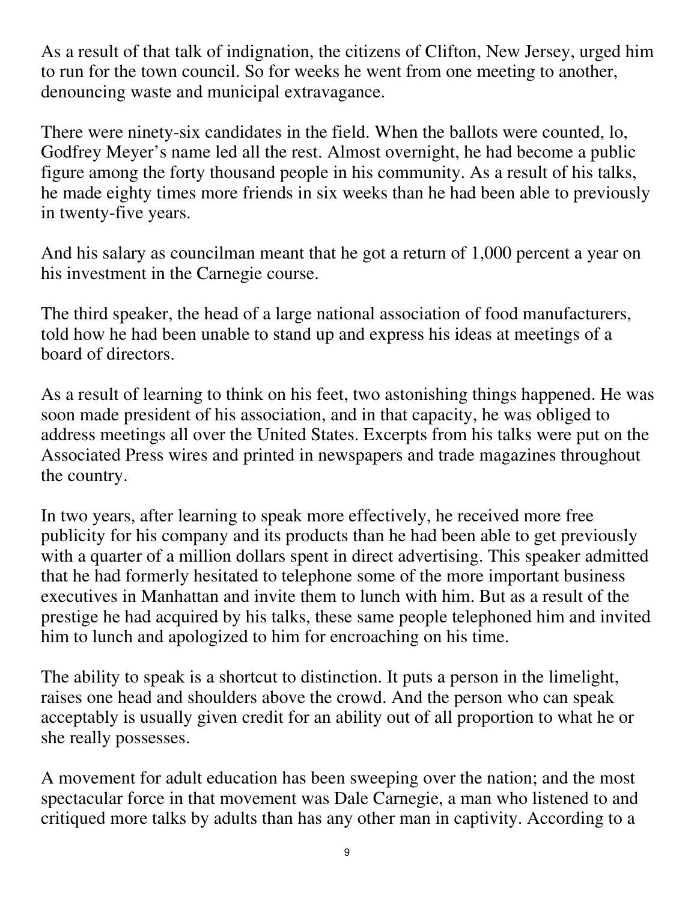As a result of that talk of indignation, the citizens of Clifton, New Jersey, urged him to run for the town council. So for weeks he went from one meeting to another, denouncing waste and municipal extravagance.

There were ninety-six candidates in the field. When the ballots were counted, lo, Godfrey Meyer's name led all the rest. Almost overnight, he had become a public figure among the forty thousand people in his community. As a result of his talks, he made eighty times more friends in six weeks than he had been able to previously in twenty-five years.

And his salary as councilman meant that he got a return of 1,000 percent a year on his investment in the Carnegie course.

The third speaker, the head of a large national association of food manufacturers, told how he had been unable to stand up and express his ideas at meetings of a board of directors.

As a result of learning to think on his feet, two astonishing things happened. He was soon made president of his association, and in that capacity, he was obliged to address meetings all over the United States. Excerpts from his talks were put on the Associated Press wires and printed in newspapers and trade magazines throughout the country.

In two years, after learning to speak more effectively, he received more free publicity for his company and its products than he had been able to get previously with a quarter of a million dollars spent in direct advertising. This speaker admitted that he had formerly hesitated to telephone some of the more important business executives in Manhattan and invite them to lunch with him. But as a result of the prestige he had acquired by his talks, these same people telephoned him and invited him to lunch and apologized to him for encroaching on his time.

The ability to speak is a shortcut to distinction. It puts a person in the limelight, raises one head and shoulders above the crowd. And the person who can speak acceptably is usually given credit for an ability out of all proportion to what he or she really possesses.

A movement for adult education has been sweeping over the nation; and the most spectacular force in that movement was Dale Carnegie, a man who listened to and critiqued more talks by adults than has any other man in captivity. According to a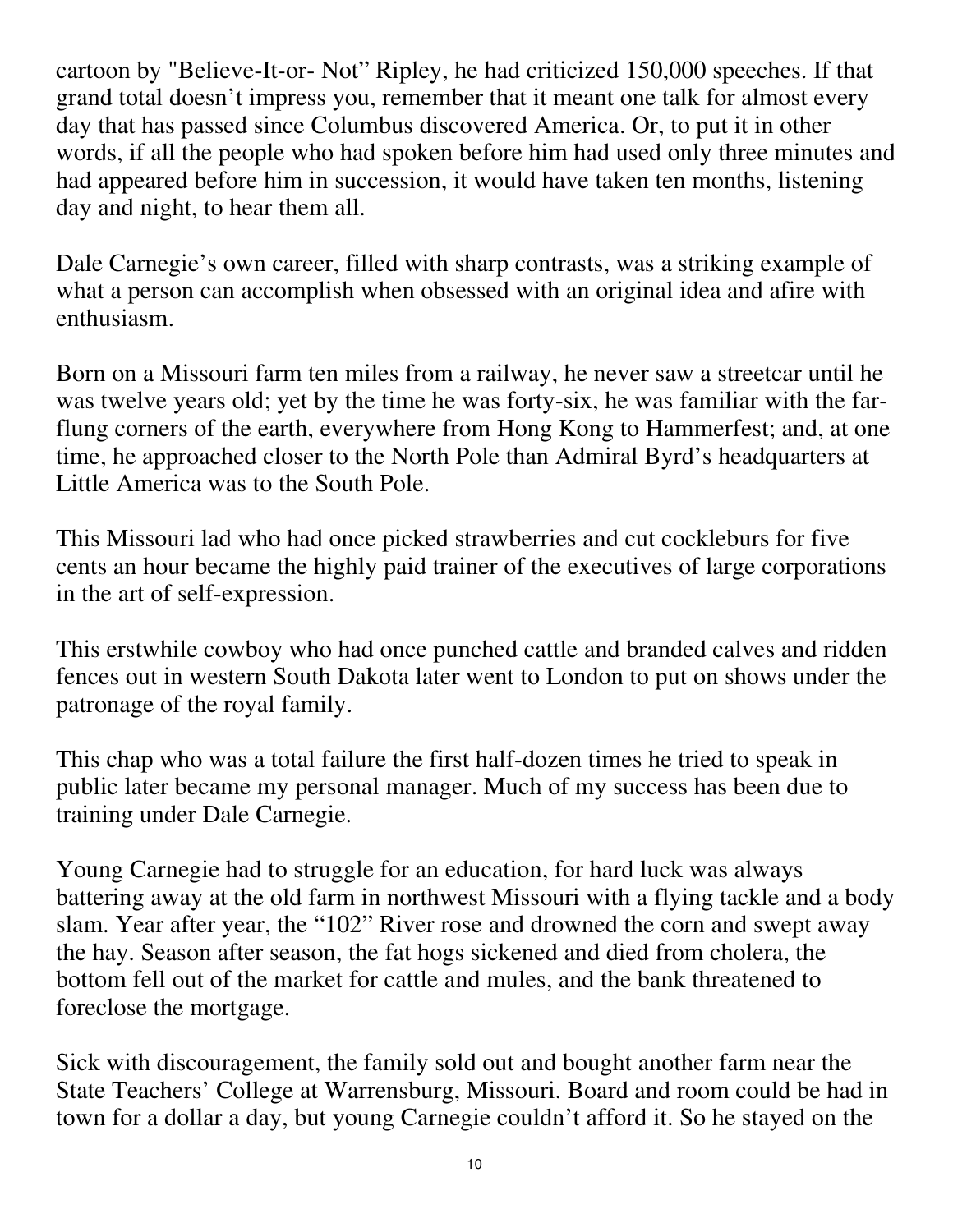cartoon by "Believe-It-or- Not" Ripley, he had criticized 150,000 speeches. If that grand total doesn't impress you, remember that it meant one talk for almost every day that has passed since Columbus discovered America. Or, to put it in other words, if all the people who had spoken before him had used only three minutes and had appeared before him in succession, it would have taken ten months, listening day and night, to hear them all.

Dale Carnegie's own career, filled with sharp contrasts, was a striking example of what a person can accomplish when obsessed with an original idea and afire with enthusiasm.

Born on a Missouri farm ten miles from a railway, he never saw a streetcar until he was twelve years old; yet by the time he was forty-six, he was familiar with the far-flung corners of the earth, everywhere from Hong Kong to Hammerfest; and, at one time, he approached closer to the North Pole than Admiral Byrd's headquarters at Little America was to the South Pole.

This Missouri lad who had once picked strawberries and cut cockleburs for five cents an hour became the highly paid trainer of the executives of large corporations in the art of self-expression.

This erstwhile cowboy who had once punched cattle and branded calves and ridden fences out in western South Dakota later went to London to put on shows under the patronage of the royal family.

This chap who was a total failure the first half-dozen times he tried to speak in public later became my personal manager. Much of my success has been due to training under Dale Carnegie.

Young Carnegie had to struggle for an education, for hard luck was always battering away at the old farm in northwest Missouri with a flying tackle and a body slam. Year after year, the "102" River rose and drowned the corn and swept away the hay. Season after season, the fat hogs sickened and died from cholera, the bottom fell out of the market for cattle and mules, and the bank threatened to foreclose the mortgage.

Sick with discouragement, the family sold out and bought another farm near the State Teachers' College at Warrensburg, Missouri. Board and room could be had in town for a dollar a day, but young Carnegie couldn't afford it. So he stayed on the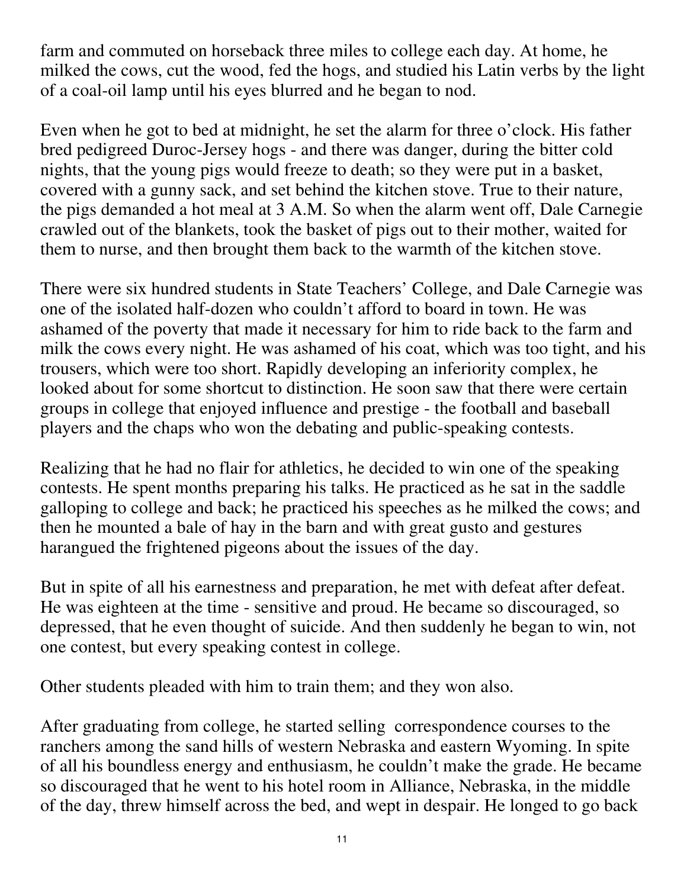farm and commuted on horseback three miles to college each day. At home, he milked the cows, cut the wood, fed the hogs, and studied his Latin verbs by the light of a coal-oil lamp until his eyes blurred and he began to nod.

Even when he got to bed at midnight, he set the alarm for three o'clock. His father bred pedigreed Duroc-Jersey hogs - and there was danger, during the bitter cold nights, that the young pigs would freeze to death; so they were put in a basket, covered with a gunny sack, and set behind the kitchen stove. True to their nature, the pigs demanded a hot meal at 3 A.M. So when the alarm went off, Dale Carnegie crawled out of the blankets, took the basket of pigs out to their mother, waited for them to nurse, and then brought them back to the warmth of the kitchen stove.

There were six hundred students in State Teachers' College, and Dale Carnegie was one of the isolated half-dozen who couldn't afford to board in town. He was ashamed of the poverty that made it necessary for him to ride back to the farm and milk the cows every night. He was ashamed of his coat, which was too tight, and his trousers, which were too short. Rapidly developing an inferiority complex, he looked about for some shortcut to distinction. He soon saw that there were certain groups in college that enjoyed influence and prestige - the football and baseball players and the chaps who won the debating and public-speaking contests.

Realizing that he had no flair for athletics, he decided to win one of the speaking contests. He spent months preparing his talks. He practiced as he sat in the saddle galloping to college and back; he practiced his speeches as he milked the cows; and then he mounted a bale of hay in the barn and with great gusto and gestures harangued the frightened pigeons about the issues of the day.

But in spite of all his earnestness and preparation, he met with defeat after defeat. He was eighteen at the time - sensitive and proud. He became so discouraged, so depressed, that he even thought of suicide. And then suddenly he began to win, not one contest, but every speaking contest in college.

Other students pleaded with him to train them; and they won also.

After graduating from college, he started selling correspondence courses to the ranchers among the sand hills of western Nebraska and eastern Wyoming. In spite of all his boundless energy and enthusiasm, he couldn't make the grade. He became so discouraged that he went to his hotel room in Alliance, Nebraska, in the middle of the day, threw himself across the bed, and wept in despair. He longed to go back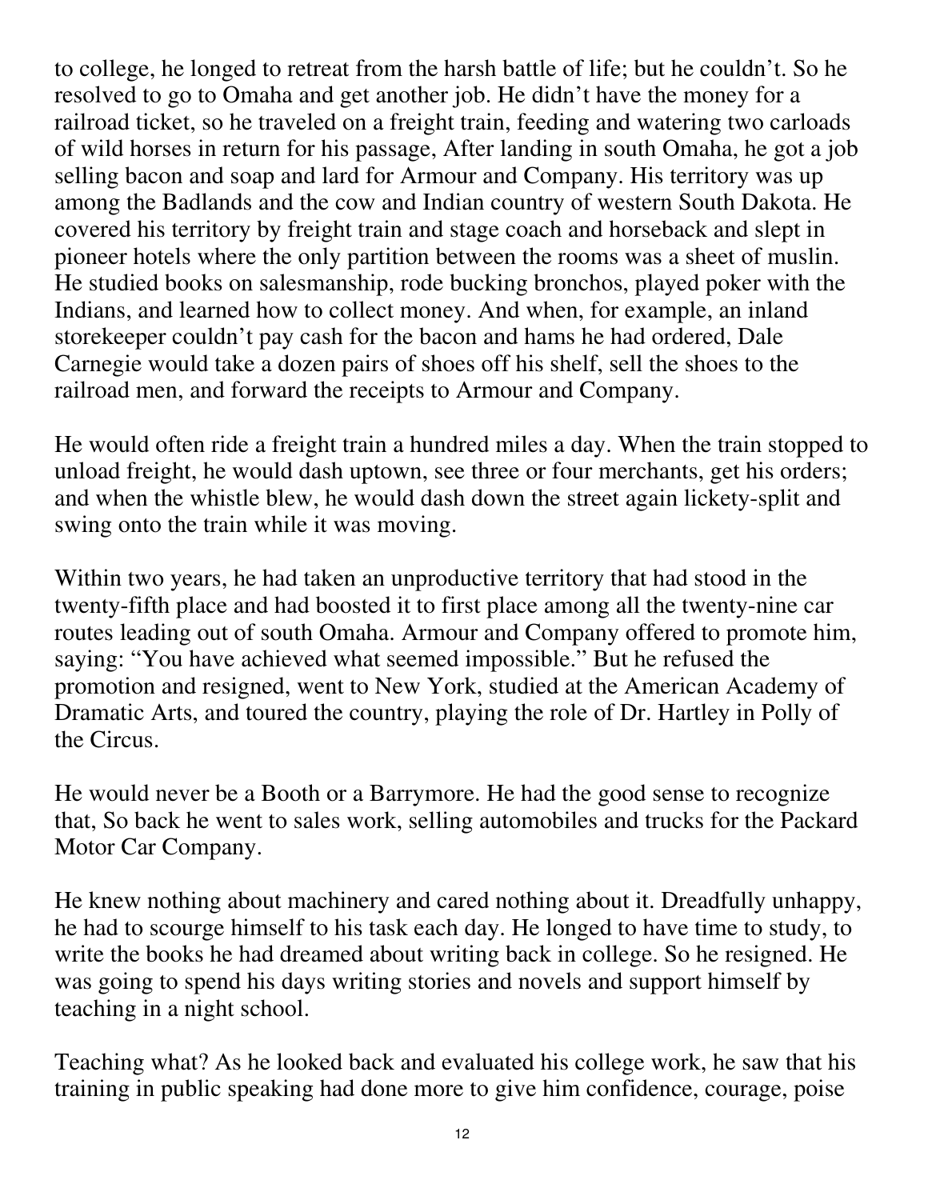to college, he longed to retreat from the harsh battle of life; but he couldn't. So he resolved to go to Omaha and get another job. He didn't have the money for a railroad ticket, so he traveled on a freight train, feeding and watering two carloads of wild horses in return for his passage, After landing in south Omaha, he got a job selling bacon and soap and lard for Armour and Company. His territory was up among the Badlands and the cow and Indian country of western South Dakota. He covered his territory by freight train and stage coach and horseback and slept in pioneer hotels where the only partition between the rooms was a sheet of muslin. He studied books on salesmanship, rode bucking bronchos, played poker with the Indians, and learned how to collect money. And when, for example, an inland storekeeper couldn't pay cash for the bacon and hams he had ordered, Dale Carnegie would take a dozen pairs of shoes off his shelf, sell the shoes to the railroad men, and forward the receipts to Armour and Company.

He would often ride a freight train a hundred miles a day. When the train stopped to unload freight, he would dash uptown, see three or four merchants, get his orders; and when the whistle blew, he would dash down the street again lickety-split and swing onto the train while it was moving.

Within two years, he had taken an unproductive territory that had stood in the twenty-fifth place and had boosted it to first place among all the twenty-nine car routes leading out of south Omaha. Armour and Company offered to promote him, saying: "You have achieved what seemed impossible." But he refused the promotion and resigned, went to New York, studied at the American Academy of Dramatic Arts, and toured the country, playing the role of Dr. Hartley in Polly of the Circus.

He would never be a Booth or a Barrymore. He had the good sense to recognize that, So back he went to sales work, selling automobiles and trucks for the Packard Motor Car Company.

He knew nothing about machinery and cared nothing about it. Dreadfully unhappy, he had to scourge himself to his task each day. He longed to have time to study, to write the books he had dreamed about writing back in college. So he resigned. He was going to spend his days writing stories and novels and support himself by teaching in a night school.

Teaching what? As he looked back and evaluated his college work, he saw that his training in public speaking had done more to give him confidence, courage, poise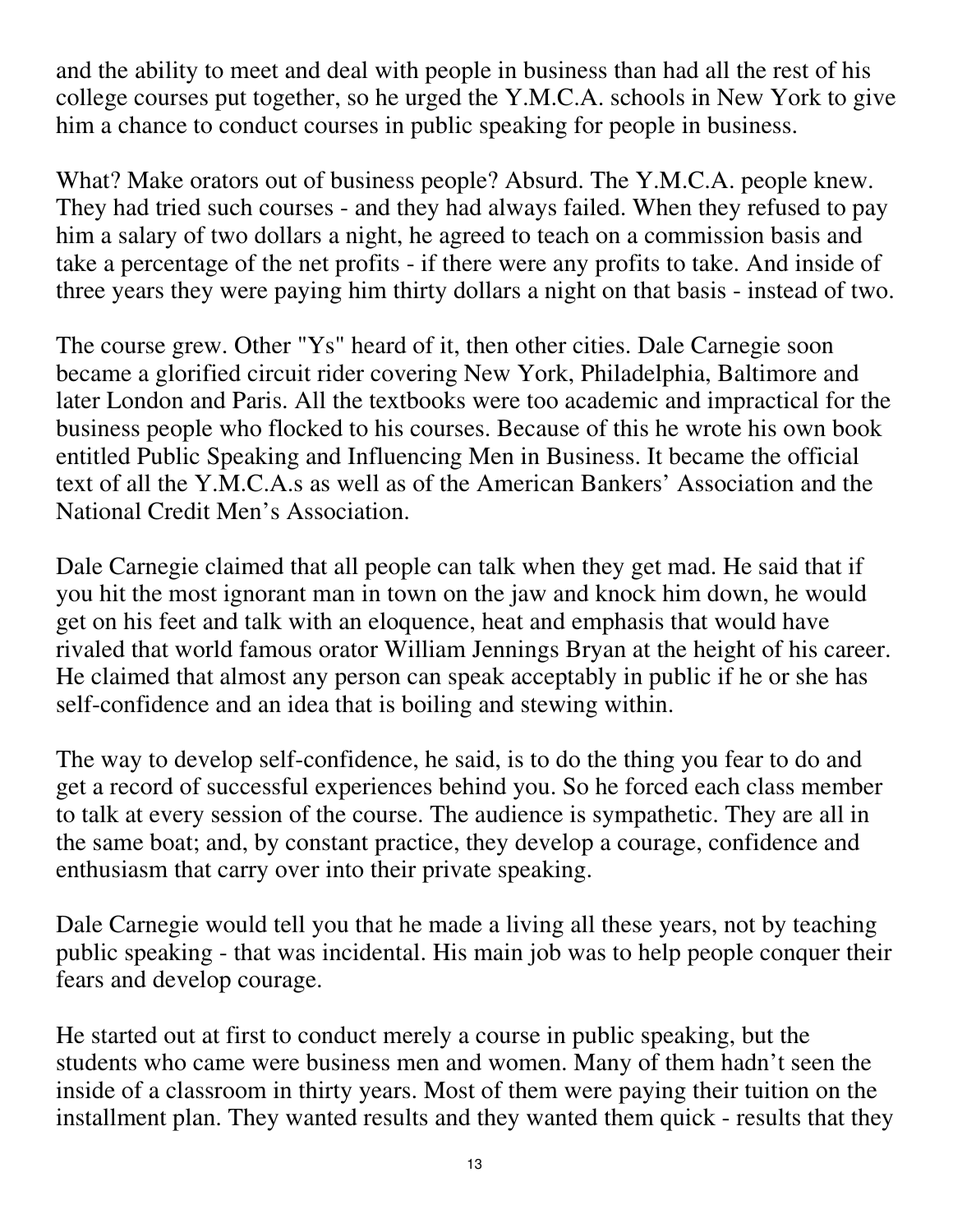and the ability to meet and deal with people in business than had all the rest of his college courses put together, so he urged the Y.M.C.A. schools in New York to give him a chance to conduct courses in public speaking for people in business.

What? Make orators out of business people? Absurd. The Y.M.C.A. people knew. They had tried such courses - and they had always failed. When they refused to pay him a salary of two dollars a night, he agreed to teach on a commission basis and take a percentage of the net profits - if there were any profits to take. And inside of three years they were paying him thirty dollars a night on that basis - instead of two.

The course grew. Other "Ys" heard of it, then other cities. Dale Carnegie soon became a glorified circuit rider covering New York, Philadelphia, Baltimore and later London and Paris. All the textbooks were too academic and impractical for the business people who flocked to his courses. Because of this he wrote his own book entitled Public Speaking and Influencing Men in Business. It became the official text of all the Y.M.C.A.s as well as of the American Bankers' Association and the National Credit Men's Association.

Dale Carnegie claimed that all people can talk when they get mad. He said that if you hit the most ignorant man in town on the jaw and knock him down, he would get on his feet and talk with an eloquence, heat and emphasis that would have rivaled that world famous orator William Jennings Bryan at the height of his career. He claimed that almost any person can speak acceptably in public if he or she has self-confidence and an idea that is boiling and stewing within.

The way to develop self-confidence, he said, is to do the thing you fear to do and get a record of successful experiences behind you. So he forced each class member to talk at every session of the course. The audience is sympathetic. They are all in the same boat; and, by constant practice, they develop a courage, confidence and enthusiasm that carry over into their private speaking.

Dale Carnegie would tell you that he made a living all these years, not by teaching public speaking - that was incidental. His main job was to help people conquer their fears and develop courage.

He started out at first to conduct merely a course in public speaking, but the students who came were business men and women. Many of them hadn't seen the inside of a classroom in thirty years. Most of them were paying their tuition on the installment plan. They wanted results and they wanted them quick - results that they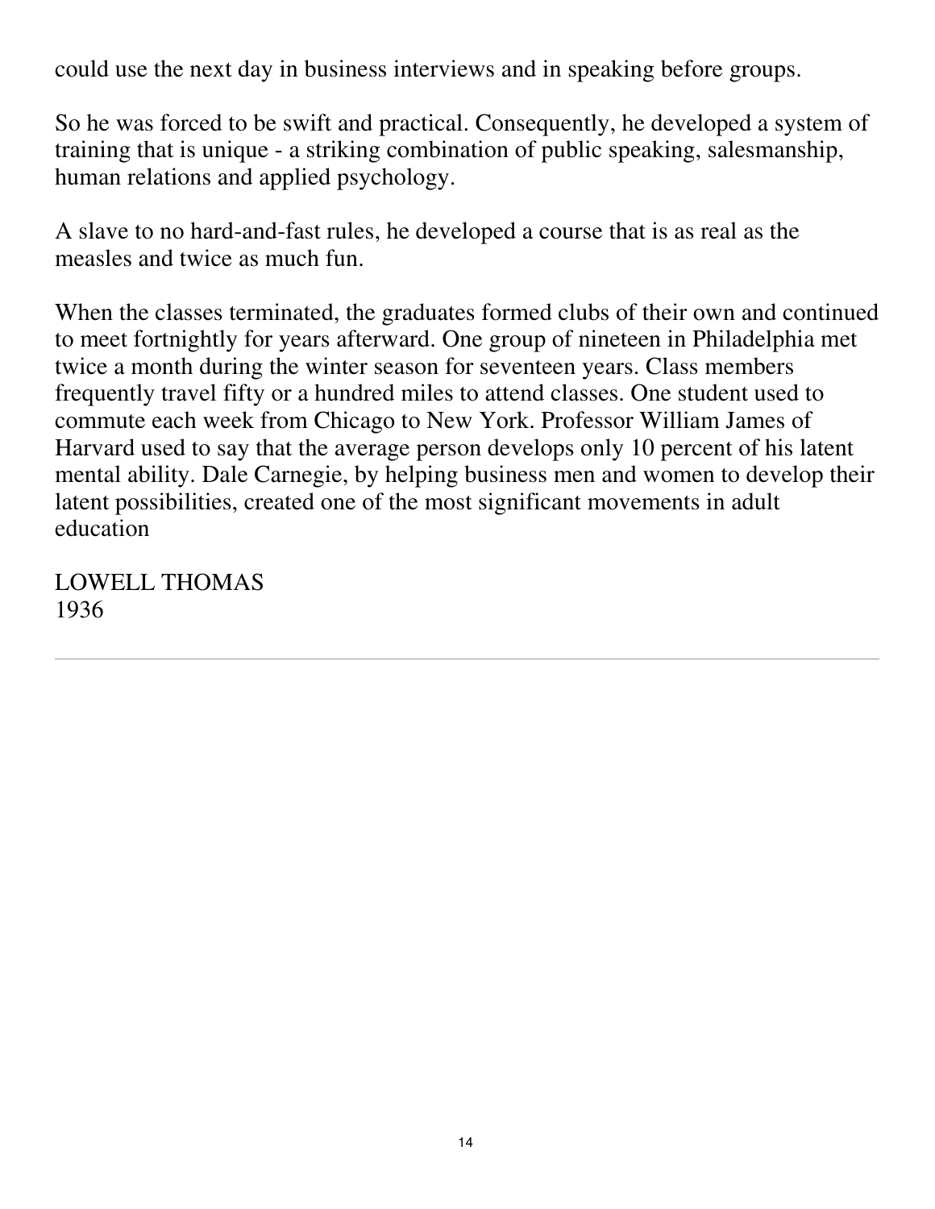could use the next day in business interviews and in speaking before groups.

So he was forced to be swift and practical. Consequently, he developed a system of training that is unique - a striking combination of public speaking, salesmanship, human relations and applied psychology.

A slave to no hard-and-fast rules, he developed a course that is as real as the measles and twice as much fun.

When the classes terminated, the graduates formed clubs of their own and continued to meet fortnightly for years afterward. One group of nineteen in Philadelphia met twice a month during the winter season for seventeen years. Class members frequently travel fifty or a hundred miles to attend classes. One student used to commute each week from Chicago to New York. Professor William James of Harvard used to say that the average person develops only 10 percent of his latent mental ability. Dale Carnegie, by helping business men and women to develop their latent possibilities, created one of the most significant movements in adult education

LOWELL THOMAS
1936

---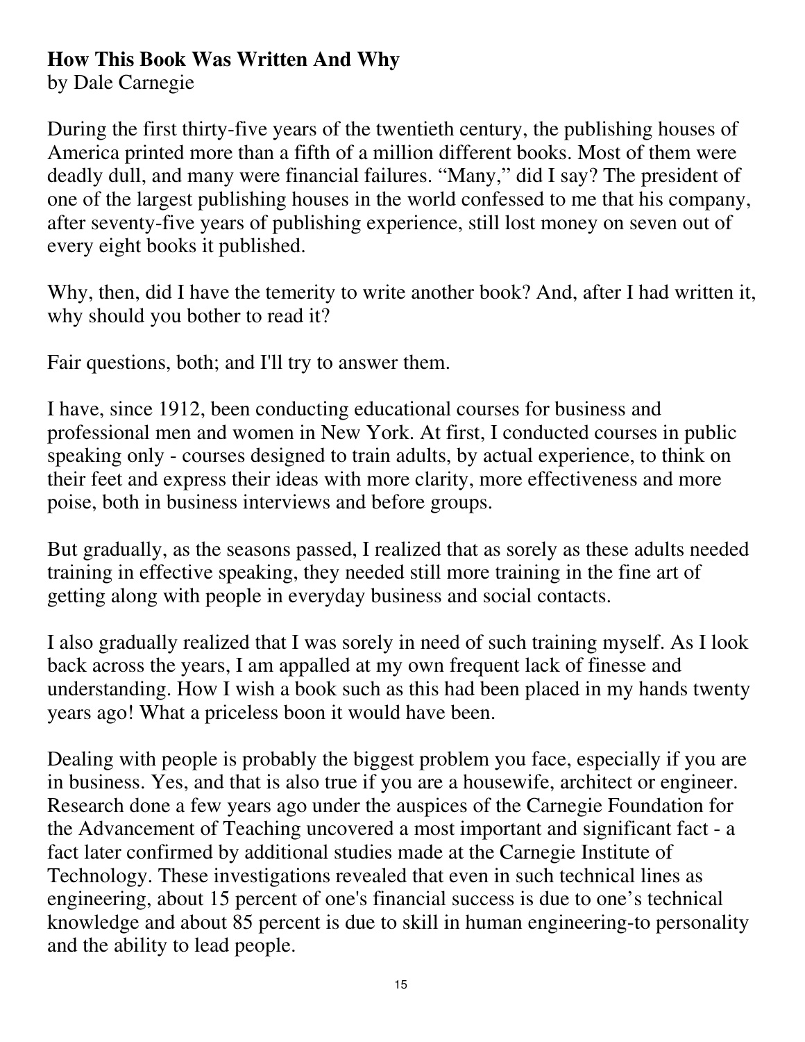# How This Book Was Written And Why

by Dale Carnegie

During the first thirty-five years of the twentieth century, the publishing houses of America printed more than a fifth of a million different books. Most of them were deadly dull, and many were financial failures. "Many," did I say? The president of one of the largest publishing houses in the world confessed to me that his company, after seventy-five years of publishing experience, still lost money on seven out of every eight books it published.

Why, then, did I have the temerity to write another book? And, after I had written it, why should you bother to read it?

Fair questions, both; and I'll try to answer them.

I have, since 1912, been conducting educational courses for business and professional men and women in New York. At first, I conducted courses in public speaking only - courses designed to train adults, by actual experience, to think on their feet and express their ideas with more clarity, more effectiveness and more poise, both in business interviews and before groups.

But gradually, as the seasons passed, I realized that as sorely as these adults needed training in effective speaking, they needed still more training in the fine art of getting along with people in everyday business and social contacts.

I also gradually realized that I was sorely in need of such training myself. As I look back across the years, I am appalled at my own frequent lack of finesse and understanding. How I wish a book such as this had been placed in my hands twenty years ago! What a priceless boon it would have been.

Dealing with people is probably the biggest problem you face, especially if you are in business. Yes, and that is also true if you are a housewife, architect or engineer. Research done a few years ago under the auspices of the Carnegie Foundation for the Advancement of Teaching uncovered a most important and significant fact - a fact later confirmed by additional studies made at the Carnegie Institute of Technology. These investigations revealed that even in such technical lines as engineering, about 15 percent of one's financial success is due to one's technical knowledge and about 85 percent is due to skill in human engineering-to personality and the ability to lead people.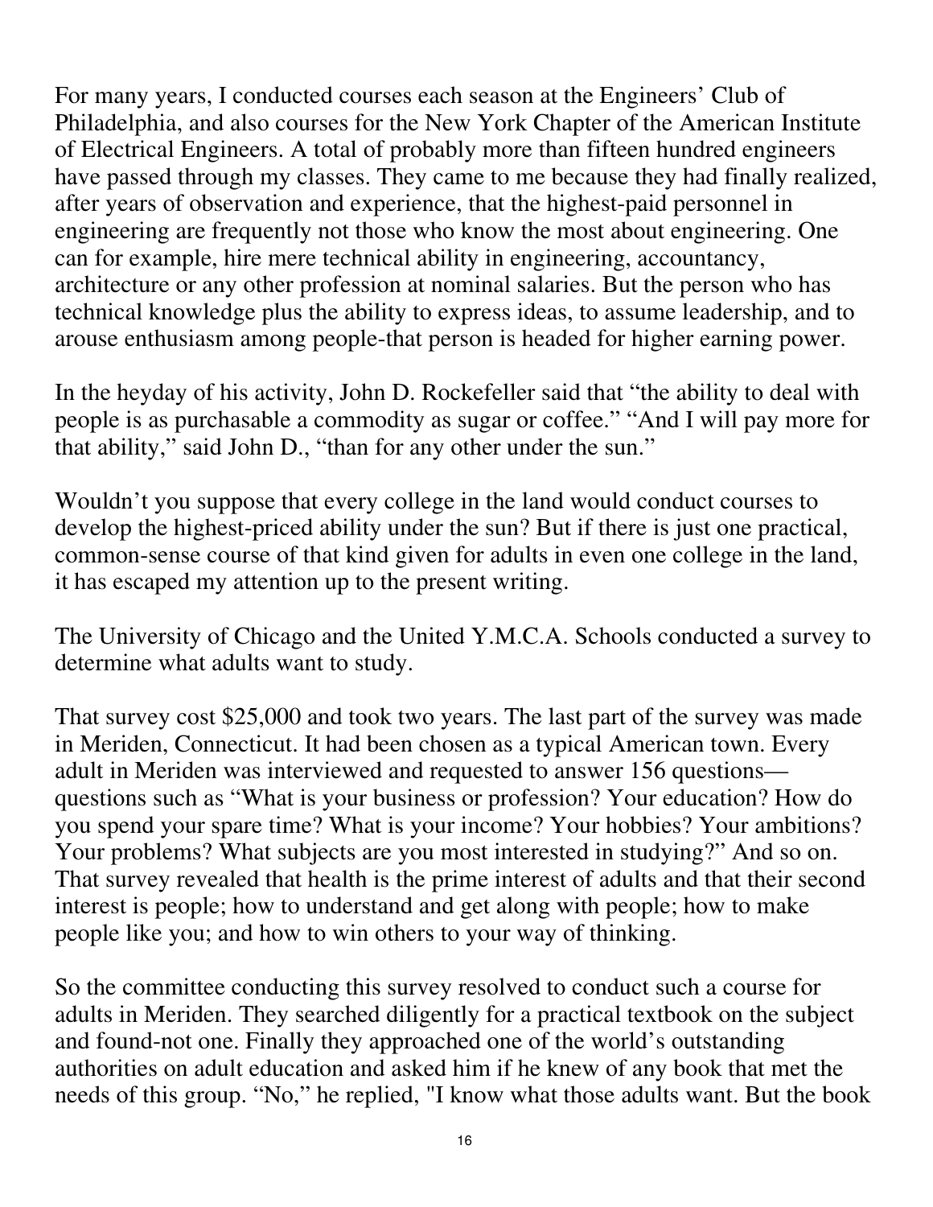For many years, I conducted courses each season at the Engineers' Club of Philadelphia, and also courses for the New York Chapter of the American Institute of Electrical Engineers. A total of probably more than fifteen hundred engineers have passed through my classes. They came to me because they had finally realized, after years of observation and experience, that the highest-paid personnel in engineering are frequently not those who know the most about engineering. One can for example, hire mere technical ability in engineering, accountancy, architecture or any other profession at nominal salaries. But the person who has technical knowledge plus the ability to express ideas, to assume leadership, and to arouse enthusiasm among people-that person is headed for higher earning power.

In the heyday of his activity, John D. Rockefeller said that "the ability to deal with people is as purchasable a commodity as sugar or coffee." "And I will pay more for that ability," said John D., "than for any other under the sun."

Wouldn't you suppose that every college in the land would conduct courses to develop the highest-priced ability under the sun? But if there is just one practical, common-sense course of that kind given for adults in even one college in the land, it has escaped my attention up to the present writing.

The University of Chicago and the United Y.M.C.A. Schools conducted a survey to determine what adults want to study.

That survey cost $25,000 and took two years. The last part of the survey was made in Meriden, Connecticut. It had been chosen as a typical American town. Every adult in Meriden was interviewed and requested to answer 156 questions—questions such as "What is your business or profession? Your education? How do you spend your spare time? What is your income? Your hobbies? Your ambitions? Your problems? What subjects are you most interested in studying?" And so on. That survey revealed that health is the prime interest of adults and that their second interest is people; how to understand and get along with people; how to make people like you; and how to win others to your way of thinking.

So the committee conducting this survey resolved to conduct such a course for adults in Meriden. They searched diligently for a practical textbook on the subject and found-not one. Finally they approached one of the world's outstanding authorities on adult education and asked him if he knew of any book that met the needs of this group. "No," he replied, "I know what those adults want. But the book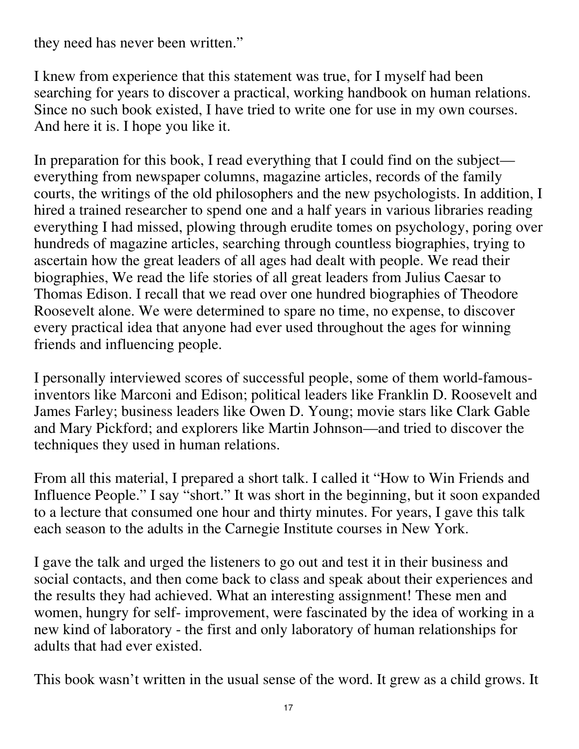they need has never been written."

I knew from experience that this statement was true, for I myself had been searching for years to discover a practical, working handbook on human relations. Since no such book existed, I have tried to write one for use in my own courses. And here it is. I hope you like it.

In preparation for this book, I read everything that I could find on the subject—everything from newspaper columns, magazine articles, records of the family courts, the writings of the old philosophers and the new psychologists. In addition, I hired a trained researcher to spend one and a half years in various libraries reading everything I had missed, plowing through erudite tomes on psychology, poring over hundreds of magazine articles, searching through countless biographies, trying to ascertain how the great leaders of all ages had dealt with people. We read their biographies, We read the life stories of all great leaders from Julius Caesar to Thomas Edison. I recall that we read over one hundred biographies of Theodore Roosevelt alone. We were determined to spare no time, no expense, to discover every practical idea that anyone had ever used throughout the ages for winning friends and influencing people.

I personally interviewed scores of successful people, some of them world-famous-inventors like Marconi and Edison; political leaders like Franklin D. Roosevelt and James Farley; business leaders like Owen D. Young; movie stars like Clark Gable and Mary Pickford; and explorers like Martin Johnson—and tried to discover the techniques they used in human relations.

From all this material, I prepared a short talk. I called it "How to Win Friends and Influence People." I say "short." It was short in the beginning, but it soon expanded to a lecture that consumed one hour and thirty minutes. For years, I gave this talk each season to the adults in the Carnegie Institute courses in New York.

I gave the talk and urged the listeners to go out and test it in their business and social contacts, and then come back to class and speak about their experiences and the results they had achieved. What an interesting assignment! These men and women, hungry for self- improvement, were fascinated by the idea of working in a new kind of laboratory - the first and only laboratory of human relationships for adults that had ever existed.

This book wasn't written in the usual sense of the word. It grew as a child grows. It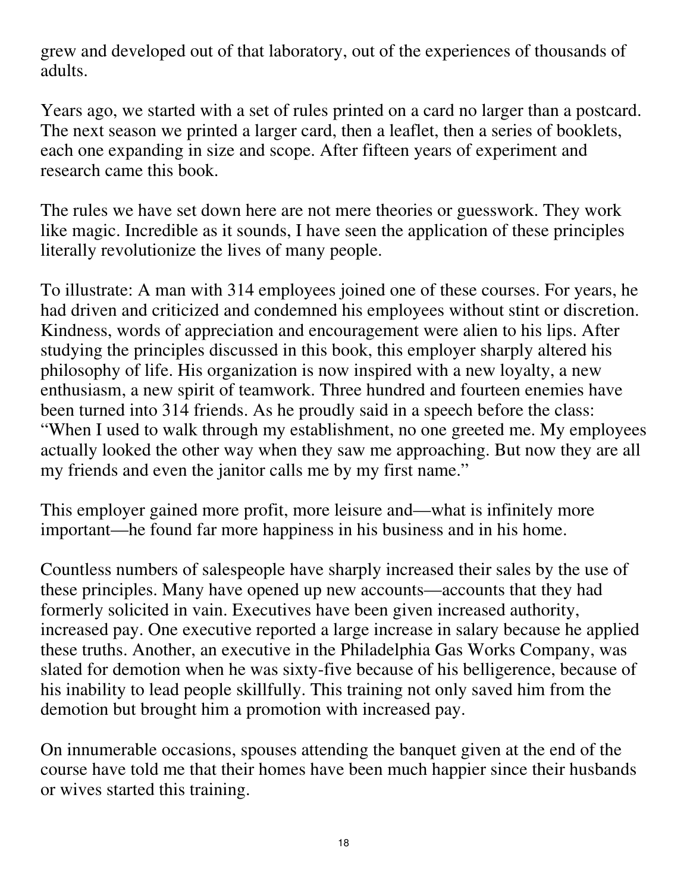grew and developed out of that laboratory, out of the experiences of thousands of adults.

Years ago, we started with a set of rules printed on a card no larger than a postcard. The next season we printed a larger card, then a leaflet, then a series of booklets, each one expanding in size and scope. After fifteen years of experiment and research came this book.

The rules we have set down here are not mere theories or guesswork. They work like magic. Incredible as it sounds, I have seen the application of these principles literally revolutionize the lives of many people.

To illustrate: A man with 314 employees joined one of these courses. For years, he had driven and criticized and condemned his employees without stint or discretion. Kindness, words of appreciation and encouragement were alien to his lips. After studying the principles discussed in this book, this employer sharply altered his philosophy of life. His organization is now inspired with a new loyalty, a new enthusiasm, a new spirit of teamwork. Three hundred and fourteen enemies have been turned into 314 friends. As he proudly said in a speech before the class: "When I used to walk through my establishment, no one greeted me. My employees actually looked the other way when they saw me approaching. But now they are all my friends and even the janitor calls me by my first name."

This employer gained more profit, more leisure and—what is infinitely more important—he found far more happiness in his business and in his home.

Countless numbers of salespeople have sharply increased their sales by the use of these principles. Many have opened up new accounts—accounts that they had formerly solicited in vain. Executives have been given increased authority, increased pay. One executive reported a large increase in salary because he applied these truths. Another, an executive in the Philadelphia Gas Works Company, was slated for demotion when he was sixty-five because of his belligerence, because of his inability to lead people skillfully. This training not only saved him from the demotion but brought him a promotion with increased pay.

On innumerable occasions, spouses attending the banquet given at the end of the course have told me that their homes have been much happier since their husbands or wives started this training.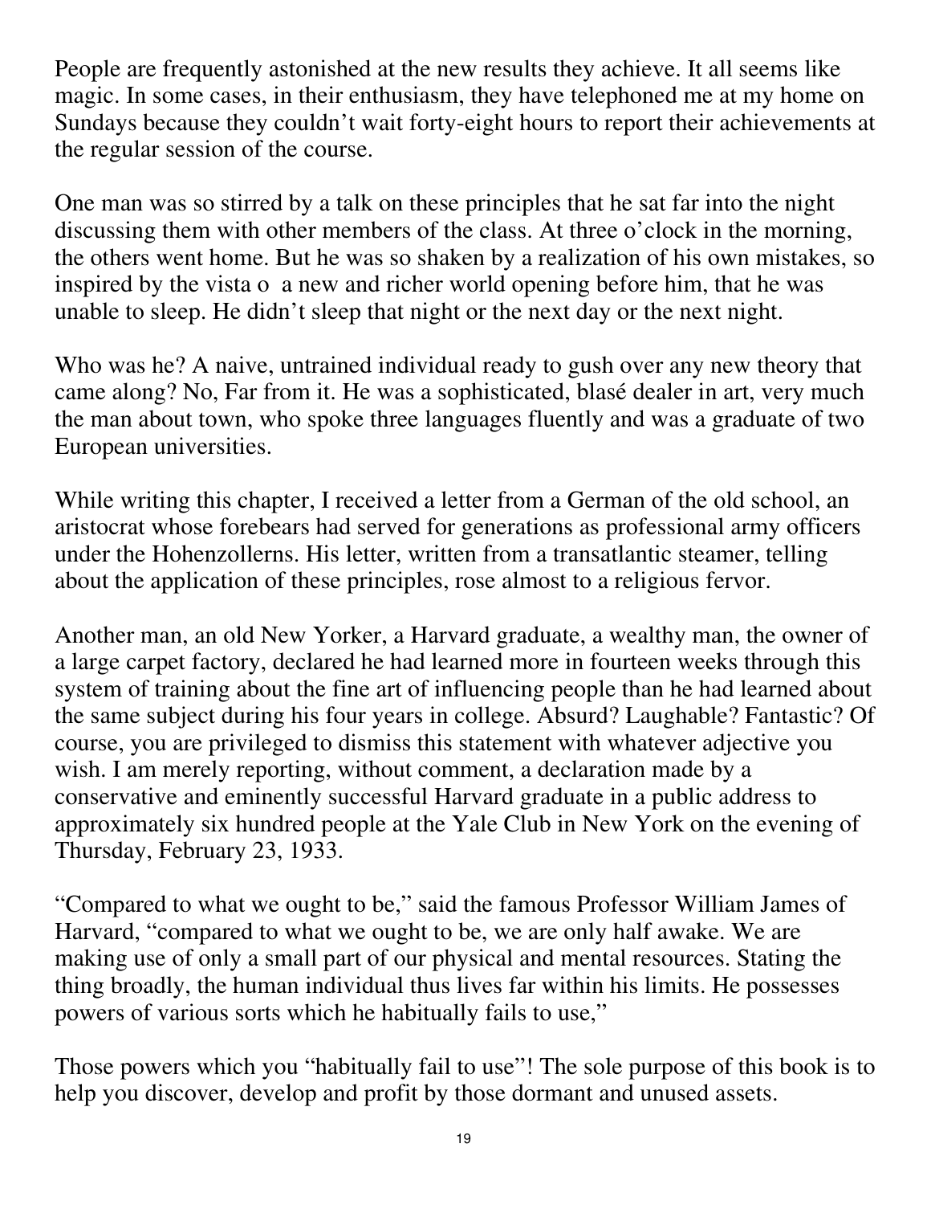People are frequently astonished at the new results they achieve. It all seems like magic. In some cases, in their enthusiasm, they have telephoned me at my home on Sundays because they couldn't wait forty-eight hours to report their achievements at the regular session of the course.

One man was so stirred by a talk on these principles that he sat far into the night discussing them with other members of the class. At three o'clock in the morning, the others went home. But he was so shaken by a realization of his own mistakes, so inspired by the vista o  a new and richer world opening before him, that he was unable to sleep. He didn't sleep that night or the next day or the next night.

Who was he? A naive, untrained individual ready to gush over any new theory that came along? No, Far from it. He was a sophisticated, blasé dealer in art, very much the man about town, who spoke three languages fluently and was a graduate of two European universities.

While writing this chapter, I received a letter from a German of the old school, an aristocrat whose forebears had served for generations as professional army officers under the Hohenzollerns. His letter, written from a transatlantic steamer, telling about the application of these principles, rose almost to a religious fervor.

Another man, an old New Yorker, a Harvard graduate, a wealthy man, the owner of a large carpet factory, declared he had learned more in fourteen weeks through this system of training about the fine art of influencing people than he had learned about the same subject during his four years in college. Absurd? Laughable? Fantastic? Of course, you are privileged to dismiss this statement with whatever adjective you wish. I am merely reporting, without comment, a declaration made by a conservative and eminently successful Harvard graduate in a public address to approximately six hundred people at the Yale Club in New York on the evening of Thursday, February 23, 1933.

"Compared to what we ought to be," said the famous Professor William James of Harvard, "compared to what we ought to be, we are only half awake. We are making use of only a small part of our physical and mental resources. Stating the thing broadly, the human individual thus lives far within his limits. He possesses powers of various sorts which he habitually fails to use,"

Those powers which you "habitually fail to use"! The sole purpose of this book is to help you discover, develop and profit by those dormant and unused assets.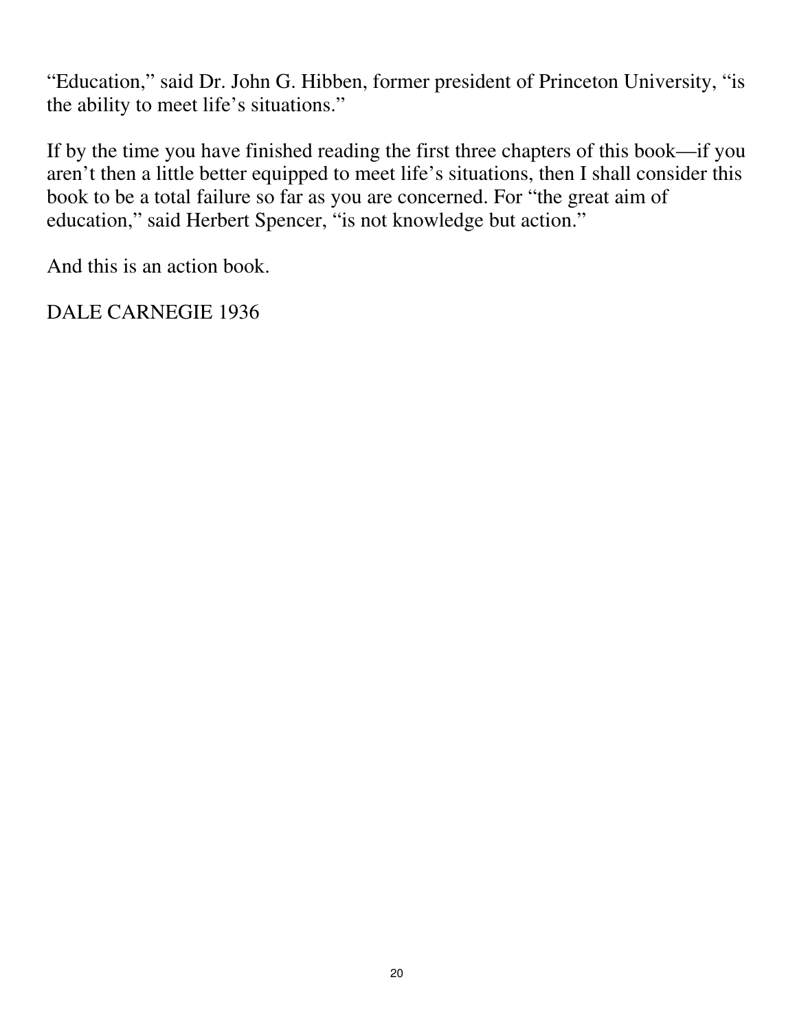"Education," said Dr. John G. Hibben, former president of Princeton University, "is the ability to meet life's situations."

If by the time you have finished reading the first three chapters of this book—if you aren't then a little better equipped to meet life's situations, then I shall consider this book to be a total failure so far as you are concerned. For "the great aim of education," said Herbert Spencer, "is not knowledge but action."

And this is an action book.

DALE CARNEGIE 1936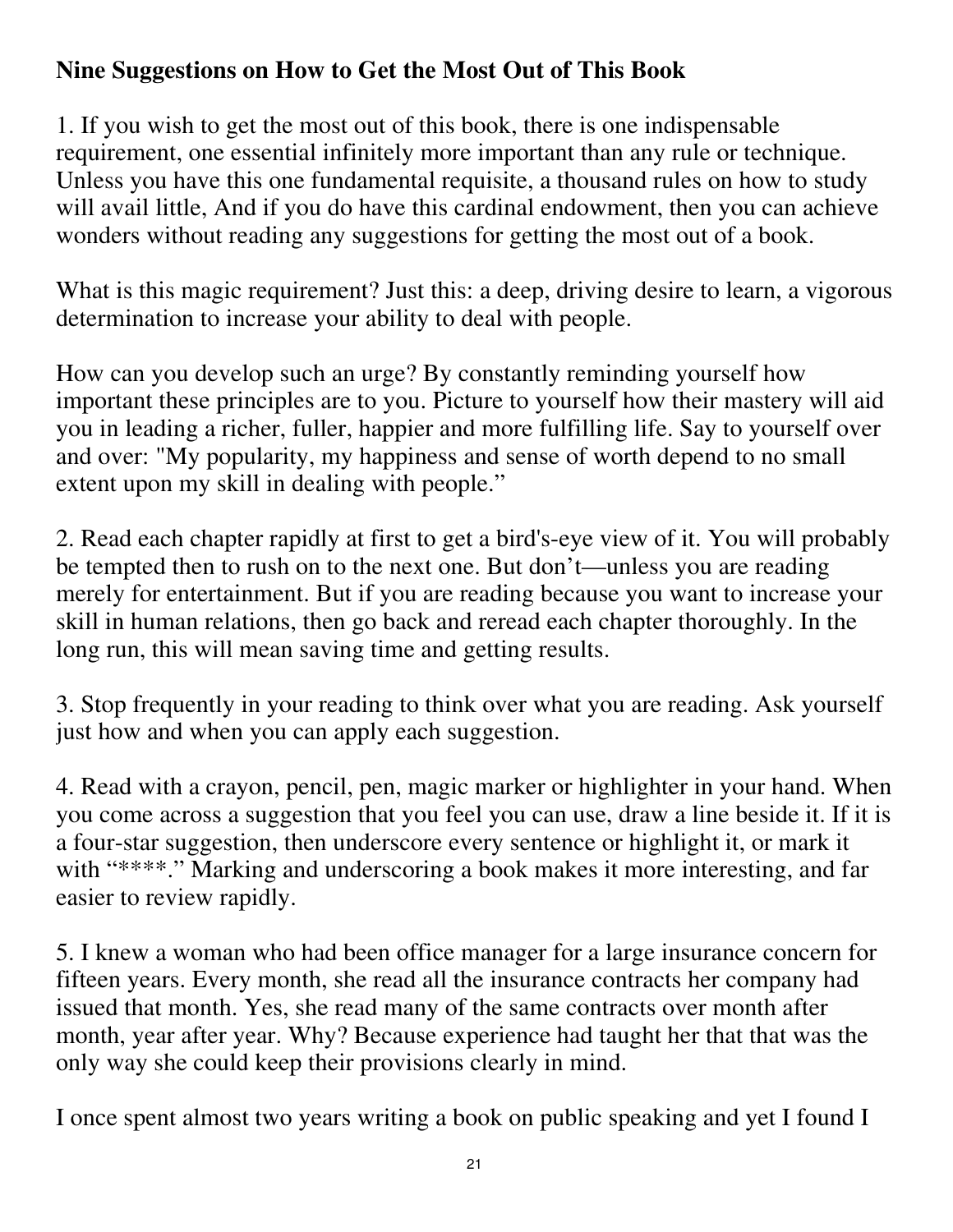**Nine Suggestions on How to Get the Most Out of This Book**

1. If you wish to get the most out of this book, there is one indispensable requirement, one essential infinitely more important than any rule or technique. Unless you have this one fundamental requisite, a thousand rules on how to study will avail little, And if you do have this cardinal endowment, then you can achieve wonders without reading any suggestions for getting the most out of a book.

What is this magic requirement? Just this: a deep, driving desire to learn, a vigorous determination to increase your ability to deal with people.

How can you develop such an urge? By constantly reminding yourself how important these principles are to you. Picture to yourself how their mastery will aid you in leading a richer, fuller, happier and more fulfilling life. Say to yourself over and over: "My popularity, my happiness and sense of worth depend to no small extent upon my skill in dealing with people."

2. Read each chapter rapidly at first to get a bird's-eye view of it. You will probably be tempted then to rush on to the next one. But don't—unless you are reading merely for entertainment. But if you are reading because you want to increase your skill in human relations, then go back and reread each chapter thoroughly. In the long run, this will mean saving time and getting results.

3. Stop frequently in your reading to think over what you are reading. Ask yourself just how and when you can apply each suggestion.

4. Read with a crayon, pencil, pen, magic marker or highlighter in your hand. When you come across a suggestion that you feel you can use, draw a line beside it. If it is a four-star suggestion, then underscore every sentence or highlight it, or mark it with "****." Marking and underscoring a book makes it more interesting, and far easier to review rapidly.

5. I knew a woman who had been office manager for a large insurance concern for fifteen years. Every month, she read all the insurance contracts her company had issued that month. Yes, she read many of the same contracts over month after month, year after year. Why? Because experience had taught her that that was the only way she could keep their provisions clearly in mind.

I once spent almost two years writing a book on public speaking and yet I found I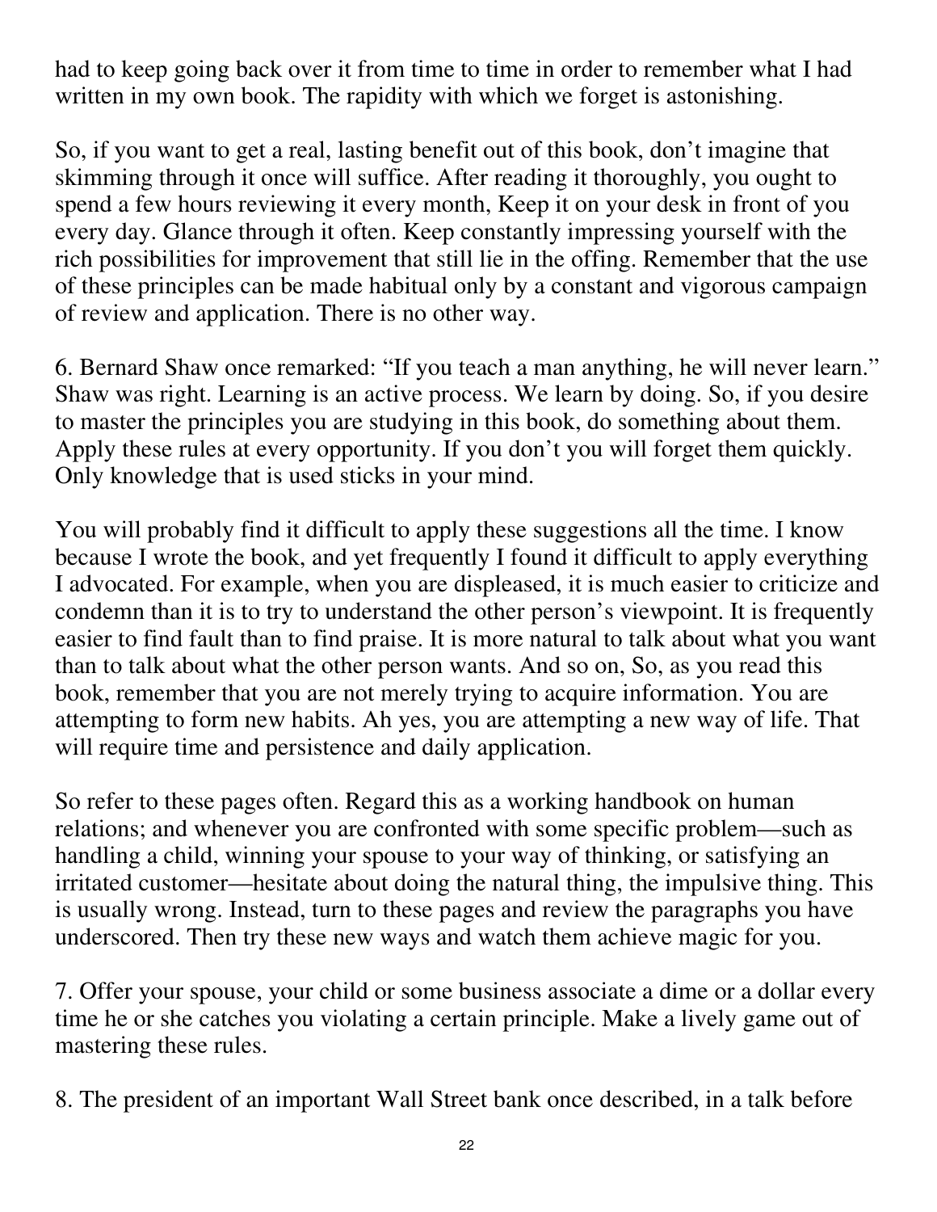had to keep going back over it from time to time in order to remember what I had written in my own book. The rapidity with which we forget is astonishing.

So, if you want to get a real, lasting benefit out of this book, don't imagine that skimming through it once will suffice. After reading it thoroughly, you ought to spend a few hours reviewing it every month, Keep it on your desk in front of you every day. Glance through it often. Keep constantly impressing yourself with the rich possibilities for improvement that still lie in the offing. Remember that the use of these principles can be made habitual only by a constant and vigorous campaign of review and application. There is no other way.

6. Bernard Shaw once remarked: "If you teach a man anything, he will never learn." Shaw was right. Learning is an active process. We learn by doing. So, if you desire to master the principles you are studying in this book, do something about them. Apply these rules at every opportunity. If you don't you will forget them quickly. Only knowledge that is used sticks in your mind.

You will probably find it difficult to apply these suggestions all the time. I know because I wrote the book, and yet frequently I found it difficult to apply everything I advocated. For example, when you are displeased, it is much easier to criticize and condemn than it is to try to understand the other person's viewpoint. It is frequently easier to find fault than to find praise. It is more natural to talk about what you want than to talk about what the other person wants. And so on, So, as you read this book, remember that you are not merely trying to acquire information. You are attempting to form new habits. Ah yes, you are attempting a new way of life. That will require time and persistence and daily application.

So refer to these pages often. Regard this as a working handbook on human relations; and whenever you are confronted with some specific problem—such as handling a child, winning your spouse to your way of thinking, or satisfying an irritated customer—hesitate about doing the natural thing, the impulsive thing. This is usually wrong. Instead, turn to these pages and review the paragraphs you have underscored. Then try these new ways and watch them achieve magic for you.

7. Offer your spouse, your child or some business associate a dime or a dollar every time he or she catches you violating a certain principle. Make a lively game out of mastering these rules.

8. The president of an important Wall Street bank once described, in a talk before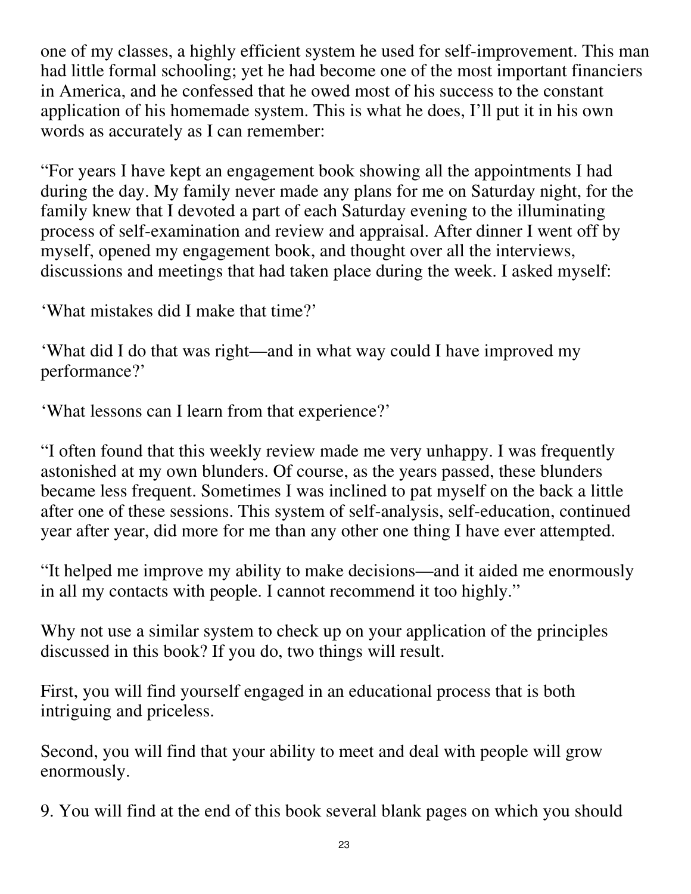one of my classes, a highly efficient system he used for self-improvement. This man had little formal schooling; yet he had become one of the most important financiers in America, and he confessed that he owed most of his success to the constant application of his homemade system. This is what he does, I'll put it in his own words as accurately as I can remember:

"For years I have kept an engagement book showing all the appointments I had during the day. My family never made any plans for me on Saturday night, for the family knew that I devoted a part of each Saturday evening to the illuminating process of self-examination and review and appraisal. After dinner I went off by myself, opened my engagement book, and thought over all the interviews, discussions and meetings that had taken place during the week. I asked myself:

'What mistakes did I make that time?'

'What did I do that was right—and in what way could I have improved my performance?'

'What lessons can I learn from that experience?'

"I often found that this weekly review made me very unhappy. I was frequently astonished at my own blunders. Of course, as the years passed, these blunders became less frequent. Sometimes I was inclined to pat myself on the back a little after one of these sessions. This system of self-analysis, self-education, continued year after year, did more for me than any other one thing I have ever attempted.

"It helped me improve my ability to make decisions—and it aided me enormously in all my contacts with people. I cannot recommend it too highly."

Why not use a similar system to check up on your application of the principles discussed in this book? If you do, two things will result.

First, you will find yourself engaged in an educational process that is both intriguing and priceless.

Second, you will find that your ability to meet and deal with people will grow enormously.

9. You will find at the end of this book several blank pages on which you should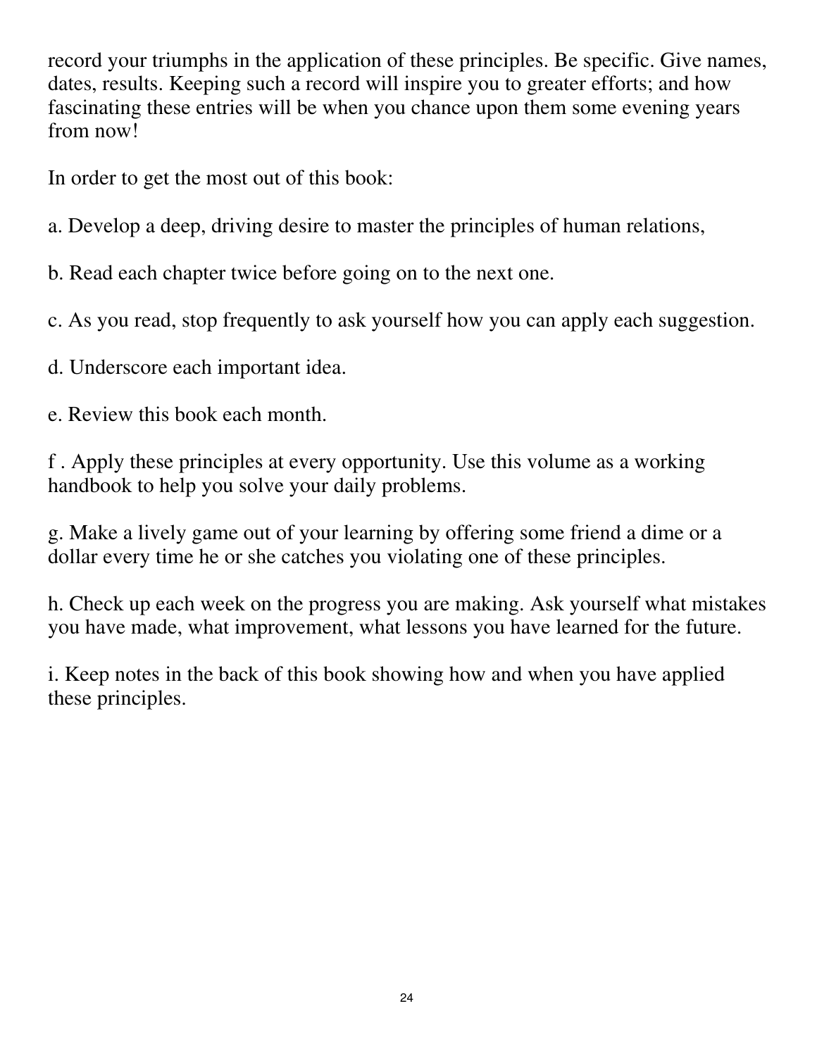record your triumphs in the application of these principles. Be specific. Give names, dates, results. Keeping such a record will inspire you to greater efforts; and how fascinating these entries will be when you chance upon them some evening years from now!

In order to get the most out of this book:

a. Develop a deep, driving desire to master the principles of human relations,

b. Read each chapter twice before going on to the next one.

c. As you read, stop frequently to ask yourself how you can apply each suggestion.

d. Underscore each important idea.

e. Review this book each month.

f . Apply these principles at every opportunity. Use this volume as a working handbook to help you solve your daily problems.

g. Make a lively game out of your learning by offering some friend a dime or a dollar every time he or she catches you violating one of these principles.

h. Check up each week on the progress you are making. Ask yourself what mistakes you have made, what improvement, what lessons you have learned for the future.

i. Keep notes in the back of this book showing how and when you have applied these principles.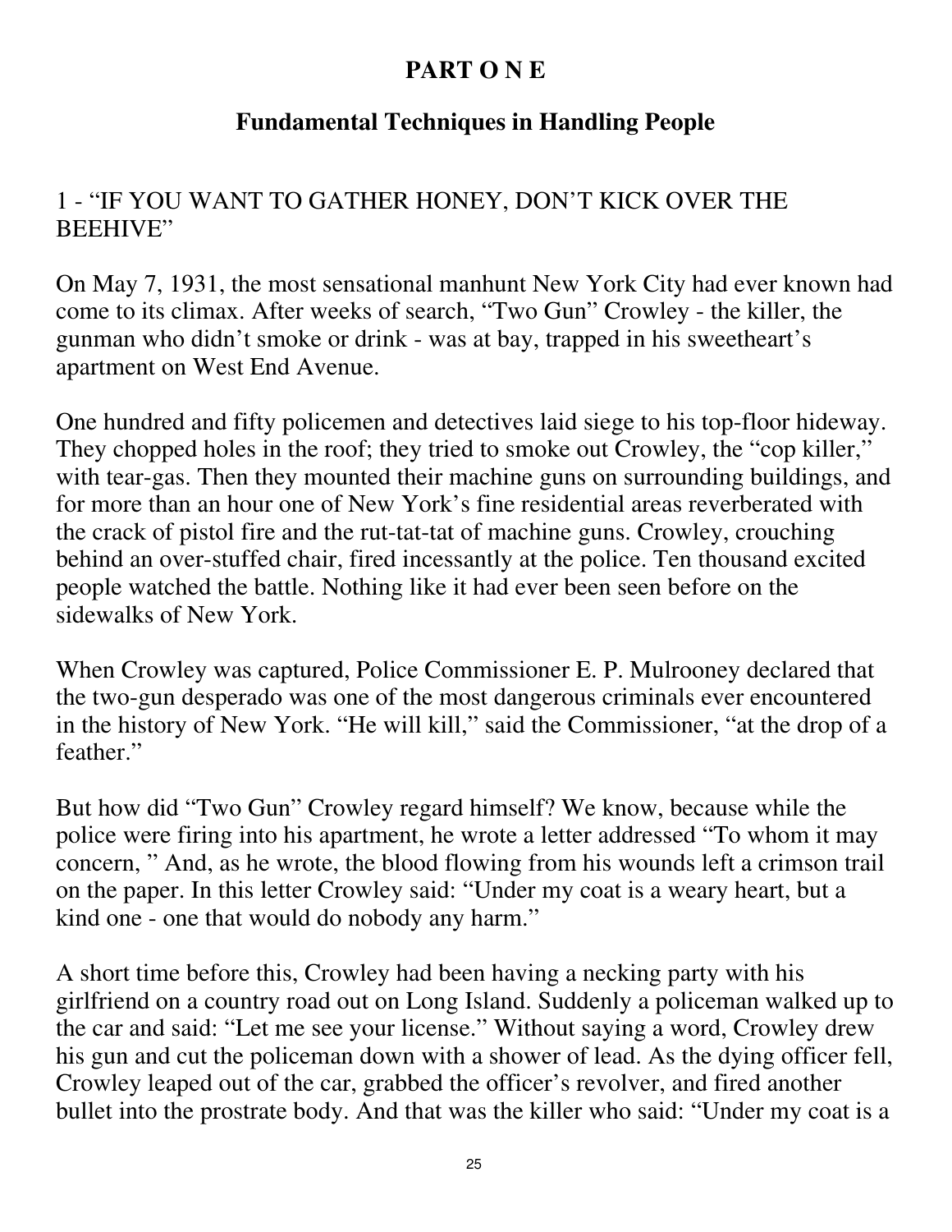# PART O N E

## Fundamental Techniques in Handling People

### 1 - "IF YOU WANT TO GATHER HONEY, DON'T KICK OVER THE BEEHIVE"

On May 7, 1931, the most sensational manhunt New York City had ever known had come to its climax. After weeks of search, "Two Gun" Crowley - the killer, the gunman who didn't smoke or drink - was at bay, trapped in his sweetheart's apartment on West End Avenue.

One hundred and fifty policemen and detectives laid siege to his top-floor hideway. They chopped holes in the roof; they tried to smoke out Crowley, the "cop killer," with tear-gas. Then they mounted their machine guns on surrounding buildings, and for more than an hour one of New York's fine residential areas reverberated with the crack of pistol fire and the rut-tat-tat of machine guns. Crowley, crouching behind an over-stuffed chair, fired incessantly at the police. Ten thousand excited people watched the battle. Nothing like it had ever been seen before on the sidewalks of New York.

When Crowley was captured, Police Commissioner E. P. Mulrooney declared that the two-gun desperado was one of the most dangerous criminals ever encountered in the history of New York. "He will kill," said the Commissioner, "at the drop of a feather."

But how did "Two Gun" Crowley regard himself? We know, because while the police were firing into his apartment, he wrote a letter addressed "To whom it may concern, " And, as he wrote, the blood flowing from his wounds left a crimson trail on the paper. In this letter Crowley said: "Under my coat is a weary heart, but a kind one - one that would do nobody any harm."

A short time before this, Crowley had been having a necking party with his girlfriend on a country road out on Long Island. Suddenly a policeman walked up to the car and said: "Let me see your license." Without saying a word, Crowley drew his gun and cut the policeman down with a shower of lead. As the dying officer fell, Crowley leaped out of the car, grabbed the officer's revolver, and fired another bullet into the prostrate body. And that was the killer who said: "Under my coat is a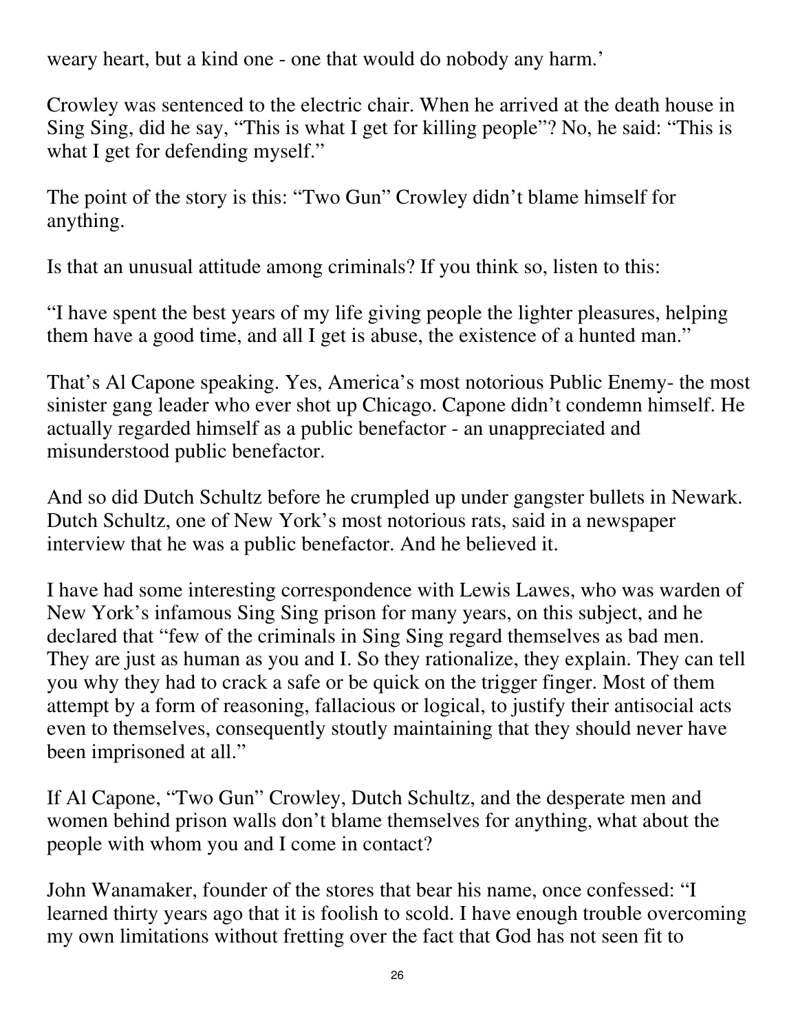weary heart, but a kind one - one that would do nobody any harm.'

Crowley was sentenced to the electric chair. When he arrived at the death house in Sing Sing, did he say, "This is what I get for killing people"? No, he said: "This is what I get for defending myself."

The point of the story is this: "Two Gun" Crowley didn't blame himself for anything.

Is that an unusual attitude among criminals? If you think so, listen to this:

"I have spent the best years of my life giving people the lighter pleasures, helping them have a good time, and all I get is abuse, the existence of a hunted man."

That's Al Capone speaking. Yes, America's most notorious Public Enemy- the most sinister gang leader who ever shot up Chicago. Capone didn't condemn himself. He actually regarded himself as a public benefactor - an unappreciated and misunderstood public benefactor.

And so did Dutch Schultz before he crumpled up under gangster bullets in Newark. Dutch Schultz, one of New York's most notorious rats, said in a newspaper interview that he was a public benefactor. And he believed it.

I have had some interesting correspondence with Lewis Lawes, who was warden of New York's infamous Sing Sing prison for many years, on this subject, and he declared that "few of the criminals in Sing Sing regard themselves as bad men. They are just as human as you and I. So they rationalize, they explain. They can tell you why they had to crack a safe or be quick on the trigger finger. Most of them attempt by a form of reasoning, fallacious or logical, to justify their antisocial acts even to themselves, consequently stoutly maintaining that they should never have been imprisoned at all."

If Al Capone, "Two Gun" Crowley, Dutch Schultz, and the desperate men and women behind prison walls don't blame themselves for anything, what about the people with whom you and I come in contact?

John Wanamaker, founder of the stores that bear his name, once confessed: "I learned thirty years ago that it is foolish to scold. I have enough trouble overcoming my own limitations without fretting over the fact that God has not seen fit to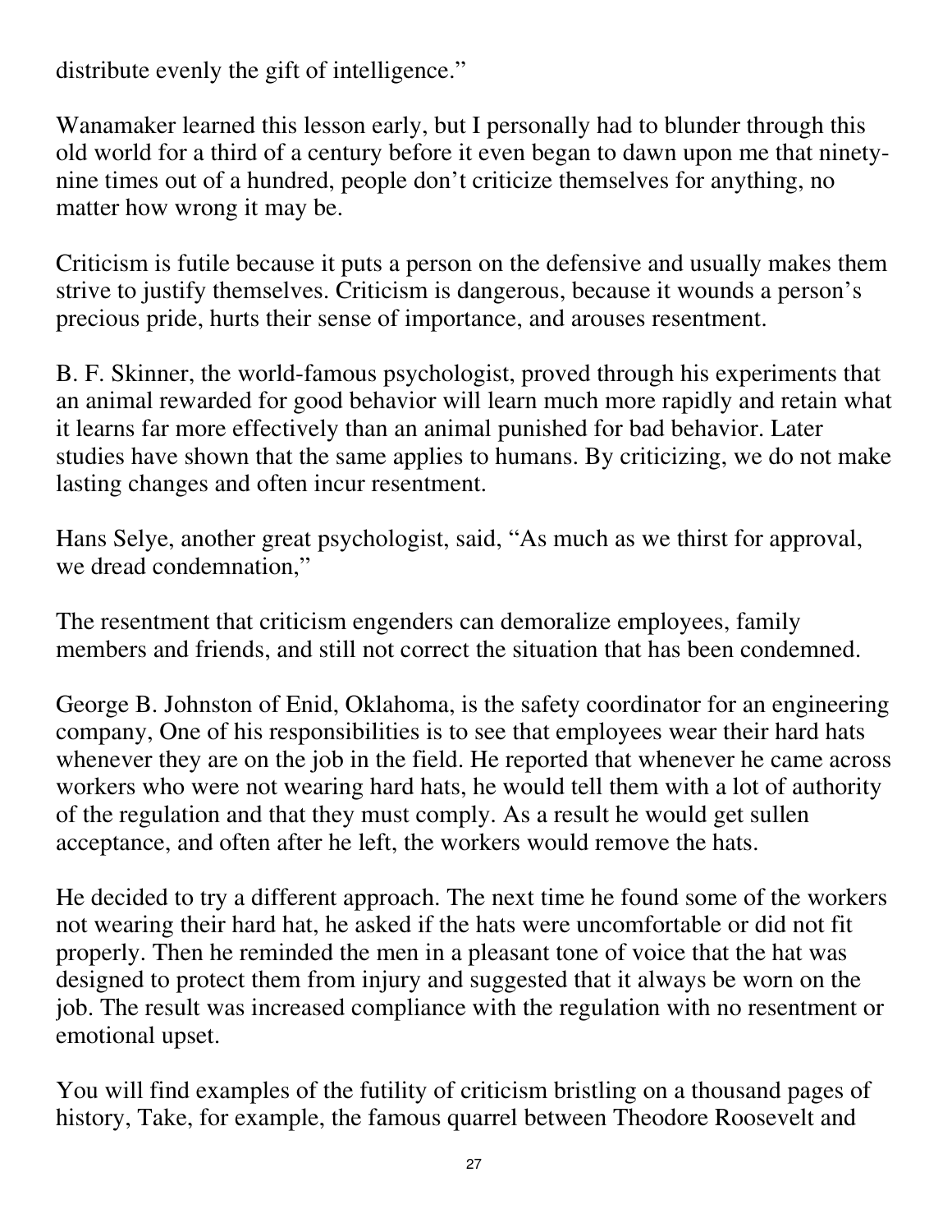distribute evenly the gift of intelligence."

Wanamaker learned this lesson early, but I personally had to blunder through this old world for a third of a century before it even began to dawn upon me that ninety-nine times out of a hundred, people don't criticize themselves for anything, no matter how wrong it may be.

Criticism is futile because it puts a person on the defensive and usually makes them strive to justify themselves. Criticism is dangerous, because it wounds a person's precious pride, hurts their sense of importance, and arouses resentment.

B. F. Skinner, the world-famous psychologist, proved through his experiments that an animal rewarded for good behavior will learn much more rapidly and retain what it learns far more effectively than an animal punished for bad behavior. Later studies have shown that the same applies to humans. By criticizing, we do not make lasting changes and often incur resentment.

Hans Selye, another great psychologist, said, "As much as we thirst for approval, we dread condemnation,"

The resentment that criticism engenders can demoralize employees, family members and friends, and still not correct the situation that has been condemned.

George B. Johnston of Enid, Oklahoma, is the safety coordinator for an engineering company, One of his responsibilities is to see that employees wear their hard hats whenever they are on the job in the field. He reported that whenever he came across workers who were not wearing hard hats, he would tell them with a lot of authority of the regulation and that they must comply. As a result he would get sullen acceptance, and often after he left, the workers would remove the hats.

He decided to try a different approach. The next time he found some of the workers not wearing their hard hat, he asked if the hats were uncomfortable or did not fit properly. Then he reminded the men in a pleasant tone of voice that the hat was designed to protect them from injury and suggested that it always be worn on the job. The result was increased compliance with the regulation with no resentment or emotional upset.

You will find examples of the futility of criticism bristling on a thousand pages of history, Take, for example, the famous quarrel between Theodore Roosevelt and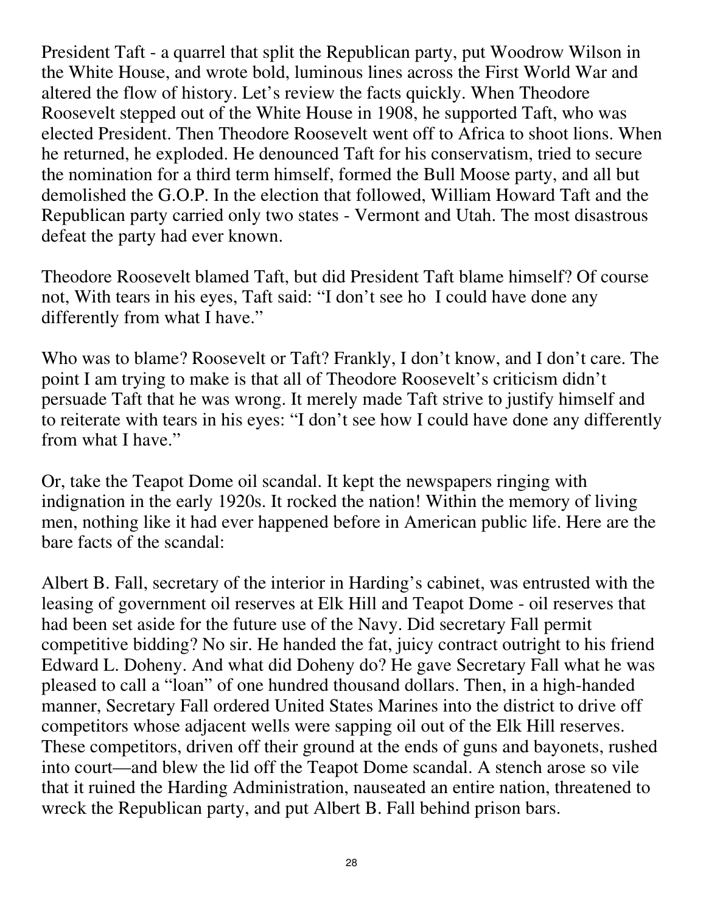President Taft - a quarrel that split the Republican party, put Woodrow Wilson in the White House, and wrote bold, luminous lines across the First World War and altered the flow of history. Let's review the facts quickly. When Theodore Roosevelt stepped out of the White House in 1908, he supported Taft, who was elected President. Then Theodore Roosevelt went off to Africa to shoot lions. When he returned, he exploded. He denounced Taft for his conservatism, tried to secure the nomination for a third term himself, formed the Bull Moose party, and all but demolished the G.O.P. In the election that followed, William Howard Taft and the Republican party carried only two states - Vermont and Utah. The most disastrous defeat the party had ever known.

Theodore Roosevelt blamed Taft, but did President Taft blame himself? Of course not, With tears in his eyes, Taft said: "I don't see ho  I could have done any differently from what I have."

Who was to blame? Roosevelt or Taft? Frankly, I don't know, and I don't care. The point I am trying to make is that all of Theodore Roosevelt's criticism didn't persuade Taft that he was wrong. It merely made Taft strive to justify himself and to reiterate with tears in his eyes: "I don't see how I could have done any differently from what I have."

Or, take the Teapot Dome oil scandal. It kept the newspapers ringing with indignation in the early 1920s. It rocked the nation! Within the memory of living men, nothing like it had ever happened before in American public life. Here are the bare facts of the scandal:

Albert B. Fall, secretary of the interior in Harding's cabinet, was entrusted with the leasing of government oil reserves at Elk Hill and Teapot Dome - oil reserves that had been set aside for the future use of the Navy. Did secretary Fall permit competitive bidding? No sir. He handed the fat, juicy contract outright to his friend Edward L. Doheny. And what did Doheny do? He gave Secretary Fall what he was pleased to call a "loan" of one hundred thousand dollars. Then, in a high-handed manner, Secretary Fall ordered United States Marines into the district to drive off competitors whose adjacent wells were sapping oil out of the Elk Hill reserves. These competitors, driven off their ground at the ends of guns and bayonets, rushed into court—and blew the lid off the Teapot Dome scandal. A stench arose so vile that it ruined the Harding Administration, nauseated an entire nation, threatened to wreck the Republican party, and put Albert B. Fall behind prison bars.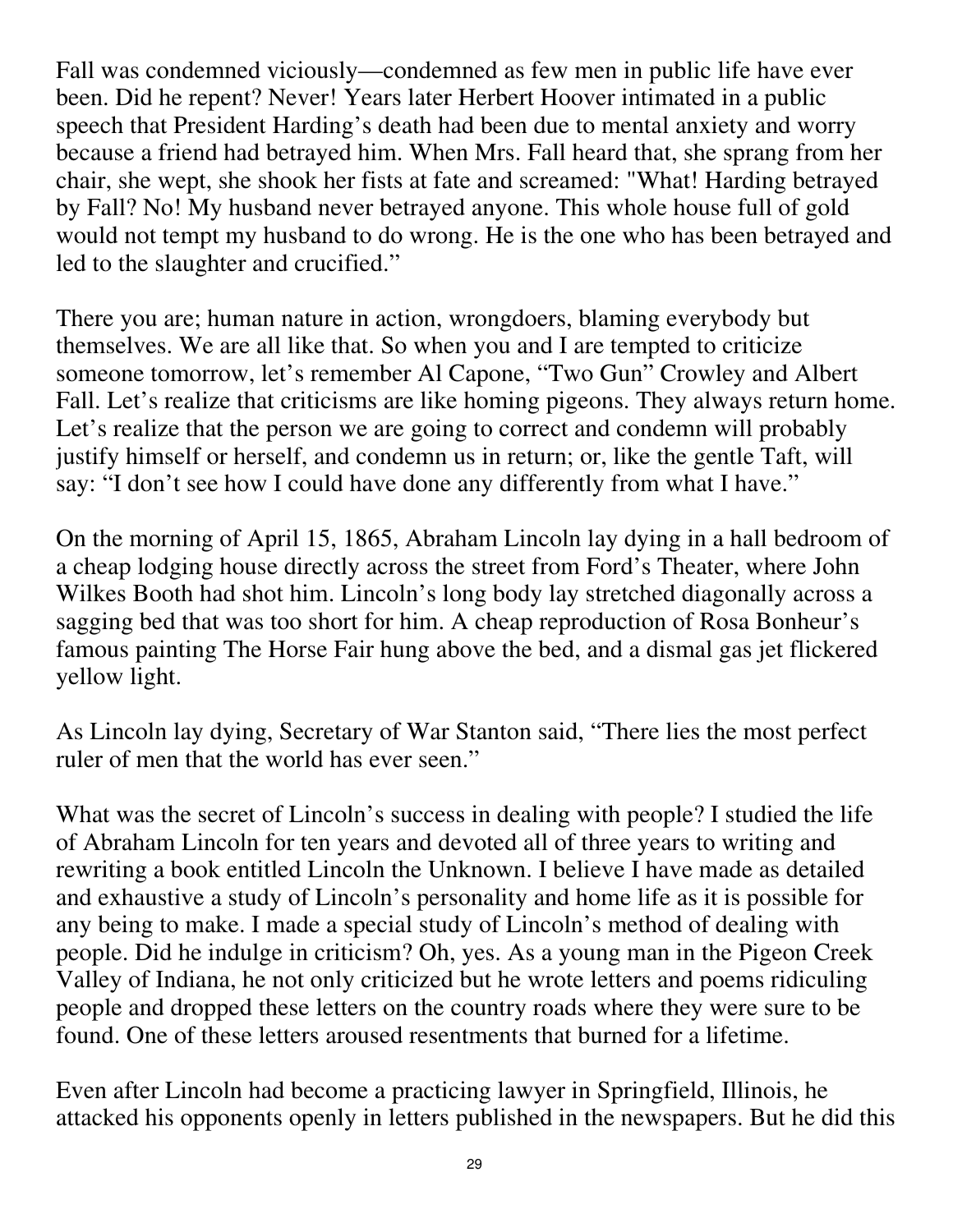Fall was condemned viciously—condemned as few men in public life have ever been. Did he repent? Never! Years later Herbert Hoover intimated in a public speech that President Harding's death had been due to mental anxiety and worry because a friend had betrayed him. When Mrs. Fall heard that, she sprang from her chair, she wept, she shook her fists at fate and screamed: "What! Harding betrayed by Fall? No! My husband never betrayed anyone. This whole house full of gold would not tempt my husband to do wrong. He is the one who has been betrayed and led to the slaughter and crucified."

There you are; human nature in action, wrongdoers, blaming everybody but themselves. We are all like that. So when you and I are tempted to criticize someone tomorrow, let's remember Al Capone, "Two Gun" Crowley and Albert Fall. Let's realize that criticisms are like homing pigeons. They always return home. Let's realize that the person we are going to correct and condemn will probably justify himself or herself, and condemn us in return; or, like the gentle Taft, will say: "I don't see how I could have done any differently from what I have."

On the morning of April 15, 1865, Abraham Lincoln lay dying in a hall bedroom of a cheap lodging house directly across the street from Ford's Theater, where John Wilkes Booth had shot him. Lincoln's long body lay stretched diagonally across a sagging bed that was too short for him. A cheap reproduction of Rosa Bonheur's famous painting The Horse Fair hung above the bed, and a dismal gas jet flickered yellow light.

As Lincoln lay dying, Secretary of War Stanton said, "There lies the most perfect ruler of men that the world has ever seen."

What was the secret of Lincoln's success in dealing with people? I studied the life of Abraham Lincoln for ten years and devoted all of three years to writing and rewriting a book entitled Lincoln the Unknown. I believe I have made as detailed and exhaustive a study of Lincoln's personality and home life as it is possible for any being to make. I made a special study of Lincoln's method of dealing with people. Did he indulge in criticism? Oh, yes. As a young man in the Pigeon Creek Valley of Indiana, he not only criticized but he wrote letters and poems ridiculing people and dropped these letters on the country roads where they were sure to be found. One of these letters aroused resentments that burned for a lifetime.

Even after Lincoln had become a practicing lawyer in Springfield, Illinois, he attacked his opponents openly in letters published in the newspapers. But he did this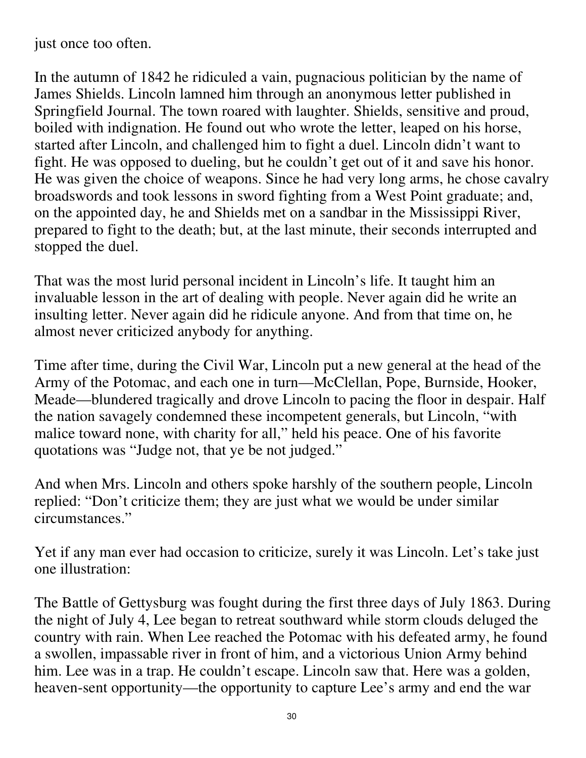just once too often.

In the autumn of 1842 he ridiculed a vain, pugnacious politician by the name of James Shields. Lincoln lamned him through an anonymous letter published in Springfield Journal. The town roared with laughter. Shields, sensitive and proud, boiled with indignation. He found out who wrote the letter, leaped on his horse, started after Lincoln, and challenged him to fight a duel. Lincoln didn't want to fight. He was opposed to dueling, but he couldn't get out of it and save his honor. He was given the choice of weapons. Since he had very long arms, he chose cavalry broadswords and took lessons in sword fighting from a West Point graduate; and, on the appointed day, he and Shields met on a sandbar in the Mississippi River, prepared to fight to the death; but, at the last minute, their seconds interrupted and stopped the duel.

That was the most lurid personal incident in Lincoln's life. It taught him an invaluable lesson in the art of dealing with people. Never again did he write an insulting letter. Never again did he ridicule anyone. And from that time on, he almost never criticized anybody for anything.

Time after time, during the Civil War, Lincoln put a new general at the head of the Army of the Potomac, and each one in turn—McClellan, Pope, Burnside, Hooker, Meade—blundered tragically and drove Lincoln to pacing the floor in despair. Half the nation savagely condemned these incompetent generals, but Lincoln, "with malice toward none, with charity for all," held his peace. One of his favorite quotations was "Judge not, that ye be not judged."

And when Mrs. Lincoln and others spoke harshly of the southern people, Lincoln replied: "Don't criticize them; they are just what we would be under similar circumstances."

Yet if any man ever had occasion to criticize, surely it was Lincoln. Let's take just one illustration:

The Battle of Gettysburg was fought during the first three days of July 1863. During the night of July 4, Lee began to retreat southward while storm clouds deluged the country with rain. When Lee reached the Potomac with his defeated army, he found a swollen, impassable river in front of him, and a victorious Union Army behind him. Lee was in a trap. He couldn't escape. Lincoln saw that. Here was a golden, heaven-sent opportunity—the opportunity to capture Lee's army and end the war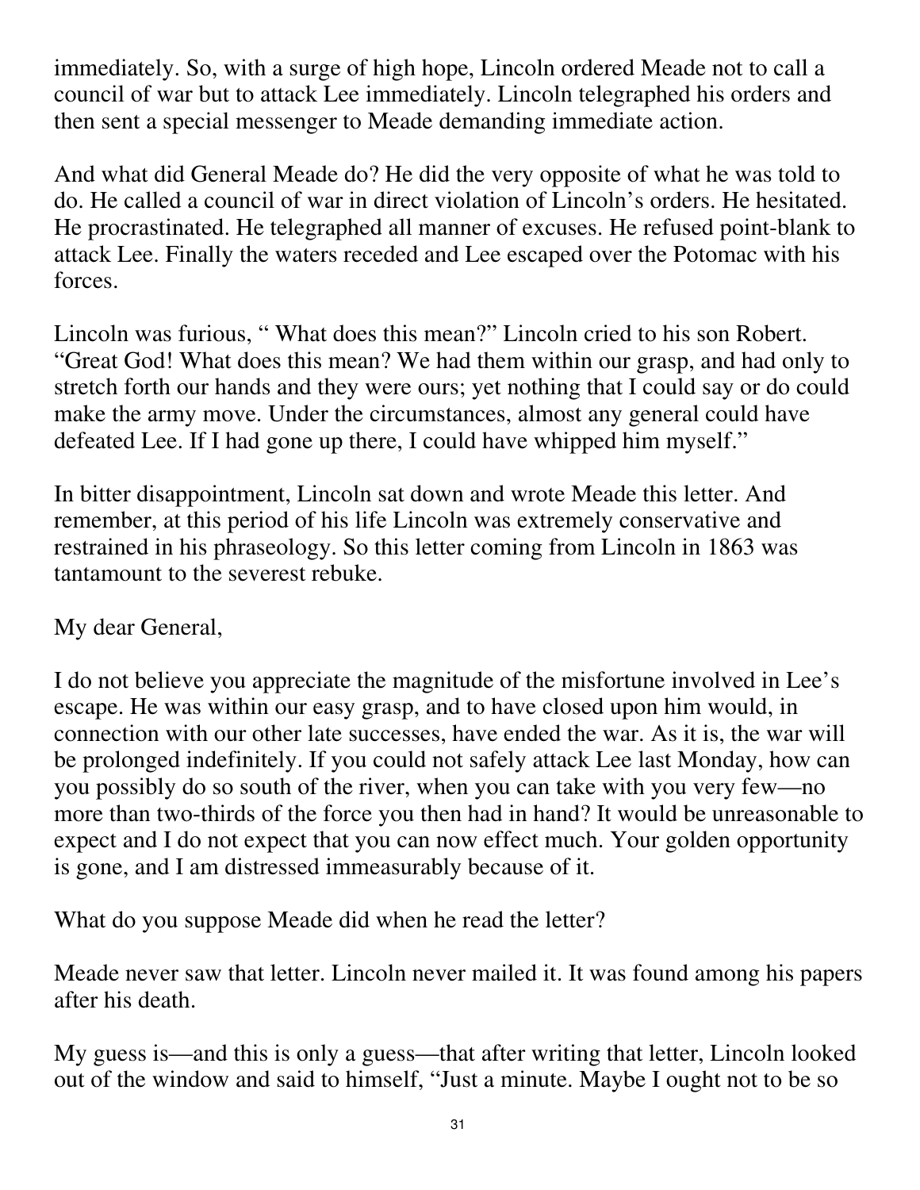immediately. So, with a surge of high hope, Lincoln ordered Meade not to call a council of war but to attack Lee immediately. Lincoln telegraphed his orders and then sent a special messenger to Meade demanding immediate action.

And what did General Meade do? He did the very opposite of what he was told to do. He called a council of war in direct violation of Lincoln's orders. He hesitated. He procrastinated. He telegraphed all manner of excuses. He refused point-blank to attack Lee. Finally the waters receded and Lee escaped over the Potomac with his forces.

Lincoln was furious, " What does this mean?" Lincoln cried to his son Robert. "Great God! What does this mean? We had them within our grasp, and had only to stretch forth our hands and they were ours; yet nothing that I could say or do could make the army move. Under the circumstances, almost any general could have defeated Lee. If I had gone up there, I could have whipped him myself."

In bitter disappointment, Lincoln sat down and wrote Meade this letter. And remember, at this period of his life Lincoln was extremely conservative and restrained in his phraseology. So this letter coming from Lincoln in 1863 was tantamount to the severest rebuke.

My dear General,

I do not believe you appreciate the magnitude of the misfortune involved in Lee's escape. He was within our easy grasp, and to have closed upon him would, in connection with our other late successes, have ended the war. As it is, the war will be prolonged indefinitely. If you could not safely attack Lee last Monday, how can you possibly do so south of the river, when you can take with you very few—no more than two-thirds of the force you then had in hand? It would be unreasonable to expect and I do not expect that you can now effect much. Your golden opportunity is gone, and I am distressed immeasurably because of it.

What do you suppose Meade did when he read the letter?

Meade never saw that letter. Lincoln never mailed it. It was found among his papers after his death.

My guess is—and this is only a guess—that after writing that letter, Lincoln looked out of the window and said to himself, "Just a minute. Maybe I ought not to be so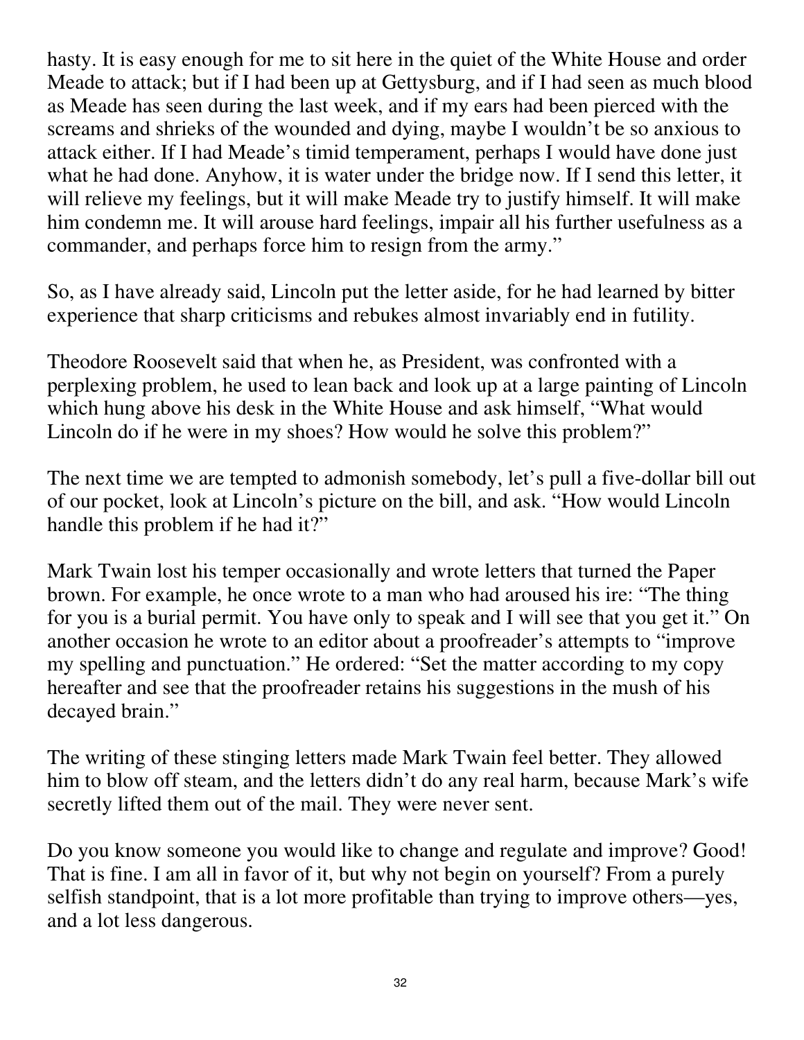hasty. It is easy enough for me to sit here in the quiet of the White House and order Meade to attack; but if I had been up at Gettysburg, and if I had seen as much blood as Meade has seen during the last week, and if my ears had been pierced with the screams and shrieks of the wounded and dying, maybe I wouldn't be so anxious to attack either. If I had Meade's timid temperament, perhaps I would have done just what he had done. Anyhow, it is water under the bridge now. If I send this letter, it will relieve my feelings, but it will make Meade try to justify himself. It will make him condemn me. It will arouse hard feelings, impair all his further usefulness as a commander, and perhaps force him to resign from the army."

So, as I have already said, Lincoln put the letter aside, for he had learned by bitter experience that sharp criticisms and rebukes almost invariably end in futility.

Theodore Roosevelt said that when he, as President, was confronted with a perplexing problem, he used to lean back and look up at a large painting of Lincoln which hung above his desk in the White House and ask himself, "What would Lincoln do if he were in my shoes? How would he solve this problem?"

The next time we are tempted to admonish somebody, let's pull a five-dollar bill out of our pocket, look at Lincoln's picture on the bill, and ask. "How would Lincoln handle this problem if he had it?"

Mark Twain lost his temper occasionally and wrote letters that turned the Paper brown. For example, he once wrote to a man who had aroused his ire: "The thing for you is a burial permit. You have only to speak and I will see that you get it." On another occasion he wrote to an editor about a proofreader's attempts to "improve my spelling and punctuation." He ordered: "Set the matter according to my copy hereafter and see that the proofreader retains his suggestions in the mush of his decayed brain."

The writing of these stinging letters made Mark Twain feel better. They allowed him to blow off steam, and the letters didn't do any real harm, because Mark's wife secretly lifted them out of the mail. They were never sent.

Do you know someone you would like to change and regulate and improve? Good! That is fine. I am all in favor of it, but why not begin on yourself? From a purely selfish standpoint, that is a lot more profitable than trying to improve others—yes, and a lot less dangerous.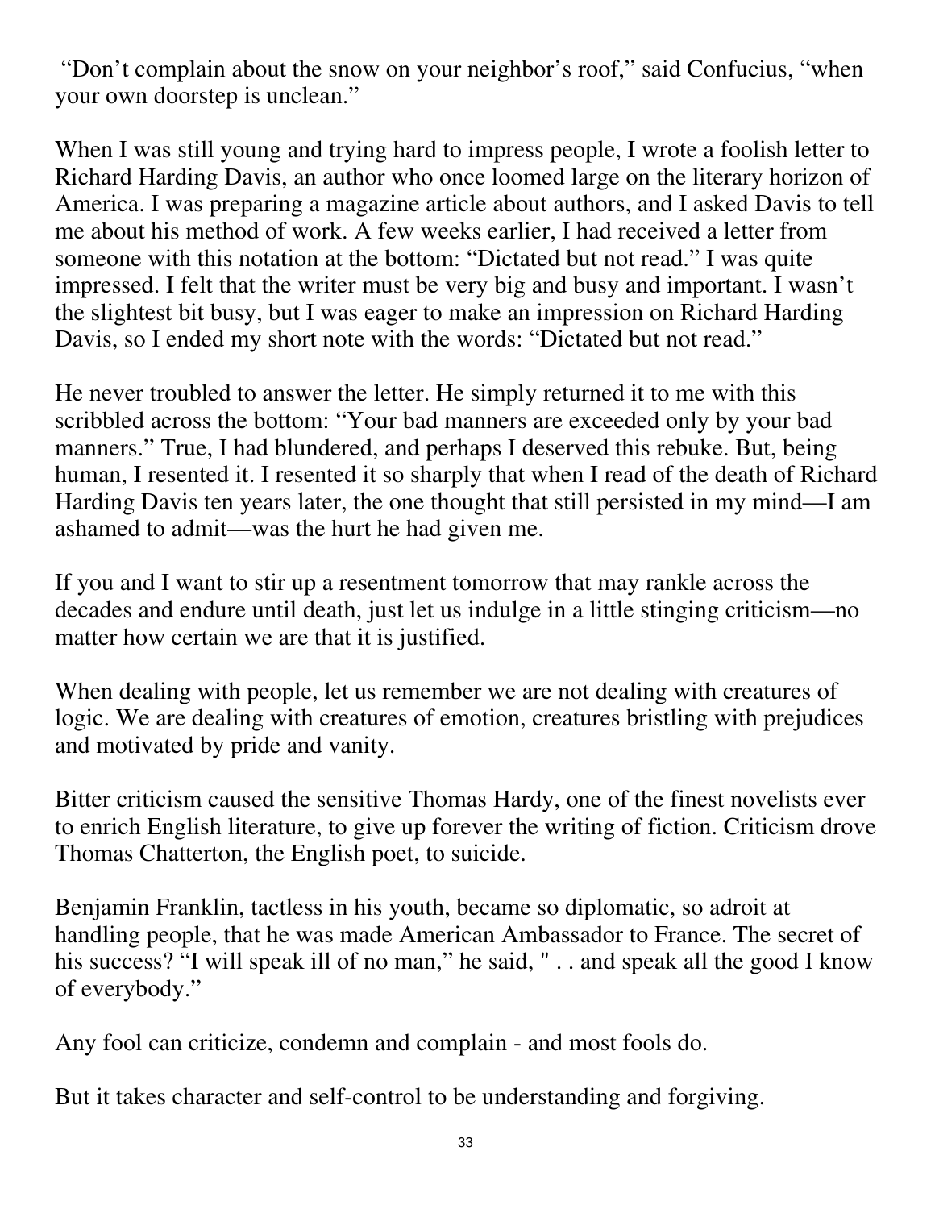"Don't complain about the snow on your neighbor's roof," said Confucius, "when your own doorstep is unclean."

When I was still young and trying hard to impress people, I wrote a foolish letter to Richard Harding Davis, an author who once loomed large on the literary horizon of America. I was preparing a magazine article about authors, and I asked Davis to tell me about his method of work. A few weeks earlier, I had received a letter from someone with this notation at the bottom: "Dictated but not read." I was quite impressed. I felt that the writer must be very big and busy and important. I wasn't the slightest bit busy, but I was eager to make an impression on Richard Harding Davis, so I ended my short note with the words: "Dictated but not read."

He never troubled to answer the letter. He simply returned it to me with this scribbled across the bottom: "Your bad manners are exceeded only by your bad manners." True, I had blundered, and perhaps I deserved this rebuke. But, being human, I resented it. I resented it so sharply that when I read of the death of Richard Harding Davis ten years later, the one thought that still persisted in my mind—I am ashamed to admit—was the hurt he had given me.

If you and I want to stir up a resentment tomorrow that may rankle across the decades and endure until death, just let us indulge in a little stinging criticism—no matter how certain we are that it is justified.

When dealing with people, let us remember we are not dealing with creatures of logic. We are dealing with creatures of emotion, creatures bristling with prejudices and motivated by pride and vanity.

Bitter criticism caused the sensitive Thomas Hardy, one of the finest novelists ever to enrich English literature, to give up forever the writing of fiction. Criticism drove Thomas Chatterton, the English poet, to suicide.

Benjamin Franklin, tactless in his youth, became so diplomatic, so adroit at handling people, that he was made American Ambassador to France. The secret of his success? "I will speak ill of no man," he said, " . . and speak all the good I know of everybody."

Any fool can criticize, condemn and complain - and most fools do.

But it takes character and self-control to be understanding and forgiving.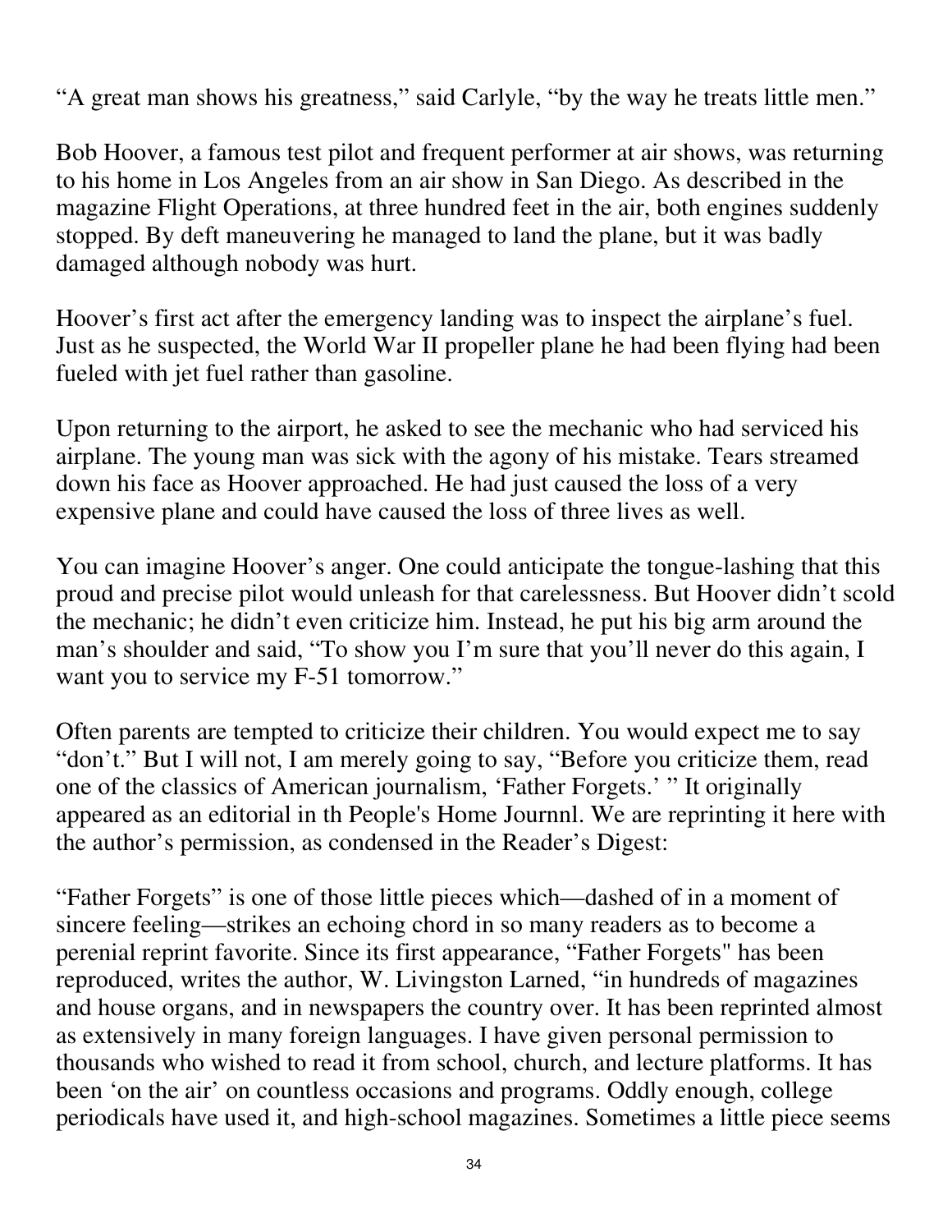“A great man shows his greatness,” said Carlyle, “by the way he treats little men.”

Bob Hoover, a famous test pilot and frequent performer at air shows, was returning to his home in Los Angeles from an air show in San Diego. As described in the magazine Flight Operations, at three hundred feet in the air, both engines suddenly stopped. By deft maneuvering he managed to land the plane, but it was badly damaged although nobody was hurt.

Hoover’s first act after the emergency landing was to inspect the airplane’s fuel. Just as he suspected, the World War II propeller plane he had been flying had been fueled with jet fuel rather than gasoline.

Upon returning to the airport, he asked to see the mechanic who had serviced his airplane. The young man was sick with the agony of his mistake. Tears streamed down his face as Hoover approached. He had just caused the loss of a very expensive plane and could have caused the loss of three lives as well.

You can imagine Hoover’s anger. One could anticipate the tongue-lashing that this proud and precise pilot would unleash for that carelessness. But Hoover didn’t scold the mechanic; he didn’t even criticize him. Instead, he put his big arm around the man’s shoulder and said, “To show you I’m sure that you’ll never do this again, I want you to service my F-51 tomorrow.”

Often parents are tempted to criticize their children. You would expect me to say “don’t.” But I will not, I am merely going to say, “Before you criticize them, read one of the classics of American journalism, ‘Father Forgets.’ ” It originally appeared as an editorial in th People's Home Journnl. We are reprinting it here with the author’s permission, as condensed in the Reader’s Digest:

“Father Forgets” is one of those little pieces which—dashed of in a moment of sincere feeling—strikes an echoing chord in so many readers as to become a perenial reprint favorite. Since its first appearance, “Father Forgets" has been reproduced, writes the author, W. Livingston Larned, “in hundreds of magazines and house organs, and in newspapers the country over. It has been reprinted almost as extensively in many foreign languages. I have given personal permission to thousands who wished to read it from school, church, and lecture platforms. It has been ‘on the air’ on countless occasions and programs. Oddly enough, college periodicals have used it, and high-school magazines. Sometimes a little piece seems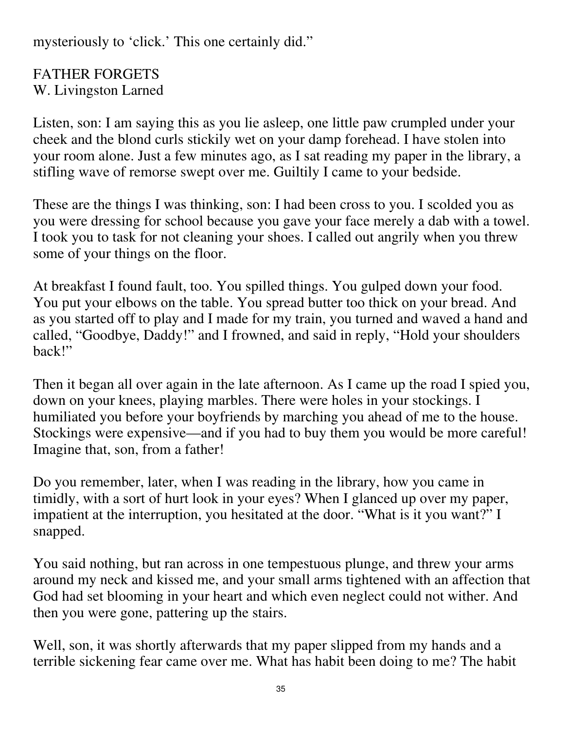mysteriously to ‘click.’ This one certainly did.”

## FATHER FORGETS
W. Livingston Larned

Listen, son: I am saying this as you lie asleep, one little paw crumpled under your cheek and the blond curls stickily wet on your damp forehead. I have stolen into your room alone. Just a few minutes ago, as I sat reading my paper in the library, a stifling wave of remorse swept over me. Guiltily I came to your bedside.

These are the things I was thinking, son: I had been cross to you. I scolded you as you were dressing for school because you gave your face merely a dab with a towel. I took you to task for not cleaning your shoes. I called out angrily when you threw some of your things on the floor.

At breakfast I found fault, too. You spilled things. You gulped down your food. You put your elbows on the table. You spread butter too thick on your bread. And as you started off to play and I made for my train, you turned and waved a hand and called, “Goodbye, Daddy!” and I frowned, and said in reply, “Hold your shoulders back!”

Then it began all over again in the late afternoon. As I came up the road I spied you, down on your knees, playing marbles. There were holes in your stockings. I humiliated you before your boyfriends by marching you ahead of me to the house. Stockings were expensive—and if you had to buy them you would be more careful! Imagine that, son, from a father!

Do you remember, later, when I was reading in the library, how you came in timidly, with a sort of hurt look in your eyes? When I glanced up over my paper, impatient at the interruption, you hesitated at the door. “What is it you want?” I snapped.

You said nothing, but ran across in one tempestuous plunge, and threw your arms around my neck and kissed me, and your small arms tightened with an affection that God had set blooming in your heart and which even neglect could not wither. And then you were gone, pattering up the stairs.

Well, son, it was shortly afterwards that my paper slipped from my hands and a terrible sickening fear came over me. What has habit been doing to me? The habit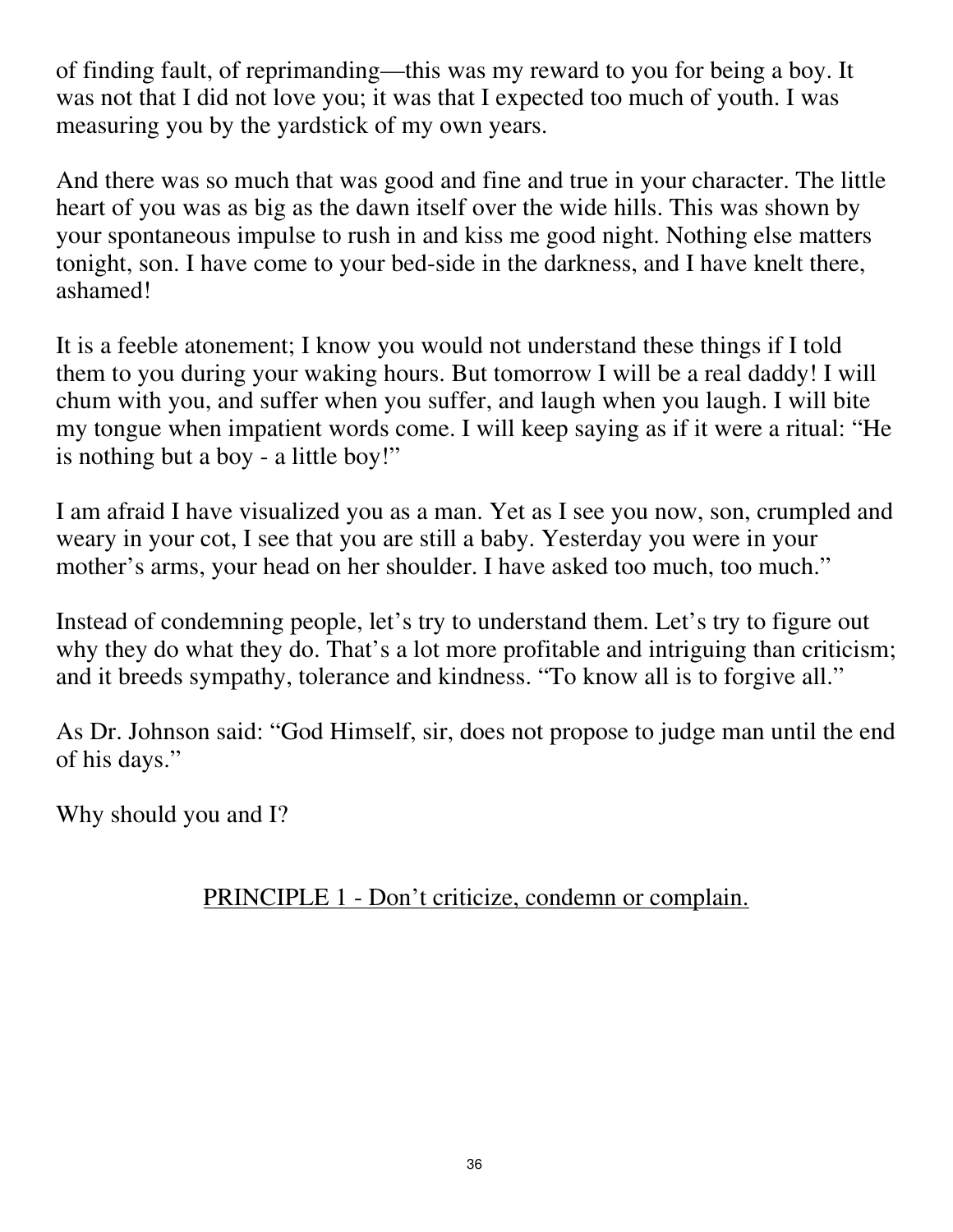of finding fault, of reprimanding—this was my reward to you for being a boy. It was not that I did not love you; it was that I expected too much of youth. I was measuring you by the yardstick of my own years.

And there was so much that was good and fine and true in your character. The little heart of you was as big as the dawn itself over the wide hills. This was shown by your spontaneous impulse to rush in and kiss me good night. Nothing else matters tonight, son. I have come to your bed-side in the darkness, and I have knelt there, ashamed!

It is a feeble atonement; I know you would not understand these things if I told them to you during your waking hours. But tomorrow I will be a real daddy! I will chum with you, and suffer when you suffer, and laugh when you laugh. I will bite my tongue when impatient words come. I will keep saying as if it were a ritual: "He is nothing but a boy - a little boy!"

I am afraid I have visualized you as a man. Yet as I see you now, son, crumpled and weary in your cot, I see that you are still a baby. Yesterday you were in your mother's arms, your head on her shoulder. I have asked too much, too much."

Instead of condemning people, let's try to understand them. Let's try to figure out why they do what they do. That's a lot more profitable and intriguing than criticism; and it breeds sympathy, tolerance and kindness. "To know all is to forgive all."

As Dr. Johnson said: "God Himself, sir, does not propose to judge man until the end of his days."

Why should you and I?

<u>PRINCIPLE 1 - Don't criticize, condemn or complain.</u>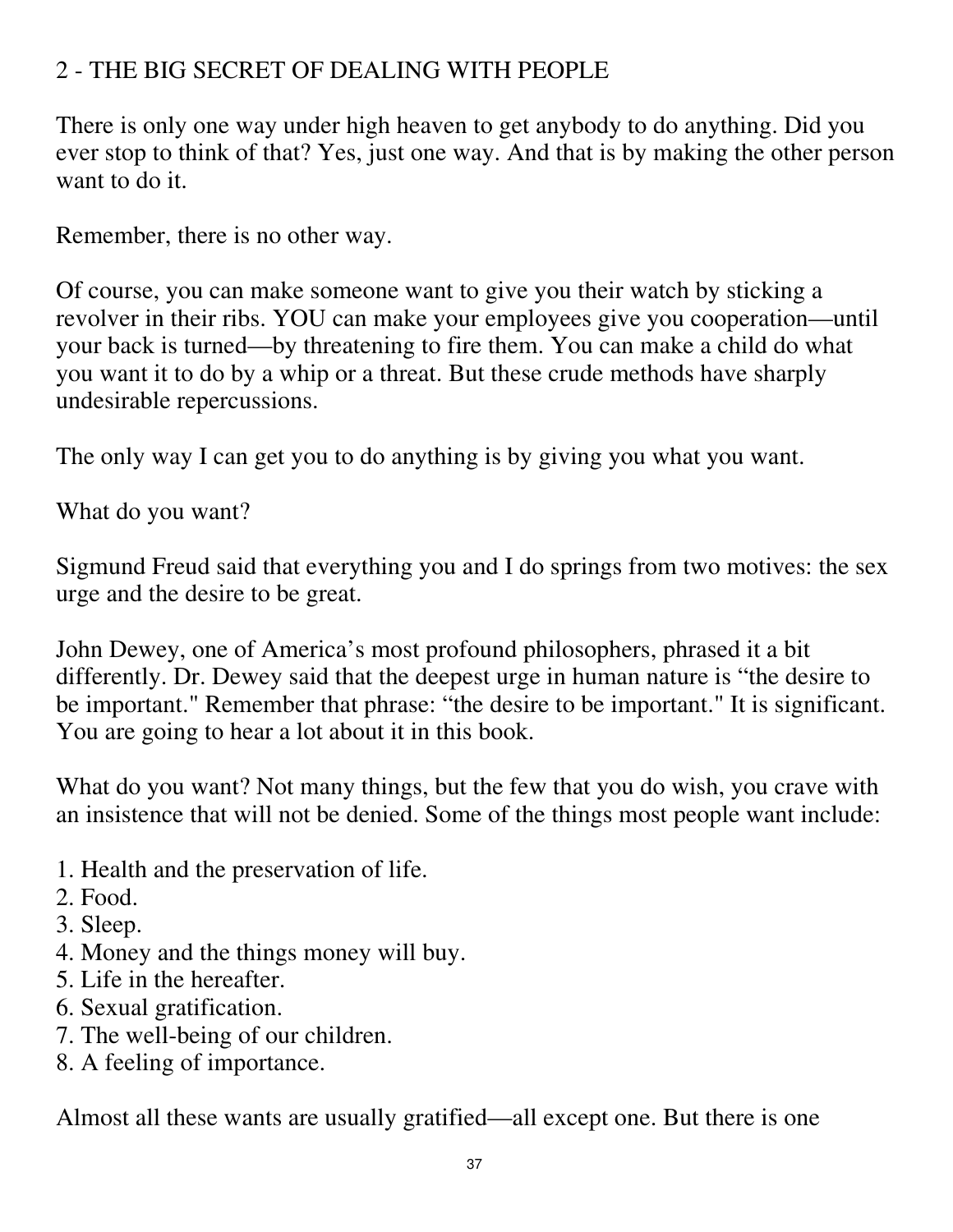## 2 - THE BIG SECRET OF DEALING WITH PEOPLE

There is only one way under high heaven to get anybody to do anything. Did you ever stop to think of that? Yes, just one way. And that is by making the other person want to do it.

Remember, there is no other way.

Of course, you can make someone want to give you their watch by sticking a revolver in their ribs. YOU can make your employees give you cooperation—until your back is turned—by threatening to fire them. You can make a child do what you want it to do by a whip or a threat. But these crude methods have sharply undesirable repercussions.

The only way I can get you to do anything is by giving you what you want.

What do you want?

Sigmund Freud said that everything you and I do springs from two motives: the sex urge and the desire to be great.

John Dewey, one of America's most profound philosophers, phrased it a bit differently. Dr. Dewey said that the deepest urge in human nature is "the desire to be important." Remember that phrase: "the desire to be important." It is significant. You are going to hear a lot about it in this book.

What do you want? Not many things, but the few that you do wish, you crave with an insistence that will not be denied. Some of the things most people want include:

1. Health and the preservation of life.
2. Food.
3. Sleep.
4. Money and the things money will buy.
5. Life in the hereafter.
6. Sexual gratification.
7. The well-being of our children.
8. A feeling of importance.

Almost all these wants are usually gratified—all except one. But there is one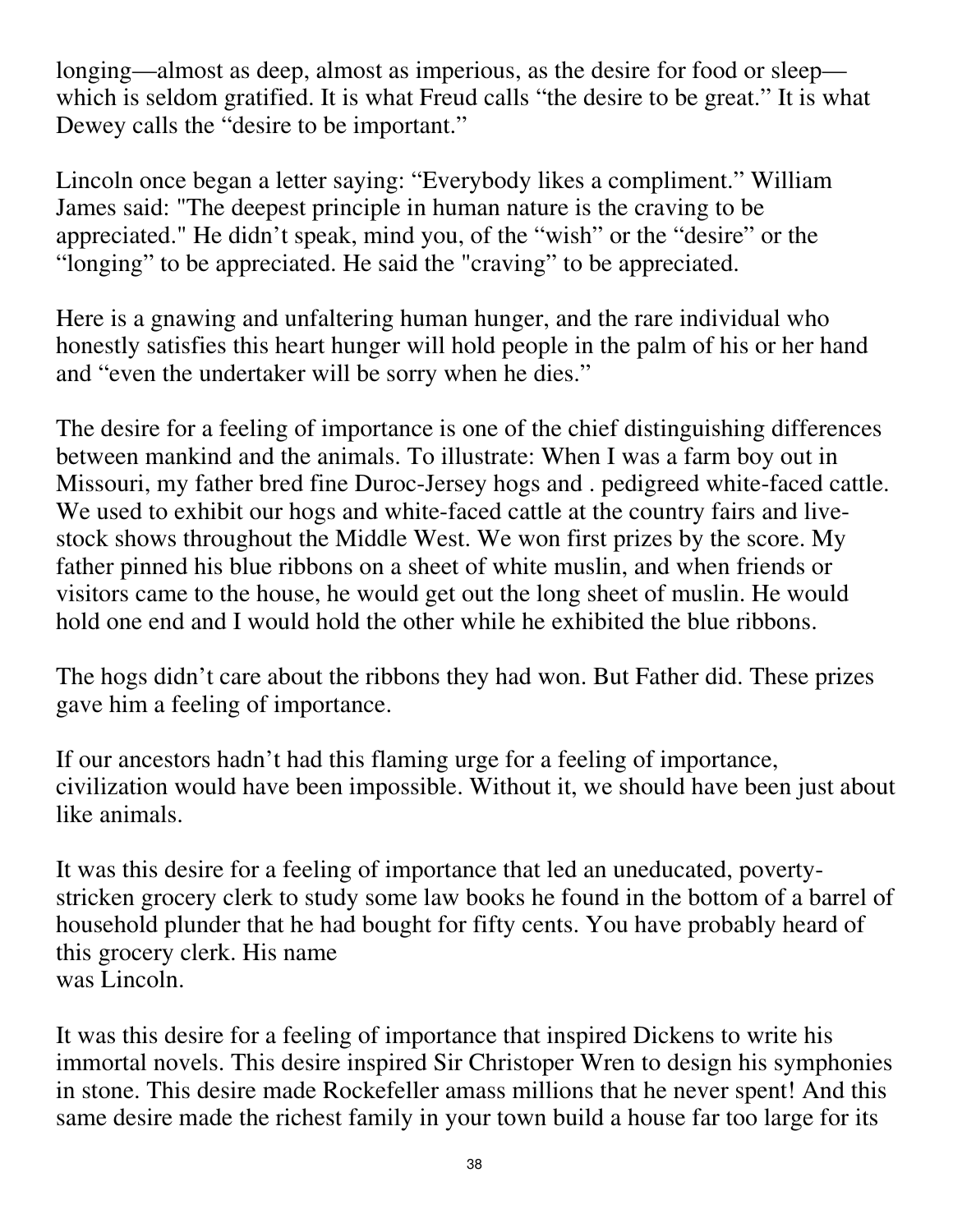longing—almost as deep, almost as imperious, as the desire for food or sleep—which is seldom gratified. It is what Freud calls "the desire to be great." It is what Dewey calls the "desire to be important."

Lincoln once began a letter saying: "Everybody likes a compliment." William James said: "The deepest principle in human nature is the craving to be appreciated." He didn't speak, mind you, of the "wish" or the "desire" or the "longing" to be appreciated. He said the "craving" to be appreciated.

Here is a gnawing and unfaltering human hunger, and the rare individual who honestly satisfies this heart hunger will hold people in the palm of his or her hand and "even the undertaker will be sorry when he dies."

The desire for a feeling of importance is one of the chief distinguishing differences between mankind and the animals. To illustrate: When I was a farm boy out in Missouri, my father bred fine Duroc-Jersey hogs and . pedigreed white-faced cattle. We used to exhibit our hogs and white-faced cattle at the country fairs and live-stock shows throughout the Middle West. We won first prizes by the score. My father pinned his blue ribbons on a sheet of white muslin, and when friends or visitors came to the house, he would get out the long sheet of muslin. He would hold one end and I would hold the other while he exhibited the blue ribbons.

The hogs didn't care about the ribbons they had won. But Father did. These prizes gave him a feeling of importance.

If our ancestors hadn't had this flaming urge for a feeling of importance, civilization would have been impossible. Without it, we should have been just about like animals.

It was this desire for a feeling of importance that led an uneducated, poverty-stricken grocery clerk to study some law books he found in the bottom of a barrel of household plunder that he had bought for fifty cents. You have probably heard of this grocery clerk. His name was Lincoln.

It was this desire for a feeling of importance that inspired Dickens to write his immortal novels. This desire inspired Sir Christoper Wren to design his symphonies in stone. This desire made Rockefeller amass millions that he never spent! And this same desire made the richest family in your town build a house far too large for its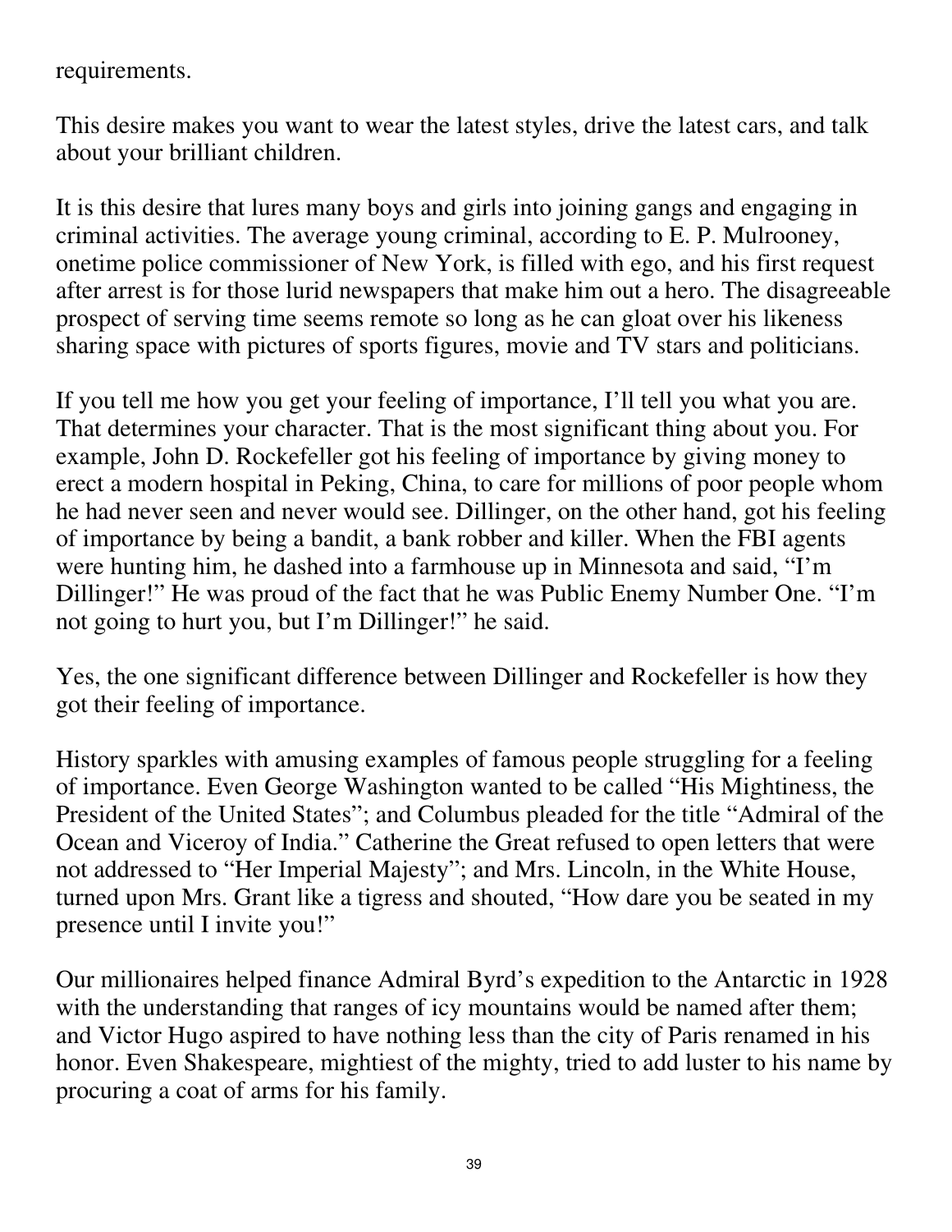requirements.

This desire makes you want to wear the latest styles, drive the latest cars, and talk about your brilliant children.

It is this desire that lures many boys and girls into joining gangs and engaging in criminal activities. The average young criminal, according to E. P. Mulrooney, onetime police commissioner of New York, is filled with ego, and his first request after arrest is for those lurid newspapers that make him out a hero. The disagreeable prospect of serving time seems remote so long as he can gloat over his likeness sharing space with pictures of sports figures, movie and TV stars and politicians.

If you tell me how you get your feeling of importance, I'll tell you what you are. That determines your character. That is the most significant thing about you. For example, John D. Rockefeller got his feeling of importance by giving money to erect a modern hospital in Peking, China, to care for millions of poor people whom he had never seen and never would see. Dillinger, on the other hand, got his feeling of importance by being a bandit, a bank robber and killer. When the FBI agents were hunting him, he dashed into a farmhouse up in Minnesota and said, "I'm Dillinger!" He was proud of the fact that he was Public Enemy Number One. "I'm not going to hurt you, but I'm Dillinger!" he said.

Yes, the one significant difference between Dillinger and Rockefeller is how they got their feeling of importance.

History sparkles with amusing examples of famous people struggling for a feeling of importance. Even George Washington wanted to be called "His Mightiness, the President of the United States"; and Columbus pleaded for the title "Admiral of the Ocean and Viceroy of India." Catherine the Great refused to open letters that were not addressed to "Her Imperial Majesty"; and Mrs. Lincoln, in the White House, turned upon Mrs. Grant like a tigress and shouted, "How dare you be seated in my presence until I invite you!"

Our millionaires helped finance Admiral Byrd's expedition to the Antarctic in 1928 with the understanding that ranges of icy mountains would be named after them; and Victor Hugo aspired to have nothing less than the city of Paris renamed in his honor. Even Shakespeare, mightiest of the mighty, tried to add luster to his name by procuring a coat of arms for his family.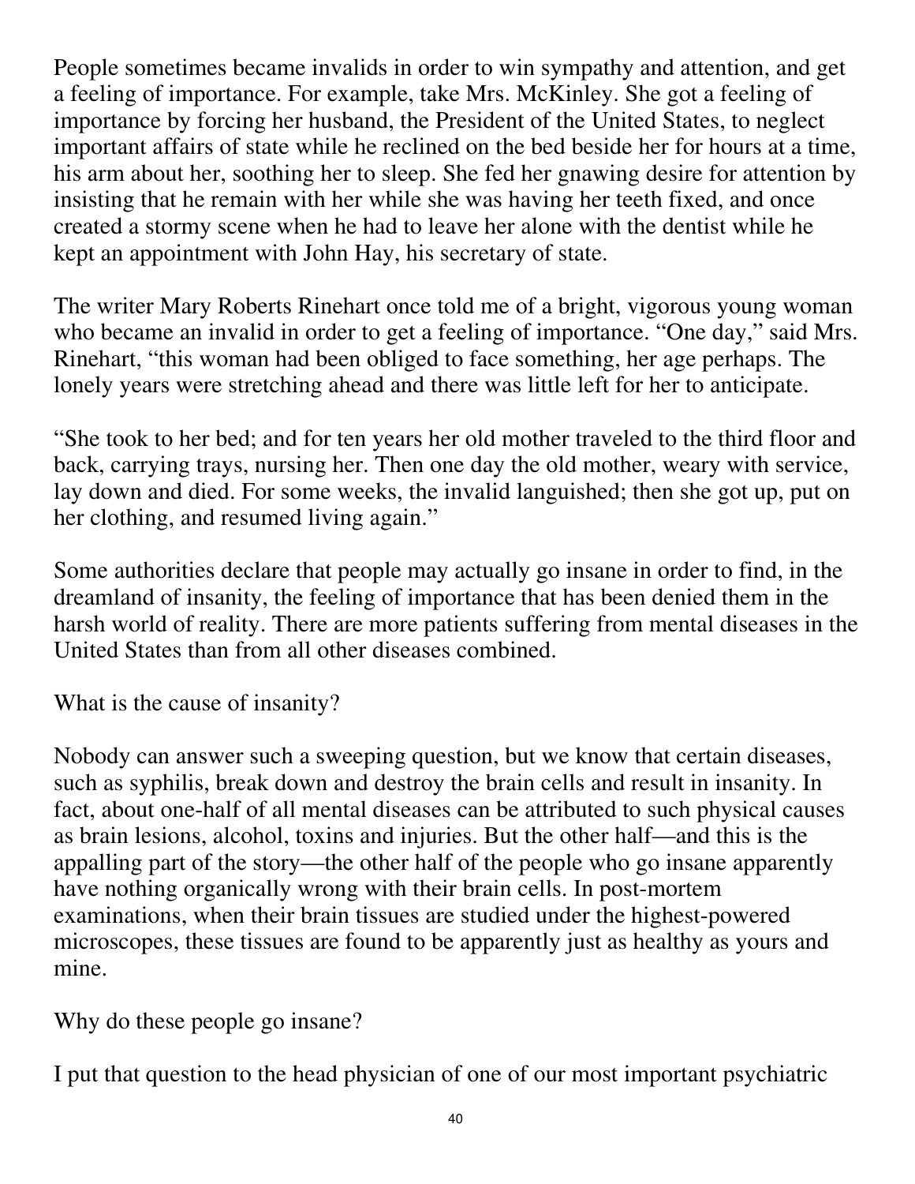People sometimes became invalids in order to win sympathy and attention, and get a feeling of importance. For example, take Mrs. McKinley. She got a feeling of importance by forcing her husband, the President of the United States, to neglect important affairs of state while he reclined on the bed beside her for hours at a time, his arm about her, soothing her to sleep. She fed her gnawing desire for attention by insisting that he remain with her while she was having her teeth fixed, and once created a stormy scene when he had to leave her alone with the dentist while he kept an appointment with John Hay, his secretary of state.

The writer Mary Roberts Rinehart once told me of a bright, vigorous young woman who became an invalid in order to get a feeling of importance. "One day," said Mrs. Rinehart, "this woman had been obliged to face something, her age perhaps. The lonely years were stretching ahead and there was little left for her to anticipate.

"She took to her bed; and for ten years her old mother traveled to the third floor and back, carrying trays, nursing her. Then one day the old mother, weary with service, lay down and died. For some weeks, the invalid languished; then she got up, put on her clothing, and resumed living again."

Some authorities declare that people may actually go insane in order to find, in the dreamland of insanity, the feeling of importance that has been denied them in the harsh world of reality. There are more patients suffering from mental diseases in the United States than from all other diseases combined.

What is the cause of insanity?

Nobody can answer such a sweeping question, but we know that certain diseases, such as syphilis, break down and destroy the brain cells and result in insanity. In fact, about one-half of all mental diseases can be attributed to such physical causes as brain lesions, alcohol, toxins and injuries. But the other half—and this is the appalling part of the story—the other half of the people who go insane apparently have nothing organically wrong with their brain cells. In post-mortem examinations, when their brain tissues are studied under the highest-powered microscopes, these tissues are found to be apparently just as healthy as yours and mine.

Why do these people go insane?

I put that question to the head physician of one of our most important psychiatric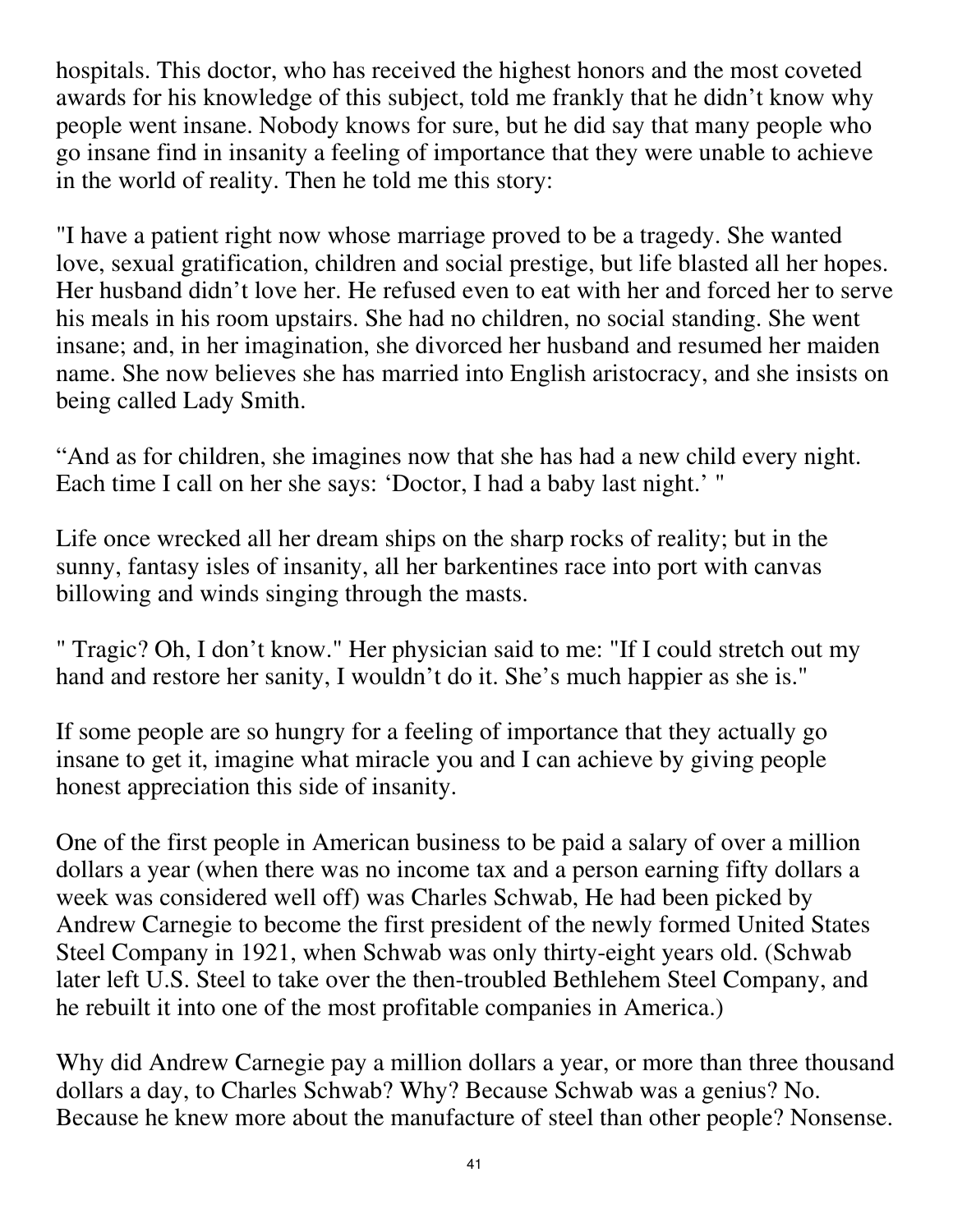hospitals. This doctor, who has received the highest honors and the most coveted awards for his knowledge of this subject, told me frankly that he didn't know why people went insane. Nobody knows for sure, but he did say that many people who go insane find in insanity a feeling of importance that they were unable to achieve in the world of reality. Then he told me this story:

"I have a patient right now whose marriage proved to be a tragedy. She wanted love, sexual gratification, children and social prestige, but life blasted all her hopes. Her husband didn't love her. He refused even to eat with her and forced her to serve his meals in his room upstairs. She had no children, no social standing. She went insane; and, in her imagination, she divorced her husband and resumed her maiden name. She now believes she has married into English aristocracy, and she insists on being called Lady Smith.

"And as for children, she imagines now that she has had a new child every night. Each time I call on her she says: 'Doctor, I had a baby last night.' "

Life once wrecked all her dream ships on the sharp rocks of reality; but in the sunny, fantasy isles of insanity, all her barkentines race into port with canvas billowing and winds singing through the masts.

" Tragic? Oh, I don't know." Her physician said to me: "If I could stretch out my hand and restore her sanity, I wouldn't do it. She's much happier as she is."

If some people are so hungry for a feeling of importance that they actually go insane to get it, imagine what miracle you and I can achieve by giving people honest appreciation this side of insanity.

One of the first people in American business to be paid a salary of over a million dollars a year (when there was no income tax and a person earning fifty dollars a week was considered well off) was Charles Schwab, He had been picked by Andrew Carnegie to become the first president of the newly formed United States Steel Company in 1921, when Schwab was only thirty-eight years old. (Schwab later left U.S. Steel to take over the then-troubled Bethlehem Steel Company, and he rebuilt it into one of the most profitable companies in America.)

Why did Andrew Carnegie pay a million dollars a year, or more than three thousand dollars a day, to Charles Schwab? Why? Because Schwab was a genius? No. Because he knew more about the manufacture of steel than other people? Nonsense.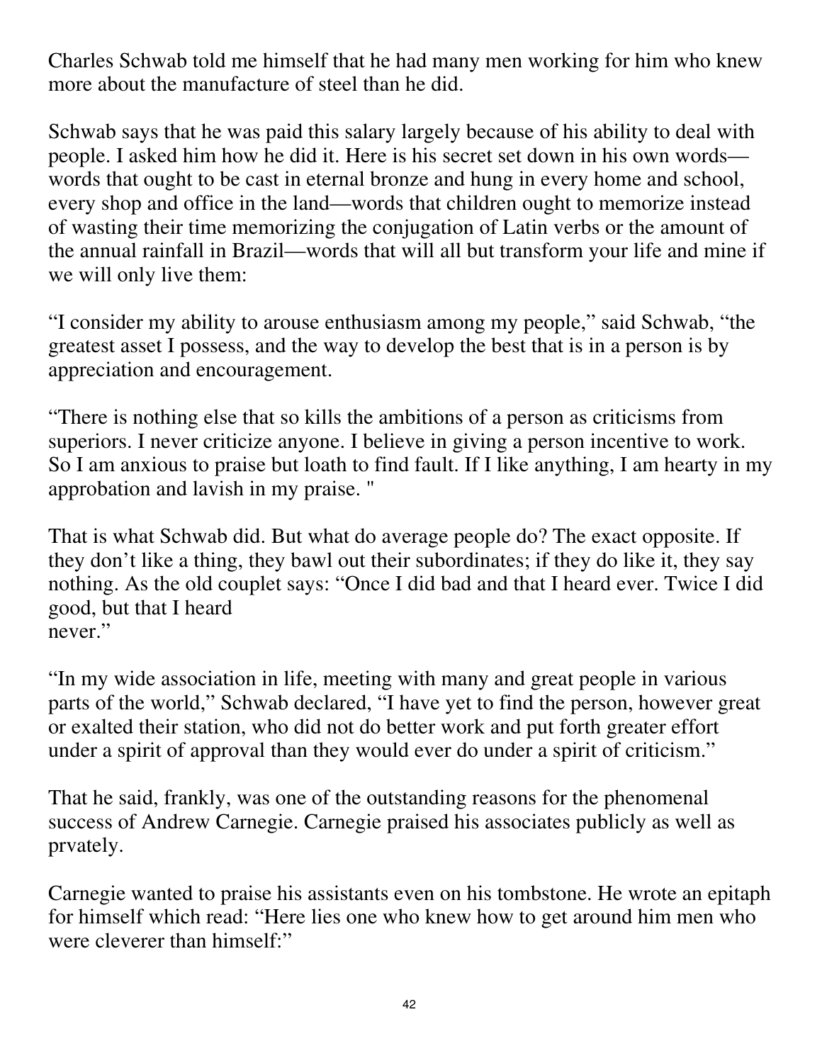Charles Schwab told me himself that he had many men working for him who knew more about the manufacture of steel than he did.

Schwab says that he was paid this salary largely because of his ability to deal with people. I asked him how he did it. Here is his secret set down in his own words—words that ought to be cast in eternal bronze and hung in every home and school, every shop and office in the land—words that children ought to memorize instead of wasting their time memorizing the conjugation of Latin verbs or the amount of the annual rainfall in Brazil—words that will all but transform your life and mine if we will only live them:

“I consider my ability to arouse enthusiasm among my people,” said Schwab, “the greatest asset I possess, and the way to develop the best that is in a person is by appreciation and encouragement.

“There is nothing else that so kills the ambitions of a person as criticisms from superiors. I never criticize anyone. I believe in giving a person incentive to work. So I am anxious to praise but loath to find fault. If I like anything, I am hearty in my approbation and lavish in my praise. "

That is what Schwab did. But what do average people do? The exact opposite. If they don’t like a thing, they bawl out their subordinates; if they do like it, they say nothing. As the old couplet says: “Once I did bad and that I heard ever. Twice I did good, but that I heard
never.”

“In my wide association in life, meeting with many and great people in various parts of the world,” Schwab declared, “I have yet to find the person, however great or exalted their station, who did not do better work and put forth greater effort under a spirit of approval than they would ever do under a spirit of criticism.”

That he said, frankly, was one of the outstanding reasons for the phenomenal success of Andrew Carnegie. Carnegie praised his associates publicly as well as prvately.

Carnegie wanted to praise his assistants even on his tombstone. He wrote an epitaph for himself which read: “Here lies one who knew how to get around him men who were cleverer than himself:”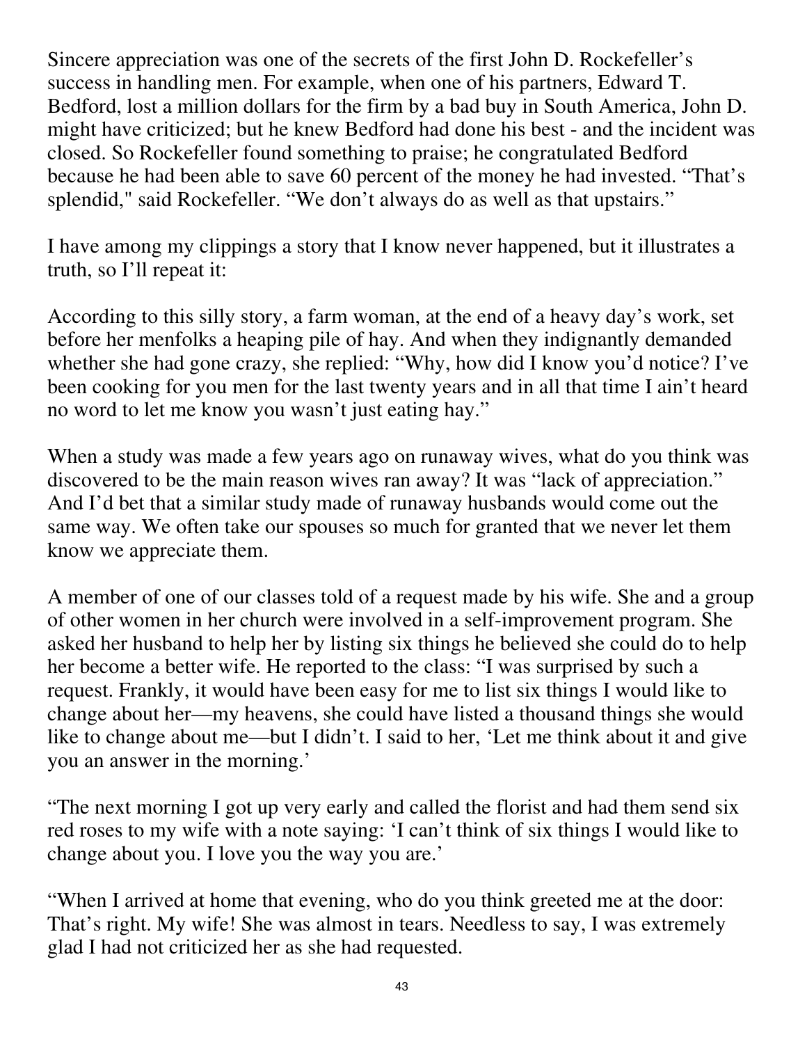Sincere appreciation was one of the secrets of the first John D. Rockefeller's success in handling men. For example, when one of his partners, Edward T. Bedford, lost a million dollars for the firm by a bad buy in South America, John D. might have criticized; but he knew Bedford had done his best - and the incident was closed. So Rockefeller found something to praise; he congratulated Bedford because he had been able to save 60 percent of the money he had invested. "That's splendid," said Rockefeller. "We don't always do as well as that upstairs."

I have among my clippings a story that I know never happened, but it illustrates a truth, so I'll repeat it:

According to this silly story, a farm woman, at the end of a heavy day's work, set before her menfolks a heaping pile of hay. And when they indignantly demanded whether she had gone crazy, she replied: "Why, how did I know you'd notice? I've been cooking for you men for the last twenty years and in all that time I ain't heard no word to let me know you wasn't just eating hay."

When a study was made a few years ago on runaway wives, what do you think was discovered to be the main reason wives ran away? It was "lack of appreciation." And I'd bet that a similar study made of runaway husbands would come out the same way. We often take our spouses so much for granted that we never let them know we appreciate them.

A member of one of our classes told of a request made by his wife. She and a group of other women in her church were involved in a self-improvement program. She asked her husband to help her by listing six things he believed she could do to help her become a better wife. He reported to the class: "I was surprised by such a request. Frankly, it would have been easy for me to list six things I would like to change about her—my heavens, she could have listed a thousand things she would like to change about me—but I didn't. I said to her, 'Let me think about it and give you an answer in the morning.'

"The next morning I got up very early and called the florist and had them send six red roses to my wife with a note saying: 'I can't think of six things I would like to change about you. I love you the way you are.'

"When I arrived at home that evening, who do you think greeted me at the door: That's right. My wife! She was almost in tears. Needless to say, I was extremely glad I had not criticized her as she had requested.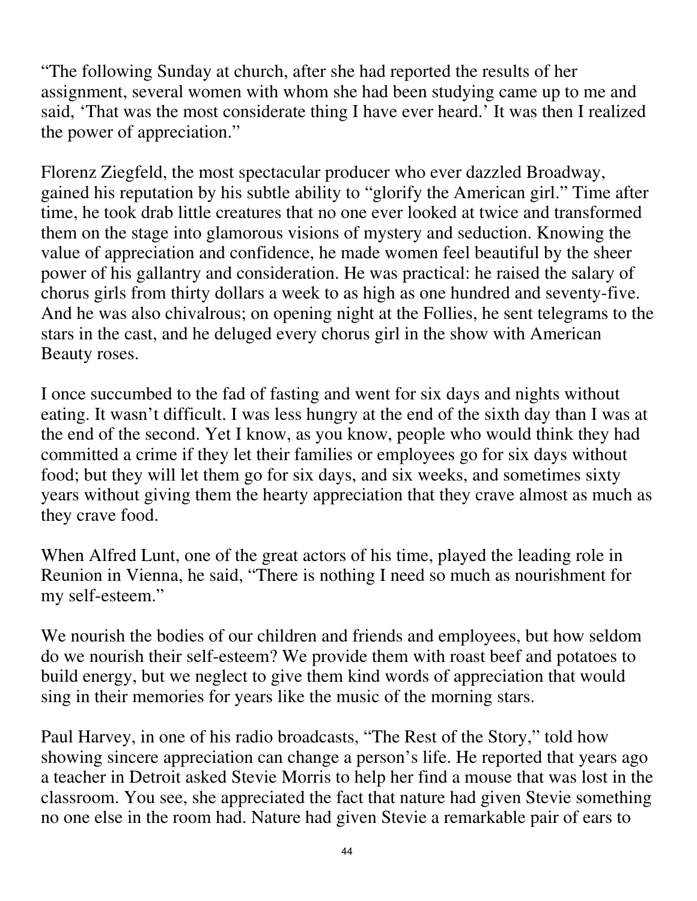"The following Sunday at church, after she had reported the results of her assignment, several women with whom she had been studying came up to me and said, 'That was the most considerate thing I have ever heard.' It was then I realized the power of appreciation."

Florenz Ziegfeld, the most spectacular producer who ever dazzled Broadway, gained his reputation by his subtle ability to "glorify the American girl." Time after time, he took drab little creatures that no one ever looked at twice and transformed them on the stage into glamorous visions of mystery and seduction. Knowing the value of appreciation and confidence, he made women feel beautiful by the sheer power of his gallantry and consideration. He was practical: he raised the salary of chorus girls from thirty dollars a week to as high as one hundred and seventy-five. And he was also chivalrous; on opening night at the Follies, he sent telegrams to the stars in the cast, and he deluged every chorus girl in the show with American Beauty roses.

I once succumbed to the fad of fasting and went for six days and nights without eating. It wasn't difficult. I was less hungry at the end of the sixth day than I was at the end of the second. Yet I know, as you know, people who would think they had committed a crime if they let their families or employees go for six days without food; but they will let them go for six days, and six weeks, and sometimes sixty years without giving them the hearty appreciation that they crave almost as much as they crave food.

When Alfred Lunt, one of the great actors of his time, played the leading role in Reunion in Vienna, he said, "There is nothing I need so much as nourishment for my self-esteem."

We nourish the bodies of our children and friends and employees, but how seldom do we nourish their self-esteem? We provide them with roast beef and potatoes to build energy, but we neglect to give them kind words of appreciation that would sing in their memories for years like the music of the morning stars.

Paul Harvey, in one of his radio broadcasts, "The Rest of the Story," told how showing sincere appreciation can change a person's life. He reported that years ago a teacher in Detroit asked Stevie Morris to help her find a mouse that was lost in the classroom. You see, she appreciated the fact that nature had given Stevie something no one else in the room had. Nature had given Stevie a remarkable pair of ears to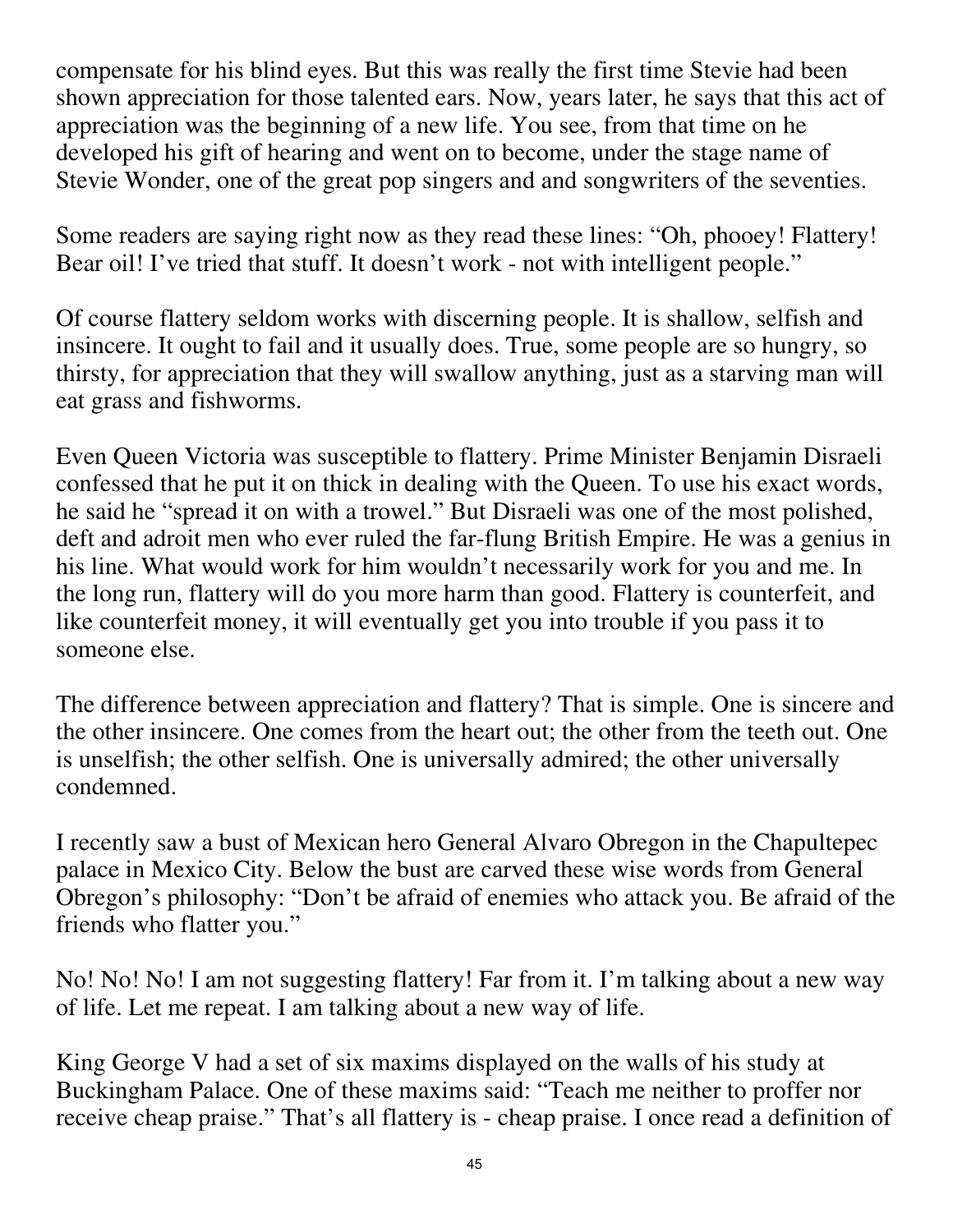compensate for his blind eyes. But this was really the first time Stevie had been shown appreciation for those talented ears. Now, years later, he says that this act of appreciation was the beginning of a new life. You see, from that time on he developed his gift of hearing and went on to become, under the stage name of Stevie Wonder, one of the great pop singers and and songwriters of the seventies.

Some readers are saying right now as they read these lines: "Oh, phooey! Flattery! Bear oil! I've tried that stuff. It doesn't work - not with intelligent people."

Of course flattery seldom works with discerning people. It is shallow, selfish and insincere. It ought to fail and it usually does. True, some people are so hungry, so thirsty, for appreciation that they will swallow anything, just as a starving man will eat grass and fishworms.

Even Queen Victoria was susceptible to flattery. Prime Minister Benjamin Disraeli confessed that he put it on thick in dealing with the Queen. To use his exact words, he said he "spread it on with a trowel." But Disraeli was one of the most polished, deft and adroit men who ever ruled the far-flung British Empire. He was a genius in his line. What would work for him wouldn't necessarily work for you and me. In the long run, flattery will do you more harm than good. Flattery is counterfeit, and like counterfeit money, it will eventually get you into trouble if you pass it to someone else.

The difference between appreciation and flattery? That is simple. One is sincere and the other insincere. One comes from the heart out; the other from the teeth out. One is unselfish; the other selfish. One is universally admired; the other universally condemned.

I recently saw a bust of Mexican hero General Alvaro Obregon in the Chapultepec palace in Mexico City. Below the bust are carved these wise words from General Obregon's philosophy: "Don't be afraid of enemies who attack you. Be afraid of the friends who flatter you."

No! No! No! I am not suggesting flattery! Far from it. I'm talking about a new way of life. Let me repeat. I am talking about a new way of life.

King George V had a set of six maxims displayed on the walls of his study at Buckingham Palace. One of these maxims said: "Teach me neither to proffer nor receive cheap praise." That's all flattery is - cheap praise. I once read a definition of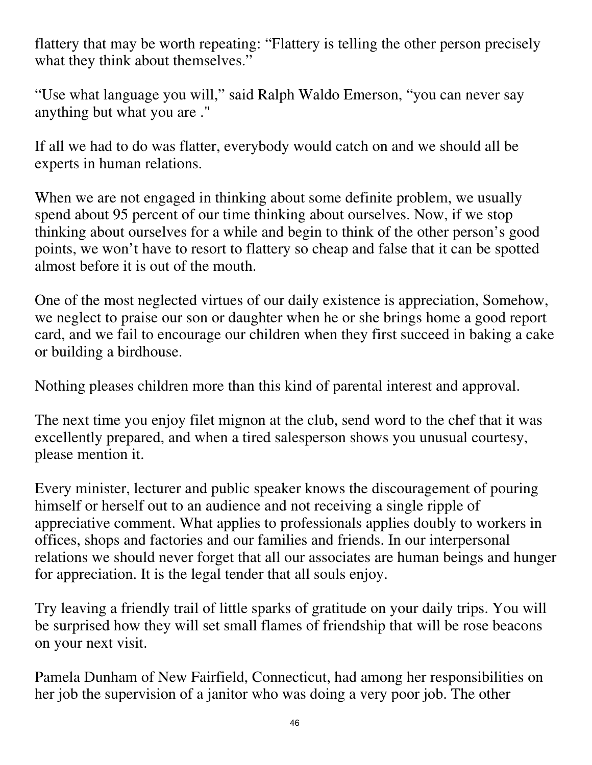flattery that may be worth repeating: "Flattery is telling the other person precisely what they think about themselves."

"Use what language you will," said Ralph Waldo Emerson, "you can never say anything but what you are ."

If all we had to do was flatter, everybody would catch on and we should all be experts in human relations.

When we are not engaged in thinking about some definite problem, we usually spend about 95 percent of our time thinking about ourselves. Now, if we stop thinking about ourselves for a while and begin to think of the other person's good points, we won't have to resort to flattery so cheap and false that it can be spotted almost before it is out of the mouth.

One of the most neglected virtues of our daily existence is appreciation, Somehow, we neglect to praise our son or daughter when he or she brings home a good report card, and we fail to encourage our children when they first succeed in baking a cake or building a birdhouse.

Nothing pleases children more than this kind of parental interest and approval.

The next time you enjoy filet mignon at the club, send word to the chef that it was excellently prepared, and when a tired salesperson shows you unusual courtesy, please mention it.

Every minister, lecturer and public speaker knows the discouragement of pouring himself or herself out to an audience and not receiving a single ripple of appreciative comment. What applies to professionals applies doubly to workers in offices, shops and factories and our families and friends. In our interpersonal relations we should never forget that all our associates are human beings and hunger for appreciation. It is the legal tender that all souls enjoy.

Try leaving a friendly trail of little sparks of gratitude on your daily trips. You will be surprised how they will set small flames of friendship that will be rose beacons on your next visit.

Pamela Dunham of New Fairfield, Connecticut, had among her responsibilities on her job the supervision of a janitor who was doing a very poor job. The other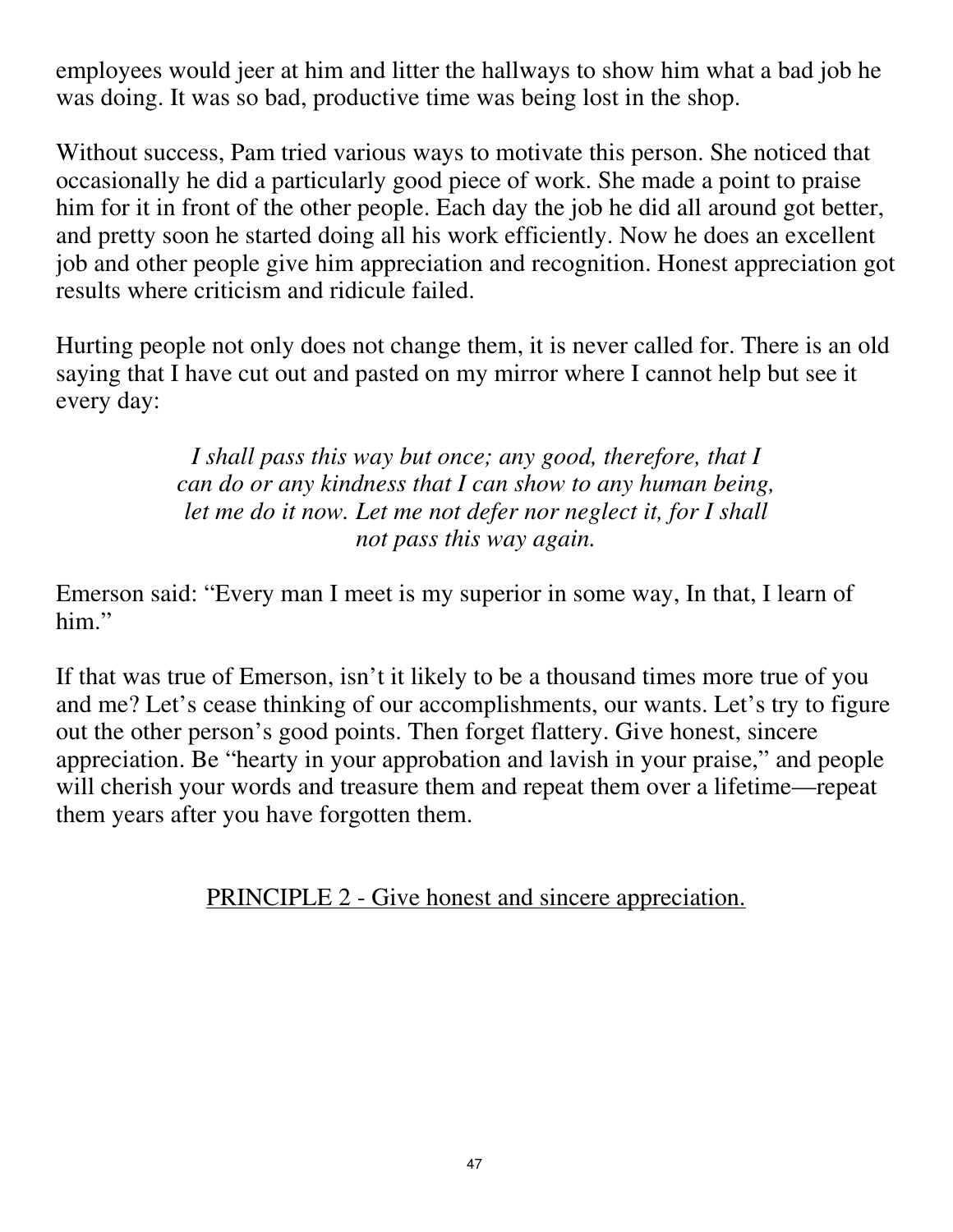employees would jeer at him and litter the hallways to show him what a bad job he was doing. It was so bad, productive time was being lost in the shop.

Without success, Pam tried various ways to motivate this person. She noticed that occasionally he did a particularly good piece of work. She made a point to praise him for it in front of the other people. Each day the job he did all around got better, and pretty soon he started doing all his work efficiently. Now he does an excellent job and other people give him appreciation and recognition. Honest appreciation got results where criticism and ridicule failed.

Hurting people not only does not change them, it is never called for. There is an old saying that I have cut out and pasted on my mirror where I cannot help but see it every day:

> *I shall pass this way but once; any good, therefore, that I can do or any kindness that I can show to any human being, let me do it now. Let me not defer nor neglect it, for I shall not pass this way again.*

Emerson said: "Every man I meet is my superior in some way, In that, I learn of him."

If that was true of Emerson, isn't it likely to be a thousand times more true of you and me? Let's cease thinking of our accomplishments, our wants. Let's try to figure out the other person's good points. Then forget flattery. Give honest, sincere appreciation. Be "hearty in your approbation and lavish in your praise," and people will cherish your words and treasure them and repeat them over a lifetime—repeat them years after you have forgotten them.

<u>PRINCIPLE 2 - Give honest and sincere appreciation.</u>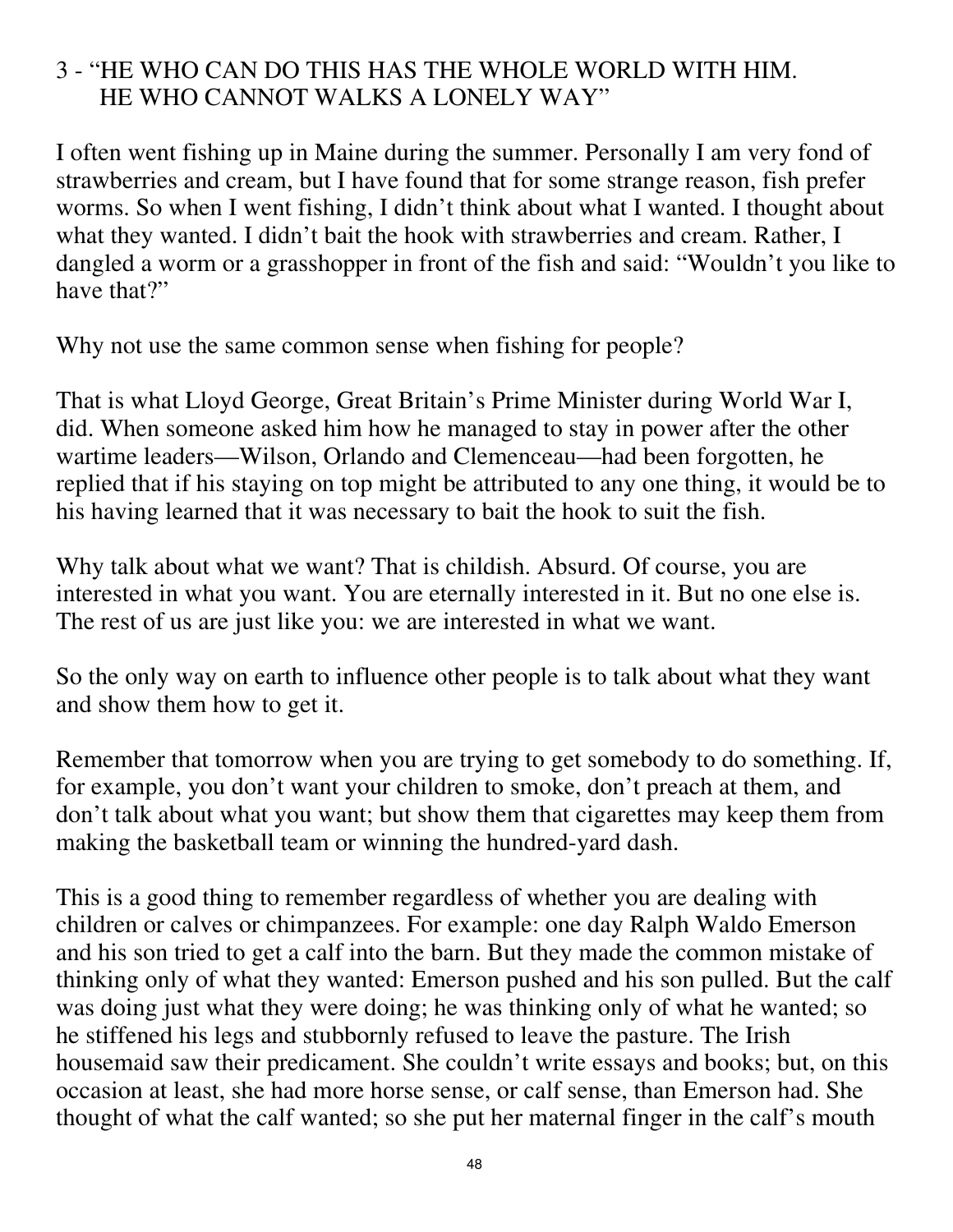## 3 - "HE WHO CAN DO THIS HAS THE WHOLE WORLD WITH HIM. HE WHO CANNOT WALKS A LONELY WAY"

I often went fishing up in Maine during the summer. Personally I am very fond of strawberries and cream, but I have found that for some strange reason, fish prefer worms. So when I went fishing, I didn't think about what I wanted. I thought about what they wanted. I didn't bait the hook with strawberries and cream. Rather, I dangled a worm or a grasshopper in front of the fish and said: "Wouldn't you like to have that?"

Why not use the same common sense when fishing for people?

That is what Lloyd George, Great Britain's Prime Minister during World War I, did. When someone asked him how he managed to stay in power after the other wartime leaders—Wilson, Orlando and Clemenceau—had been forgotten, he replied that if his staying on top might be attributed to any one thing, it would be to his having learned that it was necessary to bait the hook to suit the fish.

Why talk about what we want? That is childish. Absurd. Of course, you are interested in what you want. You are eternally interested in it. But no one else is. The rest of us are just like you: we are interested in what we want.

So the only way on earth to influence other people is to talk about what they want and show them how to get it.

Remember that tomorrow when you are trying to get somebody to do something. If, for example, you don't want your children to smoke, don't preach at them, and don't talk about what you want; but show them that cigarettes may keep them from making the basketball team or winning the hundred-yard dash.

This is a good thing to remember regardless of whether you are dealing with children or calves or chimpanzees. For example: one day Ralph Waldo Emerson and his son tried to get a calf into the barn. But they made the common mistake of thinking only of what they wanted: Emerson pushed and his son pulled. But the calf was doing just what they were doing; he was thinking only of what he wanted; so he stiffened his legs and stubbornly refused to leave the pasture. The Irish housemaid saw their predicament. She couldn't write essays and books; but, on this occasion at least, she had more horse sense, or calf sense, than Emerson had. She thought of what the calf wanted; so she put her maternal finger in the calf's mouth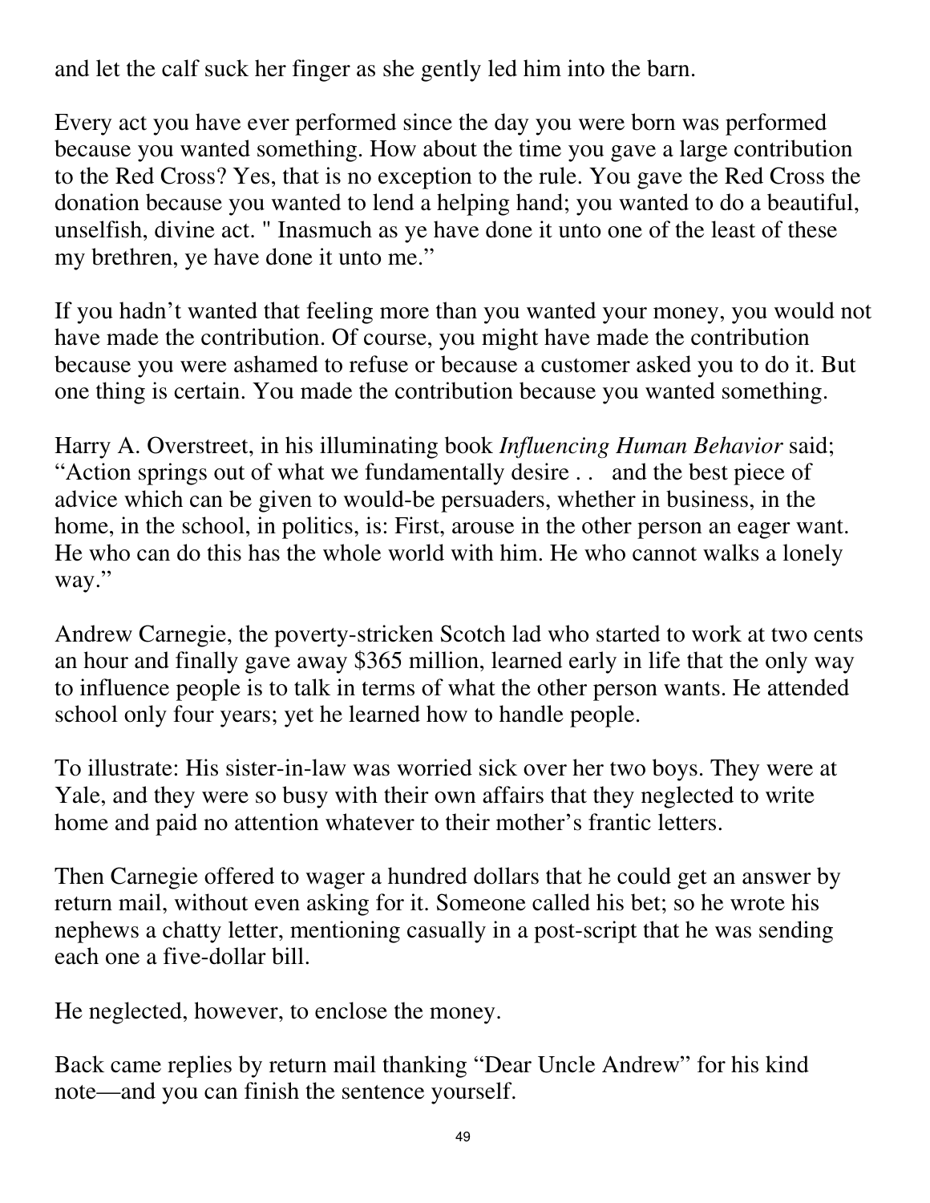and let the calf suck her finger as she gently led him into the barn.

Every act you have ever performed since the day you were born was performed because you wanted something. How about the time you gave a large contribution to the Red Cross? Yes, that is no exception to the rule. You gave the Red Cross the donation because you wanted to lend a helping hand; you wanted to do a beautiful, unselfish, divine act. " Inasmuch as ye have done it unto one of the least of these my brethren, ye have done it unto me."

If you hadn't wanted that feeling more than you wanted your money, you would not have made the contribution. Of course, you might have made the contribution because you were ashamed to refuse or because a customer asked you to do it. But one thing is certain. You made the contribution because you wanted something.

Harry A. Overstreet, in his illuminating book *Influencing Human Behavior* said; "Action springs out of what we fundamentally desire . . and the best piece of advice which can be given to would-be persuaders, whether in business, in the home, in the school, in politics, is: First, arouse in the other person an eager want. He who can do this has the whole world with him. He who cannot walks a lonely way."

Andrew Carnegie, the poverty-stricken Scotch lad who started to work at two cents an hour and finally gave away $365 million, learned early in life that the only way to influence people is to talk in terms of what the other person wants. He attended school only four years; yet he learned how to handle people.

To illustrate: His sister-in-law was worried sick over her two boys. They were at Yale, and they were so busy with their own affairs that they neglected to write home and paid no attention whatever to their mother's frantic letters.

Then Carnegie offered to wager a hundred dollars that he could get an answer by return mail, without even asking for it. Someone called his bet; so he wrote his nephews a chatty letter, mentioning casually in a post-script that he was sending each one a five-dollar bill.

He neglected, however, to enclose the money.

Back came replies by return mail thanking "Dear Uncle Andrew" for his kind note—and you can finish the sentence yourself.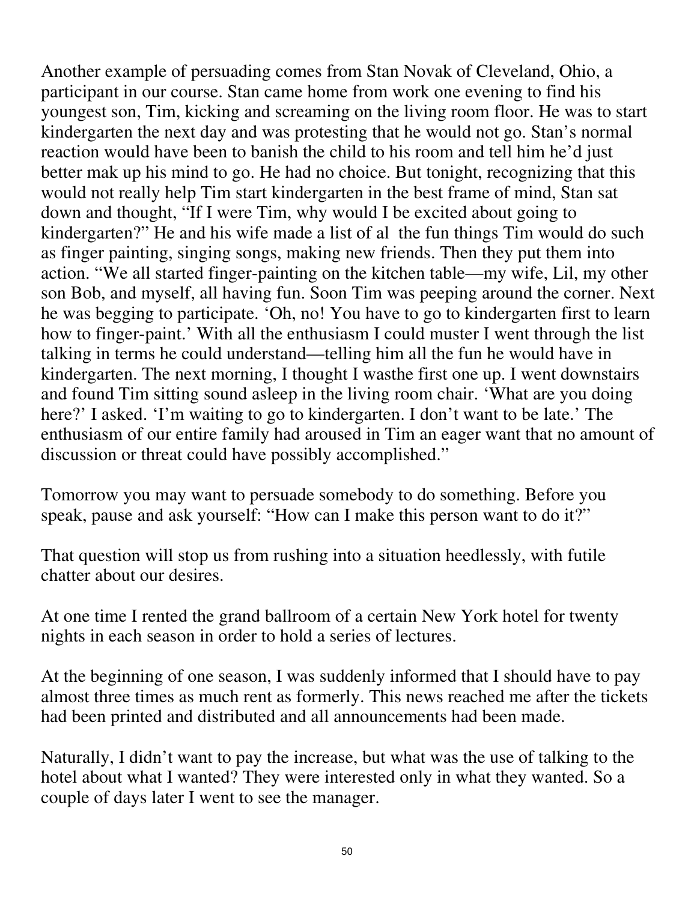Another example of persuading comes from Stan Novak of Cleveland, Ohio, a participant in our course. Stan came home from work one evening to find his youngest son, Tim, kicking and screaming on the living room floor. He was to start kindergarten the next day and was protesting that he would not go. Stan's normal reaction would have been to banish the child to his room and tell him he'd just better mak up his mind to go. He had no choice. But tonight, recognizing that this would not really help Tim start kindergarten in the best frame of mind, Stan sat down and thought, "If I were Tim, why would I be excited about going to kindergarten?" He and his wife made a list of al the fun things Tim would do such as finger painting, singing songs, making new friends. Then they put them into action. "We all started finger-painting on the kitchen table—my wife, Lil, my other son Bob, and myself, all having fun. Soon Tim was peeping around the corner. Next he was begging to participate. 'Oh, no! You have to go to kindergarten first to learn how to finger-paint.' With all the enthusiasm I could muster I went through the list talking in terms he could understand—telling him all the fun he would have in kindergarten. The next morning, I thought I wasthe first one up. I went downstairs and found Tim sitting sound asleep in the living room chair. 'What are you doing here?' I asked. 'I'm waiting to go to kindergarten. I don't want to be late.' The enthusiasm of our entire family had aroused in Tim an eager want that no amount of discussion or threat could have possibly accomplished."

Tomorrow you may want to persuade somebody to do something. Before you speak, pause and ask yourself: "How can I make this person want to do it?"

That question will stop us from rushing into a situation heedlessly, with futile chatter about our desires.

At one time I rented the grand ballroom of a certain New York hotel for twenty nights in each season in order to hold a series of lectures.

At the beginning of one season, I was suddenly informed that I should have to pay almost three times as much rent as formerly. This news reached me after the tickets had been printed and distributed and all announcements had been made.

Naturally, I didn't want to pay the increase, but what was the use of talking to the hotel about what I wanted? They were interested only in what they wanted. So a couple of days later I went to see the manager.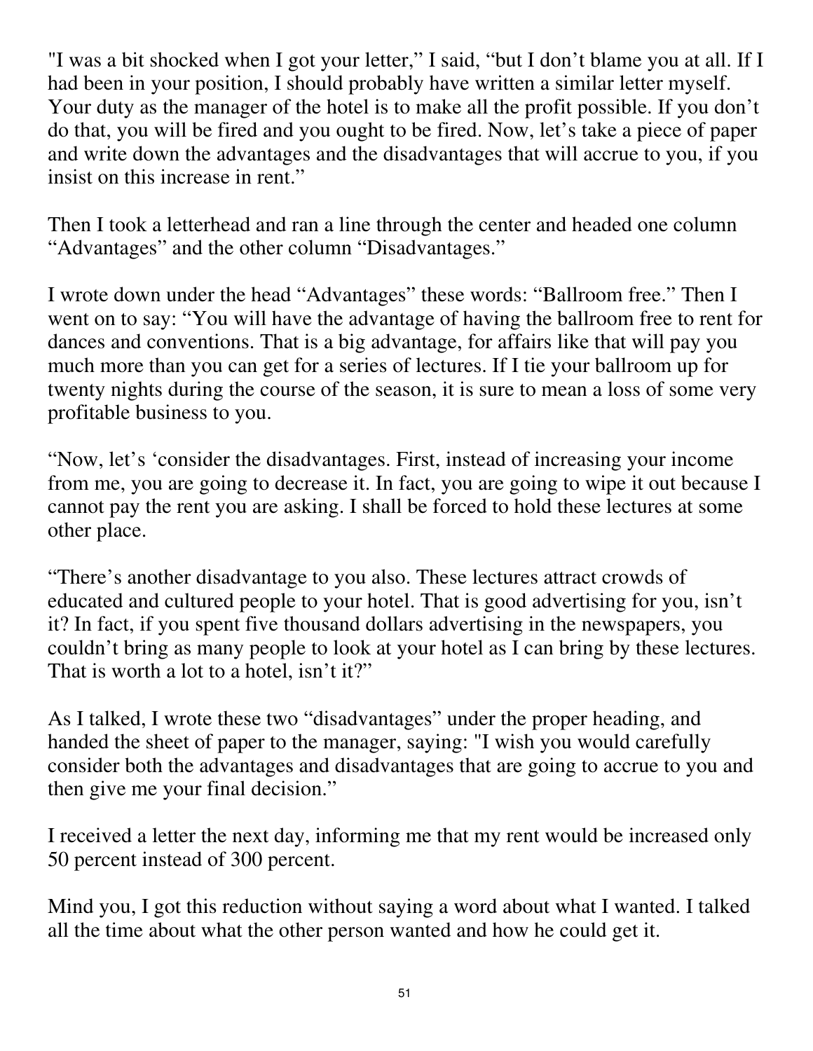"I was a bit shocked when I got your letter," I said, "but I don't blame you at all. If I had been in your position, I should probably have written a similar letter myself. Your duty as the manager of the hotel is to make all the profit possible. If you don't do that, you will be fired and you ought to be fired. Now, let's take a piece of paper and write down the advantages and the disadvantages that will accrue to you, if you insist on this increase in rent."

Then I took a letterhead and ran a line through the center and headed one column "Advantages" and the other column "Disadvantages."

I wrote down under the head "Advantages" these words: "Ballroom free." Then I went on to say: "You will have the advantage of having the ballroom free to rent for dances and conventions. That is a big advantage, for affairs like that will pay you much more than you can get for a series of lectures. If I tie your ballroom up for twenty nights during the course of the season, it is sure to mean a loss of some very profitable business to you.

"Now, let's 'consider the disadvantages. First, instead of increasing your income from me, you are going to decrease it. In fact, you are going to wipe it out because I cannot pay the rent you are asking. I shall be forced to hold these lectures at some other place.

"There's another disadvantage to you also. These lectures attract crowds of educated and cultured people to your hotel. That is good advertising for you, isn't it? In fact, if you spent five thousand dollars advertising in the newspapers, you couldn't bring as many people to look at your hotel as I can bring by these lectures. That is worth a lot to a hotel, isn't it?"

As I talked, I wrote these two "disadvantages" under the proper heading, and handed the sheet of paper to the manager, saying: "I wish you would carefully consider both the advantages and disadvantages that are going to accrue to you and then give me your final decision."

I received a letter the next day, informing me that my rent would be increased only 50 percent instead of 300 percent.

Mind you, I got this reduction without saying a word about what I wanted. I talked all the time about what the other person wanted and how he could get it.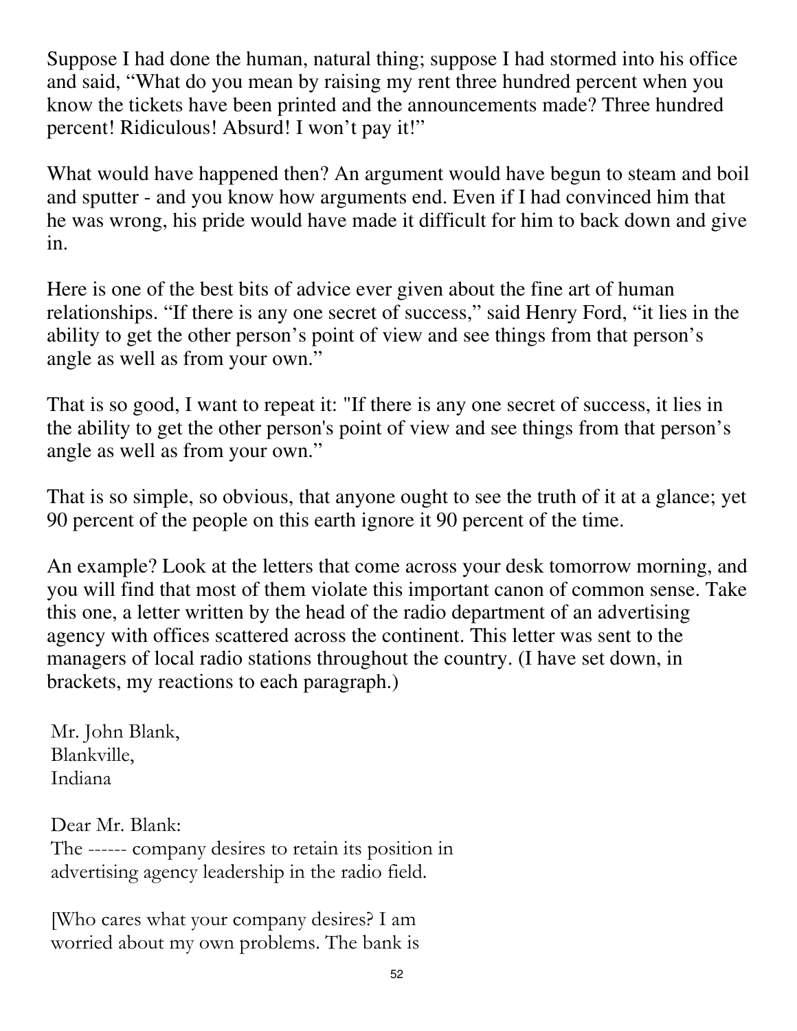Suppose I had done the human, natural thing; suppose I had stormed into his office and said, "What do you mean by raising my rent three hundred percent when you know the tickets have been printed and the announcements made? Three hundred percent! Ridiculous! Absurd! I won't pay it!"

What would have happened then? An argument would have begun to steam and boil and sputter - and you know how arguments end. Even if I had convinced him that he was wrong, his pride would have made it difficult for him to back down and give in.

Here is one of the best bits of advice ever given about the fine art of human relationships. "If there is any one secret of success," said Henry Ford, "it lies in the ability to get the other person's point of view and see things from that person's angle as well as from your own."

That is so good, I want to repeat it: "If there is any one secret of success, it lies in the ability to get the other person's point of view and see things from that person's angle as well as from your own."

That is so simple, so obvious, that anyone ought to see the truth of it at a glance; yet 90 percent of the people on this earth ignore it 90 percent of the time.

An example? Look at the letters that come across your desk tomorrow morning, and you will find that most of them violate this important canon of common sense. Take this one, a letter written by the head of the radio department of an advertising agency with offices scattered across the continent. This letter was sent to the managers of local radio stations throughout the country. (I have set down, in brackets, my reactions to each paragraph.)

Mr. John Blank,
Blankville,
Indiana

Dear Mr. Blank:
The ------ company desires to retain its position in advertising agency leadership in the radio field.

[Who cares what your company desires? I am worried about my own problems. The bank is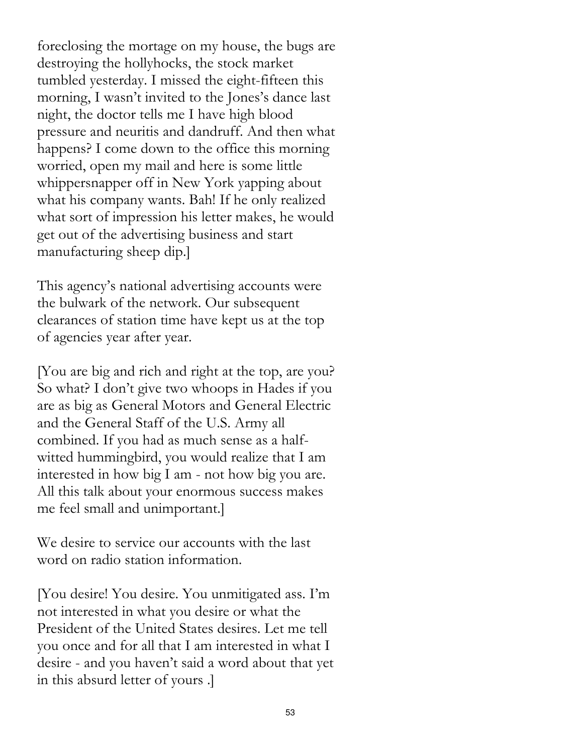foreclosing the mortage on my house, the bugs are destroying the hollyhocks, the stock market tumbled yesterday. I missed the eight-fifteen this morning, I wasn't invited to the Jones's dance last night, the doctor tells me I have high blood pressure and neuritis and dandruff. And then what happens? I come down to the office this morning worried, open my mail and here is some little whippersnapper off in New York yapping about what his company wants. Bah! If he only realized what sort of impression his letter makes, he would get out of the advertising business and start manufacturing sheep dip.]

This agency's national advertising accounts were the bulwark of the network. Our subsequent clearances of station time have kept us at the top of agencies year after year.

[You are big and rich and right at the top, are you? So what? I don't give two whoops in Hades if you are as big as General Motors and General Electric and the General Staff of the U.S. Army all combined. If you had as much sense as a half-witted hummingbird, you would realize that I am interested in how big I am - not how big you are. All this talk about your enormous success makes me feel small and unimportant.]

We desire to service our accounts with the last word on radio station information.

[You desire! You desire. You unmitigated ass. I'm not interested in what you desire or what the President of the United States desires. Let me tell you once and for all that I am interested in what I desire - and you haven't said a word about that yet in this absurd letter of yours .]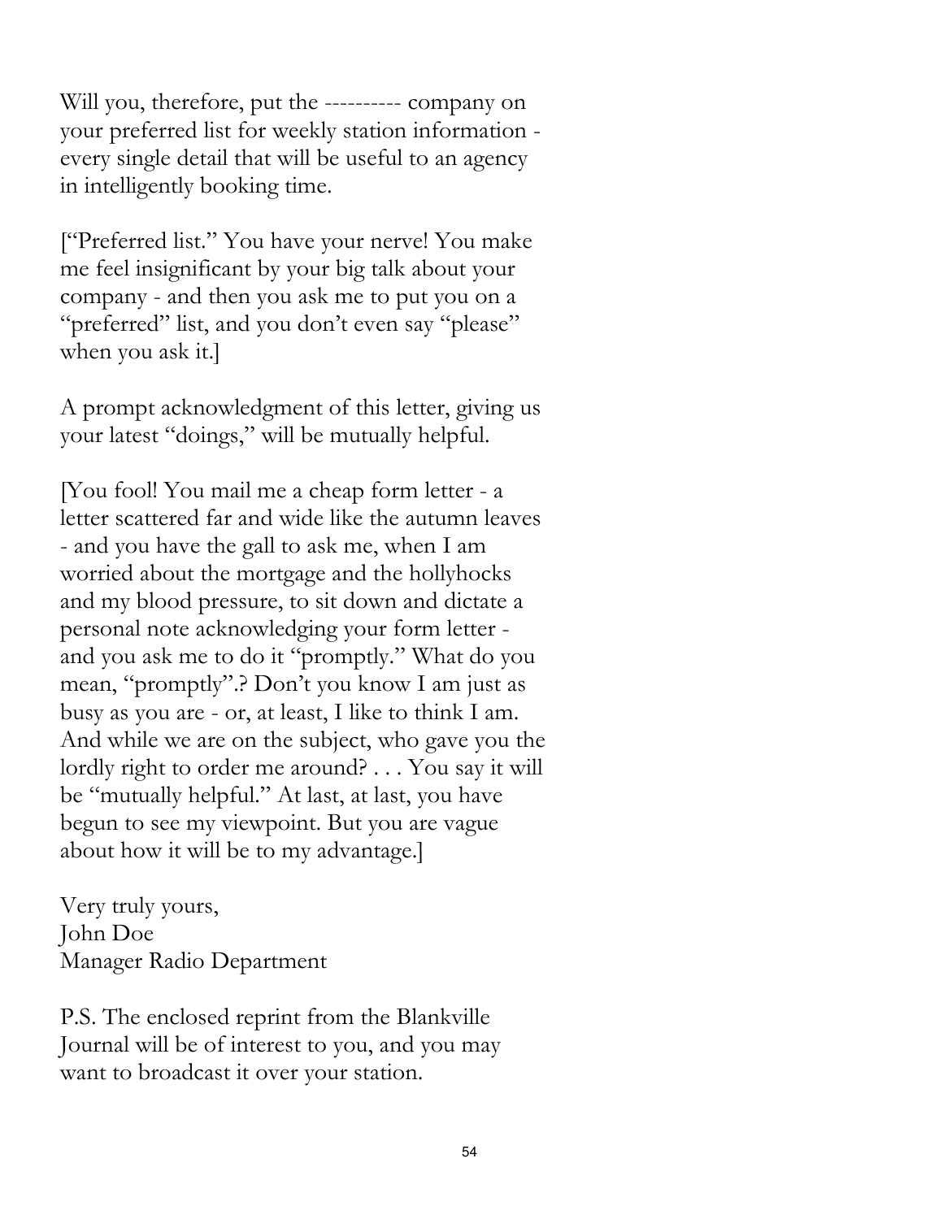Will you, therefore, put the ---------- company on your preferred list for weekly station information - every single detail that will be useful to an agency in intelligently booking time.

["Preferred list." You have your nerve! You make me feel insignificant by your big talk about your company - and then you ask me to put you on a "preferred" list, and you don't even say "please" when you ask it.]

A prompt acknowledgment of this letter, giving us your latest "doings," will be mutually helpful.

[You fool! You mail me a cheap form letter - a letter scattered far and wide like the autumn leaves - and you have the gall to ask me, when I am worried about the mortgage and the hollyhocks and my blood pressure, to sit down and dictate a personal note acknowledging your form letter - and you ask me to do it "promptly." What do you mean, "promptly".? Don't you know I am just as busy as you are - or, at least, I like to think I am. And while we are on the subject, who gave you the lordly right to order me around? . . . You say it will be "mutually helpful." At last, at last, you have begun to see my viewpoint. But you are vague about how it will be to my advantage.]

Very truly yours,
John Doe
Manager Radio Department

P.S. The enclosed reprint from the Blankville Journal will be of interest to you, and you may want to broadcast it over your station.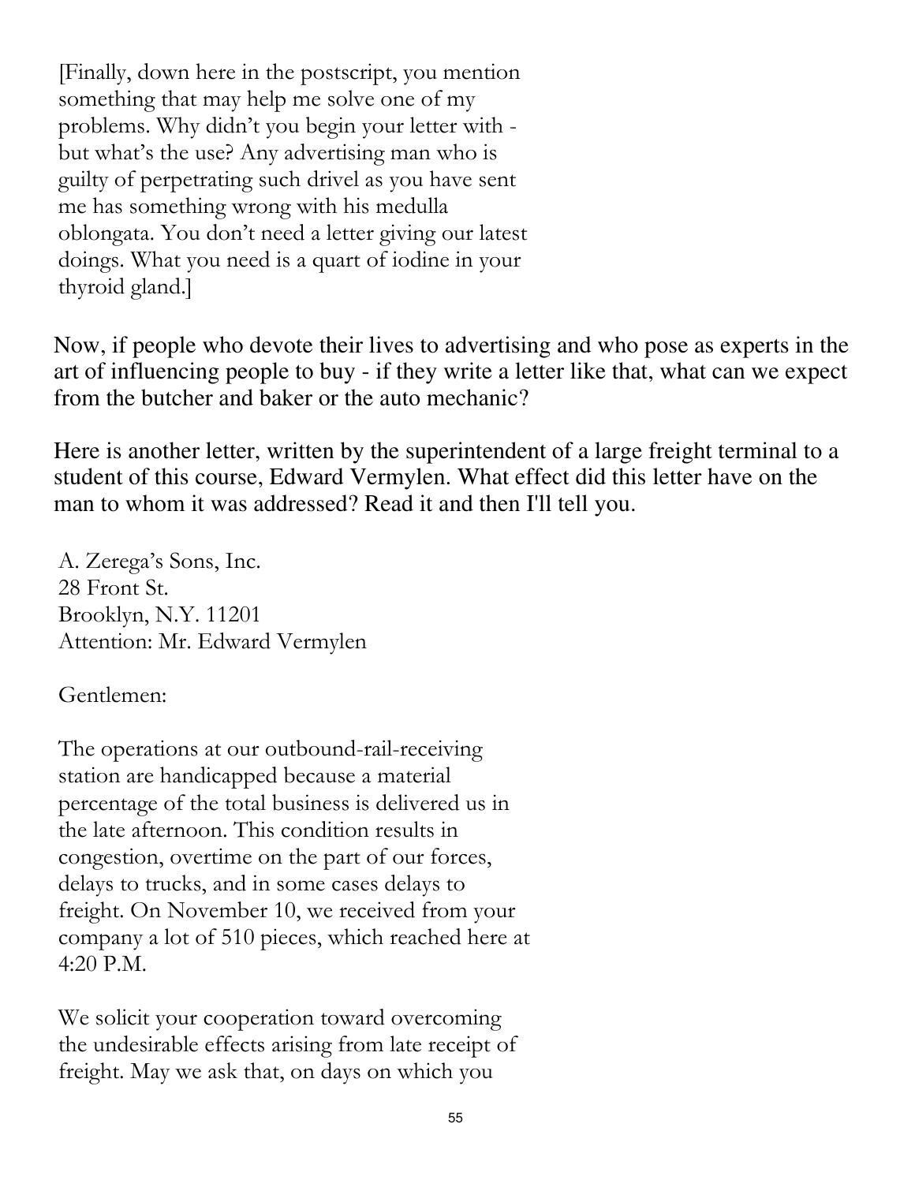[Finally, down here in the postscript, you mention something that may help me solve one of my problems. Why didn't you begin your letter with - but what's the use? Any advertising man who is guilty of perpetrating such drivel as you have sent me has something wrong with his medulla oblongata. You don't need a letter giving our latest doings. What you need is a quart of iodine in your thyroid gland.]

Now, if people who devote their lives to advertising and who pose as experts in the art of influencing people to buy - if they write a letter like that, what can we expect from the butcher and baker or the auto mechanic?

Here is another letter, written by the superintendent of a large freight terminal to a student of this course, Edward Vermylen. What effect did this letter have on the man to whom it was addressed? Read it and then I'll tell you.

A. Zerega's Sons, Inc.
28 Front St.
Brooklyn, N.Y. 11201
Attention: Mr. Edward Vermylen

Gentlemen:

The operations at our outbound-rail-receiving station are handicapped because a material percentage of the total business is delivered us in the late afternoon. This condition results in congestion, overtime on the part of our forces, delays to trucks, and in some cases delays to freight. On November 10, we received from your company a lot of 510 pieces, which reached here at 4:20 P.M.

We solicit your cooperation toward overcoming the undesirable effects arising from late receipt of freight. May we ask that, on days on which you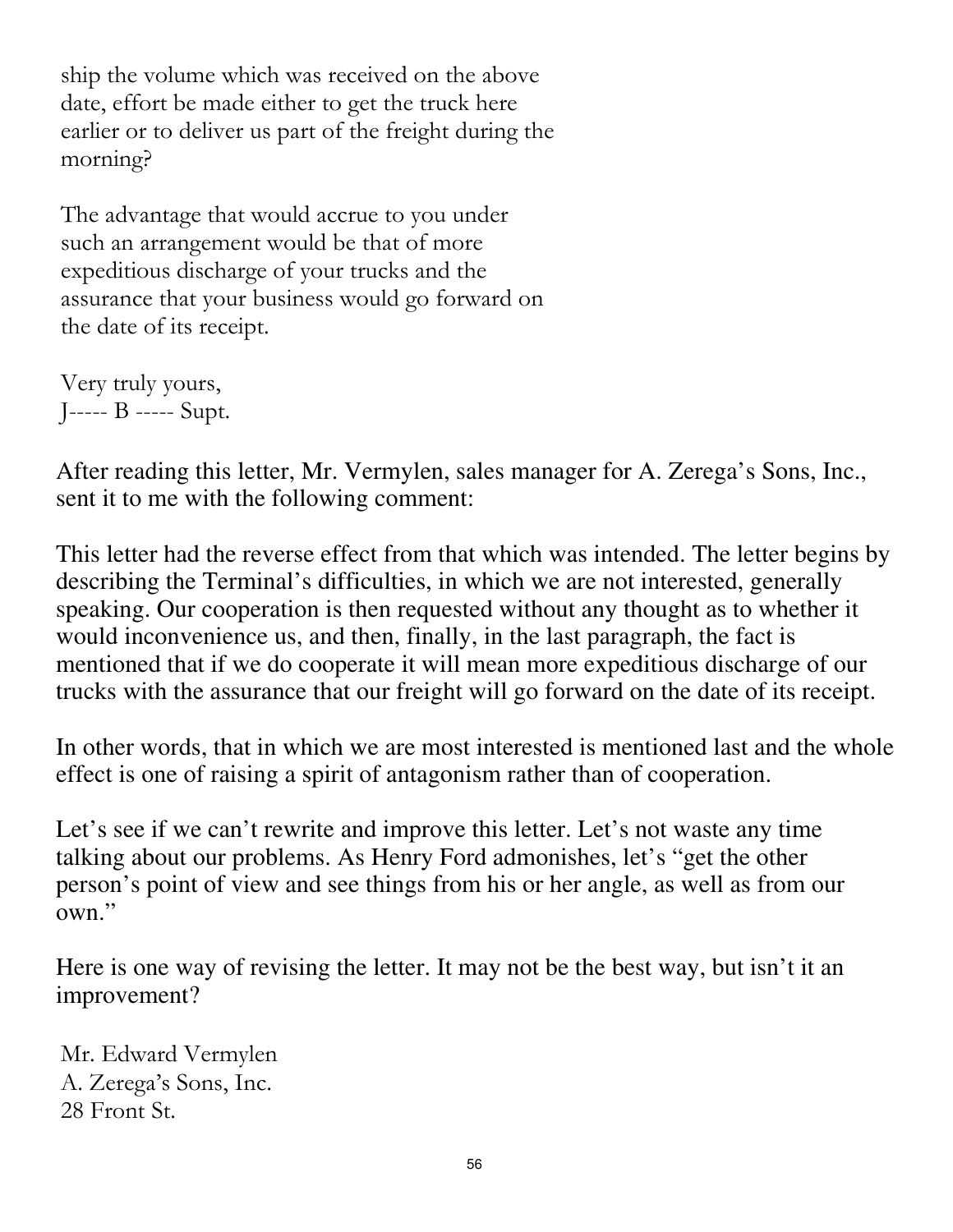ship the volume which was received on the above date, effort be made either to get the truck here earlier or to deliver us part of the freight during the morning?

The advantage that would accrue to you under such an arrangement would be that of more expeditious discharge of your trucks and the assurance that your business would go forward on the date of its receipt.

Very truly yours,
J----- B ----- Supt.

After reading this letter, Mr. Vermylen, sales manager for A. Zerega's Sons, Inc., sent it to me with the following comment:

This letter had the reverse effect from that which was intended. The letter begins by describing the Terminal's difficulties, in which we are not interested, generally speaking. Our cooperation is then requested without any thought as to whether it would inconvenience us, and then, finally, in the last paragraph, the fact is mentioned that if we do cooperate it will mean more expeditious discharge of our trucks with the assurance that our freight will go forward on the date of its receipt.

In other words, that in which we are most interested is mentioned last and the whole effect is one of raising a spirit of antagonism rather than of cooperation.

Let's see if we can't rewrite and improve this letter. Let's not waste any time talking about our problems. As Henry Ford admonishes, let's "get the other person's point of view and see things from his or her angle, as well as from our own."

Here is one way of revising the letter. It may not be the best way, but isn't it an improvement?

Mr. Edward Vermylen
A. Zerega's Sons, Inc.
28 Front St.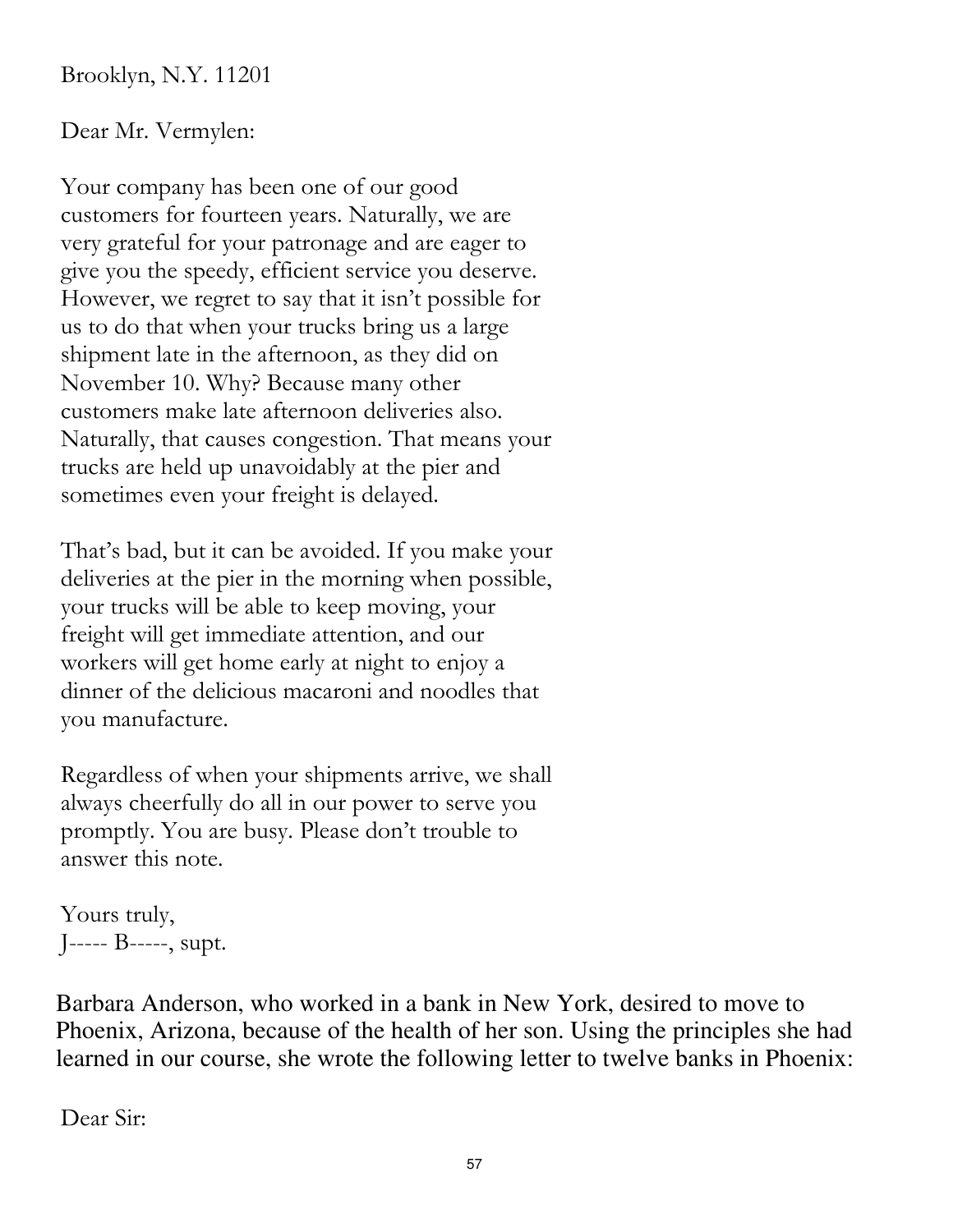Brooklyn, N.Y. 11201

Dear Mr. Vermylen:

Your company has been one of our good customers for fourteen years. Naturally, we are very grateful for your patronage and are eager to give you the speedy, efficient service you deserve. However, we regret to say that it isn't possible for us to do that when your trucks bring us a large shipment late in the afternoon, as they did on November 10. Why? Because many other customers make late afternoon deliveries also. Naturally, that causes congestion. That means your trucks are held up unavoidably at the pier and sometimes even your freight is delayed.

That's bad, but it can be avoided. If you make your deliveries at the pier in the morning when possible, your trucks will be able to keep moving, your freight will get immediate attention, and our workers will get home early at night to enjoy a dinner of the delicious macaroni and noodles that you manufacture.

Regardless of when your shipments arrive, we shall always cheerfully do all in our power to serve you promptly. You are busy. Please don't trouble to answer this note.

Yours truly,
J----- B-----, supt.

Barbara Anderson, who worked in a bank in New York, desired to move to Phoenix, Arizona, because of the health of her son. Using the principles she had learned in our course, she wrote the following letter to twelve banks in Phoenix:

Dear Sir: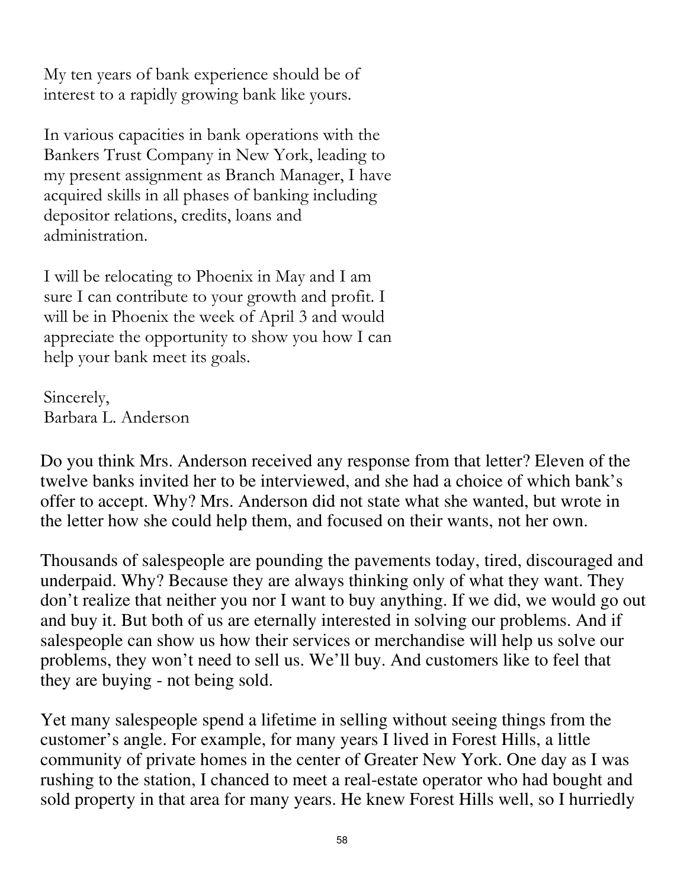My ten years of bank experience should be of interest to a rapidly growing bank like yours.

In various capacities in bank operations with the Bankers Trust Company in New York, leading to my present assignment as Branch Manager, I have acquired skills in all phases of banking including depositor relations, credits, loans and administration.

I will be relocating to Phoenix in May and I am sure I can contribute to your growth and profit. I will be in Phoenix the week of April 3 and would appreciate the opportunity to show you how I can help your bank meet its goals.

Sincerely,
Barbara L. Anderson

Do you think Mrs. Anderson received any response from that letter? Eleven of the twelve banks invited her to be interviewed, and she had a choice of which bank's offer to accept. Why? Mrs. Anderson did not state what she wanted, but wrote in the letter how she could help them, and focused on their wants, not her own.

Thousands of salespeople are pounding the pavements today, tired, discouraged and underpaid. Why? Because they are always thinking only of what they want. They don't realize that neither you nor I want to buy anything. If we did, we would go out and buy it. But both of us are eternally interested in solving our problems. And if salespeople can show us how their services or merchandise will help us solve our problems, they won't need to sell us. We'll buy. And customers like to feel that they are buying - not being sold.

Yet many salespeople spend a lifetime in selling without seeing things from the customer's angle. For example, for many years I lived in Forest Hills, a little community of private homes in the center of Greater New York. One day as I was rushing to the station, I chanced to meet a real-estate operator who had bought and sold property in that area for many years. He knew Forest Hills well, so I hurriedly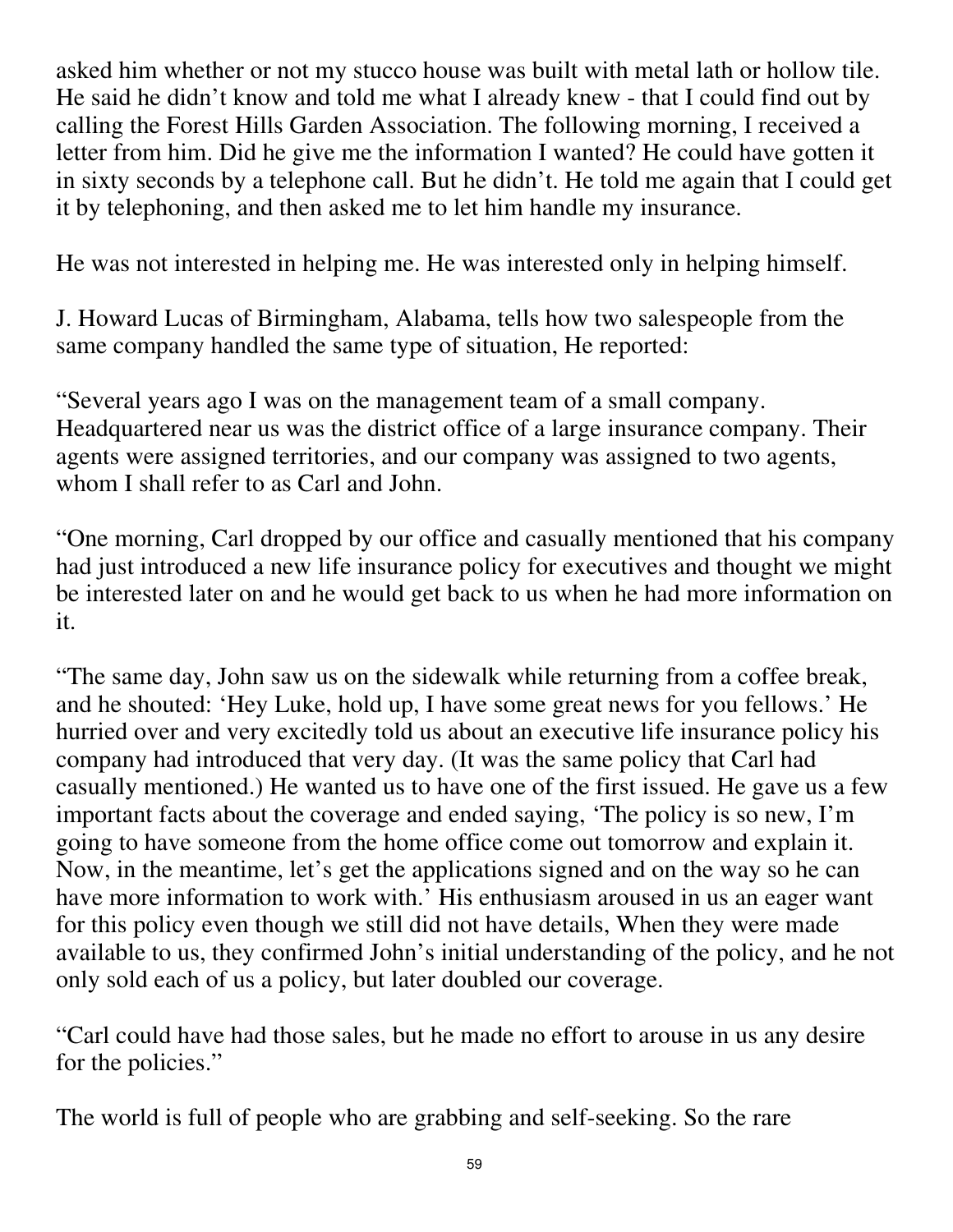asked him whether or not my stucco house was built with metal lath or hollow tile. He said he didn't know and told me what I already knew - that I could find out by calling the Forest Hills Garden Association. The following morning, I received a letter from him. Did he give me the information I wanted? He could have gotten it in sixty seconds by a telephone call. But he didn't. He told me again that I could get it by telephoning, and then asked me to let him handle my insurance.

He was not interested in helping me. He was interested only in helping himself.

J. Howard Lucas of Birmingham, Alabama, tells how two salespeople from the same company handled the same type of situation, He reported:

"Several years ago I was on the management team of a small company. Headquartered near us was the district office of a large insurance company. Their agents were assigned territories, and our company was assigned to two agents, whom I shall refer to as Carl and John.

"One morning, Carl dropped by our office and casually mentioned that his company had just introduced a new life insurance policy for executives and thought we might be interested later on and he would get back to us when he had more information on it.

"The same day, John saw us on the sidewalk while returning from a coffee break, and he shouted: 'Hey Luke, hold up, I have some great news for you fellows.' He hurried over and very excitedly told us about an executive life insurance policy his company had introduced that very day. (It was the same policy that Carl had casually mentioned.) He wanted us to have one of the first issued. He gave us a few important facts about the coverage and ended saying, 'The policy is so new, I'm going to have someone from the home office come out tomorrow and explain it. Now, in the meantime, let's get the applications signed and on the way so he can have more information to work with.' His enthusiasm aroused in us an eager want for this policy even though we still did not have details, When they were made available to us, they confirmed John's initial understanding of the policy, and he not only sold each of us a policy, but later doubled our coverage.

"Carl could have had those sales, but he made no effort to arouse in us any desire for the policies."

The world is full of people who are grabbing and self-seeking. So the rare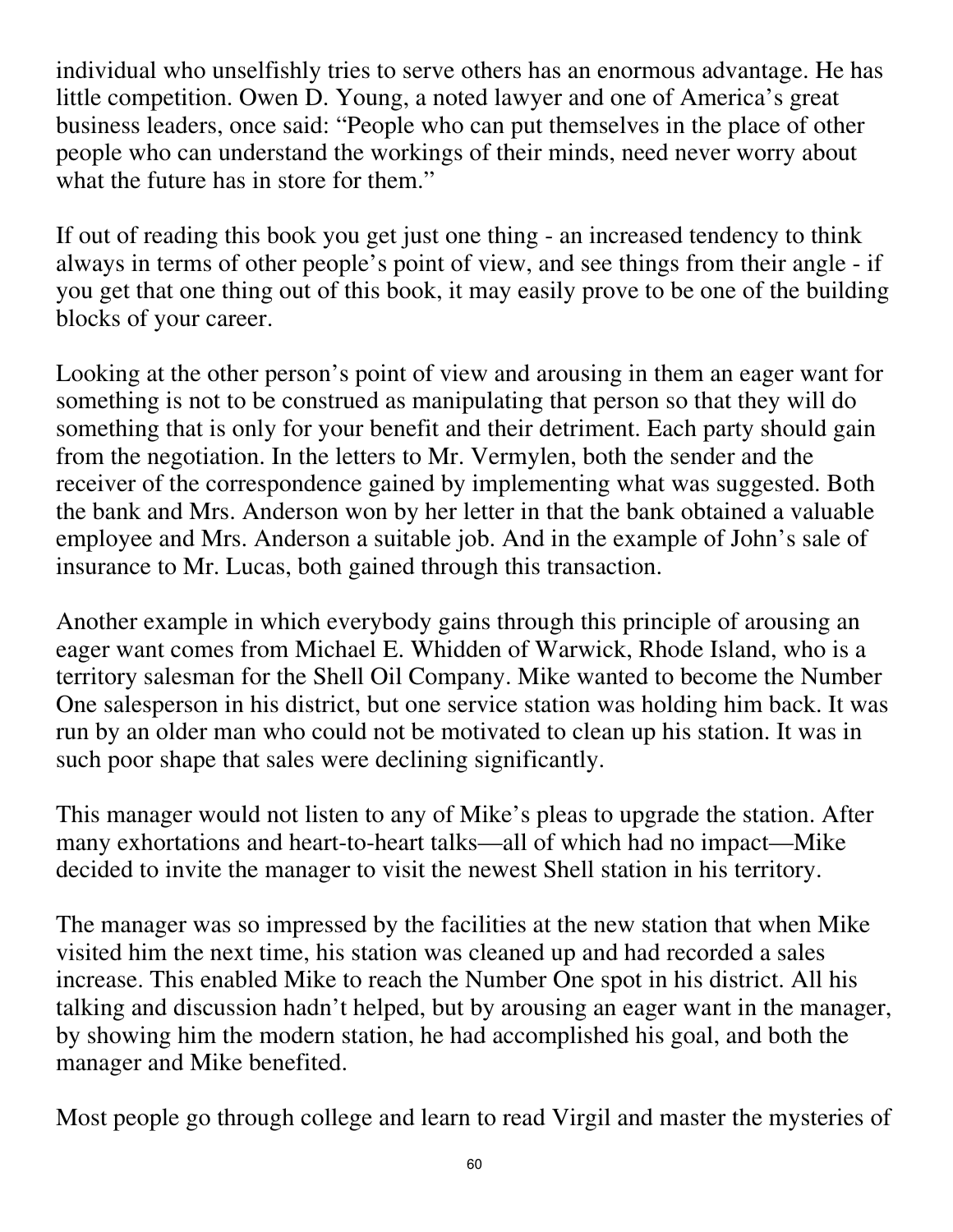individual who unselfishly tries to serve others has an enormous advantage. He has little competition. Owen D. Young, a noted lawyer and one of America's great business leaders, once said: "People who can put themselves in the place of other people who can understand the workings of their minds, need never worry about what the future has in store for them."

If out of reading this book you get just one thing - an increased tendency to think always in terms of other people's point of view, and see things from their angle - if you get that one thing out of this book, it may easily prove to be one of the building blocks of your career.

Looking at the other person's point of view and arousing in them an eager want for something is not to be construed as manipulating that person so that they will do something that is only for your benefit and their detriment. Each party should gain from the negotiation. In the letters to Mr. Vermylen, both the sender and the receiver of the correspondence gained by implementing what was suggested. Both the bank and Mrs. Anderson won by her letter in that the bank obtained a valuable employee and Mrs. Anderson a suitable job. And in the example of John's sale of insurance to Mr. Lucas, both gained through this transaction.

Another example in which everybody gains through this principle of arousing an eager want comes from Michael E. Whidden of Warwick, Rhode Island, who is a territory salesman for the Shell Oil Company. Mike wanted to become the Number One salesperson in his district, but one service station was holding him back. It was run by an older man who could not be motivated to clean up his station. It was in such poor shape that sales were declining significantly.

This manager would not listen to any of Mike's pleas to upgrade the station. After many exhortations and heart-to-heart talks—all of which had no impact—Mike decided to invite the manager to visit the newest Shell station in his territory.

The manager was so impressed by the facilities at the new station that when Mike visited him the next time, his station was cleaned up and had recorded a sales increase. This enabled Mike to reach the Number One spot in his district. All his talking and discussion hadn't helped, but by arousing an eager want in the manager, by showing him the modern station, he had accomplished his goal, and both the manager and Mike benefited.

Most people go through college and learn to read Virgil and master the mysteries of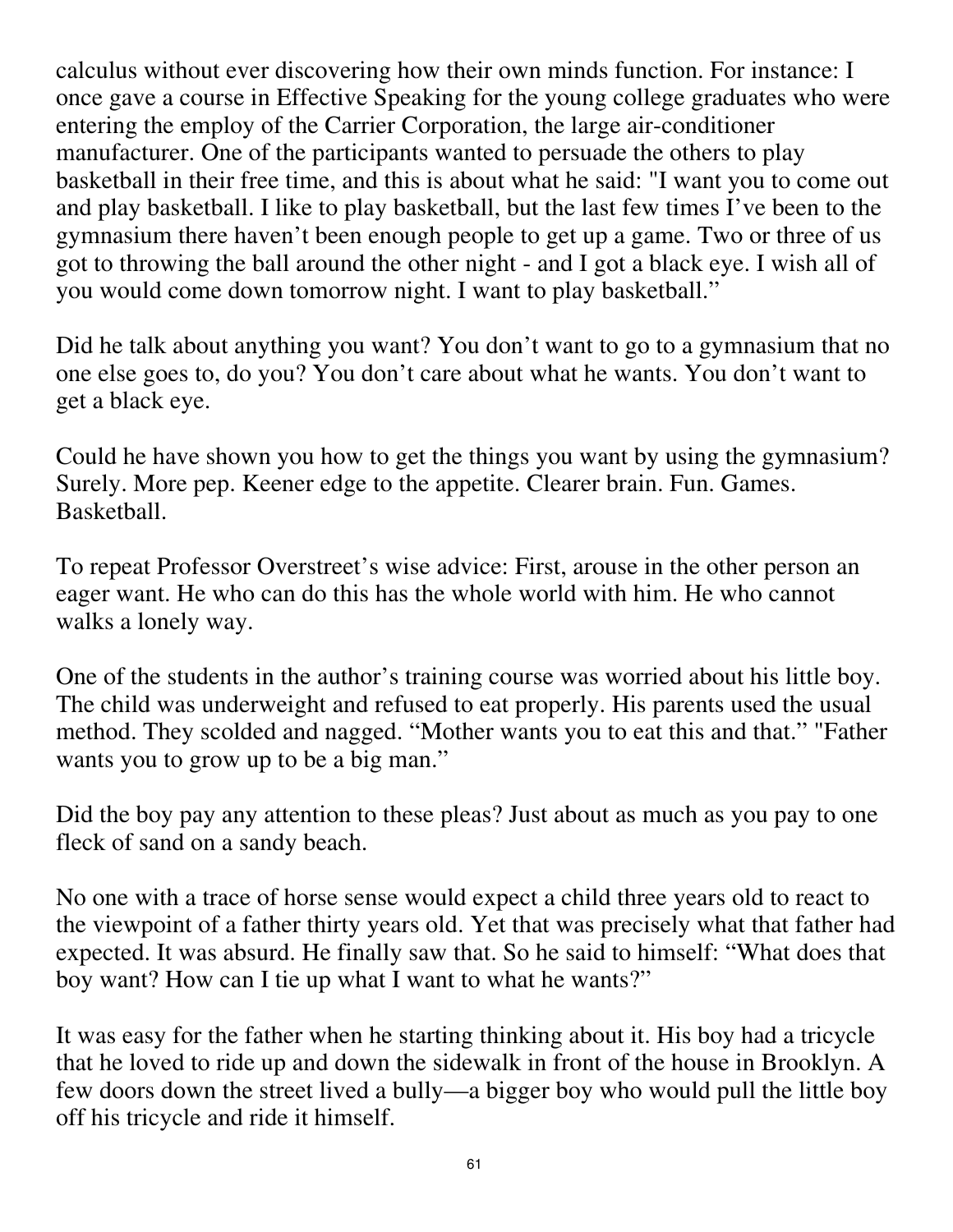calculus without ever discovering how their own minds function. For instance: I once gave a course in Effective Speaking for the young college graduates who were entering the employ of the Carrier Corporation, the large air-conditioner manufacturer. One of the participants wanted to persuade the others to play basketball in their free time, and this is about what he said: "I want you to come out and play basketball. I like to play basketball, but the last few times I've been to the gymnasium there haven't been enough people to get up a game. Two or three of us got to throwing the ball around the other night - and I got a black eye. I wish all of you would come down tomorrow night. I want to play basketball."

Did he talk about anything you want? You don't want to go to a gymnasium that no one else goes to, do you? You don't care about what he wants. You don't want to get a black eye.

Could he have shown you how to get the things you want by using the gymnasium? Surely. More pep. Keener edge to the appetite. Clearer brain. Fun. Games. Basketball.

To repeat Professor Overstreet's wise advice: First, arouse in the other person an eager want. He who can do this has the whole world with him. He who cannot walks a lonely way.

One of the students in the author's training course was worried about his little boy. The child was underweight and refused to eat properly. His parents used the usual method. They scolded and nagged. "Mother wants you to eat this and that." "Father wants you to grow up to be a big man."

Did the boy pay any attention to these pleas? Just about as much as you pay to one fleck of sand on a sandy beach.

No one with a trace of horse sense would expect a child three years old to react to the viewpoint of a father thirty years old. Yet that was precisely what that father had expected. It was absurd. He finally saw that. So he said to himself: "What does that boy want? How can I tie up what I want to what he wants?"

It was easy for the father when he starting thinking about it. His boy had a tricycle that he loved to ride up and down the sidewalk in front of the house in Brooklyn. A few doors down the street lived a bully—a bigger boy who would pull the little boy off his tricycle and ride it himself.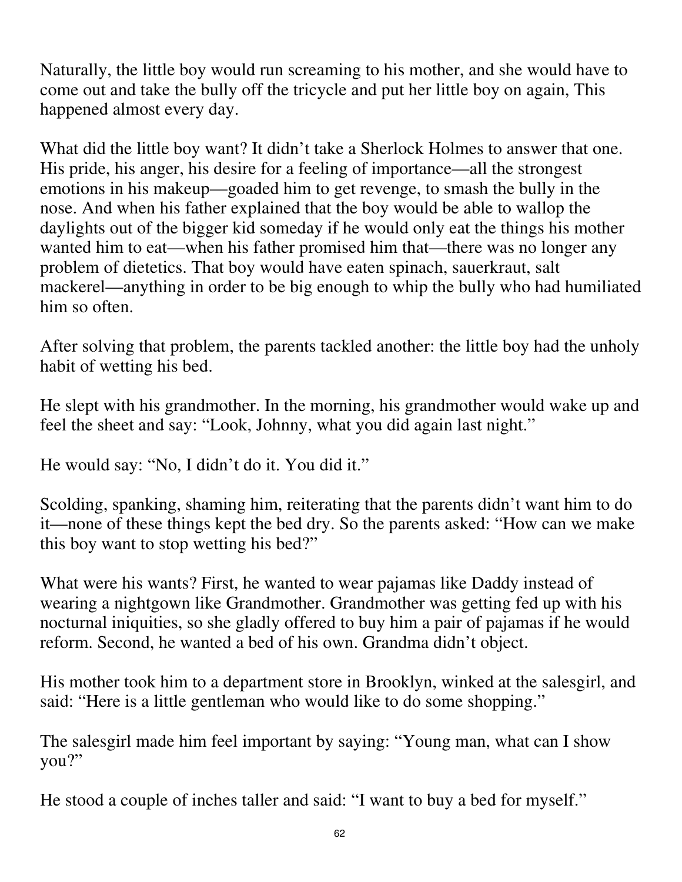Naturally, the little boy would run screaming to his mother, and she would have to come out and take the bully off the tricycle and put her little boy on again, This happened almost every day.

What did the little boy want? It didn't take a Sherlock Holmes to answer that one. His pride, his anger, his desire for a feeling of importance—all the strongest emotions in his makeup—goaded him to get revenge, to smash the bully in the nose. And when his father explained that the boy would be able to wallop the daylights out of the bigger kid someday if he would only eat the things his mother wanted him to eat—when his father promised him that—there was no longer any problem of dietetics. That boy would have eaten spinach, sauerkraut, salt mackerel—anything in order to be big enough to whip the bully who had humiliated him so often.

After solving that problem, the parents tackled another: the little boy had the unholy habit of wetting his bed.

He slept with his grandmother. In the morning, his grandmother would wake up and feel the sheet and say: "Look, Johnny, what you did again last night."

He would say: "No, I didn't do it. You did it."

Scolding, spanking, shaming him, reiterating that the parents didn't want him to do it—none of these things kept the bed dry. So the parents asked: "How can we make this boy want to stop wetting his bed?"

What were his wants? First, he wanted to wear pajamas like Daddy instead of wearing a nightgown like Grandmother. Grandmother was getting fed up with his nocturnal iniquities, so she gladly offered to buy him a pair of pajamas if he would reform. Second, he wanted a bed of his own. Grandma didn't object.

His mother took him to a department store in Brooklyn, winked at the salesgirl, and said: "Here is a little gentleman who would like to do some shopping."

The salesgirl made him feel important by saying: "Young man, what can I show you?"

He stood a couple of inches taller and said: "I want to buy a bed for myself."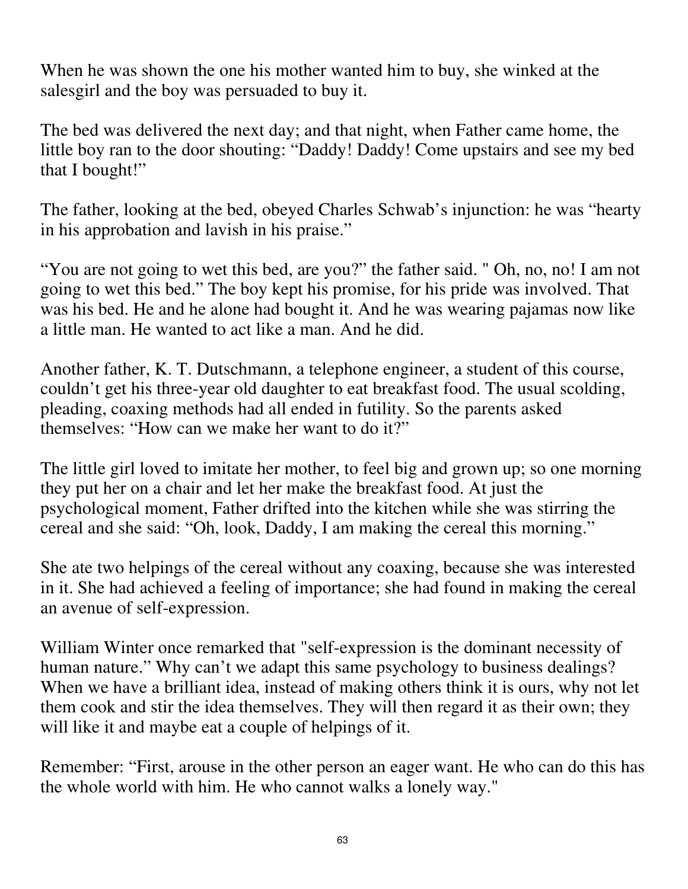When he was shown the one his mother wanted him to buy, she winked at the salesgirl and the boy was persuaded to buy it.

The bed was delivered the next day; and that night, when Father came home, the little boy ran to the door shouting: “Daddy! Daddy! Come upstairs and see my bed that I bought!”

The father, looking at the bed, obeyed Charles Schwab’s injunction: he was “hearty in his approbation and lavish in his praise.”

“You are not going to wet this bed, are you?” the father said. " Oh, no, no! I am not going to wet this bed.” The boy kept his promise, for his pride was involved. That was his bed. He and he alone had bought it. And he was wearing pajamas now like a little man. He wanted to act like a man. And he did.

Another father, K. T. Dutschmann, a telephone engineer, a student of this course, couldn’t get his three-year old daughter to eat breakfast food. The usual scolding, pleading, coaxing methods had all ended in futility. So the parents asked themselves: “How can we make her want to do it?”

The little girl loved to imitate her mother, to feel big and grown up; so one morning they put her on a chair and let her make the breakfast food. At just the psychological moment, Father drifted into the kitchen while she was stirring the cereal and she said: “Oh, look, Daddy, I am making the cereal this morning.”

She ate two helpings of the cereal without any coaxing, because she was interested in it. She had achieved a feeling of importance; she had found in making the cereal an avenue of self-expression.

William Winter once remarked that "self-expression is the dominant necessity of human nature.” Why can’t we adapt this same psychology to business dealings? When we have a brilliant idea, instead of making others think it is ours, why not let them cook and stir the idea themselves. They will then regard it as their own; they will like it and maybe eat a couple of helpings of it.

Remember: “First, arouse in the other person an eager want. He who can do this has the whole world with him. He who cannot walks a lonely way."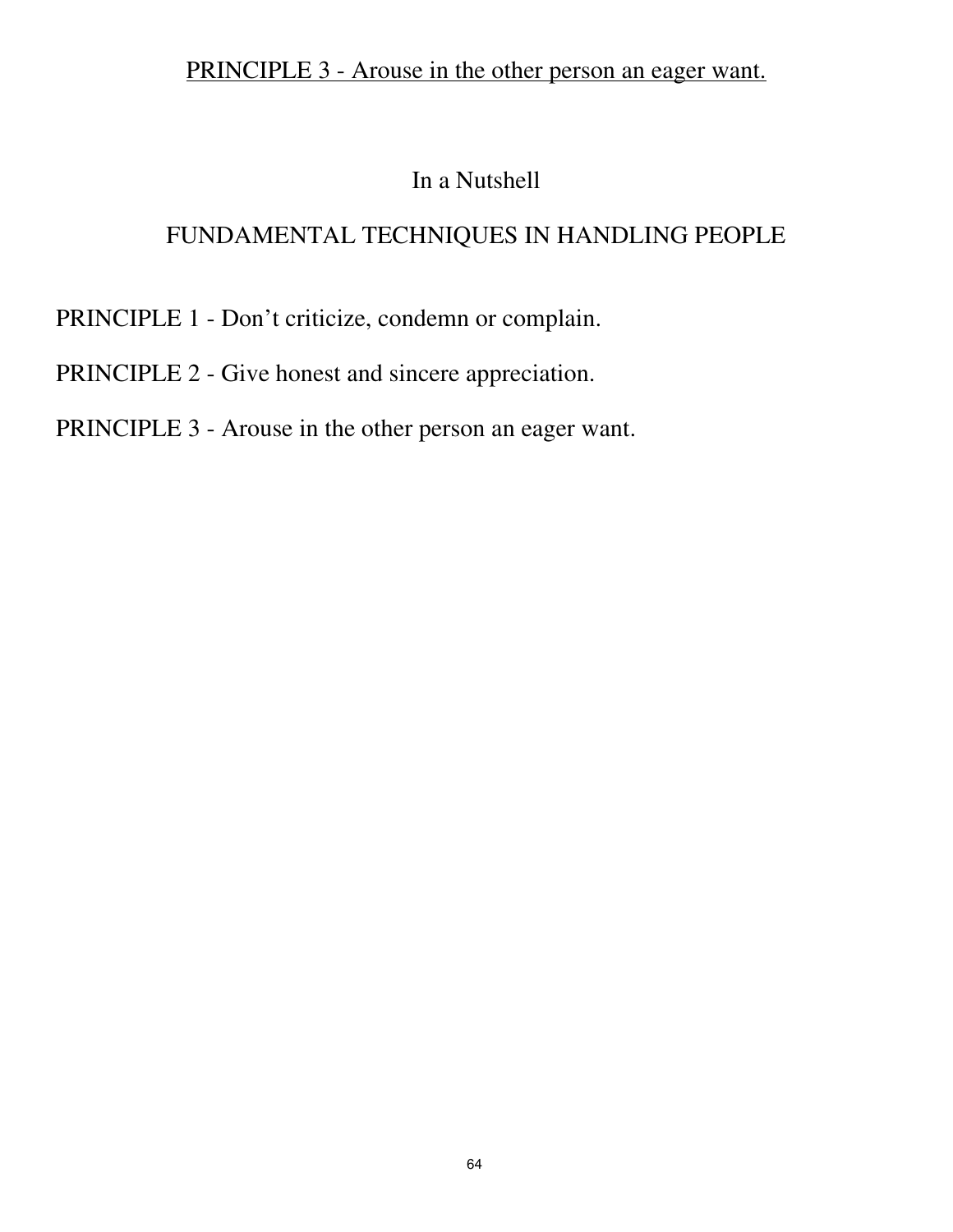PRINCIPLE 3 - Arouse in the other person an eager want.

## In a Nutshell

## FUNDAMENTAL TECHNIQUES IN HANDLING PEOPLE

PRINCIPLE 1 - Don't criticize, condemn or complain.

PRINCIPLE 2 - Give honest and sincere appreciation.

PRINCIPLE 3 - Arouse in the other person an eager want.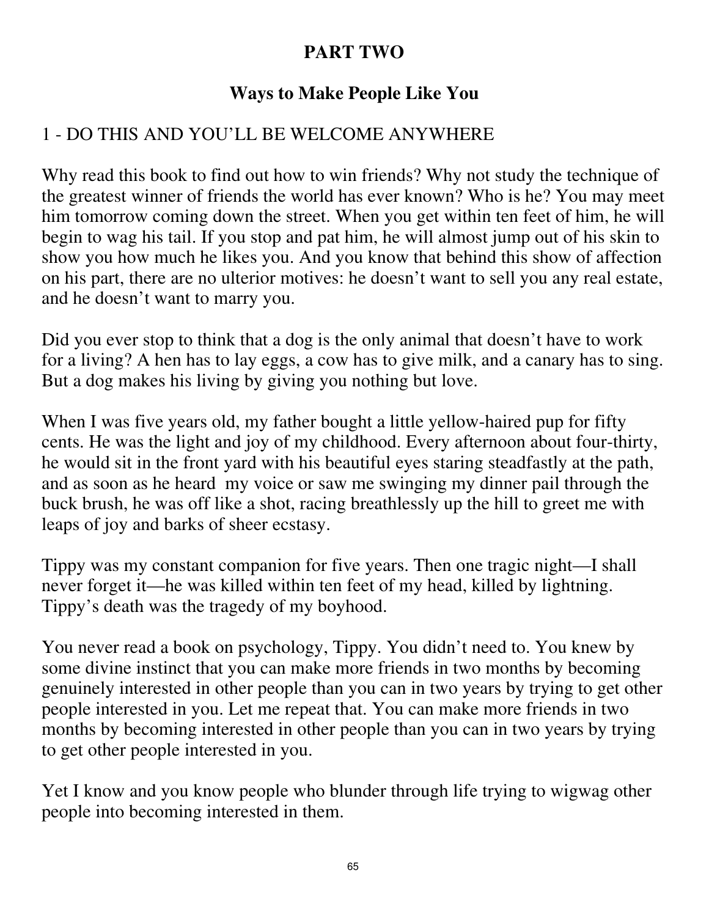# PART TWO

## Ways to Make People Like You

### 1 - DO THIS AND YOU'LL BE WELCOME ANYWHERE

Why read this book to find out how to win friends? Why not study the technique of the greatest winner of friends the world has ever known? Who is he? You may meet him tomorrow coming down the street. When you get within ten feet of him, he will begin to wag his tail. If you stop and pat him, he will almost jump out of his skin to show you how much he likes you. And you know that behind this show of affection on his part, there are no ulterior motives: he doesn't want to sell you any real estate, and he doesn't want to marry you.

Did you ever stop to think that a dog is the only animal that doesn't have to work for a living? A hen has to lay eggs, a cow has to give milk, and a canary has to sing. But a dog makes his living by giving you nothing but love.

When I was five years old, my father bought a little yellow-haired pup for fifty cents. He was the light and joy of my childhood. Every afternoon about four-thirty, he would sit in the front yard with his beautiful eyes staring steadfastly at the path, and as soon as he heard my voice or saw me swinging my dinner pail through the buck brush, he was off like a shot, racing breathlessly up the hill to greet me with leaps of joy and barks of sheer ecstasy.

Tippy was my constant companion for five years. Then one tragic night—I shall never forget it—he was killed within ten feet of my head, killed by lightning. Tippy's death was the tragedy of my boyhood.

You never read a book on psychology, Tippy. You didn't need to. You knew by some divine instinct that you can make more friends in two months by becoming genuinely interested in other people than you can in two years by trying to get other people interested in you. Let me repeat that. You can make more friends in two months by becoming interested in other people than you can in two years by trying to get other people interested in you.

Yet I know and you know people who blunder through life trying to wigwag other people into becoming interested in them.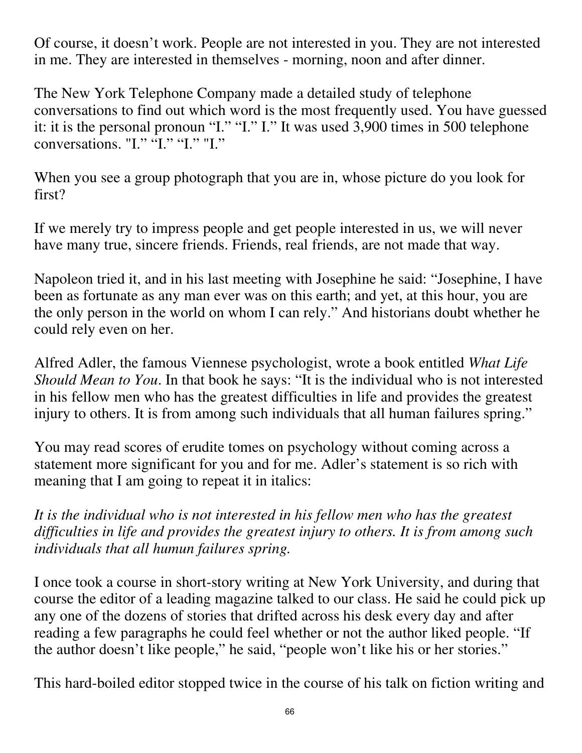Of course, it doesn't work. People are not interested in you. They are not interested in me. They are interested in themselves - morning, noon and after dinner.

The New York Telephone Company made a detailed study of telephone conversations to find out which word is the most frequently used. You have guessed it: it is the personal pronoun "I." "I." I." It was used 3,900 times in 500 telephone conversations. "I." "I." "I." "I."

When you see a group photograph that you are in, whose picture do you look for first?

If we merely try to impress people and get people interested in us, we will never have many true, sincere friends. Friends, real friends, are not made that way.

Napoleon tried it, and in his last meeting with Josephine he said: "Josephine, I have been as fortunate as any man ever was on this earth; and yet, at this hour, you are the only person in the world on whom I can rely." And historians doubt whether he could rely even on her.

Alfred Adler, the famous Viennese psychologist, wrote a book entitled *What Life Should Mean to You*. In that book he says: "It is the individual who is not interested in his fellow men who has the greatest difficulties in life and provides the greatest injury to others. It is from among such individuals that all human failures spring."

You may read scores of erudite tomes on psychology without coming across a statement more significant for you and for me. Adler's statement is so rich with meaning that I am going to repeat it in italics:

*It is the individual who is not interested in his fellow men who has the greatest difficulties in life and provides the greatest injury to others. It is from among such individuals that all humun failures spring.*

I once took a course in short-story writing at New York University, and during that course the editor of a leading magazine talked to our class. He said he could pick up any one of the dozens of stories that drifted across his desk every day and after reading a few paragraphs he could feel whether or not the author liked people. "If the author doesn't like people," he said, "people won't like his or her stories."

This hard-boiled editor stopped twice in the course of his talk on fiction writing and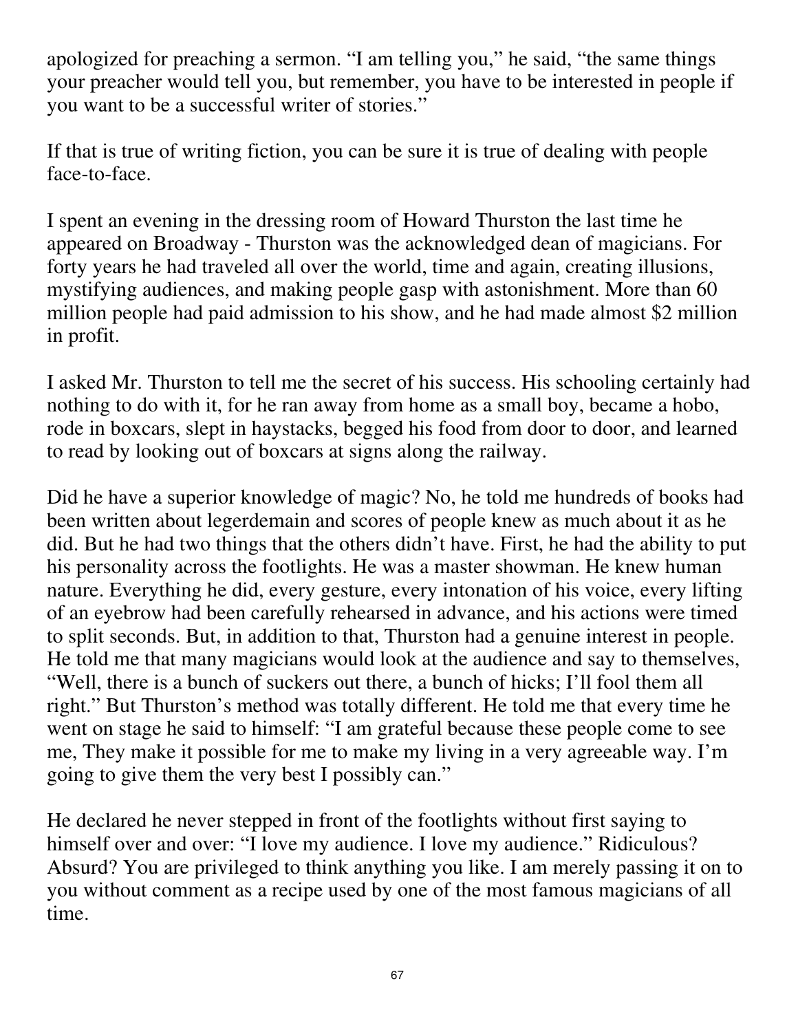apologized for preaching a sermon. "I am telling you," he said, "the same things your preacher would tell you, but remember, you have to be interested in people if you want to be a successful writer of stories."

If that is true of writing fiction, you can be sure it is true of dealing with people face-to-face.

I spent an evening in the dressing room of Howard Thurston the last time he appeared on Broadway - Thurston was the acknowledged dean of magicians. For forty years he had traveled all over the world, time and again, creating illusions, mystifying audiences, and making people gasp with astonishment. More than 60 million people had paid admission to his show, and he had made almost $2 million in profit.

I asked Mr. Thurston to tell me the secret of his success. His schooling certainly had nothing to do with it, for he ran away from home as a small boy, became a hobo, rode in boxcars, slept in haystacks, begged his food from door to door, and learned to read by looking out of boxcars at signs along the railway.

Did he have a superior knowledge of magic? No, he told me hundreds of books had been written about legerdemain and scores of people knew as much about it as he did. But he had two things that the others didn't have. First, he had the ability to put his personality across the footlights. He was a master showman. He knew human nature. Everything he did, every gesture, every intonation of his voice, every lifting of an eyebrow had been carefully rehearsed in advance, and his actions were timed to split seconds. But, in addition to that, Thurston had a genuine interest in people. He told me that many magicians would look at the audience and say to themselves, "Well, there is a bunch of suckers out there, a bunch of hicks; I'll fool them all right." But Thurston's method was totally different. He told me that every time he went on stage he said to himself: "I am grateful because these people come to see me, They make it possible for me to make my living in a very agreeable way. I'm going to give them the very best I possibly can."

He declared he never stepped in front of the footlights without first saying to himself over and over: "I love my audience. I love my audience." Ridiculous? Absurd? You are privileged to think anything you like. I am merely passing it on to you without comment as a recipe used by one of the most famous magicians of all time.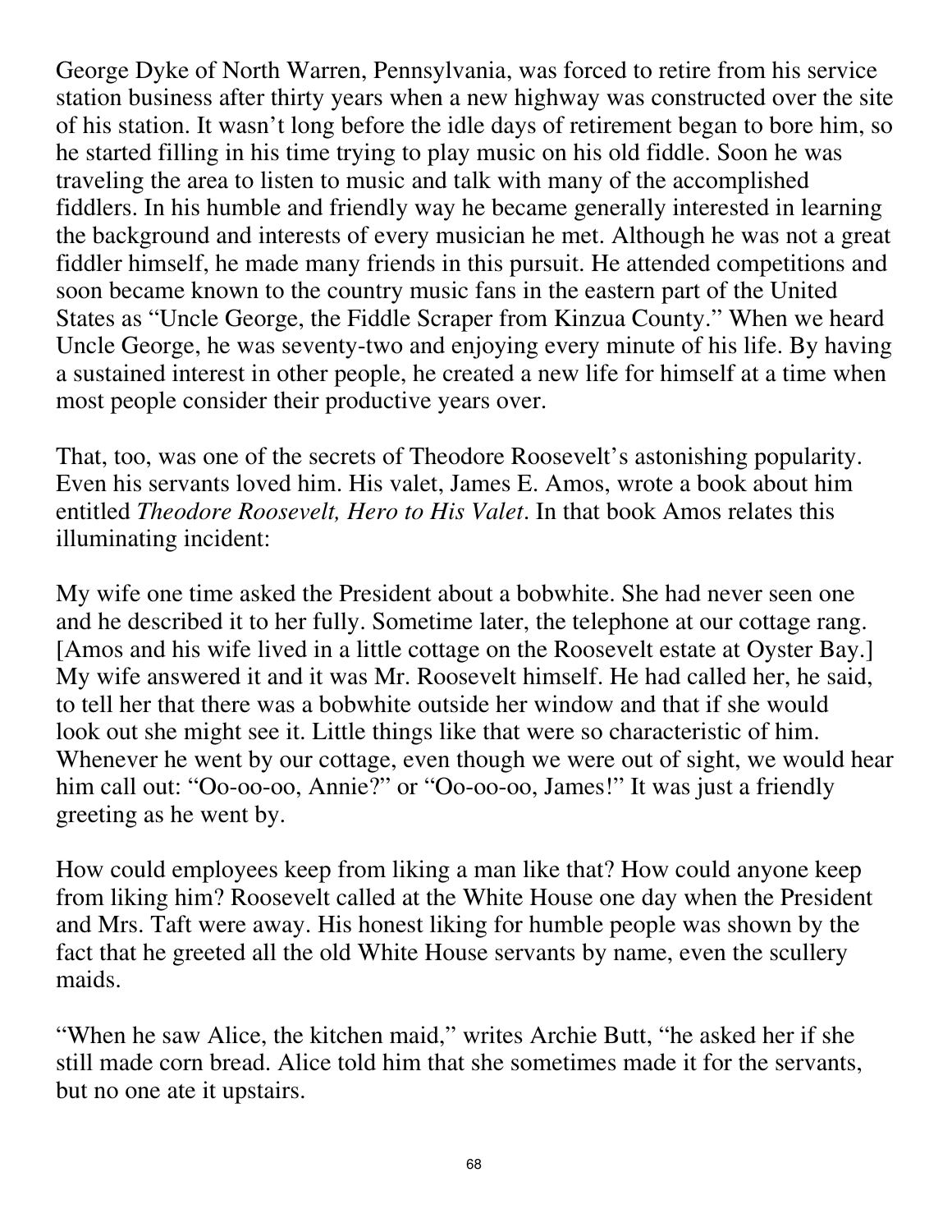George Dyke of North Warren, Pennsylvania, was forced to retire from his service station business after thirty years when a new highway was constructed over the site of his station. It wasn't long before the idle days of retirement began to bore him, so he started filling in his time trying to play music on his old fiddle. Soon he was traveling the area to listen to music and talk with many of the accomplished fiddlers. In his humble and friendly way he became generally interested in learning the background and interests of every musician he met. Although he was not a great fiddler himself, he made many friends in this pursuit. He attended competitions and soon became known to the country music fans in the eastern part of the United States as "Uncle George, the Fiddle Scraper from Kinzua County." When we heard Uncle George, he was seventy-two and enjoying every minute of his life. By having a sustained interest in other people, he created a new life for himself at a time when most people consider their productive years over.

That, too, was one of the secrets of Theodore Roosevelt's astonishing popularity. Even his servants loved him. His valet, James E. Amos, wrote a book about him entitled *Theodore Roosevelt, Hero to His Valet*. In that book Amos relates this illuminating incident:

My wife one time asked the President about a bobwhite. She had never seen one and he described it to her fully. Sometime later, the telephone at our cottage rang. [Amos and his wife lived in a little cottage on the Roosevelt estate at Oyster Bay.] My wife answered it and it was Mr. Roosevelt himself. He had called her, he said, to tell her that there was a bobwhite outside her window and that if she would look out she might see it. Little things like that were so characteristic of him. Whenever he went by our cottage, even though we were out of sight, we would hear him call out: "Oo-oo-oo, Annie?" or "Oo-oo-oo, James!" It was just a friendly greeting as he went by.

How could employees keep from liking a man like that? How could anyone keep from liking him? Roosevelt called at the White House one day when the President and Mrs. Taft were away. His honest liking for humble people was shown by the fact that he greeted all the old White House servants by name, even the scullery maids.

"When he saw Alice, the kitchen maid," writes Archie Butt, "he asked her if she still made corn bread. Alice told him that she sometimes made it for the servants, but no one ate it upstairs.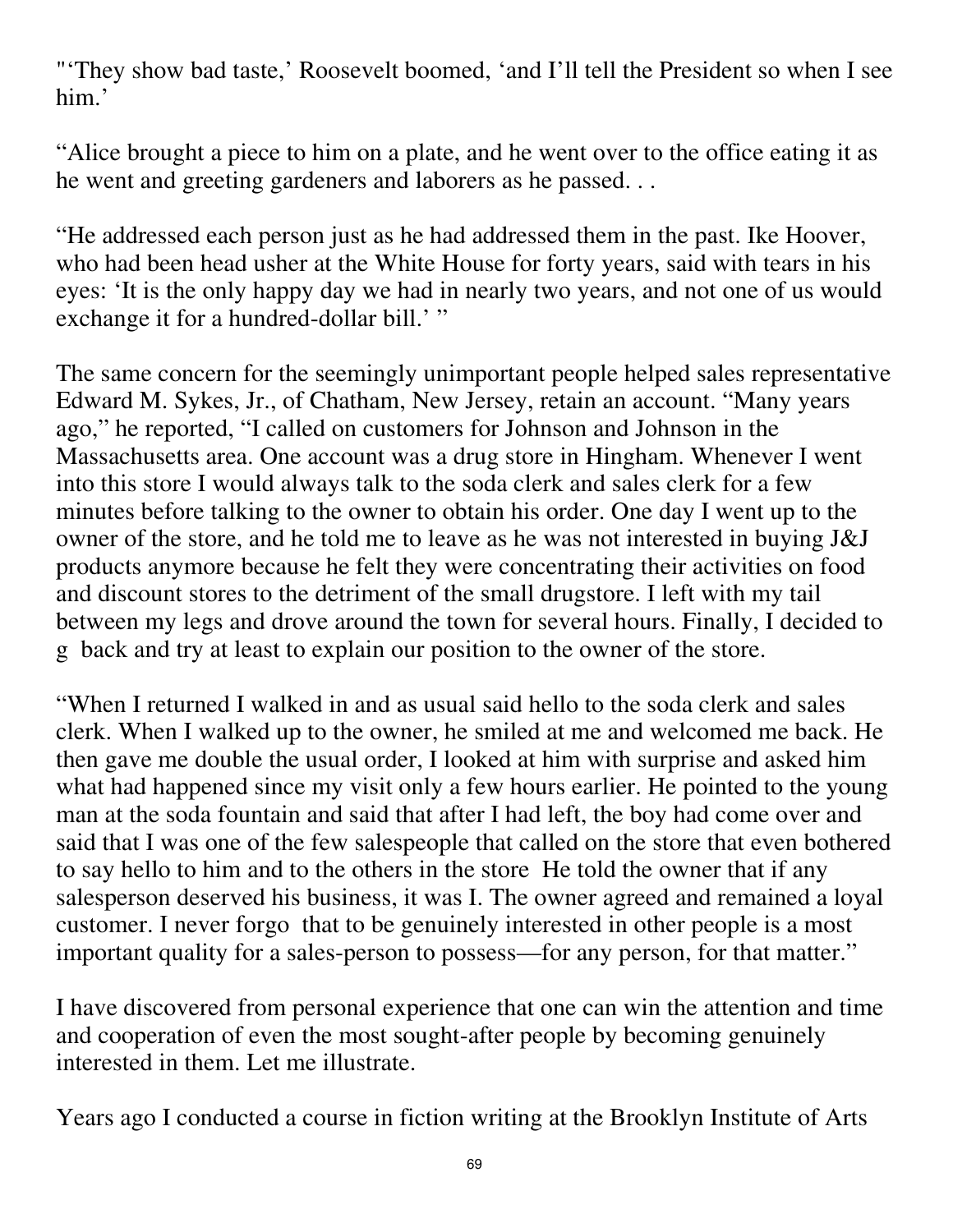"'They show bad taste,' Roosevelt boomed, 'and I'll tell the President so when I see him.'

"Alice brought a piece to him on a plate, and he went over to the office eating it as he went and greeting gardeners and laborers as he passed. . .

"He addressed each person just as he had addressed them in the past. Ike Hoover, who had been head usher at the White House for forty years, said with tears in his eyes: 'It is the only happy day we had in nearly two years, and not one of us would exchange it for a hundred-dollar bill.' "

The same concern for the seemingly unimportant people helped sales representative Edward M. Sykes, Jr., of Chatham, New Jersey, retain an account. "Many years ago," he reported, "I called on customers for Johnson and Johnson in the Massachusetts area. One account was a drug store in Hingham. Whenever I went into this store I would always talk to the soda clerk and sales clerk for a few minutes before talking to the owner to obtain his order. One day I went up to the owner of the store, and he told me to leave as he was not interested in buying J&J products anymore because he felt they were concentrating their activities on food and discount stores to the detriment of the small drugstore. I left with my tail between my legs and drove around the town for several hours. Finally, I decided to g back and try at least to explain our position to the owner of the store.

"When I returned I walked in and as usual said hello to the soda clerk and sales clerk. When I walked up to the owner, he smiled at me and welcomed me back. He then gave me double the usual order, I looked at him with surprise and asked him what had happened since my visit only a few hours earlier. He pointed to the young man at the soda fountain and said that after I had left, the boy had come over and said that I was one of the few salespeople that called on the store that even bothered to say hello to him and to the others in the store He told the owner that if any salesperson deserved his business, it was I. The owner agreed and remained a loyal customer. I never forgo that to be genuinely interested in other people is a most important quality for a sales-person to possess—for any person, for that matter."

I have discovered from personal experience that one can win the attention and time and cooperation of even the most sought-after people by becoming genuinely interested in them. Let me illustrate.

Years ago I conducted a course in fiction writing at the Brooklyn Institute of Arts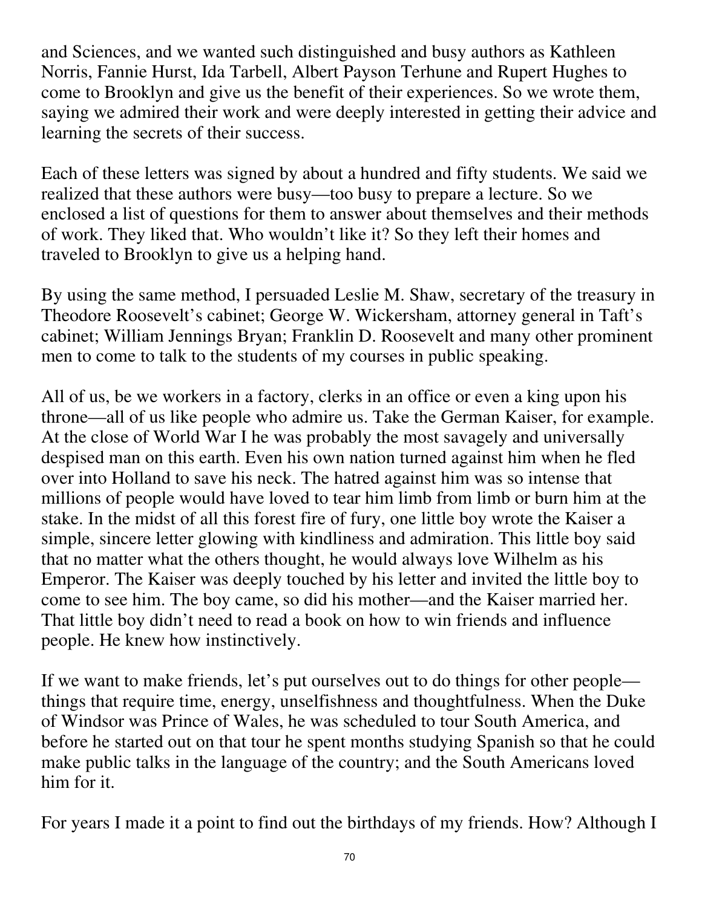and Sciences, and we wanted such distinguished and busy authors as Kathleen Norris, Fannie Hurst, Ida Tarbell, Albert Payson Terhune and Rupert Hughes to come to Brooklyn and give us the benefit of their experiences. So we wrote them, saying we admired their work and were deeply interested in getting their advice and learning the secrets of their success.

Each of these letters was signed by about a hundred and fifty students. We said we realized that these authors were busy—too busy to prepare a lecture. So we enclosed a list of questions for them to answer about themselves and their methods of work. They liked that. Who wouldn't like it? So they left their homes and traveled to Brooklyn to give us a helping hand.

By using the same method, I persuaded Leslie M. Shaw, secretary of the treasury in Theodore Roosevelt's cabinet; George W. Wickersham, attorney general in Taft's cabinet; William Jennings Bryan; Franklin D. Roosevelt and many other prominent men to come to talk to the students of my courses in public speaking.

All of us, be we workers in a factory, clerks in an office or even a king upon his throne—all of us like people who admire us. Take the German Kaiser, for example. At the close of World War I he was probably the most savagely and universally despised man on this earth. Even his own nation turned against him when he fled over into Holland to save his neck. The hatred against him was so intense that millions of people would have loved to tear him limb from limb or burn him at the stake. In the midst of all this forest fire of fury, one little boy wrote the Kaiser a simple, sincere letter glowing with kindliness and admiration. This little boy said that no matter what the others thought, he would always love Wilhelm as his Emperor. The Kaiser was deeply touched by his letter and invited the little boy to come to see him. The boy came, so did his mother—and the Kaiser married her. That little boy didn't need to read a book on how to win friends and influence people. He knew how instinctively.

If we want to make friends, let's put ourselves out to do things for other people—things that require time, energy, unselfishness and thoughtfulness. When the Duke of Windsor was Prince of Wales, he was scheduled to tour South America, and before he started out on that tour he spent months studying Spanish so that he could make public talks in the language of the country; and the South Americans loved him for it.

For years I made it a point to find out the birthdays of my friends. How? Although I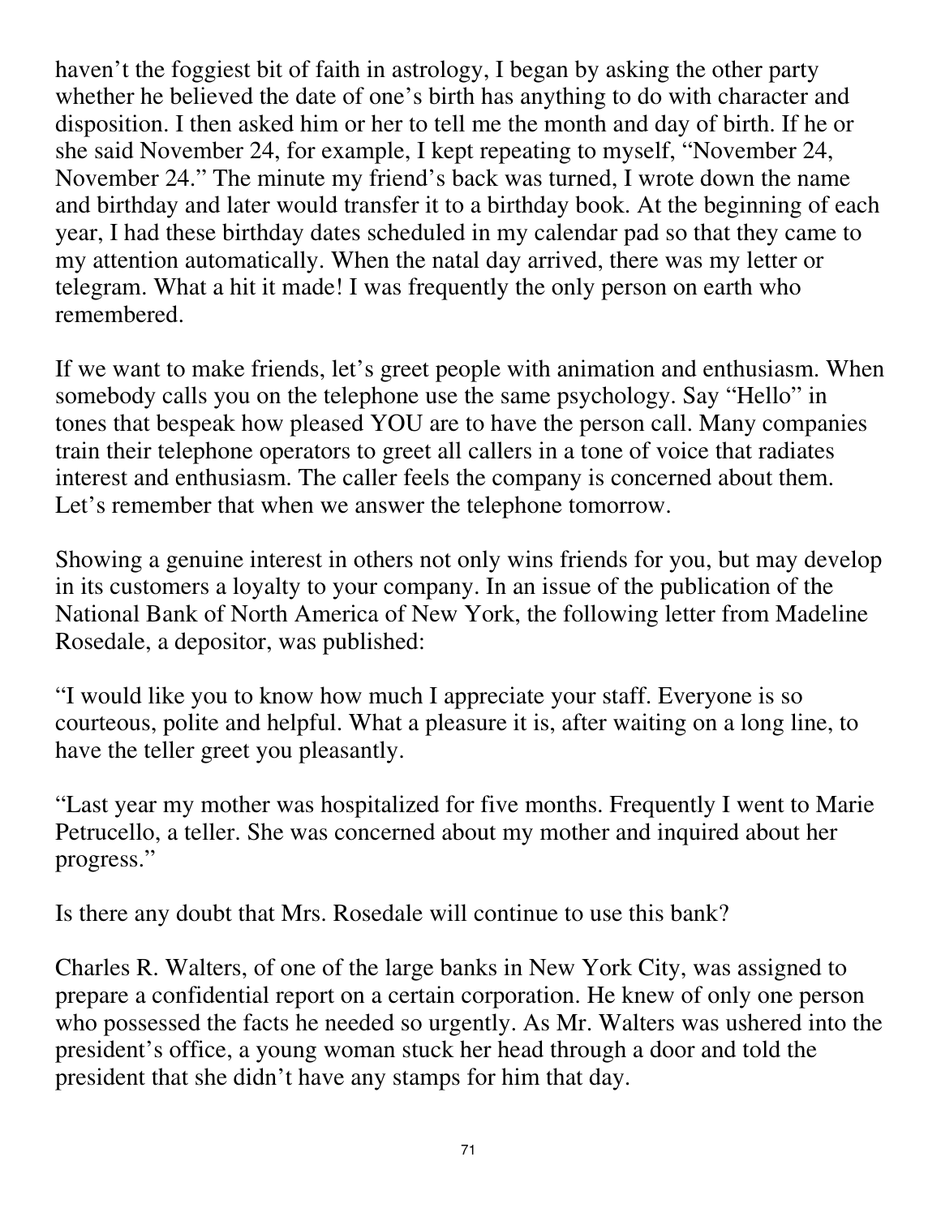haven't the foggiest bit of faith in astrology, I began by asking the other party whether he believed the date of one's birth has anything to do with character and disposition. I then asked him or her to tell me the month and day of birth. If he or she said November 24, for example, I kept repeating to myself, "November 24, November 24." The minute my friend's back was turned, I wrote down the name and birthday and later would transfer it to a birthday book. At the beginning of each year, I had these birthday dates scheduled in my calendar pad so that they came to my attention automatically. When the natal day arrived, there was my letter or telegram. What a hit it made! I was frequently the only person on earth who remembered.

If we want to make friends, let's greet people with animation and enthusiasm. When somebody calls you on the telephone use the same psychology. Say "Hello" in tones that bespeak how pleased YOU are to have the person call. Many companies train their telephone operators to greet all callers in a tone of voice that radiates interest and enthusiasm. The caller feels the company is concerned about them. Let's remember that when we answer the telephone tomorrow.

Showing a genuine interest in others not only wins friends for you, but may develop in its customers a loyalty to your company. In an issue of the publication of the National Bank of North America of New York, the following letter from Madeline Rosedale, a depositor, was published:

"I would like you to know how much I appreciate your staff. Everyone is so courteous, polite and helpful. What a pleasure it is, after waiting on a long line, to have the teller greet you pleasantly.

"Last year my mother was hospitalized for five months. Frequently I went to Marie Petrucello, a teller. She was concerned about my mother and inquired about her progress."

Is there any doubt that Mrs. Rosedale will continue to use this bank?

Charles R. Walters, of one of the large banks in New York City, was assigned to prepare a confidential report on a certain corporation. He knew of only one person who possessed the facts he needed so urgently. As Mr. Walters was ushered into the president's office, a young woman stuck her head through a door and told the president that she didn't have any stamps for him that day.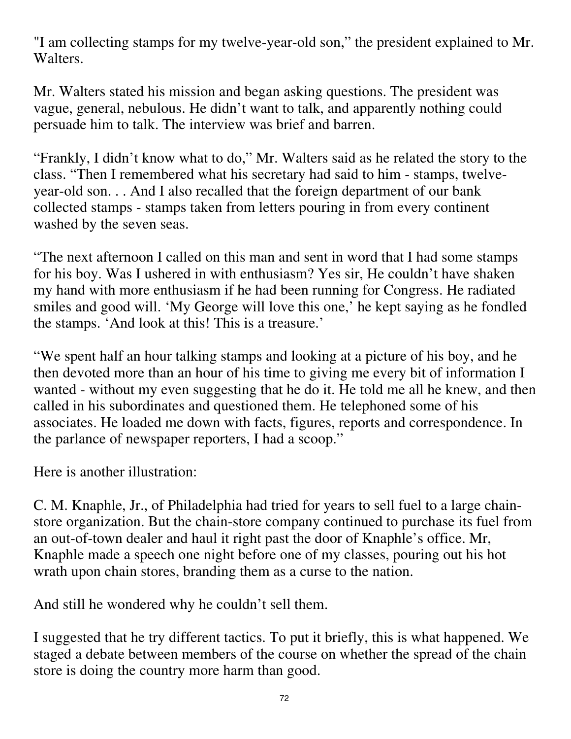"I am collecting stamps for my twelve-year-old son," the president explained to Mr. Walters.

Mr. Walters stated his mission and began asking questions. The president was vague, general, nebulous. He didn't want to talk, and apparently nothing could persuade him to talk. The interview was brief and barren.

"Frankly, I didn't know what to do," Mr. Walters said as he related the story to the class. "Then I remembered what his secretary had said to him - stamps, twelve-year-old son. . . And I also recalled that the foreign department of our bank collected stamps - stamps taken from letters pouring in from every continent washed by the seven seas.

"The next afternoon I called on this man and sent in word that I had some stamps for his boy. Was I ushered in with enthusiasm? Yes sir, He couldn't have shaken my hand with more enthusiasm if he had been running for Congress. He radiated smiles and good will. 'My George will love this one,' he kept saying as he fondled the stamps. 'And look at this! This is a treasure.'

"We spent half an hour talking stamps and looking at a picture of his boy, and he then devoted more than an hour of his time to giving me every bit of information I wanted - without my even suggesting that he do it. He told me all he knew, and then called in his subordinates and questioned them. He telephoned some of his associates. He loaded me down with facts, figures, reports and correspondence. In the parlance of newspaper reporters, I had a scoop."

Here is another illustration:

C. M. Knaphle, Jr., of Philadelphia had tried for years to sell fuel to a large chain-store organization. But the chain-store company continued to purchase its fuel from an out-of-town dealer and haul it right past the door of Knaphle's office. Mr, Knaphle made a speech one night before one of my classes, pouring out his hot wrath upon chain stores, branding them as a curse to the nation.

And still he wondered why he couldn't sell them.

I suggested that he try different tactics. To put it briefly, this is what happened. We staged a debate between members of the course on whether the spread of the chain store is doing the country more harm than good.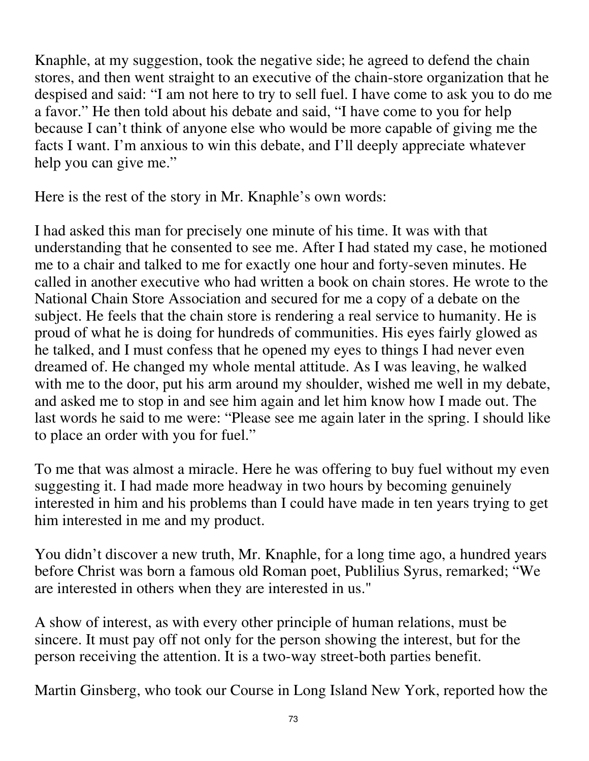Knaphle, at my suggestion, took the negative side; he agreed to defend the chain stores, and then went straight to an executive of the chain-store organization that he despised and said: “I am not here to try to sell fuel. I have come to ask you to do me a favor.” He then told about his debate and said, “I have come to you for help because I can’t think of anyone else who would be more capable of giving me the facts I want. I’m anxious to win this debate, and I’ll deeply appreciate whatever help you can give me.”

Here is the rest of the story in Mr. Knaphle’s own words:

I had asked this man for precisely one minute of his time. It was with that understanding that he consented to see me. After I had stated my case, he motioned me to a chair and talked to me for exactly one hour and forty-seven minutes. He called in another executive who had written a book on chain stores. He wrote to the National Chain Store Association and secured for me a copy of a debate on the subject. He feels that the chain store is rendering a real service to humanity. He is proud of what he is doing for hundreds of communities. His eyes fairly glowed as he talked, and I must confess that he opened my eyes to things I had never even dreamed of. He changed my whole mental attitude. As I was leaving, he walked with me to the door, put his arm around my shoulder, wished me well in my debate, and asked me to stop in and see him again and let him know how I made out. The last words he said to me were: “Please see me again later in the spring. I should like to place an order with you for fuel.”

To me that was almost a miracle. Here he was offering to buy fuel without my even suggesting it. I had made more headway in two hours by becoming genuinely interested in him and his problems than I could have made in ten years trying to get him interested in me and my product.

You didn’t discover a new truth, Mr. Knaphle, for a long time ago, a hundred years before Christ was born a famous old Roman poet, Publilius Syrus, remarked; “We are interested in others when they are interested in us."

A show of interest, as with every other principle of human relations, must be sincere. It must pay off not only for the person showing the interest, but for the person receiving the attention. It is a two-way street-both parties benefit.

Martin Ginsberg, who took our Course in Long Island New York, reported how the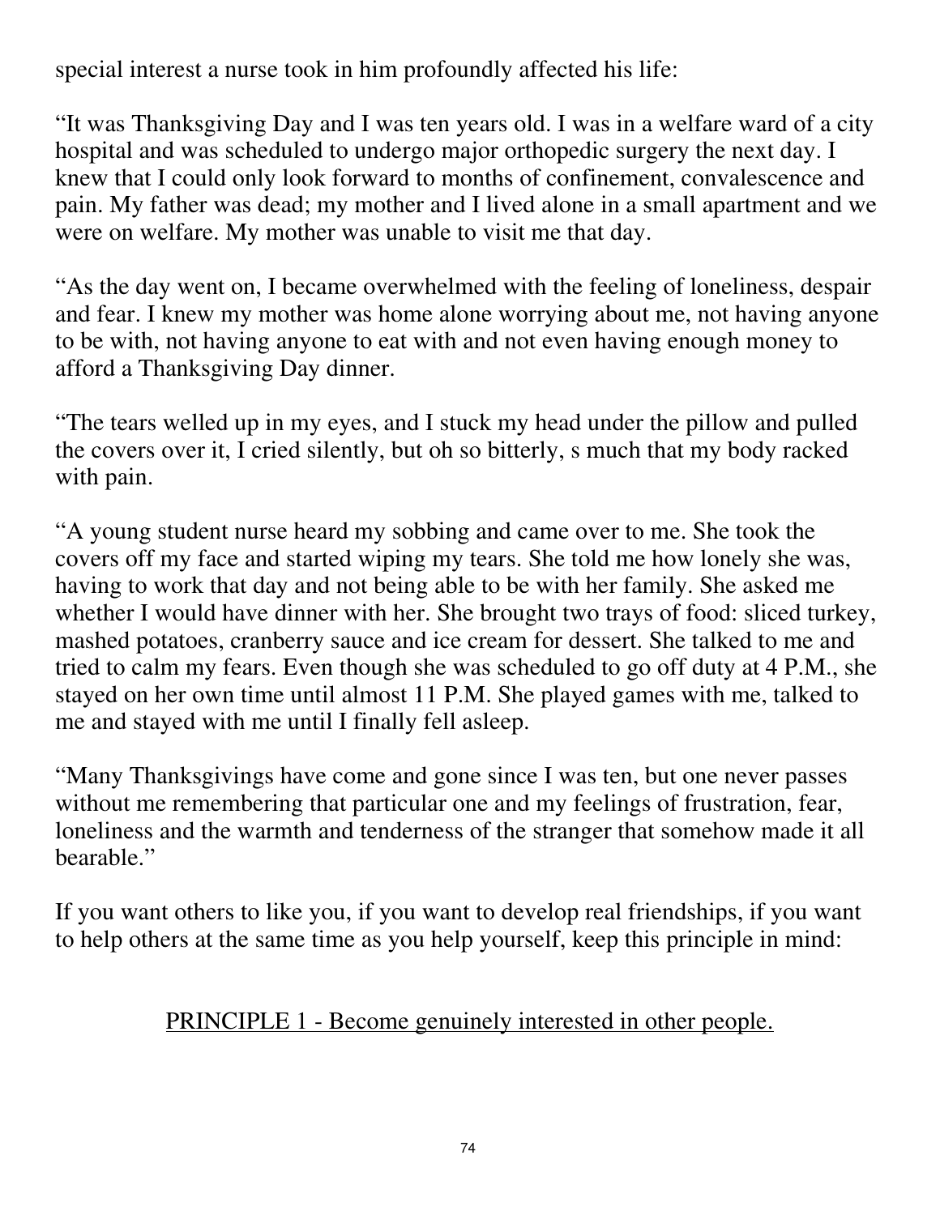special interest a nurse took in him profoundly affected his life:

"It was Thanksgiving Day and I was ten years old. I was in a welfare ward of a city hospital and was scheduled to undergo major orthopedic surgery the next day. I knew that I could only look forward to months of confinement, convalescence and pain. My father was dead; my mother and I lived alone in a small apartment and we were on welfare. My mother was unable to visit me that day.

"As the day went on, I became overwhelmed with the feeling of loneliness, despair and fear. I knew my mother was home alone worrying about me, not having anyone to be with, not having anyone to eat with and not even having enough money to afford a Thanksgiving Day dinner.

"The tears welled up in my eyes, and I stuck my head under the pillow and pulled the covers over it, I cried silently, but oh so bitterly, s much that my body racked with pain.

"A young student nurse heard my sobbing and came over to me. She took the covers off my face and started wiping my tears. She told me how lonely she was, having to work that day and not being able to be with her family. She asked me whether I would have dinner with her. She brought two trays of food: sliced turkey, mashed potatoes, cranberry sauce and ice cream for dessert. She talked to me and tried to calm my fears. Even though she was scheduled to go off duty at 4 P.M., she stayed on her own time until almost 11 P.M. She played games with me, talked to me and stayed with me until I finally fell asleep.

"Many Thanksgivings have come and gone since I was ten, but one never passes without me remembering that particular one and my feelings of frustration, fear, loneliness and the warmth and tenderness of the stranger that somehow made it all bearable."

If you want others to like you, if you want to develop real friendships, if you want to help others at the same time as you help yourself, keep this principle in mind:

<u>PRINCIPLE 1 - Become genuinely interested in other people.</u>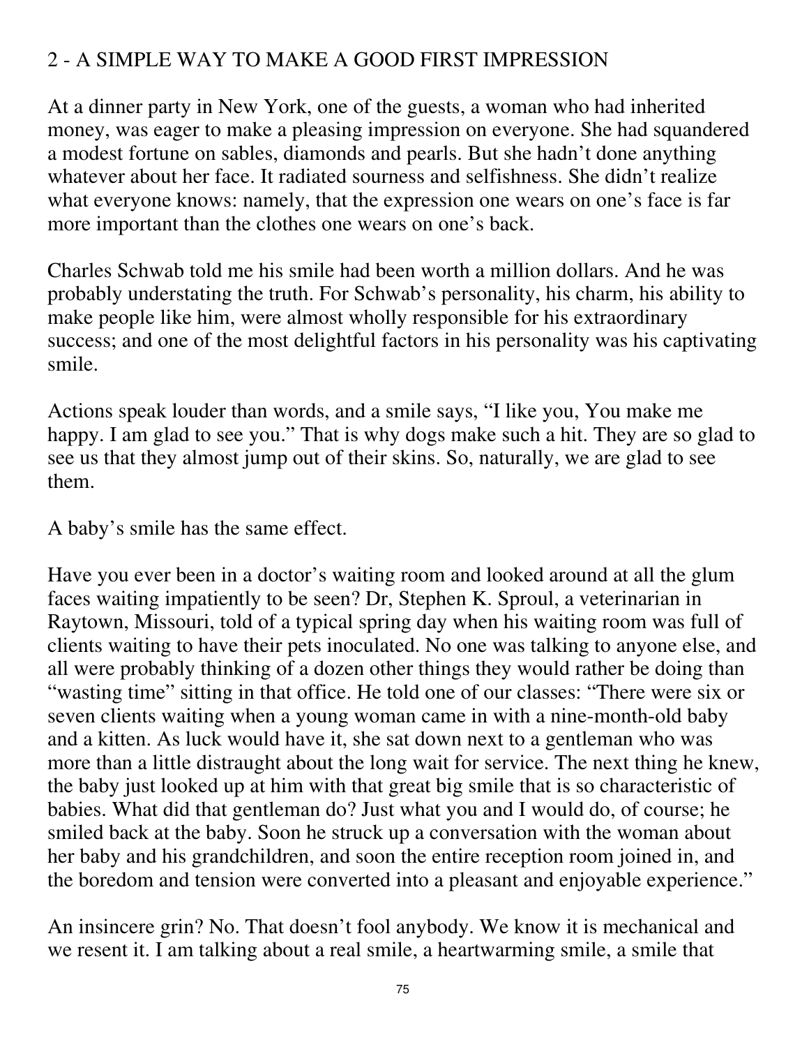## 2 - A SIMPLE WAY TO MAKE A GOOD FIRST IMPRESSION

At a dinner party in New York, one of the guests, a woman who had inherited money, was eager to make a pleasing impression on everyone. She had squandered a modest fortune on sables, diamonds and pearls. But she hadn't done anything whatever about her face. It radiated sourness and selfishness. She didn't realize what everyone knows: namely, that the expression one wears on one's face is far more important than the clothes one wears on one's back.

Charles Schwab told me his smile had been worth a million dollars. And he was probably understating the truth. For Schwab's personality, his charm, his ability to make people like him, were almost wholly responsible for his extraordinary success; and one of the most delightful factors in his personality was his captivating smile.

Actions speak louder than words, and a smile says, "I like you, You make me happy. I am glad to see you." That is why dogs make such a hit. They are so glad to see us that they almost jump out of their skins. So, naturally, we are glad to see them.

A baby's smile has the same effect.

Have you ever been in a doctor's waiting room and looked around at all the glum faces waiting impatiently to be seen? Dr, Stephen K. Sproul, a veterinarian in Raytown, Missouri, told of a typical spring day when his waiting room was full of clients waiting to have their pets inoculated. No one was talking to anyone else, and all were probably thinking of a dozen other things they would rather be doing than "wasting time" sitting in that office. He told one of our classes: "There were six or seven clients waiting when a young woman came in with a nine-month-old baby and a kitten. As luck would have it, she sat down next to a gentleman who was more than a little distraught about the long wait for service. The next thing he knew, the baby just looked up at him with that great big smile that is so characteristic of babies. What did that gentleman do? Just what you and I would do, of course; he smiled back at the baby. Soon he struck up a conversation with the woman about her baby and his grandchildren, and soon the entire reception room joined in, and the boredom and tension were converted into a pleasant and enjoyable experience."

An insincere grin? No. That doesn't fool anybody. We know it is mechanical and we resent it. I am talking about a real smile, a heartwarming smile, a smile that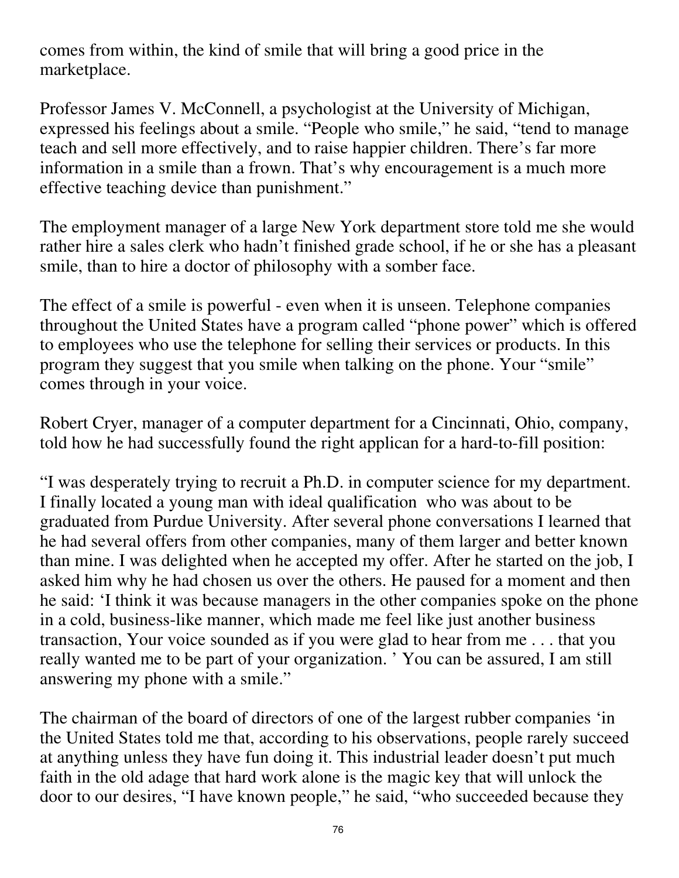comes from within, the kind of smile that will bring a good price in the marketplace.

Professor James V. McConnell, a psychologist at the University of Michigan, expressed his feelings about a smile. “People who smile,” he said, “tend to manage teach and sell more effectively, and to raise happier children. There’s far more information in a smile than a frown. That’s why encouragement is a much more effective teaching device than punishment.”

The employment manager of a large New York department store told me she would rather hire a sales clerk who hadn’t finished grade school, if he or she has a pleasant smile, than to hire a doctor of philosophy with a somber face.

The effect of a smile is powerful - even when it is unseen. Telephone companies throughout the United States have a program called “phone power” which is offered to employees who use the telephone for selling their services or products. In this program they suggest that you smile when talking on the phone. Your “smile” comes through in your voice.

Robert Cryer, manager of a computer department for a Cincinnati, Ohio, company, told how he had successfully found the right applican for a hard-to-fill position:

“I was desperately trying to recruit a Ph.D. in computer science for my department. I finally located a young man with ideal qualification  who was about to be graduated from Purdue University. After several phone conversations I learned that he had several offers from other companies, many of them larger and better known than mine. I was delighted when he accepted my offer. After he started on the job, I asked him why he had chosen us over the others. He paused for a moment and then he said: ‘I think it was because managers in the other companies spoke on the phone in a cold, business-like manner, which made me feel like just another business transaction, Your voice sounded as if you were glad to hear from me . . . that you really wanted me to be part of your organization. ’ You can be assured, I am still answering my phone with a smile.”

The chairman of the board of directors of one of the largest rubber companies ‘in the United States told me that, according to his observations, people rarely succeed at anything unless they have fun doing it. This industrial leader doesn’t put much faith in the old adage that hard work alone is the magic key that will unlock the door to our desires, “I have known people,” he said, “who succeeded because they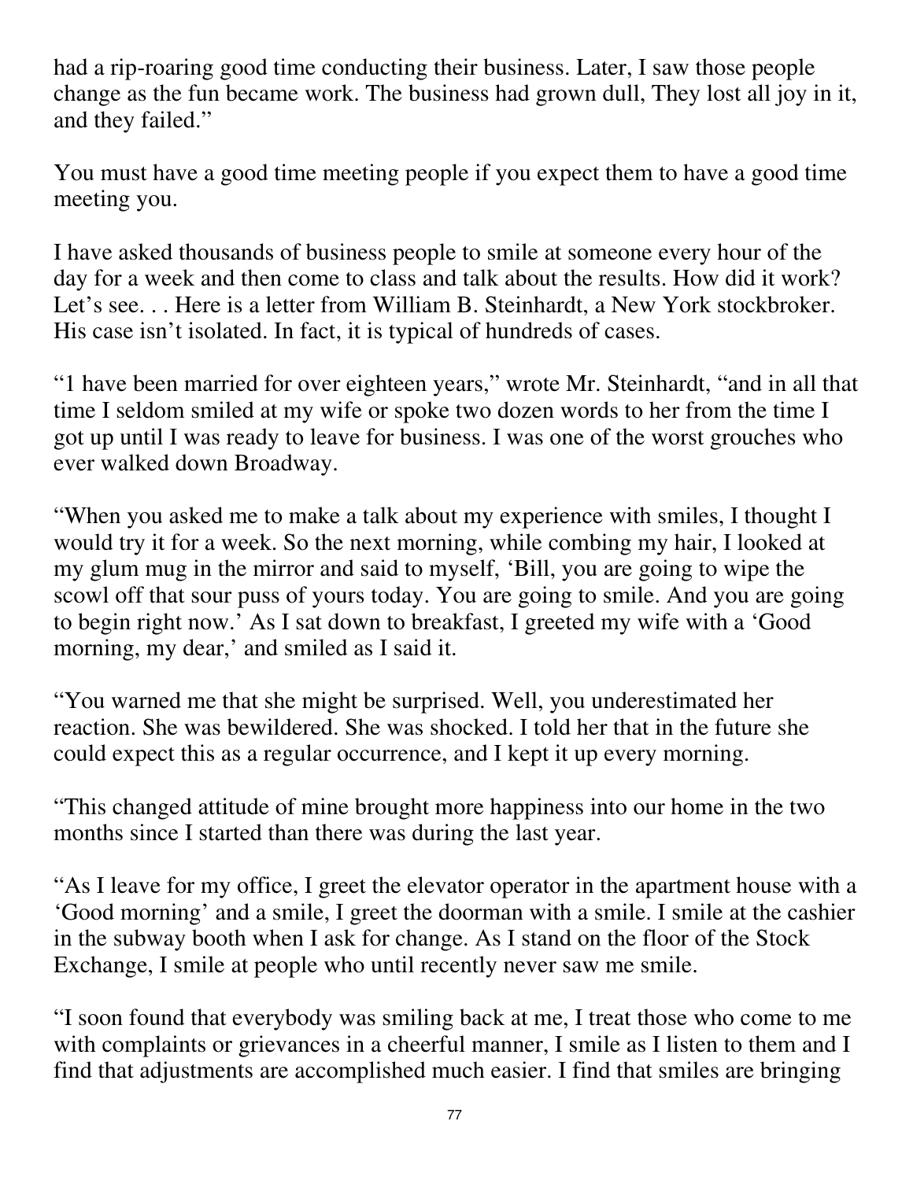had a rip-roaring good time conducting their business. Later, I saw those people change as the fun became work. The business had grown dull, They lost all joy in it, and they failed."

You must have a good time meeting people if you expect them to have a good time meeting you.

I have asked thousands of business people to smile at someone every hour of the day for a week and then come to class and talk about the results. How did it work? Let's see. . . Here is a letter from William B. Steinhardt, a New York stockbroker. His case isn't isolated. In fact, it is typical of hundreds of cases.

"1 have been married for over eighteen years," wrote Mr. Steinhardt, "and in all that time I seldom smiled at my wife or spoke two dozen words to her from the time I got up until I was ready to leave for business. I was one of the worst grouches who ever walked down Broadway.

"When you asked me to make a talk about my experience with smiles, I thought I would try it for a week. So the next morning, while combing my hair, I looked at my glum mug in the mirror and said to myself, 'Bill, you are going to wipe the scowl off that sour puss of yours today. You are going to smile. And you are going to begin right now.' As I sat down to breakfast, I greeted my wife with a 'Good morning, my dear,' and smiled as I said it.

"You warned me that she might be surprised. Well, you underestimated her reaction. She was bewildered. She was shocked. I told her that in the future she could expect this as a regular occurrence, and I kept it up every morning.

"This changed attitude of mine brought more happiness into our home in the two months since I started than there was during the last year.

"As I leave for my office, I greet the elevator operator in the apartment house with a 'Good morning' and a smile, I greet the doorman with a smile. I smile at the cashier in the subway booth when I ask for change. As I stand on the floor of the Stock Exchange, I smile at people who until recently never saw me smile.

"I soon found that everybody was smiling back at me, I treat those who come to me with complaints or grievances in a cheerful manner, I smile as I listen to them and I find that adjustments are accomplished much easier. I find that smiles are bringing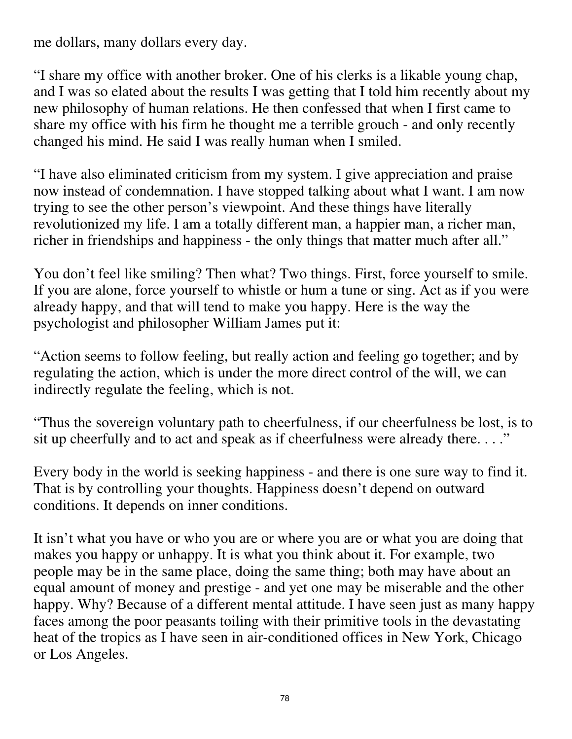me dollars, many dollars every day.

"I share my office with another broker. One of his clerks is a likable young chap, and I was so elated about the results I was getting that I told him recently about my new philosophy of human relations. He then confessed that when I first came to share my office with his firm he thought me a terrible grouch - and only recently changed his mind. He said I was really human when I smiled.

"I have also eliminated criticism from my system. I give appreciation and praise now instead of condemnation. I have stopped talking about what I want. I am now trying to see the other person's viewpoint. And these things have literally revolutionized my life. I am a totally different man, a happier man, a richer man, richer in friendships and happiness - the only things that matter much after all."

You don't feel like smiling? Then what? Two things. First, force yourself to smile. If you are alone, force yourself to whistle or hum a tune or sing. Act as if you were already happy, and that will tend to make you happy. Here is the way the psychologist and philosopher William James put it:

"Action seems to follow feeling, but really action and feeling go together; and by regulating the action, which is under the more direct control of the will, we can indirectly regulate the feeling, which is not.

"Thus the sovereign voluntary path to cheerfulness, if our cheerfulness be lost, is to sit up cheerfully and to act and speak as if cheerfulness were already there. . . ."

Every body in the world is seeking happiness - and there is one sure way to find it. That is by controlling your thoughts. Happiness doesn't depend on outward conditions. It depends on inner conditions.

It isn't what you have or who you are or where you are or what you are doing that makes you happy or unhappy. It is what you think about it. For example, two people may be in the same place, doing the same thing; both may have about an equal amount of money and prestige - and yet one may be miserable and the other happy. Why? Because of a different mental attitude. I have seen just as many happy faces among the poor peasants toiling with their primitive tools in the devastating heat of the tropics as I have seen in air-conditioned offices in New York, Chicago or Los Angeles.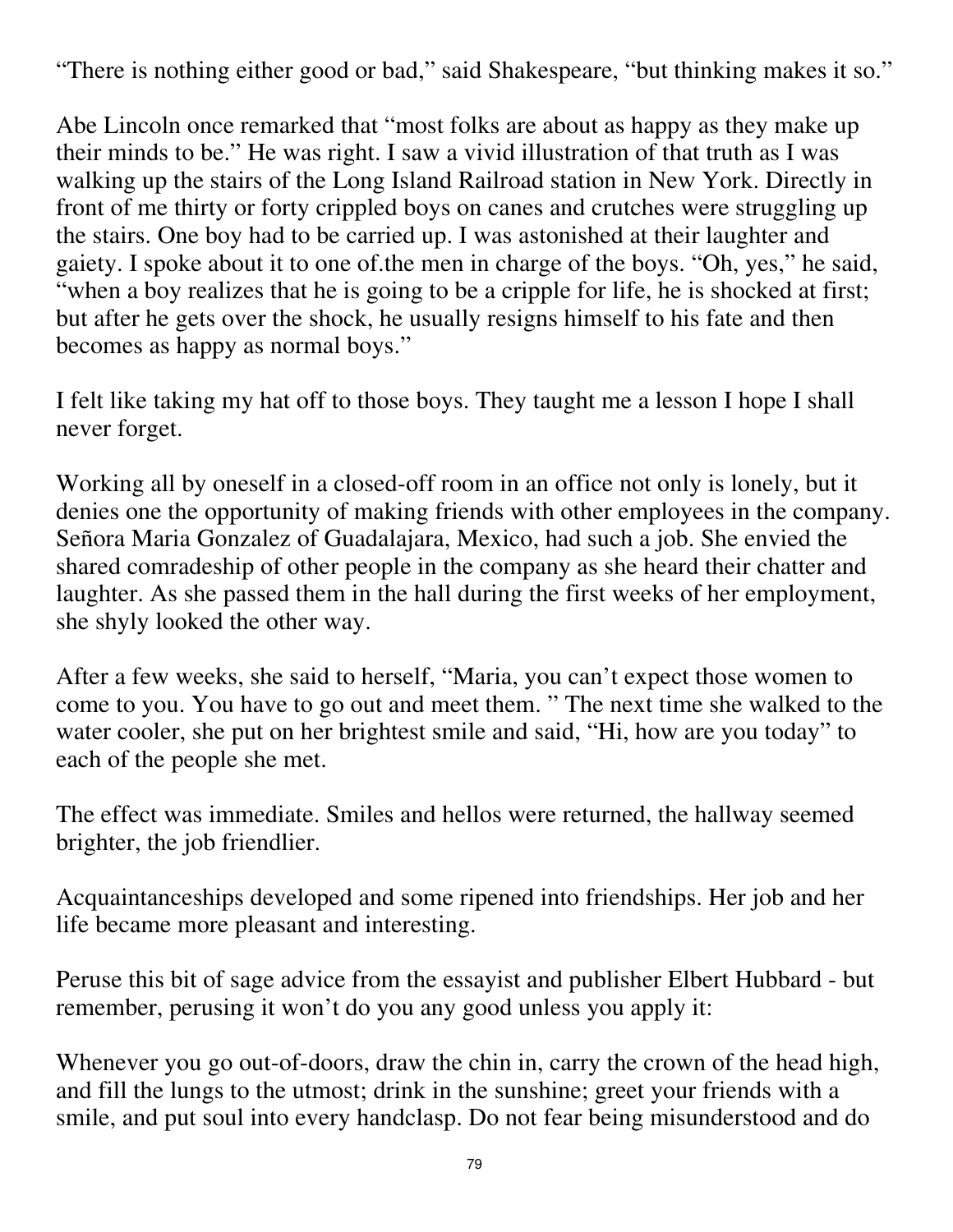"There is nothing either good or bad," said Shakespeare, "but thinking makes it so."

Abe Lincoln once remarked that "most folks are about as happy as they make up their minds to be." He was right. I saw a vivid illustration of that truth as I was walking up the stairs of the Long Island Railroad station in New York. Directly in front of me thirty or forty crippled boys on canes and crutches were struggling up the stairs. One boy had to be carried up. I was astonished at their laughter and gaiety. I spoke about it to one of.the men in charge of the boys. "Oh, yes," he said, "when a boy realizes that he is going to be a cripple for life, he is shocked at first; but after he gets over the shock, he usually resigns himself to his fate and then becomes as happy as normal boys."

I felt like taking my hat off to those boys. They taught me a lesson I hope I shall never forget.

Working all by oneself in a closed-off room in an office not only is lonely, but it denies one the opportunity of making friends with other employees in the company. Señora Maria Gonzalez of Guadalajara, Mexico, had such a job. She envied the shared comradeship of other people in the company as she heard their chatter and laughter. As she passed them in the hall during the first weeks of her employment, she shyly looked the other way.

After a few weeks, she said to herself, "Maria, you can't expect those women to come to you. You have to go out and meet them. " The next time she walked to the water cooler, she put on her brightest smile and said, "Hi, how are you today" to each of the people she met.

The effect was immediate. Smiles and hellos were returned, the hallway seemed brighter, the job friendlier.

Acquaintanceships developed and some ripened into friendships. Her job and her life became more pleasant and interesting.

Peruse this bit of sage advice from the essayist and publisher Elbert Hubbard - but remember, perusing it won't do you any good unless you apply it:

Whenever you go out-of-doors, draw the chin in, carry the crown of the head high, and fill the lungs to the utmost; drink in the sunshine; greet your friends with a smile, and put soul into every handclasp. Do not fear being misunderstood and do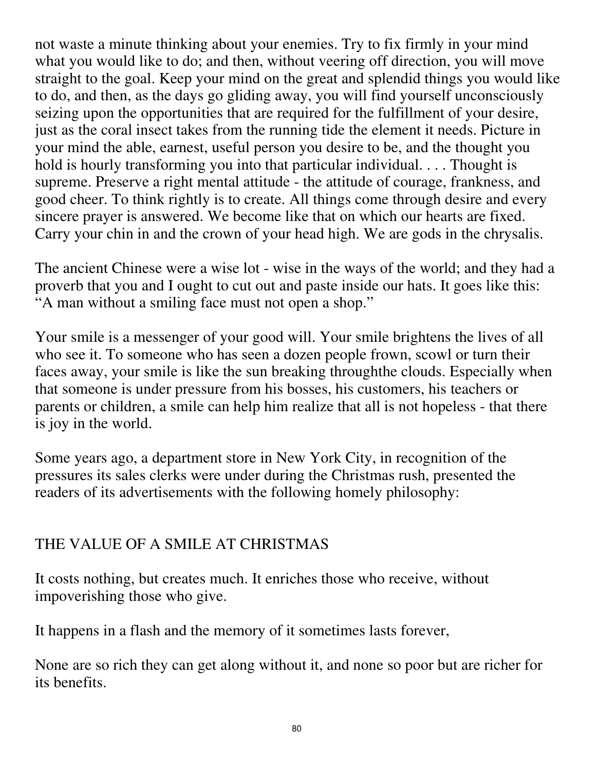not waste a minute thinking about your enemies. Try to fix firmly in your mind what you would like to do; and then, without veering off direction, you will move straight to the goal. Keep your mind on the great and splendid things you would like to do, and then, as the days go gliding away, you will find yourself unconsciously seizing upon the opportunities that are required for the fulfillment of your desire, just as the coral insect takes from the running tide the element it needs. Picture in your mind the able, earnest, useful person you desire to be, and the thought you hold is hourly transforming you into that particular individual. . . . Thought is supreme. Preserve a right mental attitude - the attitude of courage, frankness, and good cheer. To think rightly is to create. All things come through desire and every sincere prayer is answered. We become like that on which our hearts are fixed. Carry your chin in and the crown of your head high. We are gods in the chrysalis.

The ancient Chinese were a wise lot - wise in the ways of the world; and they had a proverb that you and I ought to cut out and paste inside our hats. It goes like this: "A man without a smiling face must not open a shop."

Your smile is a messenger of your good will. Your smile brightens the lives of all who see it. To someone who has seen a dozen people frown, scowl or turn their faces away, your smile is like the sun breaking throughthe clouds. Especially when that someone is under pressure from his bosses, his customers, his teachers or parents or children, a smile can help him realize that all is not hopeless - that there is joy in the world.

Some years ago, a department store in New York City, in recognition of the pressures its sales clerks were under during the Christmas rush, presented the readers of its advertisements with the following homely philosophy:

THE VALUE OF A SMILE AT CHRISTMAS

It costs nothing, but creates much. It enriches those who receive, without impoverishing those who give.

It happens in a flash and the memory of it sometimes lasts forever,

None are so rich they can get along without it, and none so poor but are richer for its benefits.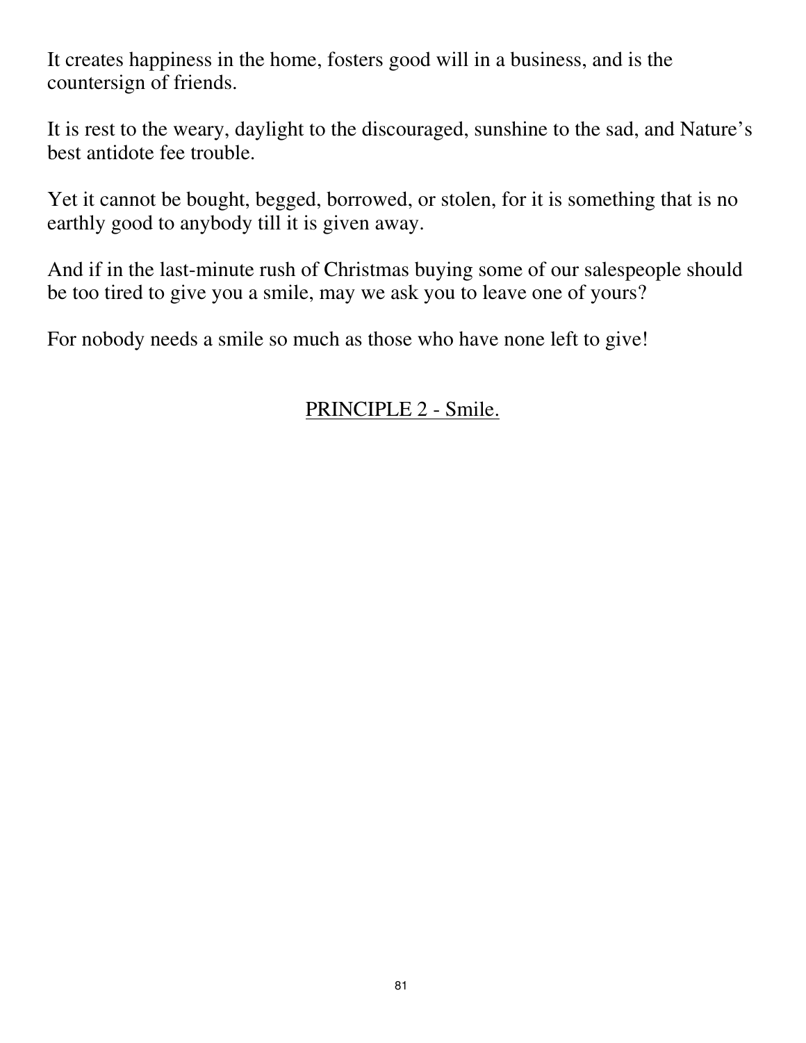It creates happiness in the home, fosters good will in a business, and is the countersign of friends.

It is rest to the weary, daylight to the discouraged, sunshine to the sad, and Nature's best antidote fee trouble.

Yet it cannot be bought, begged, borrowed, or stolen, for it is something that is no earthly good to anybody till it is given away.

And if in the last-minute rush of Christmas buying some of our salespeople should be too tired to give you a smile, may we ask you to leave one of yours?

For nobody needs a smile so much as those who have none left to give!

<u>PRINCIPLE 2 - Smile.</u>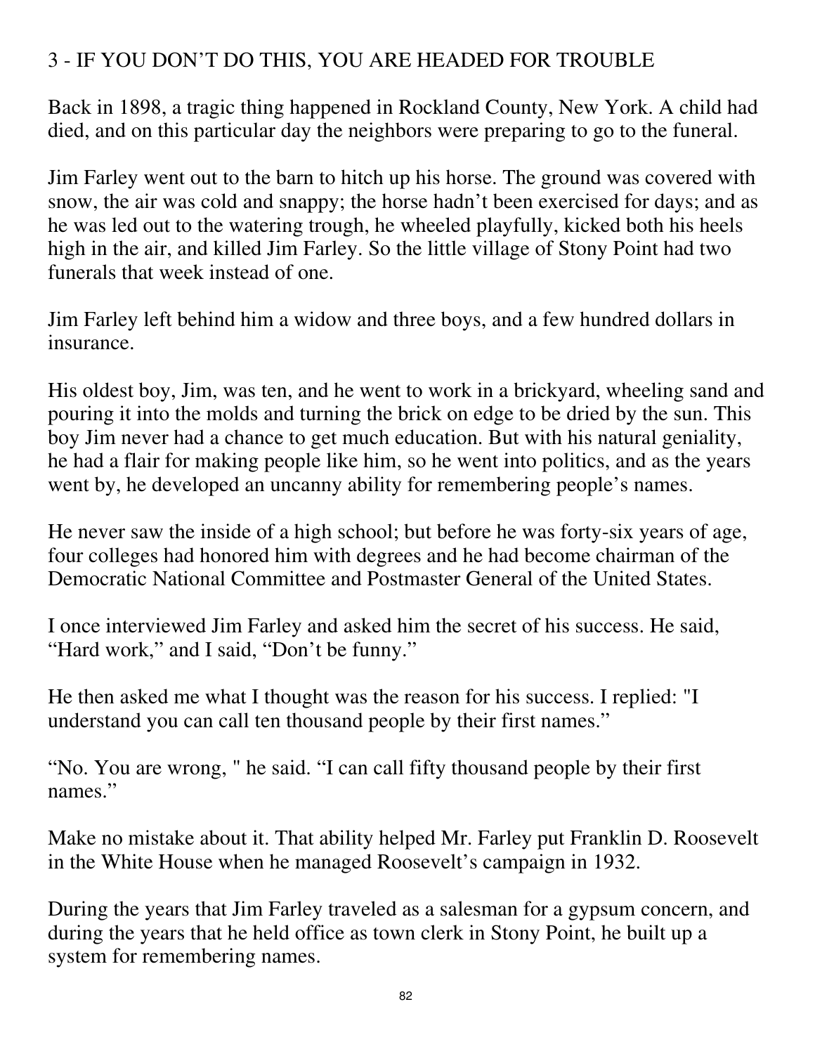## 3 - IF YOU DON'T DO THIS, YOU ARE HEADED FOR TROUBLE

Back in 1898, a tragic thing happened in Rockland County, New York. A child had died, and on this particular day the neighbors were preparing to go to the funeral.

Jim Farley went out to the barn to hitch up his horse. The ground was covered with snow, the air was cold and snappy; the horse hadn't been exercised for days; and as he was led out to the watering trough, he wheeled playfully, kicked both his heels high in the air, and killed Jim Farley. So the little village of Stony Point had two funerals that week instead of one.

Jim Farley left behind him a widow and three boys, and a few hundred dollars in insurance.

His oldest boy, Jim, was ten, and he went to work in a brickyard, wheeling sand and pouring it into the molds and turning the brick on edge to be dried by the sun. This boy Jim never had a chance to get much education. But with his natural geniality, he had a flair for making people like him, so he went into politics, and as the years went by, he developed an uncanny ability for remembering people's names.

He never saw the inside of a high school; but before he was forty-six years of age, four colleges had honored him with degrees and he had become chairman of the Democratic National Committee and Postmaster General of the United States.

I once interviewed Jim Farley and asked him the secret of his success. He said, "Hard work," and I said, "Don't be funny."

He then asked me what I thought was the reason for his success. I replied: "I understand you can call ten thousand people by their first names."

"No. You are wrong, " he said. "I can call fifty thousand people by their first names."

Make no mistake about it. That ability helped Mr. Farley put Franklin D. Roosevelt in the White House when he managed Roosevelt's campaign in 1932.

During the years that Jim Farley traveled as a salesman for a gypsum concern, and during the years that he held office as town clerk in Stony Point, he built up a system for remembering names.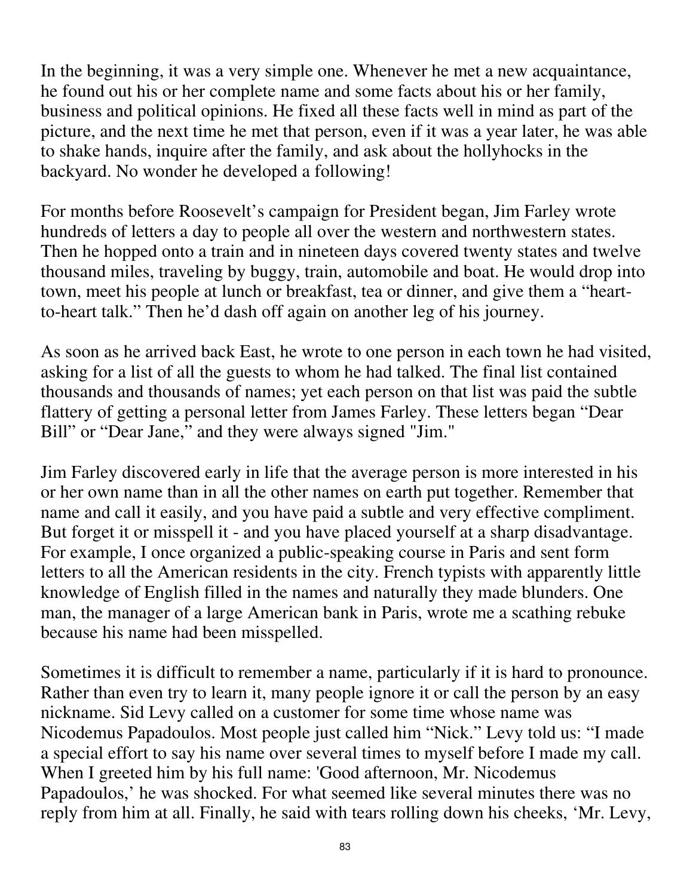In the beginning, it was a very simple one. Whenever he met a new acquaintance, he found out his or her complete name and some facts about his or her family, business and political opinions. He fixed all these facts well in mind as part of the picture, and the next time he met that person, even if it was a year later, he was able to shake hands, inquire after the family, and ask about the hollyhocks in the backyard. No wonder he developed a following!

For months before Roosevelt's campaign for President began, Jim Farley wrote hundreds of letters a day to people all over the western and northwestern states. Then he hopped onto a train and in nineteen days covered twenty states and twelve thousand miles, traveling by buggy, train, automobile and boat. He would drop into town, meet his people at lunch or breakfast, tea or dinner, and give them a "heart-to-heart talk." Then he'd dash off again on another leg of his journey.

As soon as he arrived back East, he wrote to one person in each town he had visited, asking for a list of all the guests to whom he had talked. The final list contained thousands and thousands of names; yet each person on that list was paid the subtle flattery of getting a personal letter from James Farley. These letters began "Dear Bill" or "Dear Jane," and they were always signed "Jim."

Jim Farley discovered early in life that the average person is more interested in his or her own name than in all the other names on earth put together. Remember that name and call it easily, and you have paid a subtle and very effective compliment. But forget it or misspell it - and you have placed yourself at a sharp disadvantage. For example, I once organized a public-speaking course in Paris and sent form letters to all the American residents in the city. French typists with apparently little knowledge of English filled in the names and naturally they made blunders. One man, the manager of a large American bank in Paris, wrote me a scathing rebuke because his name had been misspelled.

Sometimes it is difficult to remember a name, particularly if it is hard to pronounce. Rather than even try to learn it, many people ignore it or call the person by an easy nickname. Sid Levy called on a customer for some time whose name was Nicodemus Papadoulos. Most people just called him "Nick." Levy told us: "I made a special effort to say his name over several times to myself before I made my call. When I greeted him by his full name: 'Good afternoon, Mr. Nicodemus Papadoulos,' he was shocked. For what seemed like several minutes there was no reply from him at all. Finally, he said with tears rolling down his cheeks, 'Mr. Levy,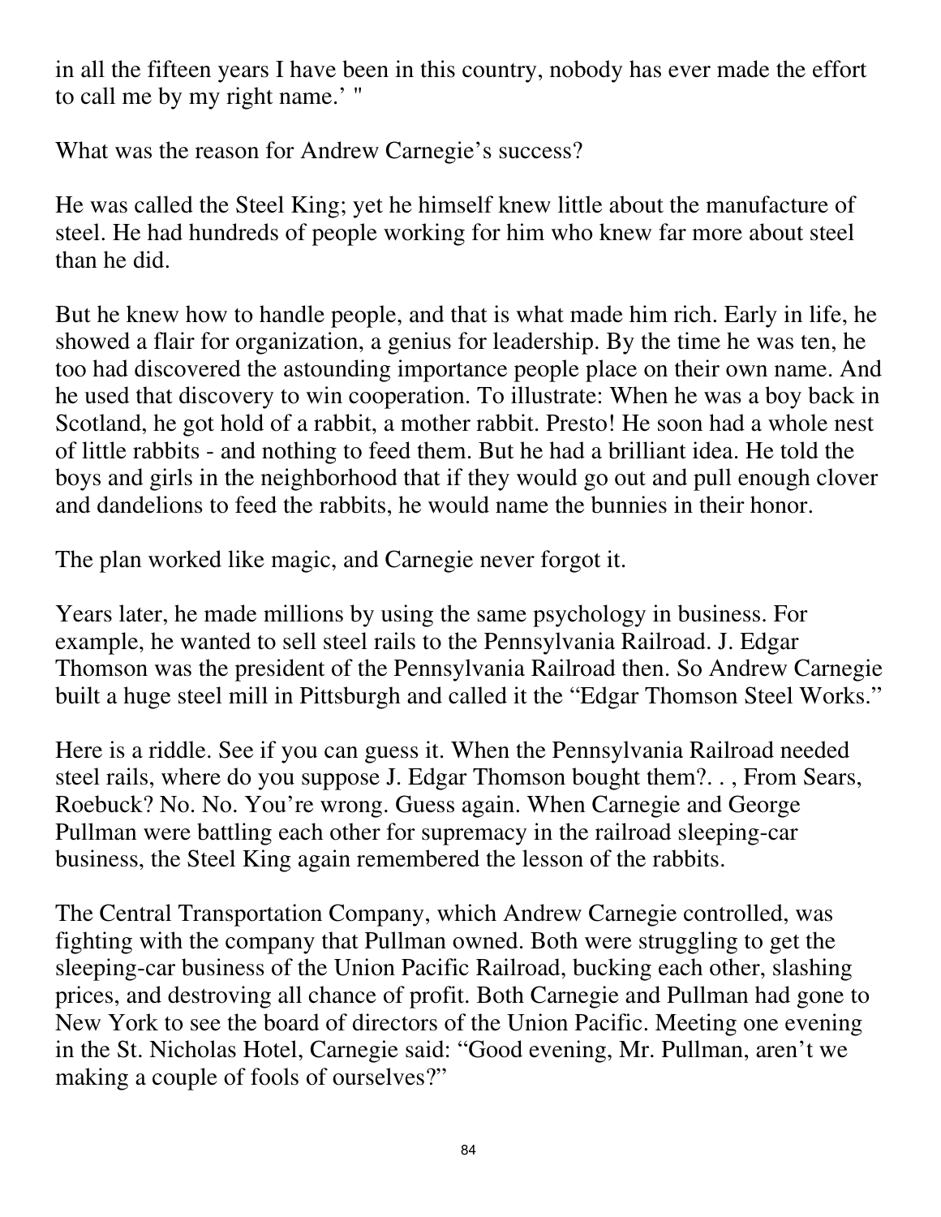in all the fifteen years I have been in this country, nobody has ever made the effort to call me by my right name.' "

What was the reason for Andrew Carnegie's success?

He was called the Steel King; yet he himself knew little about the manufacture of steel. He had hundreds of people working for him who knew far more about steel than he did.

But he knew how to handle people, and that is what made him rich. Early in life, he showed a flair for organization, a genius for leadership. By the time he was ten, he too had discovered the astounding importance people place on their own name. And he used that discovery to win cooperation. To illustrate: When he was a boy back in Scotland, he got hold of a rabbit, a mother rabbit. Presto! He soon had a whole nest of little rabbits - and nothing to feed them. But he had a brilliant idea. He told the boys and girls in the neighborhood that if they would go out and pull enough clover and dandelions to feed the rabbits, he would name the bunnies in their honor.

The plan worked like magic, and Carnegie never forgot it.

Years later, he made millions by using the same psychology in business. For example, he wanted to sell steel rails to the Pennsylvania Railroad. J. Edgar Thomson was the president of the Pennsylvania Railroad then. So Andrew Carnegie built a huge steel mill in Pittsburgh and called it the "Edgar Thomson Steel Works."

Here is a riddle. See if you can guess it. When the Pennsylvania Railroad needed steel rails, where do you suppose J. Edgar Thomson bought them?. . , From Sears, Roebuck? No. No. You're wrong. Guess again. When Carnegie and George Pullman were battling each other for supremacy in the railroad sleeping-car business, the Steel King again remembered the lesson of the rabbits.

The Central Transportation Company, which Andrew Carnegie controlled, was fighting with the company that Pullman owned. Both were struggling to get the sleeping-car business of the Union Pacific Railroad, bucking each other, slashing prices, and destroving all chance of profit. Both Carnegie and Pullman had gone to New York to see the board of directors of the Union Pacific. Meeting one evening in the St. Nicholas Hotel, Carnegie said: "Good evening, Mr. Pullman, aren't we making a couple of fools of ourselves?"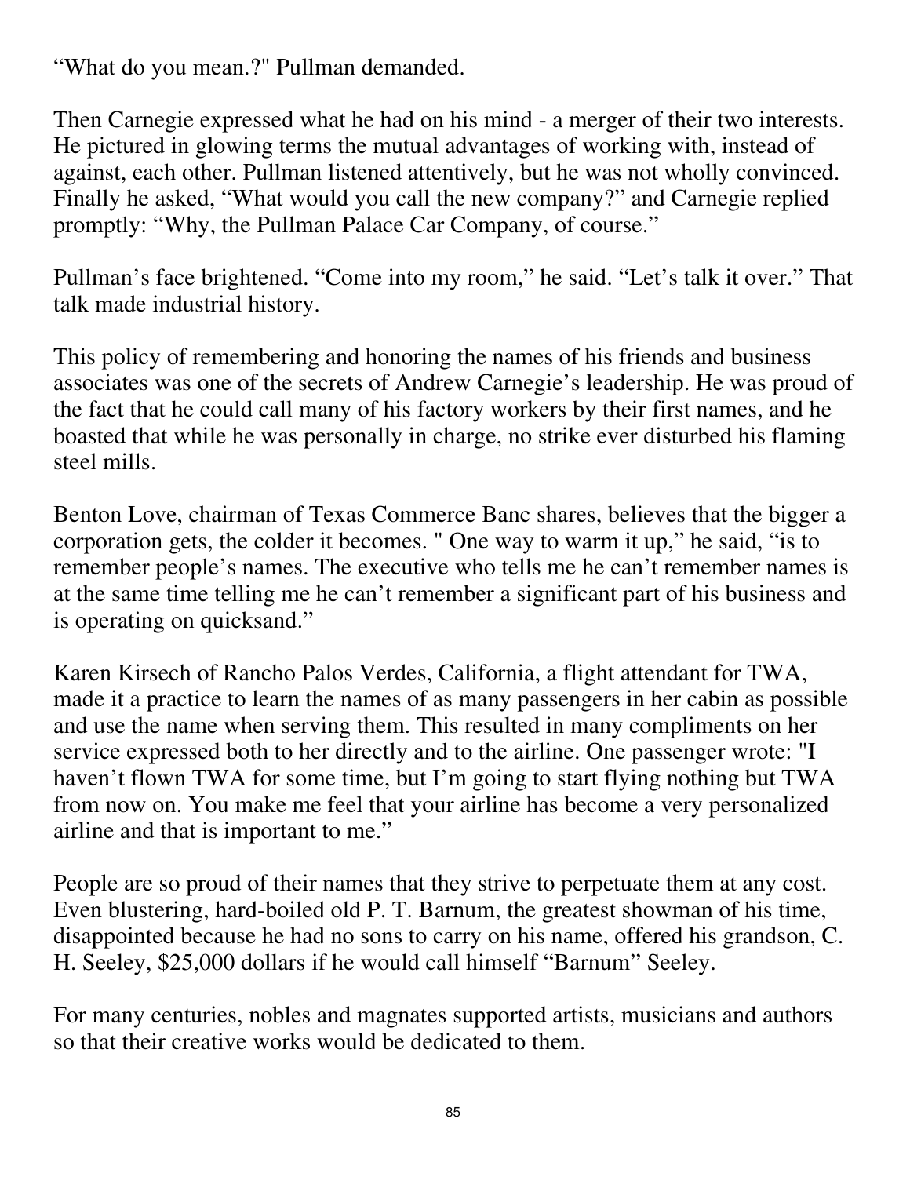“What do you mean.?" Pullman demanded.

Then Carnegie expressed what he had on his mind - a merger of their two interests. He pictured in glowing terms the mutual advantages of working with, instead of against, each other. Pullman listened attentively, but he was not wholly convinced. Finally he asked, “What would you call the new company?” and Carnegie replied promptly: “Why, the Pullman Palace Car Company, of course.”

Pullman’s face brightened. “Come into my room,” he said. “Let’s talk it over.” That talk made industrial history.

This policy of remembering and honoring the names of his friends and business associates was one of the secrets of Andrew Carnegie’s leadership. He was proud of the fact that he could call many of his factory workers by their first names, and he boasted that while he was personally in charge, no strike ever disturbed his flaming steel mills.

Benton Love, chairman of Texas Commerce Banc shares, believes that the bigger a corporation gets, the colder it becomes. " One way to warm it up,” he said, “is to remember people’s names. The executive who tells me he can’t remember names is at the same time telling me he can’t remember a significant part of his business and is operating on quicksand.”

Karen Kirsech of Rancho Palos Verdes, California, a flight attendant for TWA, made it a practice to learn the names of as many passengers in her cabin as possible and use the name when serving them. This resulted in many compliments on her service expressed both to her directly and to the airline. One passenger wrote: "I haven’t flown TWA for some time, but I’m going to start flying nothing but TWA from now on. You make me feel that your airline has become a very personalized airline and that is important to me.”

People are so proud of their names that they strive to perpetuate them at any cost. Even blustering, hard-boiled old P. T. Barnum, the greatest showman of his time, disappointed because he had no sons to carry on his name, offered his grandson, C. H. Seeley, $25,000 dollars if he would call himself “Barnum” Seeley.

For many centuries, nobles and magnates supported artists, musicians and authors so that their creative works would be dedicated to them.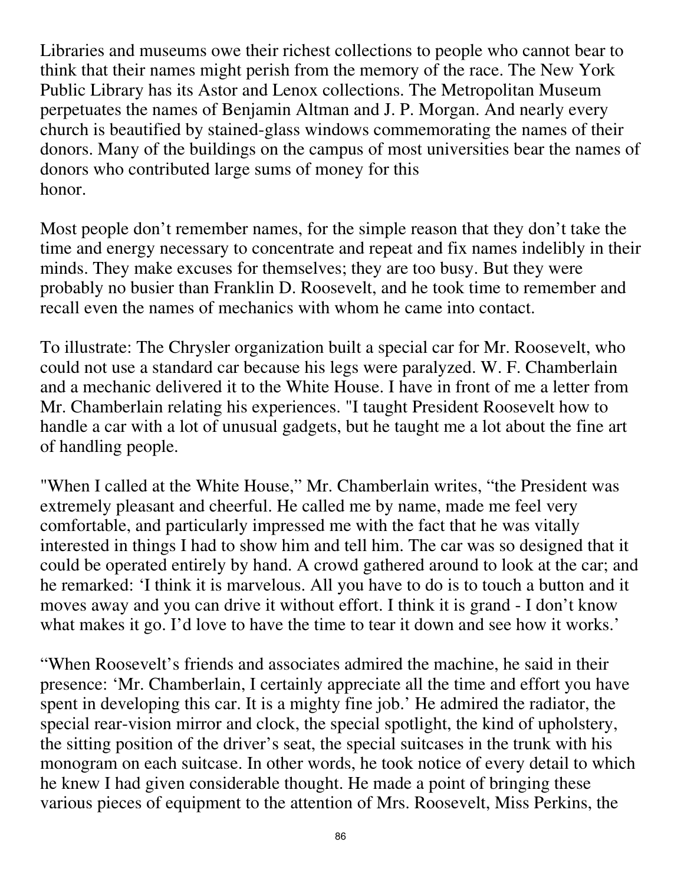Libraries and museums owe their richest collections to people who cannot bear to think that their names might perish from the memory of the race. The New York Public Library has its Astor and Lenox collections. The Metropolitan Museum perpetuates the names of Benjamin Altman and J. P. Morgan. And nearly every church is beautified by stained-glass windows commemorating the names of their donors. Many of the buildings on the campus of most universities bear the names of donors who contributed large sums of money for this honor.

Most people don't remember names, for the simple reason that they don't take the time and energy necessary to concentrate and repeat and fix names indelibly in their minds. They make excuses for themselves; they are too busy. But they were probably no busier than Franklin D. Roosevelt, and he took time to remember and recall even the names of mechanics with whom he came into contact.

To illustrate: The Chrysler organization built a special car for Mr. Roosevelt, who could not use a standard car because his legs were paralyzed. W. F. Chamberlain and a mechanic delivered it to the White House. I have in front of me a letter from Mr. Chamberlain relating his experiences. "I taught President Roosevelt how to handle a car with a lot of unusual gadgets, but he taught me a lot about the fine art of handling people.

"When I called at the White House," Mr. Chamberlain writes, "the President was extremely pleasant and cheerful. He called me by name, made me feel very comfortable, and particularly impressed me with the fact that he was vitally interested in things I had to show him and tell him. The car was so designed that it could be operated entirely by hand. A crowd gathered around to look at the car; and he remarked: 'I think it is marvelous. All you have to do is to touch a button and it moves away and you can drive it without effort. I think it is grand - I don't know what makes it go. I'd love to have the time to tear it down and see how it works.'

"When Roosevelt's friends and associates admired the machine, he said in their presence: 'Mr. Chamberlain, I certainly appreciate all the time and effort you have spent in developing this car. It is a mighty fine job.' He admired the radiator, the special rear-vision mirror and clock, the special spotlight, the kind of upholstery, the sitting position of the driver's seat, the special suitcases in the trunk with his monogram on each suitcase. In other words, he took notice of every detail to which he knew I had given considerable thought. He made a point of bringing these various pieces of equipment to the attention of Mrs. Roosevelt, Miss Perkins, the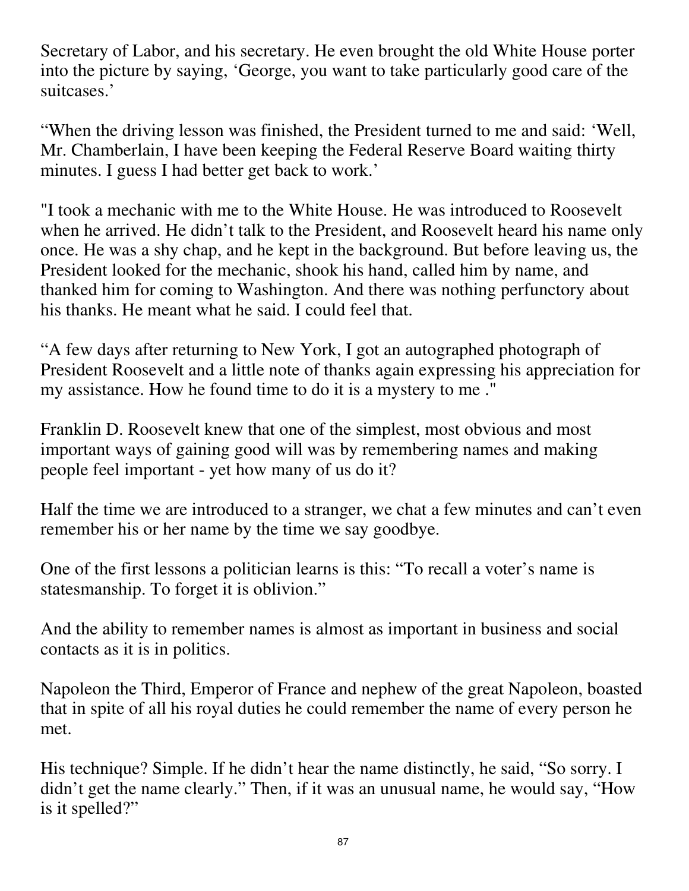Secretary of Labor, and his secretary. He even brought the old White House porter into the picture by saying, 'George, you want to take particularly good care of the suitcases.'

"When the driving lesson was finished, the President turned to me and said: 'Well, Mr. Chamberlain, I have been keeping the Federal Reserve Board waiting thirty minutes. I guess I had better get back to work.'

"I took a mechanic with me to the White House. He was introduced to Roosevelt when he arrived. He didn't talk to the President, and Roosevelt heard his name only once. He was a shy chap, and he kept in the background. But before leaving us, the President looked for the mechanic, shook his hand, called him by name, and thanked him for coming to Washington. And there was nothing perfunctory about his thanks. He meant what he said. I could feel that.

"A few days after returning to New York, I got an autographed photograph of President Roosevelt and a little note of thanks again expressing his appreciation for my assistance. How he found time to do it is a mystery to me ."

Franklin D. Roosevelt knew that one of the simplest, most obvious and most important ways of gaining good will was by remembering names and making people feel important - yet how many of us do it?

Half the time we are introduced to a stranger, we chat a few minutes and can't even remember his or her name by the time we say goodbye.

One of the first lessons a politician learns is this: "To recall a voter's name is statesmanship. To forget it is oblivion."

And the ability to remember names is almost as important in business and social contacts as it is in politics.

Napoleon the Third, Emperor of France and nephew of the great Napoleon, boasted that in spite of all his royal duties he could remember the name of every person he met.

His technique? Simple. If he didn't hear the name distinctly, he said, "So sorry. I didn't get the name clearly." Then, if it was an unusual name, he would say, "How is it spelled?"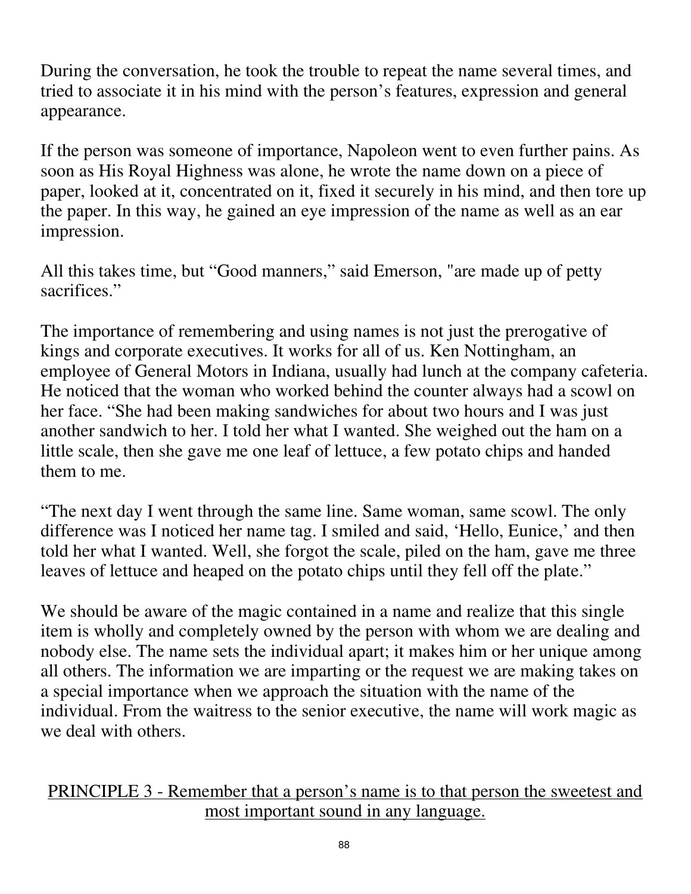During the conversation, he took the trouble to repeat the name several times, and tried to associate it in his mind with the person's features, expression and general appearance.

If the person was someone of importance, Napoleon went to even further pains. As soon as His Royal Highness was alone, he wrote the name down on a piece of paper, looked at it, concentrated on it, fixed it securely in his mind, and then tore up the paper. In this way, he gained an eye impression of the name as well as an ear impression.

All this takes time, but "Good manners," said Emerson, "are made up of petty sacrifices."

The importance of remembering and using names is not just the prerogative of kings and corporate executives. It works for all of us. Ken Nottingham, an employee of General Motors in Indiana, usually had lunch at the company cafeteria. He noticed that the woman who worked behind the counter always had a scowl on her face. "She had been making sandwiches for about two hours and I was just another sandwich to her. I told her what I wanted. She weighed out the ham on a little scale, then she gave me one leaf of lettuce, a few potato chips and handed them to me.

"The next day I went through the same line. Same woman, same scowl. The only difference was I noticed her name tag. I smiled and said, 'Hello, Eunice,' and then told her what I wanted. Well, she forgot the scale, piled on the ham, gave me three leaves of lettuce and heaped on the potato chips until they fell off the plate."

We should be aware of the magic contained in a name and realize that this single item is wholly and completely owned by the person with whom we are dealing and nobody else. The name sets the individual apart; it makes him or her unique among all others. The information we are imparting or the request we are making takes on a special importance when we approach the situation with the name of the individual. From the waitress to the senior executive, the name will work magic as we deal with others.

<u>PRINCIPLE 3 - Remember that a person's name is to that person the sweetest and most important sound in any language.</u>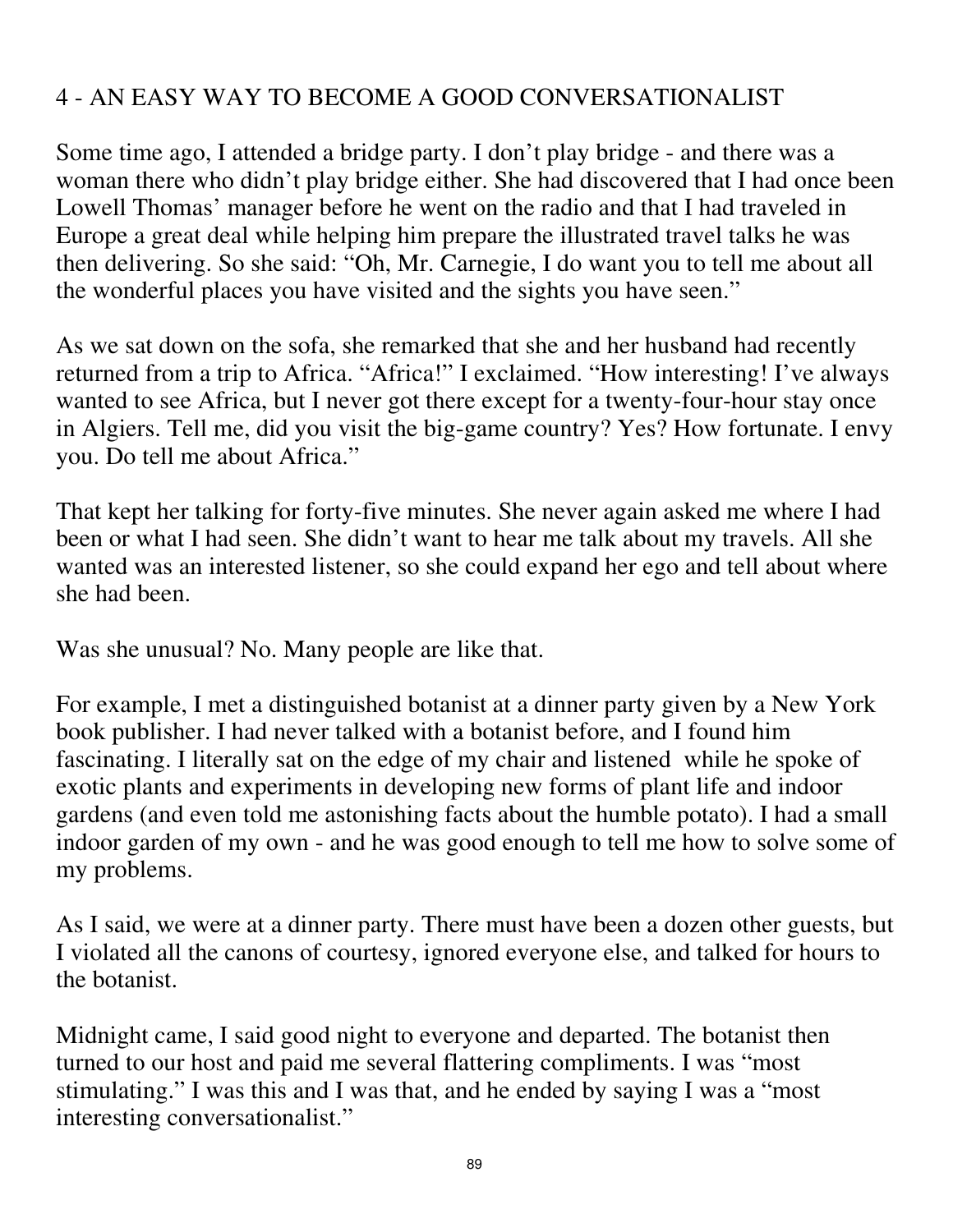# 4 - AN EASY WAY TO BECOME A GOOD CONVERSATIONALIST

Some time ago, I attended a bridge party. I don't play bridge - and there was a woman there who didn't play bridge either. She had discovered that I had once been Lowell Thomas' manager before he went on the radio and that I had traveled in Europe a great deal while helping him prepare the illustrated travel talks he was then delivering. So she said: "Oh, Mr. Carnegie, I do want you to tell me about all the wonderful places you have visited and the sights you have seen."

As we sat down on the sofa, she remarked that she and her husband had recently returned from a trip to Africa. "Africa!" I exclaimed. "How interesting! I've always wanted to see Africa, but I never got there except for a twenty-four-hour stay once in Algiers. Tell me, did you visit the big-game country? Yes? How fortunate. I envy you. Do tell me about Africa."

That kept her talking for forty-five minutes. She never again asked me where I had been or what I had seen. She didn't want to hear me talk about my travels. All she wanted was an interested listener, so she could expand her ego and tell about where she had been.

Was she unusual? No. Many people are like that.

For example, I met a distinguished botanist at a dinner party given by a New York book publisher. I had never talked with a botanist before, and I found him fascinating. I literally sat on the edge of my chair and listened while he spoke of exotic plants and experiments in developing new forms of plant life and indoor gardens (and even told me astonishing facts about the humble potato). I had a small indoor garden of my own - and he was good enough to tell me how to solve some of my problems.

As I said, we were at a dinner party. There must have been a dozen other guests, but I violated all the canons of courtesy, ignored everyone else, and talked for hours to the botanist.

Midnight came, I said good night to everyone and departed. The botanist then turned to our host and paid me several flattering compliments. I was "most stimulating." I was this and I was that, and he ended by saying I was a "most interesting conversationalist."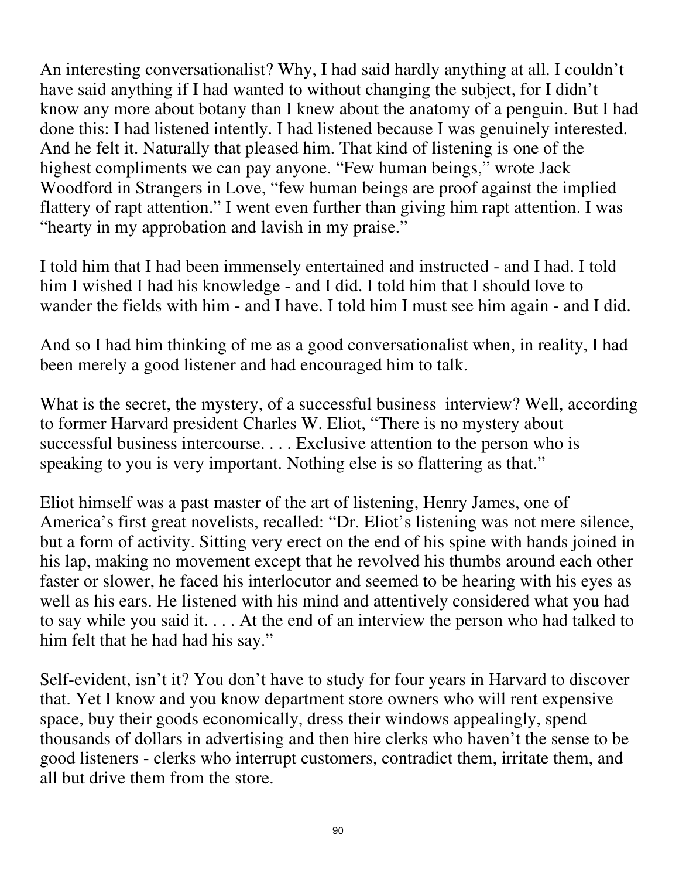An interesting conversationalist? Why, I had said hardly anything at all. I couldn't have said anything if I had wanted to without changing the subject, for I didn't know any more about botany than I knew about the anatomy of a penguin. But I had done this: I had listened intently. I had listened because I was genuinely interested. And he felt it. Naturally that pleased him. That kind of listening is one of the highest compliments we can pay anyone. "Few human beings," wrote Jack Woodford in Strangers in Love, "few human beings are proof against the implied flattery of rapt attention." I went even further than giving him rapt attention. I was "hearty in my approbation and lavish in my praise."

I told him that I had been immensely entertained and instructed - and I had. I told him I wished I had his knowledge - and I did. I told him that I should love to wander the fields with him - and I have. I told him I must see him again - and I did.

And so I had him thinking of me as a good conversationalist when, in reality, I had been merely a good listener and had encouraged him to talk.

What is the secret, the mystery, of a successful business interview? Well, according to former Harvard president Charles W. Eliot, "There is no mystery about successful business intercourse. . . . Exclusive attention to the person who is speaking to you is very important. Nothing else is so flattering as that."

Eliot himself was a past master of the art of listening, Henry James, one of America's first great novelists, recalled: "Dr. Eliot's listening was not mere silence, but a form of activity. Sitting very erect on the end of his spine with hands joined in his lap, making no movement except that he revolved his thumbs around each other faster or slower, he faced his interlocutor and seemed to be hearing with his eyes as well as his ears. He listened with his mind and attentively considered what you had to say while you said it. . . . At the end of an interview the person who had talked to him felt that he had had his say."

Self-evident, isn't it? You don't have to study for four years in Harvard to discover that. Yet I know and you know department store owners who will rent expensive space, buy their goods economically, dress their windows appealingly, spend thousands of dollars in advertising and then hire clerks who haven't the sense to be good listeners - clerks who interrupt customers, contradict them, irritate them, and all but drive them from the store.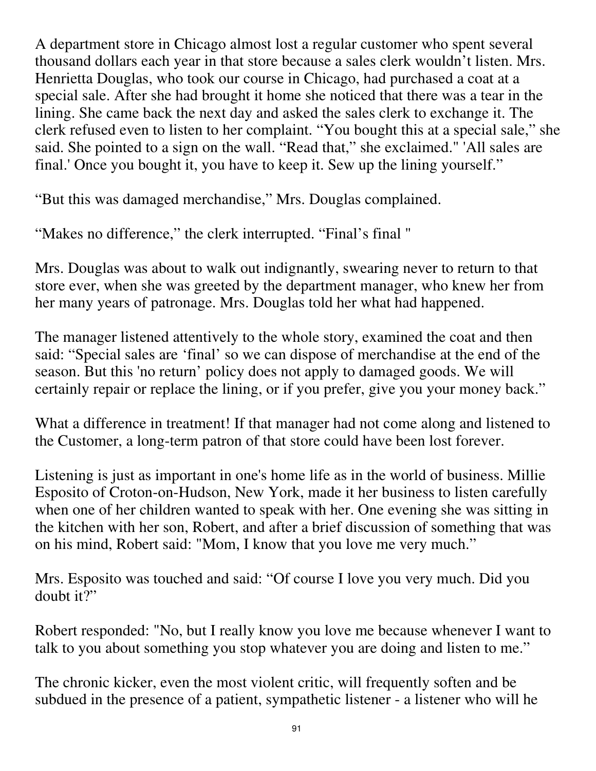A department store in Chicago almost lost a regular customer who spent several thousand dollars each year in that store because a sales clerk wouldn't listen. Mrs. Henrietta Douglas, who took our course in Chicago, had purchased a coat at a special sale. After she had brought it home she noticed that there was a tear in the lining. She came back the next day and asked the sales clerk to exchange it. The clerk refused even to listen to her complaint. "You bought this at a special sale," she said. She pointed to a sign on the wall. "Read that," she exclaimed." 'All sales are final.' Once you bought it, you have to keep it. Sew up the lining yourself."

"But this was damaged merchandise," Mrs. Douglas complained.

"Makes no difference," the clerk interrupted. "Final's final "

Mrs. Douglas was about to walk out indignantly, swearing never to return to that store ever, when she was greeted by the department manager, who knew her from her many years of patronage. Mrs. Douglas told her what had happened.

The manager listened attentively to the whole story, examined the coat and then said: "Special sales are 'final' so we can dispose of merchandise at the end of the season. But this 'no return' policy does not apply to damaged goods. We will certainly repair or replace the lining, or if you prefer, give you your money back."

What a difference in treatment! If that manager had not come along and listened to the Customer, a long-term patron of that store could have been lost forever.

Listening is just as important in one's home life as in the world of business. Millie Esposito of Croton-on-Hudson, New York, made it her business to listen carefully when one of her children wanted to speak with her. One evening she was sitting in the kitchen with her son, Robert, and after a brief discussion of something that was on his mind, Robert said: "Mom, I know that you love me very much."

Mrs. Esposito was touched and said: "Of course I love you very much. Did you doubt it?"

Robert responded: "No, but I really know you love me because whenever I want to talk to you about something you stop whatever you are doing and listen to me."

The chronic kicker, even the most violent critic, will frequently soften and be subdued in the presence of a patient, sympathetic listener - a listener who will he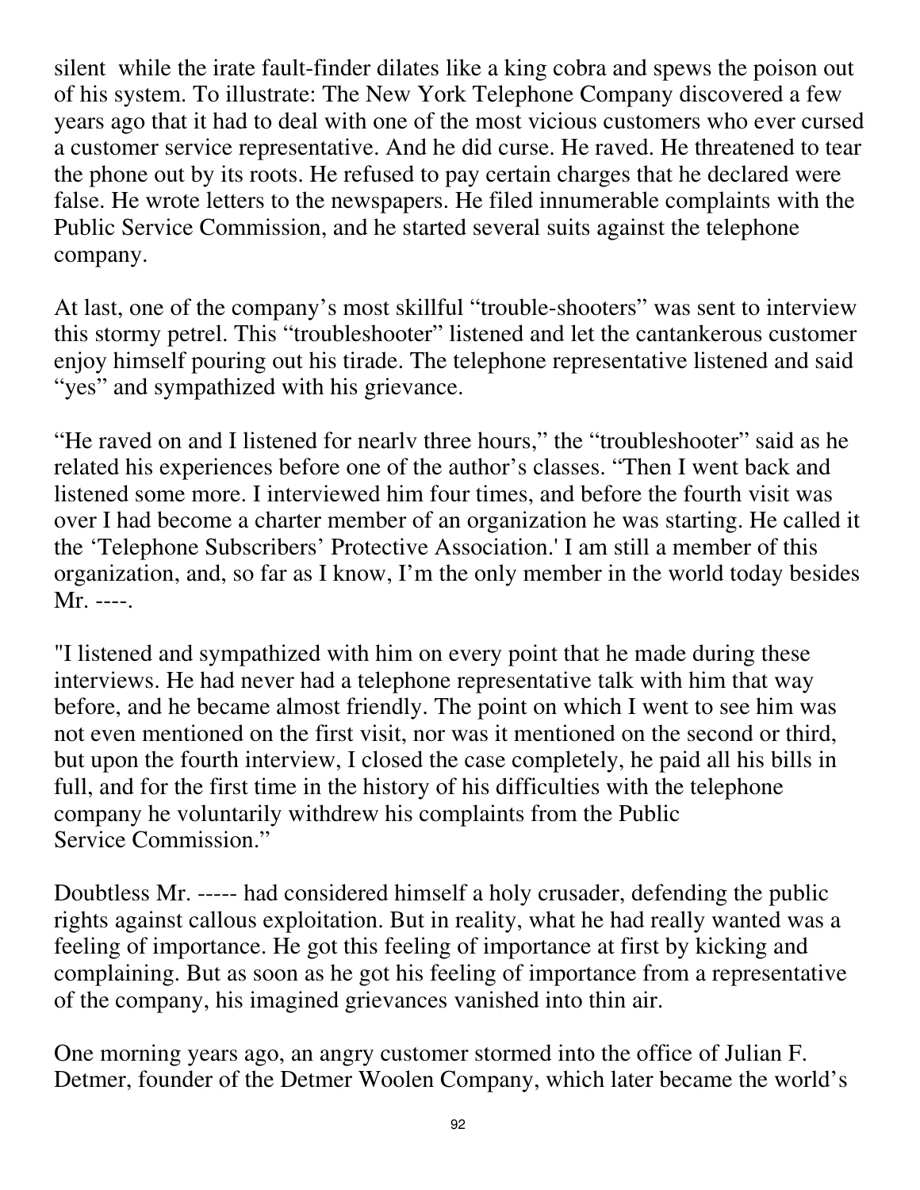silent while the irate fault-finder dilates like a king cobra and spews the poison out of his system. To illustrate: The New York Telephone Company discovered a few years ago that it had to deal with one of the most vicious customers who ever cursed a customer service representative. And he did curse. He raved. He threatened to tear the phone out by its roots. He refused to pay certain charges that he declared were false. He wrote letters to the newspapers. He filed innumerable complaints with the Public Service Commission, and he started several suits against the telephone company.

At last, one of the company's most skillful "trouble-shooters" was sent to interview this stormy petrel. This "troubleshooter" listened and let the cantankerous customer enjoy himself pouring out his tirade. The telephone representative listened and said "yes" and sympathized with his grievance.

"He raved on and I listened for nearlv three hours," the "troubleshooter" said as he related his experiences before one of the author's classes. "Then I went back and listened some more. I interviewed him four times, and before the fourth visit was over I had become a charter member of an organization he was starting. He called it the 'Telephone Subscribers' Protective Association.' I am still a member of this organization, and, so far as I know, I'm the only member in the world today besides Mr. ----.

"I listened and sympathized with him on every point that he made during these interviews. He had never had a telephone representative talk with him that way before, and he became almost friendly. The point on which I went to see him was not even mentioned on the first visit, nor was it mentioned on the second or third, but upon the fourth interview, I closed the case completely, he paid all his bills in full, and for the first time in the history of his difficulties with the telephone company he voluntarily withdrew his complaints from the Public Service Commission."

Doubtless Mr. ----- had considered himself a holy crusader, defending the public rights against callous exploitation. But in reality, what he had really wanted was a feeling of importance. He got this feeling of importance at first by kicking and complaining. But as soon as he got his feeling of importance from a representative of the company, his imagined grievances vanished into thin air.

One morning years ago, an angry customer stormed into the office of Julian F. Detmer, founder of the Detmer Woolen Company, which later became the world's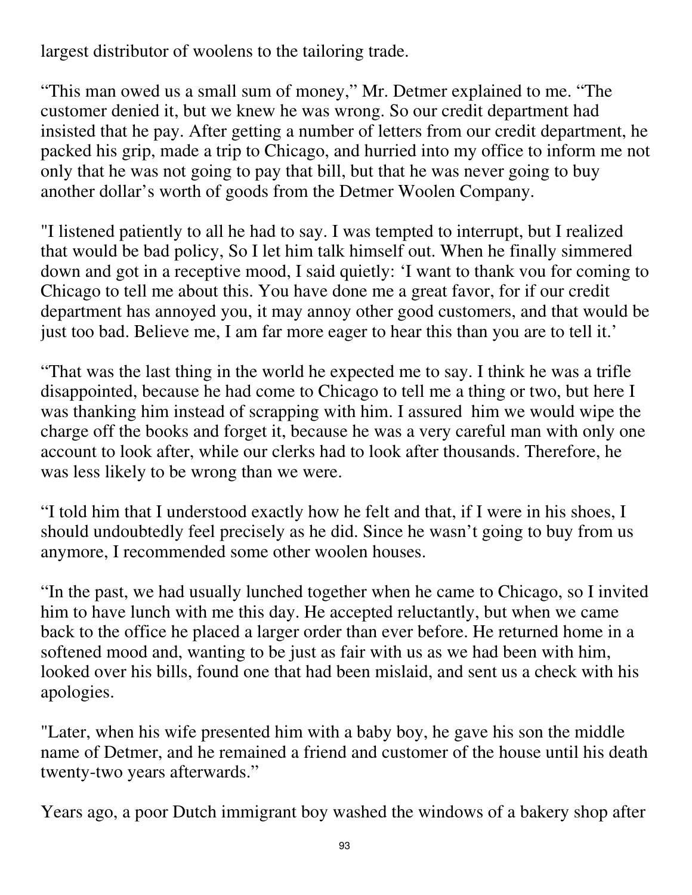largest distributor of woolens to the tailoring trade.

“This man owed us a small sum of money,” Mr. Detmer explained to me. “The customer denied it, but we knew he was wrong. So our credit department had insisted that he pay. After getting a number of letters from our credit department, he packed his grip, made a trip to Chicago, and hurried into my office to inform me not only that he was not going to pay that bill, but that he was never going to buy another dollar’s worth of goods from the Detmer Woolen Company.

"I listened patiently to all he had to say. I was tempted to interrupt, but I realized that would be bad policy, So I let him talk himself out. When he finally simmered down and got in a receptive mood, I said quietly: ‘I want to thank vou for coming to Chicago to tell me about this. You have done me a great favor, for if our credit department has annoyed you, it may annoy other good customers, and that would be just too bad. Believe me, I am far more eager to hear this than you are to tell it.’

“That was the last thing in the world he expected me to say. I think he was a trifle disappointed, because he had come to Chicago to tell me a thing or two, but here I was thanking him instead of scrapping with him. I assured him we would wipe the charge off the books and forget it, because he was a very careful man with only one account to look after, while our clerks had to look after thousands. Therefore, he was less likely to be wrong than we were.

“I told him that I understood exactly how he felt and that, if I were in his shoes, I should undoubtedly feel precisely as he did. Since he wasn’t going to buy from us anymore, I recommended some other woolen houses.

“In the past, we had usually lunched together when he came to Chicago, so I invited him to have lunch with me this day. He accepted reluctantly, but when we came back to the office he placed a larger order than ever before. He returned home in a softened mood and, wanting to be just as fair with us as we had been with him, looked over his bills, found one that had been mislaid, and sent us a check with his apologies.

"Later, when his wife presented him with a baby boy, he gave his son the middle name of Detmer, and he remained a friend and customer of the house until his death twenty-two years afterwards.”

Years ago, a poor Dutch immigrant boy washed the windows of a bakery shop after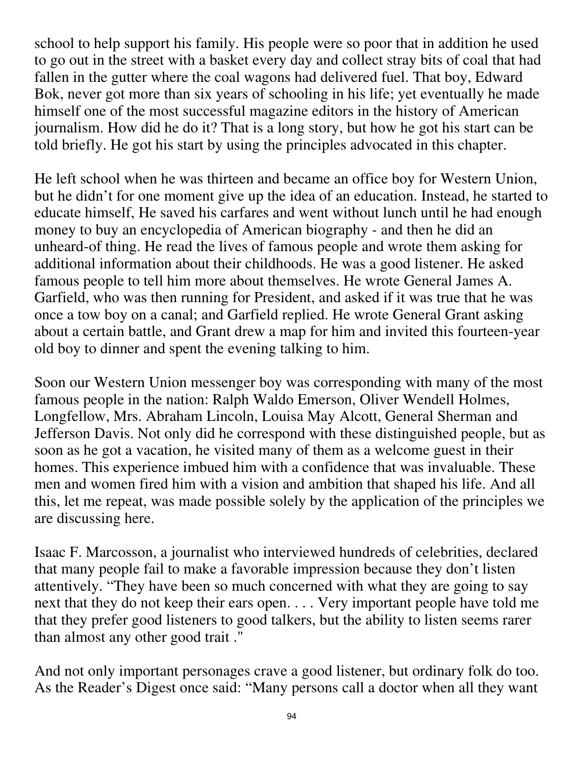school to help support his family. His people were so poor that in addition he used to go out in the street with a basket every day and collect stray bits of coal that had fallen in the gutter where the coal wagons had delivered fuel. That boy, Edward Bok, never got more than six years of schooling in his life; yet eventually he made himself one of the most successful magazine editors in the history of American journalism. How did he do it? That is a long story, but how he got his start can be told briefly. He got his start by using the principles advocated in this chapter.

He left school when he was thirteen and became an office boy for Western Union, but he didn't for one moment give up the idea of an education. Instead, he started to educate himself, He saved his carfares and went without lunch until he had enough money to buy an encyclopedia of American biography - and then he did an unheard-of thing. He read the lives of famous people and wrote them asking for additional information about their childhoods. He was a good listener. He asked famous people to tell him more about themselves. He wrote General James A. Garfield, who was then running for President, and asked if it was true that he was once a tow boy on a canal; and Garfield replied. He wrote General Grant asking about a certain battle, and Grant drew a map for him and invited this fourteen-year old boy to dinner and spent the evening talking to him.

Soon our Western Union messenger boy was corresponding with many of the most famous people in the nation: Ralph Waldo Emerson, Oliver Wendell Holmes, Longfellow, Mrs. Abraham Lincoln, Louisa May Alcott, General Sherman and Jefferson Davis. Not only did he correspond with these distinguished people, but as soon as he got a vacation, he visited many of them as a welcome guest in their homes. This experience imbued him with a confidence that was invaluable. These men and women fired him with a vision and ambition that shaped his life. And all this, let me repeat, was made possible solely by the application of the principles we are discussing here.

Isaac F. Marcosson, a journalist who interviewed hundreds of celebrities, declared that many people fail to make a favorable impression because they don't listen attentively. "They have been so much concerned with what they are going to say next that they do not keep their ears open. . . . Very important people have told me that they prefer good listeners to good talkers, but the ability to listen seems rarer than almost any other good trait ."

And not only important personages crave a good listener, but ordinary folk do too. As the Reader's Digest once said: "Many persons call a doctor when all they want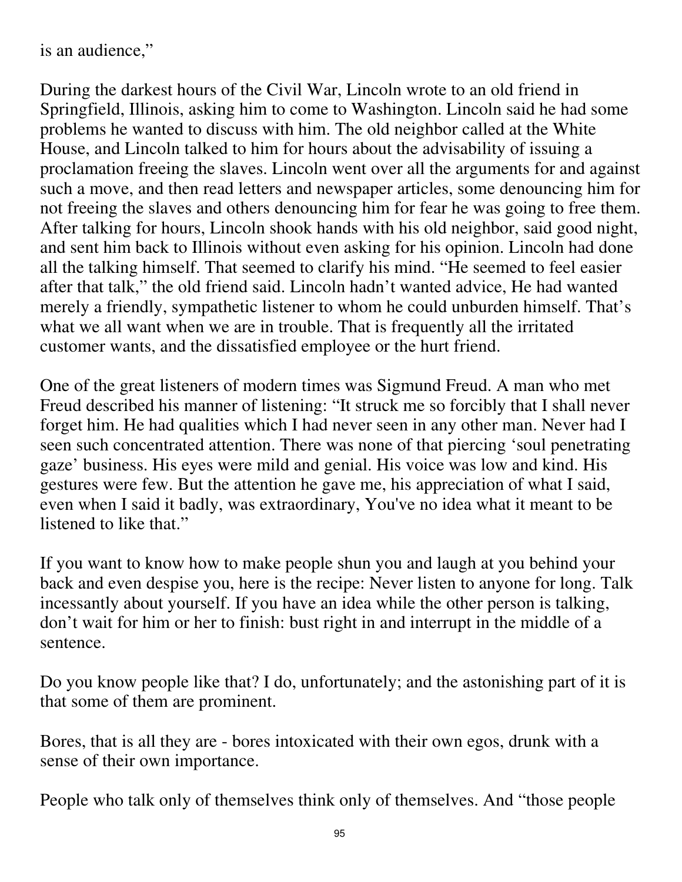is an audience,"

During the darkest hours of the Civil War, Lincoln wrote to an old friend in Springfield, Illinois, asking him to come to Washington. Lincoln said he had some problems he wanted to discuss with him. The old neighbor called at the White House, and Lincoln talked to him for hours about the advisability of issuing a proclamation freeing the slaves. Lincoln went over all the arguments for and against such a move, and then read letters and newspaper articles, some denouncing him for not freeing the slaves and others denouncing him for fear he was going to free them. After talking for hours, Lincoln shook hands with his old neighbor, said good night, and sent him back to Illinois without even asking for his opinion. Lincoln had done all the talking himself. That seemed to clarify his mind. "He seemed to feel easier after that talk," the old friend said. Lincoln hadn't wanted advice, He had wanted merely a friendly, sympathetic listener to whom he could unburden himself. That's what we all want when we are in trouble. That is frequently all the irritated customer wants, and the dissatisfied employee or the hurt friend.

One of the great listeners of modern times was Sigmund Freud. A man who met Freud described his manner of listening: "It struck me so forcibly that I shall never forget him. He had qualities which I had never seen in any other man. Never had I seen such concentrated attention. There was none of that piercing 'soul penetrating gaze' business. His eyes were mild and genial. His voice was low and kind. His gestures were few. But the attention he gave me, his appreciation of what I said, even when I said it badly, was extraordinary, You've no idea what it meant to be listened to like that."

If you want to know how to make people shun you and laugh at you behind your back and even despise you, here is the recipe: Never listen to anyone for long. Talk incessantly about yourself. If you have an idea while the other person is talking, don't wait for him or her to finish: bust right in and interrupt in the middle of a sentence.

Do you know people like that? I do, unfortunately; and the astonishing part of it is that some of them are prominent.

Bores, that is all they are - bores intoxicated with their own egos, drunk with a sense of their own importance.

People who talk only of themselves think only of themselves. And "those people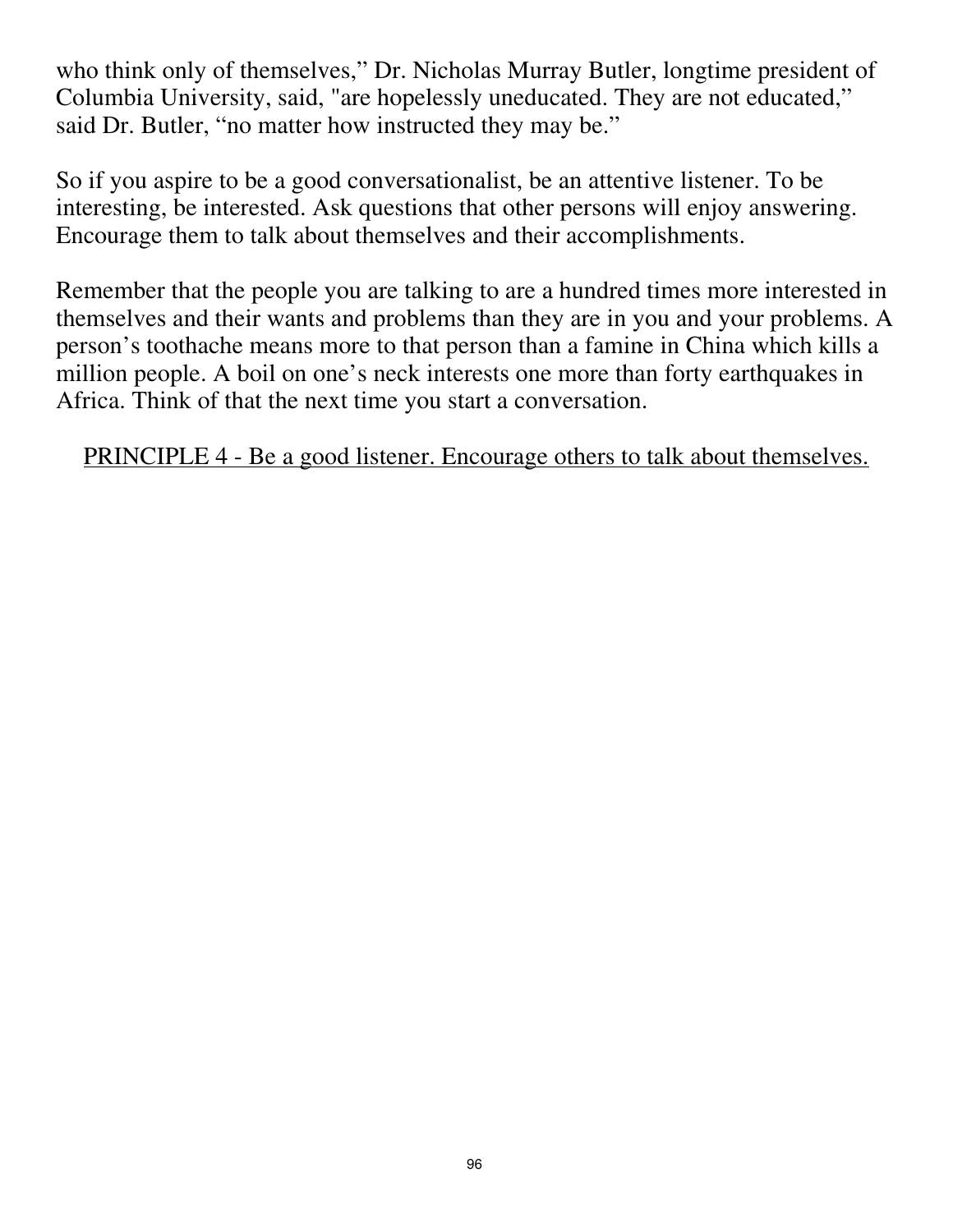who think only of themselves," Dr. Nicholas Murray Butler, longtime president of Columbia University, said, "are hopelessly uneducated. They are not educated," said Dr. Butler, "no matter how instructed they may be."

So if you aspire to be a good conversationalist, be an attentive listener. To be interesting, be interested. Ask questions that other persons will enjoy answering. Encourage them to talk about themselves and their accomplishments.

Remember that the people you are talking to are a hundred times more interested in themselves and their wants and problems than they are in you and your problems. A person's toothache means more to that person than a famine in China which kills a million people. A boil on one's neck interests one more than forty earthquakes in Africa. Think of that the next time you start a conversation.

<u>PRINCIPLE 4 - Be a good listener. Encourage others to talk about themselves.</u>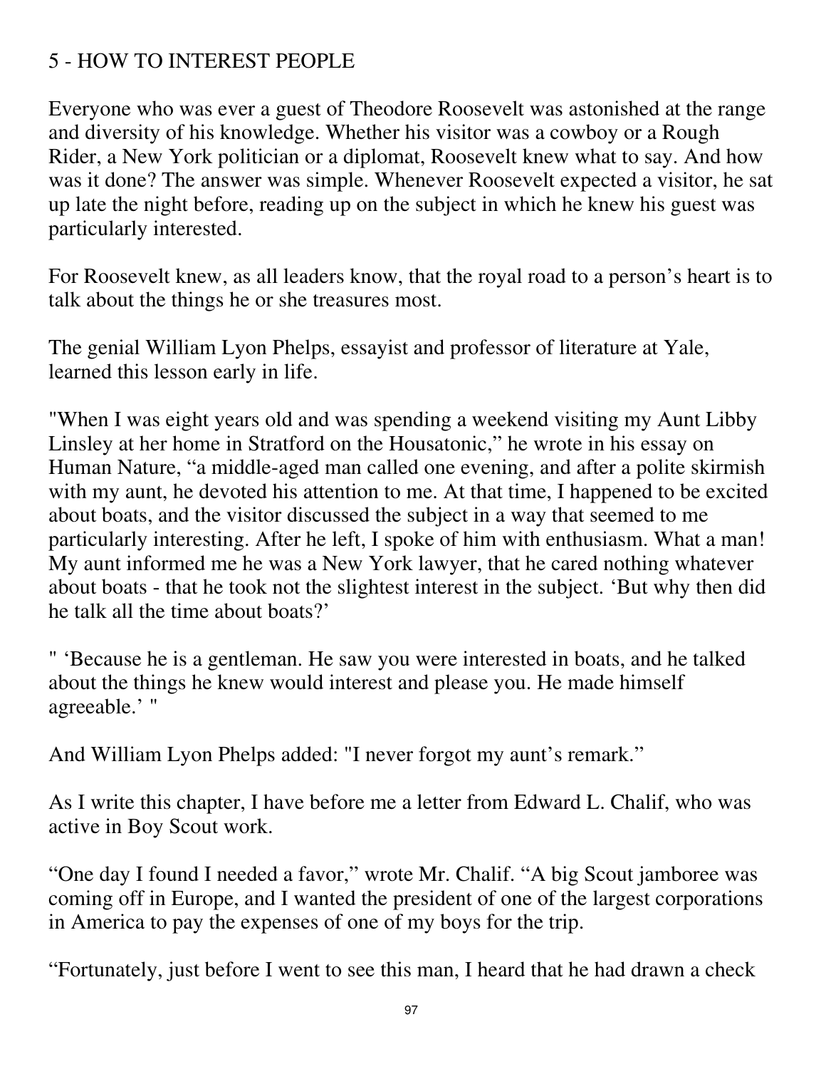# 5 - HOW TO INTEREST PEOPLE

Everyone who was ever a guest of Theodore Roosevelt was astonished at the range and diversity of his knowledge. Whether his visitor was a cowboy or a Rough Rider, a New York politician or a diplomat, Roosevelt knew what to say. And how was it done? The answer was simple. Whenever Roosevelt expected a visitor, he sat up late the night before, reading up on the subject in which he knew his guest was particularly interested.

For Roosevelt knew, as all leaders know, that the royal road to a person's heart is to talk about the things he or she treasures most.

The genial William Lyon Phelps, essayist and professor of literature at Yale, learned this lesson early in life.

"When I was eight years old and was spending a weekend visiting my Aunt Libby Linsley at her home in Stratford on the Housatonic," he wrote in his essay on Human Nature, "a middle-aged man called one evening, and after a polite skirmish with my aunt, he devoted his attention to me. At that time, I happened to be excited about boats, and the visitor discussed the subject in a way that seemed to me particularly interesting. After he left, I spoke of him with enthusiasm. What a man! My aunt informed me he was a New York lawyer, that he cared nothing whatever about boats - that he took not the slightest interest in the subject. 'But why then did he talk all the time about boats?'

" 'Because he is a gentleman. He saw you were interested in boats, and he talked about the things he knew would interest and please you. He made himself agreeable.' "

And William Lyon Phelps added: "I never forgot my aunt's remark."

As I write this chapter, I have before me a letter from Edward L. Chalif, who was active in Boy Scout work.

"One day I found I needed a favor," wrote Mr. Chalif. "A big Scout jamboree was coming off in Europe, and I wanted the president of one of the largest corporations in America to pay the expenses of one of my boys for the trip.

"Fortunately, just before I went to see this man, I heard that he had drawn a check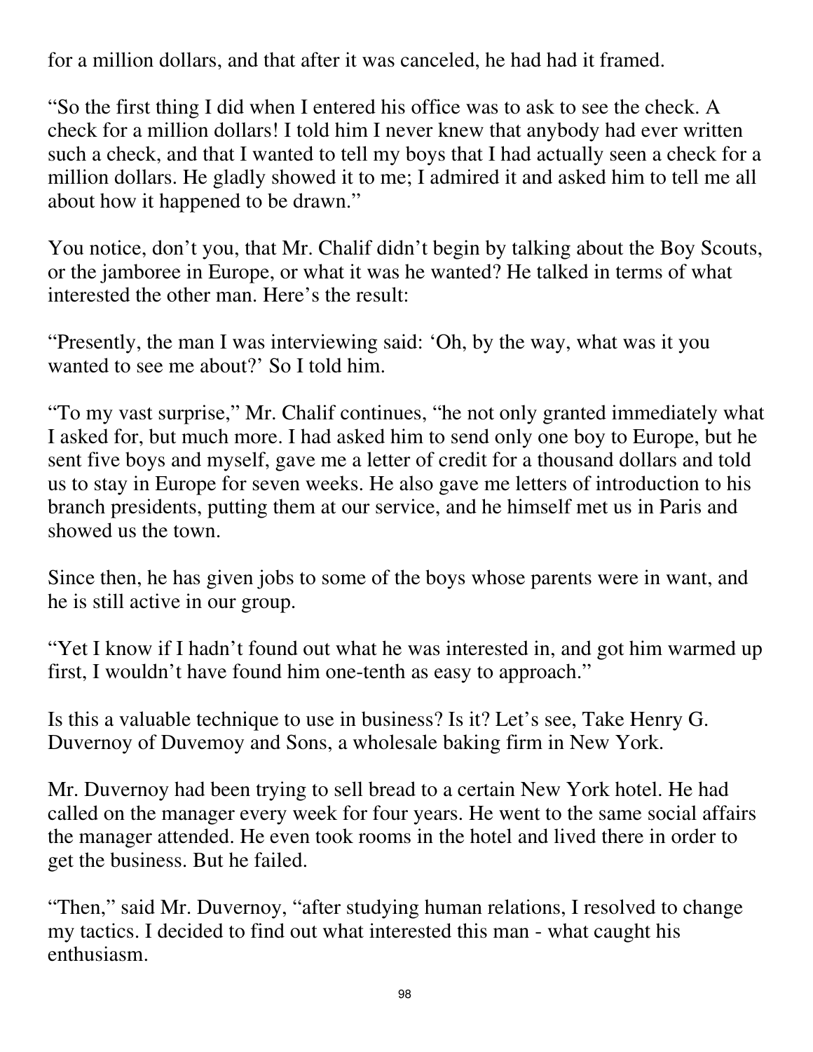for a million dollars, and that after it was canceled, he had had it framed.

"So the first thing I did when I entered his office was to ask to see the check. A check for a million dollars! I told him I never knew that anybody had ever written such a check, and that I wanted to tell my boys that I had actually seen a check for a million dollars. He gladly showed it to me; I admired it and asked him to tell me all about how it happened to be drawn."

You notice, don't you, that Mr. Chalif didn't begin by talking about the Boy Scouts, or the jamboree in Europe, or what it was he wanted? He talked in terms of what interested the other man. Here's the result:

"Presently, the man I was interviewing said: 'Oh, by the way, what was it you wanted to see me about?' So I told him.

"To my vast surprise," Mr. Chalif continues, "he not only granted immediately what I asked for, but much more. I had asked him to send only one boy to Europe, but he sent five boys and myself, gave me a letter of credit for a thousand dollars and told us to stay in Europe for seven weeks. He also gave me letters of introduction to his branch presidents, putting them at our service, and he himself met us in Paris and showed us the town.

Since then, he has given jobs to some of the boys whose parents were in want, and he is still active in our group.

"Yet I know if I hadn't found out what he was interested in, and got him warmed up first, I wouldn't have found him one-tenth as easy to approach."

Is this a valuable technique to use in business? Is it? Let's see, Take Henry G. Duvernoy of Duvemoy and Sons, a wholesale baking firm in New York.

Mr. Duvernoy had been trying to sell bread to a certain New York hotel. He had called on the manager every week for four years. He went to the same social affairs the manager attended. He even took rooms in the hotel and lived there in order to get the business. But he failed.

"Then," said Mr. Duvernoy, "after studying human relations, I resolved to change my tactics. I decided to find out what interested this man - what caught his enthusiasm.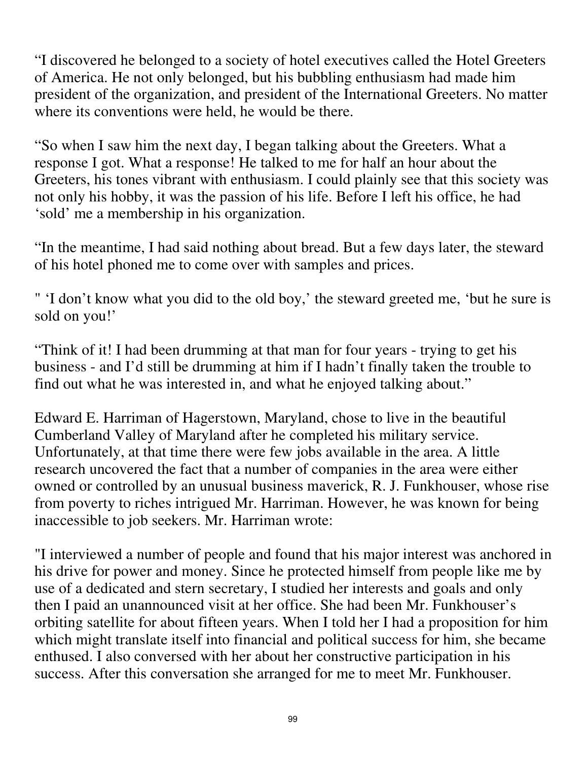"I discovered he belonged to a society of hotel executives called the Hotel Greeters of America. He not only belonged, but his bubbling enthusiasm had made him president of the organization, and president of the International Greeters. No matter where its conventions were held, he would be there.

"So when I saw him the next day, I began talking about the Greeters. What a response I got. What a response! He talked to me for half an hour about the Greeters, his tones vibrant with enthusiasm. I could plainly see that this society was not only his hobby, it was the passion of his life. Before I left his office, he had 'sold' me a membership in his organization.

"In the meantime, I had said nothing about bread. But a few days later, the steward of his hotel phoned me to come over with samples and prices.

" 'I don't know what you did to the old boy,' the steward greeted me, 'but he sure is sold on you!'

"Think of it! I had been drumming at that man for four years - trying to get his business - and I'd still be drumming at him if I hadn't finally taken the trouble to find out what he was interested in, and what he enjoyed talking about."

Edward E. Harriman of Hagerstown, Maryland, chose to live in the beautiful Cumberland Valley of Maryland after he completed his military service. Unfortunately, at that time there were few jobs available in the area. A little research uncovered the fact that a number of companies in the area were either owned or controlled by an unusual business maverick, R. J. Funkhouser, whose rise from poverty to riches intrigued Mr. Harriman. However, he was known for being inaccessible to job seekers. Mr. Harriman wrote:

"I interviewed a number of people and found that his major interest was anchored in his drive for power and money. Since he protected himself from people like me by use of a dedicated and stern secretary, I studied her interests and goals and only then I paid an unannounced visit at her office. She had been Mr. Funkhouser's orbiting satellite for about fifteen years. When I told her I had a proposition for him which might translate itself into financial and political success for him, she became enthused. I also conversed with her about her constructive participation in his success. After this conversation she arranged for me to meet Mr. Funkhouser.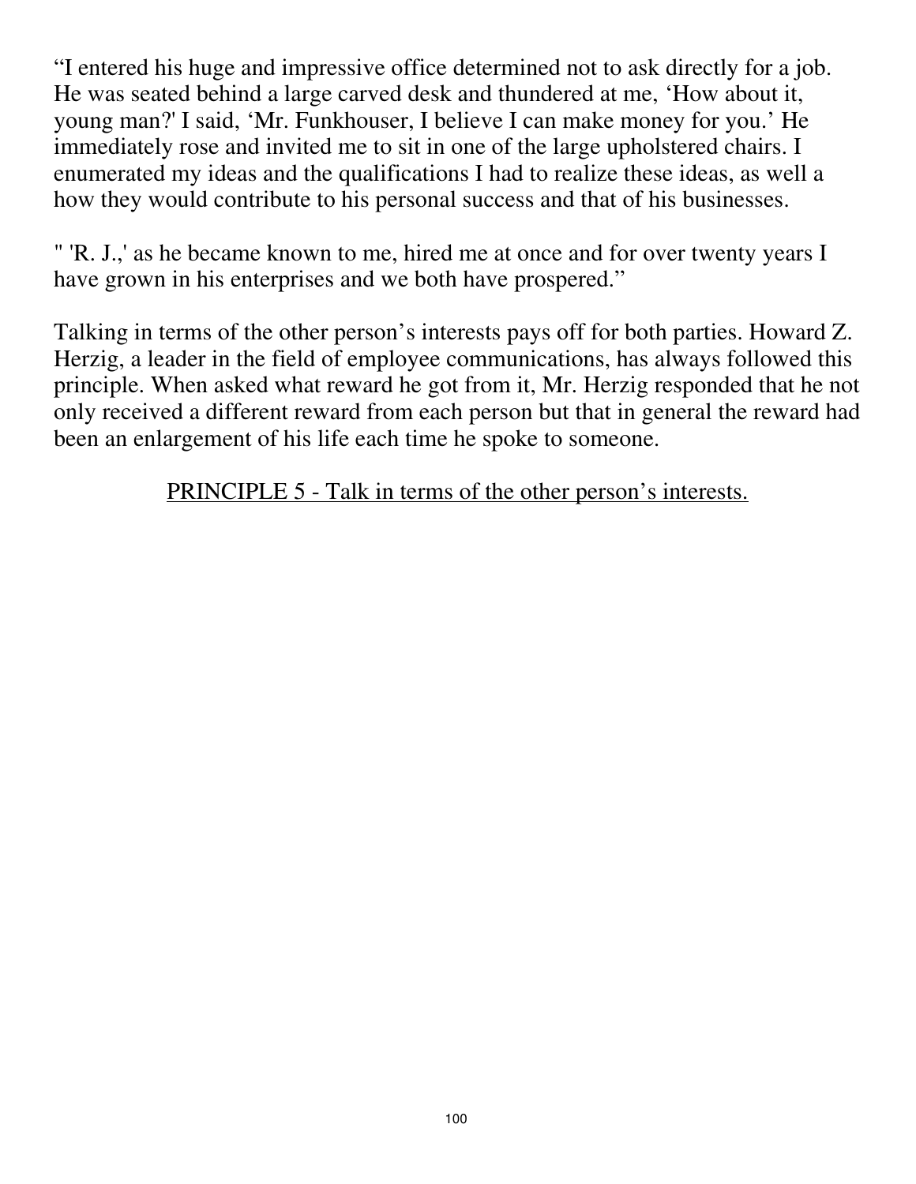"I entered his huge and impressive office determined not to ask directly for a job. He was seated behind a large carved desk and thundered at me, 'How about it, young man?' I said, 'Mr. Funkhouser, I believe I can make money for you.' He immediately rose and invited me to sit in one of the large upholstered chairs. I enumerated my ideas and the qualifications I had to realize these ideas, as well a how they would contribute to his personal success and that of his businesses.

" 'R. J.,' as he became known to me, hired me at once and for over twenty years I have grown in his enterprises and we both have prospered."

Talking in terms of the other person's interests pays off for both parties. Howard Z. Herzig, a leader in the field of employee communications, has always followed this principle. When asked what reward he got from it, Mr. Herzig responded that he not only received a different reward from each person but that in general the reward had been an enlargement of his life each time he spoke to someone.

<u>PRINCIPLE 5 - Talk in terms of the other person's interests.</u>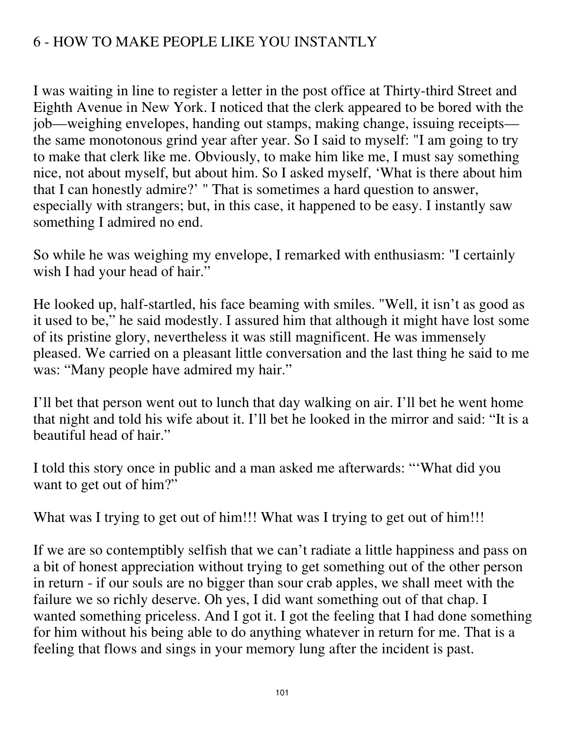## 6 - HOW TO MAKE PEOPLE LIKE YOU INSTANTLY

I was waiting in line to register a letter in the post office at Thirty-third Street and Eighth Avenue in New York. I noticed that the clerk appeared to be bored with the job—weighing envelopes, handing out stamps, making change, issuing receipts—the same monotonous grind year after year. So I said to myself: "I am going to try to make that clerk like me. Obviously, to make him like me, I must say something nice, not about myself, but about him. So I asked myself, 'What is there about him that I can honestly admire?' " That is sometimes a hard question to answer, especially with strangers; but, in this case, it happened to be easy. I instantly saw something I admired no end.

So while he was weighing my envelope, I remarked with enthusiasm: "I certainly wish I had your head of hair."

He looked up, half-startled, his face beaming with smiles. "Well, it isn't as good as it used to be," he said modestly. I assured him that although it might have lost some of its pristine glory, nevertheless it was still magnificent. He was immensely pleased. We carried on a pleasant little conversation and the last thing he said to me was: "Many people have admired my hair."

I'll bet that person went out to lunch that day walking on air. I'll bet he went home that night and told his wife about it. I'll bet he looked in the mirror and said: "It is a beautiful head of hair."

I told this story once in public and a man asked me afterwards: "'What did you want to get out of him?"

What was I trying to get out of him!!! What was I trying to get out of him!!!

If we are so contemptibly selfish that we can't radiate a little happiness and pass on a bit of honest appreciation without trying to get something out of the other person in return - if our souls are no bigger than sour crab apples, we shall meet with the failure we so richly deserve. Oh yes, I did want something out of that chap. I wanted something priceless. And I got it. I got the feeling that I had done something for him without his being able to do anything whatever in return for me. That is a feeling that flows and sings in your memory lung after the incident is past.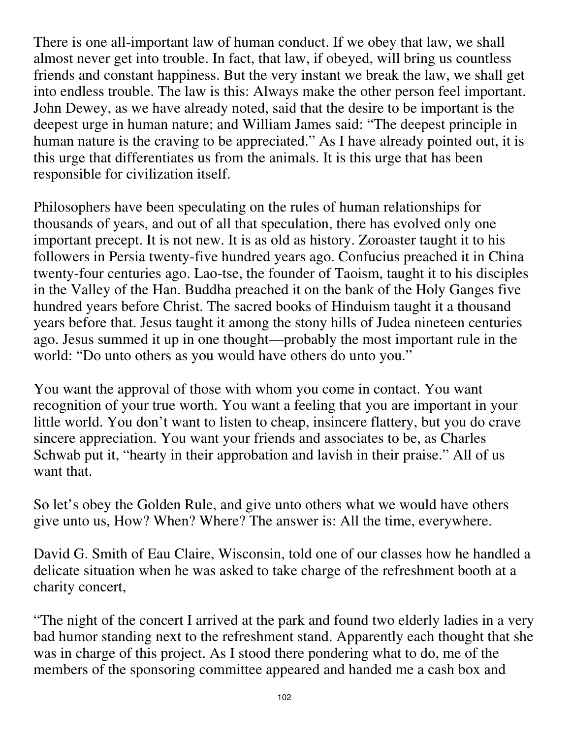There is one all-important law of human conduct. If we obey that law, we shall almost never get into trouble. In fact, that law, if obeyed, will bring us countless friends and constant happiness. But the very instant we break the law, we shall get into endless trouble. The law is this: Always make the other person feel important. John Dewey, as we have already noted, said that the desire to be important is the deepest urge in human nature; and William James said: "The deepest principle in human nature is the craving to be appreciated." As I have already pointed out, it is this urge that differentiates us from the animals. It is this urge that has been responsible for civilization itself.

Philosophers have been speculating on the rules of human relationships for thousands of years, and out of all that speculation, there has evolved only one important precept. It is not new. It is as old as history. Zoroaster taught it to his followers in Persia twenty-five hundred years ago. Confucius preached it in China twenty-four centuries ago. Lao-tse, the founder of Taoism, taught it to his disciples in the Valley of the Han. Buddha preached it on the bank of the Holy Ganges five hundred years before Christ. The sacred books of Hinduism taught it a thousand years before that. Jesus taught it among the stony hills of Judea nineteen centuries ago. Jesus summed it up in one thought—probably the most important rule in the world: "Do unto others as you would have others do unto you."

You want the approval of those with whom you come in contact. You want recognition of your true worth. You want a feeling that you are important in your little world. You don't want to listen to cheap, insincere flattery, but you do crave sincere appreciation. You want your friends and associates to be, as Charles Schwab put it, "hearty in their approbation and lavish in their praise." All of us want that.

So let's obey the Golden Rule, and give unto others what we would have others give unto us, How? When? Where? The answer is: All the time, everywhere.

David G. Smith of Eau Claire, Wisconsin, told one of our classes how he handled a delicate situation when he was asked to take charge of the refreshment booth at a charity concert,

"The night of the concert I arrived at the park and found two elderly ladies in a very bad humor standing next to the refreshment stand. Apparently each thought that she was in charge of this project. As I stood there pondering what to do, me of the members of the sponsoring committee appeared and handed me a cash box and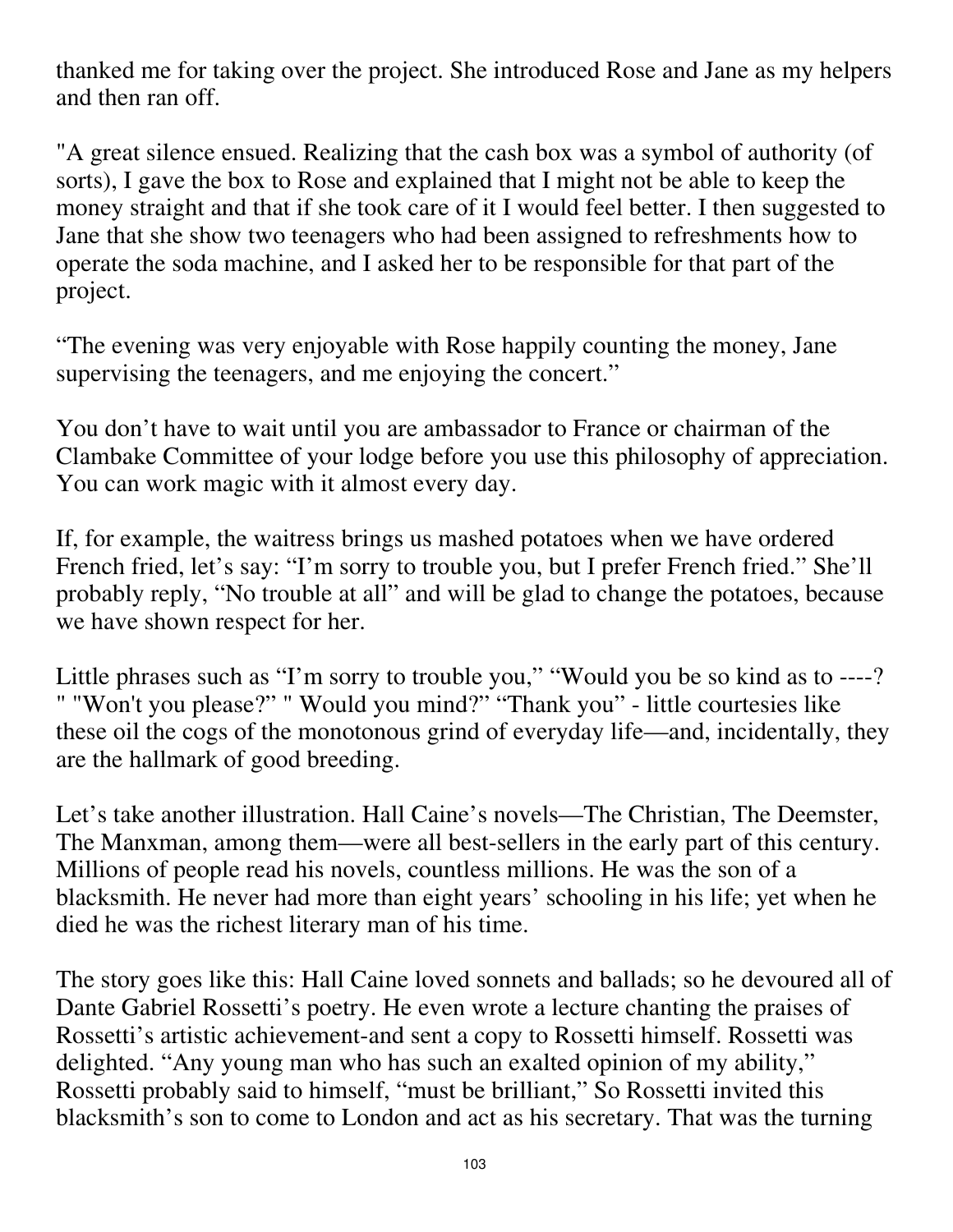thanked me for taking over the project. She introduced Rose and Jane as my helpers and then ran off.

"A great silence ensued. Realizing that the cash box was a symbol of authority (of sorts), I gave the box to Rose and explained that I might not be able to keep the money straight and that if she took care of it I would feel better. I then suggested to Jane that she show two teenagers who had been assigned to refreshments how to operate the soda machine, and I asked her to be responsible for that part of the project.

“The evening was very enjoyable with Rose happily counting the money, Jane supervising the teenagers, and me enjoying the concert.”

You don’t have to wait until you are ambassador to France or chairman of the Clambake Committee of your lodge before you use this philosophy of appreciation. You can work magic with it almost every day.

If, for example, the waitress brings us mashed potatoes when we have ordered French fried, let’s say: “I’m sorry to trouble you, but I prefer French fried.” She’ll probably reply, “No trouble at all” and will be glad to change the potatoes, because we have shown respect for her.

Little phrases such as “I’m sorry to trouble you,” “Would you be so kind as to ----? " "Won't you please?" " Would you mind?” “Thank you” - little courtesies like these oil the cogs of the monotonous grind of everyday life—and, incidentally, they are the hallmark of good breeding.

Let’s take another illustration. Hall Caine’s novels—The Christian, The Deemster, The Manxman, among them—were all best-sellers in the early part of this century. Millions of people read his novels, countless millions. He was the son of a blacksmith. He never had more than eight years’ schooling in his life; yet when he died he was the richest literary man of his time.

The story goes like this: Hall Caine loved sonnets and ballads; so he devoured all of Dante Gabriel Rossetti’s poetry. He even wrote a lecture chanting the praises of Rossetti’s artistic achievement-and sent a copy to Rossetti himself. Rossetti was delighted. “Any young man who has such an exalted opinion of my ability,” Rossetti probably said to himself, “must be brilliant,” So Rossetti invited this blacksmith’s son to come to London and act as his secretary. That was the turning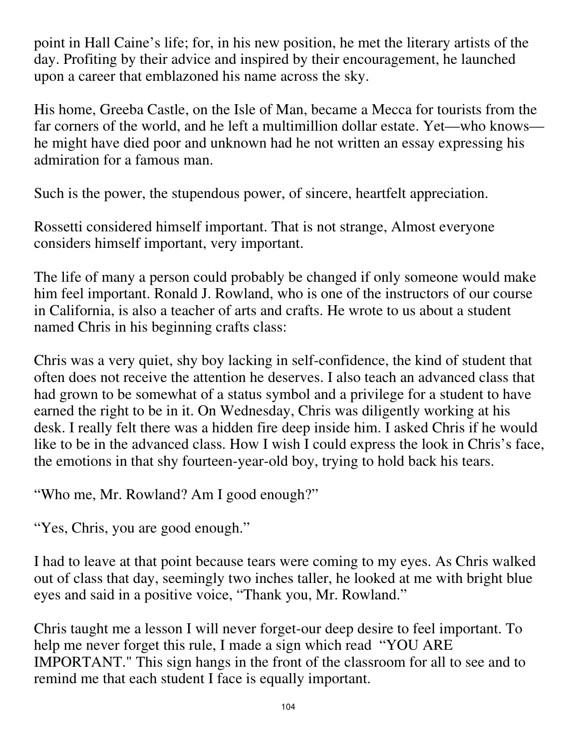point in Hall Caine's life; for, in his new position, he met the literary artists of the day. Profiting by their advice and inspired by their encouragement, he launched upon a career that emblazoned his name across the sky.

His home, Greeba Castle, on the Isle of Man, became a Mecca for tourists from the far corners of the world, and he left a multimillion dollar estate. Yet—who knows—he might have died poor and unknown had he not written an essay expressing his admiration for a famous man.

Such is the power, the stupendous power, of sincere, heartfelt appreciation.

Rossetti considered himself important. That is not strange, Almost everyone considers himself important, very important.

The life of many a person could probably be changed if only someone would make him feel important. Ronald J. Rowland, who is one of the instructors of our course in California, is also a teacher of arts and crafts. He wrote to us about a student named Chris in his beginning crafts class:

Chris was a very quiet, shy boy lacking in self-confidence, the kind of student that often does not receive the attention he deserves. I also teach an advanced class that had grown to be somewhat of a status symbol and a privilege for a student to have earned the right to be in it. On Wednesday, Chris was diligently working at his desk. I really felt there was a hidden fire deep inside him. I asked Chris if he would like to be in the advanced class. How I wish I could express the look in Chris's face, the emotions in that shy fourteen-year-old boy, trying to hold back his tears.

"Who me, Mr. Rowland? Am I good enough?"

"Yes, Chris, you are good enough."

I had to leave at that point because tears were coming to my eyes. As Chris walked out of class that day, seemingly two inches taller, he looked at me with bright blue eyes and said in a positive voice, "Thank you, Mr. Rowland."

Chris taught me a lesson I will never forget-our deep desire to feel important. To help me never forget this rule, I made a sign which read "YOU ARE IMPORTANT." This sign hangs in the front of the classroom for all to see and to remind me that each student I face is equally important.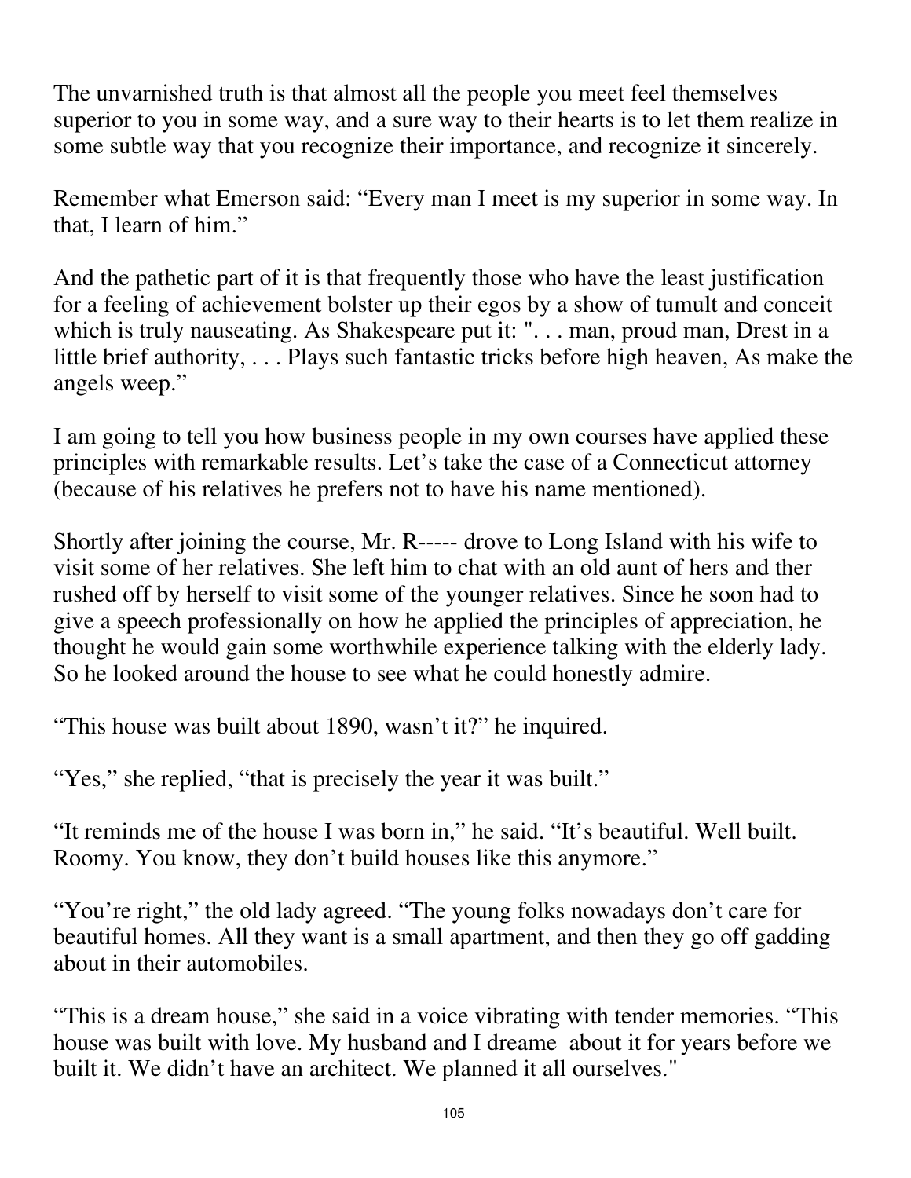The unvarnished truth is that almost all the people you meet feel themselves superior to you in some way, and a sure way to their hearts is to let them realize in some subtle way that you recognize their importance, and recognize it sincerely.

Remember what Emerson said: “Every man I meet is my superior in some way. In that, I learn of him.”

And the pathetic part of it is that frequently those who have the least justification for a feeling of achievement bolster up their egos by a show of tumult and conceit which is truly nauseating. As Shakespeare put it: ". . . man, proud man, Drest in a little brief authority, . . . Plays such fantastic tricks before high heaven, As make the angels weep.”

I am going to tell you how business people in my own courses have applied these principles with remarkable results. Let’s take the case of a Connecticut attorney (because of his relatives he prefers not to have his name mentioned).

Shortly after joining the course, Mr. R----- drove to Long Island with his wife to visit some of her relatives. She left him to chat with an old aunt of hers and ther rushed off by herself to visit some of the younger relatives. Since he soon had to give a speech professionally on how he applied the principles of appreciation, he thought he would gain some worthwhile experience talking with the elderly lady. So he looked around the house to see what he could honestly admire.

“This house was built about 1890, wasn’t it?” he inquired.

“Yes,” she replied, “that is precisely the year it was built.”

“It reminds me of the house I was born in,” he said. “It’s beautiful. Well built. Roomy. You know, they don’t build houses like this anymore.”

“You’re right,” the old lady agreed. “The young folks nowadays don’t care for beautiful homes. All they want is a small apartment, and then they go off gadding about in their automobiles.

“This is a dream house,” she said in a voice vibrating with tender memories. “This house was built with love. My husband and I dreame about it for years before we built it. We didn’t have an architect. We planned it all ourselves."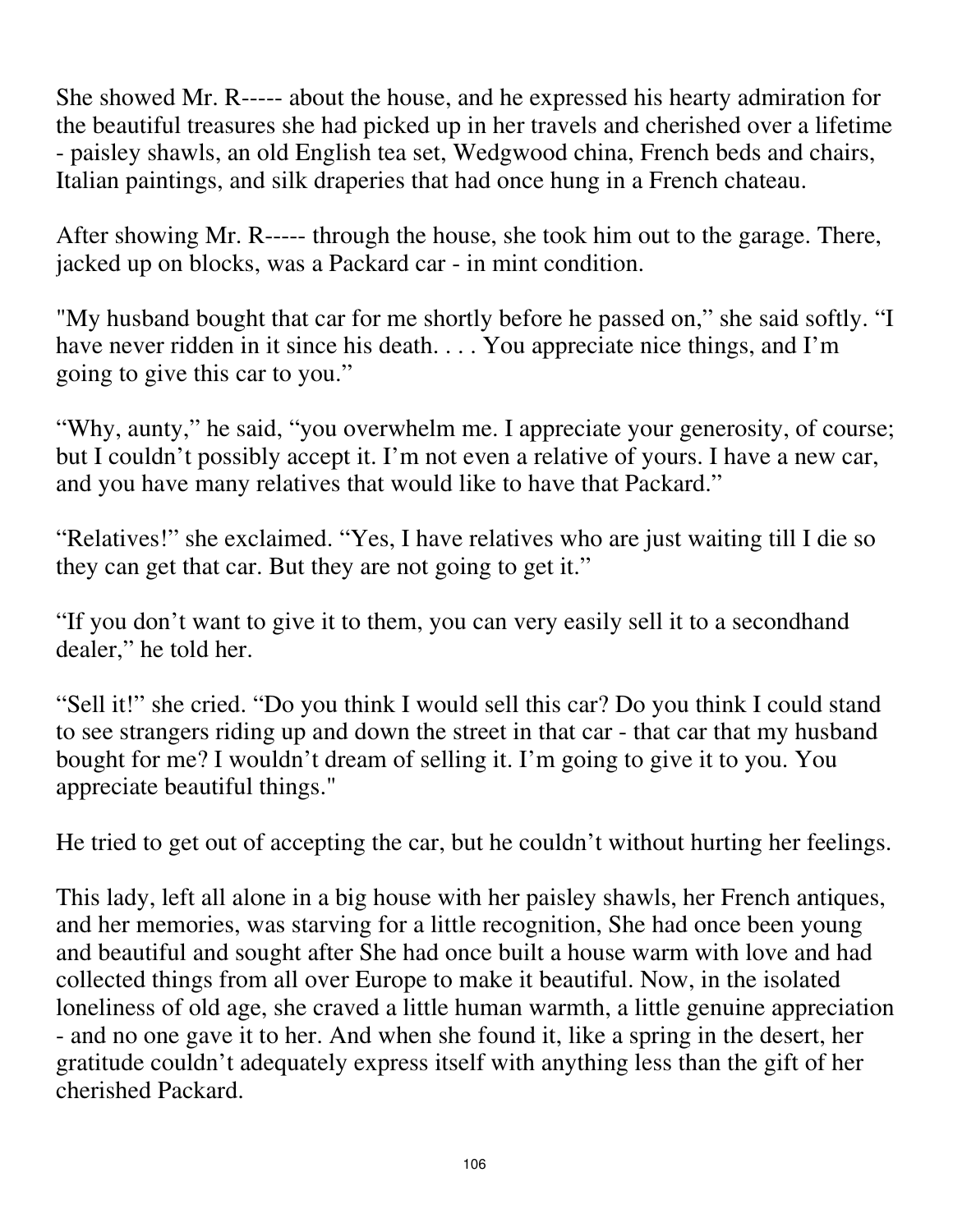She showed Mr. R----- about the house, and he expressed his hearty admiration for the beautiful treasures she had picked up in her travels and cherished over a lifetime - paisley shawls, an old English tea set, Wedgwood china, French beds and chairs, Italian paintings, and silk draperies that had once hung in a French chateau.

After showing Mr. R----- through the house, she took him out to the garage. There, jacked up on blocks, was a Packard car - in mint condition.

"My husband bought that car for me shortly before he passed on," she said softly. "I have never ridden in it since his death. . . . You appreciate nice things, and I'm going to give this car to you."

"Why, aunty," he said, "you overwhelm me. I appreciate your generosity, of course; but I couldn't possibly accept it. I'm not even a relative of yours. I have a new car, and you have many relatives that would like to have that Packard."

"Relatives!" she exclaimed. "Yes, I have relatives who are just waiting till I die so they can get that car. But they are not going to get it."

"If you don't want to give it to them, you can very easily sell it to a secondhand dealer," he told her.

"Sell it!" she cried. "Do you think I would sell this car? Do you think I could stand to see strangers riding up and down the street in that car - that car that my husband bought for me? I wouldn't dream of selling it. I'm going to give it to you. You appreciate beautiful things."

He tried to get out of accepting the car, but he couldn't without hurting her feelings.

This lady, left all alone in a big house with her paisley shawls, her French antiques, and her memories, was starving for a little recognition, She had once been young and beautiful and sought after She had once built a house warm with love and had collected things from all over Europe to make it beautiful. Now, in the isolated loneliness of old age, she craved a little human warmth, a little genuine appreciation - and no one gave it to her. And when she found it, like a spring in the desert, her gratitude couldn't adequately express itself with anything less than the gift of her cherished Packard.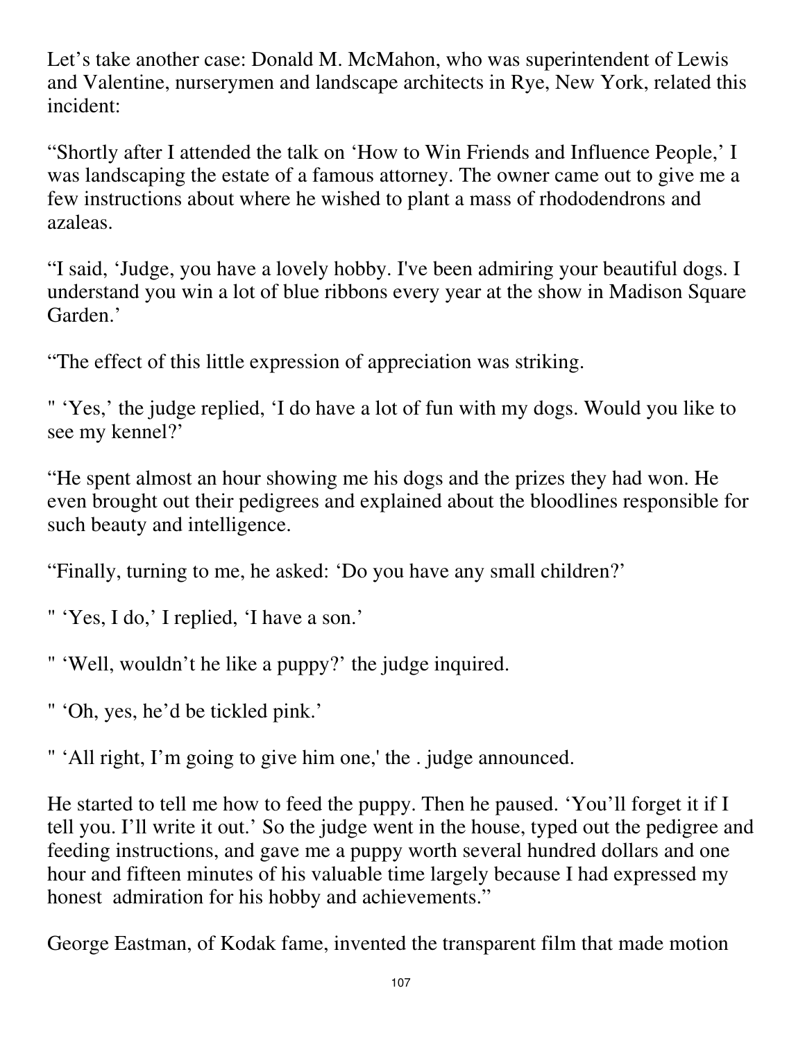Let’s take another case: Donald M. McMahon, who was superintendent of Lewis and Valentine, nurserymen and landscape architects in Rye, New York, related this incident:

“Shortly after I attended the talk on ‘How to Win Friends and Influence People,’ I was landscaping the estate of a famous attorney. The owner came out to give me a few instructions about where he wished to plant a mass of rhododendrons and azaleas.

“I said, ‘Judge, you have a lovely hobby. I've been admiring your beautiful dogs. I understand you win a lot of blue ribbons every year at the show in Madison Square Garden.’

“The effect of this little expression of appreciation was striking.

" ‘Yes,’ the judge replied, ‘I do have a lot of fun with my dogs. Would you like to see my kennel?’

“He spent almost an hour showing me his dogs and the prizes they had won. He even brought out their pedigrees and explained about the bloodlines responsible for such beauty and intelligence.

“Finally, turning to me, he asked: ‘Do you have any small children?’

" ‘Yes, I do,’ I replied, ‘I have a son.’

" ‘Well, wouldn’t he like a puppy?’ the judge inquired.

" ‘Oh, yes, he’d be tickled pink.’

" ‘All right, I’m going to give him one,' the . judge announced.

He started to tell me how to feed the puppy. Then he paused. ‘You’ll forget it if I tell you. I’ll write it out.’ So the judge went in the house, typed out the pedigree and feeding instructions, and gave me a puppy worth several hundred dollars and one hour and fifteen minutes of his valuable time largely because I had expressed my honest admiration for his hobby and achievements.”

George Eastman, of Kodak fame, invented the transparent film that made motion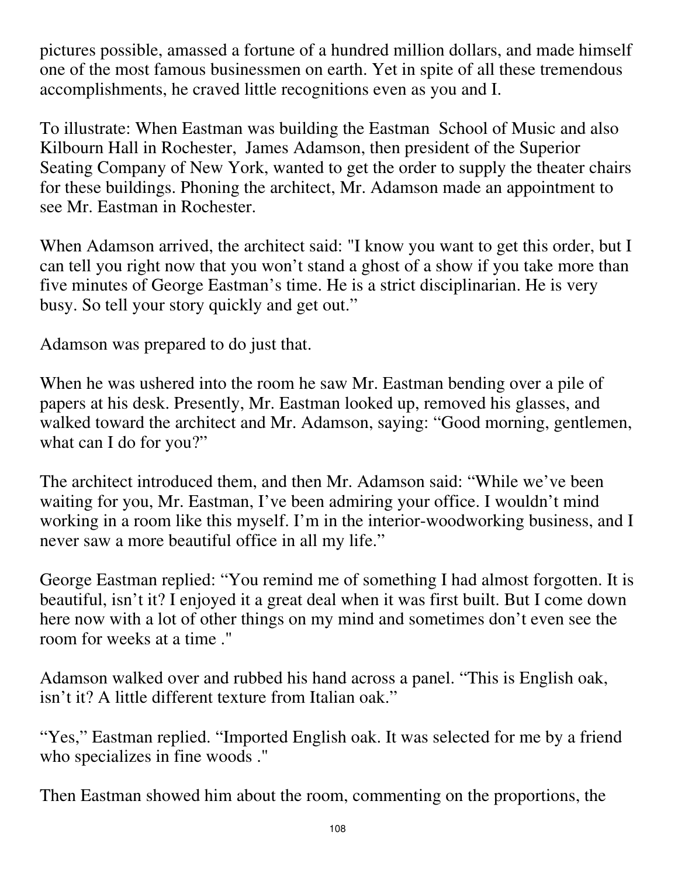pictures possible, amassed a fortune of a hundred million dollars, and made himself one of the most famous businessmen on earth. Yet in spite of all these tremendous accomplishments, he craved little recognitions even as you and I.

To illustrate: When Eastman was building the Eastman School of Music and also Kilbourn Hall in Rochester, James Adamson, then president of the Superior Seating Company of New York, wanted to get the order to supply the theater chairs for these buildings. Phoning the architect, Mr. Adamson made an appointment to see Mr. Eastman in Rochester.

When Adamson arrived, the architect said: "I know you want to get this order, but I can tell you right now that you won't stand a ghost of a show if you take more than five minutes of George Eastman's time. He is a strict disciplinarian. He is very busy. So tell your story quickly and get out."

Adamson was prepared to do just that.

When he was ushered into the room he saw Mr. Eastman bending over a pile of papers at his desk. Presently, Mr. Eastman looked up, removed his glasses, and walked toward the architect and Mr. Adamson, saying: "Good morning, gentlemen, what can I do for you?"

The architect introduced them, and then Mr. Adamson said: "While we've been waiting for you, Mr. Eastman, I've been admiring your office. I wouldn't mind working in a room like this myself. I'm in the interior-woodworking business, and I never saw a more beautiful office in all my life."

George Eastman replied: "You remind me of something I had almost forgotten. It is beautiful, isn't it? I enjoyed it a great deal when it was first built. But I come down here now with a lot of other things on my mind and sometimes don't even see the room for weeks at a time ."

Adamson walked over and rubbed his hand across a panel. "This is English oak, isn't it? A little different texture from Italian oak."

"Yes," Eastman replied. "Imported English oak. It was selected for me by a friend who specializes in fine woods ."

Then Eastman showed him about the room, commenting on the proportions, the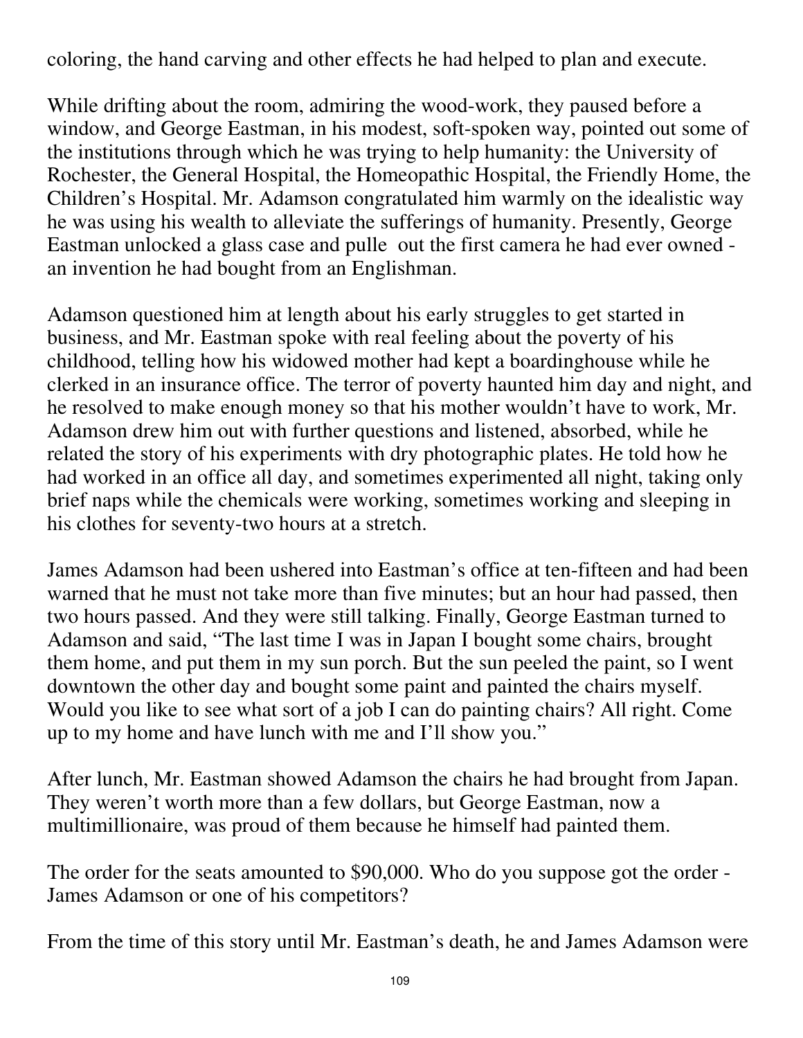coloring, the hand carving and other effects he had helped to plan and execute.

While drifting about the room, admiring the wood-work, they paused before a window, and George Eastman, in his modest, soft-spoken way, pointed out some of the institutions through which he was trying to help humanity: the University of Rochester, the General Hospital, the Homeopathic Hospital, the Friendly Home, the Children's Hospital. Mr. Adamson congratulated him warmly on the idealistic way he was using his wealth to alleviate the sufferings of humanity. Presently, George Eastman unlocked a glass case and pulle out the first camera he had ever owned - an invention he had bought from an Englishman.

Adamson questioned him at length about his early struggles to get started in business, and Mr. Eastman spoke with real feeling about the poverty of his childhood, telling how his widowed mother had kept a boardinghouse while he clerked in an insurance office. The terror of poverty haunted him day and night, and he resolved to make enough money so that his mother wouldn't have to work, Mr. Adamson drew him out with further questions and listened, absorbed, while he related the story of his experiments with dry photographic plates. He told how he had worked in an office all day, and sometimes experimented all night, taking only brief naps while the chemicals were working, sometimes working and sleeping in his clothes for seventy-two hours at a stretch.

James Adamson had been ushered into Eastman's office at ten-fifteen and had been warned that he must not take more than five minutes; but an hour had passed, then two hours passed. And they were still talking. Finally, George Eastman turned to Adamson and said, "The last time I was in Japan I bought some chairs, brought them home, and put them in my sun porch. But the sun peeled the paint, so I went downtown the other day and bought some paint and painted the chairs myself. Would you like to see what sort of a job I can do painting chairs? All right. Come up to my home and have lunch with me and I'll show you."

After lunch, Mr. Eastman showed Adamson the chairs he had brought from Japan. They weren't worth more than a few dollars, but George Eastman, now a multimillionaire, was proud of them because he himself had painted them.

The order for the seats amounted to $90,000. Who do you suppose got the order - James Adamson or one of his competitors?

From the time of this story until Mr. Eastman's death, he and James Adamson were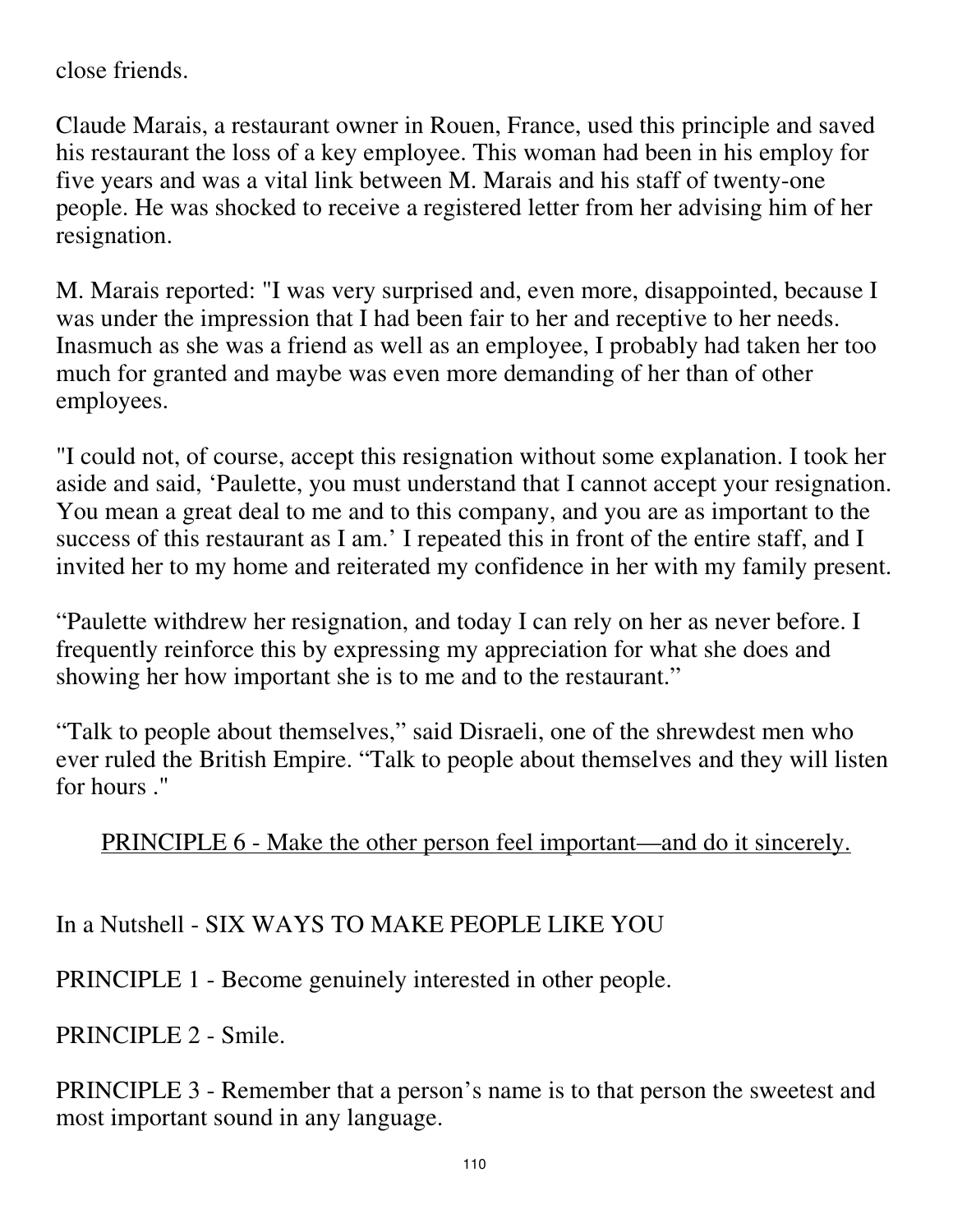close friends.

Claude Marais, a restaurant owner in Rouen, France, used this principle and saved his restaurant the loss of a key employee. This woman had been in his employ for five years and was a vital link between M. Marais and his staff of twenty-one people. He was shocked to receive a registered letter from her advising him of her resignation.

M. Marais reported: "I was very surprised and, even more, disappointed, because I was under the impression that I had been fair to her and receptive to her needs. Inasmuch as she was a friend as well as an employee, I probably had taken her too much for granted and maybe was even more demanding of her than of other employees.

"I could not, of course, accept this resignation without some explanation. I took her aside and said, 'Paulette, you must understand that I cannot accept your resignation. You mean a great deal to me and to this company, and you are as important to the success of this restaurant as I am.' I repeated this in front of the entire staff, and I invited her to my home and reiterated my confidence in her with my family present.

"Paulette withdrew her resignation, and today I can rely on her as never before. I frequently reinforce this by expressing my appreciation for what she does and showing her how important she is to me and to the restaurant."

"Talk to people about themselves," said Disraeli, one of the shrewdest men who ever ruled the British Empire. "Talk to people about themselves and they will listen for hours ."

<u>PRINCIPLE 6 - Make the other person feel important—and do it sincerely.</u>

In a Nutshell - SIX WAYS TO MAKE PEOPLE LIKE YOU

PRINCIPLE 1 - Become genuinely interested in other people.

PRINCIPLE 2 - Smile.

PRINCIPLE 3 - Remember that a person's name is to that person the sweetest and most important sound in any language.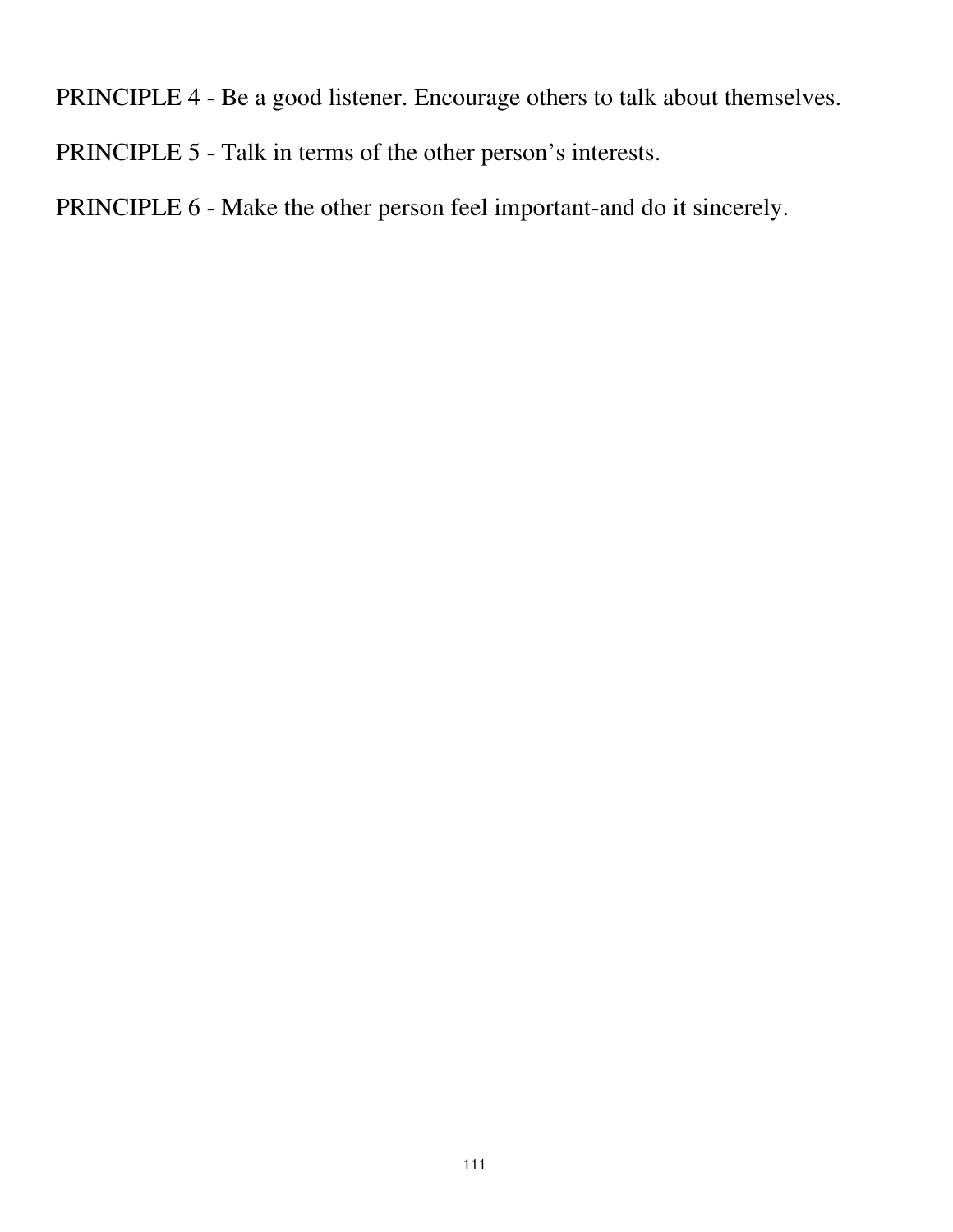PRINCIPLE 4 - Be a good listener. Encourage others to talk about themselves.

PRINCIPLE 5 - Talk in terms of the other person's interests.

PRINCIPLE 6 - Make the other person feel important-and do it sincerely.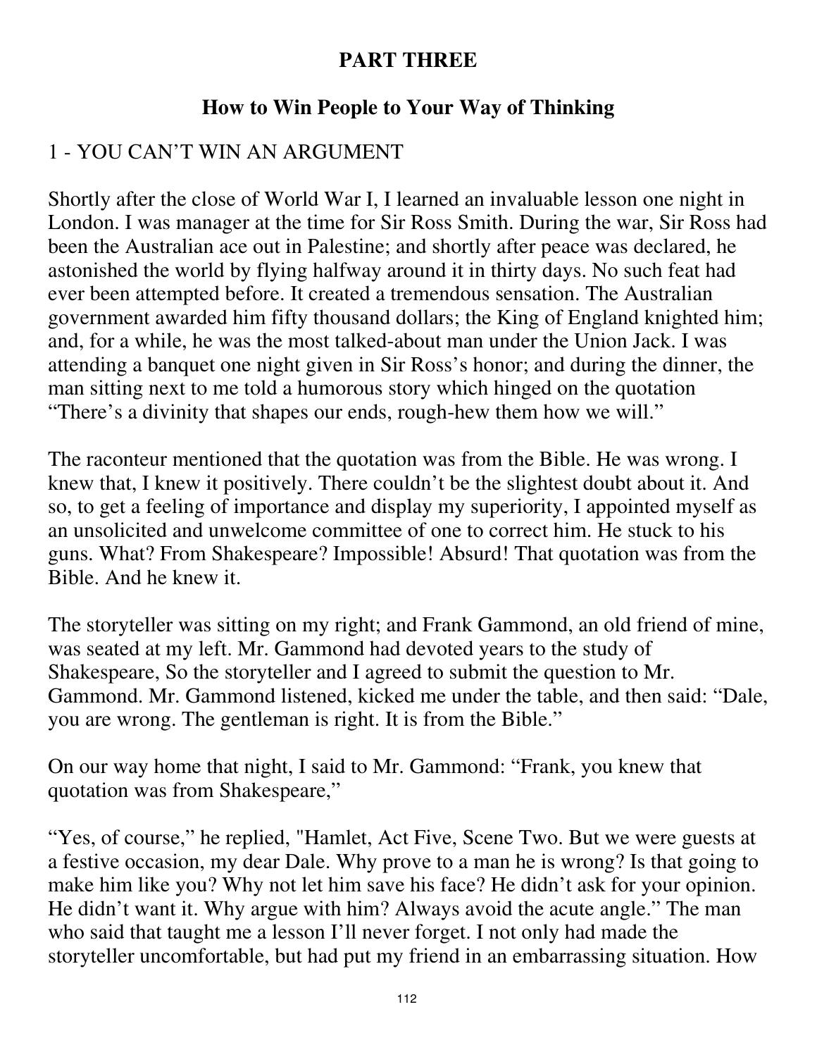# PART THREE

## How to Win People to Your Way of Thinking

### 1 - YOU CAN'T WIN AN ARGUMENT

Shortly after the close of World War I, I learned an invaluable lesson one night in London. I was manager at the time for Sir Ross Smith. During the war, Sir Ross had been the Australian ace out in Palestine; and shortly after peace was declared, he astonished the world by flying halfway around it in thirty days. No such feat had ever been attempted before. It created a tremendous sensation. The Australian government awarded him fifty thousand dollars; the King of England knighted him; and, for a while, he was the most talked-about man under the Union Jack. I was attending a banquet one night given in Sir Ross's honor; and during the dinner, the man sitting next to me told a humorous story which hinged on the quotation "There's a divinity that shapes our ends, rough-hew them how we will."

The raconteur mentioned that the quotation was from the Bible. He was wrong. I knew that, I knew it positively. There couldn't be the slightest doubt about it. And so, to get a feeling of importance and display my superiority, I appointed myself as an unsolicited and unwelcome committee of one to correct him. He stuck to his guns. What? From Shakespeare? Impossible! Absurd! That quotation was from the Bible. And he knew it.

The storyteller was sitting on my right; and Frank Gammond, an old friend of mine, was seated at my left. Mr. Gammond had devoted years to the study of Shakespeare, So the storyteller and I agreed to submit the question to Mr. Gammond. Mr. Gammond listened, kicked me under the table, and then said: "Dale, you are wrong. The gentleman is right. It is from the Bible."

On our way home that night, I said to Mr. Gammond: "Frank, you knew that quotation was from Shakespeare,"

"Yes, of course," he replied, "Hamlet, Act Five, Scene Two. But we were guests at a festive occasion, my dear Dale. Why prove to a man he is wrong? Is that going to make him like you? Why not let him save his face? He didn't ask for your opinion. He didn't want it. Why argue with him? Always avoid the acute angle." The man who said that taught me a lesson I'll never forget. I not only had made the storyteller uncomfortable, but had put my friend in an embarrassing situation. How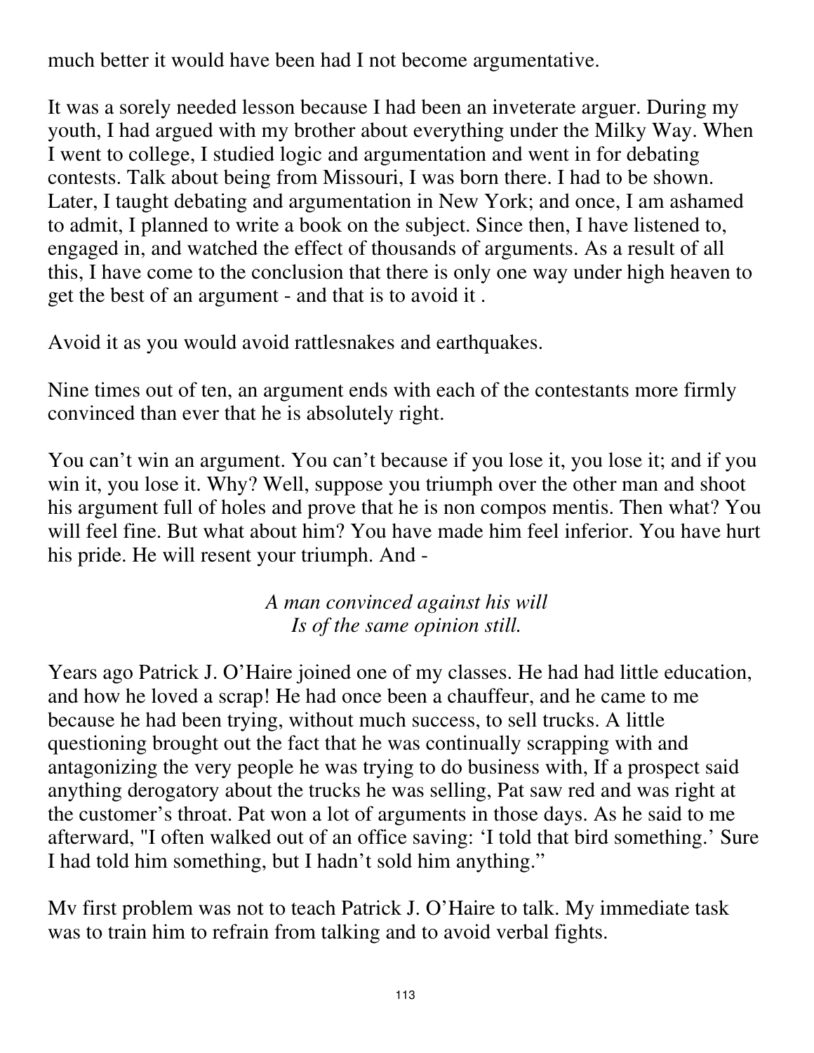much better it would have been had I not become argumentative.

It was a sorely needed lesson because I had been an inveterate arguer. During my youth, I had argued with my brother about everything under the Milky Way. When I went to college, I studied logic and argumentation and went in for debating contests. Talk about being from Missouri, I was born there. I had to be shown. Later, I taught debating and argumentation in New York; and once, I am ashamed to admit, I planned to write a book on the subject. Since then, I have listened to, engaged in, and watched the effect of thousands of arguments. As a result of all this, I have come to the conclusion that there is only one way under high heaven to get the best of an argument - and that is to avoid it .

Avoid it as you would avoid rattlesnakes and earthquakes.

Nine times out of ten, an argument ends with each of the contestants more firmly convinced than ever that he is absolutely right.

You can't win an argument. You can't because if you lose it, you lose it; and if you win it, you lose it. Why? Well, suppose you triumph over the other man and shoot his argument full of holes and prove that he is non compos mentis. Then what? You will feel fine. But what about him? You have made him feel inferior. You have hurt his pride. He will resent your triumph. And -

*A man convinced against his will*
*Is of the same opinion still.*

Years ago Patrick J. O'Haire joined one of my classes. He had had little education, and how he loved a scrap! He had once been a chauffeur, and he came to me because he had been trying, without much success, to sell trucks. A little questioning brought out the fact that he was continually scrapping with and antagonizing the very people he was trying to do business with, If a prospect said anything derogatory about the trucks he was selling, Pat saw red and was right at the customer's throat. Pat won a lot of arguments in those days. As he said to me afterward, "I often walked out of an office saving: 'I told that bird something.' Sure I had told him something, but I hadn't sold him anything."

Mv first problem was not to teach Patrick J. O'Haire to talk. My immediate task was to train him to refrain from talking and to avoid verbal fights.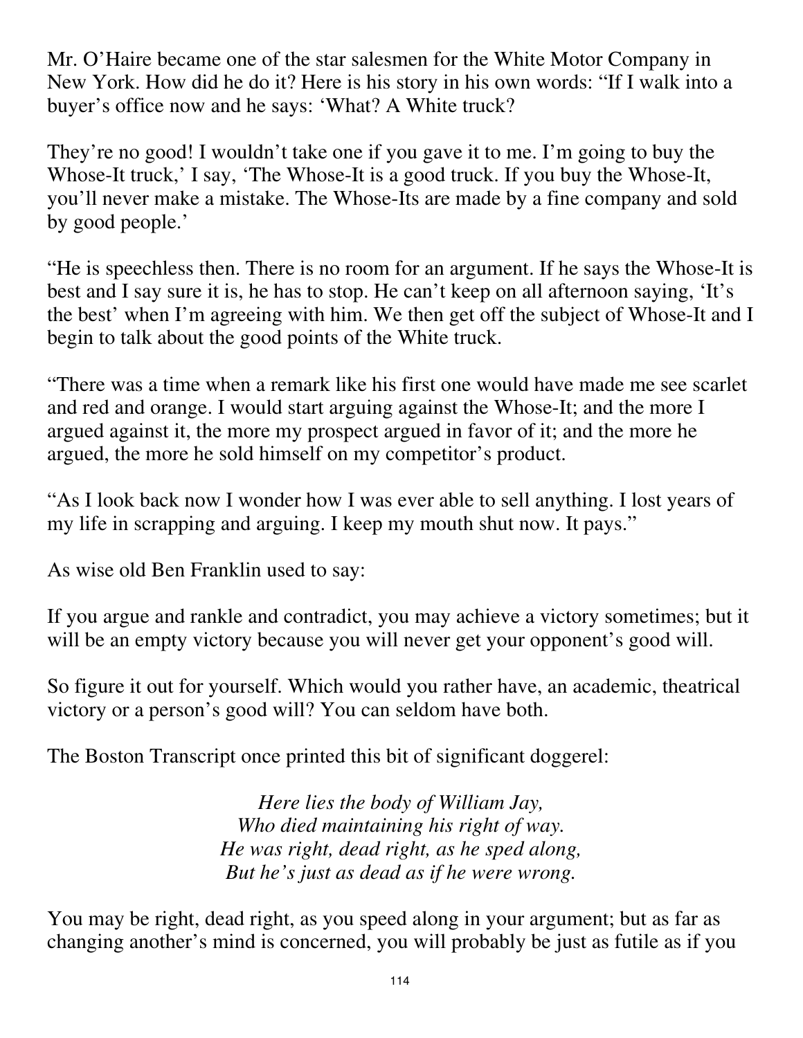Mr. O'Haire became one of the star salesmen for the White Motor Company in New York. How did he do it? Here is his story in his own words: "If I walk into a buyer's office now and he says: 'What? A White truck?

They're no good! I wouldn't take one if you gave it to me. I'm going to buy the Whose-It truck,' I say, 'The Whose-It is a good truck. If you buy the Whose-It, you'll never make a mistake. The Whose-Its are made by a fine company and sold by good people.'

"He is speechless then. There is no room for an argument. If he says the Whose-It is best and I say sure it is, he has to stop. He can't keep on all afternoon saying, 'It's the best' when I'm agreeing with him. We then get off the subject of Whose-It and I begin to talk about the good points of the White truck.

"There was a time when a remark like his first one would have made me see scarlet and red and orange. I would start arguing against the Whose-It; and the more I argued against it, the more my prospect argued in favor of it; and the more he argued, the more he sold himself on my competitor's product.

"As I look back now I wonder how I was ever able to sell anything. I lost years of my life in scrapping and arguing. I keep my mouth shut now. It pays."

As wise old Ben Franklin used to say:

If you argue and rankle and contradict, you may achieve a victory sometimes; but it will be an empty victory because you will never get your opponent's good will.

So figure it out for yourself. Which would you rather have, an academic, theatrical victory or a person's good will? You can seldom have both.

The Boston Transcript once printed this bit of significant doggerel:

*Here lies the body of William Jay,*
*Who died maintaining his right of way.*
*He was right, dead right, as he sped along,*
*But he's just as dead as if he were wrong.*

You may be right, dead right, as you speed along in your argument; but as far as changing another's mind is concerned, you will probably be just as futile as if you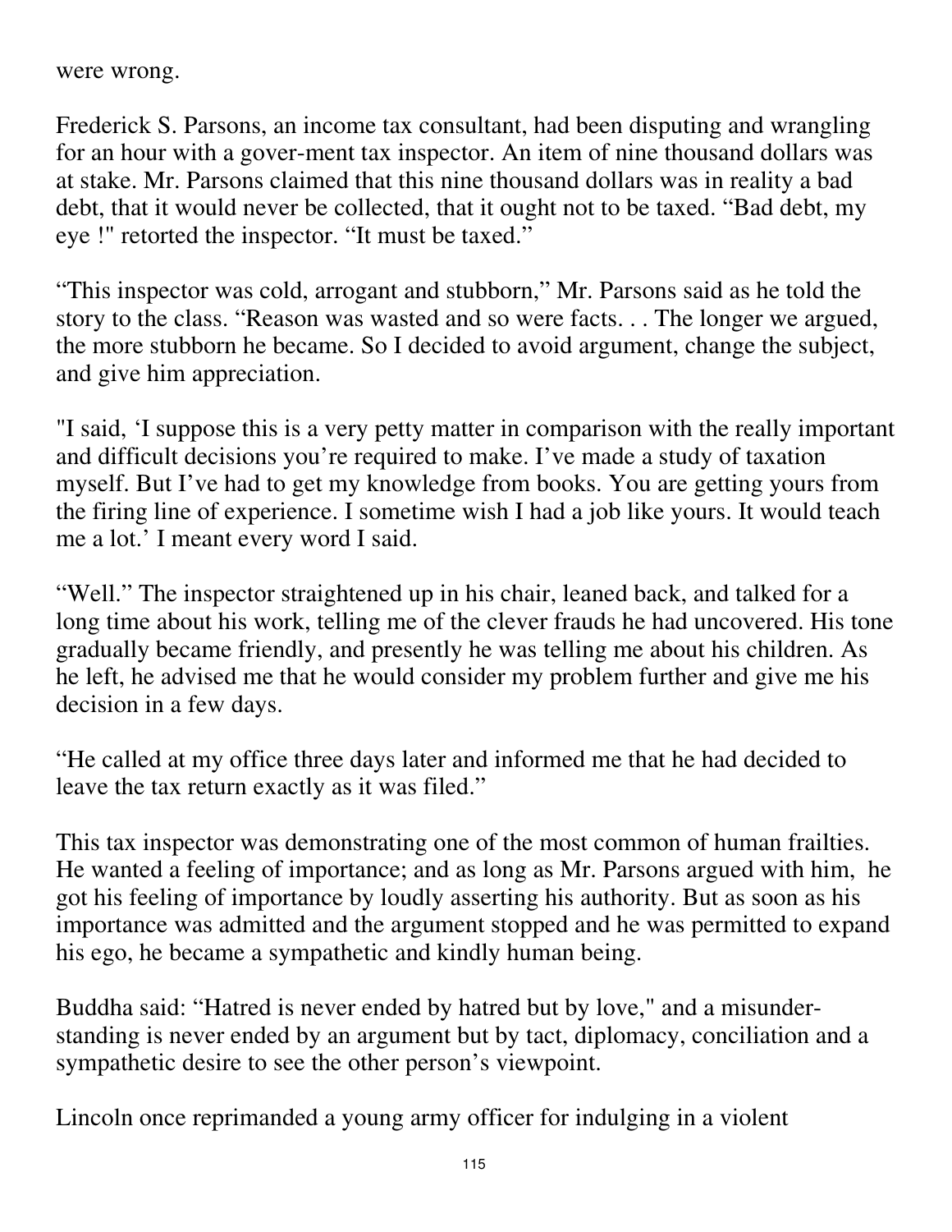were wrong.

Frederick S. Parsons, an income tax consultant, had been disputing and wrangling for an hour with a gover-ment tax inspector. An item of nine thousand dollars was at stake. Mr. Parsons claimed that this nine thousand dollars was in reality a bad debt, that it would never be collected, that it ought not to be taxed. "Bad debt, my eye !" retorted the inspector. "It must be taxed."

"This inspector was cold, arrogant and stubborn," Mr. Parsons said as he told the story to the class. "Reason was wasted and so were facts. . . The longer we argued, the more stubborn he became. So I decided to avoid argument, change the subject, and give him appreciation.

"I said, 'I suppose this is a very petty matter in comparison with the really important and difficult decisions you're required to make. I've made a study of taxation myself. But I've had to get my knowledge from books. You are getting yours from the firing line of experience. I sometime wish I had a job like yours. It would teach me a lot.' I meant every word I said.

"Well." The inspector straightened up in his chair, leaned back, and talked for a long time about his work, telling me of the clever frauds he had uncovered. His tone gradually became friendly, and presently he was telling me about his children. As he left, he advised me that he would consider my problem further and give me his decision in a few days.

"He called at my office three days later and informed me that he had decided to leave the tax return exactly as it was filed."

This tax inspector was demonstrating one of the most common of human frailties. He wanted a feeling of importance; and as long as Mr. Parsons argued with him, he got his feeling of importance by loudly asserting his authority. But as soon as his importance was admitted and the argument stopped and he was permitted to expand his ego, he became a sympathetic and kindly human being.

Buddha said: "Hatred is never ended by hatred but by love," and a misunder-standing is never ended by an argument but by tact, diplomacy, conciliation and a sympathetic desire to see the other person's viewpoint.

Lincoln once reprimanded a young army officer for indulging in a violent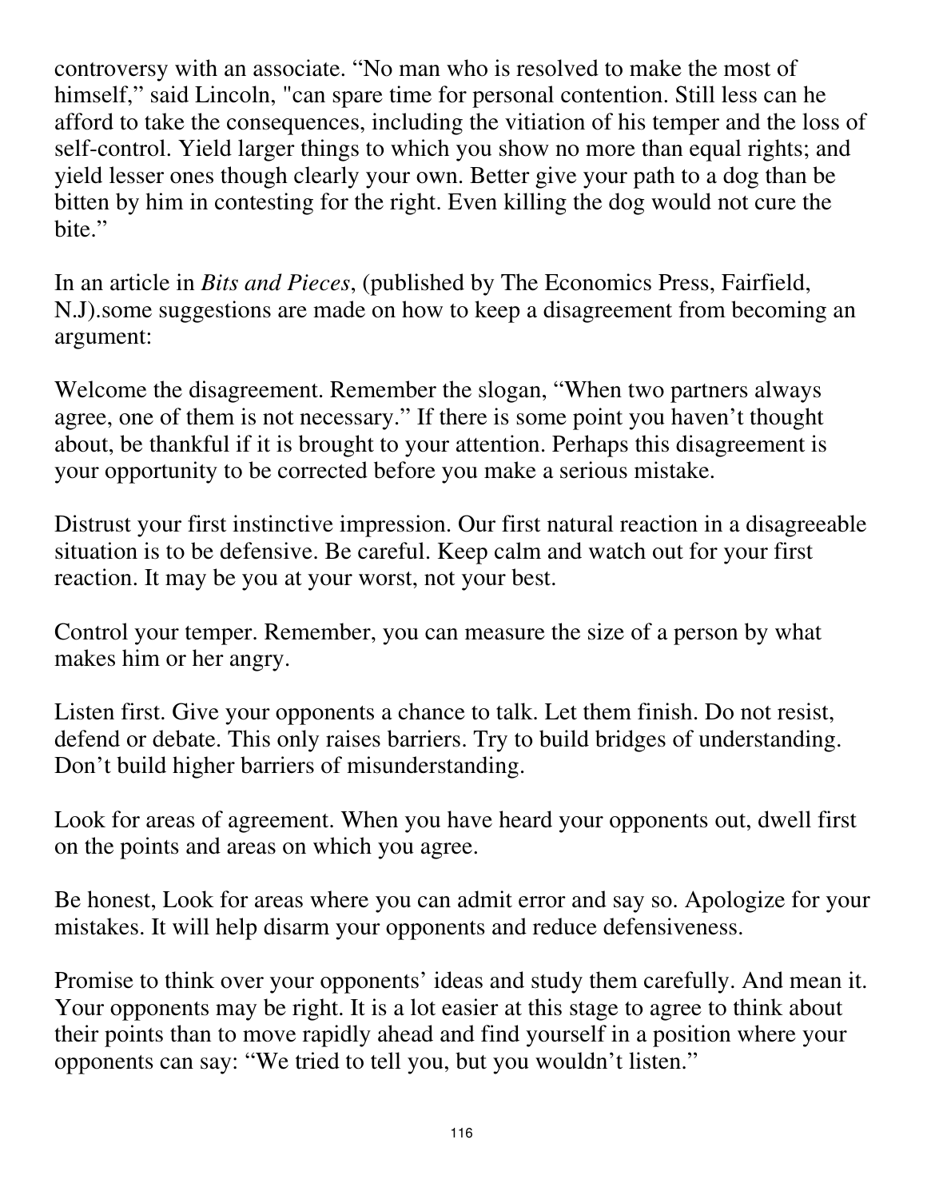controversy with an associate. “No man who is resolved to make the most of himself,” said Lincoln, "can spare time for personal contention. Still less can he afford to take the consequences, including the vitiation of his temper and the loss of self-control. Yield larger things to which you show no more than equal rights; and yield lesser ones though clearly your own. Better give your path to a dog than be bitten by him in contesting for the right. Even killing the dog would not cure the bite.”

In an article in *Bits and Pieces*, (published by The Economics Press, Fairfield, N.J).some suggestions are made on how to keep a disagreement from becoming an argument:

Welcome the disagreement. Remember the slogan, “When two partners always agree, one of them is not necessary.” If there is some point you haven’t thought about, be thankful if it is brought to your attention. Perhaps this disagreement is your opportunity to be corrected before you make a serious mistake.

Distrust your first instinctive impression. Our first natural reaction in a disagreeable situation is to be defensive. Be careful. Keep calm and watch out for your first reaction. It may be you at your worst, not your best.

Control your temper. Remember, you can measure the size of a person by what makes him or her angry.

Listen first. Give your opponents a chance to talk. Let them finish. Do not resist, defend or debate. This only raises barriers. Try to build bridges of understanding. Don’t build higher barriers of misunderstanding.

Look for areas of agreement. When you have heard your opponents out, dwell first on the points and areas on which you agree.

Be honest, Look for areas where you can admit error and say so. Apologize for your mistakes. It will help disarm your opponents and reduce defensiveness.

Promise to think over your opponents’ ideas and study them carefully. And mean it. Your opponents may be right. It is a lot easier at this stage to agree to think about their points than to move rapidly ahead and find yourself in a position where your opponents can say: “We tried to tell you, but you wouldn’t listen.”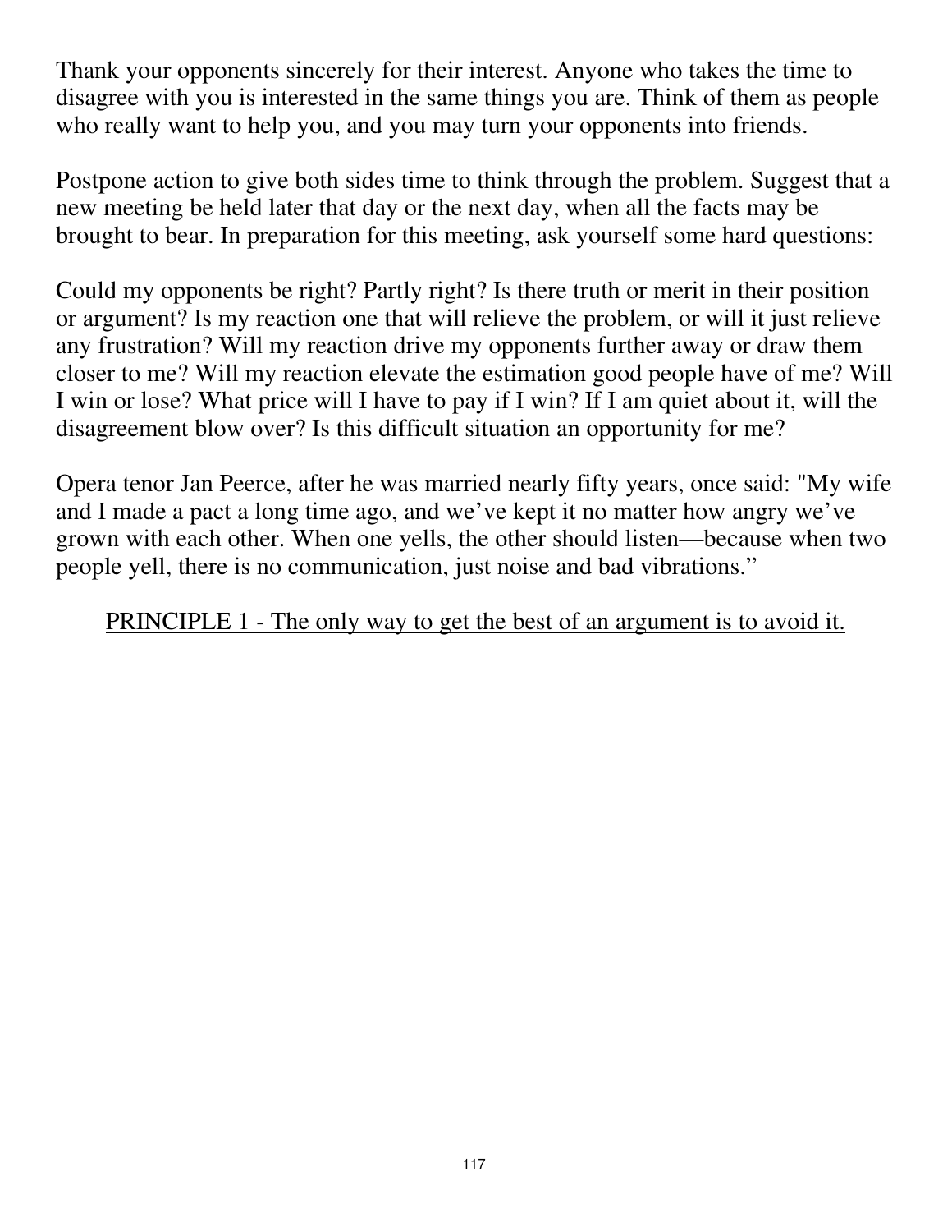Thank your opponents sincerely for their interest. Anyone who takes the time to disagree with you is interested in the same things you are. Think of them as people who really want to help you, and you may turn your opponents into friends.

Postpone action to give both sides time to think through the problem. Suggest that a new meeting be held later that day or the next day, when all the facts may be brought to bear. In preparation for this meeting, ask yourself some hard questions:

Could my opponents be right? Partly right? Is there truth or merit in their position or argument? Is my reaction one that will relieve the problem, or will it just relieve any frustration? Will my reaction drive my opponents further away or draw them closer to me? Will my reaction elevate the estimation good people have of me? Will I win or lose? What price will I have to pay if I win? If I am quiet about it, will the disagreement blow over? Is this difficult situation an opportunity for me?

Opera tenor Jan Peerce, after he was married nearly fifty years, once said: "My wife and I made a pact a long time ago, and we've kept it no matter how angry we've grown with each other. When one yells, the other should listen—because when two people yell, there is no communication, just noise and bad vibrations."

<u>PRINCIPLE 1 - The only way to get the best of an argument is to avoid it.</u>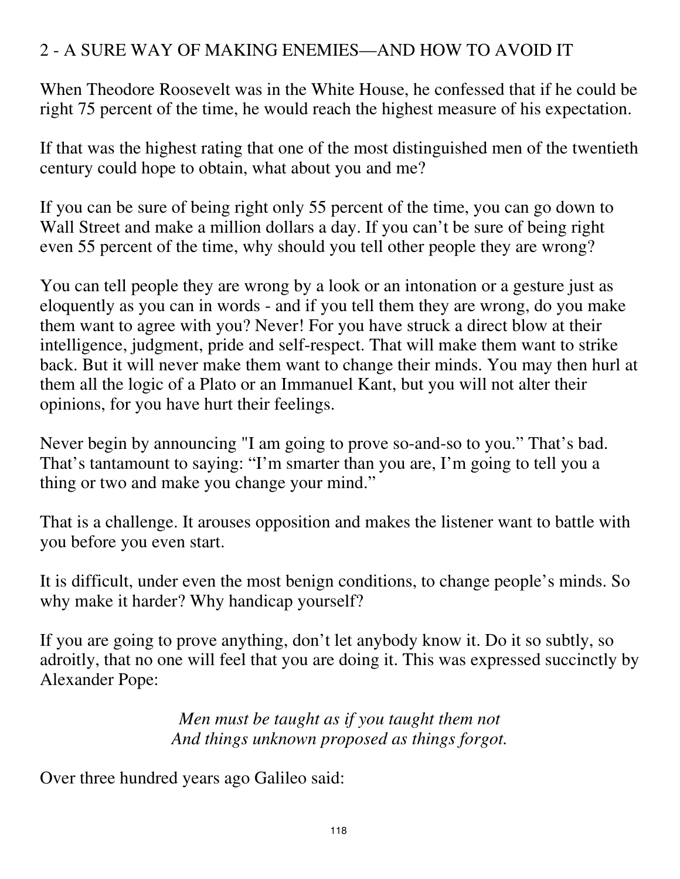## 2 - A SURE WAY OF MAKING ENEMIES—AND HOW TO AVOID IT

When Theodore Roosevelt was in the White House, he confessed that if he could be right 75 percent of the time, he would reach the highest measure of his expectation.

If that was the highest rating that one of the most distinguished men of the twentieth century could hope to obtain, what about you and me?

If you can be sure of being right only 55 percent of the time, you can go down to Wall Street and make a million dollars a day. If you can't be sure of being right even 55 percent of the time, why should you tell other people they are wrong?

You can tell people they are wrong by a look or an intonation or a gesture just as eloquently as you can in words - and if you tell them they are wrong, do you make them want to agree with you? Never! For you have struck a direct blow at their intelligence, judgment, pride and self-respect. That will make them want to strike back. But it will never make them want to change their minds. You may then hurl at them all the logic of a Plato or an Immanuel Kant, but you will not alter their opinions, for you have hurt their feelings.

Never begin by announcing "I am going to prove so-and-so to you." That's bad. That's tantamount to saying: "I'm smarter than you are, I'm going to tell you a thing or two and make you change your mind."

That is a challenge. It arouses opposition and makes the listener want to battle with you before you even start.

It is difficult, under even the most benign conditions, to change people's minds. So why make it harder? Why handicap yourself?

If you are going to prove anything, don't let anybody know it. Do it so subtly, so adroitly, that no one will feel that you are doing it. This was expressed succinctly by Alexander Pope:

> *Men must be taught as if you taught them not*
> *And things unknown proposed as things forgot.*

Over three hundred years ago Galileo said: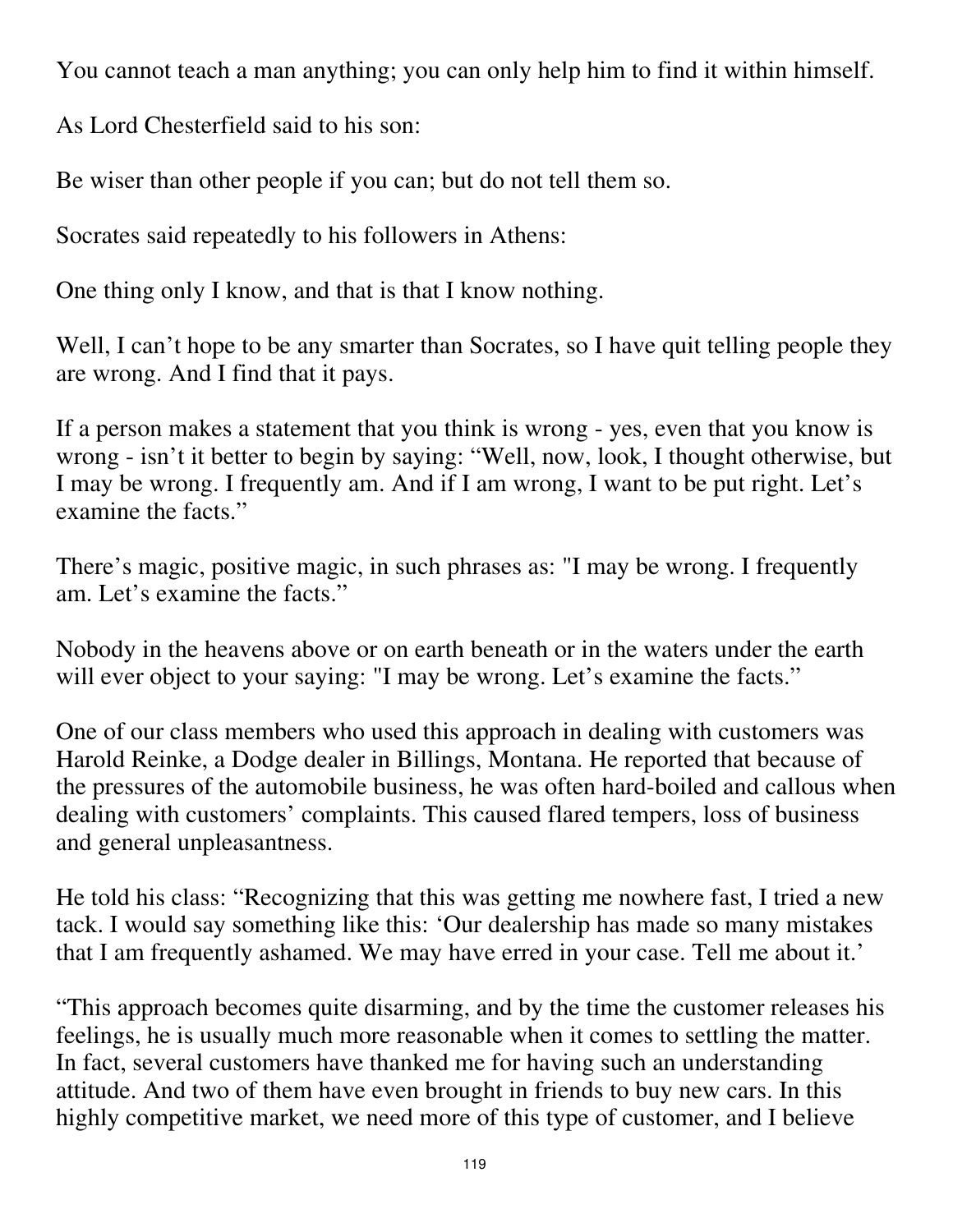You cannot teach a man anything; you can only help him to find it within himself.

As Lord Chesterfield said to his son:

Be wiser than other people if you can; but do not tell them so.

Socrates said repeatedly to his followers in Athens:

One thing only I know, and that is that I know nothing.

Well, I can't hope to be any smarter than Socrates, so I have quit telling people they are wrong. And I find that it pays.

If a person makes a statement that you think is wrong - yes, even that you know is wrong - isn't it better to begin by saying: "Well, now, look, I thought otherwise, but I may be wrong. I frequently am. And if I am wrong, I want to be put right. Let's examine the facts."

There's magic, positive magic, in such phrases as: "I may be wrong. I frequently am. Let's examine the facts."

Nobody in the heavens above or on earth beneath or in the waters under the earth will ever object to your saying: "I may be wrong. Let's examine the facts."

One of our class members who used this approach in dealing with customers was Harold Reinke, a Dodge dealer in Billings, Montana. He reported that because of the pressures of the automobile business, he was often hard-boiled and callous when dealing with customers' complaints. This caused flared tempers, loss of business and general unpleasantness.

He told his class: "Recognizing that this was getting me nowhere fast, I tried a new tack. I would say something like this: 'Our dealership has made so many mistakes that I am frequently ashamed. We may have erred in your case. Tell me about it.'

"This approach becomes quite disarming, and by the time the customer releases his feelings, he is usually much more reasonable when it comes to settling the matter. In fact, several customers have thanked me for having such an understanding attitude. And two of them have even brought in friends to buy new cars. In this highly competitive market, we need more of this type of customer, and I believe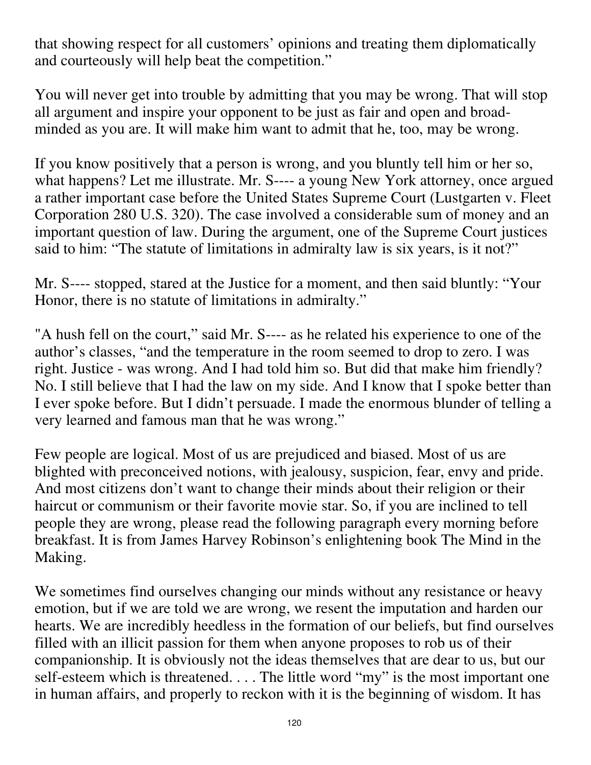that showing respect for all customers' opinions and treating them diplomatically and courteously will help beat the competition."

You will never get into trouble by admitting that you may be wrong. That will stop all argument and inspire your opponent to be just as fair and open and broad-minded as you are. It will make him want to admit that he, too, may be wrong.

If you know positively that a person is wrong, and you bluntly tell him or her so, what happens? Let me illustrate. Mr. S---- a young New York attorney, once argued a rather important case before the United States Supreme Court (Lustgarten v. Fleet Corporation 280 U.S. 320). The case involved a considerable sum of money and an important question of law. During the argument, one of the Supreme Court justices said to him: "The statute of limitations in admiralty law is six years, is it not?"

Mr. S---- stopped, stared at the Justice for a moment, and then said bluntly: "Your Honor, there is no statute of limitations in admiralty."

"A hush fell on the court," said Mr. S---- as he related his experience to one of the author's classes, "and the temperature in the room seemed to drop to zero. I was right. Justice - was wrong. And I had told him so. But did that make him friendly? No. I still believe that I had the law on my side. And I know that I spoke better than I ever spoke before. But I didn't persuade. I made the enormous blunder of telling a very learned and famous man that he was wrong."

Few people are logical. Most of us are prejudiced and biased. Most of us are blighted with preconceived notions, with jealousy, suspicion, fear, envy and pride. And most citizens don't want to change their minds about their religion or their haircut or communism or their favorite movie star. So, if you are inclined to tell people they are wrong, please read the following paragraph every morning before breakfast. It is from James Harvey Robinson's enlightening book The Mind in the Making.

We sometimes find ourselves changing our minds without any resistance or heavy emotion, but if we are told we are wrong, we resent the imputation and harden our hearts. We are incredibly heedless in the formation of our beliefs, but find ourselves filled with an illicit passion for them when anyone proposes to rob us of their companionship. It is obviously not the ideas themselves that are dear to us, but our self-esteem which is threatened. . . . The little word "my" is the most important one in human affairs, and properly to reckon with it is the beginning of wisdom. It has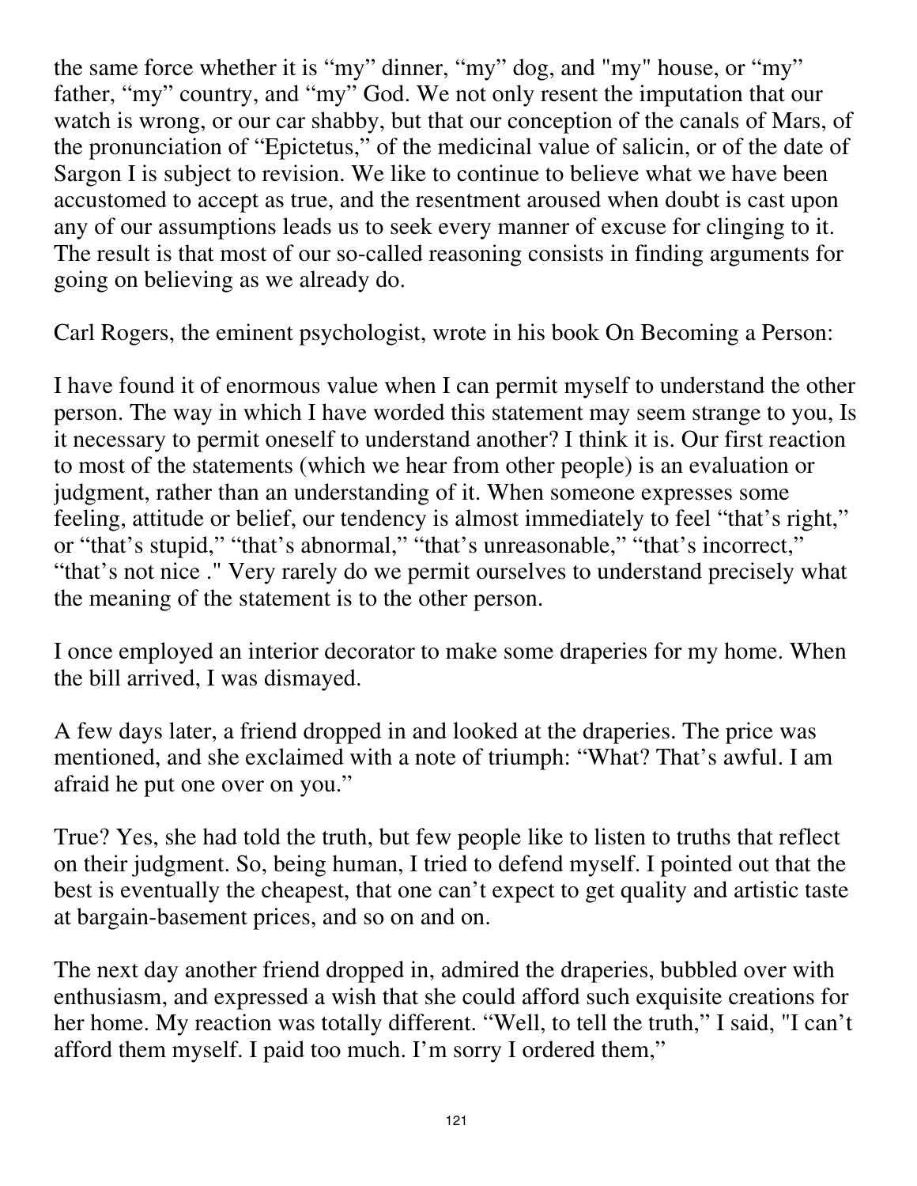the same force whether it is “my” dinner, “my” dog, and "my" house, or “my” father, “my” country, and “my” God. We not only resent the imputation that our watch is wrong, or our car shabby, but that our conception of the canals of Mars, of the pronunciation of “Epictetus,” of the medicinal value of salicin, or of the date of Sargon I is subject to revision. We like to continue to believe what we have been accustomed to accept as true, and the resentment aroused when doubt is cast upon any of our assumptions leads us to seek every manner of excuse for clinging to it. The result is that most of our so-called reasoning consists in finding arguments for going on believing as we already do.

Carl Rogers, the eminent psychologist, wrote in his book On Becoming a Person:

I have found it of enormous value when I can permit myself to understand the other person. The way in which I have worded this statement may seem strange to you, Is it necessary to permit oneself to understand another? I think it is. Our first reaction to most of the statements (which we hear from other people) is an evaluation or judgment, rather than an understanding of it. When someone expresses some feeling, attitude or belief, our tendency is almost immediately to feel “that’s right,” or “that’s stupid,” “that’s abnormal,” “that’s unreasonable,” “that’s incorrect,” “that’s not nice ." Very rarely do we permit ourselves to understand precisely what the meaning of the statement is to the other person.

I once employed an interior decorator to make some draperies for my home. When the bill arrived, I was dismayed.

A few days later, a friend dropped in and looked at the draperies. The price was mentioned, and she exclaimed with a note of triumph: “What? That’s awful. I am afraid he put one over on you.”

True? Yes, she had told the truth, but few people like to listen to truths that reflect on their judgment. So, being human, I tried to defend myself. I pointed out that the best is eventually the cheapest, that one can’t expect to get quality and artistic taste at bargain-basement prices, and so on and on.

The next day another friend dropped in, admired the draperies, bubbled over with enthusiasm, and expressed a wish that she could afford such exquisite creations for her home. My reaction was totally different. “Well, to tell the truth,” I said, "I can’t afford them myself. I paid too much. I’m sorry I ordered them,”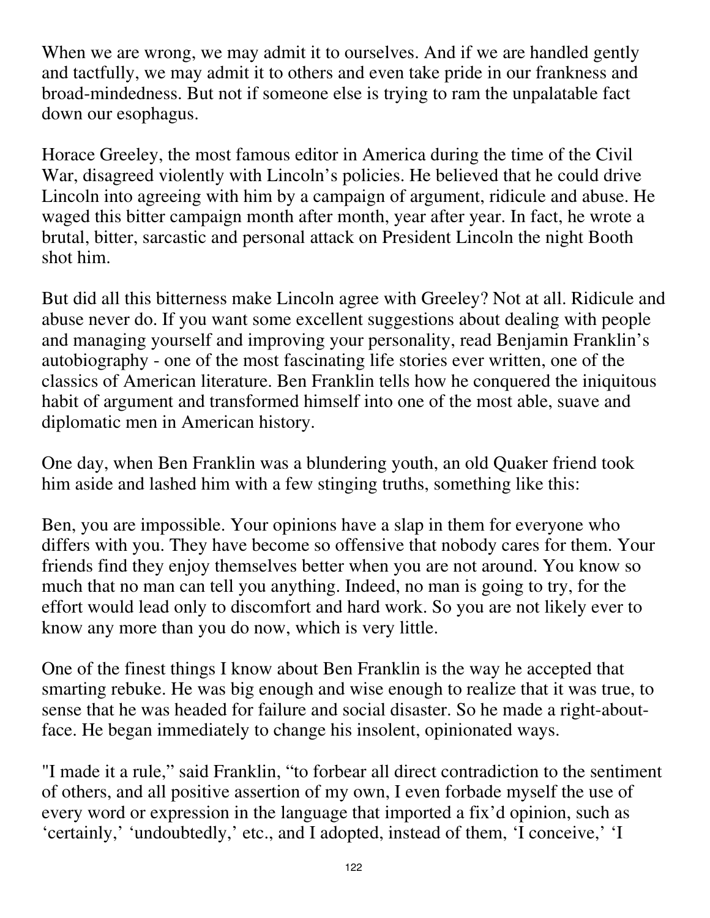When we are wrong, we may admit it to ourselves. And if we are handled gently and tactfully, we may admit it to others and even take pride in our frankness and broad-mindedness. But not if someone else is trying to ram the unpalatable fact down our esophagus.

Horace Greeley, the most famous editor in America during the time of the Civil War, disagreed violently with Lincoln's policies. He believed that he could drive Lincoln into agreeing with him by a campaign of argument, ridicule and abuse. He waged this bitter campaign month after month, year after year. In fact, he wrote a brutal, bitter, sarcastic and personal attack on President Lincoln the night Booth shot him.

But did all this bitterness make Lincoln agree with Greeley? Not at all. Ridicule and abuse never do. If you want some excellent suggestions about dealing with people and managing yourself and improving your personality, read Benjamin Franklin's autobiography - one of the most fascinating life stories ever written, one of the classics of American literature. Ben Franklin tells how he conquered the iniquitous habit of argument and transformed himself into one of the most able, suave and diplomatic men in American history.

One day, when Ben Franklin was a blundering youth, an old Quaker friend took him aside and lashed him with a few stinging truths, something like this:

Ben, you are impossible. Your opinions have a slap in them for everyone who differs with you. They have become so offensive that nobody cares for them. Your friends find they enjoy themselves better when you are not around. You know so much that no man can tell you anything. Indeed, no man is going to try, for the effort would lead only to discomfort and hard work. So you are not likely ever to know any more than you do now, which is very little.

One of the finest things I know about Ben Franklin is the way he accepted that smarting rebuke. He was big enough and wise enough to realize that it was true, to sense that he was headed for failure and social disaster. So he made a right-about-face. He began immediately to change his insolent, opinionated ways.

"I made it a rule," said Franklin, "to forbear all direct contradiction to the sentiment of others, and all positive assertion of my own, I even forbade myself the use of every word or expression in the language that imported a fix'd opinion, such as 'certainly,' 'undoubtedly,' etc., and I adopted, instead of them, 'I conceive,' 'I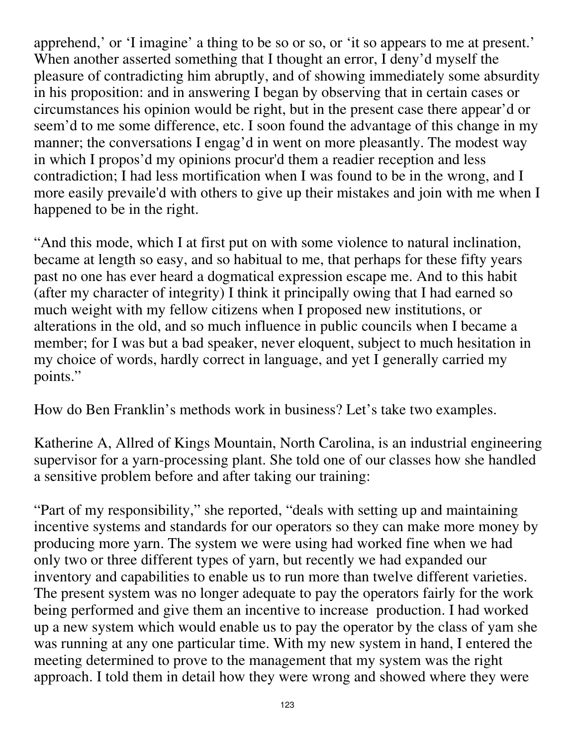apprehend,' or 'I imagine' a thing to be so or so, or 'it so appears to me at present.' When another asserted something that I thought an error, I deny'd myself the pleasure of contradicting him abruptly, and of showing immediately some absurdity in his proposition: and in answering I began by observing that in certain cases or circumstances his opinion would be right, but in the present case there appear'd or seem'd to me some difference, etc. I soon found the advantage of this change in my manner; the conversations I engag'd in went on more pleasantly. The modest way in which I propos'd my opinions procur'd them a readier reception and less contradiction; I had less mortification when I was found to be in the wrong, and I more easily prevaile'd with others to give up their mistakes and join with me when I happened to be in the right.

"And this mode, which I at first put on with some violence to natural inclination, became at length so easy, and so habitual to me, that perhaps for these fifty years past no one has ever heard a dogmatical expression escape me. And to this habit (after my character of integrity) I think it principally owing that I had earned so much weight with my fellow citizens when I proposed new institutions, or alterations in the old, and so much influence in public councils when I became a member; for I was but a bad speaker, never eloquent, subject to much hesitation in my choice of words, hardly correct in language, and yet I generally carried my points."

How do Ben Franklin's methods work in business? Let's take two examples.

Katherine A, Allred of Kings Mountain, North Carolina, is an industrial engineering supervisor for a yarn-processing plant. She told one of our classes how she handled a sensitive problem before and after taking our training:

"Part of my responsibility," she reported, "deals with setting up and maintaining incentive systems and standards for our operators so they can make more money by producing more yarn. The system we were using had worked fine when we had only two or three different types of yarn, but recently we had expanded our inventory and capabilities to enable us to run more than twelve different varieties. The present system was no longer adequate to pay the operators fairly for the work being performed and give them an incentive to increase production. I had worked up a new system which would enable us to pay the operator by the class of yam she was running at any one particular time. With my new system in hand, I entered the meeting determined to prove to the management that my system was the right approach. I told them in detail how they were wrong and showed where they were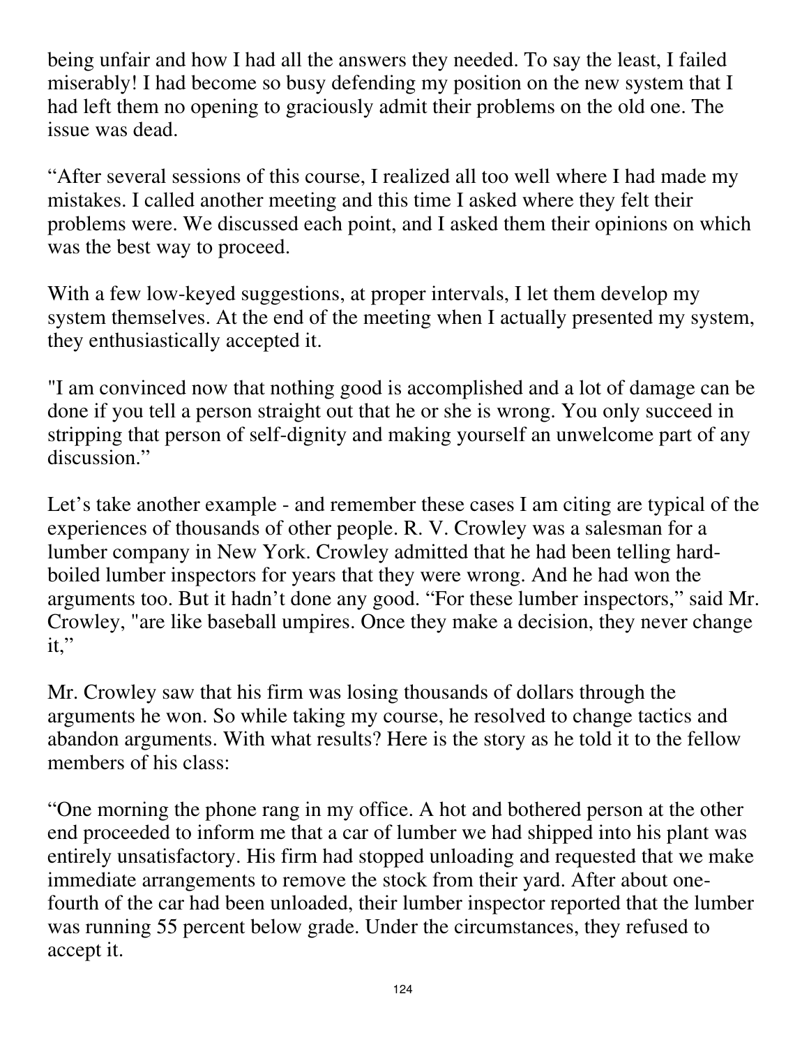being unfair and how I had all the answers they needed. To say the least, I failed miserably! I had become so busy defending my position on the new system that I had left them no opening to graciously admit their problems on the old one. The issue was dead.

“After several sessions of this course, I realized all too well where I had made my mistakes. I called another meeting and this time I asked where they felt their problems were. We discussed each point, and I asked them their opinions on which was the best way to proceed.

With a few low-keyed suggestions, at proper intervals, I let them develop my system themselves. At the end of the meeting when I actually presented my system, they enthusiastically accepted it.

"I am convinced now that nothing good is accomplished and a lot of damage can be done if you tell a person straight out that he or she is wrong. You only succeed in stripping that person of self-dignity and making yourself an unwelcome part of any discussion.”

Let’s take another example - and remember these cases I am citing are typical of the experiences of thousands of other people. R. V. Crowley was a salesman for a lumber company in New York. Crowley admitted that he had been telling hard-boiled lumber inspectors for years that they were wrong. And he had won the arguments too. But it hadn’t done any good. “For these lumber inspectors,” said Mr. Crowley, "are like baseball umpires. Once they make a decision, they never change it,”

Mr. Crowley saw that his firm was losing thousands of dollars through the arguments he won. So while taking my course, he resolved to change tactics and abandon arguments. With what results? Here is the story as he told it to the fellow members of his class:

“One morning the phone rang in my office. A hot and bothered person at the other end proceeded to inform me that a car of lumber we had shipped into his plant was entirely unsatisfactory. His firm had stopped unloading and requested that we make immediate arrangements to remove the stock from their yard. After about one-fourth of the car had been unloaded, their lumber inspector reported that the lumber was running 55 percent below grade. Under the circumstances, they refused to accept it.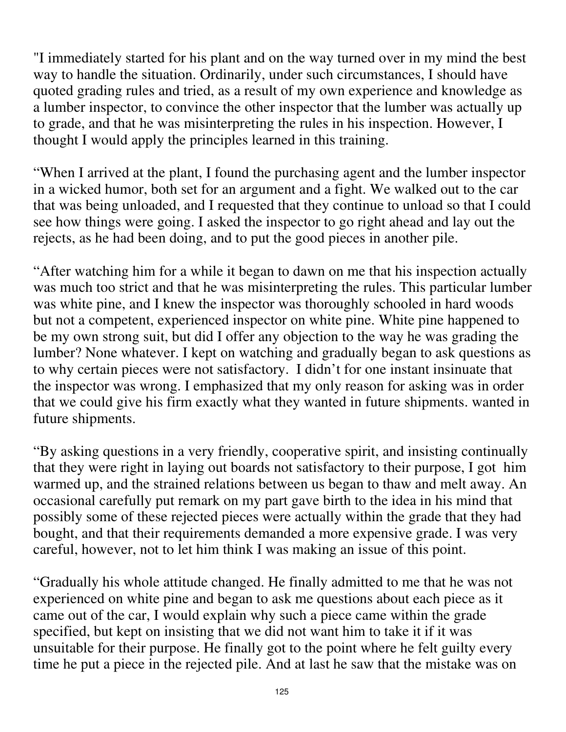"I immediately started for his plant and on the way turned over in my mind the best way to handle the situation. Ordinarily, under such circumstances, I should have quoted grading rules and tried, as a result of my own experience and knowledge as a lumber inspector, to convince the other inspector that the lumber was actually up to grade, and that he was misinterpreting the rules in his inspection. However, I thought I would apply the principles learned in this training.

"When I arrived at the plant, I found the purchasing agent and the lumber inspector in a wicked humor, both set for an argument and a fight. We walked out to the car that was being unloaded, and I requested that they continue to unload so that I could see how things were going. I asked the inspector to go right ahead and lay out the rejects, as he had been doing, and to put the good pieces in another pile.

"After watching him for a while it began to dawn on me that his inspection actually was much too strict and that he was misinterpreting the rules. This particular lumber was white pine, and I knew the inspector was thoroughly schooled in hard woods but not a competent, experienced inspector on white pine. White pine happened to be my own strong suit, but did I offer any objection to the way he was grading the lumber? None whatever. I kept on watching and gradually began to ask questions as to why certain pieces were not satisfactory. I didn't for one instant insinuate that the inspector was wrong. I emphasized that my only reason for asking was in order that we could give his firm exactly what they wanted in future shipments. wanted in future shipments.

"By asking questions in a very friendly, cooperative spirit, and insisting continually that they were right in laying out boards not satisfactory to their purpose, I got him warmed up, and the strained relations between us began to thaw and melt away. An occasional carefully put remark on my part gave birth to the idea in his mind that possibly some of these rejected pieces were actually within the grade that they had bought, and that their requirements demanded a more expensive grade. I was very careful, however, not to let him think I was making an issue of this point.

"Gradually his whole attitude changed. He finally admitted to me that he was not experienced on white pine and began to ask me questions about each piece as it came out of the car, I would explain why such a piece came within the grade specified, but kept on insisting that we did not want him to take it if it was unsuitable for their purpose. He finally got to the point where he felt guilty every time he put a piece in the rejected pile. And at last he saw that the mistake was on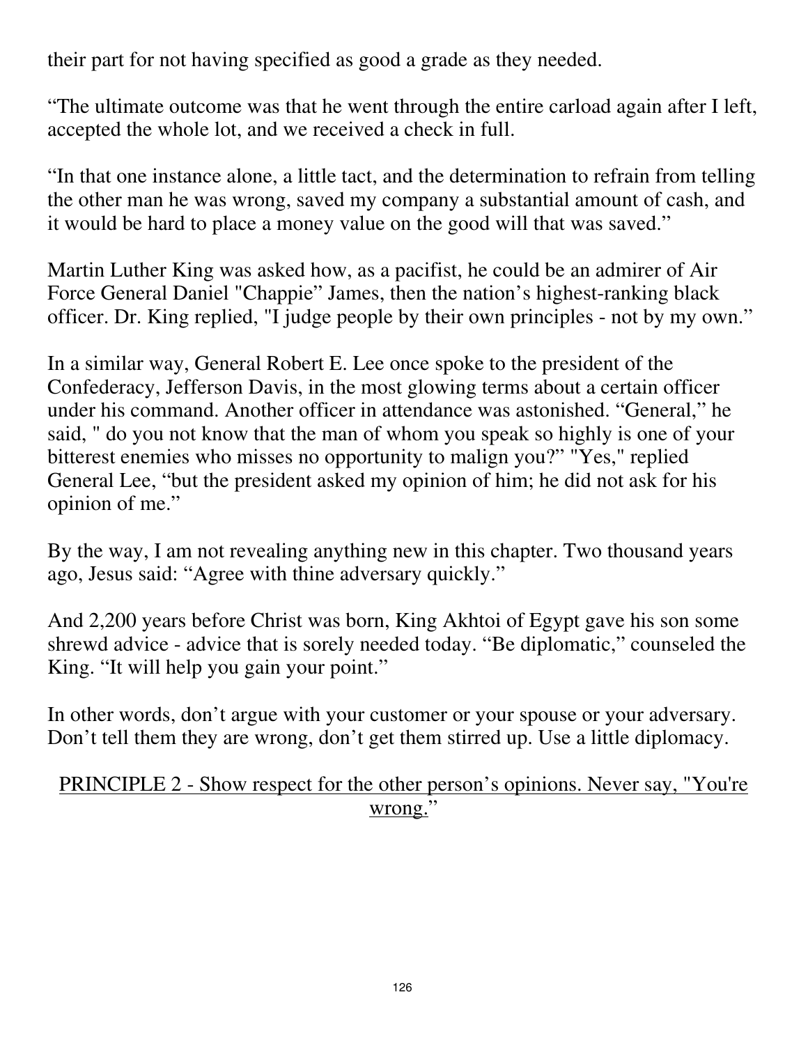their part for not having specified as good a grade as they needed.

“The ultimate outcome was that he went through the entire carload again after I left, accepted the whole lot, and we received a check in full.

“In that one instance alone, a little tact, and the determination to refrain from telling the other man he was wrong, saved my company a substantial amount of cash, and it would be hard to place a money value on the good will that was saved.”

Martin Luther King was asked how, as a pacifist, he could be an admirer of Air Force General Daniel "Chappie” James, then the nation’s highest-ranking black officer. Dr. King replied, "I judge people by their own principles - not by my own.”

In a similar way, General Robert E. Lee once spoke to the president of the Confederacy, Jefferson Davis, in the most glowing terms about a certain officer under his command. Another officer in attendance was astonished. “General,” he said, " do you not know that the man of whom you speak so highly is one of your bitterest enemies who misses no opportunity to malign you?” "Yes," replied General Lee, “but the president asked my opinion of him; he did not ask for his opinion of me.”

By the way, I am not revealing anything new in this chapter. Two thousand years ago, Jesus said: “Agree with thine adversary quickly.”

And 2,200 years before Christ was born, King Akhtoi of Egypt gave his son some shrewd advice - advice that is sorely needed today. “Be diplomatic,” counseled the King. “It will help you gain your point.”

In other words, don’t argue with your customer or your spouse or your adversary. Don’t tell them they are wrong, don’t get them stirred up. Use a little diplomacy.

<u>PRINCIPLE 2 - Show respect for the other person’s opinions. Never say, "You're wrong.</u>”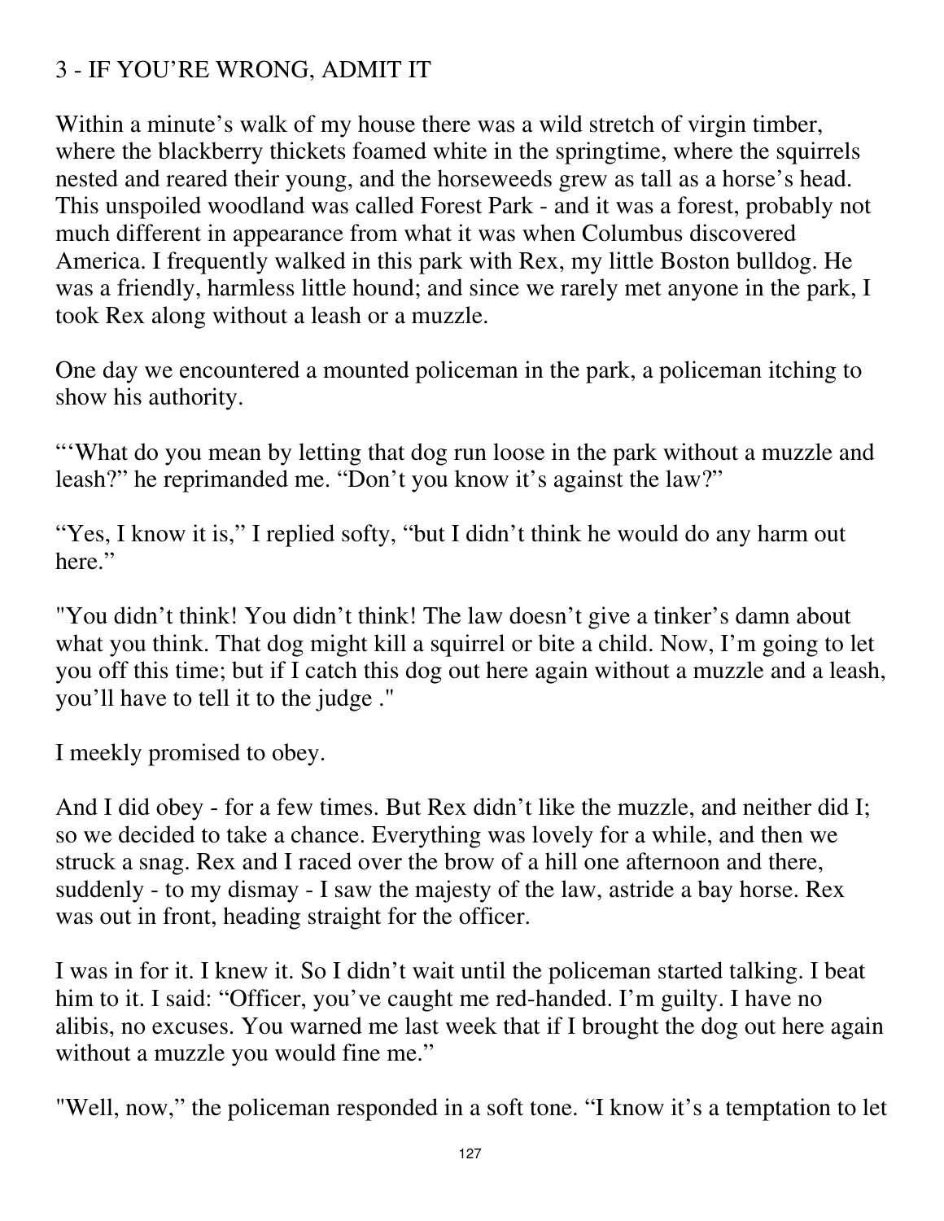## 3 - IF YOU'RE WRONG, ADMIT IT

Within a minute's walk of my house there was a wild stretch of virgin timber, where the blackberry thickets foamed white in the springtime, where the squirrels nested and reared their young, and the horseweeds grew as tall as a horse's head. This unspoiled woodland was called Forest Park - and it was a forest, probably not much different in appearance from what it was when Columbus discovered America. I frequently walked in this park with Rex, my little Boston bulldog. He was a friendly, harmless little hound; and since we rarely met anyone in the park, I took Rex along without a leash or a muzzle.

One day we encountered a mounted policeman in the park, a policeman itching to show his authority.

"'What do you mean by letting that dog run loose in the park without a muzzle and leash?" he reprimanded me. "Don't you know it's against the law?"

"Yes, I know it is," I replied softy, "but I didn't think he would do any harm out here."

"You didn't think! You didn't think! The law doesn't give a tinker's damn about what you think. That dog might kill a squirrel or bite a child. Now, I'm going to let you off this time; but if I catch this dog out here again without a muzzle and a leash, you'll have to tell it to the judge ."

I meekly promised to obey.

And I did obey - for a few times. But Rex didn't like the muzzle, and neither did I; so we decided to take a chance. Everything was lovely for a while, and then we struck a snag. Rex and I raced over the brow of a hill one afternoon and there, suddenly - to my dismay - I saw the majesty of the law, astride a bay horse. Rex was out in front, heading straight for the officer.

I was in for it. I knew it. So I didn't wait until the policeman started talking. I beat him to it. I said: "Officer, you've caught me red-handed. I'm guilty. I have no alibis, no excuses. You warned me last week that if I brought the dog out here again without a muzzle you would fine me."

"Well, now," the policeman responded in a soft tone. "I know it's a temptation to let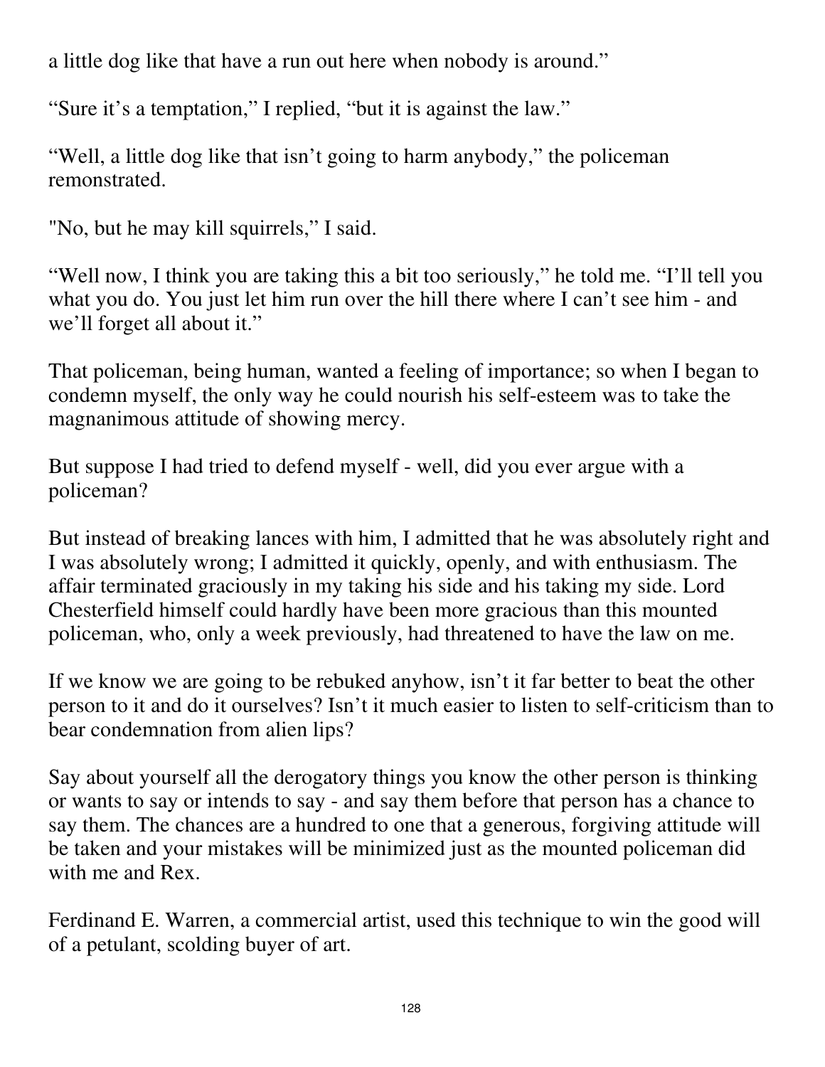a little dog like that have a run out here when nobody is around."

"Sure it's a temptation," I replied, "but it is against the law."

"Well, a little dog like that isn't going to harm anybody," the policeman remonstrated.

"No, but he may kill squirrels," I said.

"Well now, I think you are taking this a bit too seriously," he told me. "I'll tell you what you do. You just let him run over the hill there where I can't see him - and we'll forget all about it."

That policeman, being human, wanted a feeling of importance; so when I began to condemn myself, the only way he could nourish his self-esteem was to take the magnanimous attitude of showing mercy.

But suppose I had tried to defend myself - well, did you ever argue with a policeman?

But instead of breaking lances with him, I admitted that he was absolutely right and I was absolutely wrong; I admitted it quickly, openly, and with enthusiasm. The affair terminated graciously in my taking his side and his taking my side. Lord Chesterfield himself could hardly have been more gracious than this mounted policeman, who, only a week previously, had threatened to have the law on me.

If we know we are going to be rebuked anyhow, isn't it far better to beat the other person to it and do it ourselves? Isn't it much easier to listen to self-criticism than to bear condemnation from alien lips?

Say about yourself all the derogatory things you know the other person is thinking or wants to say or intends to say - and say them before that person has a chance to say them. The chances are a hundred to one that a generous, forgiving attitude will be taken and your mistakes will be minimized just as the mounted policeman did with me and Rex.

Ferdinand E. Warren, a commercial artist, used this technique to win the good will of a petulant, scolding buyer of art.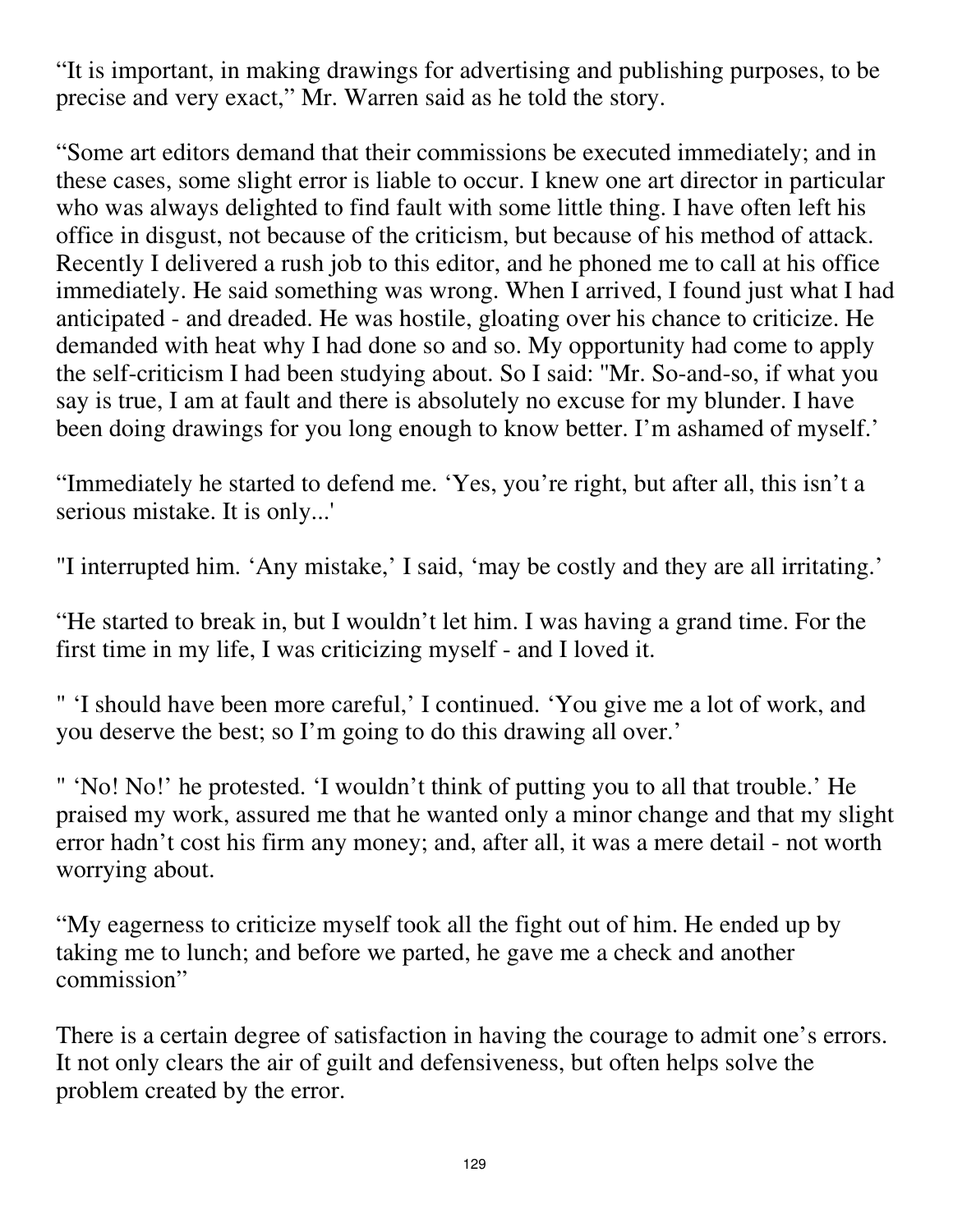“It is important, in making drawings for advertising and publishing purposes, to be precise and very exact,” Mr. Warren said as he told the story.

“Some art editors demand that their commissions be executed immediately; and in these cases, some slight error is liable to occur. I knew one art director in particular who was always delighted to find fault with some little thing. I have often left his office in disgust, not because of the criticism, but because of his method of attack. Recently I delivered a rush job to this editor, and he phoned me to call at his office immediately. He said something was wrong. When I arrived, I found just what I had anticipated - and dreaded. He was hostile, gloating over his chance to criticize. He demanded with heat why I had done so and so. My opportunity had come to apply the self-criticism I had been studying about. So I said: "Mr. So-and-so, if what you say is true, I am at fault and there is absolutely no excuse for my blunder. I have been doing drawings for you long enough to know better. I’m ashamed of myself.’

“Immediately he started to defend me. ‘Yes, you’re right, but after all, this isn’t a serious mistake. It is only...'

"I interrupted him. ‘Any mistake,’ I said, ‘may be costly and they are all irritating.’

“He started to break in, but I wouldn’t let him. I was having a grand time. For the first time in my life, I was criticizing myself - and I loved it.

" ‘I should have been more careful,’ I continued. ‘You give me a lot of work, and you deserve the best; so I’m going to do this drawing all over.’

" ‘No! No!’ he protested. ‘I wouldn’t think of putting you to all that trouble.’ He praised my work, assured me that he wanted only a minor change and that my slight error hadn’t cost his firm any money; and, after all, it was a mere detail - not worth worrying about.

“My eagerness to criticize myself took all the fight out of him. He ended up by taking me to lunch; and before we parted, he gave me a check and another commission”

There is a certain degree of satisfaction in having the courage to admit one’s errors. It not only clears the air of guilt and defensiveness, but often helps solve the problem created by the error.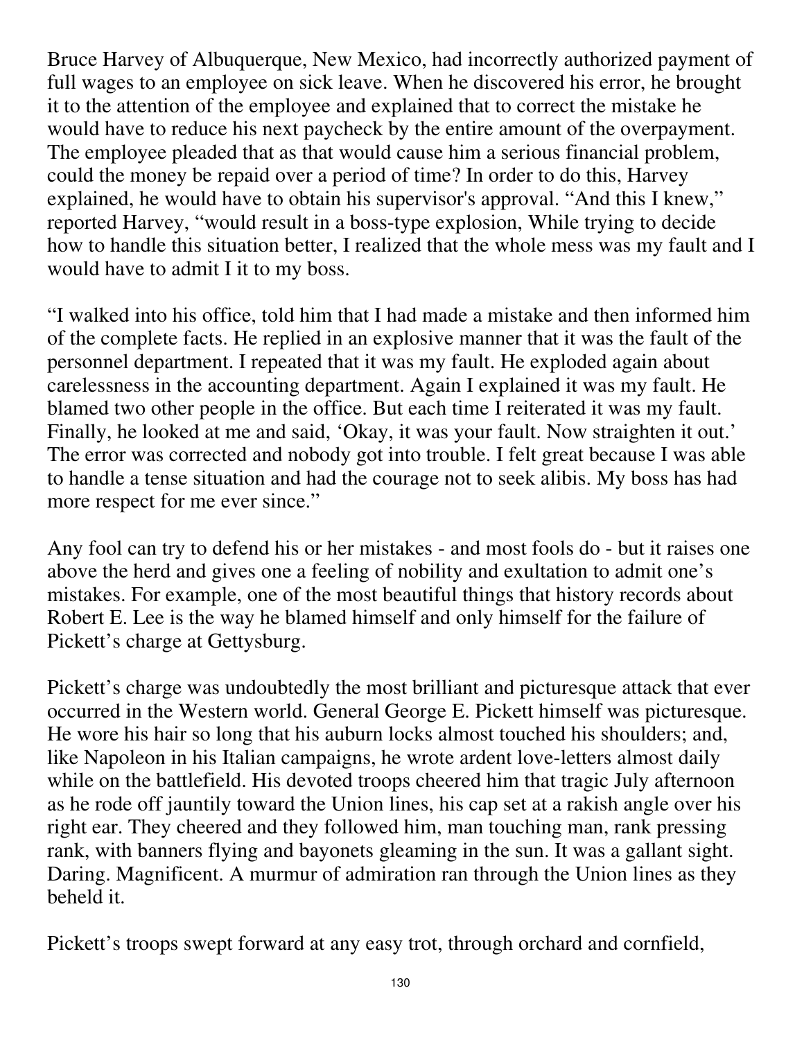Bruce Harvey of Albuquerque, New Mexico, had incorrectly authorized payment of full wages to an employee on sick leave. When he discovered his error, he brought it to the attention of the employee and explained that to correct the mistake he would have to reduce his next paycheck by the entire amount of the overpayment. The employee pleaded that as that would cause him a serious financial problem, could the money be repaid over a period of time? In order to do this, Harvey explained, he would have to obtain his supervisor's approval. "And this I knew," reported Harvey, "would result in a boss-type explosion, While trying to decide how to handle this situation better, I realized that the whole mess was my fault and I would have to admit I it to my boss.

"I walked into his office, told him that I had made a mistake and then informed him of the complete facts. He replied in an explosive manner that it was the fault of the personnel department. I repeated that it was my fault. He exploded again about carelessness in the accounting department. Again I explained it was my fault. He blamed two other people in the office. But each time I reiterated it was my fault. Finally, he looked at me and said, 'Okay, it was your fault. Now straighten it out.' The error was corrected and nobody got into trouble. I felt great because I was able to handle a tense situation and had the courage not to seek alibis. My boss has had more respect for me ever since."

Any fool can try to defend his or her mistakes - and most fools do - but it raises one above the herd and gives one a feeling of nobility and exultation to admit one's mistakes. For example, one of the most beautiful things that history records about Robert E. Lee is the way he blamed himself and only himself for the failure of Pickett's charge at Gettysburg.

Pickett's charge was undoubtedly the most brilliant and picturesque attack that ever occurred in the Western world. General George E. Pickett himself was picturesque. He wore his hair so long that his auburn locks almost touched his shoulders; and, like Napoleon in his Italian campaigns, he wrote ardent love-letters almost daily while on the battlefield. His devoted troops cheered him that tragic July afternoon as he rode off jauntily toward the Union lines, his cap set at a rakish angle over his right ear. They cheered and they followed him, man touching man, rank pressing rank, with banners flying and bayonets gleaming in the sun. It was a gallant sight. Daring. Magnificent. A murmur of admiration ran through the Union lines as they beheld it.

Pickett's troops swept forward at any easy trot, through orchard and cornfield,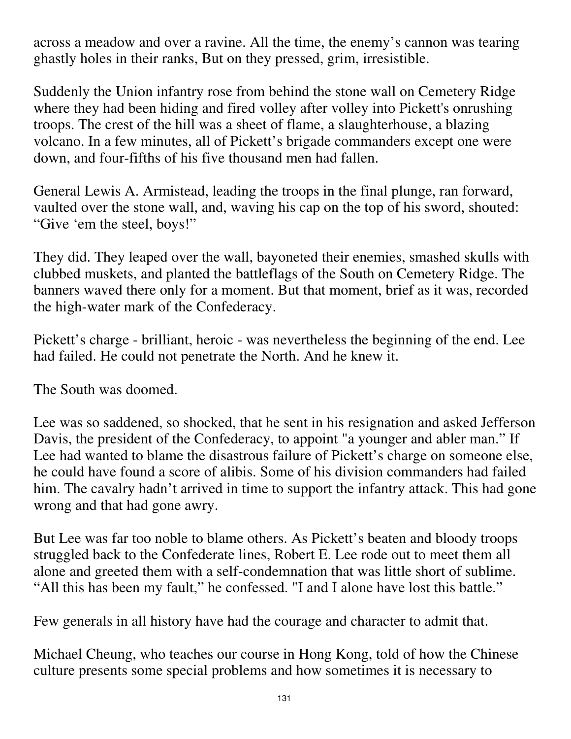across a meadow and over a ravine. All the time, the enemy's cannon was tearing ghastly holes in their ranks, But on they pressed, grim, irresistible.

Suddenly the Union infantry rose from behind the stone wall on Cemetery Ridge where they had been hiding and fired volley after volley into Pickett's onrushing troops. The crest of the hill was a sheet of flame, a slaughterhouse, a blazing volcano. In a few minutes, all of Pickett's brigade commanders except one were down, and four-fifths of his five thousand men had fallen.

General Lewis A. Armistead, leading the troops in the final plunge, ran forward, vaulted over the stone wall, and, waving his cap on the top of his sword, shouted: "Give 'em the steel, boys!"

They did. They leaped over the wall, bayoneted their enemies, smashed skulls with clubbed muskets, and planted the battleflags of the South on Cemetery Ridge. The banners waved there only for a moment. But that moment, brief as it was, recorded the high-water mark of the Confederacy.

Pickett's charge - brilliant, heroic - was nevertheless the beginning of the end. Lee had failed. He could not penetrate the North. And he knew it.

The South was doomed.

Lee was so saddened, so shocked, that he sent in his resignation and asked Jefferson Davis, the president of the Confederacy, to appoint "a younger and abler man." If Lee had wanted to blame the disastrous failure of Pickett's charge on someone else, he could have found a score of alibis. Some of his division commanders had failed him. The cavalry hadn't arrived in time to support the infantry attack. This had gone wrong and that had gone awry.

But Lee was far too noble to blame others. As Pickett's beaten and bloody troops struggled back to the Confederate lines, Robert E. Lee rode out to meet them all alone and greeted them with a self-condemnation that was little short of sublime. "All this has been my fault," he confessed. "I and I alone have lost this battle."

Few generals in all history have had the courage and character to admit that.

Michael Cheung, who teaches our course in Hong Kong, told of how the Chinese culture presents some special problems and how sometimes it is necessary to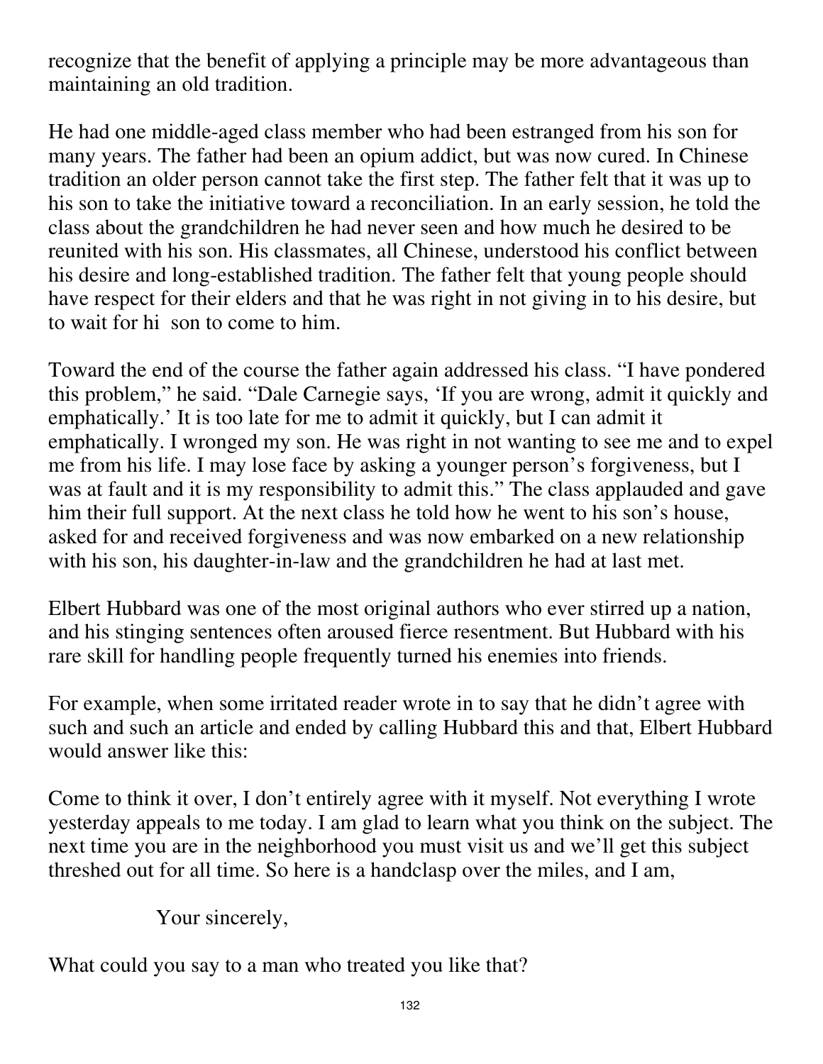recognize that the benefit of applying a principle may be more advantageous than maintaining an old tradition.

He had one middle-aged class member who had been estranged from his son for many years. The father had been an opium addict, but was now cured. In Chinese tradition an older person cannot take the first step. The father felt that it was up to his son to take the initiative toward a reconciliation. In an early session, he told the class about the grandchildren he had never seen and how much he desired to be reunited with his son. His classmates, all Chinese, understood his conflict between his desire and long-established tradition. The father felt that young people should have respect for their elders and that he was right in not giving in to his desire, but to wait for hi son to come to him.

Toward the end of the course the father again addressed his class. "I have pondered this problem," he said. "Dale Carnegie says, 'If you are wrong, admit it quickly and emphatically.' It is too late for me to admit it quickly, but I can admit it emphatically. I wronged my son. He was right in not wanting to see me and to expel me from his life. I may lose face by asking a younger person's forgiveness, but I was at fault and it is my responsibility to admit this." The class applauded and gave him their full support. At the next class he told how he went to his son's house, asked for and received forgiveness and was now embarked on a new relationship with his son, his daughter-in-law and the grandchildren he had at last met.

Elbert Hubbard was one of the most original authors who ever stirred up a nation, and his stinging sentences often aroused fierce resentment. But Hubbard with his rare skill for handling people frequently turned his enemies into friends.

For example, when some irritated reader wrote in to say that he didn't agree with such and such an article and ended by calling Hubbard this and that, Elbert Hubbard would answer like this:

Come to think it over, I don't entirely agree with it myself. Not everything I wrote yesterday appeals to me today. I am glad to learn what you think on the subject. The next time you are in the neighborhood you must visit us and we'll get this subject threshed out for all time. So here is a handclasp over the miles, and I am,

Your sincerely,

What could you say to a man who treated you like that?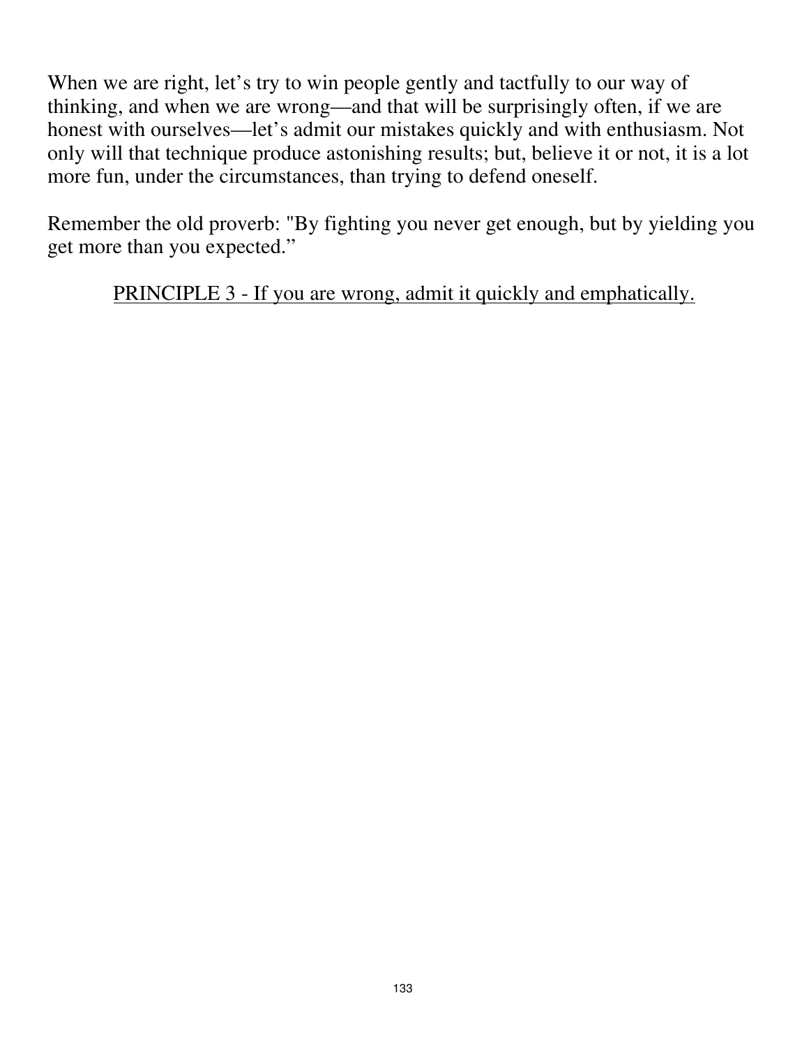When we are right, let's try to win people gently and tactfully to our way of thinking, and when we are wrong—and that will be surprisingly often, if we are honest with ourselves—let's admit our mistakes quickly and with enthusiasm. Not only will that technique produce astonishing results; but, believe it or not, it is a lot more fun, under the circumstances, than trying to defend oneself.

Remember the old proverb: "By fighting you never get enough, but by yielding you get more than you expected."

<u>PRINCIPLE 3 - If you are wrong, admit it quickly and emphatically.</u>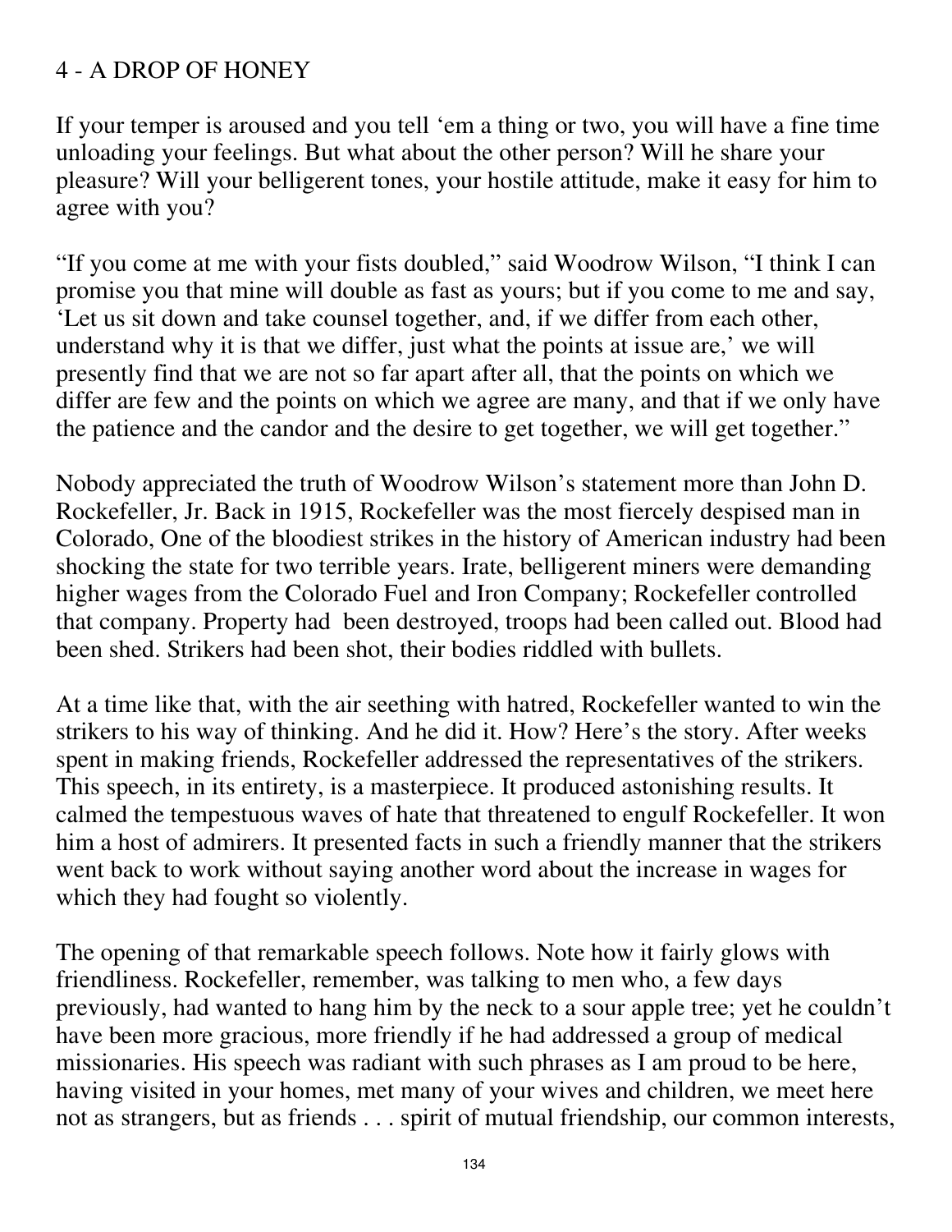## 4 - A DROP OF HONEY

If your temper is aroused and you tell 'em a thing or two, you will have a fine time unloading your feelings. But what about the other person? Will he share your pleasure? Will your belligerent tones, your hostile attitude, make it easy for him to agree with you?

"If you come at me with your fists doubled," said Woodrow Wilson, "I think I can promise you that mine will double as fast as yours; but if you come to me and say, 'Let us sit down and take counsel together, and, if we differ from each other, understand why it is that we differ, just what the points at issue are,' we will presently find that we are not so far apart after all, that the points on which we differ are few and the points on which we agree are many, and that if we only have the patience and the candor and the desire to get together, we will get together."

Nobody appreciated the truth of Woodrow Wilson's statement more than John D. Rockefeller, Jr. Back in 1915, Rockefeller was the most fiercely despised man in Colorado, One of the bloodiest strikes in the history of American industry had been shocking the state for two terrible years. Irate, belligerent miners were demanding higher wages from the Colorado Fuel and Iron Company; Rockefeller controlled that company. Property had been destroyed, troops had been called out. Blood had been shed. Strikers had been shot, their bodies riddled with bullets.

At a time like that, with the air seething with hatred, Rockefeller wanted to win the strikers to his way of thinking. And he did it. How? Here's the story. After weeks spent in making friends, Rockefeller addressed the representatives of the strikers. This speech, in its entirety, is a masterpiece. It produced astonishing results. It calmed the tempestuous waves of hate that threatened to engulf Rockefeller. It won him a host of admirers. It presented facts in such a friendly manner that the strikers went back to work without saying another word about the increase in wages for which they had fought so violently.

The opening of that remarkable speech follows. Note how it fairly glows with friendliness. Rockefeller, remember, was talking to men who, a few days previously, had wanted to hang him by the neck to a sour apple tree; yet he couldn't have been more gracious, more friendly if he had addressed a group of medical missionaries. His speech was radiant with such phrases as I am proud to be here, having visited in your homes, met many of your wives and children, we meet here not as strangers, but as friends . . . spirit of mutual friendship, our common interests,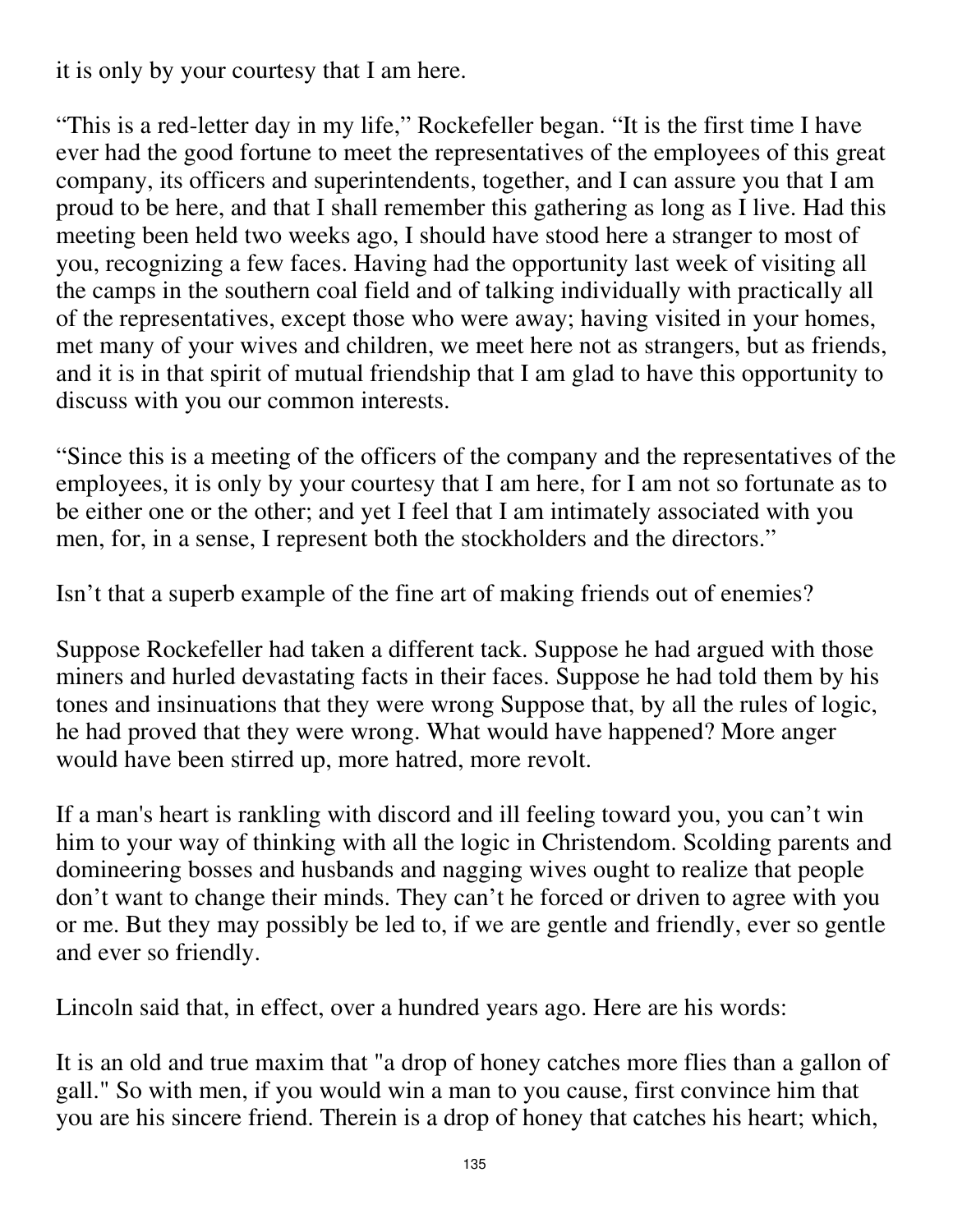it is only by your courtesy that I am here.

“This is a red-letter day in my life,” Rockefeller began. “It is the first time I have ever had the good fortune to meet the representatives of the employees of this great company, its officers and superintendents, together, and I can assure you that I am proud to be here, and that I shall remember this gathering as long as I live. Had this meeting been held two weeks ago, I should have stood here a stranger to most of you, recognizing a few faces. Having had the opportunity last week of visiting all the camps in the southern coal field and of talking individually with practically all of the representatives, except those who were away; having visited in your homes, met many of your wives and children, we meet here not as strangers, but as friends, and it is in that spirit of mutual friendship that I am glad to have this opportunity to discuss with you our common interests.

“Since this is a meeting of the officers of the company and the representatives of the employees, it is only by your courtesy that I am here, for I am not so fortunate as to be either one or the other; and yet I feel that I am intimately associated with you men, for, in a sense, I represent both the stockholders and the directors.”

Isn’t that a superb example of the fine art of making friends out of enemies?

Suppose Rockefeller had taken a different tack. Suppose he had argued with those miners and hurled devastating facts in their faces. Suppose he had told them by his tones and insinuations that they were wrong Suppose that, by all the rules of logic, he had proved that they were wrong. What would have happened? More anger would have been stirred up, more hatred, more revolt.

If a man's heart is rankling with discord and ill feeling toward you, you can’t win him to your way of thinking with all the logic in Christendom. Scolding parents and domineering bosses and husbands and nagging wives ought to realize that people don’t want to change their minds. They can’t he forced or driven to agree with you or me. But they may possibly be led to, if we are gentle and friendly, ever so gentle and ever so friendly.

Lincoln said that, in effect, over a hundred years ago. Here are his words:

It is an old and true maxim that "a drop of honey catches more flies than a gallon of gall." So with men, if you would win a man to you cause, first convince him that you are his sincere friend. Therein is a drop of honey that catches his heart; which,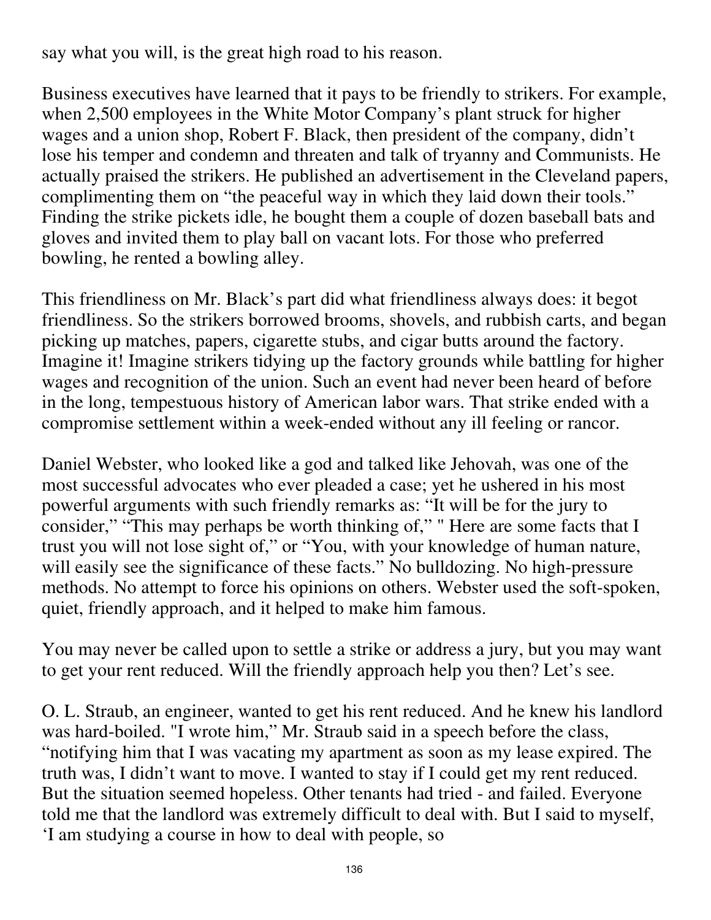say what you will, is the great high road to his reason.

Business executives have learned that it pays to be friendly to strikers. For example, when 2,500 employees in the White Motor Company's plant struck for higher wages and a union shop, Robert F. Black, then president of the company, didn't lose his temper and condemn and threaten and talk of tryanny and Communists. He actually praised the strikers. He published an advertisement in the Cleveland papers, complimenting them on "the peaceful way in which they laid down their tools." Finding the strike pickets idle, he bought them a couple of dozen baseball bats and gloves and invited them to play ball on vacant lots. For those who preferred bowling, he rented a bowling alley.

This friendliness on Mr. Black's part did what friendliness always does: it begot friendliness. So the strikers borrowed brooms, shovels, and rubbish carts, and began picking up matches, papers, cigarette stubs, and cigar butts around the factory. Imagine it! Imagine strikers tidying up the factory grounds while battling for higher wages and recognition of the union. Such an event had never been heard of before in the long, tempestuous history of American labor wars. That strike ended with a compromise settlement within a week-ended without any ill feeling or rancor.

Daniel Webster, who looked like a god and talked like Jehovah, was one of the most successful advocates who ever pleaded a case; yet he ushered in his most powerful arguments with such friendly remarks as: "It will be for the jury to consider," "This may perhaps be worth thinking of," " Here are some facts that I trust you will not lose sight of," or "You, with your knowledge of human nature, will easily see the significance of these facts." No bulldozing. No high-pressure methods. No attempt to force his opinions on others. Webster used the soft-spoken, quiet, friendly approach, and it helped to make him famous.

You may never be called upon to settle a strike or address a jury, but you may want to get your rent reduced. Will the friendly approach help you then? Let's see.

O. L. Straub, an engineer, wanted to get his rent reduced. And he knew his landlord was hard-boiled. "I wrote him," Mr. Straub said in a speech before the class, "notifying him that I was vacating my apartment as soon as my lease expired. The truth was, I didn't want to move. I wanted to stay if I could get my rent reduced. But the situation seemed hopeless. Other tenants had tried - and failed. Everyone told me that the landlord was extremely difficult to deal with. But I said to myself, 'I am studying a course in how to deal with people, so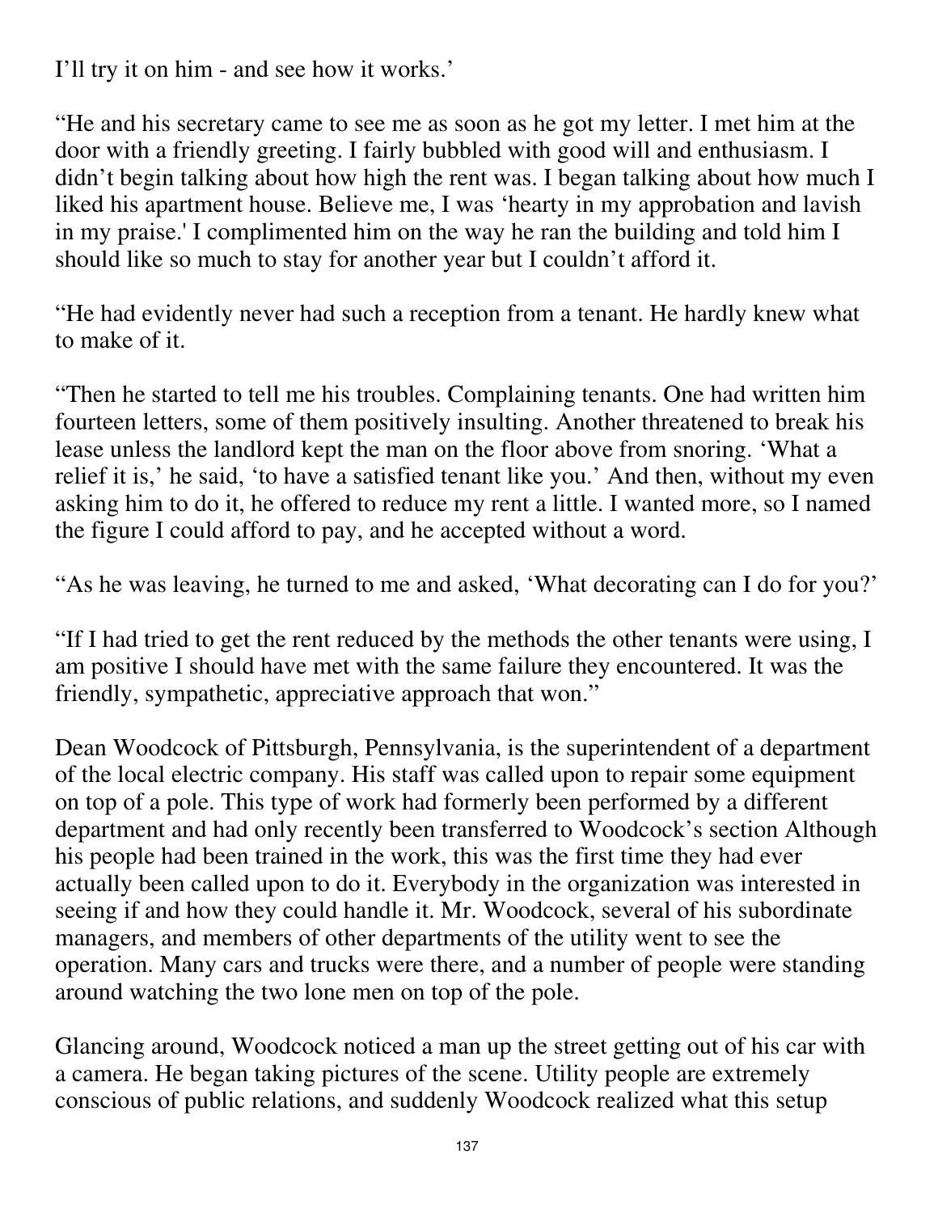I'll try it on him - and see how it works.'

"He and his secretary came to see me as soon as he got my letter. I met him at the door with a friendly greeting. I fairly bubbled with good will and enthusiasm. I didn't begin talking about how high the rent was. I began talking about how much I liked his apartment house. Believe me, I was 'hearty in my approbation and lavish in my praise.' I complimented him on the way he ran the building and told him I should like so much to stay for another year but I couldn't afford it.

"He had evidently never had such a reception from a tenant. He hardly knew what to make of it.

"Then he started to tell me his troubles. Complaining tenants. One had written him fourteen letters, some of them positively insulting. Another threatened to break his lease unless the landlord kept the man on the floor above from snoring. 'What a relief it is,' he said, 'to have a satisfied tenant like you.' And then, without my even asking him to do it, he offered to reduce my rent a little. I wanted more, so I named the figure I could afford to pay, and he accepted without a word.

"As he was leaving, he turned to me and asked, 'What decorating can I do for you?'

"If I had tried to get the rent reduced by the methods the other tenants were using, I am positive I should have met with the same failure they encountered. It was the friendly, sympathetic, appreciative approach that won."

Dean Woodcock of Pittsburgh, Pennsylvania, is the superintendent of a department of the local electric company. His staff was called upon to repair some equipment on top of a pole. This type of work had formerly been performed by a different department and had only recently been transferred to Woodcock's section Although his people had been trained in the work, this was the first time they had ever actually been called upon to do it. Everybody in the organization was interested in seeing if and how they could handle it. Mr. Woodcock, several of his subordinate managers, and members of other departments of the utility went to see the operation. Many cars and trucks were there, and a number of people were standing around watching the two lone men on top of the pole.

Glancing around, Woodcock noticed a man up the street getting out of his car with a camera. He began taking pictures of the scene. Utility people are extremely conscious of public relations, and suddenly Woodcock realized what this setup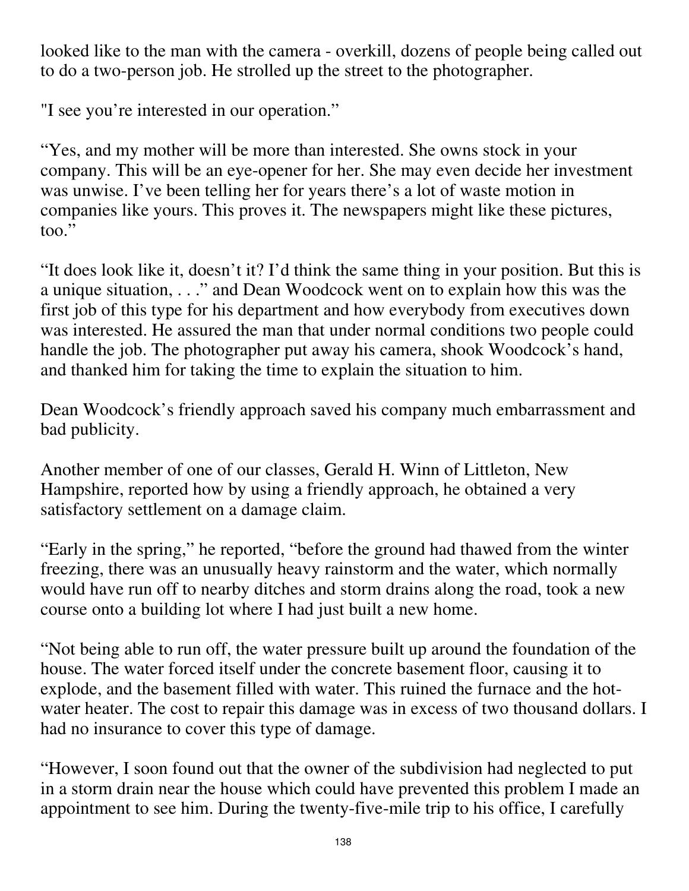looked like to the man with the camera - overkill, dozens of people being called out to do a two-person job. He strolled up the street to the photographer.

"I see you're interested in our operation."

"Yes, and my mother will be more than interested. She owns stock in your company. This will be an eye-opener for her. She may even decide her investment was unwise. I've been telling her for years there's a lot of waste motion in companies like yours. This proves it. The newspapers might like these pictures, too."

"It does look like it, doesn't it? I'd think the same thing in your position. But this is a unique situation, . . ." and Dean Woodcock went on to explain how this was the first job of this type for his department and how everybody from executives down was interested. He assured the man that under normal conditions two people could handle the job. The photographer put away his camera, shook Woodcock's hand, and thanked him for taking the time to explain the situation to him.

Dean Woodcock's friendly approach saved his company much embarrassment and bad publicity.

Another member of one of our classes, Gerald H. Winn of Littleton, New Hampshire, reported how by using a friendly approach, he obtained a very satisfactory settlement on a damage claim.

"Early in the spring," he reported, "before the ground had thawed from the winter freezing, there was an unusually heavy rainstorm and the water, which normally would have run off to nearby ditches and storm drains along the road, took a new course onto a building lot where I had just built a new home.

"Not being able to run off, the water pressure built up around the foundation of the house. The water forced itself under the concrete basement floor, causing it to explode, and the basement filled with water. This ruined the furnace and the hot-water heater. The cost to repair this damage was in excess of two thousand dollars. I had no insurance to cover this type of damage.

"However, I soon found out that the owner of the subdivision had neglected to put in a storm drain near the house which could have prevented this problem I made an appointment to see him. During the twenty-five-mile trip to his office, I carefully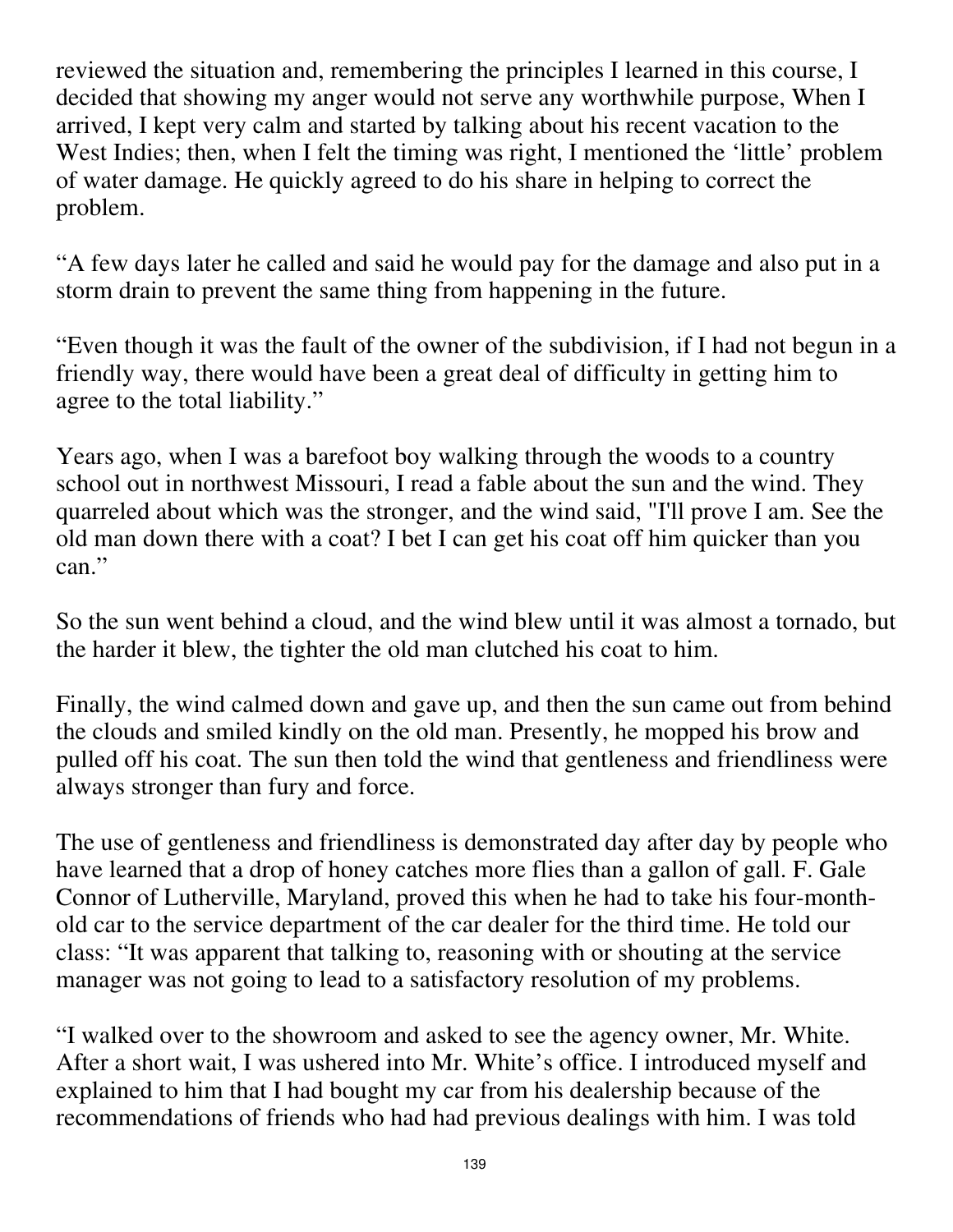reviewed the situation and, remembering the principles I learned in this course, I decided that showing my anger would not serve any worthwhile purpose, When I arrived, I kept very calm and started by talking about his recent vacation to the West Indies; then, when I felt the timing was right, I mentioned the ‘little’ problem of water damage. He quickly agreed to do his share in helping to correct the problem.

“A few days later he called and said he would pay for the damage and also put in a storm drain to prevent the same thing from happening in the future.

“Even though it was the fault of the owner of the subdivision, if I had not begun in a friendly way, there would have been a great deal of difficulty in getting him to agree to the total liability.”

Years ago, when I was a barefoot boy walking through the woods to a country school out in northwest Missouri, I read a fable about the sun and the wind. They quarreled about which was the stronger, and the wind said, "I'll prove I am. See the old man down there with a coat? I bet I can get his coat off him quicker than you can.”

So the sun went behind a cloud, and the wind blew until it was almost a tornado, but the harder it blew, the tighter the old man clutched his coat to him.

Finally, the wind calmed down and gave up, and then the sun came out from behind the clouds and smiled kindly on the old man. Presently, he mopped his brow and pulled off his coat. The sun then told the wind that gentleness and friendliness were always stronger than fury and force.

The use of gentleness and friendliness is demonstrated day after day by people who have learned that a drop of honey catches more flies than a gallon of gall. F. Gale Connor of Lutherville, Maryland, proved this when he had to take his four-month-old car to the service department of the car dealer for the third time. He told our class: “It was apparent that talking to, reasoning with or shouting at the service manager was not going to lead to a satisfactory resolution of my problems.

“I walked over to the showroom and asked to see the agency owner, Mr. White. After a short wait, I was ushered into Mr. White’s office. I introduced myself and explained to him that I had bought my car from his dealership because of the recommendations of friends who had had previous dealings with him. I was told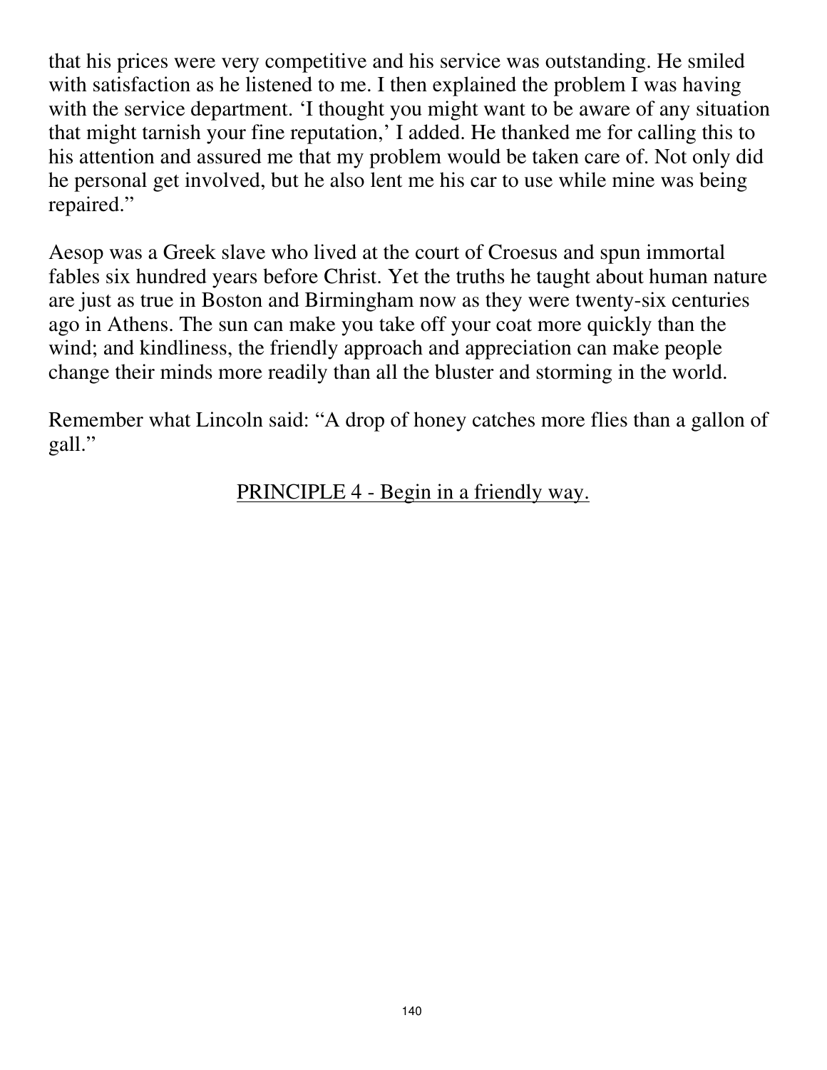that his prices were very competitive and his service was outstanding. He smiled with satisfaction as he listened to me. I then explained the problem I was having with the service department. 'I thought you might want to be aware of any situation that might tarnish your fine reputation,' I added. He thanked me for calling this to his attention and assured me that my problem would be taken care of. Not only did he personal get involved, but he also lent me his car to use while mine was being repaired."

Aesop was a Greek slave who lived at the court of Croesus and spun immortal fables six hundred years before Christ. Yet the truths he taught about human nature are just as true in Boston and Birmingham now as they were twenty-six centuries ago in Athens. The sun can make you take off your coat more quickly than the wind; and kindliness, the friendly approach and appreciation can make people change their minds more readily than all the bluster and storming in the world.

Remember what Lincoln said: "A drop of honey catches more flies than a gallon of gall."

<u>PRINCIPLE 4 - Begin in a friendly way.</u>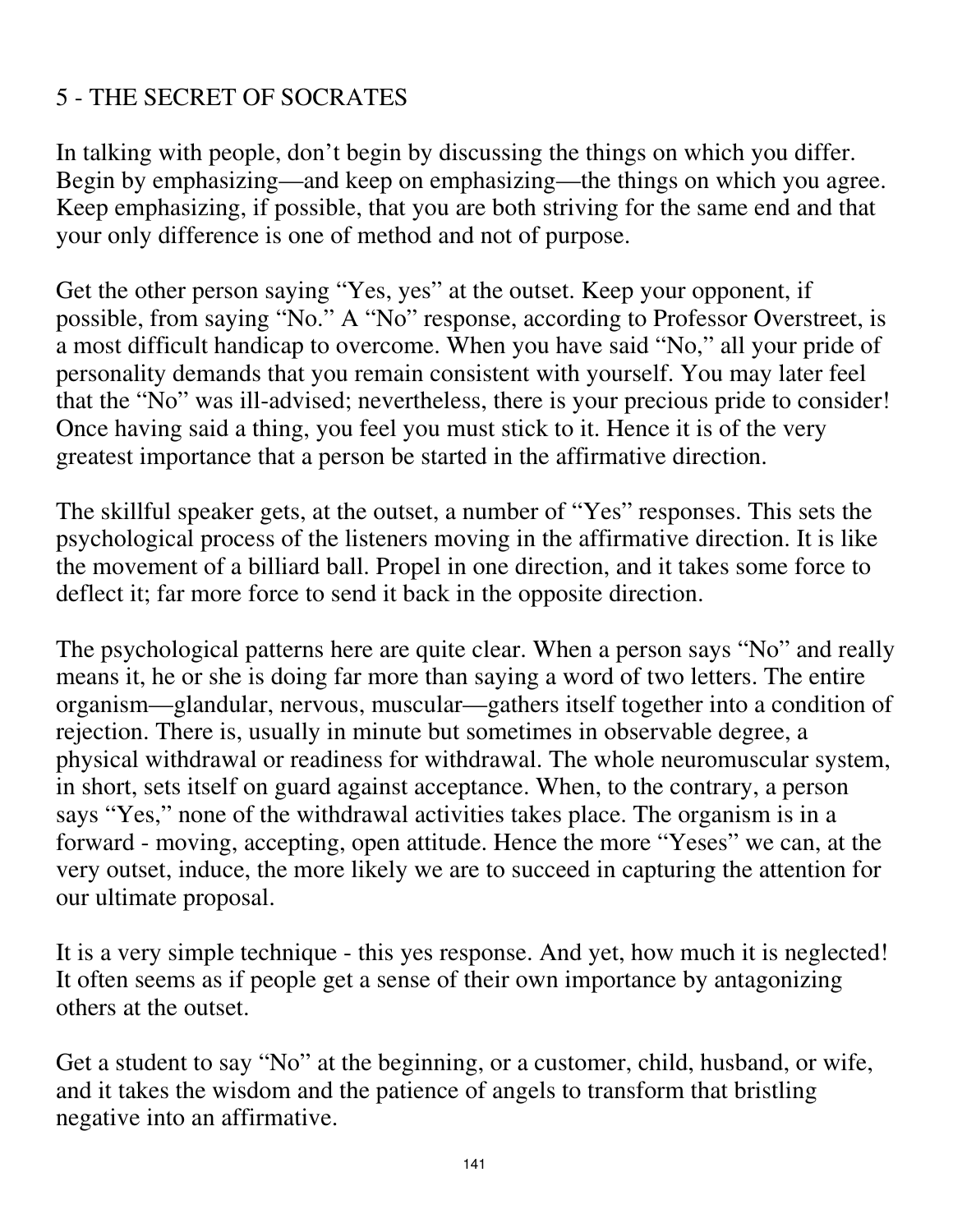## 5 - THE SECRET OF SOCRATES

In talking with people, don't begin by discussing the things on which you differ. Begin by emphasizing—and keep on emphasizing—the things on which you agree. Keep emphasizing, if possible, that you are both striving for the same end and that your only difference is one of method and not of purpose.

Get the other person saying "Yes, yes" at the outset. Keep your opponent, if possible, from saying "No." A "No" response, according to Professor Overstreet, is a most difficult handicap to overcome. When you have said "No," all your pride of personality demands that you remain consistent with yourself. You may later feel that the "No" was ill-advised; nevertheless, there is your precious pride to consider! Once having said a thing, you feel you must stick to it. Hence it is of the very greatest importance that a person be started in the affirmative direction.

The skillful speaker gets, at the outset, a number of "Yes" responses. This sets the psychological process of the listeners moving in the affirmative direction. It is like the movement of a billiard ball. Propel in one direction, and it takes some force to deflect it; far more force to send it back in the opposite direction.

The psychological patterns here are quite clear. When a person says "No" and really means it, he or she is doing far more than saying a word of two letters. The entire organism—glandular, nervous, muscular—gathers itself together into a condition of rejection. There is, usually in minute but sometimes in observable degree, a physical withdrawal or readiness for withdrawal. The whole neuromuscular system, in short, sets itself on guard against acceptance. When, to the contrary, a person says "Yes," none of the withdrawal activities takes place. The organism is in a forward - moving, accepting, open attitude. Hence the more "Yeses" we can, at the very outset, induce, the more likely we are to succeed in capturing the attention for our ultimate proposal.

It is a very simple technique - this yes response. And yet, how much it is neglected! It often seems as if people get a sense of their own importance by antagonizing others at the outset.

Get a student to say "No" at the beginning, or a customer, child, husband, or wife, and it takes the wisdom and the patience of angels to transform that bristling negative into an affirmative.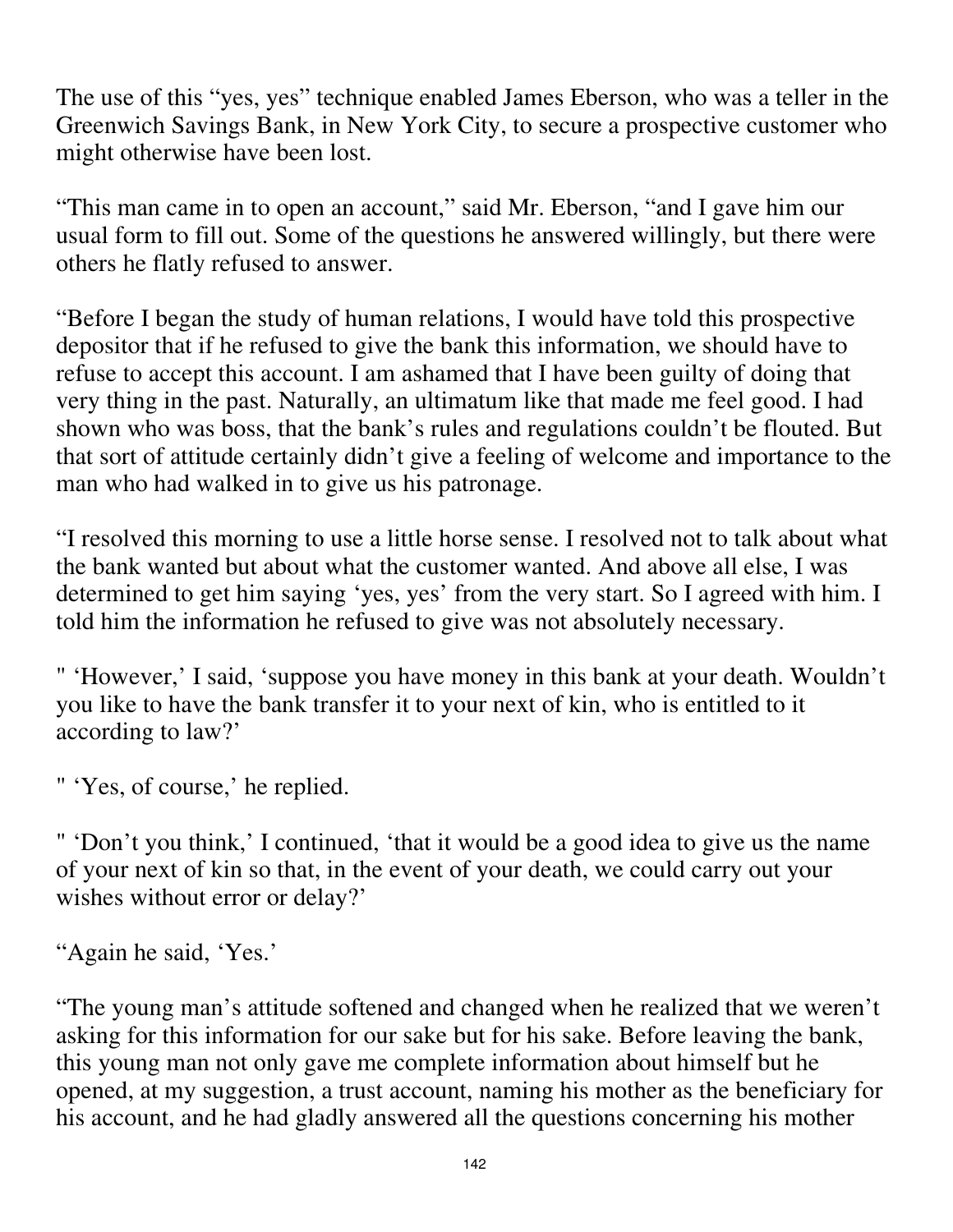The use of this “yes, yes” technique enabled James Eberson, who was a teller in the Greenwich Savings Bank, in New York City, to secure a prospective customer who might otherwise have been lost.

“This man came in to open an account,” said Mr. Eberson, “and I gave him our usual form to fill out. Some of the questions he answered willingly, but there were others he flatly refused to answer.

“Before I began the study of human relations, I would have told this prospective depositor that if he refused to give the bank this information, we should have to refuse to accept this account. I am ashamed that I have been guilty of doing that very thing in the past. Naturally, an ultimatum like that made me feel good. I had shown who was boss, that the bank’s rules and regulations couldn’t be flouted. But that sort of attitude certainly didn’t give a feeling of welcome and importance to the man who had walked in to give us his patronage.

“I resolved this morning to use a little horse sense. I resolved not to talk about what the bank wanted but about what the customer wanted. And above all else, I was determined to get him saying ‘yes, yes’ from the very start. So I agreed with him. I told him the information he refused to give was not absolutely necessary.

" ‘However,’ I said, ‘suppose you have money in this bank at your death. Wouldn’t you like to have the bank transfer it to your next of kin, who is entitled to it according to law?’

" ‘Yes, of course,’ he replied.

" ‘Don’t you think,’ I continued, ‘that it would be a good idea to give us the name of your next of kin so that, in the event of your death, we could carry out your wishes without error or delay?’

“Again he said, ‘Yes.’

“The young man’s attitude softened and changed when he realized that we weren’t asking for this information for our sake but for his sake. Before leaving the bank, this young man not only gave me complete information about himself but he opened, at my suggestion, a trust account, naming his mother as the beneficiary for his account, and he had gladly answered all the questions concerning his mother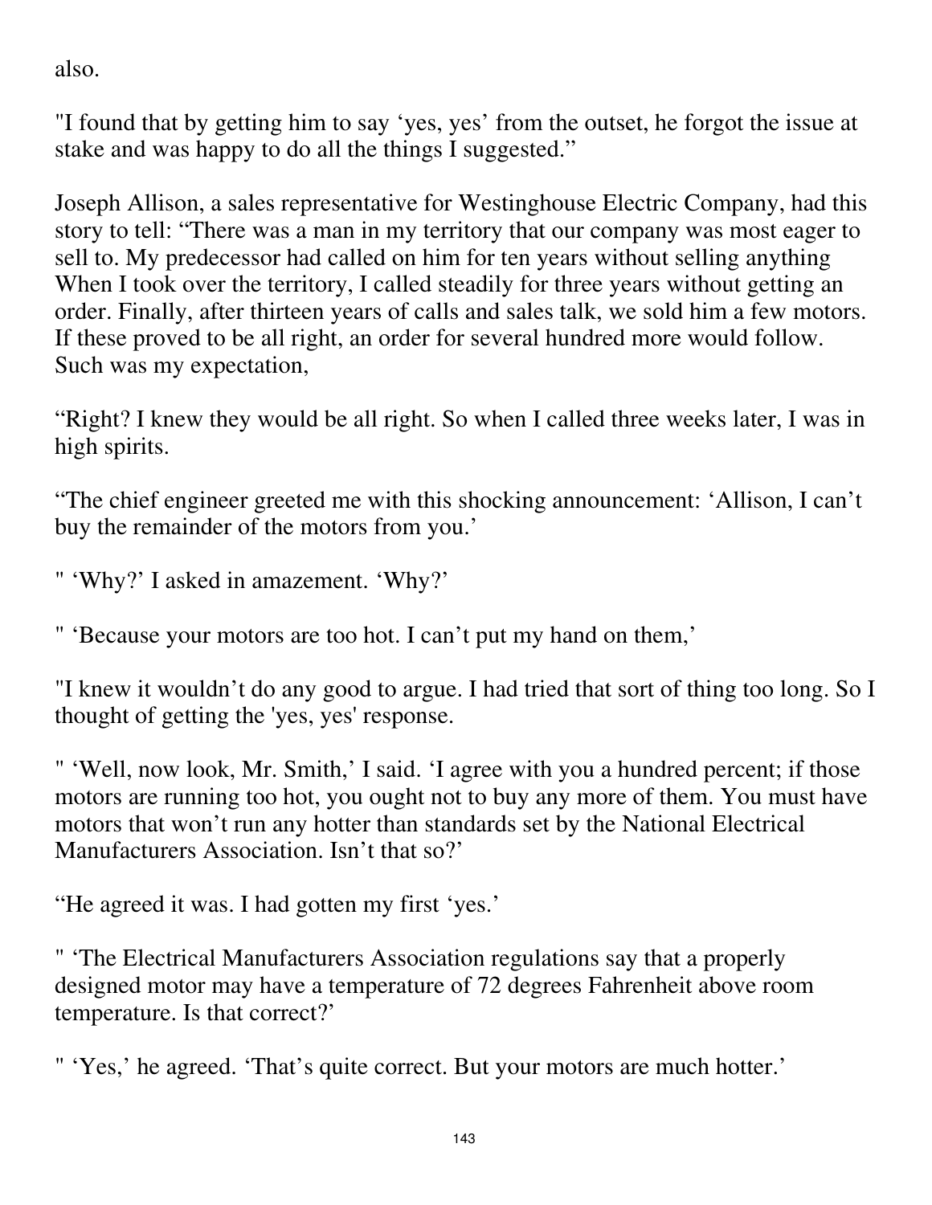also.

"I found that by getting him to say 'yes, yes' from the outset, he forgot the issue at stake and was happy to do all the things I suggested."

Joseph Allison, a sales representative for Westinghouse Electric Company, had this story to tell: "There was a man in my territory that our company was most eager to sell to. My predecessor had called on him for ten years without selling anything When I took over the territory, I called steadily for three years without getting an order. Finally, after thirteen years of calls and sales talk, we sold him a few motors. If these proved to be all right, an order for several hundred more would follow. Such was my expectation,

"Right? I knew they would be all right. So when I called three weeks later, I was in high spirits.

"The chief engineer greeted me with this shocking announcement: 'Allison, I can't buy the remainder of the motors from you.'

" 'Why?' I asked in amazement. 'Why?'

" 'Because your motors are too hot. I can't put my hand on them,'

"I knew it wouldn't do any good to argue. I had tried that sort of thing too long. So I thought of getting the 'yes, yes' response.

" 'Well, now look, Mr. Smith,' I said. 'I agree with you a hundred percent; if those motors are running too hot, you ought not to buy any more of them. You must have motors that won't run any hotter than standards set by the National Electrical Manufacturers Association. Isn't that so?'

"He agreed it was. I had gotten my first 'yes.'

" 'The Electrical Manufacturers Association regulations say that a properly designed motor may have a temperature of 72 degrees Fahrenheit above room temperature. Is that correct?'

" 'Yes,' he agreed. 'That's quite correct. But your motors are much hotter.'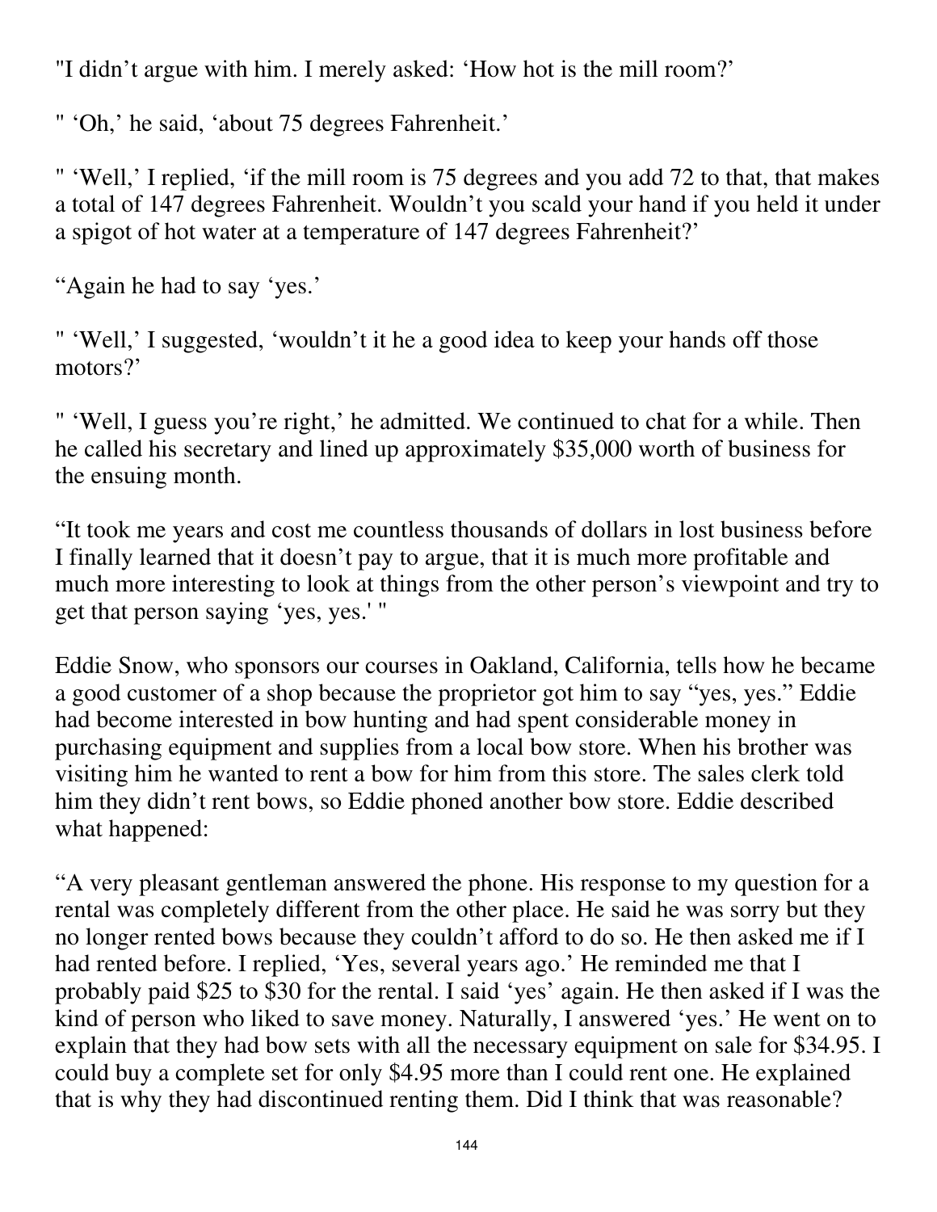"I didn't argue with him. I merely asked: 'How hot is the mill room?'

" 'Oh,' he said, 'about 75 degrees Fahrenheit.'

" 'Well,' I replied, 'if the mill room is 75 degrees and you add 72 to that, that makes a total of 147 degrees Fahrenheit. Wouldn't you scald your hand if you held it under a spigot of hot water at a temperature of 147 degrees Fahrenheit?'

"Again he had to say 'yes.'

" 'Well,' I suggested, 'wouldn't it he a good idea to keep your hands off those motors?'

" 'Well, I guess you're right,' he admitted. We continued to chat for a while. Then he called his secretary and lined up approximately $35,000 worth of business for the ensuing month.

"It took me years and cost me countless thousands of dollars in lost business before I finally learned that it doesn't pay to argue, that it is much more profitable and much more interesting to look at things from the other person's viewpoint and try to get that person saying 'yes, yes.' "

Eddie Snow, who sponsors our courses in Oakland, California, tells how he became a good customer of a shop because the proprietor got him to say "yes, yes." Eddie had become interested in bow hunting and had spent considerable money in purchasing equipment and supplies from a local bow store. When his brother was visiting him he wanted to rent a bow for him from this store. The sales clerk told him they didn't rent bows, so Eddie phoned another bow store. Eddie described what happened:

"A very pleasant gentleman answered the phone. His response to my question for a rental was completely different from the other place. He said he was sorry but they no longer rented bows because they couldn't afford to do so. He then asked me if I had rented before. I replied, 'Yes, several years ago.' He reminded me that I probably paid $25 to $30 for the rental. I said 'yes' again. He then asked if I was the kind of person who liked to save money. Naturally, I answered 'yes.' He went on to explain that they had bow sets with all the necessary equipment on sale for $34.95. I could buy a complete set for only $4.95 more than I could rent one. He explained that is why they had discontinued renting them. Did I think that was reasonable?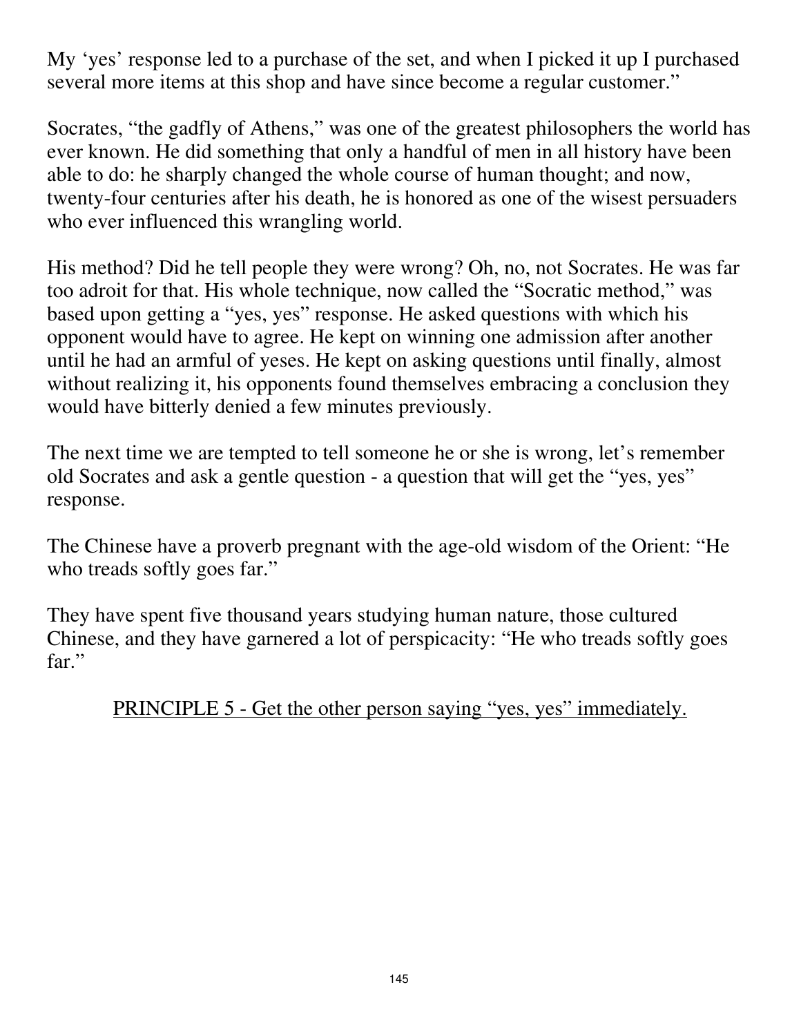My 'yes' response led to a purchase of the set, and when I picked it up I purchased several more items at this shop and have since become a regular customer."

Socrates, "the gadfly of Athens," was one of the greatest philosophers the world has ever known. He did something that only a handful of men in all history have been able to do: he sharply changed the whole course of human thought; and now, twenty-four centuries after his death, he is honored as one of the wisest persuaders who ever influenced this wrangling world.

His method? Did he tell people they were wrong? Oh, no, not Socrates. He was far too adroit for that. His whole technique, now called the "Socratic method," was based upon getting a "yes, yes" response. He asked questions with which his opponent would have to agree. He kept on winning one admission after another until he had an armful of yeses. He kept on asking questions until finally, almost without realizing it, his opponents found themselves embracing a conclusion they would have bitterly denied a few minutes previously.

The next time we are tempted to tell someone he or she is wrong, let's remember old Socrates and ask a gentle question - a question that will get the "yes, yes" response.

The Chinese have a proverb pregnant with the age-old wisdom of the Orient: "He who treads softly goes far."

They have spent five thousand years studying human nature, those cultured Chinese, and they have garnered a lot of perspicacity: "He who treads softly goes far."

<u>PRINCIPLE 5 - Get the other person saying "yes, yes" immediately.</u>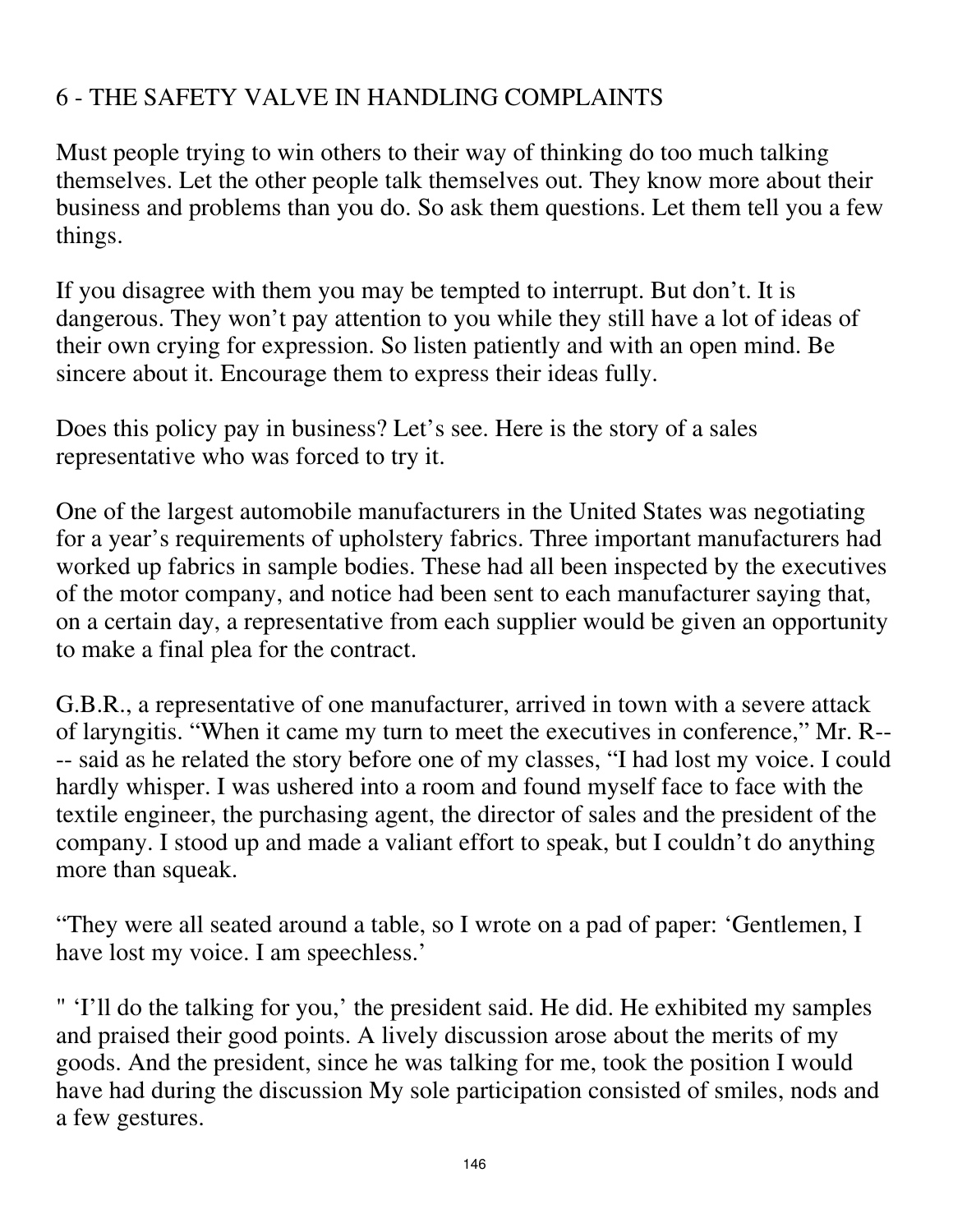## 6 - THE SAFETY VALVE IN HANDLING COMPLAINTS

Must people trying to win others to their way of thinking do too much talking themselves. Let the other people talk themselves out. They know more about their business and problems than you do. So ask them questions. Let them tell you a few things.

If you disagree with them you may be tempted to interrupt. But don't. It is dangerous. They won't pay attention to you while they still have a lot of ideas of their own crying for expression. So listen patiently and with an open mind. Be sincere about it. Encourage them to express their ideas fully.

Does this policy pay in business? Let's see. Here is the story of a sales representative who was forced to try it.

One of the largest automobile manufacturers in the United States was negotiating for a year's requirements of upholstery fabrics. Three important manufacturers had worked up fabrics in sample bodies. These had all been inspected by the executives of the motor company, and notice had been sent to each manufacturer saying that, on a certain day, a representative from each supplier would be given an opportunity to make a final plea for the contract.

G.B.R., a representative of one manufacturer, arrived in town with a severe attack of laryngitis. "When it came my turn to meet the executives in conference," Mr. R---- said as he related the story before one of my classes, "I had lost my voice. I could hardly whisper. I was ushered into a room and found myself face to face with the textile engineer, the purchasing agent, the director of sales and the president of the company. I stood up and made a valiant effort to speak, but I couldn't do anything more than squeak.

"They were all seated around a table, so I wrote on a pad of paper: 'Gentlemen, I have lost my voice. I am speechless.'

" 'I'll do the talking for you,' the president said. He did. He exhibited my samples and praised their good points. A lively discussion arose about the merits of my goods. And the president, since he was talking for me, took the position I would have had during the discussion My sole participation consisted of smiles, nods and a few gestures.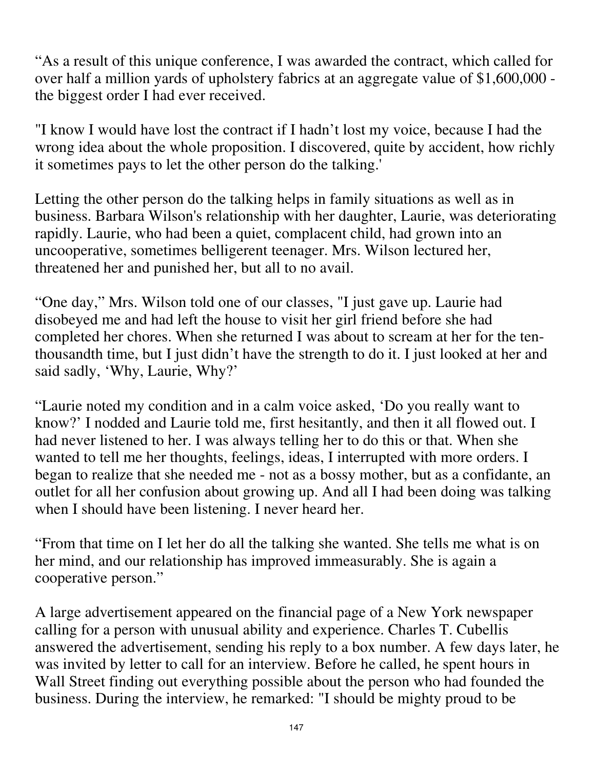"As a result of this unique conference, I was awarded the contract, which called for over half a million yards of upholstery fabrics at an aggregate value of $1,600,000 - the biggest order I had ever received.

"I know I would have lost the contract if I hadn't lost my voice, because I had the wrong idea about the whole proposition. I discovered, quite by accident, how richly it sometimes pays to let the other person do the talking.'

Letting the other person do the talking helps in family situations as well as in business. Barbara Wilson's relationship with her daughter, Laurie, was deteriorating rapidly. Laurie, who had been a quiet, complacent child, had grown into an uncooperative, sometimes belligerent teenager. Mrs. Wilson lectured her, threatened her and punished her, but all to no avail.

"One day," Mrs. Wilson told one of our classes, "I just gave up. Laurie had disobeyed me and had left the house to visit her girl friend before she had completed her chores. When she returned I was about to scream at her for the ten-thousandth time, but I just didn't have the strength to do it. I just looked at her and said sadly, 'Why, Laurie, Why?'

"Laurie noted my condition and in a calm voice asked, 'Do you really want to know?' I nodded and Laurie told me, first hesitantly, and then it all flowed out. I had never listened to her. I was always telling her to do this or that. When she wanted to tell me her thoughts, feelings, ideas, I interrupted with more orders. I began to realize that she needed me - not as a bossy mother, but as a confidante, an outlet for all her confusion about growing up. And all I had been doing was talking when I should have been listening. I never heard her.

"From that time on I let her do all the talking she wanted. She tells me what is on her mind, and our relationship has improved immeasurably. She is again a cooperative person."

A large advertisement appeared on the financial page of a New York newspaper calling for a person with unusual ability and experience. Charles T. Cubellis answered the advertisement, sending his reply to a box number. A few days later, he was invited by letter to call for an interview. Before he called, he spent hours in Wall Street finding out everything possible about the person who had founded the business. During the interview, he remarked: "I should be mighty proud to be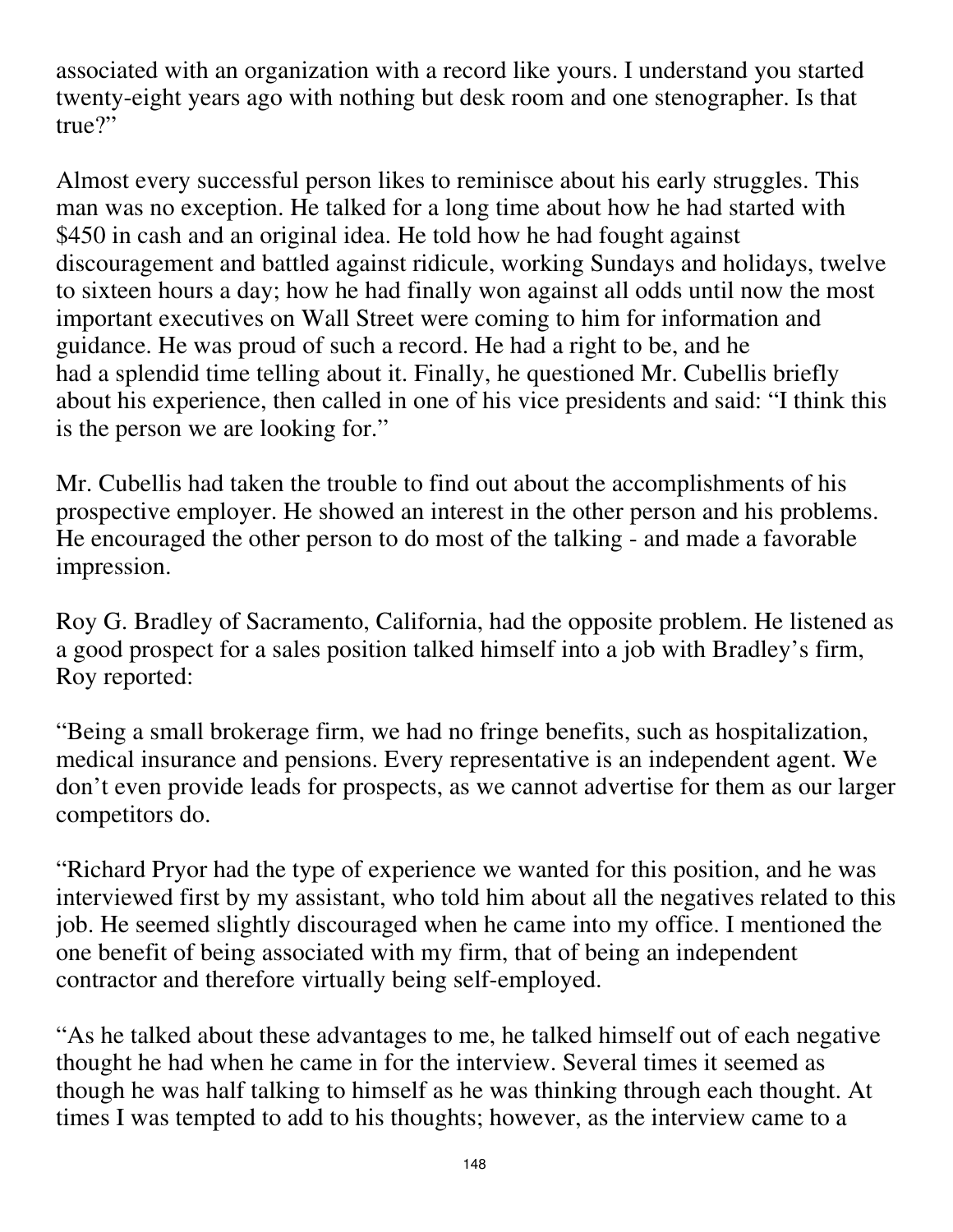associated with an organization with a record like yours. I understand you started twenty-eight years ago with nothing but desk room and one stenographer. Is that true?"

Almost every successful person likes to reminisce about his early struggles. This man was no exception. He talked for a long time about how he had started with $450 in cash and an original idea. He told how he had fought against discouragement and battled against ridicule, working Sundays and holidays, twelve to sixteen hours a day; how he had finally won against all odds until now the most important executives on Wall Street were coming to him for information and guidance. He was proud of such a record. He had a right to be, and he had a splendid time telling about it. Finally, he questioned Mr. Cubellis briefly about his experience, then called in one of his vice presidents and said: "I think this is the person we are looking for."

Mr. Cubellis had taken the trouble to find out about the accomplishments of his prospective employer. He showed an interest in the other person and his problems. He encouraged the other person to do most of the talking - and made a favorable impression.

Roy G. Bradley of Sacramento, California, had the opposite problem. He listened as a good prospect for a sales position talked himself into a job with Bradley's firm, Roy reported:

"Being a small brokerage firm, we had no fringe benefits, such as hospitalization, medical insurance and pensions. Every representative is an independent agent. We don't even provide leads for prospects, as we cannot advertise for them as our larger competitors do.

"Richard Pryor had the type of experience we wanted for this position, and he was interviewed first by my assistant, who told him about all the negatives related to this job. He seemed slightly discouraged when he came into my office. I mentioned the one benefit of being associated with my firm, that of being an independent contractor and therefore virtually being self-employed.

"As he talked about these advantages to me, he talked himself out of each negative thought he had when he came in for the interview. Several times it seemed as though he was half talking to himself as he was thinking through each thought. At times I was tempted to add to his thoughts; however, as the interview came to a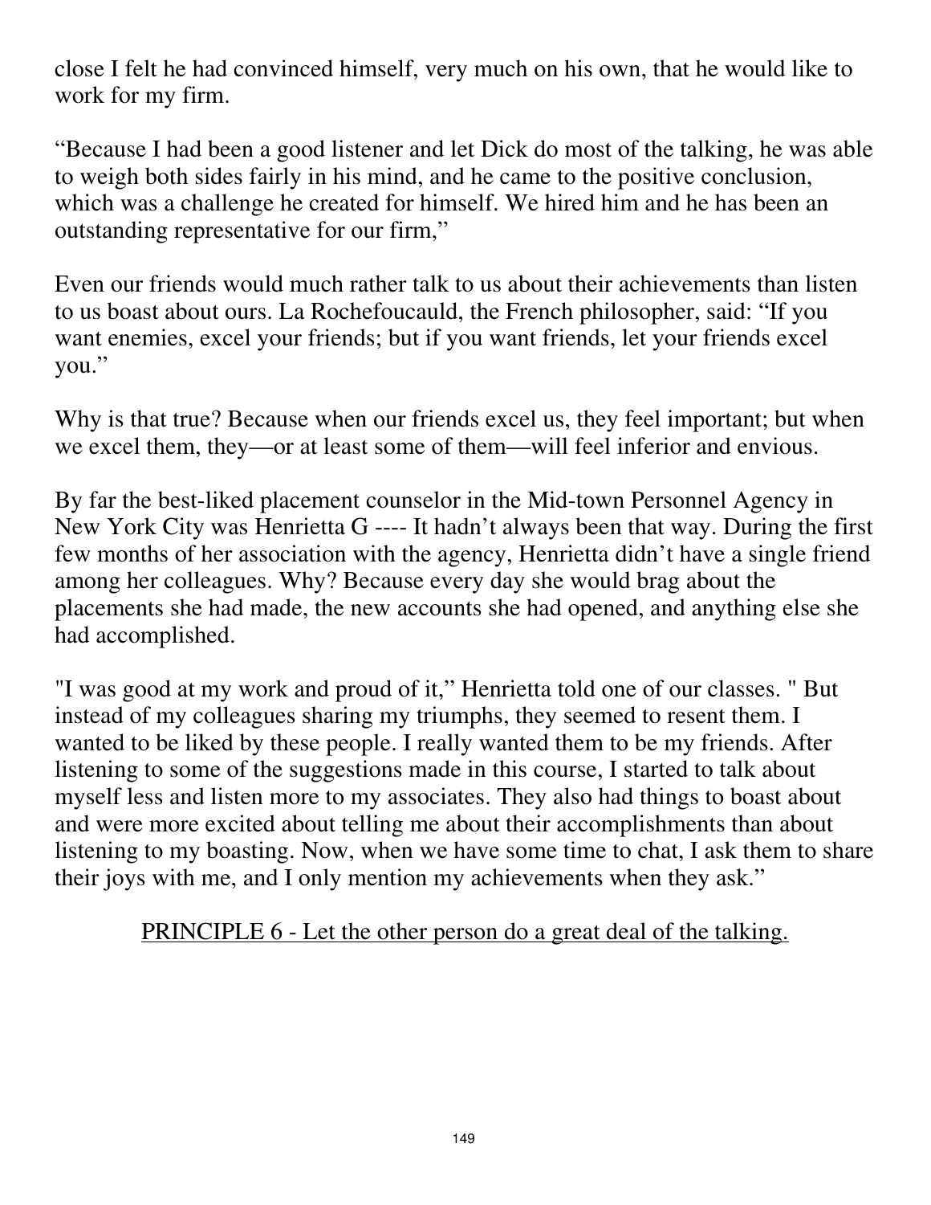close I felt he had convinced himself, very much on his own, that he would like to work for my firm.

"Because I had been a good listener and let Dick do most of the talking, he was able to weigh both sides fairly in his mind, and he came to the positive conclusion, which was a challenge he created for himself. We hired him and he has been an outstanding representative for our firm,"

Even our friends would much rather talk to us about their achievements than listen to us boast about ours. La Rochefoucauld, the French philosopher, said: "If you want enemies, excel your friends; but if you want friends, let your friends excel you."

Why is that true? Because when our friends excel us, they feel important; but when we excel them, they—or at least some of them—will feel inferior and envious.

By far the best-liked placement counselor in the Mid-town Personnel Agency in New York City was Henrietta G ---- It hadn't always been that way. During the first few months of her association with the agency, Henrietta didn't have a single friend among her colleagues. Why? Because every day she would brag about the placements she had made, the new accounts she had opened, and anything else she had accomplished.

"I was good at my work and proud of it," Henrietta told one of our classes. " But instead of my colleagues sharing my triumphs, they seemed to resent them. I wanted to be liked by these people. I really wanted them to be my friends. After listening to some of the suggestions made in this course, I started to talk about myself less and listen more to my associates. They also had things to boast about and were more excited about telling me about their accomplishments than about listening to my boasting. Now, when we have some time to chat, I ask them to share their joys with me, and I only mention my achievements when they ask."

PRINCIPLE 6 - Let the other person do a great deal of the talking.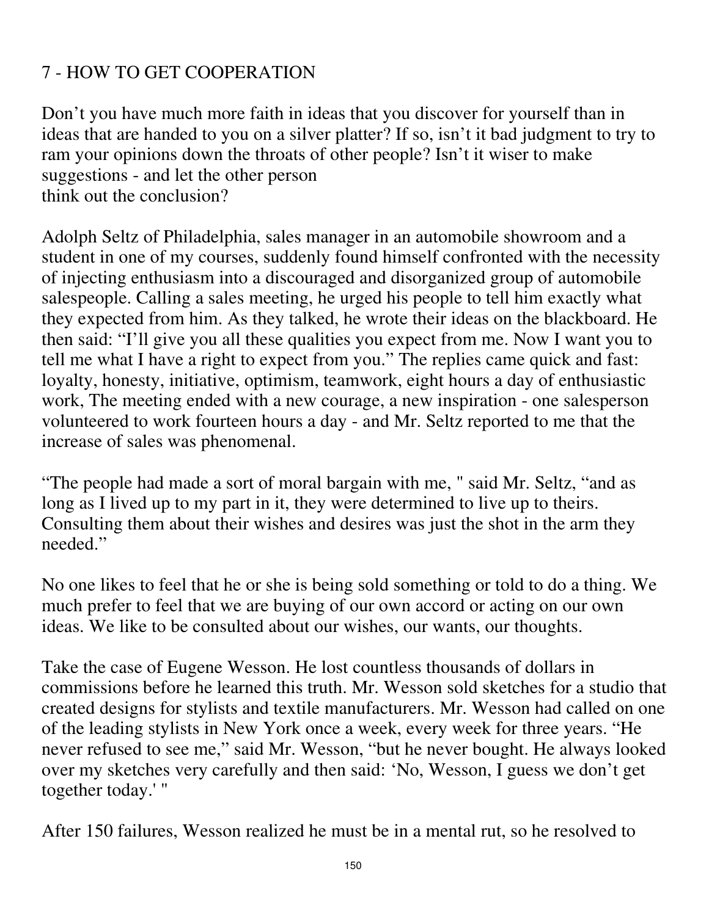## 7 - HOW TO GET COOPERATION

Don't you have much more faith in ideas that you discover for yourself than in ideas that are handed to you on a silver platter? If so, isn't it bad judgment to try to ram your opinions down the throats of other people? Isn't it wiser to make suggestions - and let the other person think out the conclusion?

Adolph Seltz of Philadelphia, sales manager in an automobile showroom and a student in one of my courses, suddenly found himself confronted with the necessity of injecting enthusiasm into a discouraged and disorganized group of automobile salespeople. Calling a sales meeting, he urged his people to tell him exactly what they expected from him. As they talked, he wrote their ideas on the blackboard. He then said: "I'll give you all these qualities you expect from me. Now I want you to tell me what I have a right to expect from you." The replies came quick and fast: loyalty, honesty, initiative, optimism, teamwork, eight hours a day of enthusiastic work, The meeting ended with a new courage, a new inspiration - one salesperson volunteered to work fourteen hours a day - and Mr. Seltz reported to me that the increase of sales was phenomenal.

"The people had made a sort of moral bargain with me, " said Mr. Seltz, "and as long as I lived up to my part in it, they were determined to live up to theirs. Consulting them about their wishes and desires was just the shot in the arm they needed."

No one likes to feel that he or she is being sold something or told to do a thing. We much prefer to feel that we are buying of our own accord or acting on our own ideas. We like to be consulted about our wishes, our wants, our thoughts.

Take the case of Eugene Wesson. He lost countless thousands of dollars in commissions before he learned this truth. Mr. Wesson sold sketches for a studio that created designs for stylists and textile manufacturers. Mr. Wesson had called on one of the leading stylists in New York once a week, every week for three years. "He never refused to see me," said Mr. Wesson, "but he never bought. He always looked over my sketches very carefully and then said: 'No, Wesson, I guess we don't get together today.' "

After 150 failures, Wesson realized he must be in a mental rut, so he resolved to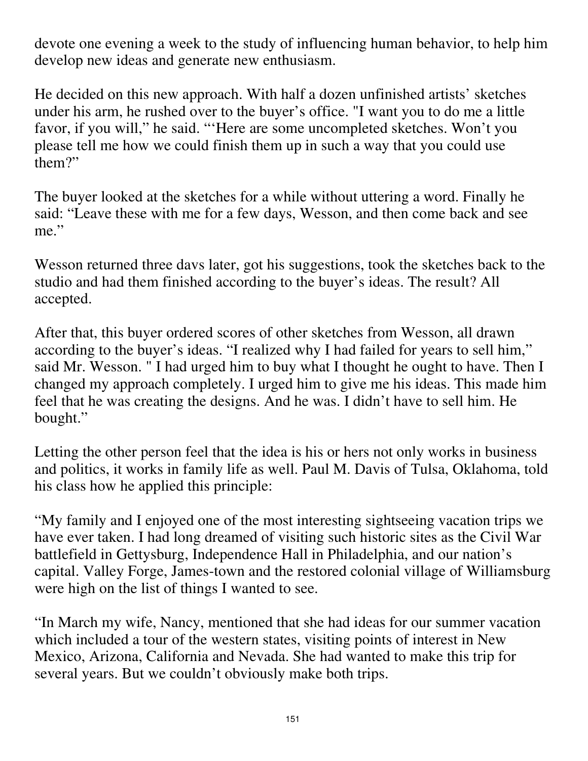devote one evening a week to the study of influencing human behavior, to help him develop new ideas and generate new enthusiasm.

He decided on this new approach. With half a dozen unfinished artists' sketches under his arm, he rushed over to the buyer's office. "I want you to do me a little favor, if you will," he said. "'Here are some uncompleted sketches. Won't you please tell me how we could finish them up in such a way that you could use them?"

The buyer looked at the sketches for a while without uttering a word. Finally he said: "Leave these with me for a few days, Wesson, and then come back and see me."

Wesson returned three davs later, got his suggestions, took the sketches back to the studio and had them finished according to the buyer's ideas. The result? All accepted.

After that, this buyer ordered scores of other sketches from Wesson, all drawn according to the buyer's ideas. "I realized why I had failed for years to sell him," said Mr. Wesson. " I had urged him to buy what I thought he ought to have. Then I changed my approach completely. I urged him to give me his ideas. This made him feel that he was creating the designs. And he was. I didn't have to sell him. He bought."

Letting the other person feel that the idea is his or hers not only works in business and politics, it works in family life as well. Paul M. Davis of Tulsa, Oklahoma, told his class how he applied this principle:

"My family and I enjoyed one of the most interesting sightseeing vacation trips we have ever taken. I had long dreamed of visiting such historic sites as the Civil War battlefield in Gettysburg, Independence Hall in Philadelphia, and our nation's capital. Valley Forge, James-town and the restored colonial village of Williamsburg were high on the list of things I wanted to see.

"In March my wife, Nancy, mentioned that she had ideas for our summer vacation which included a tour of the western states, visiting points of interest in New Mexico, Arizona, California and Nevada. She had wanted to make this trip for several years. But we couldn't obviously make both trips.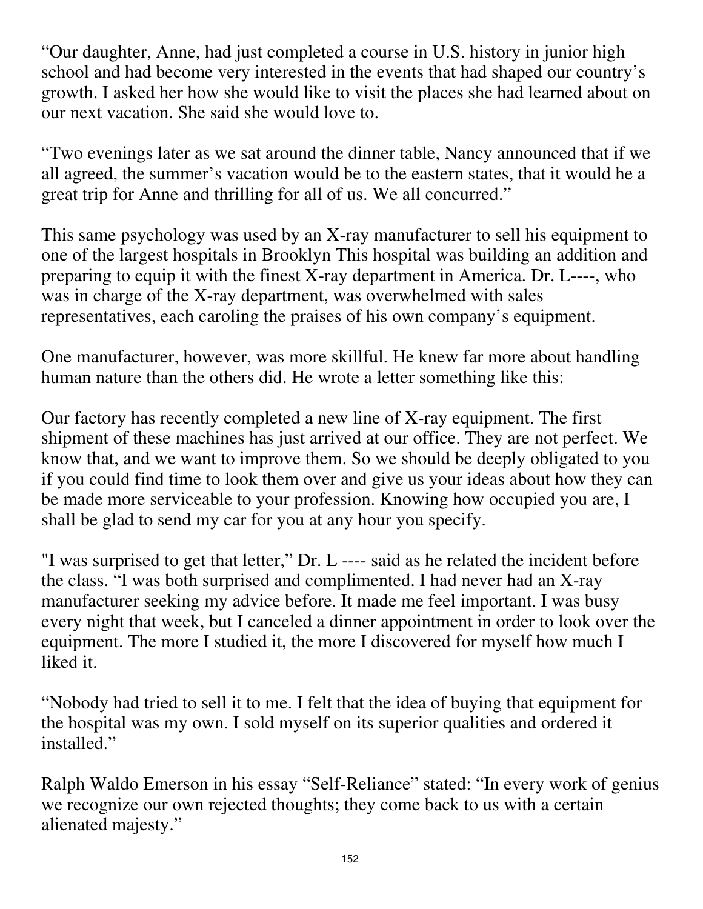"Our daughter, Anne, had just completed a course in U.S. history in junior high school and had become very interested in the events that had shaped our country's growth. I asked her how she would like to visit the places she had learned about on our next vacation. She said she would love to.

"Two evenings later as we sat around the dinner table, Nancy announced that if we all agreed, the summer's vacation would be to the eastern states, that it would he a great trip for Anne and thrilling for all of us. We all concurred."

This same psychology was used by an X-ray manufacturer to sell his equipment to one of the largest hospitals in Brooklyn This hospital was building an addition and preparing to equip it with the finest X-ray department in America. Dr. L----, who was in charge of the X-ray department, was overwhelmed with sales representatives, each caroling the praises of his own company's equipment.

One manufacturer, however, was more skillful. He knew far more about handling human nature than the others did. He wrote a letter something like this:

Our factory has recently completed a new line of X-ray equipment. The first shipment of these machines has just arrived at our office. They are not perfect. We know that, and we want to improve them. So we should be deeply obligated to you if you could find time to look them over and give us your ideas about how they can be made more serviceable to your profession. Knowing how occupied you are, I shall be glad to send my car for you at any hour you specify.

"I was surprised to get that letter," Dr. L ---- said as he related the incident before the class. "I was both surprised and complimented. I had never had an X-ray manufacturer seeking my advice before. It made me feel important. I was busy every night that week, but I canceled a dinner appointment in order to look over the equipment. The more I studied it, the more I discovered for myself how much I liked it.

"Nobody had tried to sell it to me. I felt that the idea of buying that equipment for the hospital was my own. I sold myself on its superior qualities and ordered it installed."

Ralph Waldo Emerson in his essay "Self-Reliance" stated: "In every work of genius we recognize our own rejected thoughts; they come back to us with a certain alienated majesty."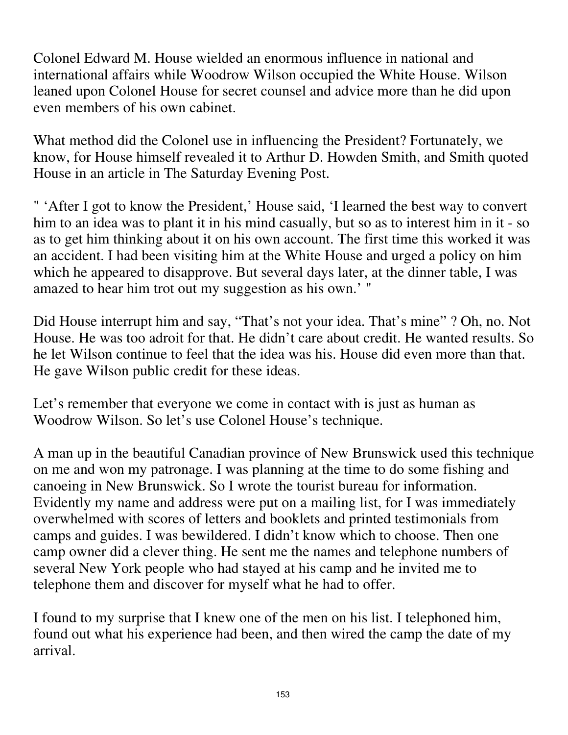Colonel Edward M. House wielded an enormous influence in national and international affairs while Woodrow Wilson occupied the White House. Wilson leaned upon Colonel House for secret counsel and advice more than he did upon even members of his own cabinet.

What method did the Colonel use in influencing the President? Fortunately, we know, for House himself revealed it to Arthur D. Howden Smith, and Smith quoted House in an article in The Saturday Evening Post.

" 'After I got to know the President,' House said, 'I learned the best way to convert him to an idea was to plant it in his mind casually, but so as to interest him in it - so as to get him thinking about it on his own account. The first time this worked it was an accident. I had been visiting him at the White House and urged a policy on him which he appeared to disapprove. But several days later, at the dinner table, I was amazed to hear him trot out my suggestion as his own.' "

Did House interrupt him and say, "That's not your idea. That's mine" ? Oh, no. Not House. He was too adroit for that. He didn't care about credit. He wanted results. So he let Wilson continue to feel that the idea was his. House did even more than that. He gave Wilson public credit for these ideas.

Let's remember that everyone we come in contact with is just as human as Woodrow Wilson. So let's use Colonel House's technique.

A man up in the beautiful Canadian province of New Brunswick used this technique on me and won my patronage. I was planning at the time to do some fishing and canoeing in New Brunswick. So I wrote the tourist bureau for information. Evidently my name and address were put on a mailing list, for I was immediately overwhelmed with scores of letters and booklets and printed testimonials from camps and guides. I was bewildered. I didn't know which to choose. Then one camp owner did a clever thing. He sent me the names and telephone numbers of several New York people who had stayed at his camp and he invited me to telephone them and discover for myself what he had to offer.

I found to my surprise that I knew one of the men on his list. I telephoned him, found out what his experience had been, and then wired the camp the date of my arrival.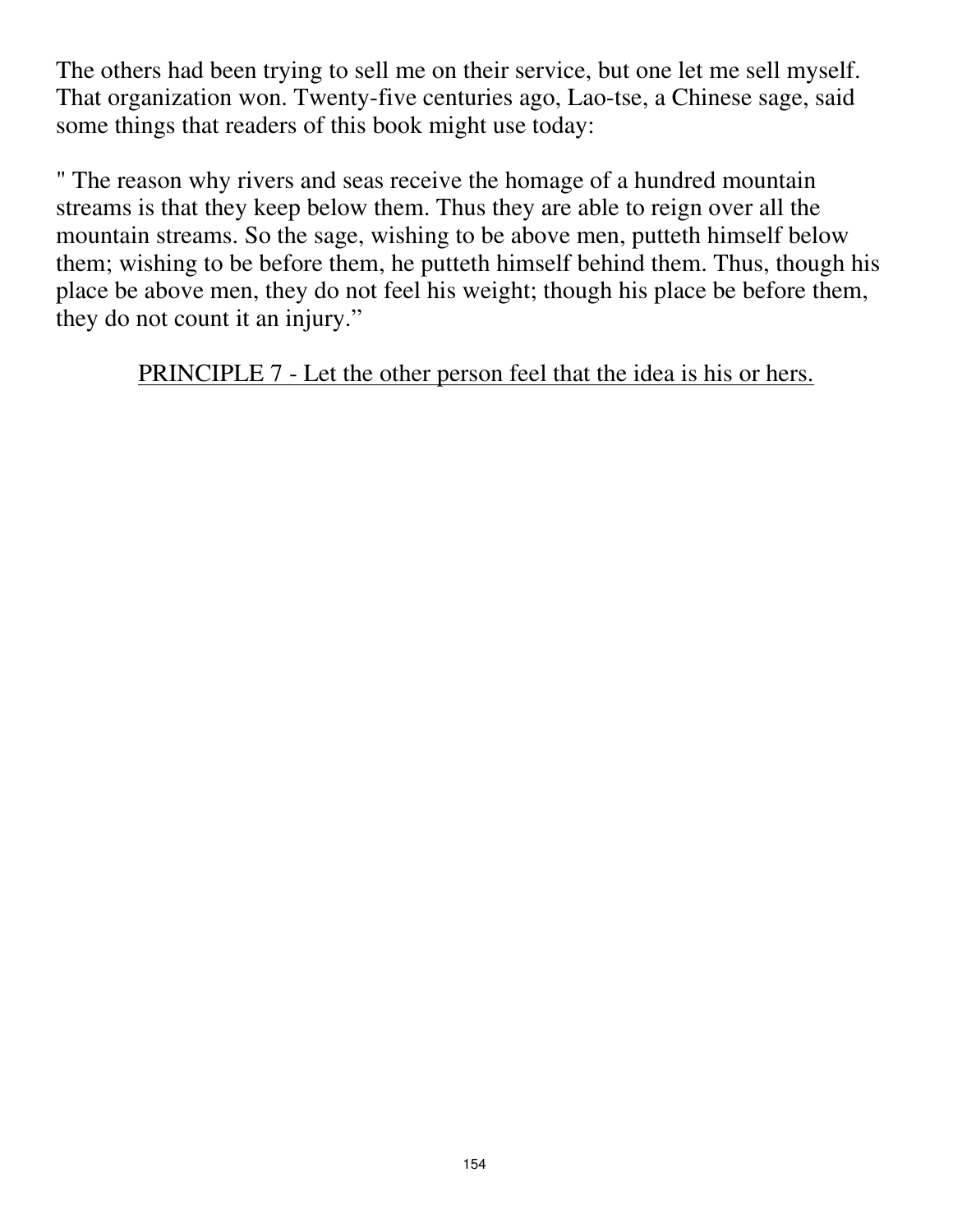The others had been trying to sell me on their service, but one let me sell myself. That organization won. Twenty-five centuries ago, Lao-tse, a Chinese sage, said some things that readers of this book might use today:

" The reason why rivers and seas receive the homage of a hundred mountain streams is that they keep below them. Thus they are able to reign over all the mountain streams. So the sage, wishing to be above men, putteth himself below them; wishing to be before them, he putteth himself behind them. Thus, though his place be above men, they do not feel his weight; though his place be before them, they do not count it an injury."

<u>PRINCIPLE 7 - Let the other person feel that the idea is his or hers.</u>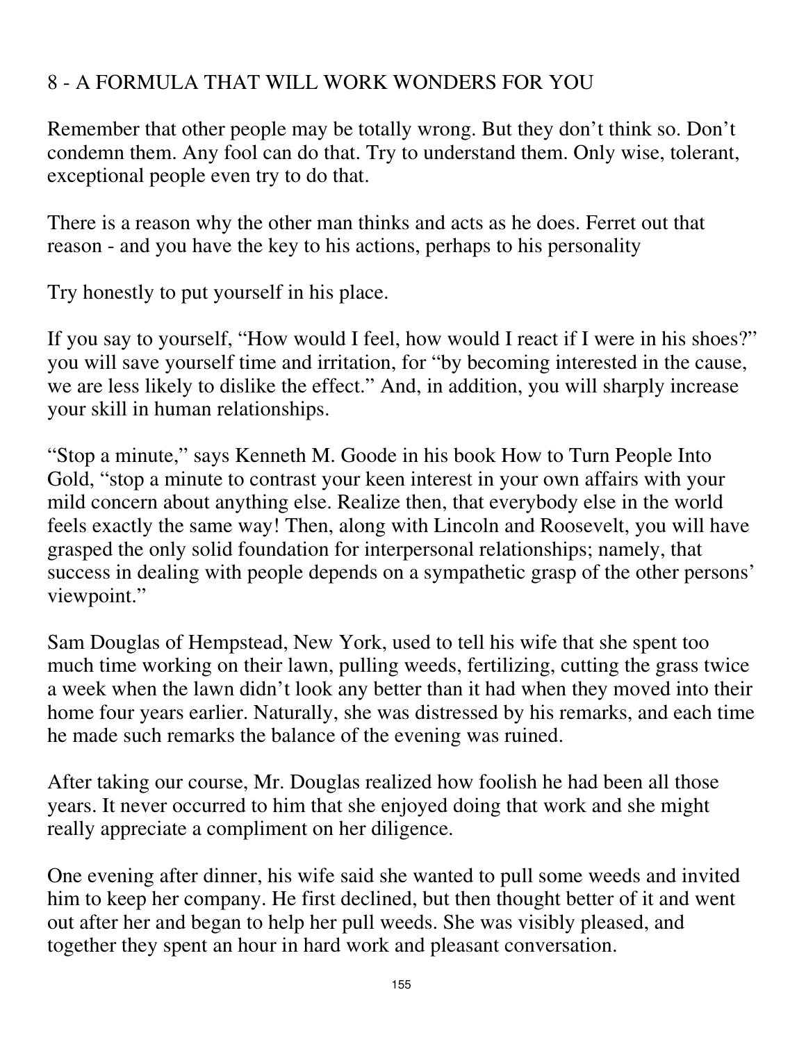## 8 - A FORMULA THAT WILL WORK WONDERS FOR YOU

Remember that other people may be totally wrong. But they don't think so. Don't condemn them. Any fool can do that. Try to understand them. Only wise, tolerant, exceptional people even try to do that.

There is a reason why the other man thinks and acts as he does. Ferret out that reason - and you have the key to his actions, perhaps to his personality

Try honestly to put yourself in his place.

If you say to yourself, "How would I feel, how would I react if I were in his shoes?" you will save yourself time and irritation, for "by becoming interested in the cause, we are less likely to dislike the effect." And, in addition, you will sharply increase your skill in human relationships.

"Stop a minute," says Kenneth M. Goode in his book How to Turn People Into Gold, "stop a minute to contrast your keen interest in your own affairs with your mild concern about anything else. Realize then, that everybody else in the world feels exactly the same way! Then, along with Lincoln and Roosevelt, you will have grasped the only solid foundation for interpersonal relationships; namely, that success in dealing with people depends on a sympathetic grasp of the other persons' viewpoint."

Sam Douglas of Hempstead, New York, used to tell his wife that she spent too much time working on their lawn, pulling weeds, fertilizing, cutting the grass twice a week when the lawn didn't look any better than it had when they moved into their home four years earlier. Naturally, she was distressed by his remarks, and each time he made such remarks the balance of the evening was ruined.

After taking our course, Mr. Douglas realized how foolish he had been all those years. It never occurred to him that she enjoyed doing that work and she might really appreciate a compliment on her diligence.

One evening after dinner, his wife said she wanted to pull some weeds and invited him to keep her company. He first declined, but then thought better of it and went out after her and began to help her pull weeds. She was visibly pleased, and together they spent an hour in hard work and pleasant conversation.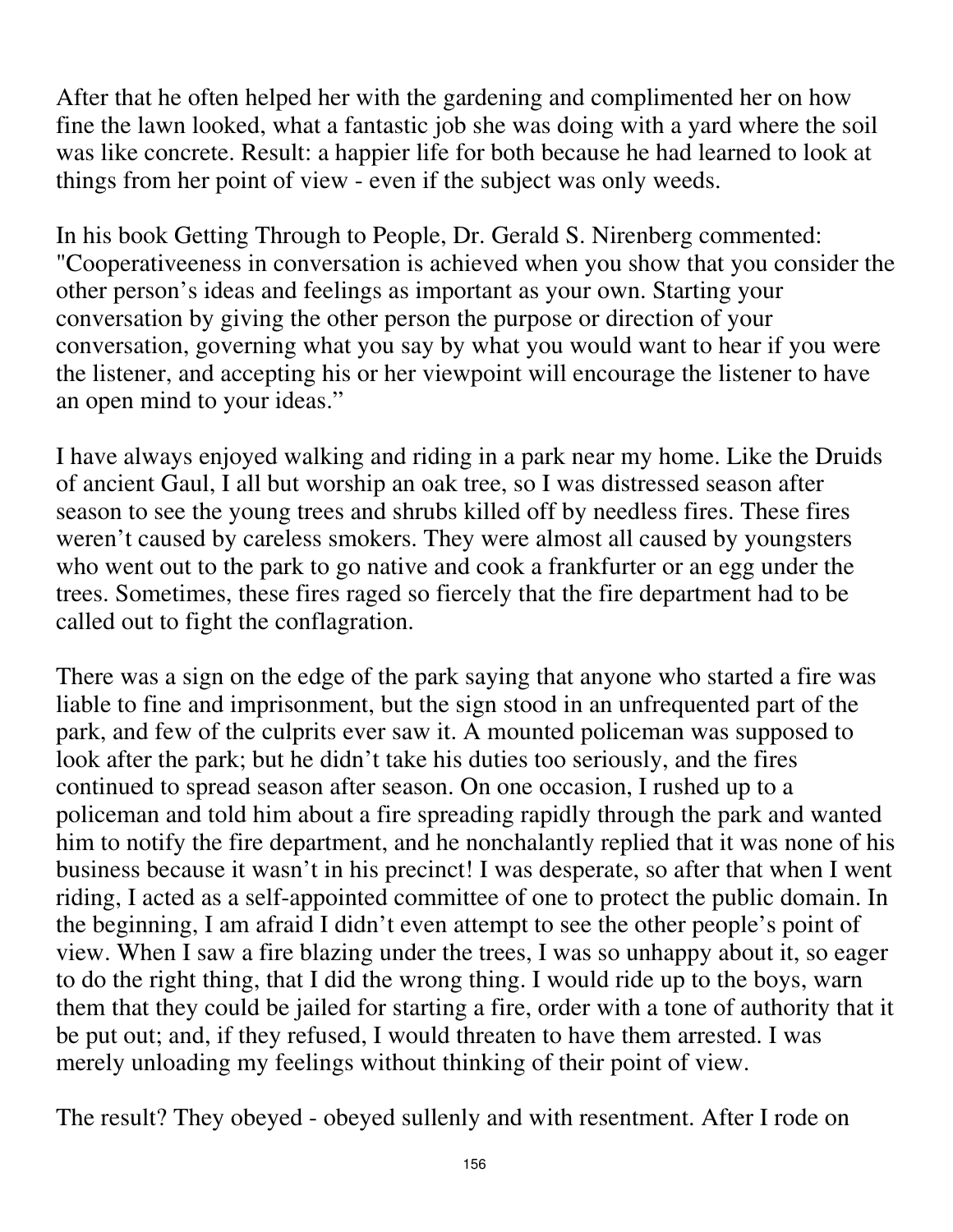After that he often helped her with the gardening and complimented her on how fine the lawn looked, what a fantastic job she was doing with a yard where the soil was like concrete. Result: a happier life for both because he had learned to look at things from her point of view - even if the subject was only weeds.

In his book Getting Through to People, Dr. Gerald S. Nirenberg commented: "Cooperativeeness in conversation is achieved when you show that you consider the other person's ideas and feelings as important as your own. Starting your conversation by giving the other person the purpose or direction of your conversation, governing what you say by what you would want to hear if you were the listener, and accepting his or her viewpoint will encourage the listener to have an open mind to your ideas."

I have always enjoyed walking and riding in a park near my home. Like the Druids of ancient Gaul, I all but worship an oak tree, so I was distressed season after season to see the young trees and shrubs killed off by needless fires. These fires weren't caused by careless smokers. They were almost all caused by youngsters who went out to the park to go native and cook a frankfurter or an egg under the trees. Sometimes, these fires raged so fiercely that the fire department had to be called out to fight the conflagration.

There was a sign on the edge of the park saying that anyone who started a fire was liable to fine and imprisonment, but the sign stood in an unfrequented part of the park, and few of the culprits ever saw it. A mounted policeman was supposed to look after the park; but he didn't take his duties too seriously, and the fires continued to spread season after season. On one occasion, I rushed up to a policeman and told him about a fire spreading rapidly through the park and wanted him to notify the fire department, and he nonchalantly replied that it was none of his business because it wasn't in his precinct! I was desperate, so after that when I went riding, I acted as a self-appointed committee of one to protect the public domain. In the beginning, I am afraid I didn't even attempt to see the other people's point of view. When I saw a fire blazing under the trees, I was so unhappy about it, so eager to do the right thing, that I did the wrong thing. I would ride up to the boys, warn them that they could be jailed for starting a fire, order with a tone of authority that it be put out; and, if they refused, I would threaten to have them arrested. I was merely unloading my feelings without thinking of their point of view.

The result? They obeyed - obeyed sullenly and with resentment. After I rode on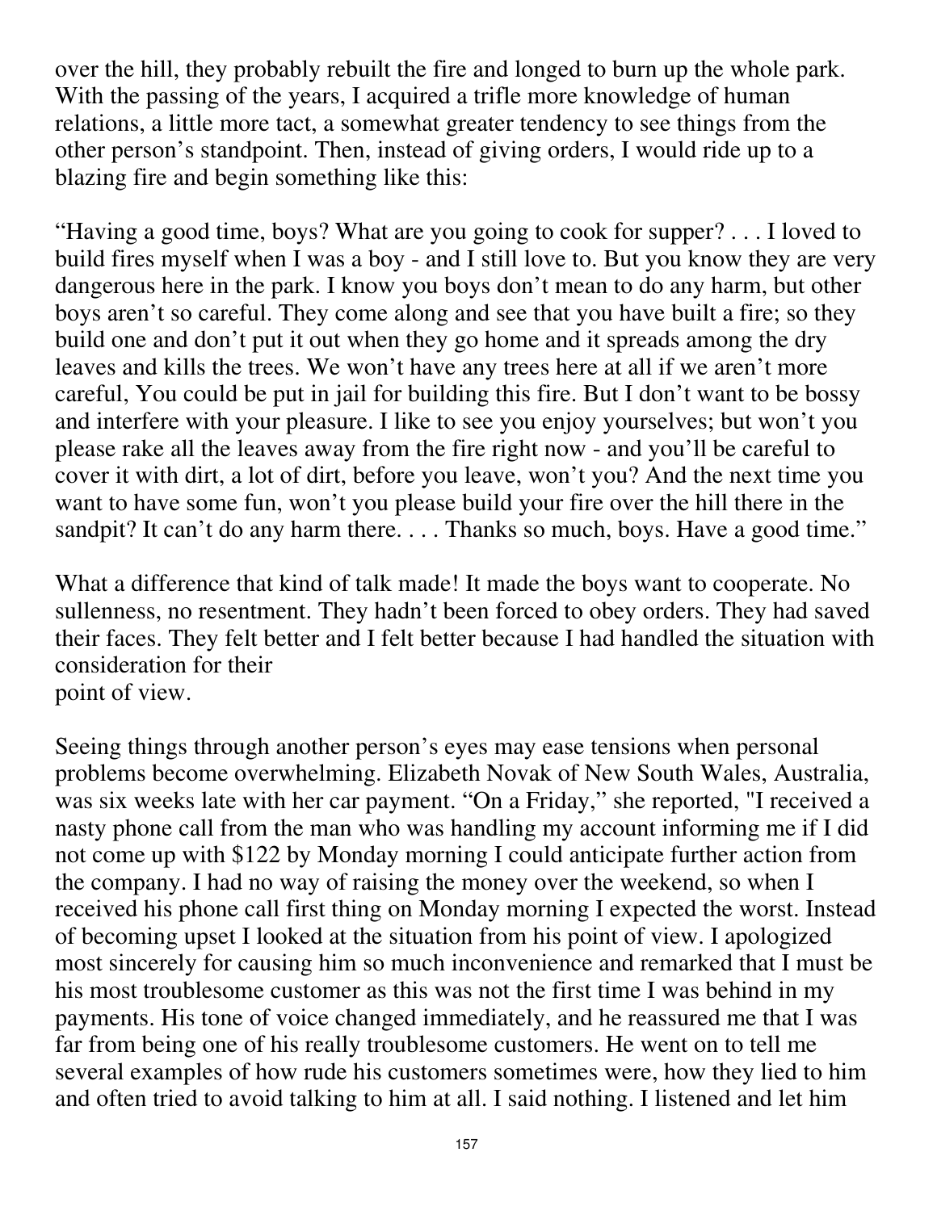over the hill, they probably rebuilt the fire and longed to burn up the whole park. With the passing of the years, I acquired a trifle more knowledge of human relations, a little more tact, a somewhat greater tendency to see things from the other person's standpoint. Then, instead of giving orders, I would ride up to a blazing fire and begin something like this:

"Having a good time, boys? What are you going to cook for supper? . . . I loved to build fires myself when I was a boy - and I still love to. But you know they are very dangerous here in the park. I know you boys don't mean to do any harm, but other boys aren't so careful. They come along and see that you have built a fire; so they build one and don't put it out when they go home and it spreads among the dry leaves and kills the trees. We won't have any trees here at all if we aren't more careful, You could be put in jail for building this fire. But I don't want to be bossy and interfere with your pleasure. I like to see you enjoy yourselves; but won't you please rake all the leaves away from the fire right now - and you'll be careful to cover it with dirt, a lot of dirt, before you leave, won't you? And the next time you want to have some fun, won't you please build your fire over the hill there in the sandpit? It can't do any harm there. . . . Thanks so much, boys. Have a good time."

What a difference that kind of talk made! It made the boys want to cooperate. No sullenness, no resentment. They hadn't been forced to obey orders. They had saved their faces. They felt better and I felt better because I had handled the situation with consideration for their point of view.

Seeing things through another person's eyes may ease tensions when personal problems become overwhelming. Elizabeth Novak of New South Wales, Australia, was six weeks late with her car payment. "On a Friday," she reported, "I received a nasty phone call from the man who was handling my account informing me if I did not come up with $122 by Monday morning I could anticipate further action from the company. I had no way of raising the money over the weekend, so when I received his phone call first thing on Monday morning I expected the worst. Instead of becoming upset I looked at the situation from his point of view. I apologized most sincerely for causing him so much inconvenience and remarked that I must be his most troublesome customer as this was not the first time I was behind in my payments. His tone of voice changed immediately, and he reassured me that I was far from being one of his really troublesome customers. He went on to tell me several examples of how rude his customers sometimes were, how they lied to him and often tried to avoid talking to him at all. I said nothing. I listened and let him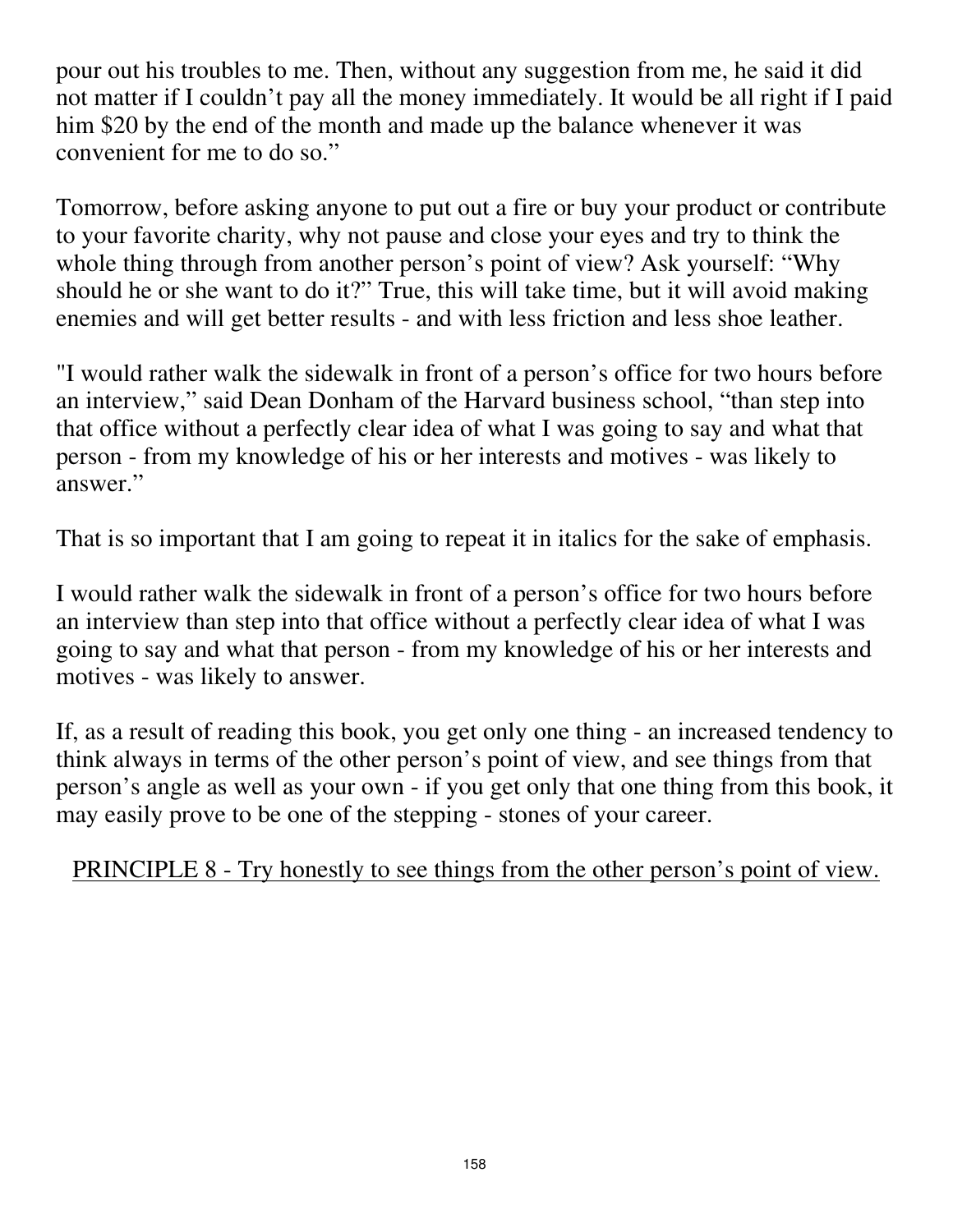pour out his troubles to me. Then, without any suggestion from me, he said it did not matter if I couldn't pay all the money immediately. It would be all right if I paid him $20 by the end of the month and made up the balance whenever it was convenient for me to do so."

Tomorrow, before asking anyone to put out a fire or buy your product or contribute to your favorite charity, why not pause and close your eyes and try to think the whole thing through from another person's point of view? Ask yourself: "Why should he or she want to do it?" True, this will take time, but it will avoid making enemies and will get better results - and with less friction and less shoe leather.

"I would rather walk the sidewalk in front of a person's office for two hours before an interview," said Dean Donham of the Harvard business school, "than step into that office without a perfectly clear idea of what I was going to say and what that person - from my knowledge of his or her interests and motives - was likely to answer."

That is so important that I am going to repeat it in italics for the sake of emphasis.

I would rather walk the sidewalk in front of a person's office for two hours before an interview than step into that office without a perfectly clear idea of what I was going to say and what that person - from my knowledge of his or her interests and motives - was likely to answer.

If, as a result of reading this book, you get only one thing - an increased tendency to think always in terms of the other person's point of view, and see things from that person's angle as well as your own - if you get only that one thing from this book, it may easily prove to be one of the stepping - stones of your career.

<u>PRINCIPLE 8 - Try honestly to see things from the other person's point of view.</u>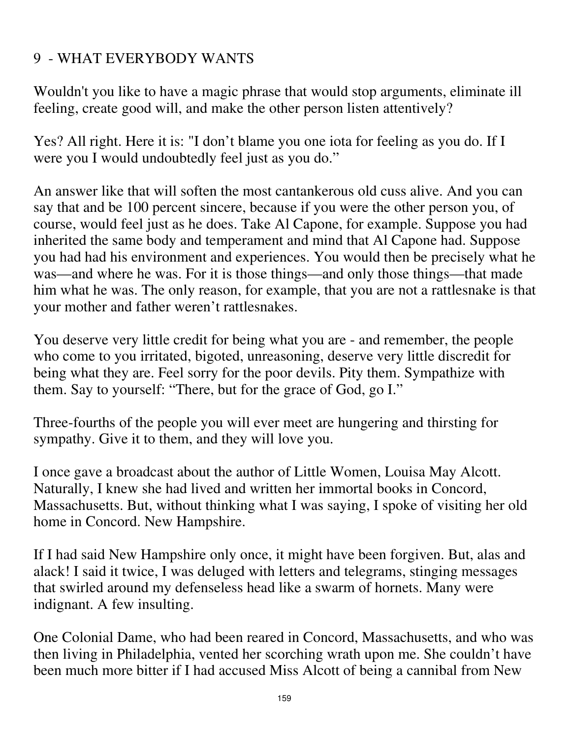## 9 - WHAT EVERYBODY WANTS

Wouldn't you like to have a magic phrase that would stop arguments, eliminate ill feeling, create good will, and make the other person listen attentively?

Yes? All right. Here it is: "I don't blame you one iota for feeling as you do. If I were you I would undoubtedly feel just as you do."

An answer like that will soften the most cantankerous old cuss alive. And you can say that and be 100 percent sincere, because if you were the other person you, of course, would feel just as he does. Take Al Capone, for example. Suppose you had inherited the same body and temperament and mind that Al Capone had. Suppose you had had his environment and experiences. You would then be precisely what he was—and where he was. For it is those things—and only those things—that made him what he was. The only reason, for example, that you are not a rattlesnake is that your mother and father weren't rattlesnakes.

You deserve very little credit for being what you are - and remember, the people who come to you irritated, bigoted, unreasoning, deserve very little discredit for being what they are. Feel sorry for the poor devils. Pity them. Sympathize with them. Say to yourself: "There, but for the grace of God, go I."

Three-fourths of the people you will ever meet are hungering and thirsting for sympathy. Give it to them, and they will love you.

I once gave a broadcast about the author of Little Women, Louisa May Alcott. Naturally, I knew she had lived and written her immortal books in Concord, Massachusetts. But, without thinking what I was saying, I spoke of visiting her old home in Concord. New Hampshire.

If I had said New Hampshire only once, it might have been forgiven. But, alas and alack! I said it twice, I was deluged with letters and telegrams, stinging messages that swirled around my defenseless head like a swarm of hornets. Many were indignant. A few insulting.

One Colonial Dame, who had been reared in Concord, Massachusetts, and who was then living in Philadelphia, vented her scorching wrath upon me. She couldn't have been much more bitter if I had accused Miss Alcott of being a cannibal from New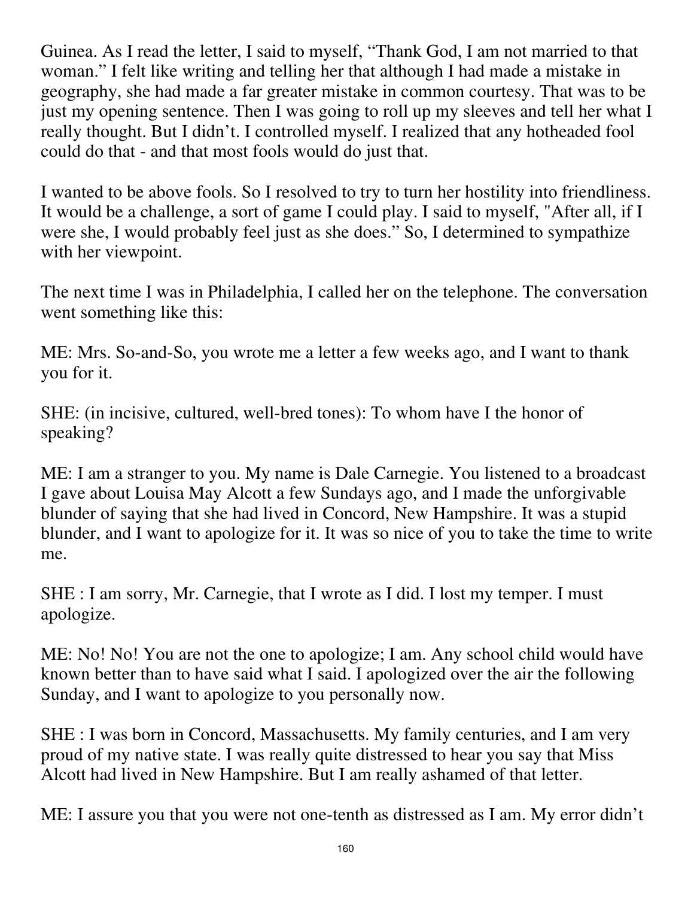Guinea. As I read the letter, I said to myself, "Thank God, I am not married to that woman." I felt like writing and telling her that although I had made a mistake in geography, she had made a far greater mistake in common courtesy. That was to be just my opening sentence. Then I was going to roll up my sleeves and tell her what I really thought. But I didn't. I controlled myself. I realized that any hotheaded fool could do that - and that most fools would do just that.

I wanted to be above fools. So I resolved to try to turn her hostility into friendliness. It would be a challenge, a sort of game I could play. I said to myself, "After all, if I were she, I would probably feel just as she does." So, I determined to sympathize with her viewpoint.

The next time I was in Philadelphia, I called her on the telephone. The conversation went something like this:

ME: Mrs. So-and-So, you wrote me a letter a few weeks ago, and I want to thank you for it.

SHE: (in incisive, cultured, well-bred tones): To whom have I the honor of speaking?

ME: I am a stranger to you. My name is Dale Carnegie. You listened to a broadcast I gave about Louisa May Alcott a few Sundays ago, and I made the unforgivable blunder of saying that she had lived in Concord, New Hampshire. It was a stupid blunder, and I want to apologize for it. It was so nice of you to take the time to write me.

SHE : I am sorry, Mr. Carnegie, that I wrote as I did. I lost my temper. I must apologize.

ME: No! No! You are not the one to apologize; I am. Any school child would have known better than to have said what I said. I apologized over the air the following Sunday, and I want to apologize to you personally now.

SHE : I was born in Concord, Massachusetts. My family centuries, and I am very proud of my native state. I was really quite distressed to hear you say that Miss Alcott had lived in New Hampshire. But I am really ashamed of that letter.

ME: I assure you that you were not one-tenth as distressed as I am. My error didn't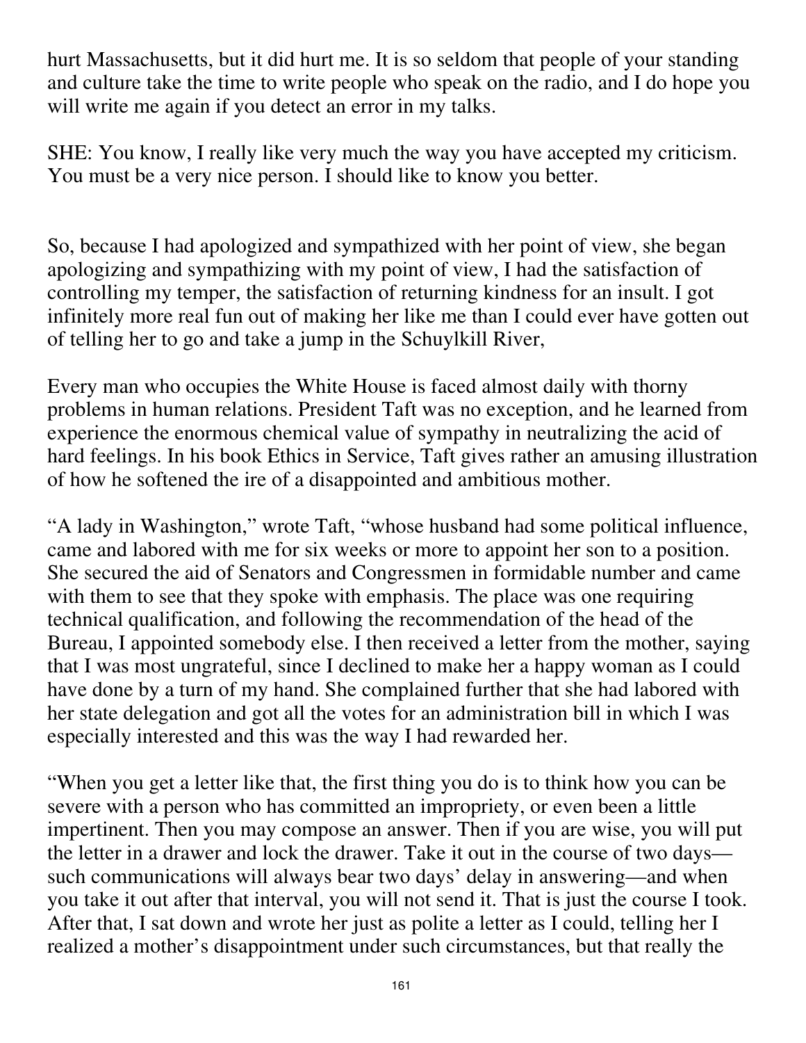hurt Massachusetts, but it did hurt me. It is so seldom that people of your standing and culture take the time to write people who speak on the radio, and I do hope you will write me again if you detect an error in my talks.

SHE: You know, I really like very much the way you have accepted my criticism. You must be a very nice person. I should like to know you better.

So, because I had apologized and sympathized with her point of view, she began apologizing and sympathizing with my point of view, I had the satisfaction of controlling my temper, the satisfaction of returning kindness for an insult. I got infinitely more real fun out of making her like me than I could ever have gotten out of telling her to go and take a jump in the Schuylkill River,

Every man who occupies the White House is faced almost daily with thorny problems in human relations. President Taft was no exception, and he learned from experience the enormous chemical value of sympathy in neutralizing the acid of hard feelings. In his book Ethics in Service, Taft gives rather an amusing illustration of how he softened the ire of a disappointed and ambitious mother.

"A lady in Washington," wrote Taft, "whose husband had some political influence, came and labored with me for six weeks or more to appoint her son to a position. She secured the aid of Senators and Congressmen in formidable number and came with them to see that they spoke with emphasis. The place was one requiring technical qualification, and following the recommendation of the head of the Bureau, I appointed somebody else. I then received a letter from the mother, saying that I was most ungrateful, since I declined to make her a happy woman as I could have done by a turn of my hand. She complained further that she had labored with her state delegation and got all the votes for an administration bill in which I was especially interested and this was the way I had rewarded her.

"When you get a letter like that, the first thing you do is to think how you can be severe with a person who has committed an impropriety, or even been a little impertinent. Then you may compose an answer. Then if you are wise, you will put the letter in a drawer and lock the drawer. Take it out in the course of two days—such communications will always bear two days' delay in answering—and when you take it out after that interval, you will not send it. That is just the course I took. After that, I sat down and wrote her just as polite a letter as I could, telling her I realized a mother's disappointment under such circumstances, but that really the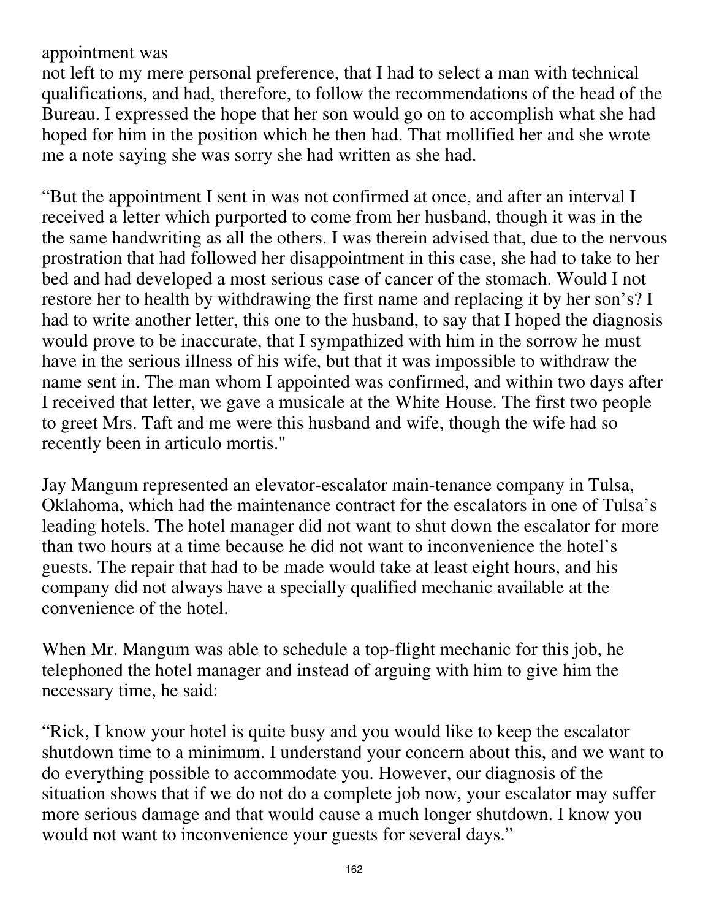appointment was
not left to my mere personal preference, that I had to select a man with technical qualifications, and had, therefore, to follow the recommendations of the head of the Bureau. I expressed the hope that her son would go on to accomplish what she had hoped for him in the position which he then had. That mollified her and she wrote me a note saying she was sorry she had written as she had.

“But the appointment I sent in was not confirmed at once, and after an interval I received a letter which purported to come from her husband, though it was in the the same handwriting as all the others. I was therein advised that, due to the nervous prostration that had followed her disappointment in this case, she had to take to her bed and had developed a most serious case of cancer of the stomach. Would I not restore her to health by withdrawing the first name and replacing it by her son’s? I had to write another letter, this one to the husband, to say that I hoped the diagnosis would prove to be inaccurate, that I sympathized with him in the sorrow he must have in the serious illness of his wife, but that it was impossible to withdraw the name sent in. The man whom I appointed was confirmed, and within two days after I received that letter, we gave a musicale at the White House. The first two people to greet Mrs. Taft and me were this husband and wife, though the wife had so recently been in articulo mortis."

Jay Mangum represented an elevator-escalator main-tenance company in Tulsa, Oklahoma, which had the maintenance contract for the escalators in one of Tulsa’s leading hotels. The hotel manager did not want to shut down the escalator for more than two hours at a time because he did not want to inconvenience the hotel’s guests. The repair that had to be made would take at least eight hours, and his company did not always have a specially qualified mechanic available at the convenience of the hotel.

When Mr. Mangum was able to schedule a top-flight mechanic for this job, he telephoned the hotel manager and instead of arguing with him to give him the necessary time, he said:

“Rick, I know your hotel is quite busy and you would like to keep the escalator shutdown time to a minimum. I understand your concern about this, and we want to do everything possible to accommodate you. However, our diagnosis of the situation shows that if we do not do a complete job now, your escalator may suffer more serious damage and that would cause a much longer shutdown. I know you would not want to inconvenience your guests for several days.”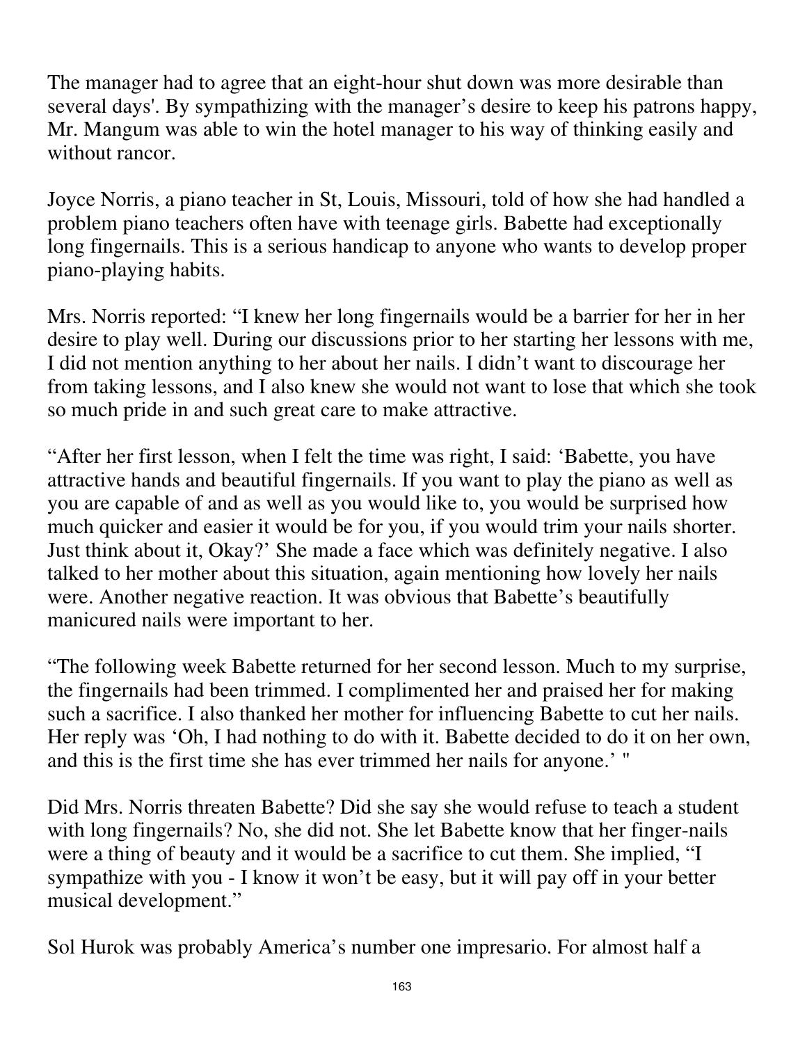The manager had to agree that an eight-hour shut down was more desirable than several days'. By sympathizing with the manager's desire to keep his patrons happy, Mr. Mangum was able to win the hotel manager to his way of thinking easily and without rancor.

Joyce Norris, a piano teacher in St, Louis, Missouri, told of how she had handled a problem piano teachers often have with teenage girls. Babette had exceptionally long fingernails. This is a serious handicap to anyone who wants to develop proper piano-playing habits.

Mrs. Norris reported: "I knew her long fingernails would be a barrier for her in her desire to play well. During our discussions prior to her starting her lessons with me, I did not mention anything to her about her nails. I didn't want to discourage her from taking lessons, and I also knew she would not want to lose that which she took so much pride in and such great care to make attractive.

"After her first lesson, when I felt the time was right, I said: 'Babette, you have attractive hands and beautiful fingernails. If you want to play the piano as well as you are capable of and as well as you would like to, you would be surprised how much quicker and easier it would be for you, if you would trim your nails shorter. Just think about it, Okay?' She made a face which was definitely negative. I also talked to her mother about this situation, again mentioning how lovely her nails were. Another negative reaction. It was obvious that Babette's beautifully manicured nails were important to her.

"The following week Babette returned for her second lesson. Much to my surprise, the fingernails had been trimmed. I complimented her and praised her for making such a sacrifice. I also thanked her mother for influencing Babette to cut her nails. Her reply was 'Oh, I had nothing to do with it. Babette decided to do it on her own, and this is the first time she has ever trimmed her nails for anyone.' "

Did Mrs. Norris threaten Babette? Did she say she would refuse to teach a student with long fingernails? No, she did not. She let Babette know that her finger-nails were a thing of beauty and it would be a sacrifice to cut them. She implied, "I sympathize with you - I know it won't be easy, but it will pay off in your better musical development."

Sol Hurok was probably America's number one impresario. For almost half a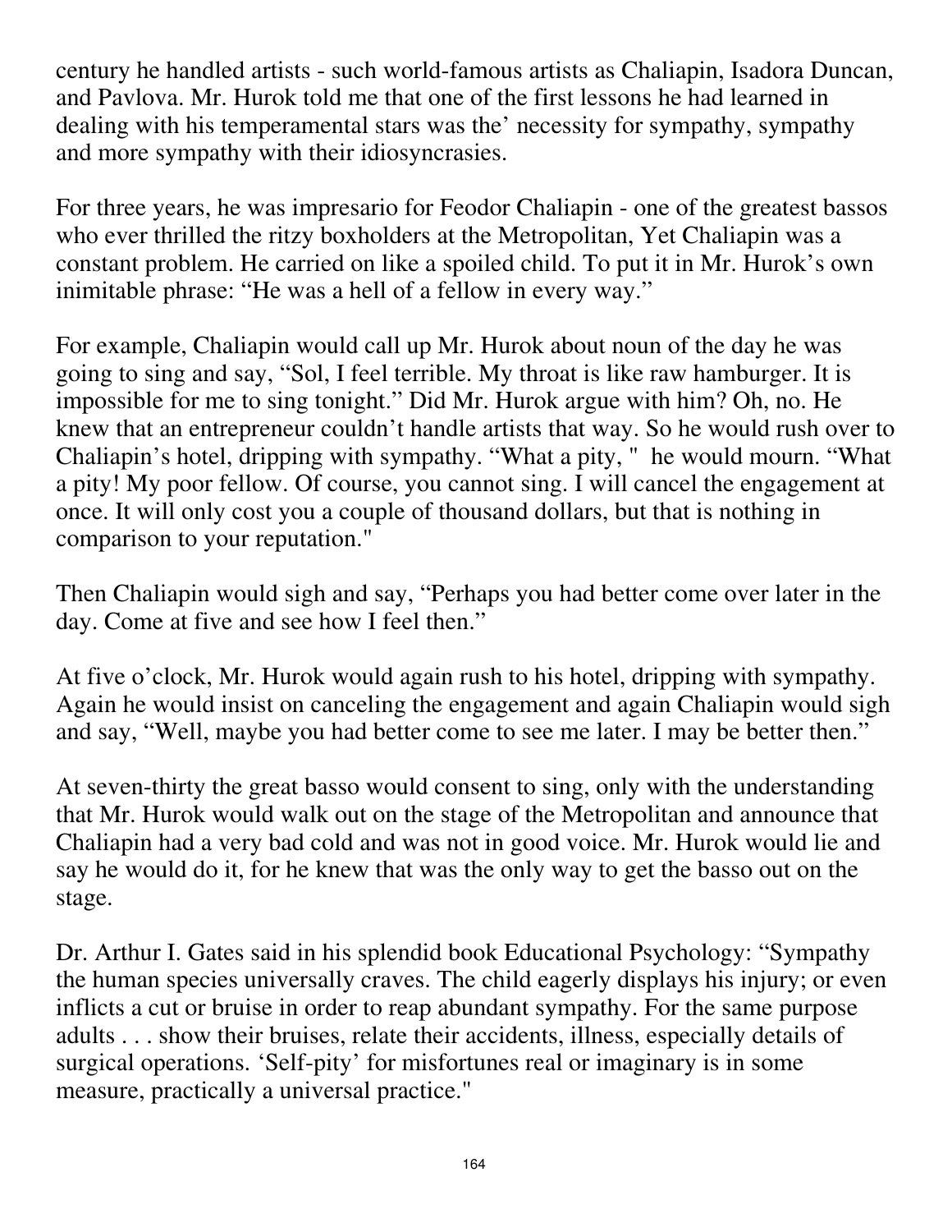century he handled artists - such world-famous artists as Chaliapin, Isadora Duncan, and Pavlova. Mr. Hurok told me that one of the first lessons he had learned in dealing with his temperamental stars was the' necessity for sympathy, sympathy and more sympathy with their idiosyncrasies.

For three years, he was impresario for Feodor Chaliapin - one of the greatest bassos who ever thrilled the ritzy boxholders at the Metropolitan, Yet Chaliapin was a constant problem. He carried on like a spoiled child. To put it in Mr. Hurok's own inimitable phrase: "He was a hell of a fellow in every way."

For example, Chaliapin would call up Mr. Hurok about noun of the day he was going to sing and say, "Sol, I feel terrible. My throat is like raw hamburger. It is impossible for me to sing tonight." Did Mr. Hurok argue with him? Oh, no. He knew that an entrepreneur couldn't handle artists that way. So he would rush over to Chaliapin's hotel, dripping with sympathy. "What a pity, " he would mourn. "What a pity! My poor fellow. Of course, you cannot sing. I will cancel the engagement at once. It will only cost you a couple of thousand dollars, but that is nothing in comparison to your reputation."

Then Chaliapin would sigh and say, "Perhaps you had better come over later in the day. Come at five and see how I feel then."

At five o'clock, Mr. Hurok would again rush to his hotel, dripping with sympathy. Again he would insist on canceling the engagement and again Chaliapin would sigh and say, "Well, maybe you had better come to see me later. I may be better then."

At seven-thirty the great basso would consent to sing, only with the understanding that Mr. Hurok would walk out on the stage of the Metropolitan and announce that Chaliapin had a very bad cold and was not in good voice. Mr. Hurok would lie and say he would do it, for he knew that was the only way to get the basso out on the stage.

Dr. Arthur I. Gates said in his splendid book Educational Psychology: "Sympathy the human species universally craves. The child eagerly displays his injury; or even inflicts a cut or bruise in order to reap abundant sympathy. For the same purpose adults . . . show their bruises, relate their accidents, illness, especially details of surgical operations. 'Self-pity' for misfortunes real or imaginary is in some measure, practically a universal practice."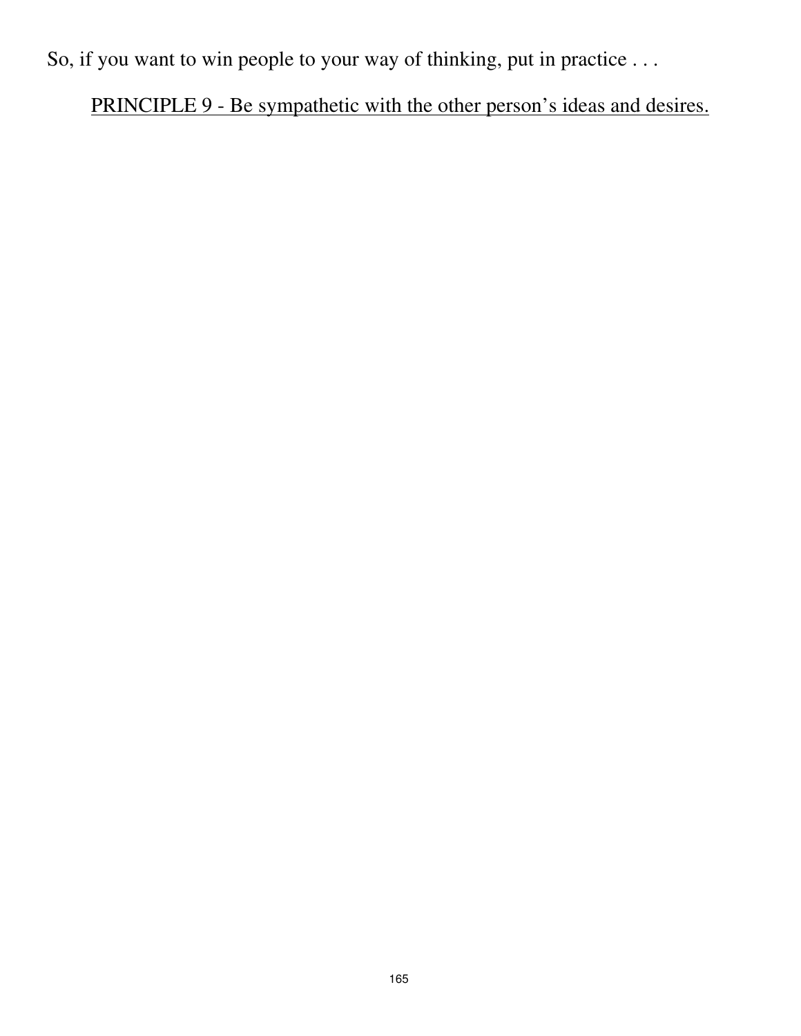So, if you want to win people to your way of thinking, put in practice . . .

<u>PRINCIPLE 9 - Be sympathetic with the other person's ideas and desires.</u>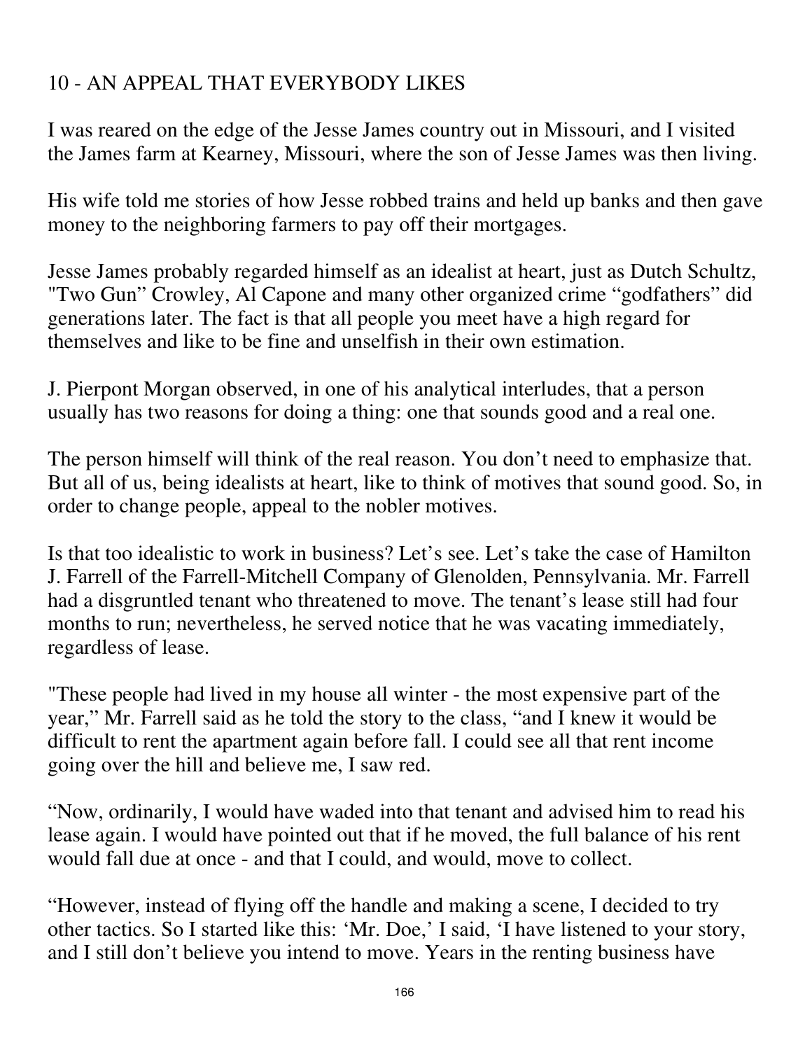## 10 - AN APPEAL THAT EVERYBODY LIKES

I was reared on the edge of the Jesse James country out in Missouri, and I visited the James farm at Kearney, Missouri, where the son of Jesse James was then living.

His wife told me stories of how Jesse robbed trains and held up banks and then gave money to the neighboring farmers to pay off their mortgages.

Jesse James probably regarded himself as an idealist at heart, just as Dutch Schultz, "Two Gun" Crowley, Al Capone and many other organized crime "godfathers" did generations later. The fact is that all people you meet have a high regard for themselves and like to be fine and unselfish in their own estimation.

J. Pierpont Morgan observed, in one of his analytical interludes, that a person usually has two reasons for doing a thing: one that sounds good and a real one.

The person himself will think of the real reason. You don't need to emphasize that. But all of us, being idealists at heart, like to think of motives that sound good. So, in order to change people, appeal to the nobler motives.

Is that too idealistic to work in business? Let's see. Let's take the case of Hamilton J. Farrell of the Farrell-Mitchell Company of Glenolden, Pennsylvania. Mr. Farrell had a disgruntled tenant who threatened to move. The tenant's lease still had four months to run; nevertheless, he served notice that he was vacating immediately, regardless of lease.

"These people had lived in my house all winter - the most expensive part of the year," Mr. Farrell said as he told the story to the class, "and I knew it would be difficult to rent the apartment again before fall. I could see all that rent income going over the hill and believe me, I saw red.

"Now, ordinarily, I would have waded into that tenant and advised him to read his lease again. I would have pointed out that if he moved, the full balance of his rent would fall due at once - and that I could, and would, move to collect.

"However, instead of flying off the handle and making a scene, I decided to try other tactics. So I started like this: 'Mr. Doe,' I said, 'I have listened to your story, and I still don't believe you intend to move. Years in the renting business have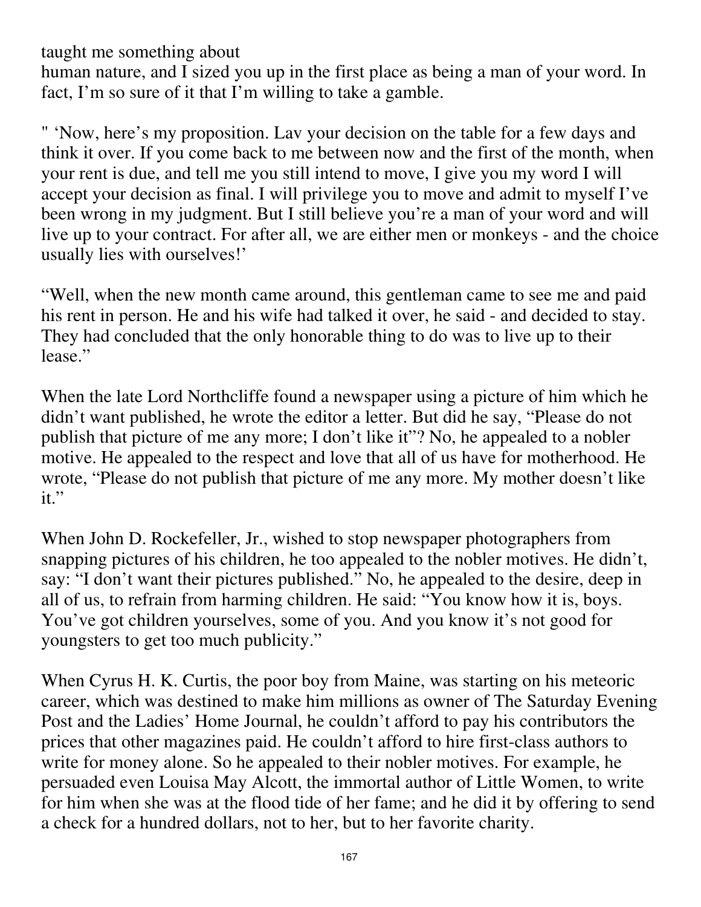taught me something about
human nature, and I sized you up in the first place as being a man of your word. In fact, I'm so sure of it that I'm willing to take a gamble.

" 'Now, here's my proposition. Lav your decision on the table for a few days and think it over. If you come back to me between now and the first of the month, when your rent is due, and tell me you still intend to move, I give you my word I will accept your decision as final. I will privilege you to move and admit to myself I've been wrong in my judgment. But I still believe you're a man of your word and will live up to your contract. For after all, we are either men or monkeys - and the choice usually lies with ourselves!'

"Well, when the new month came around, this gentleman came to see me and paid his rent in person. He and his wife had talked it over, he said - and decided to stay. They had concluded that the only honorable thing to do was to live up to their lease."

When the late Lord Northcliffe found a newspaper using a picture of him which he didn't want published, he wrote the editor a letter. But did he say, "Please do not publish that picture of me any more; I don't like it"? No, he appealed to a nobler motive. He appealed to the respect and love that all of us have for motherhood. He wrote, "Please do not publish that picture of me any more. My mother doesn't like it."

When John D. Rockefeller, Jr., wished to stop newspaper photographers from snapping pictures of his children, he too appealed to the nobler motives. He didn't, say: "I don't want their pictures published." No, he appealed to the desire, deep in all of us, to refrain from harming children. He said: "You know how it is, boys. You've got children yourselves, some of you. And you know it's not good for youngsters to get too much publicity."

When Cyrus H. K. Curtis, the poor boy from Maine, was starting on his meteoric career, which was destined to make him millions as owner of The Saturday Evening Post and the Ladies' Home Journal, he couldn't afford to pay his contributors the prices that other magazines paid. He couldn't afford to hire first-class authors to write for money alone. So he appealed to their nobler motives. For example, he persuaded even Louisa May Alcott, the immortal author of Little Women, to write for him when she was at the flood tide of her fame; and he did it by offering to send a check for a hundred dollars, not to her, but to her favorite charity.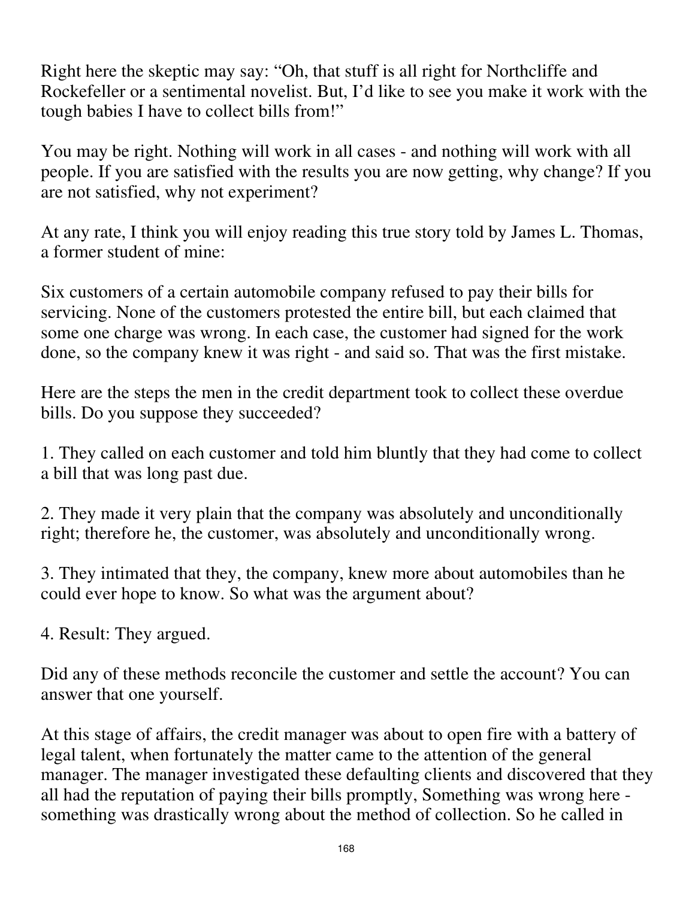Right here the skeptic may say: “Oh, that stuff is all right for Northcliffe and Rockefeller or a sentimental novelist. But, I’d like to see you make it work with the tough babies I have to collect bills from!”

You may be right. Nothing will work in all cases - and nothing will work with all people. If you are satisfied with the results you are now getting, why change? If you are not satisfied, why not experiment?

At any rate, I think you will enjoy reading this true story told by James L. Thomas, a former student of mine:

Six customers of a certain automobile company refused to pay their bills for servicing. None of the customers protested the entire bill, but each claimed that some one charge was wrong. In each case, the customer had signed for the work done, so the company knew it was right - and said so. That was the first mistake.

Here are the steps the men in the credit department took to collect these overdue bills. Do you suppose they succeeded?

1. They called on each customer and told him bluntly that they had come to collect a bill that was long past due.

2. They made it very plain that the company was absolutely and unconditionally right; therefore he, the customer, was absolutely and unconditionally wrong.

3. They intimated that they, the company, knew more about automobiles than he could ever hope to know. So what was the argument about?

4. Result: They argued.

Did any of these methods reconcile the customer and settle the account? You can answer that one yourself.

At this stage of affairs, the credit manager was about to open fire with a battery of legal talent, when fortunately the matter came to the attention of the general manager. The manager investigated these defaulting clients and discovered that they all had the reputation of paying their bills promptly, Something was wrong here - something was drastically wrong about the method of collection. So he called in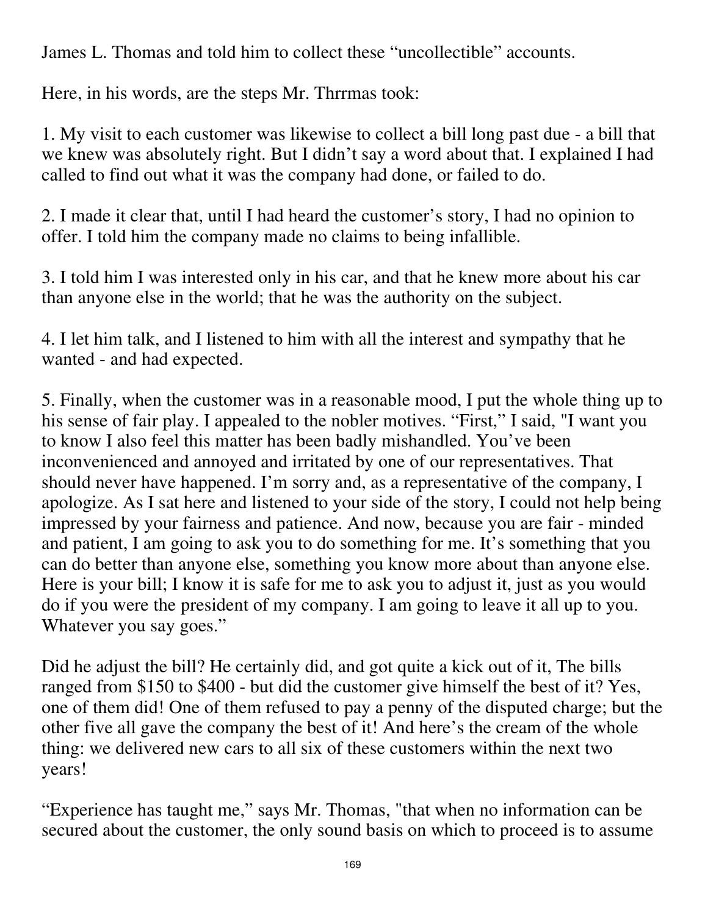James L. Thomas and told him to collect these “uncollectible” accounts.

Here, in his words, are the steps Mr. Thrrmas took:

1. My visit to each customer was likewise to collect a bill long past due - a bill that we knew was absolutely right. But I didn’t say a word about that. I explained I had called to find out what it was the company had done, or failed to do.

2. I made it clear that, until I had heard the customer’s story, I had no opinion to offer. I told him the company made no claims to being infallible.

3. I told him I was interested only in his car, and that he knew more about his car than anyone else in the world; that he was the authority on the subject.

4. I let him talk, and I listened to him with all the interest and sympathy that he wanted - and had expected.

5. Finally, when the customer was in a reasonable mood, I put the whole thing up to his sense of fair play. I appealed to the nobler motives. “First,” I said, "I want you to know I also feel this matter has been badly mishandled. You’ve been inconvenienced and annoyed and irritated by one of our representatives. That should never have happened. I’m sorry and, as a representative of the company, I apologize. As I sat here and listened to your side of the story, I could not help being impressed by your fairness and patience. And now, because you are fair - minded and patient, I am going to ask you to do something for me. It’s something that you can do better than anyone else, something you know more about than anyone else. Here is your bill; I know it is safe for me to ask you to adjust it, just as you would do if you were the president of my company. I am going to leave it all up to you. Whatever you say goes.”

Did he adjust the bill? He certainly did, and got quite a kick out of it, The bills ranged from $150 to $400 - but did the customer give himself the best of it? Yes, one of them did! One of them refused to pay a penny of the disputed charge; but the other five all gave the company the best of it! And here’s the cream of the whole thing: we delivered new cars to all six of these customers within the next two years!

“Experience has taught me,” says Mr. Thomas, "that when no information can be secured about the customer, the only sound basis on which to proceed is to assume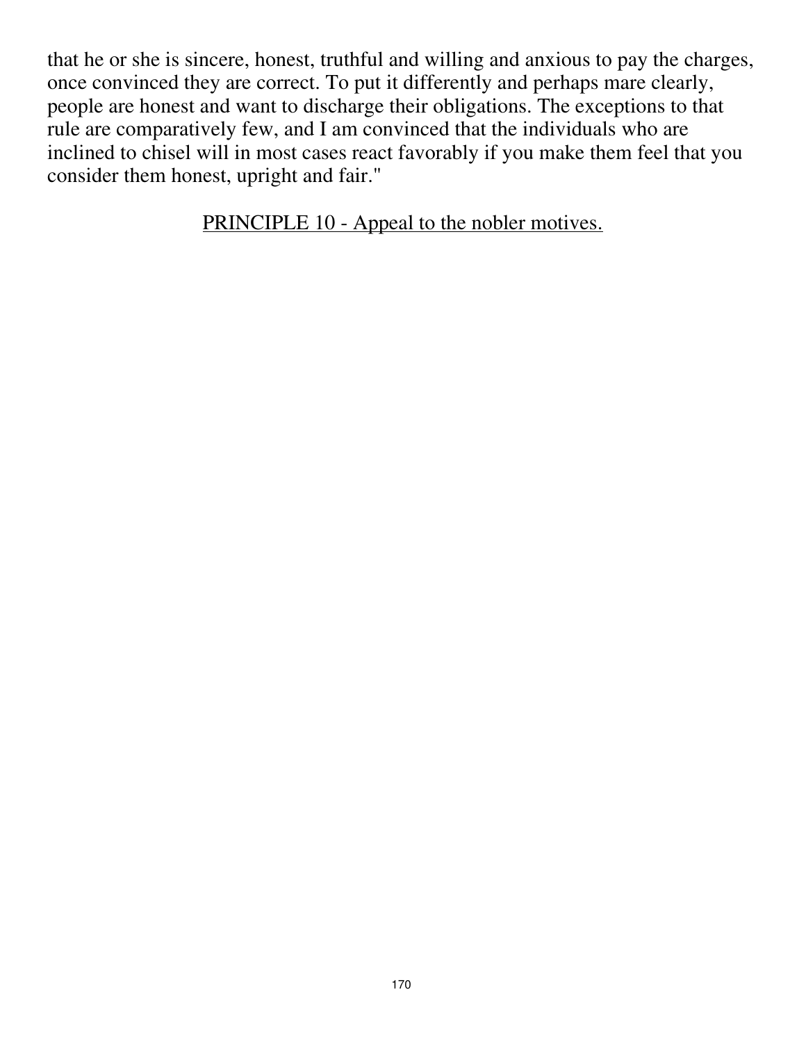that he or she is sincere, honest, truthful and willing and anxious to pay the charges, once convinced they are correct. To put it differently and perhaps mare clearly, people are honest and want to discharge their obligations. The exceptions to that rule are comparatively few, and I am convinced that the individuals who are inclined to chisel will in most cases react favorably if you make them feel that you consider them honest, upright and fair."

<u>PRINCIPLE 10 - Appeal to the nobler motives.</u>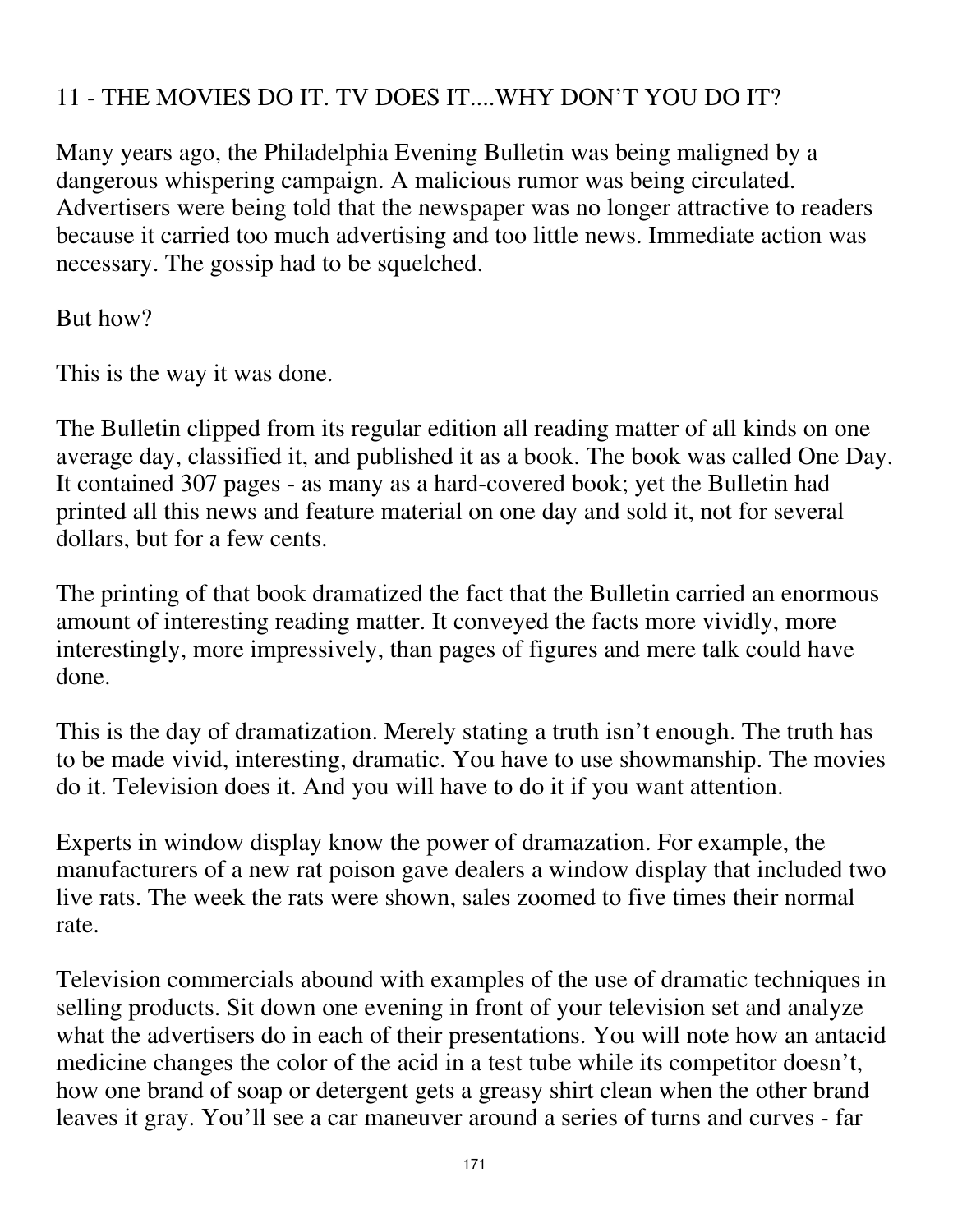## 11 - THE MOVIES DO IT. TV DOES IT....WHY DON'T YOU DO IT?

Many years ago, the Philadelphia Evening Bulletin was being maligned by a dangerous whispering campaign. A malicious rumor was being circulated. Advertisers were being told that the newspaper was no longer attractive to readers because it carried too much advertising and too little news. Immediate action was necessary. The gossip had to be squelched.

But how?

This is the way it was done.

The Bulletin clipped from its regular edition all reading matter of all kinds on one average day, classified it, and published it as a book. The book was called One Day. It contained 307 pages - as many as a hard-covered book; yet the Bulletin had printed all this news and feature material on one day and sold it, not for several dollars, but for a few cents.

The printing of that book dramatized the fact that the Bulletin carried an enormous amount of interesting reading matter. It conveyed the facts more vividly, more interestingly, more impressively, than pages of figures and mere talk could have done.

This is the day of dramatization. Merely stating a truth isn't enough. The truth has to be made vivid, interesting, dramatic. You have to use showmanship. The movies do it. Television does it. And you will have to do it if you want attention.

Experts in window display know the power of dramazation. For example, the manufacturers of a new rat poison gave dealers a window display that included two live rats. The week the rats were shown, sales zoomed to five times their normal rate.

Television commercials abound with examples of the use of dramatic techniques in selling products. Sit down one evening in front of your television set and analyze what the advertisers do in each of their presentations. You will note how an antacid medicine changes the color of the acid in a test tube while its competitor doesn't, how one brand of soap or detergent gets a greasy shirt clean when the other brand leaves it gray. You'll see a car maneuver around a series of turns and curves - far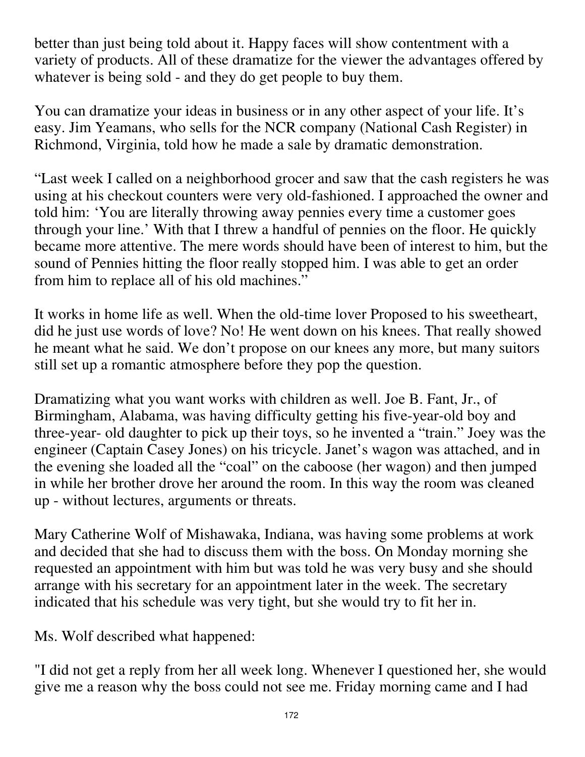better than just being told about it. Happy faces will show contentment with a variety of products. All of these dramatize for the viewer the advantages offered by whatever is being sold - and they do get people to buy them.

You can dramatize your ideas in business or in any other aspect of your life. It's easy. Jim Yeamans, who sells for the NCR company (National Cash Register) in Richmond, Virginia, told how he made a sale by dramatic demonstration.

"Last week I called on a neighborhood grocer and saw that the cash registers he was using at his checkout counters were very old-fashioned. I approached the owner and told him: 'You are literally throwing away pennies every time a customer goes through your line.' With that I threw a handful of pennies on the floor. He quickly became more attentive. The mere words should have been of interest to him, but the sound of Pennies hitting the floor really stopped him. I was able to get an order from him to replace all of his old machines."

It works in home life as well. When the old-time lover Proposed to his sweetheart, did he just use words of love? No! He went down on his knees. That really showed he meant what he said. We don't propose on our knees any more, but many suitors still set up a romantic atmosphere before they pop the question.

Dramatizing what you want works with children as well. Joe B. Fant, Jr., of Birmingham, Alabama, was having difficulty getting his five-year-old boy and three-year- old daughter to pick up their toys, so he invented a "train." Joey was the engineer (Captain Casey Jones) on his tricycle. Janet's wagon was attached, and in the evening she loaded all the "coal" on the caboose (her wagon) and then jumped in while her brother drove her around the room. In this way the room was cleaned up - without lectures, arguments or threats.

Mary Catherine Wolf of Mishawaka, Indiana, was having some problems at work and decided that she had to discuss them with the boss. On Monday morning she requested an appointment with him but was told he was very busy and she should arrange with his secretary for an appointment later in the week. The secretary indicated that his schedule was very tight, but she would try to fit her in.

Ms. Wolf described what happened:

"I did not get a reply from her all week long. Whenever I questioned her, she would give me a reason why the boss could not see me. Friday morning came and I had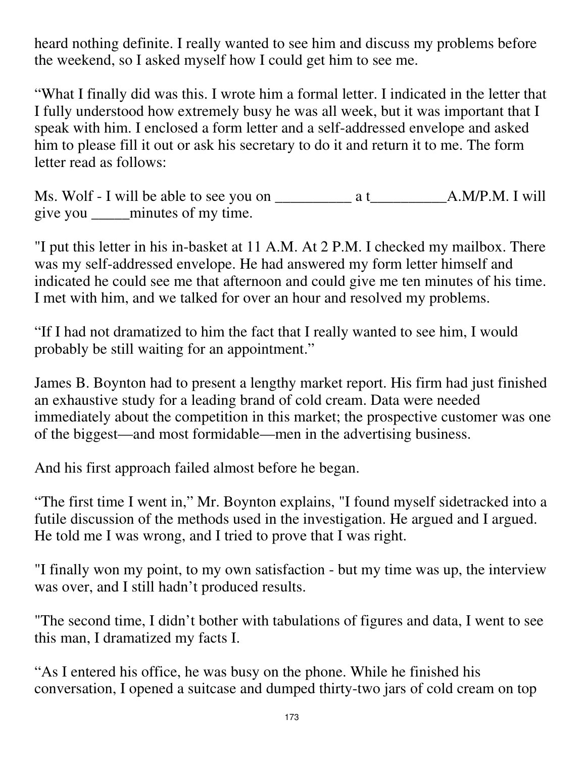heard nothing definite. I really wanted to see him and discuss my problems before the weekend, so I asked myself how I could get him to see me.

“What I finally did was this. I wrote him a formal letter. I indicated in the letter that I fully understood how extremely busy he was all week, but it was important that I speak with him. I enclosed a form letter and a self-addressed envelope and asked him to please fill it out or ask his secretary to do it and return it to me. The form letter read as follows:

Ms. Wolf - I will be able to see you on __________ a t__________A.M/P.M. I will give you _____minutes of my time.

"I put this letter in his in-basket at 11 A.M. At 2 P.M. I checked my mailbox. There was my self-addressed envelope. He had answered my form letter himself and indicated he could see me that afternoon and could give me ten minutes of his time. I met with him, and we talked for over an hour and resolved my problems.

“If I had not dramatized to him the fact that I really wanted to see him, I would probably be still waiting for an appointment.”

James B. Boynton had to present a lengthy market report. His firm had just finished an exhaustive study for a leading brand of cold cream. Data were needed immediately about the competition in this market; the prospective customer was one of the biggest—and most formidable—men in the advertising business.

And his first approach failed almost before he began.

“The first time I went in,” Mr. Boynton explains, "I found myself sidetracked into a futile discussion of the methods used in the investigation. He argued and I argued. He told me I was wrong, and I tried to prove that I was right.

"I finally won my point, to my own satisfaction - but my time was up, the interview was over, and I still hadn’t produced results.

"The second time, I didn’t bother with tabulations of figures and data, I went to see this man, I dramatized my facts I.

“As I entered his office, he was busy on the phone. While he finished his conversation, I opened a suitcase and dumped thirty-two jars of cold cream on top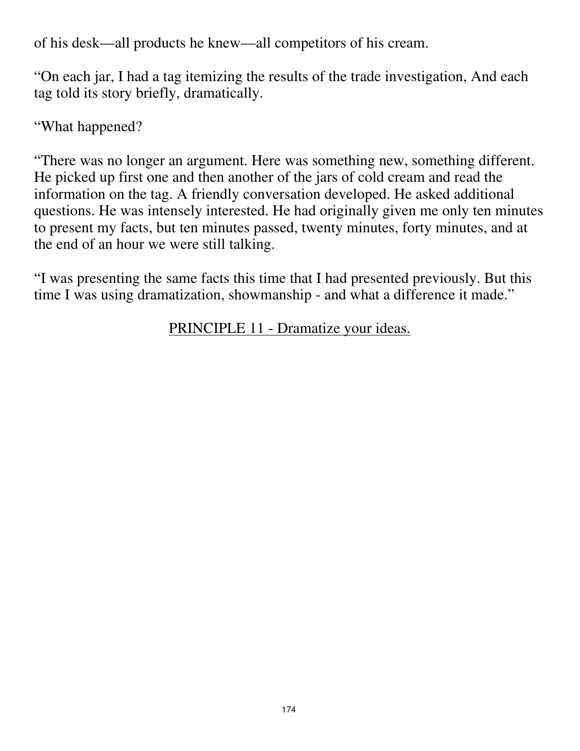of his desk—all products he knew—all competitors of his cream.

“On each jar, I had a tag itemizing the results of the trade investigation, And each tag told its story briefly, dramatically.

“What happened?

“There was no longer an argument. Here was something new, something different. He picked up first one and then another of the jars of cold cream and read the information on the tag. A friendly conversation developed. He asked additional questions. He was intensely interested. He had originally given me only ten minutes to present my facts, but ten minutes passed, twenty minutes, forty minutes, and at the end of an hour we were still talking.

“I was presenting the same facts this time that I had presented previously. But this time I was using dramatization, showmanship - and what a difference it made.”

<u>PRINCIPLE 11 - Dramatize your ideas.</u>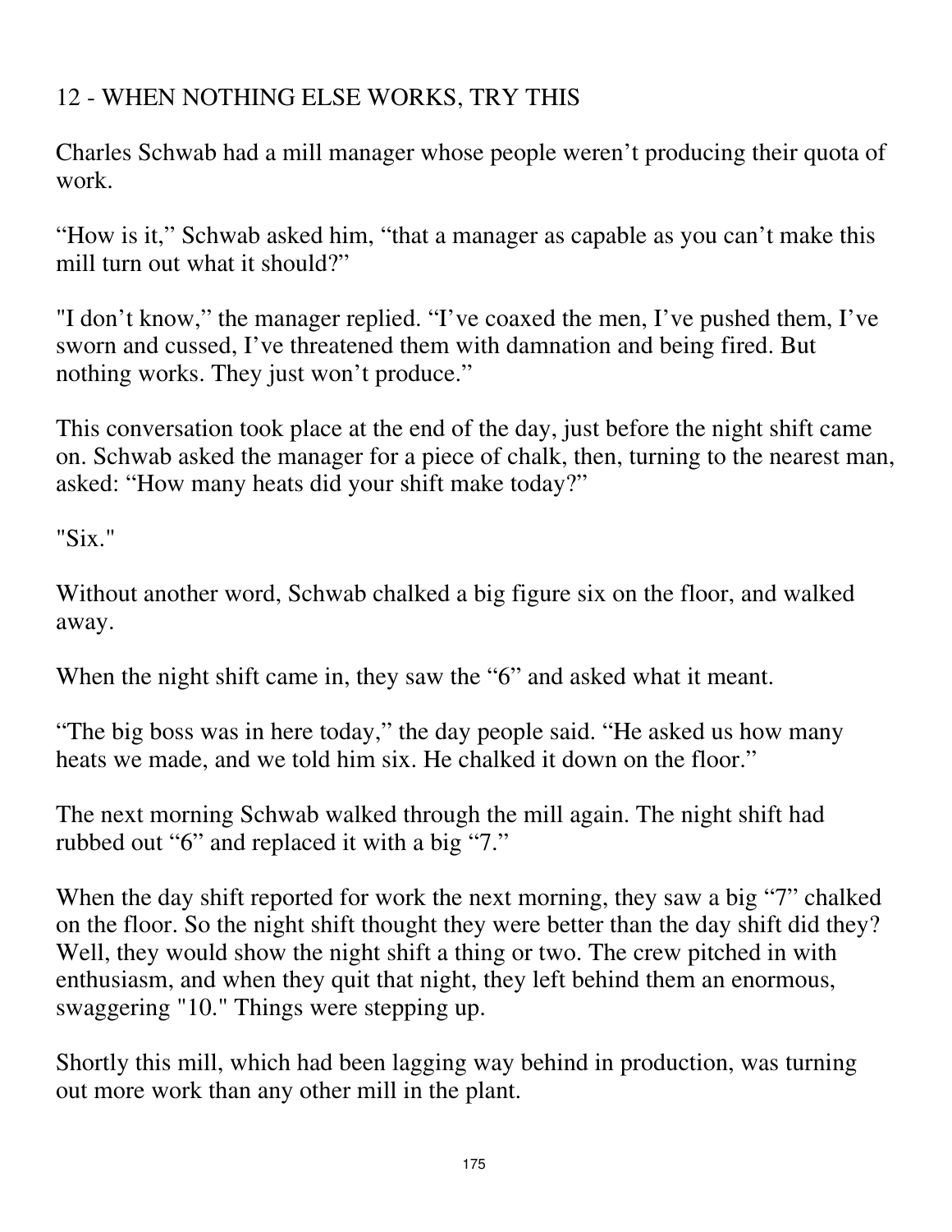## 12 - WHEN NOTHING ELSE WORKS, TRY THIS

Charles Schwab had a mill manager whose people weren't producing their quota of work.

"How is it," Schwab asked him, "that a manager as capable as you can't make this mill turn out what it should?"

"I don't know," the manager replied. "I've coaxed the men, I've pushed them, I've sworn and cussed, I've threatened them with damnation and being fired. But nothing works. They just won't produce."

This conversation took place at the end of the day, just before the night shift came on. Schwab asked the manager for a piece of chalk, then, turning to the nearest man, asked: "How many heats did your shift make today?"

"Six."

Without another word, Schwab chalked a big figure six on the floor, and walked away.

When the night shift came in, they saw the "6" and asked what it meant.

"The big boss was in here today," the day people said. "He asked us how many heats we made, and we told him six. He chalked it down on the floor."

The next morning Schwab walked through the mill again. The night shift had rubbed out "6" and replaced it with a big "7."

When the day shift reported for work the next morning, they saw a big "7" chalked on the floor. So the night shift thought they were better than the day shift did they? Well, they would show the night shift a thing or two. The crew pitched in with enthusiasm, and when they quit that night, they left behind them an enormous, swaggering "10." Things were stepping up.

Shortly this mill, which had been lagging way behind in production, was turning out more work than any other mill in the plant.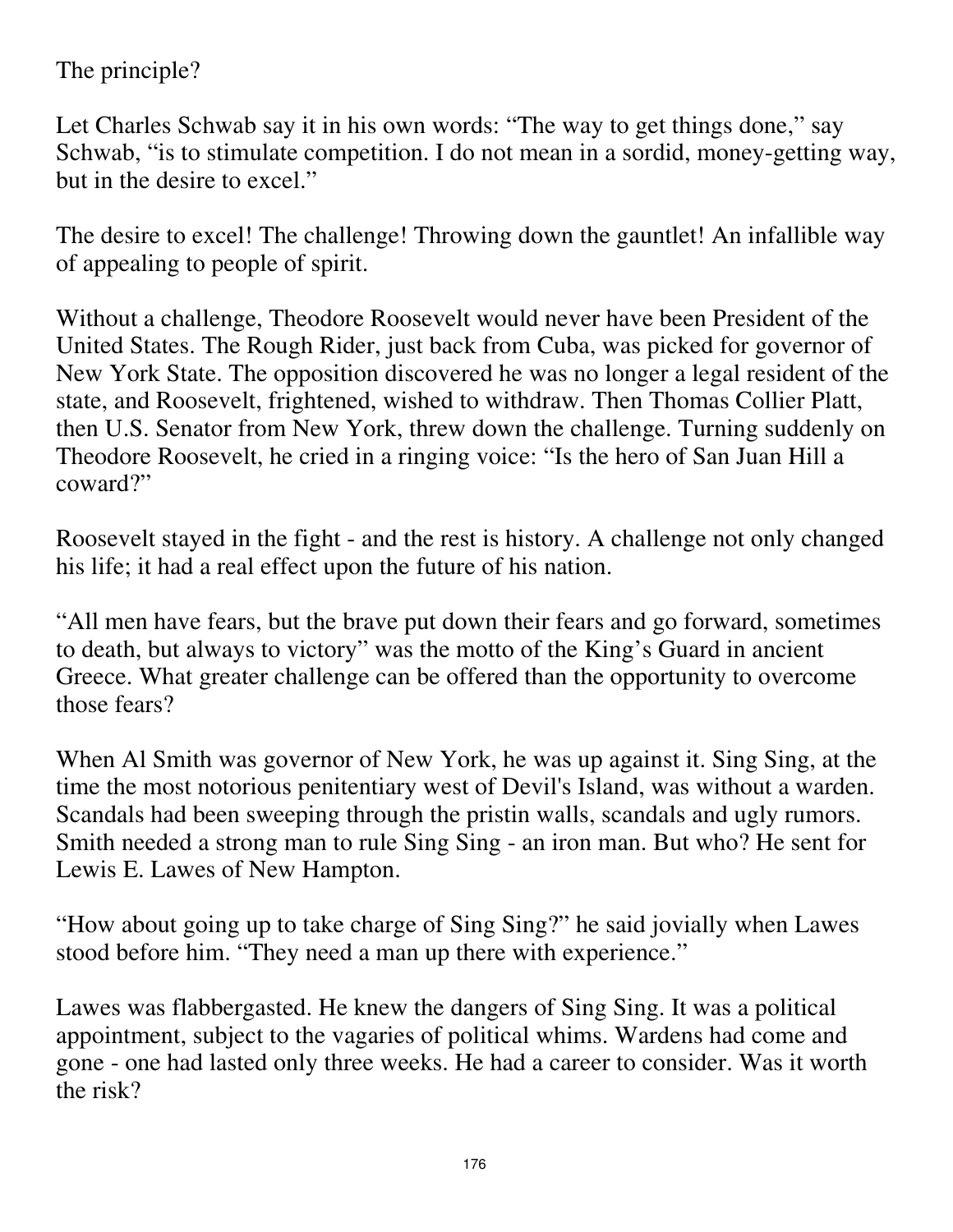The principle?

Let Charles Schwab say it in his own words: “The way to get things done,” say Schwab, “is to stimulate competition. I do not mean in a sordid, money-getting way, but in the desire to excel.”

The desire to excel! The challenge! Throwing down the gauntlet! An infallible way of appealing to people of spirit.

Without a challenge, Theodore Roosevelt would never have been President of the United States. The Rough Rider, just back from Cuba, was picked for governor of New York State. The opposition discovered he was no longer a legal resident of the state, and Roosevelt, frightened, wished to withdraw. Then Thomas Collier Platt, then U.S. Senator from New York, threw down the challenge. Turning suddenly on Theodore Roosevelt, he cried in a ringing voice: “Is the hero of San Juan Hill a coward?”

Roosevelt stayed in the fight - and the rest is history. A challenge not only changed his life; it had a real effect upon the future of his nation.

“All men have fears, but the brave put down their fears and go forward, sometimes to death, but always to victory” was the motto of the King’s Guard in ancient Greece. What greater challenge can be offered than the opportunity to overcome those fears?

When Al Smith was governor of New York, he was up against it. Sing Sing, at the time the most notorious penitentiary west of Devil's Island, was without a warden. Scandals had been sweeping through the pristin walls, scandals and ugly rumors. Smith needed a strong man to rule Sing Sing - an iron man. But who? He sent for Lewis E. Lawes of New Hampton.

“How about going up to take charge of Sing Sing?” he said jovially when Lawes stood before him. “They need a man up there with experience.”

Lawes was flabbergasted. He knew the dangers of Sing Sing. It was a political appointment, subject to the vagaries of political whims. Wardens had come and gone - one had lasted only three weeks. He had a career to consider. Was it worth the risk?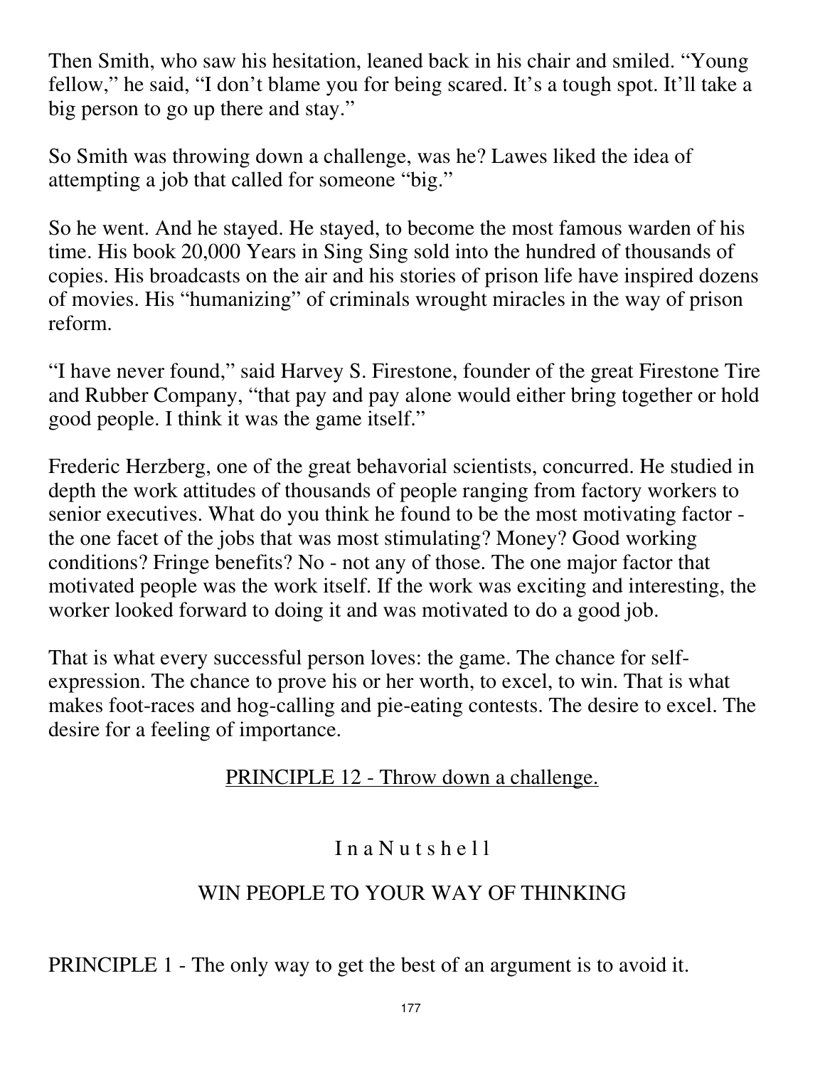Then Smith, who saw his hesitation, leaned back in his chair and smiled. “Young fellow,” he said, “I don’t blame you for being scared. It’s a tough spot. It’ll take a big person to go up there and stay.”

So Smith was throwing down a challenge, was he? Lawes liked the idea of attempting a job that called for someone “big.”

So he went. And he stayed. He stayed, to become the most famous warden of his time. His book 20,000 Years in Sing Sing sold into the hundred of thousands of copies. His broadcasts on the air and his stories of prison life have inspired dozens of movies. His “humanizing” of criminals wrought miracles in the way of prison reform.

“I have never found,” said Harvey S. Firestone, founder of the great Firestone Tire and Rubber Company, “that pay and pay alone would either bring together or hold good people. I think it was the game itself.”

Frederic Herzberg, one of the great behavorial scientists, concurred. He studied in depth the work attitudes of thousands of people ranging from factory workers to senior executives. What do you think he found to be the most motivating factor - the one facet of the jobs that was most stimulating? Money? Good working conditions? Fringe benefits? No - not any of those. The one major factor that motivated people was the work itself. If the work was exciting and interesting, the worker looked forward to doing it and was motivated to do a good job.

That is what every successful person loves: the game. The chance for self-expression. The chance to prove his or her worth, to excel, to win. That is what makes foot-races and hog-calling and pie-eating contests. The desire to excel. The desire for a feeling of importance.

<u>PRINCIPLE 12 - Throw down a challenge.</u>

## In a Nutshell

## WIN PEOPLE TO YOUR WAY OF THINKING

PRINCIPLE 1 - The only way to get the best of an argument is to avoid it.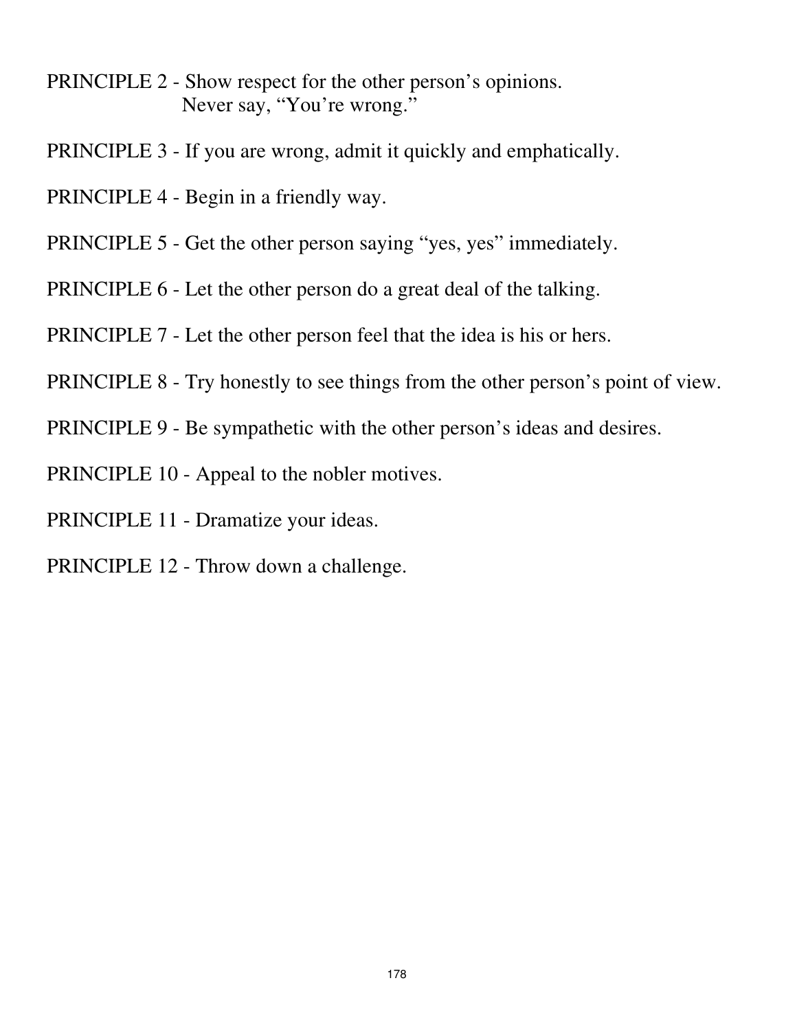PRINCIPLE 2 - Show respect for the other person's opinions. Never say, "You're wrong."

PRINCIPLE 3 - If you are wrong, admit it quickly and emphatically.

PRINCIPLE 4 - Begin in a friendly way.

PRINCIPLE 5 - Get the other person saying "yes, yes" immediately.

PRINCIPLE 6 - Let the other person do a great deal of the talking.

PRINCIPLE 7 - Let the other person feel that the idea is his or hers.

PRINCIPLE 8 - Try honestly to see things from the other person's point of view.

PRINCIPLE 9 - Be sympathetic with the other person's ideas and desires.

PRINCIPLE 10 - Appeal to the nobler motives.

PRINCIPLE 11 - Dramatize your ideas.

PRINCIPLE 12 - Throw down a challenge.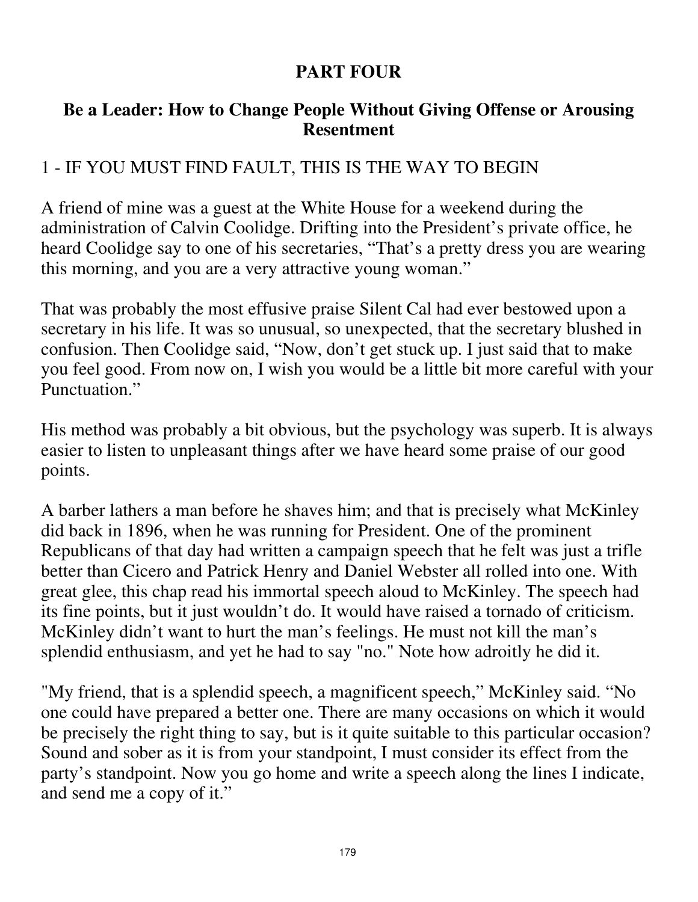## PART FOUR

### Be a Leader: How to Change People Without Giving Offense or Arousing Resentment

### 1 - IF YOU MUST FIND FAULT, THIS IS THE WAY TO BEGIN

A friend of mine was a guest at the White House for a weekend during the administration of Calvin Coolidge. Drifting into the President's private office, he heard Coolidge say to one of his secretaries, "That's a pretty dress you are wearing this morning, and you are a very attractive young woman."

That was probably the most effusive praise Silent Cal had ever bestowed upon a secretary in his life. It was so unusual, so unexpected, that the secretary blushed in confusion. Then Coolidge said, "Now, don't get stuck up. I just said that to make you feel good. From now on, I wish you would be a little bit more careful with your Punctuation."

His method was probably a bit obvious, but the psychology was superb. It is always easier to listen to unpleasant things after we have heard some praise of our good points.

A barber lathers a man before he shaves him; and that is precisely what McKinley did back in 1896, when he was running for President. One of the prominent Republicans of that day had written a campaign speech that he felt was just a trifle better than Cicero and Patrick Henry and Daniel Webster all rolled into one. With great glee, this chap read his immortal speech aloud to McKinley. The speech had its fine points, but it just wouldn't do. It would have raised a tornado of criticism. McKinley didn't want to hurt the man's feelings. He must not kill the man's splendid enthusiasm, and yet he had to say "no." Note how adroitly he did it.

"My friend, that is a splendid speech, a magnificent speech," McKinley said. "No one could have prepared a better one. There are many occasions on which it would be precisely the right thing to say, but is it quite suitable to this particular occasion? Sound and sober as it is from your standpoint, I must consider its effect from the party's standpoint. Now you go home and write a speech along the lines I indicate, and send me a copy of it."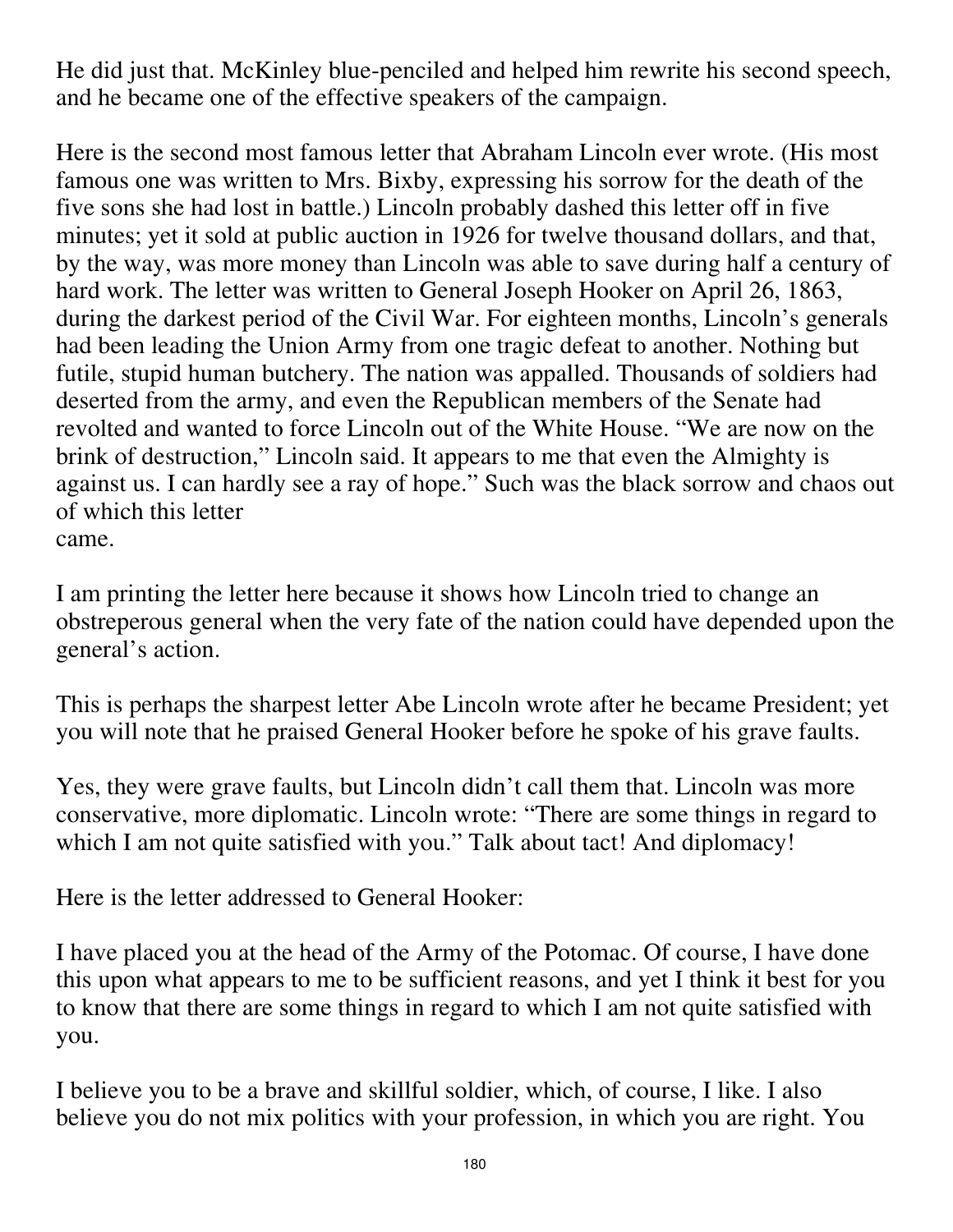He did just that. McKinley blue-penciled and helped him rewrite his second speech, and he became one of the effective speakers of the campaign.

Here is the second most famous letter that Abraham Lincoln ever wrote. (His most famous one was written to Mrs. Bixby, expressing his sorrow for the death of the five sons she had lost in battle.) Lincoln probably dashed this letter off in five minutes; yet it sold at public auction in 1926 for twelve thousand dollars, and that, by the way, was more money than Lincoln was able to save during half a century of hard work. The letter was written to General Joseph Hooker on April 26, 1863, during the darkest period of the Civil War. For eighteen months, Lincoln's generals had been leading the Union Army from one tragic defeat to another. Nothing but futile, stupid human butchery. The nation was appalled. Thousands of soldiers had deserted from the army, and even the Republican members of the Senate had revolted and wanted to force Lincoln out of the White House. "We are now on the brink of destruction," Lincoln said. It appears to me that even the Almighty is against us. I can hardly see a ray of hope." Such was the black sorrow and chaos out of which this letter came.

I am printing the letter here because it shows how Lincoln tried to change an obstreperous general when the very fate of the nation could have depended upon the general's action.

This is perhaps the sharpest letter Abe Lincoln wrote after he became President; yet you will note that he praised General Hooker before he spoke of his grave faults.

Yes, they were grave faults, but Lincoln didn't call them that. Lincoln was more conservative, more diplomatic. Lincoln wrote: "There are some things in regard to which I am not quite satisfied with you." Talk about tact! And diplomacy!

Here is the letter addressed to General Hooker:

I have placed you at the head of the Army of the Potomac. Of course, I have done this upon what appears to me to be sufficient reasons, and yet I think it best for you to know that there are some things in regard to which I am not quite satisfied with you.

I believe you to be a brave and skillful soldier, which, of course, I like. I also believe you do not mix politics with your profession, in which you are right. You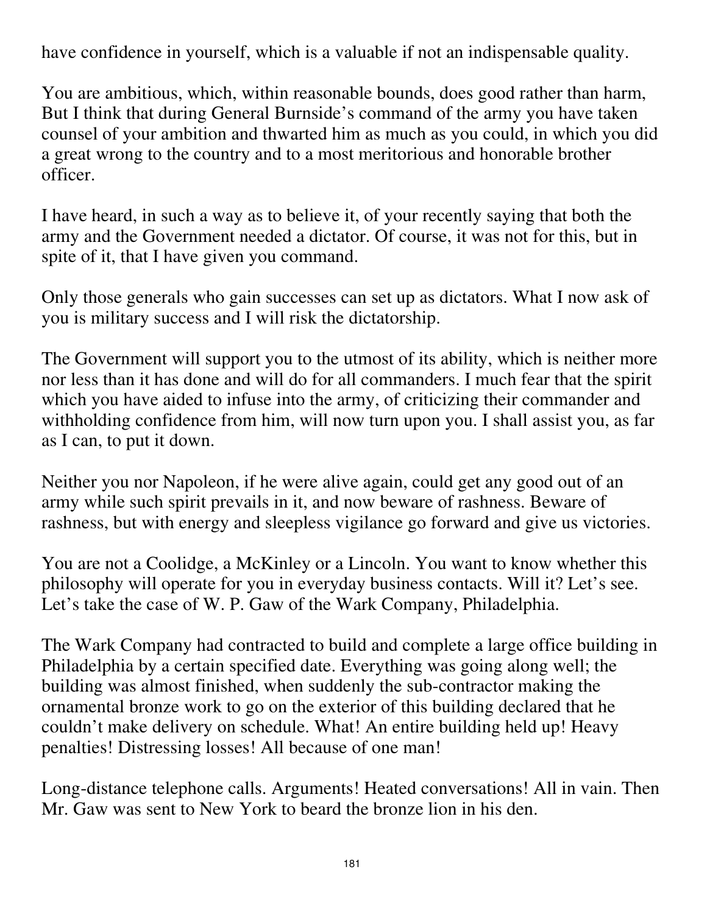have confidence in yourself, which is a valuable if not an indispensable quality.

You are ambitious, which, within reasonable bounds, does good rather than harm, But I think that during General Burnside's command of the army you have taken counsel of your ambition and thwarted him as much as you could, in which you did a great wrong to the country and to a most meritorious and honorable brother officer.

I have heard, in such a way as to believe it, of your recently saying that both the army and the Government needed a dictator. Of course, it was not for this, but in spite of it, that I have given you command.

Only those generals who gain successes can set up as dictators. What I now ask of you is military success and I will risk the dictatorship.

The Government will support you to the utmost of its ability, which is neither more nor less than it has done and will do for all commanders. I much fear that the spirit which you have aided to infuse into the army, of criticizing their commander and withholding confidence from him, will now turn upon you. I shall assist you, as far as I can, to put it down.

Neither you nor Napoleon, if he were alive again, could get any good out of an army while such spirit prevails in it, and now beware of rashness. Beware of rashness, but with energy and sleepless vigilance go forward and give us victories.

You are not a Coolidge, a McKinley or a Lincoln. You want to know whether this philosophy will operate for you in everyday business contacts. Will it? Let's see. Let's take the case of W. P. Gaw of the Wark Company, Philadelphia.

The Wark Company had contracted to build and complete a large office building in Philadelphia by a certain specified date. Everything was going along well; the building was almost finished, when suddenly the sub-contractor making the ornamental bronze work to go on the exterior of this building declared that he couldn't make delivery on schedule. What! An entire building held up! Heavy penalties! Distressing losses! All because of one man!

Long-distance telephone calls. Arguments! Heated conversations! All in vain. Then Mr. Gaw was sent to New York to beard the bronze lion in his den.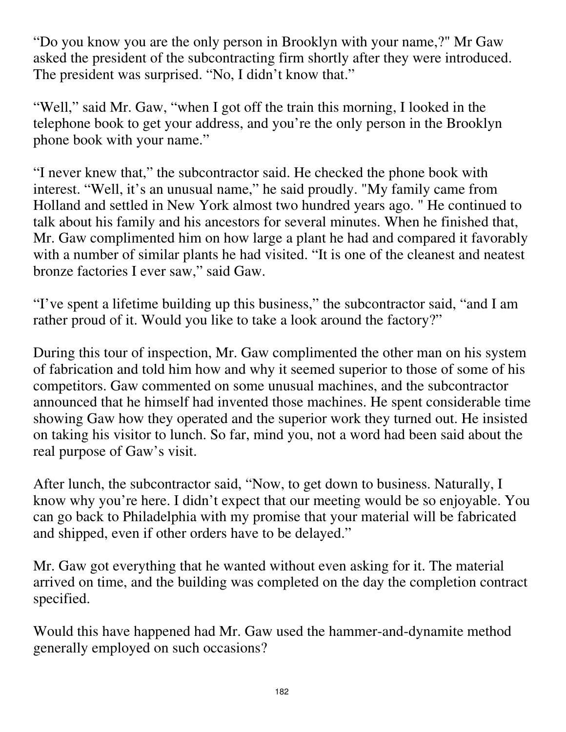“Do you know you are the only person in Brooklyn with your name,?" Mr Gaw asked the president of the subcontracting firm shortly after they were introduced. The president was surprised. “No, I didn’t know that.”

“Well,” said Mr. Gaw, “when I got off the train this morning, I looked in the telephone book to get your address, and you’re the only person in the Brooklyn phone book with your name.”

“I never knew that,” the subcontractor said. He checked the phone book with interest. “Well, it’s an unusual name,” he said proudly. "My family came from Holland and settled in New York almost two hundred years ago. " He continued to talk about his family and his ancestors for several minutes. When he finished that, Mr. Gaw complimented him on how large a plant he had and compared it favorably with a number of similar plants he had visited. “It is one of the cleanest and neatest bronze factories I ever saw,” said Gaw.

“I’ve spent a lifetime building up this business,” the subcontractor said, “and I am rather proud of it. Would you like to take a look around the factory?”

During this tour of inspection, Mr. Gaw complimented the other man on his system of fabrication and told him how and why it seemed superior to those of some of his competitors. Gaw commented on some unusual machines, and the subcontractor announced that he himself had invented those machines. He spent considerable time showing Gaw how they operated and the superior work they turned out. He insisted on taking his visitor to lunch. So far, mind you, not a word had been said about the real purpose of Gaw’s visit.

After lunch, the subcontractor said, “Now, to get down to business. Naturally, I know why you’re here. I didn’t expect that our meeting would be so enjoyable. You can go back to Philadelphia with my promise that your material will be fabricated and shipped, even if other orders have to be delayed.”

Mr. Gaw got everything that he wanted without even asking for it. The material arrived on time, and the building was completed on the day the completion contract specified.

Would this have happened had Mr. Gaw used the hammer-and-dynamite method generally employed on such occasions?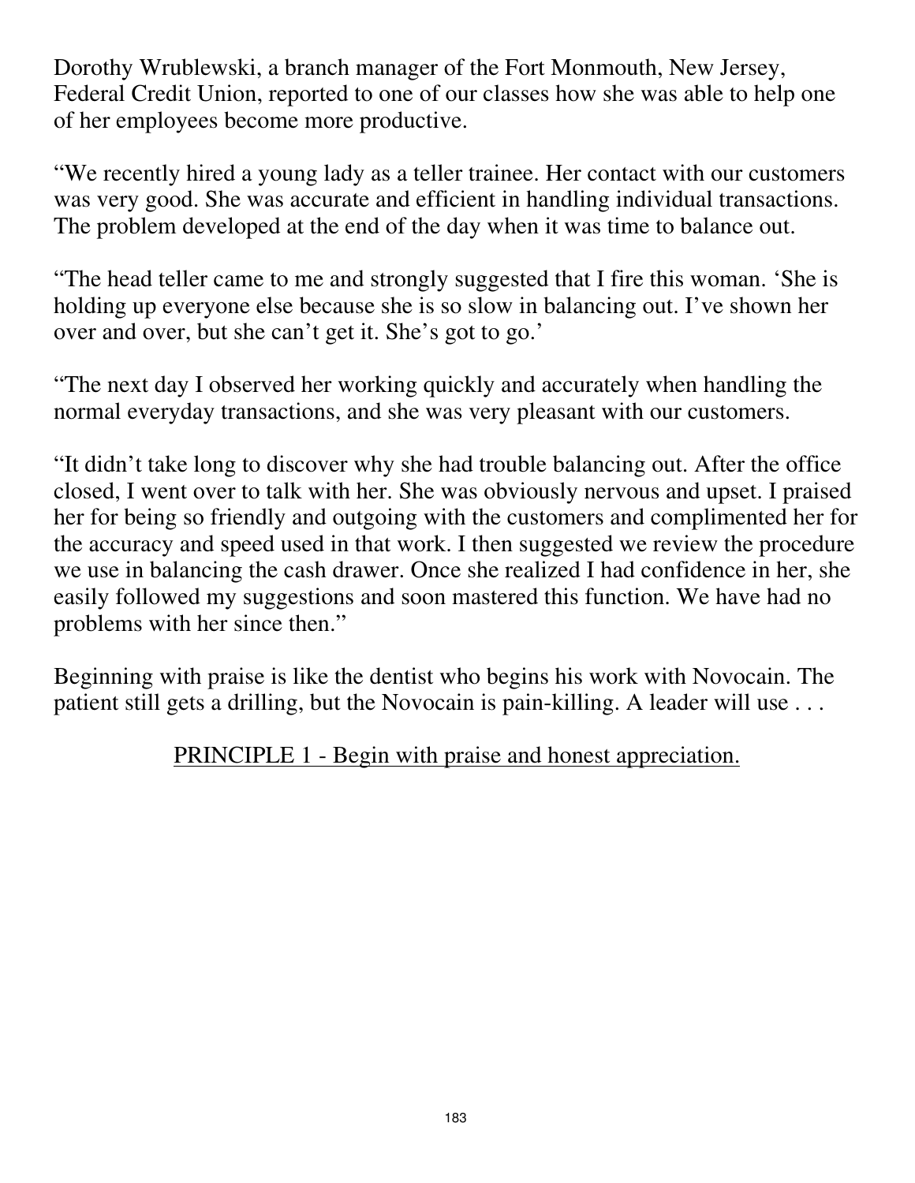Dorothy Wrublewski, a branch manager of the Fort Monmouth, New Jersey, Federal Credit Union, reported to one of our classes how she was able to help one of her employees become more productive.

“We recently hired a young lady as a teller trainee. Her contact with our customers was very good. She was accurate and efficient in handling individual transactions. The problem developed at the end of the day when it was time to balance out.

“The head teller came to me and strongly suggested that I fire this woman. ‘She is holding up everyone else because she is so slow in balancing out. I’ve shown her over and over, but she can’t get it. She’s got to go.’

“The next day I observed her working quickly and accurately when handling the normal everyday transactions, and she was very pleasant with our customers.

“It didn’t take long to discover why she had trouble balancing out. After the office closed, I went over to talk with her. She was obviously nervous and upset. I praised her for being so friendly and outgoing with the customers and complimented her for the accuracy and speed used in that work. I then suggested we review the procedure we use in balancing the cash drawer. Once she realized I had confidence in her, she easily followed my suggestions and soon mastered this function. We have had no problems with her since then.”

Beginning with praise is like the dentist who begins his work with Novocain. The patient still gets a drilling, but the Novocain is pain-killing. A leader will use . . .

<u>PRINCIPLE 1 - Begin with praise and honest appreciation.</u>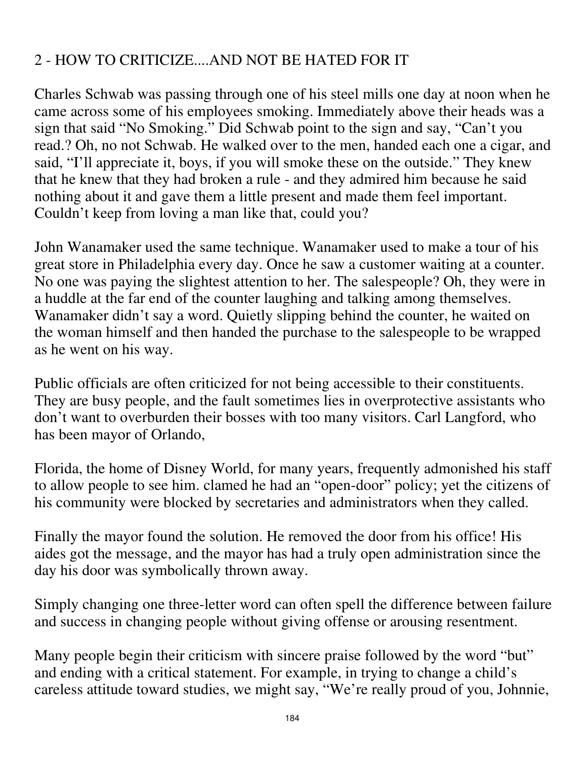## 2 - HOW TO CRITICIZE....AND NOT BE HATED FOR IT

Charles Schwab was passing through one of his steel mills one day at noon when he came across some of his employees smoking. Immediately above their heads was a sign that said "No Smoking." Did Schwab point to the sign and say, "Can't you read.? Oh, no not Schwab. He walked over to the men, handed each one a cigar, and said, "I'll appreciate it, boys, if you will smoke these on the outside." They knew that he knew that they had broken a rule - and they admired him because he said nothing about it and gave them a little present and made them feel important. Couldn't keep from loving a man like that, could you?

John Wanamaker used the same technique. Wanamaker used to make a tour of his great store in Philadelphia every day. Once he saw a customer waiting at a counter. No one was paying the slightest attention to her. The salespeople? Oh, they were in a huddle at the far end of the counter laughing and talking among themselves. Wanamaker didn't say a word. Quietly slipping behind the counter, he waited on the woman himself and then handed the purchase to the salespeople to be wrapped as he went on his way.

Public officials are often criticized for not being accessible to their constituents. They are busy people, and the fault sometimes lies in overprotective assistants who don't want to overburden their bosses with too many visitors. Carl Langford, who has been mayor of Orlando,

Florida, the home of Disney World, for many years, frequently admonished his staff to allow people to see him. clamed he had an "open-door" policy; yet the citizens of his community were blocked by secretaries and administrators when they called.

Finally the mayor found the solution. He removed the door from his office! His aides got the message, and the mayor has had a truly open administration since the day his door was symbolically thrown away.

Simply changing one three-letter word can often spell the difference between failure and success in changing people without giving offense or arousing resentment.

Many people begin their criticism with sincere praise followed by the word "but" and ending with a critical statement. For example, in trying to change a child's careless attitude toward studies, we might say, "We're really proud of you, Johnnie,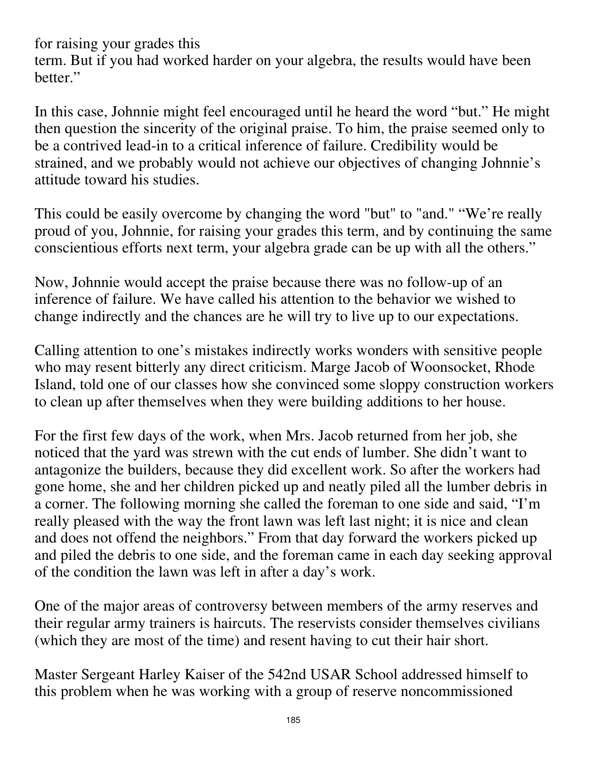for raising your grades this
term. But if you had worked harder on your algebra, the results would have been better."

In this case, Johnnie might feel encouraged until he heard the word "but." He might then question the sincerity of the original praise. To him, the praise seemed only to be a contrived lead-in to a critical inference of failure. Credibility would be strained, and we probably would not achieve our objectives of changing Johnnie's attitude toward his studies.

This could be easily overcome by changing the word "but" to "and." "We're really proud of you, Johnnie, for raising your grades this term, and by continuing the same conscientious efforts next term, your algebra grade can be up with all the others."

Now, Johnnie would accept the praise because there was no follow-up of an inference of failure. We have called his attention to the behavior we wished to change indirectly and the chances are he will try to live up to our expectations.

Calling attention to one's mistakes indirectly works wonders with sensitive people who may resent bitterly any direct criticism. Marge Jacob of Woonsocket, Rhode Island, told one of our classes how she convinced some sloppy construction workers to clean up after themselves when they were building additions to her house.

For the first few days of the work, when Mrs. Jacob returned from her job, she noticed that the yard was strewn with the cut ends of lumber. She didn't want to antagonize the builders, because they did excellent work. So after the workers had gone home, she and her children picked up and neatly piled all the lumber debris in a corner. The following morning she called the foreman to one side and said, "I'm really pleased with the way the front lawn was left last night; it is nice and clean and does not offend the neighbors." From that day forward the workers picked up and piled the debris to one side, and the foreman came in each day seeking approval of the condition the lawn was left in after a day's work.

One of the major areas of controversy between members of the army reserves and their regular army trainers is haircuts. The reservists consider themselves civilians (which they are most of the time) and resent having to cut their hair short.

Master Sergeant Harley Kaiser of the 542nd USAR School addressed himself to this problem when he was working with a group of reserve noncommissioned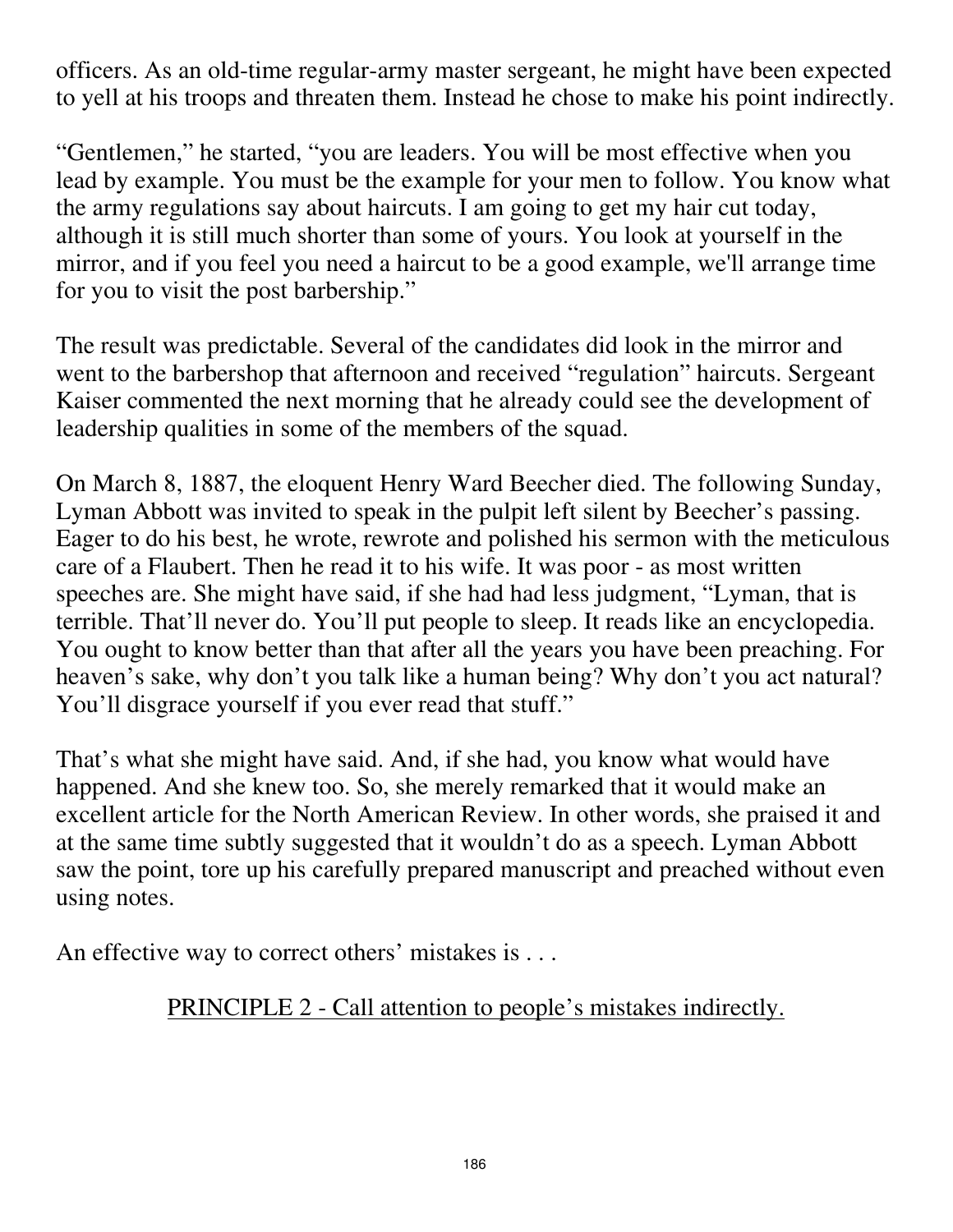officers. As an old-time regular-army master sergeant, he might have been expected to yell at his troops and threaten them. Instead he chose to make his point indirectly.

"Gentlemen," he started, "you are leaders. You will be most effective when you lead by example. You must be the example for your men to follow. You know what the army regulations say about haircuts. I am going to get my hair cut today, although it is still much shorter than some of yours. You look at yourself in the mirror, and if you feel you need a haircut to be a good example, we'll arrange time for you to visit the post barbership."

The result was predictable. Several of the candidates did look in the mirror and went to the barbershop that afternoon and received "regulation" haircuts. Sergeant Kaiser commented the next morning that he already could see the development of leadership qualities in some of the members of the squad.

On March 8, 1887, the eloquent Henry Ward Beecher died. The following Sunday, Lyman Abbott was invited to speak in the pulpit left silent by Beecher's passing. Eager to do his best, he wrote, rewrote and polished his sermon with the meticulous care of a Flaubert. Then he read it to his wife. It was poor - as most written speeches are. She might have said, if she had had less judgment, "Lyman, that is terrible. That'll never do. You'll put people to sleep. It reads like an encyclopedia. You ought to know better than that after all the years you have been preaching. For heaven's sake, why don't you talk like a human being? Why don't you act natural? You'll disgrace yourself if you ever read that stuff."

That's what she might have said. And, if she had, you know what would have happened. And she knew too. So, she merely remarked that it would make an excellent article for the North American Review. In other words, she praised it and at the same time subtly suggested that it wouldn't do as a speech. Lyman Abbott saw the point, tore up his carefully prepared manuscript and preached without even using notes.

An effective way to correct others' mistakes is . . .

<u>PRINCIPLE 2 - Call attention to people's mistakes indirectly.</u>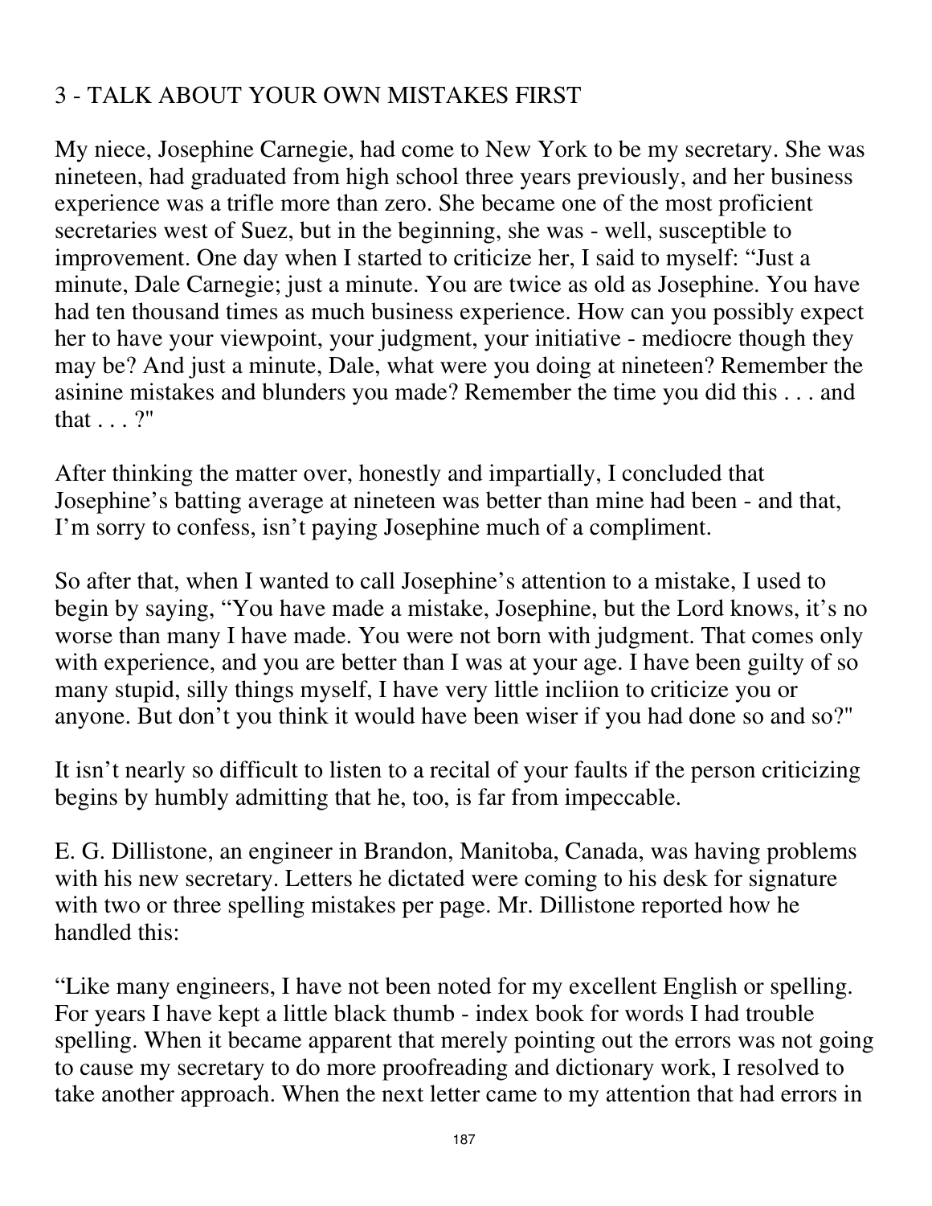## 3 - TALK ABOUT YOUR OWN MISTAKES FIRST

My niece, Josephine Carnegie, had come to New York to be my secretary. She was nineteen, had graduated from high school three years previously, and her business experience was a trifle more than zero. She became one of the most proficient secretaries west of Suez, but in the beginning, she was - well, susceptible to improvement. One day when I started to criticize her, I said to myself: "Just a minute, Dale Carnegie; just a minute. You are twice as old as Josephine. You have had ten thousand times as much business experience. How can you possibly expect her to have your viewpoint, your judgment, your initiative - mediocre though they may be? And just a minute, Dale, what were you doing at nineteen? Remember the asinine mistakes and blunders you made? Remember the time you did this . . . and that . . . ?"

After thinking the matter over, honestly and impartially, I concluded that Josephine's batting average at nineteen was better than mine had been - and that, I'm sorry to confess, isn't paying Josephine much of a compliment.

So after that, when I wanted to call Josephine's attention to a mistake, I used to begin by saying, "You have made a mistake, Josephine, but the Lord knows, it's no worse than many I have made. You were not born with judgment. That comes only with experience, and you are better than I was at your age. I have been guilty of so many stupid, silly things myself, I have very little incliion to criticize you or anyone. But don't you think it would have been wiser if you had done so and so?"

It isn't nearly so difficult to listen to a recital of your faults if the person criticizing begins by humbly admitting that he, too, is far from impeccable.

E. G. Dillistone, an engineer in Brandon, Manitoba, Canada, was having problems with his new secretary. Letters he dictated were coming to his desk for signature with two or three spelling mistakes per page. Mr. Dillistone reported how he handled this:

"Like many engineers, I have not been noted for my excellent English or spelling. For years I have kept a little black thumb - index book for words I had trouble spelling. When it became apparent that merely pointing out the errors was not going to cause my secretary to do more proofreading and dictionary work, I resolved to take another approach. When the next letter came to my attention that had errors in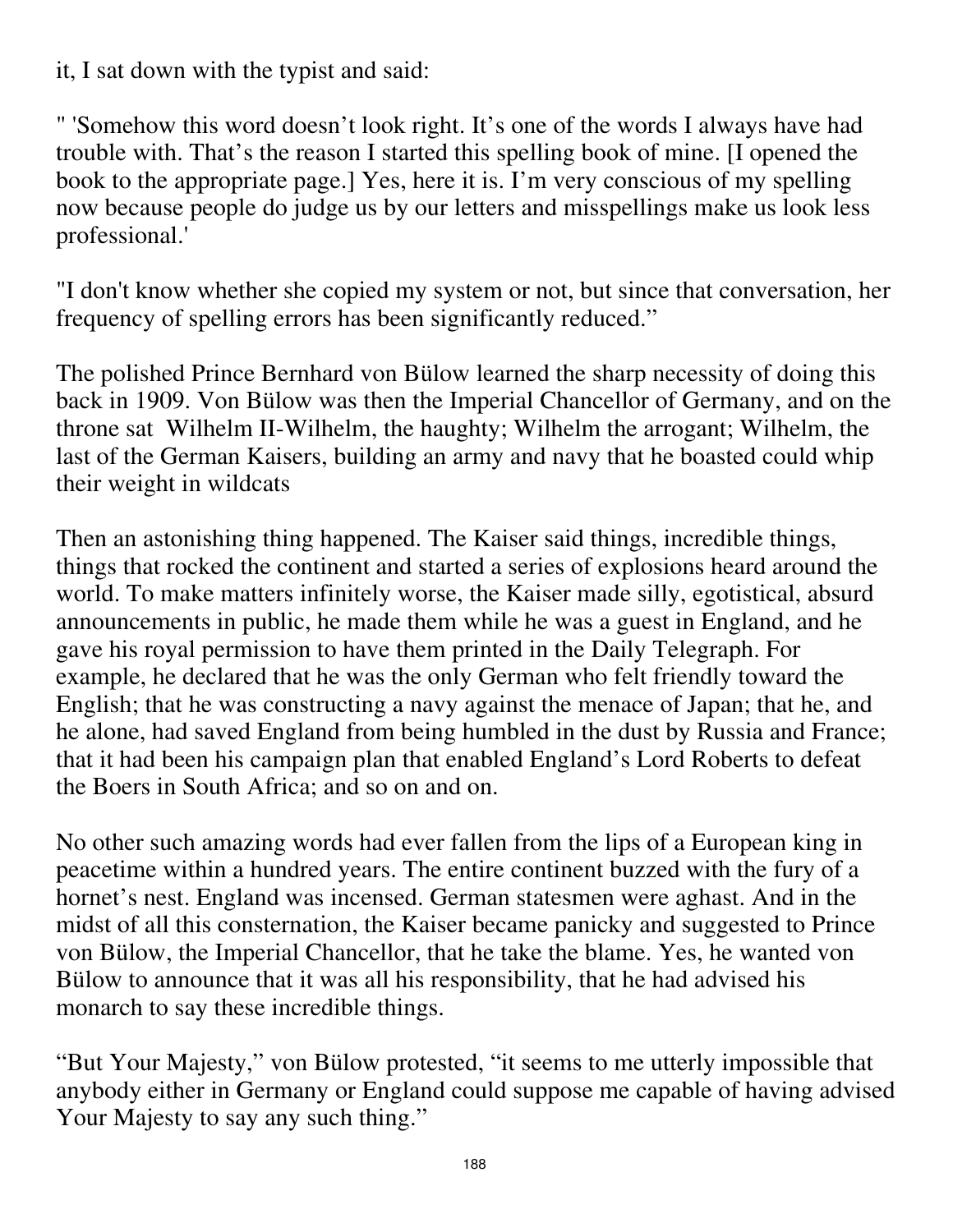it, I sat down with the typist and said:

" 'Somehow this word doesn’t look right. It’s one of the words I always have had trouble with. That’s the reason I started this spelling book of mine. [I opened the book to the appropriate page.] Yes, here it is. I’m very conscious of my spelling now because people do judge us by our letters and misspellings make us look less professional.'

"I don't know whether she copied my system or not, but since that conversation, her frequency of spelling errors has been significantly reduced.”

The polished Prince Bernhard von Bülow learned the sharp necessity of doing this back in 1909. Von Bülow was then the Imperial Chancellor of Germany, and on the throne sat  Wilhelm II-Wilhelm, the haughty; Wilhelm the arrogant; Wilhelm, the last of the German Kaisers, building an army and navy that he boasted could whip their weight in wildcats

Then an astonishing thing happened. The Kaiser said things, incredible things, things that rocked the continent and started a series of explosions heard around the world. To make matters infinitely worse, the Kaiser made silly, egotistical, absurd announcements in public, he made them while he was a guest in England, and he gave his royal permission to have them printed in the Daily Telegraph. For example, he declared that he was the only German who felt friendly toward the English; that he was constructing a navy against the menace of Japan; that he, and he alone, had saved England from being humbled in the dust by Russia and France; that it had been his campaign plan that enabled England’s Lord Roberts to defeat the Boers in South Africa; and so on and on.

No other such amazing words had ever fallen from the lips of a European king in peacetime within a hundred years. The entire continent buzzed with the fury of a hornet’s nest. England was incensed. German statesmen were aghast. And in the midst of all this consternation, the Kaiser became panicky and suggested to Prince von Bülow, the Imperial Chancellor, that he take the blame. Yes, he wanted von Bülow to announce that it was all his responsibility, that he had advised his monarch to say these incredible things.

“But Your Majesty,” von Bülow protested, “it seems to me utterly impossible that anybody either in Germany or England could suppose me capable of having advised Your Majesty to say any such thing.”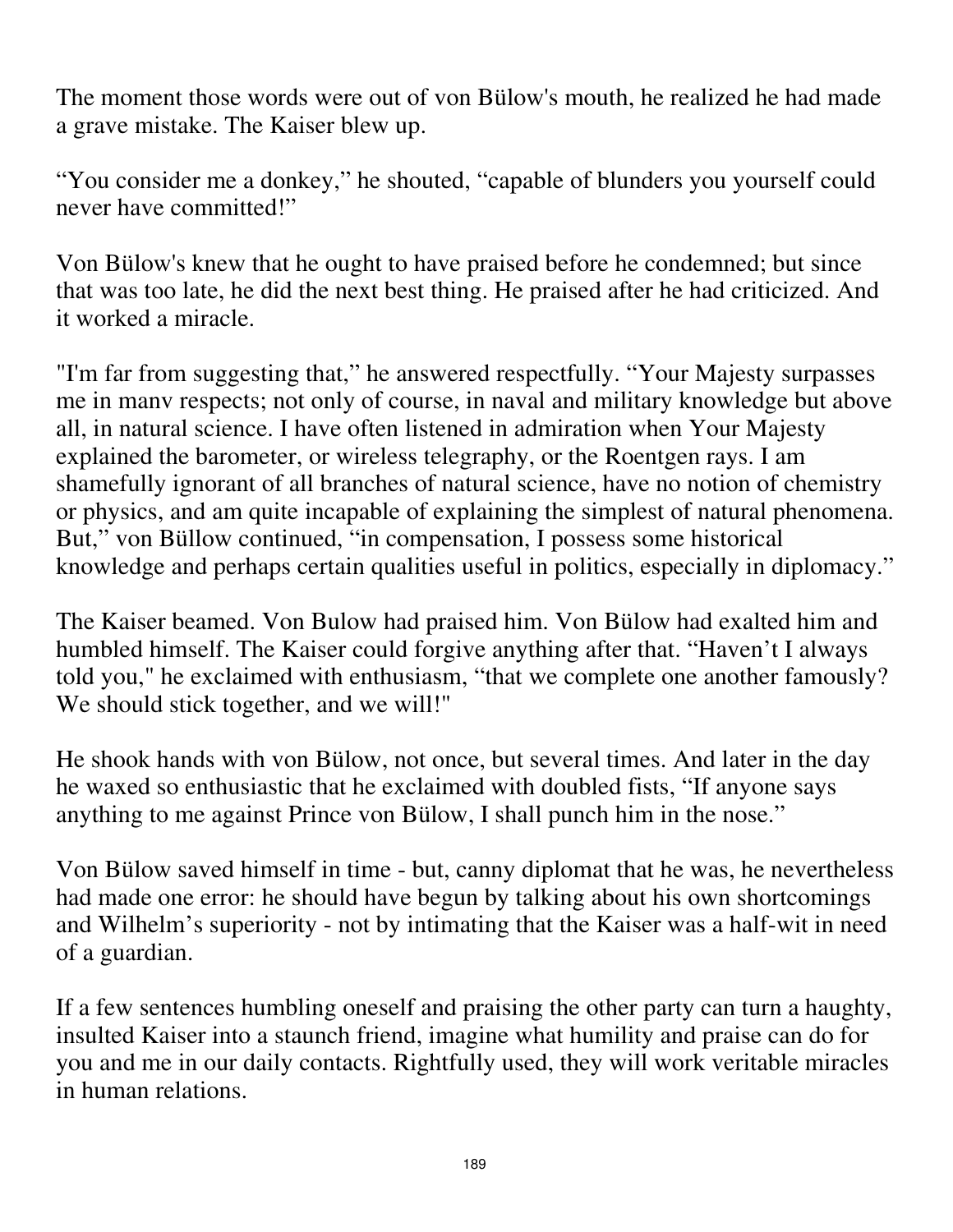The moment those words were out of von Bülow's mouth, he realized he had made a grave mistake. The Kaiser blew up.

“You consider me a donkey,” he shouted, “capable of blunders you yourself could never have committed!”

Von Bülow's knew that he ought to have praised before he condemned; but since that was too late, he did the next best thing. He praised after he had criticized. And it worked a miracle.

"I'm far from suggesting that,” he answered respectfully. “Your Majesty surpasses me in manv respects; not only of course, in naval and military knowledge but above all, in natural science. I have often listened in admiration when Your Majesty explained the barometer, or wireless telegraphy, or the Roentgen rays. I am shamefully ignorant of all branches of natural science, have no notion of chemistry or physics, and am quite incapable of explaining the simplest of natural phenomena. But,” von Büllow continued, “in compensation, I possess some historical knowledge and perhaps certain qualities useful in politics, especially in diplomacy.”

The Kaiser beamed. Von Bulow had praised him. Von Bülow had exalted him and humbled himself. The Kaiser could forgive anything after that. “Haven’t I always told you," he exclaimed with enthusiasm, “that we complete one another famously? We should stick together, and we will!"

He shook hands with von Bülow, not once, but several times. And later in the day he waxed so enthusiastic that he exclaimed with doubled fists, “If anyone says anything to me against Prince von Bülow, I shall punch him in the nose.”

Von Bülow saved himself in time - but, canny diplomat that he was, he nevertheless had made one error: he should have begun by talking about his own shortcomings and Wilhelm’s superiority - not by intimating that the Kaiser was a half-wit in need of a guardian.

If a few sentences humbling oneself and praising the other party can turn a haughty, insulted Kaiser into a staunch friend, imagine what humility and praise can do for you and me in our daily contacts. Rightfully used, they will work veritable miracles in human relations.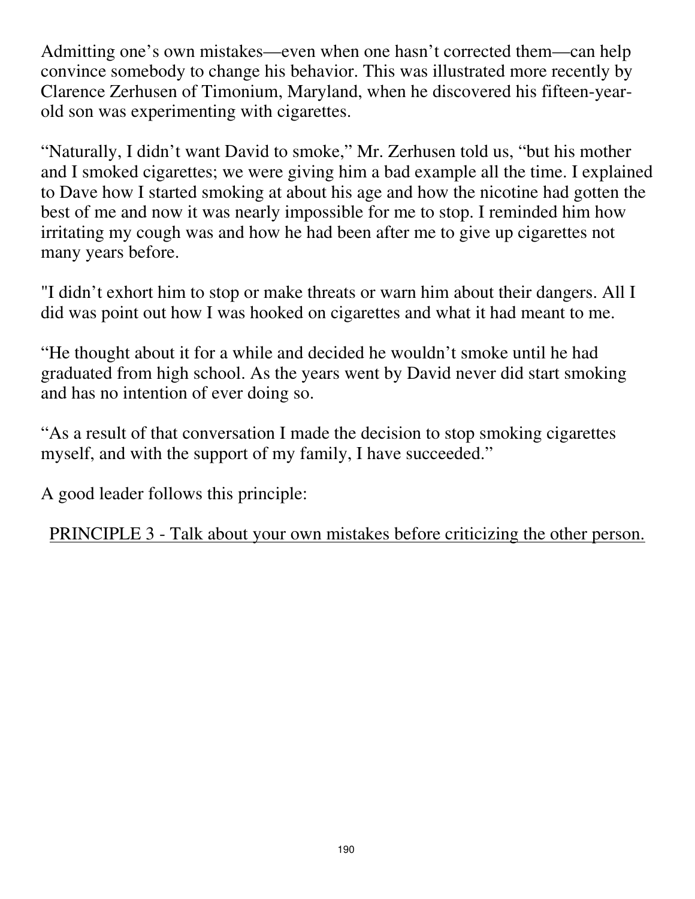Admitting one's own mistakes—even when one hasn't corrected them—can help convince somebody to change his behavior. This was illustrated more recently by Clarence Zerhusen of Timonium, Maryland, when he discovered his fifteen-year-old son was experimenting with cigarettes.

"Naturally, I didn't want David to smoke," Mr. Zerhusen told us, "but his mother and I smoked cigarettes; we were giving him a bad example all the time. I explained to Dave how I started smoking at about his age and how the nicotine had gotten the best of me and now it was nearly impossible for me to stop. I reminded him how irritating my cough was and how he had been after me to give up cigarettes not many years before.

"I didn't exhort him to stop or make threats or warn him about their dangers. All I did was point out how I was hooked on cigarettes and what it had meant to me.

"He thought about it for a while and decided he wouldn't smoke until he had graduated from high school. As the years went by David never did start smoking and has no intention of ever doing so.

"As a result of that conversation I made the decision to stop smoking cigarettes myself, and with the support of my family, I have succeeded."

A good leader follows this principle:

<u>PRINCIPLE 3 - Talk about your own mistakes before criticizing the other person.</u>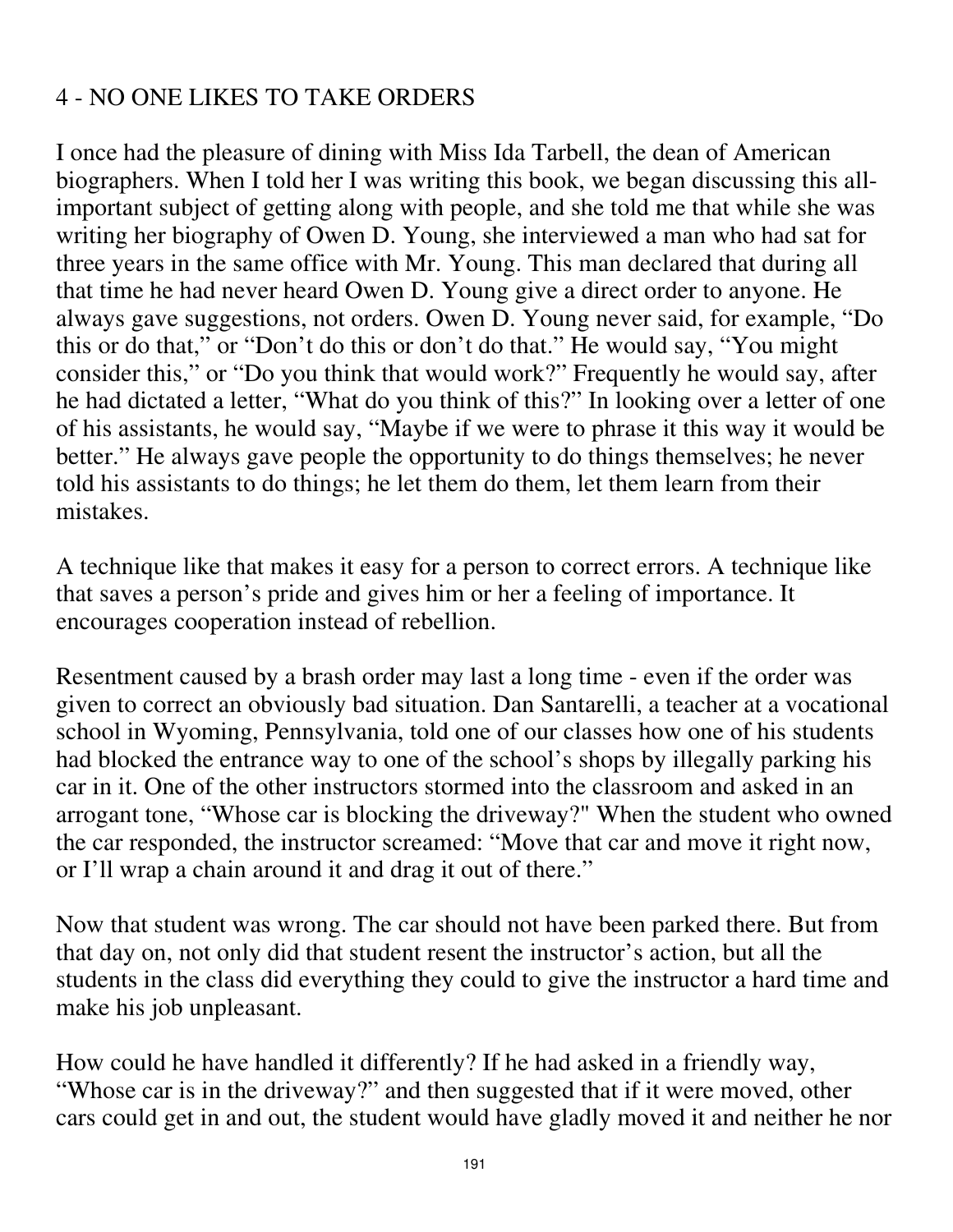## 4 - NO ONE LIKES TO TAKE ORDERS

I once had the pleasure of dining with Miss Ida Tarbell, the dean of American biographers. When I told her I was writing this book, we began discussing this all-important subject of getting along with people, and she told me that while she was writing her biography of Owen D. Young, she interviewed a man who had sat for three years in the same office with Mr. Young. This man declared that during all that time he had never heard Owen D. Young give a direct order to anyone. He always gave suggestions, not orders. Owen D. Young never said, for example, "Do this or do that," or "Don't do this or don't do that." He would say, "You might consider this," or "Do you think that would work?" Frequently he would say, after he had dictated a letter, "What do you think of this?" In looking over a letter of one of his assistants, he would say, "Maybe if we were to phrase it this way it would be better." He always gave people the opportunity to do things themselves; he never told his assistants to do things; he let them do them, let them learn from their mistakes.

A technique like that makes it easy for a person to correct errors. A technique like that saves a person's pride and gives him or her a feeling of importance. It encourages cooperation instead of rebellion.

Resentment caused by a brash order may last a long time - even if the order was given to correct an obviously bad situation. Dan Santarelli, a teacher at a vocational school in Wyoming, Pennsylvania, told one of our classes how one of his students had blocked the entrance way to one of the school's shops by illegally parking his car in it. One of the other instructors stormed into the classroom and asked in an arrogant tone, "Whose car is blocking the driveway?" When the student who owned the car responded, the instructor screamed: "Move that car and move it right now, or I'll wrap a chain around it and drag it out of there."

Now that student was wrong. The car should not have been parked there. But from that day on, not only did that student resent the instructor's action, but all the students in the class did everything they could to give the instructor a hard time and make his job unpleasant.

How could he have handled it differently? If he had asked in a friendly way, "Whose car is in the driveway?" and then suggested that if it were moved, other cars could get in and out, the student would have gladly moved it and neither he nor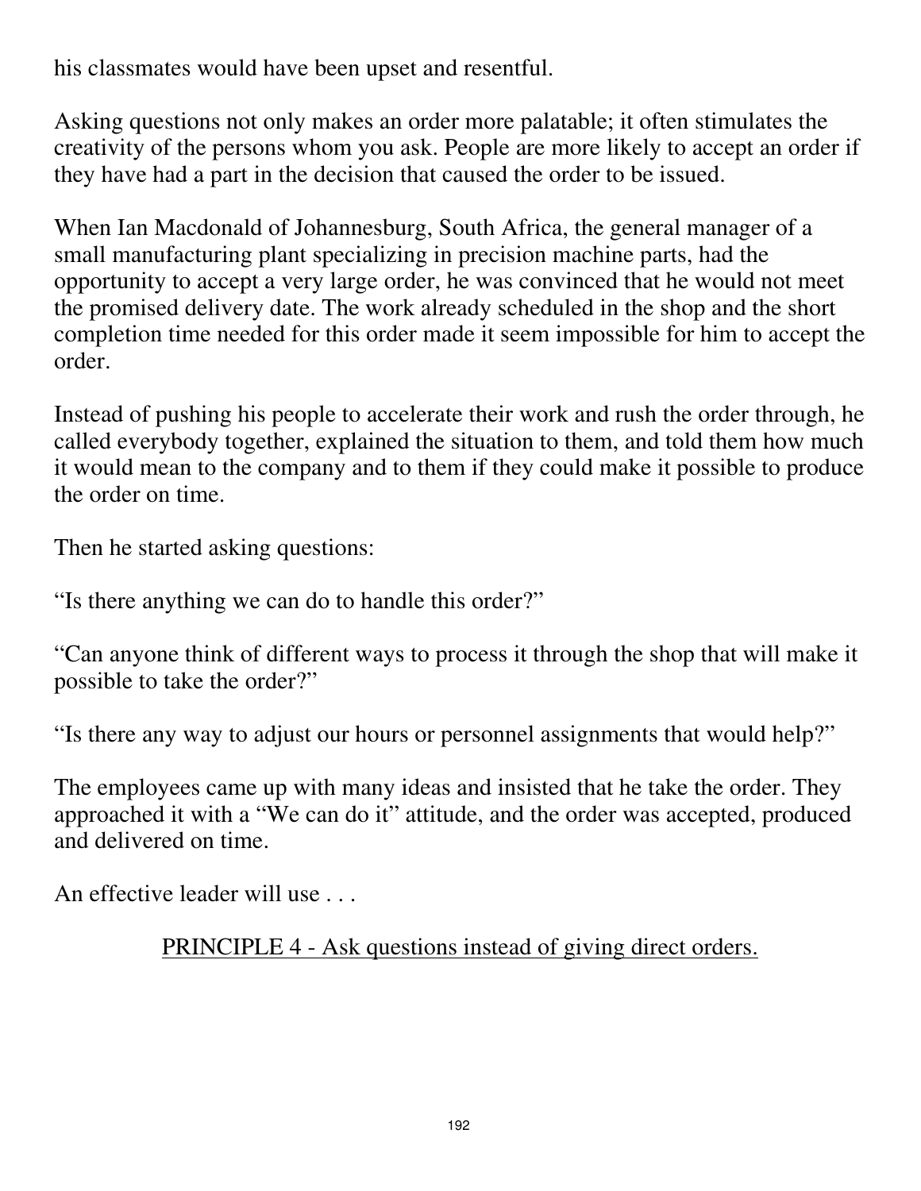his classmates would have been upset and resentful.

Asking questions not only makes an order more palatable; it often stimulates the creativity of the persons whom you ask. People are more likely to accept an order if they have had a part in the decision that caused the order to be issued.

When Ian Macdonald of Johannesburg, South Africa, the general manager of a small manufacturing plant specializing in precision machine parts, had the opportunity to accept a very large order, he was convinced that he would not meet the promised delivery date. The work already scheduled in the shop and the short completion time needed for this order made it seem impossible for him to accept the order.

Instead of pushing his people to accelerate their work and rush the order through, he called everybody together, explained the situation to them, and told them how much it would mean to the company and to them if they could make it possible to produce the order on time.

Then he started asking questions:

“Is there anything we can do to handle this order?”

“Can anyone think of different ways to process it through the shop that will make it possible to take the order?”

“Is there any way to adjust our hours or personnel assignments that would help?”

The employees came up with many ideas and insisted that he take the order. They approached it with a “We can do it” attitude, and the order was accepted, produced and delivered on time.

An effective leader will use . . .

<u>PRINCIPLE 4 - Ask questions instead of giving direct orders.</u>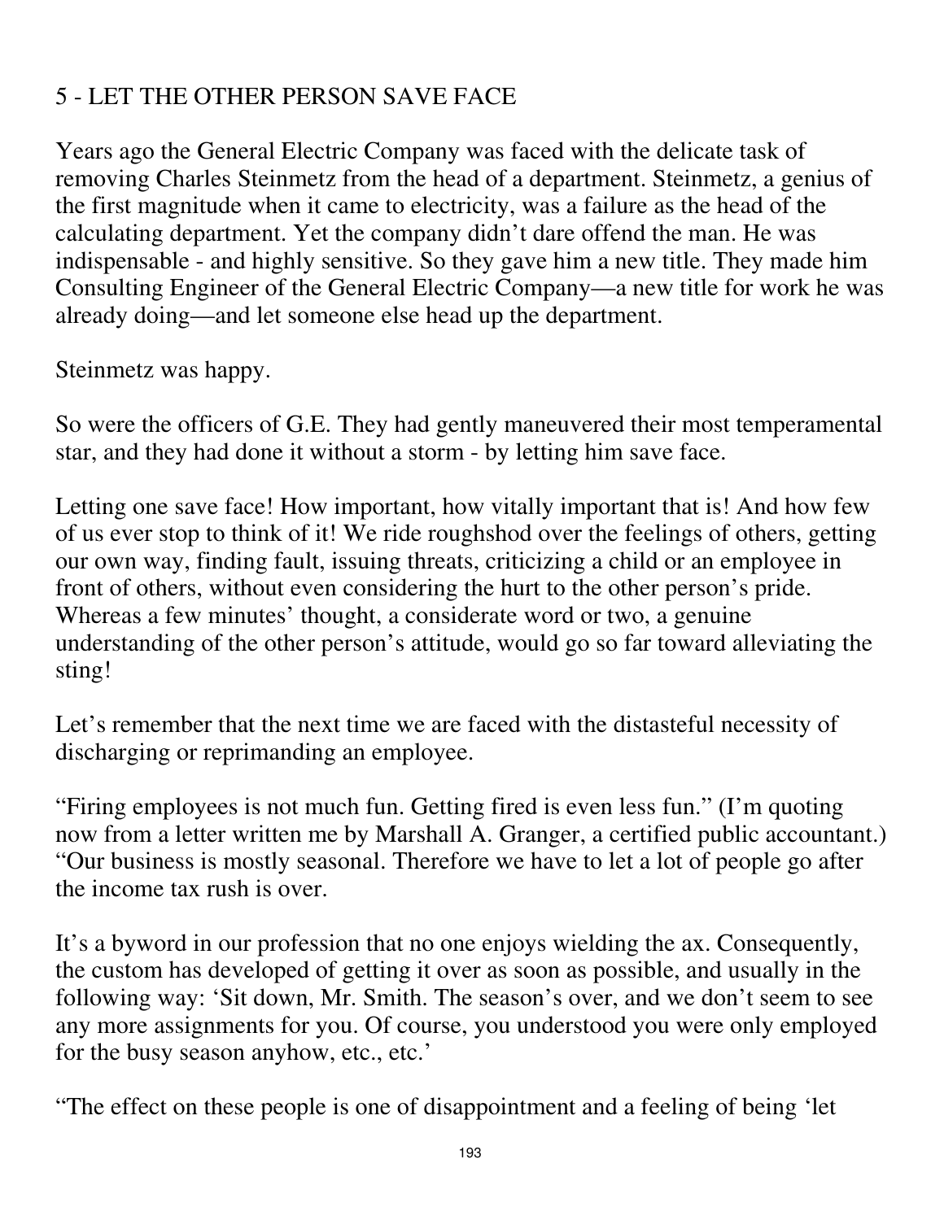## 5 - LET THE OTHER PERSON SAVE FACE

Years ago the General Electric Company was faced with the delicate task of removing Charles Steinmetz from the head of a department. Steinmetz, a genius of the first magnitude when it came to electricity, was a failure as the head of the calculating department. Yet the company didn't dare offend the man. He was indispensable - and highly sensitive. So they gave him a new title. They made him Consulting Engineer of the General Electric Company—a new title for work he was already doing—and let someone else head up the department.

Steinmetz was happy.

So were the officers of G.E. They had gently maneuvered their most temperamental star, and they had done it without a storm - by letting him save face.

Letting one save face! How important, how vitally important that is! And how few of us ever stop to think of it! We ride roughshod over the feelings of others, getting our own way, finding fault, issuing threats, criticizing a child or an employee in front of others, without even considering the hurt to the other person's pride. Whereas a few minutes' thought, a considerate word or two, a genuine understanding of the other person's attitude, would go so far toward alleviating the sting!

Let's remember that the next time we are faced with the distasteful necessity of discharging or reprimanding an employee.

"Firing employees is not much fun. Getting fired is even less fun." (I'm quoting now from a letter written me by Marshall A. Granger, a certified public accountant.) "Our business is mostly seasonal. Therefore we have to let a lot of people go after the income tax rush is over.

It's a byword in our profession that no one enjoys wielding the ax. Consequently, the custom has developed of getting it over as soon as possible, and usually in the following way: 'Sit down, Mr. Smith. The season's over, and we don't seem to see any more assignments for you. Of course, you understood you were only employed for the busy season anyhow, etc., etc.'

"The effect on these people is one of disappointment and a feeling of being 'let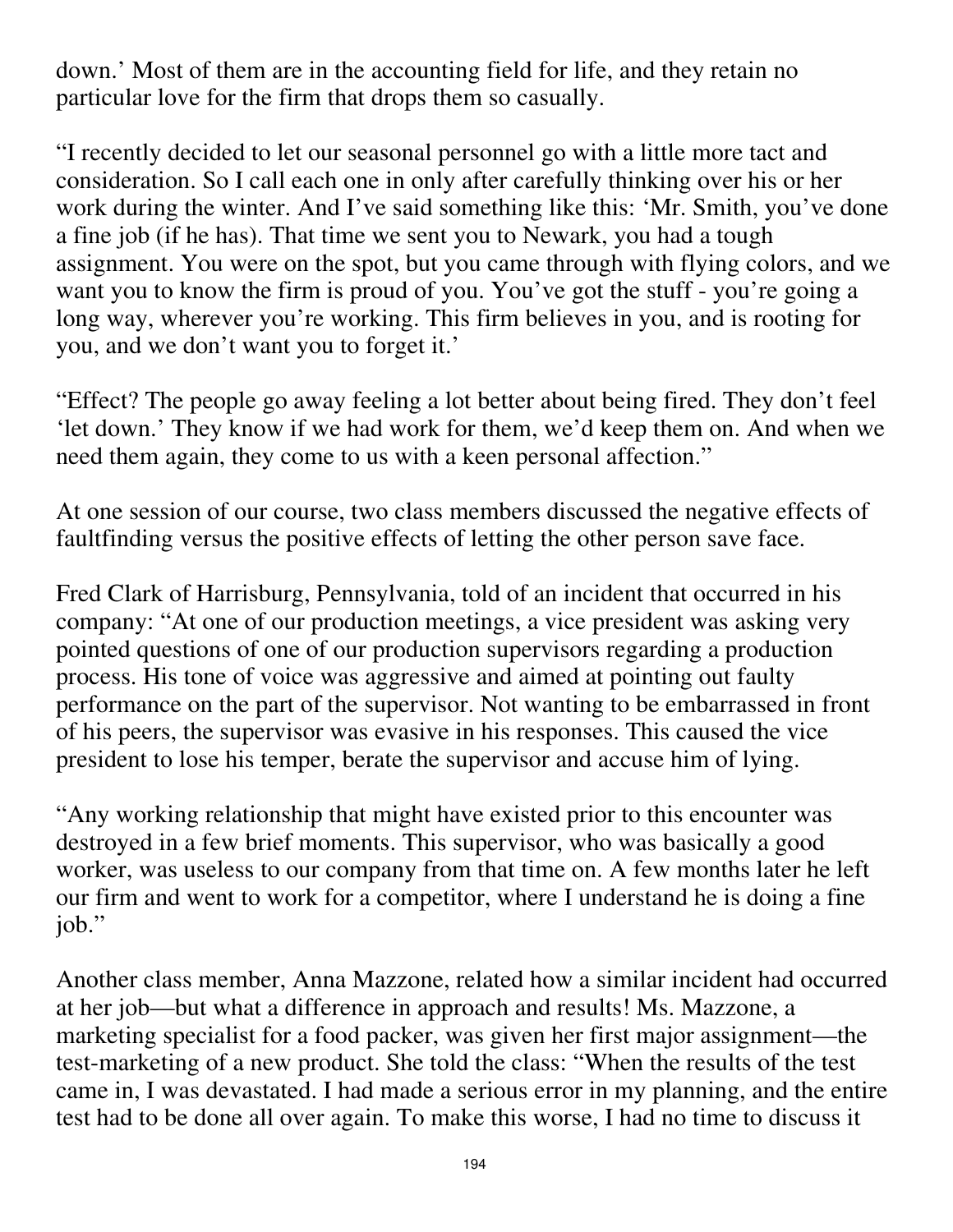down.' Most of them are in the accounting field for life, and they retain no particular love for the firm that drops them so casually.

"I recently decided to let our seasonal personnel go with a little more tact and consideration. So I call each one in only after carefully thinking over his or her work during the winter. And I've said something like this: 'Mr. Smith, you've done a fine job (if he has). That time we sent you to Newark, you had a tough assignment. You were on the spot, but you came through with flying colors, and we want you to know the firm is proud of you. You've got the stuff - you're going a long way, wherever you're working. This firm believes in you, and is rooting for you, and we don't want you to forget it.'

"Effect? The people go away feeling a lot better about being fired. They don't feel 'let down.' They know if we had work for them, we'd keep them on. And when we need them again, they come to us with a keen personal affection."

At one session of our course, two class members discussed the negative effects of faultfinding versus the positive effects of letting the other person save face.

Fred Clark of Harrisburg, Pennsylvania, told of an incident that occurred in his company: "At one of our production meetings, a vice president was asking very pointed questions of one of our production supervisors regarding a production process. His tone of voice was aggressive and aimed at pointing out faulty performance on the part of the supervisor. Not wanting to be embarrassed in front of his peers, the supervisor was evasive in his responses. This caused the vice president to lose his temper, berate the supervisor and accuse him of lying.

"Any working relationship that might have existed prior to this encounter was destroyed in a few brief moments. This supervisor, who was basically a good worker, was useless to our company from that time on. A few months later he left our firm and went to work for a competitor, where I understand he is doing a fine job."

Another class member, Anna Mazzone, related how a similar incident had occurred at her job—but what a difference in approach and results! Ms. Mazzone, a marketing specialist for a food packer, was given her first major assignment—the test-marketing of a new product. She told the class: "When the results of the test came in, I was devastated. I had made a serious error in my planning, and the entire test had to be done all over again. To make this worse, I had no time to discuss it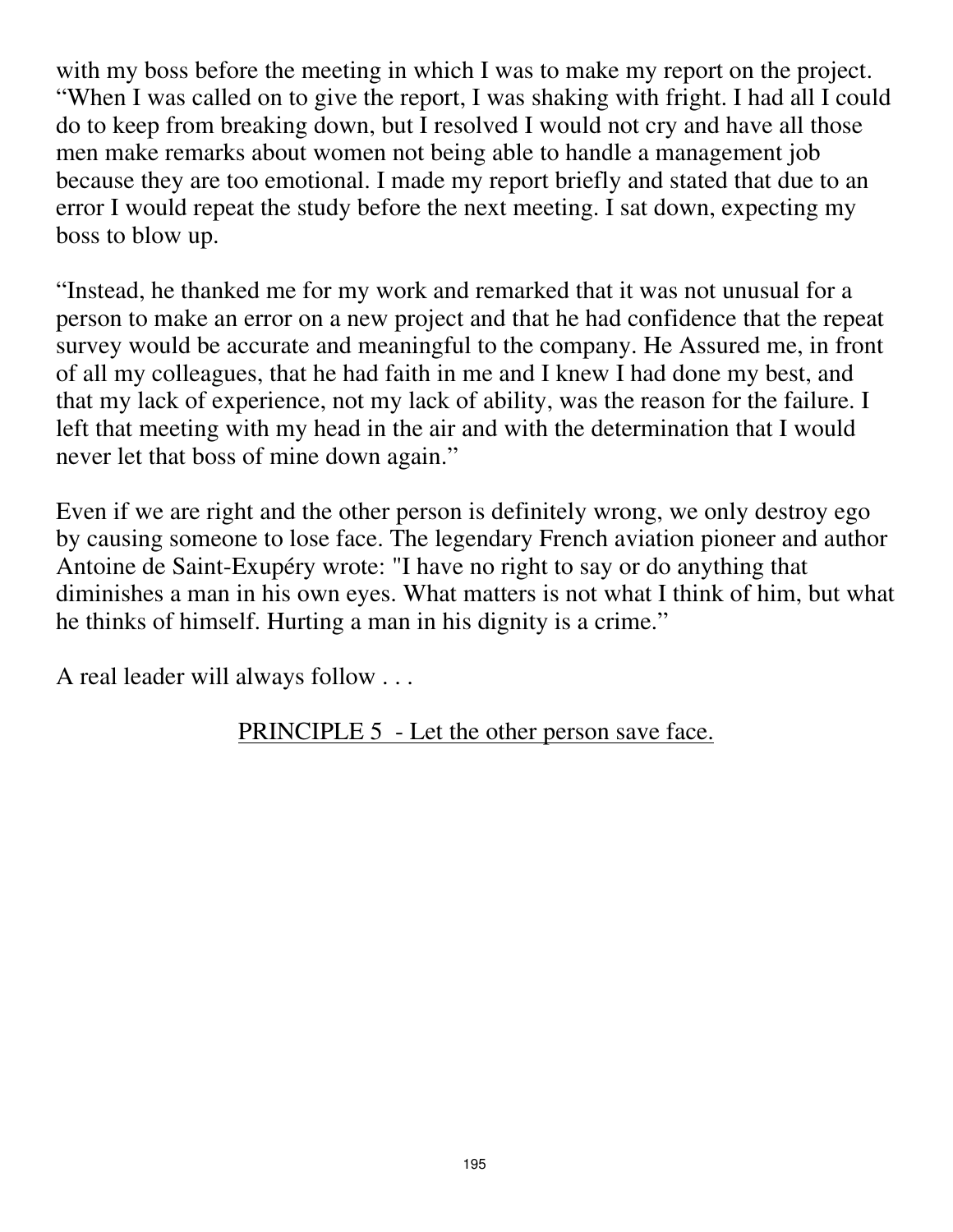with my boss before the meeting in which I was to make my report on the project. "When I was called on to give the report, I was shaking with fright. I had all I could do to keep from breaking down, but I resolved I would not cry and have all those men make remarks about women not being able to handle a management job because they are too emotional. I made my report briefly and stated that due to an error I would repeat the study before the next meeting. I sat down, expecting my boss to blow up.

"Instead, he thanked me for my work and remarked that it was not unusual for a person to make an error on a new project and that he had confidence that the repeat survey would be accurate and meaningful to the company. He Assured me, in front of all my colleagues, that he had faith in me and I knew I had done my best, and that my lack of experience, not my lack of ability, was the reason for the failure. I left that meeting with my head in the air and with the determination that I would never let that boss of mine down again."

Even if we are right and the other person is definitely wrong, we only destroy ego by causing someone to lose face. The legendary French aviation pioneer and author Antoine de Saint-Exupéry wrote: "I have no right to say or do anything that diminishes a man in his own eyes. What matters is not what I think of him, but what he thinks of himself. Hurting a man in his dignity is a crime."

A real leader will always follow . . .

<u>PRINCIPLE 5 - Let the other person save face.</u>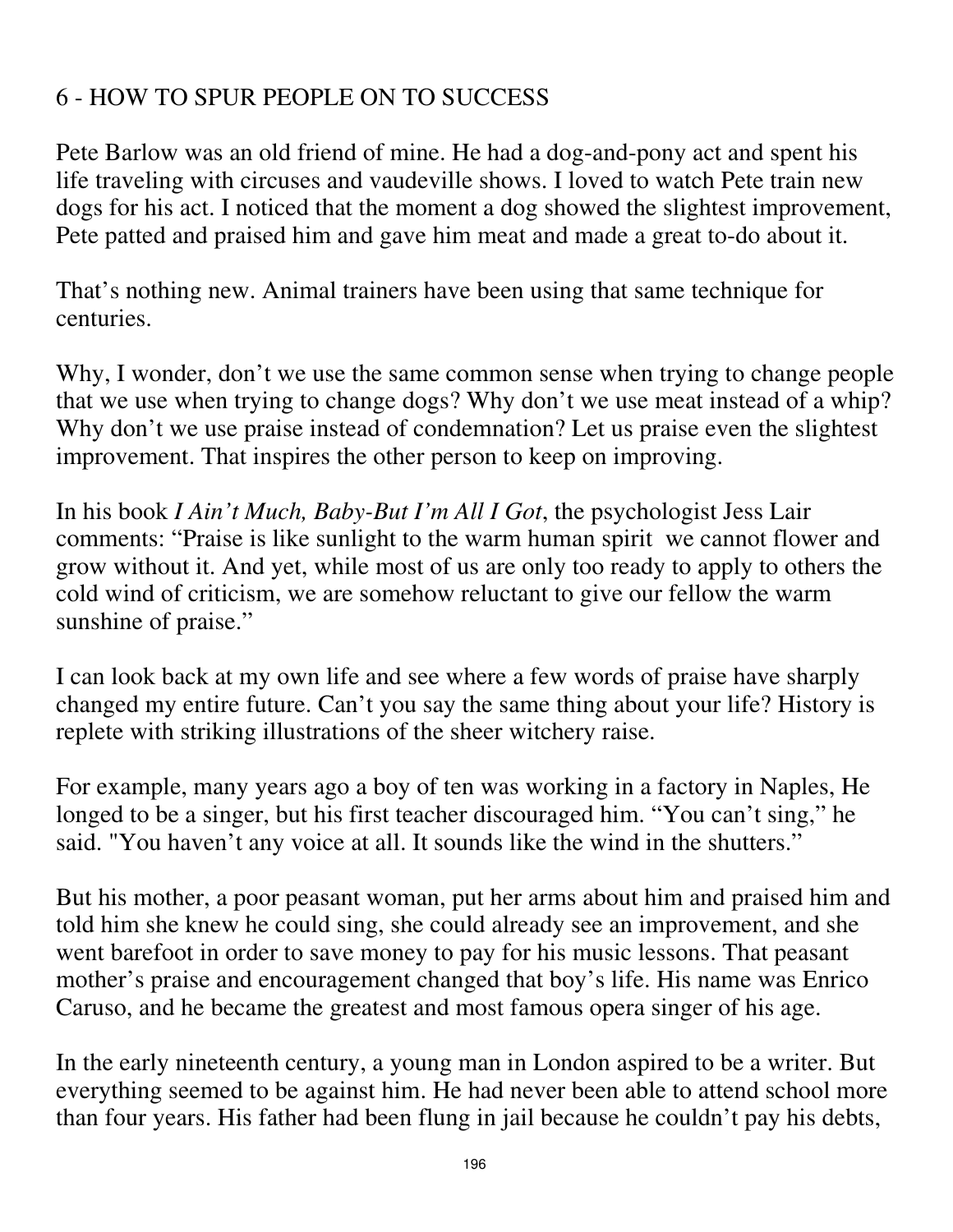## 6 - HOW TO SPUR PEOPLE ON TO SUCCESS

Pete Barlow was an old friend of mine. He had a dog-and-pony act and spent his life traveling with circuses and vaudeville shows. I loved to watch Pete train new dogs for his act. I noticed that the moment a dog showed the slightest improvement, Pete patted and praised him and gave him meat and made a great to-do about it.

That's nothing new. Animal trainers have been using that same technique for centuries.

Why, I wonder, don't we use the same common sense when trying to change people that we use when trying to change dogs? Why don't we use meat instead of a whip? Why don't we use praise instead of condemnation? Let us praise even the slightest improvement. That inspires the other person to keep on improving.

In his book *I Ain't Much, Baby-But I'm All I Got*, the psychologist Jess Lair comments: "Praise is like sunlight to the warm human spirit  we cannot flower and grow without it. And yet, while most of us are only too ready to apply to others the cold wind of criticism, we are somehow reluctant to give our fellow the warm sunshine of praise."

I can look back at my own life and see where a few words of praise have sharply changed my entire future. Can't you say the same thing about your life? History is replete with striking illustrations of the sheer witchery raise.

For example, many years ago a boy of ten was working in a factory in Naples, He longed to be a singer, but his first teacher discouraged him. "You can't sing," he said. "You haven't any voice at all. It sounds like the wind in the shutters."

But his mother, a poor peasant woman, put her arms about him and praised him and told him she knew he could sing, she could already see an improvement, and she went barefoot in order to save money to pay for his music lessons. That peasant mother's praise and encouragement changed that boy's life. His name was Enrico Caruso, and he became the greatest and most famous opera singer of his age.

In the early nineteenth century, a young man in London aspired to be a writer. But everything seemed to be against him. He had never been able to attend school more than four years. His father had been flung in jail because he couldn't pay his debts,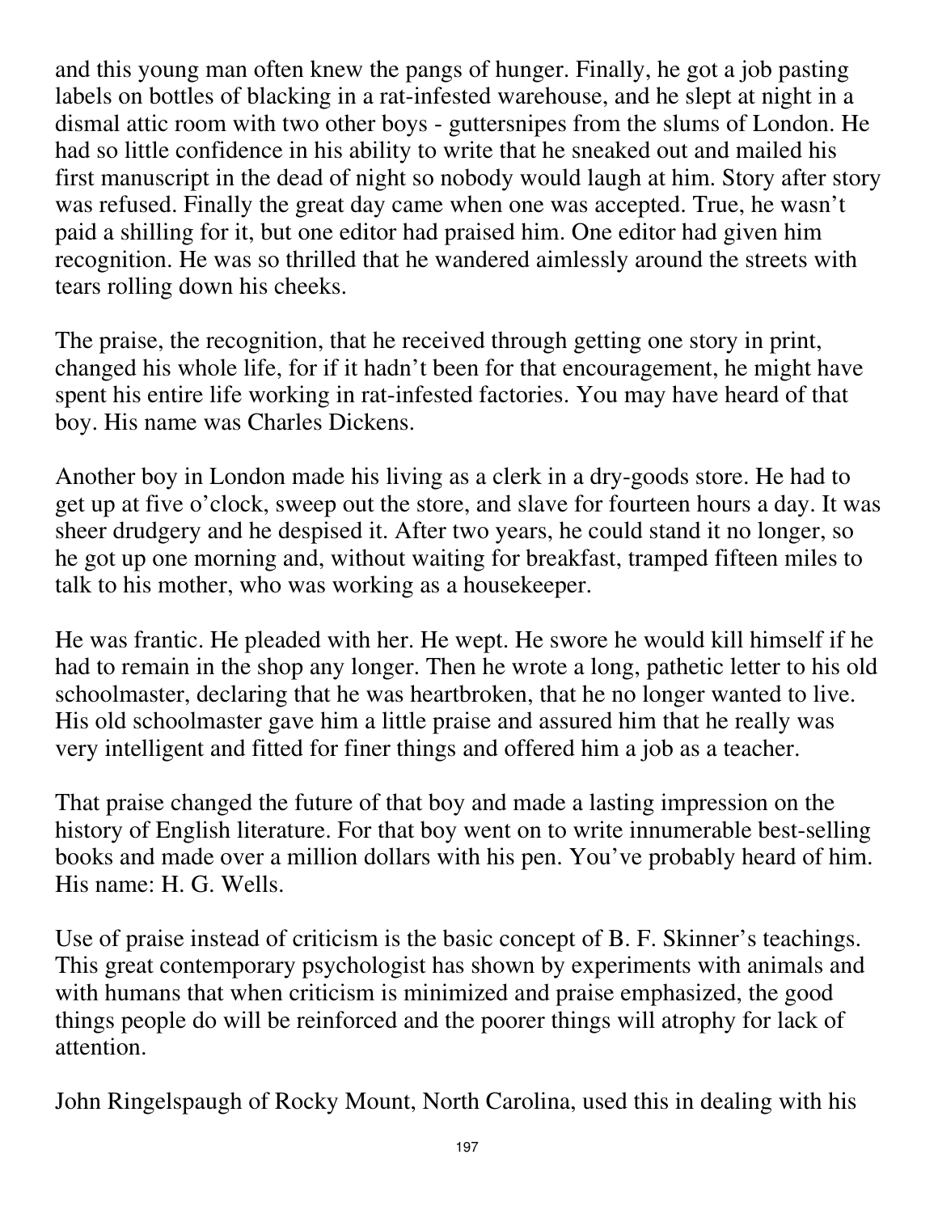and this young man often knew the pangs of hunger. Finally, he got a job pasting labels on bottles of blacking in a rat-infested warehouse, and he slept at night in a dismal attic room with two other boys - guttersnipes from the slums of London. He had so little confidence in his ability to write that he sneaked out and mailed his first manuscript in the dead of night so nobody would laugh at him. Story after story was refused. Finally the great day came when one was accepted. True, he wasn't paid a shilling for it, but one editor had praised him. One editor had given him recognition. He was so thrilled that he wandered aimlessly around the streets with tears rolling down his cheeks.

The praise, the recognition, that he received through getting one story in print, changed his whole life, for if it hadn't been for that encouragement, he might have spent his entire life working in rat-infested factories. You may have heard of that boy. His name was Charles Dickens.

Another boy in London made his living as a clerk in a dry-goods store. He had to get up at five o'clock, sweep out the store, and slave for fourteen hours a day. It was sheer drudgery and he despised it. After two years, he could stand it no longer, so he got up one morning and, without waiting for breakfast, tramped fifteen miles to talk to his mother, who was working as a housekeeper.

He was frantic. He pleaded with her. He wept. He swore he would kill himself if he had to remain in the shop any longer. Then he wrote a long, pathetic letter to his old schoolmaster, declaring that he was heartbroken, that he no longer wanted to live. His old schoolmaster gave him a little praise and assured him that he really was very intelligent and fitted for finer things and offered him a job as a teacher.

That praise changed the future of that boy and made a lasting impression on the history of English literature. For that boy went on to write innumerable best-selling books and made over a million dollars with his pen. You've probably heard of him. His name: H. G. Wells.

Use of praise instead of criticism is the basic concept of B. F. Skinner's teachings. This great contemporary psychologist has shown by experiments with animals and with humans that when criticism is minimized and praise emphasized, the good things people do will be reinforced and the poorer things will atrophy for lack of attention.

John Ringelspaugh of Rocky Mount, North Carolina, used this in dealing with his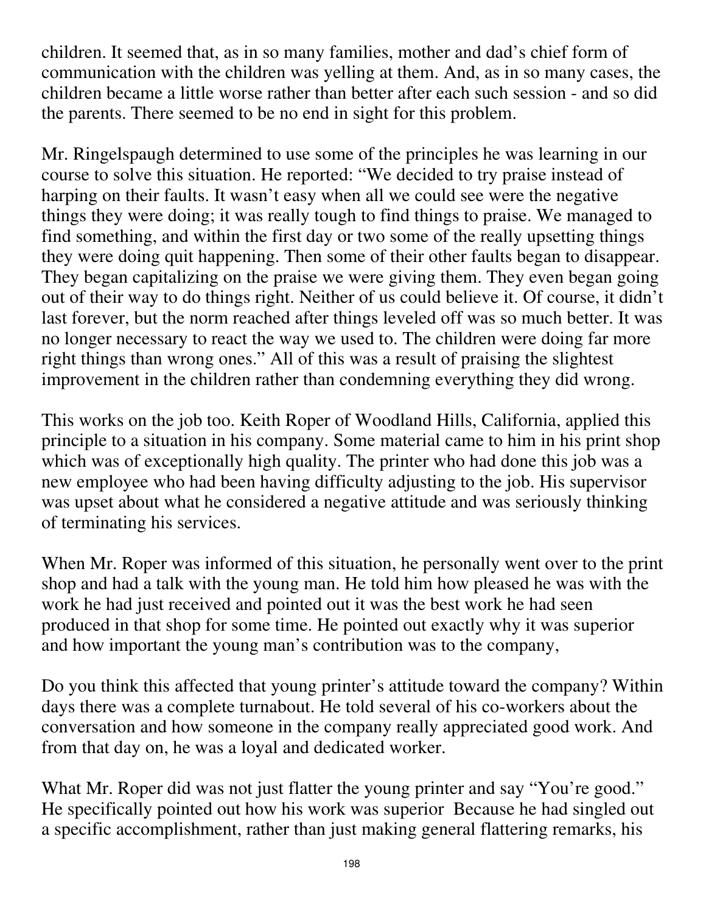children. It seemed that, as in so many families, mother and dad's chief form of communication with the children was yelling at them. And, as in so many cases, the children became a little worse rather than better after each such session - and so did the parents. There seemed to be no end in sight for this problem.

Mr. Ringelspaugh determined to use some of the principles he was learning in our course to solve this situation. He reported: "We decided to try praise instead of harping on their faults. It wasn't easy when all we could see were the negative things they were doing; it was really tough to find things to praise. We managed to find something, and within the first day or two some of the really upsetting things they were doing quit happening. Then some of their other faults began to disappear. They began capitalizing on the praise we were giving them. They even began going out of their way to do things right. Neither of us could believe it. Of course, it didn't last forever, but the norm reached after things leveled off was so much better. It was no longer necessary to react the way we used to. The children were doing far more right things than wrong ones." All of this was a result of praising the slightest improvement in the children rather than condemning everything they did wrong.

This works on the job too. Keith Roper of Woodland Hills, California, applied this principle to a situation in his company. Some material came to him in his print shop which was of exceptionally high quality. The printer who had done this job was a new employee who had been having difficulty adjusting to the job. His supervisor was upset about what he considered a negative attitude and was seriously thinking of terminating his services.

When Mr. Roper was informed of this situation, he personally went over to the print shop and had a talk with the young man. He told him how pleased he was with the work he had just received and pointed out it was the best work he had seen produced in that shop for some time. He pointed out exactly why it was superior and how important the young man's contribution was to the company,

Do you think this affected that young printer's attitude toward the company? Within days there was a complete turnabout. He told several of his co-workers about the conversation and how someone in the company really appreciated good work. And from that day on, he was a loyal and dedicated worker.

What Mr. Roper did was not just flatter the young printer and say "You're good." He specifically pointed out how his work was superior Because he had singled out a specific accomplishment, rather than just making general flattering remarks, his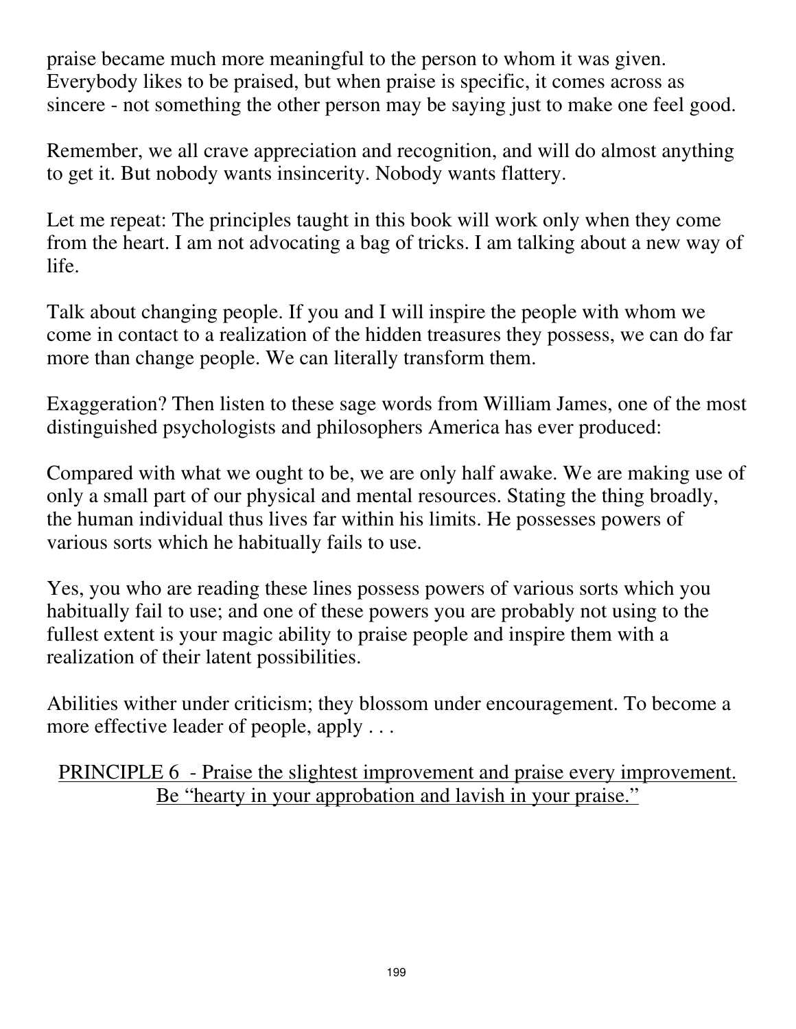praise became much more meaningful to the person to whom it was given. Everybody likes to be praised, but when praise is specific, it comes across as sincere - not something the other person may be saying just to make one feel good.

Remember, we all crave appreciation and recognition, and will do almost anything to get it. But nobody wants insincerity. Nobody wants flattery.

Let me repeat: The principles taught in this book will work only when they come from the heart. I am not advocating a bag of tricks. I am talking about a new way of life.

Talk about changing people. If you and I will inspire the people with whom we come in contact to a realization of the hidden treasures they possess, we can do far more than change people. We can literally transform them.

Exaggeration? Then listen to these sage words from William James, one of the most distinguished psychologists and philosophers America has ever produced:

Compared with what we ought to be, we are only half awake. We are making use of only a small part of our physical and mental resources. Stating the thing broadly, the human individual thus lives far within his limits. He possesses powers of various sorts which he habitually fails to use.

Yes, you who are reading these lines possess powers of various sorts which you habitually fail to use; and one of these powers you are probably not using to the fullest extent is your magic ability to praise people and inspire them with a realization of their latent possibilities.

Abilities wither under criticism; they blossom under encouragement. To become a more effective leader of people, apply . . .

<u>PRINCIPLE 6 - Praise the slightest improvement and praise every improvement. Be "hearty in your approbation and lavish in your praise."</u>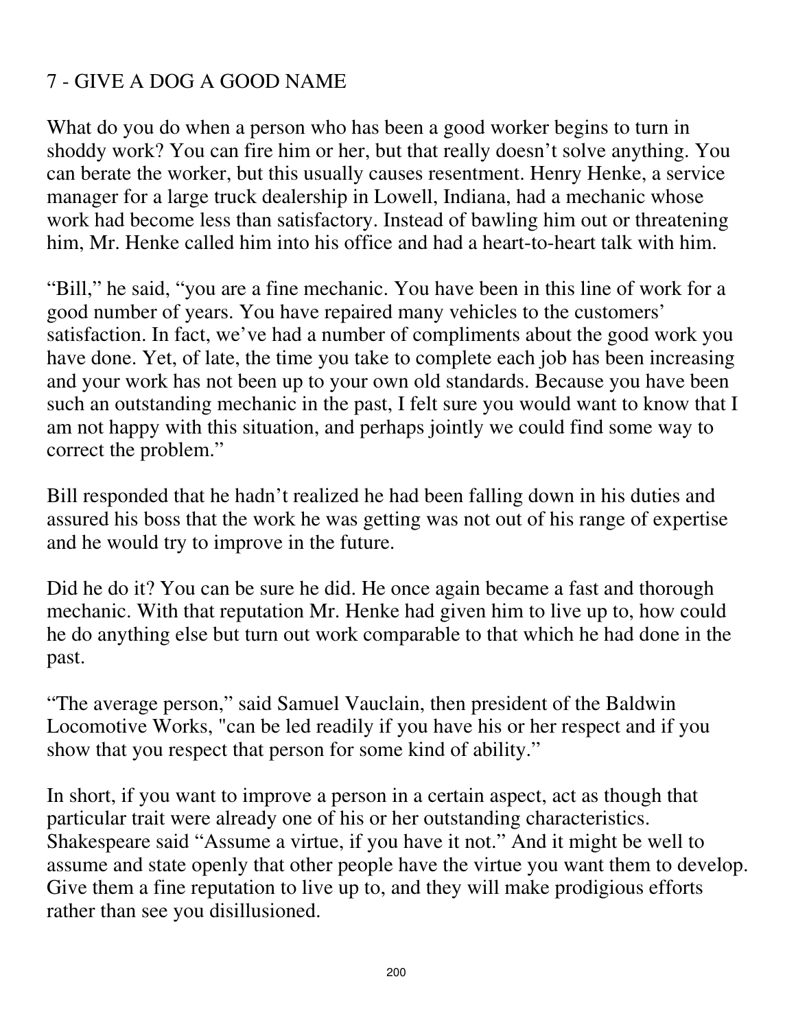## 7 - GIVE A DOG A GOOD NAME

What do you do when a person who has been a good worker begins to turn in shoddy work? You can fire him or her, but that really doesn't solve anything. You can berate the worker, but this usually causes resentment. Henry Henke, a service manager for a large truck dealership in Lowell, Indiana, had a mechanic whose work had become less than satisfactory. Instead of bawling him out or threatening him, Mr. Henke called him into his office and had a heart-to-heart talk with him.

"Bill," he said, "you are a fine mechanic. You have been in this line of work for a good number of years. You have repaired many vehicles to the customers' satisfaction. In fact, we've had a number of compliments about the good work you have done. Yet, of late, the time you take to complete each job has been increasing and your work has not been up to your own old standards. Because you have been such an outstanding mechanic in the past, I felt sure you would want to know that I am not happy with this situation, and perhaps jointly we could find some way to correct the problem."

Bill responded that he hadn't realized he had been falling down in his duties and assured his boss that the work he was getting was not out of his range of expertise and he would try to improve in the future.

Did he do it? You can be sure he did. He once again became a fast and thorough mechanic. With that reputation Mr. Henke had given him to live up to, how could he do anything else but turn out work comparable to that which he had done in the past.

"The average person," said Samuel Vauclain, then president of the Baldwin Locomotive Works, "can be led readily if you have his or her respect and if you show that you respect that person for some kind of ability."

In short, if you want to improve a person in a certain aspect, act as though that particular trait were already one of his or her outstanding characteristics. Shakespeare said "Assume a virtue, if you have it not." And it might be well to assume and state openly that other people have the virtue you want them to develop. Give them a fine reputation to live up to, and they will make prodigious efforts rather than see you disillusioned.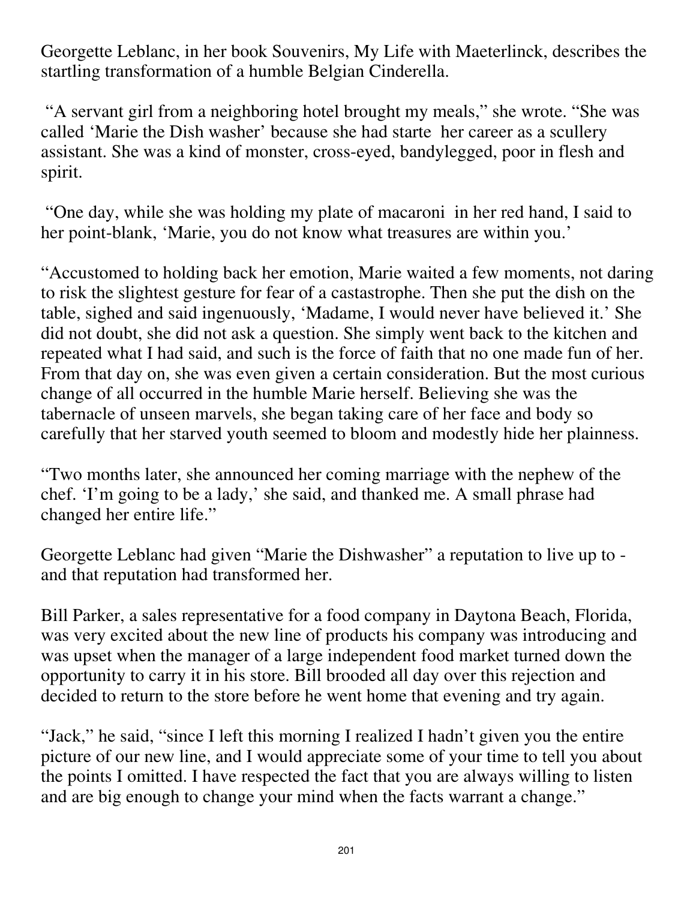Georgette Leblanc, in her book Souvenirs, My Life with Maeterlinck, describes the startling transformation of a humble Belgian Cinderella.

"A servant girl from a neighboring hotel brought my meals," she wrote. "She was called 'Marie the Dish washer' because she had starte her career as a scullery assistant. She was a kind of monster, cross-eyed, bandylegged, poor in flesh and spirit.

"One day, while she was holding my plate of macaroni in her red hand, I said to her point-blank, 'Marie, you do not know what treasures are within you.'

"Accustomed to holding back her emotion, Marie waited a few moments, not daring to risk the slightest gesture for fear of a castastrophe. Then she put the dish on the table, sighed and said ingenuously, 'Madame, I would never have believed it.' She did not doubt, she did not ask a question. She simply went back to the kitchen and repeated what I had said, and such is the force of faith that no one made fun of her. From that day on, she was even given a certain consideration. But the most curious change of all occurred in the humble Marie herself. Believing she was the tabernacle of unseen marvels, she began taking care of her face and body so carefully that her starved youth seemed to bloom and modestly hide her plainness.

"Two months later, she announced her coming marriage with the nephew of the chef. 'I'm going to be a lady,' she said, and thanked me. A small phrase had changed her entire life."

Georgette Leblanc had given "Marie the Dishwasher" a reputation to live up to - and that reputation had transformed her.

Bill Parker, a sales representative for a food company in Daytona Beach, Florida, was very excited about the new line of products his company was introducing and was upset when the manager of a large independent food market turned down the opportunity to carry it in his store. Bill brooded all day over this rejection and decided to return to the store before he went home that evening and try again.

"Jack," he said, "since I left this morning I realized I hadn't given you the entire picture of our new line, and I would appreciate some of your time to tell you about the points I omitted. I have respected the fact that you are always willing to listen and are big enough to change your mind when the facts warrant a change."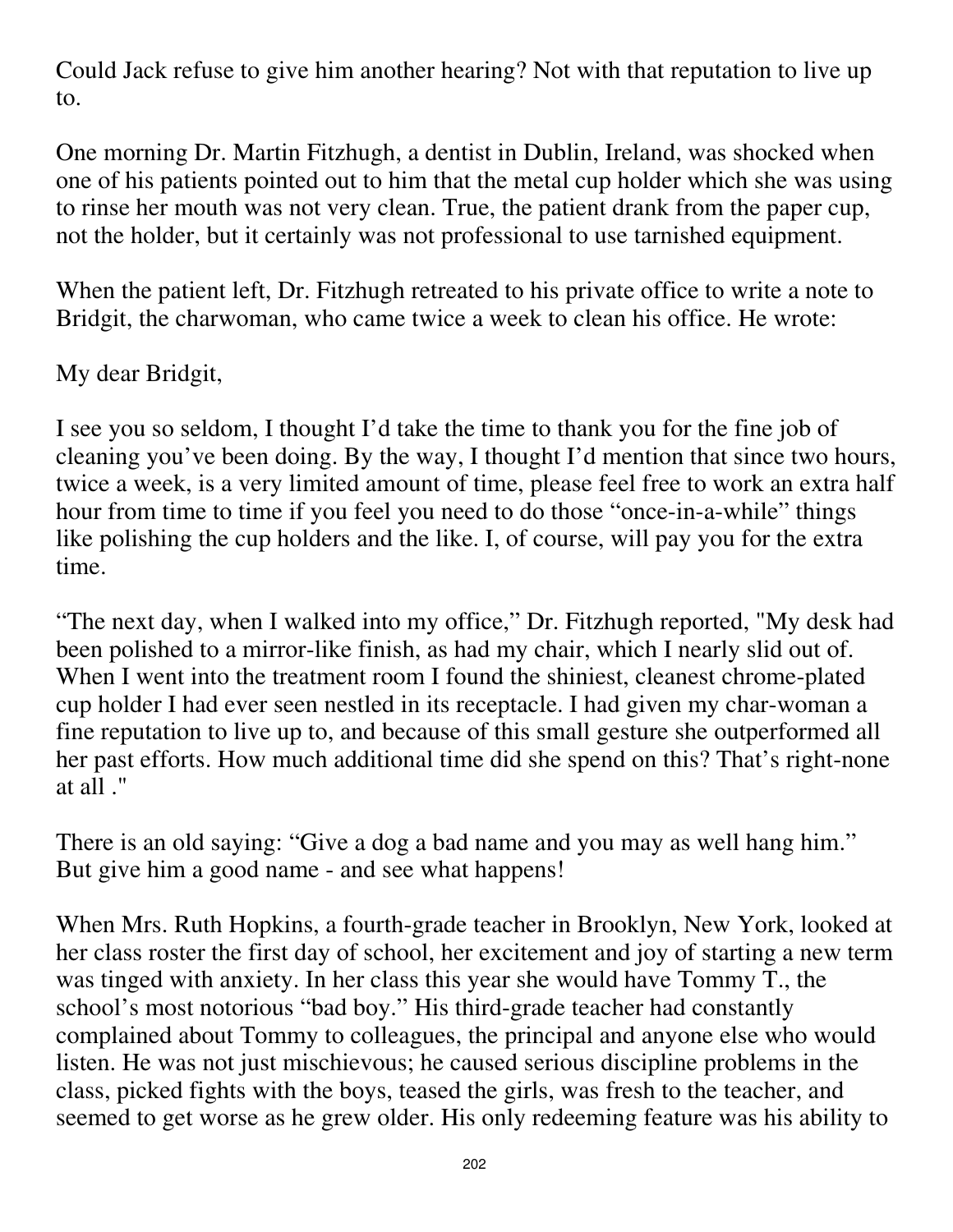Could Jack refuse to give him another hearing? Not with that reputation to live up to.

One morning Dr. Martin Fitzhugh, a dentist in Dublin, Ireland, was shocked when one of his patients pointed out to him that the metal cup holder which she was using to rinse her mouth was not very clean. True, the patient drank from the paper cup, not the holder, but it certainly was not professional to use tarnished equipment.

When the patient left, Dr. Fitzhugh retreated to his private office to write a note to Bridgit, the charwoman, who came twice a week to clean his office. He wrote:

My dear Bridgit,

I see you so seldom, I thought I'd take the time to thank you for the fine job of cleaning you've been doing. By the way, I thought I'd mention that since two hours, twice a week, is a very limited amount of time, please feel free to work an extra half hour from time to time if you feel you need to do those "once-in-a-while" things like polishing the cup holders and the like. I, of course, will pay you for the extra time.

"The next day, when I walked into my office," Dr. Fitzhugh reported, "My desk had been polished to a mirror-like finish, as had my chair, which I nearly slid out of. When I went into the treatment room I found the shiniest, cleanest chrome-plated cup holder I had ever seen nestled in its receptacle. I had given my char-woman a fine reputation to live up to, and because of this small gesture she outperformed all her past efforts. How much additional time did she spend on this? That's right-none at all ."

There is an old saying: "Give a dog a bad name and you may as well hang him." But give him a good name - and see what happens!

When Mrs. Ruth Hopkins, a fourth-grade teacher in Brooklyn, New York, looked at her class roster the first day of school, her excitement and joy of starting a new term was tinged with anxiety. In her class this year she would have Tommy T., the school's most notorious "bad boy." His third-grade teacher had constantly complained about Tommy to colleagues, the principal and anyone else who would listen. He was not just mischievous; he caused serious discipline problems in the class, picked fights with the boys, teased the girls, was fresh to the teacher, and seemed to get worse as he grew older. His only redeeming feature was his ability to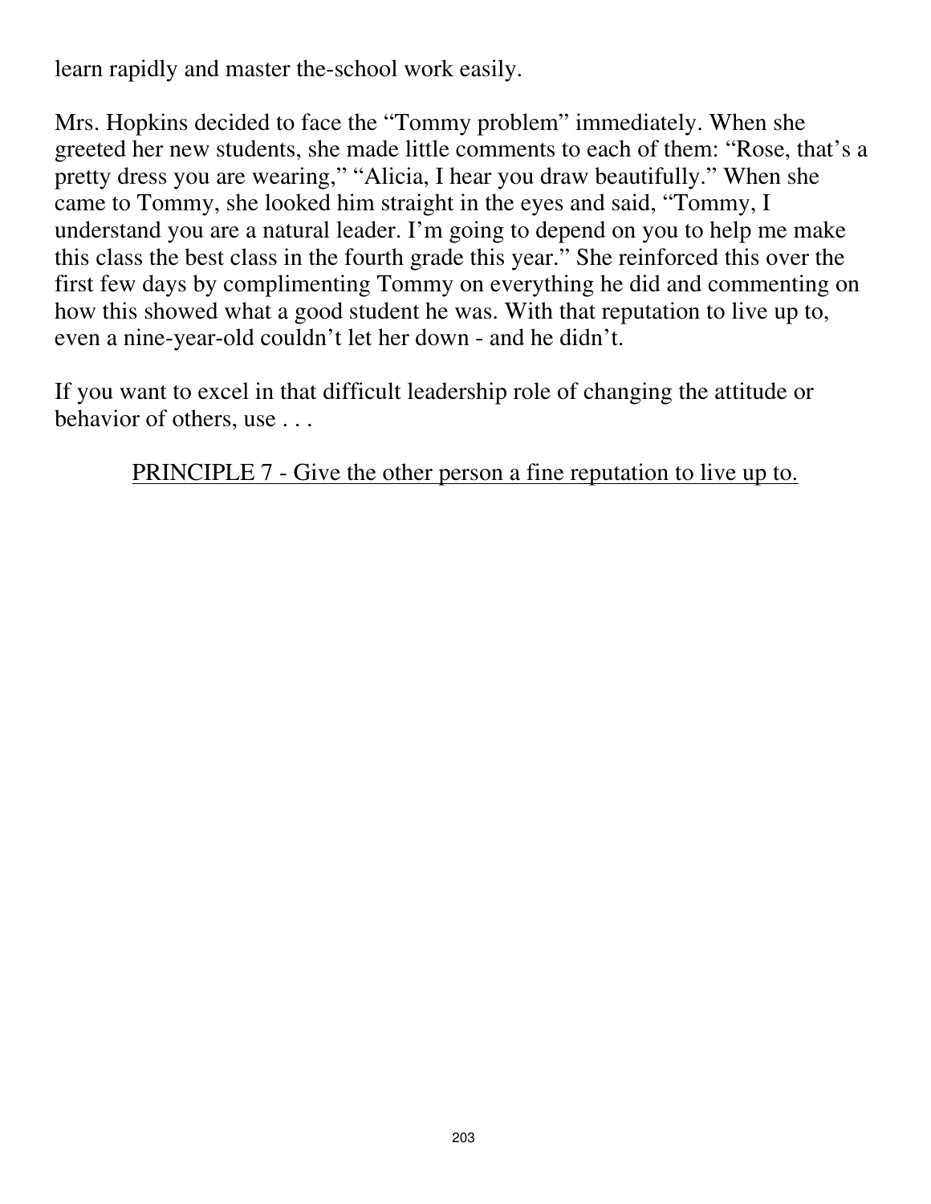learn rapidly and master the-school work easily.

Mrs. Hopkins decided to face the "Tommy problem" immediately. When she greeted her new students, she made little comments to each of them: "Rose, that's a pretty dress you are wearing," "Alicia, I hear you draw beautifully." When she came to Tommy, she looked him straight in the eyes and said, "Tommy, I understand you are a natural leader. I'm going to depend on you to help me make this class the best class in the fourth grade this year." She reinforced this over the first few days by complimenting Tommy on everything he did and commenting on how this showed what a good student he was. With that reputation to live up to, even a nine-year-old couldn't let her down - and he didn't.

If you want to excel in that difficult leadership role of changing the attitude or behavior of others, use . . .

<u>PRINCIPLE 7 - Give the other person a fine reputation to live up to.</u>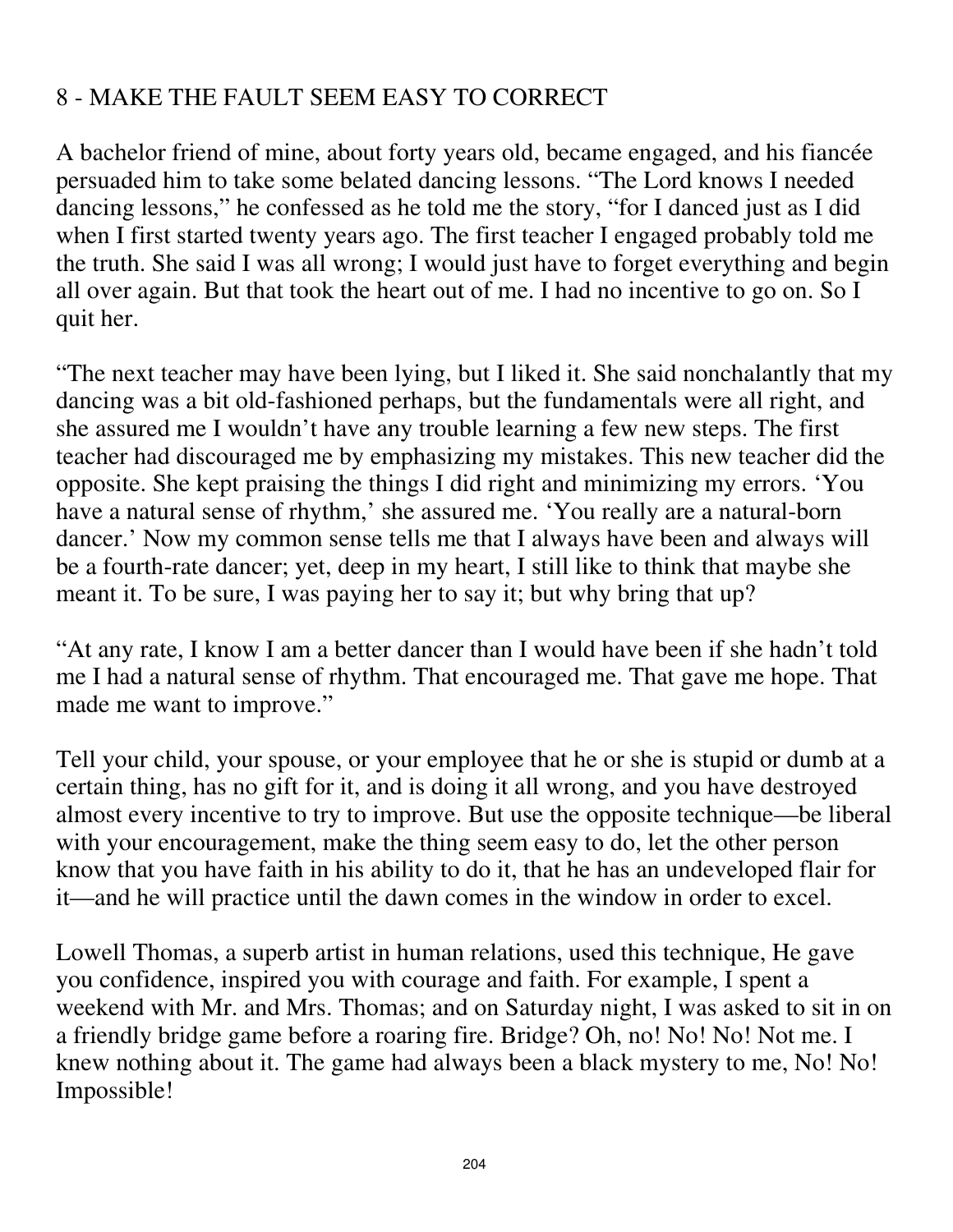## 8 - MAKE THE FAULT SEEM EASY TO CORRECT

A bachelor friend of mine, about forty years old, became engaged, and his fiancée persuaded him to take some belated dancing lessons. “The Lord knows I needed dancing lessons,” he confessed as he told me the story, “for I danced just as I did when I first started twenty years ago. The first teacher I engaged probably told me the truth. She said I was all wrong; I would just have to forget everything and begin all over again. But that took the heart out of me. I had no incentive to go on. So I quit her.

“The next teacher may have been lying, but I liked it. She said nonchalantly that my dancing was a bit old-fashioned perhaps, but the fundamentals were all right, and she assured me I wouldn’t have any trouble learning a few new steps. The first teacher had discouraged me by emphasizing my mistakes. This new teacher did the opposite. She kept praising the things I did right and minimizing my errors. ‘You have a natural sense of rhythm,’ she assured me. ‘You really are a natural-born dancer.’ Now my common sense tells me that I always have been and always will be a fourth-rate dancer; yet, deep in my heart, I still like to think that maybe she meant it. To be sure, I was paying her to say it; but why bring that up?

“At any rate, I know I am a better dancer than I would have been if she hadn’t told me I had a natural sense of rhythm. That encouraged me. That gave me hope. That made me want to improve.”

Tell your child, your spouse, or your employee that he or she is stupid or dumb at a certain thing, has no gift for it, and is doing it all wrong, and you have destroyed almost every incentive to try to improve. But use the opposite technique—be liberal with your encouragement, make the thing seem easy to do, let the other person know that you have faith in his ability to do it, that he has an undeveloped flair for it—and he will practice until the dawn comes in the window in order to excel.

Lowell Thomas, a superb artist in human relations, used this technique, He gave you confidence, inspired you with courage and faith. For example, I spent a weekend with Mr. and Mrs. Thomas; and on Saturday night, I was asked to sit in on a friendly bridge game before a roaring fire. Bridge? Oh, no! No! No! Not me. I knew nothing about it. The game had always been a black mystery to me, No! No! Impossible!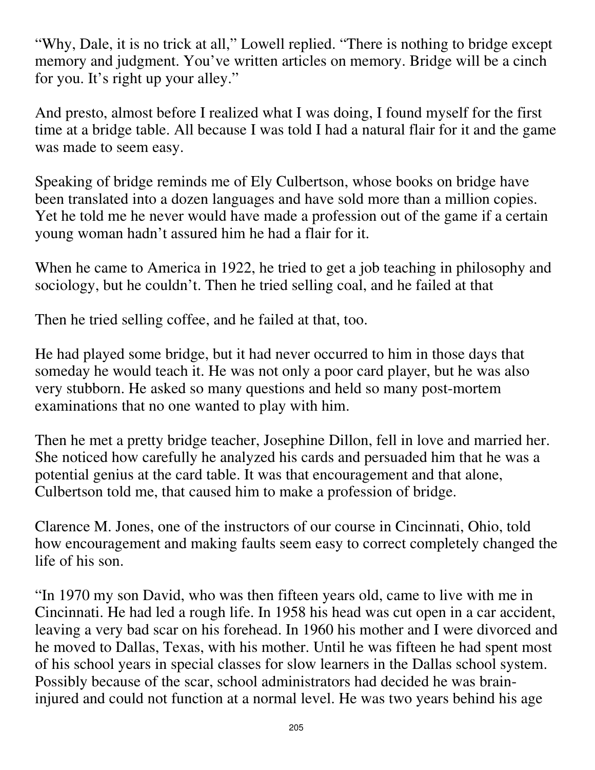"Why, Dale, it is no trick at all," Lowell replied. "There is nothing to bridge except memory and judgment. You've written articles on memory. Bridge will be a cinch for you. It's right up your alley."

And presto, almost before I realized what I was doing, I found myself for the first time at a bridge table. All because I was told I had a natural flair for it and the game was made to seem easy.

Speaking of bridge reminds me of Ely Culbertson, whose books on bridge have been translated into a dozen languages and have sold more than a million copies. Yet he told me he never would have made a profession out of the game if a certain young woman hadn't assured him he had a flair for it.

When he came to America in 1922, he tried to get a job teaching in philosophy and sociology, but he couldn't. Then he tried selling coal, and he failed at that

Then he tried selling coffee, and he failed at that, too.

He had played some bridge, but it had never occurred to him in those days that someday he would teach it. He was not only a poor card player, but he was also very stubborn. He asked so many questions and held so many post-mortem examinations that no one wanted to play with him.

Then he met a pretty bridge teacher, Josephine Dillon, fell in love and married her. She noticed how carefully he analyzed his cards and persuaded him that he was a potential genius at the card table. It was that encouragement and that alone, Culbertson told me, that caused him to make a profession of bridge.

Clarence M. Jones, one of the instructors of our course in Cincinnati, Ohio, told how encouragement and making faults seem easy to correct completely changed the life of his son.

"In 1970 my son David, who was then fifteen years old, came to live with me in Cincinnati. He had led a rough life. In 1958 his head was cut open in a car accident, leaving a very bad scar on his forehead. In 1960 his mother and I were divorced and he moved to Dallas, Texas, with his mother. Until he was fifteen he had spent most of his school years in special classes for slow learners in the Dallas school system. Possibly because of the scar, school administrators had decided he was brain-injured and could not function at a normal level. He was two years behind his age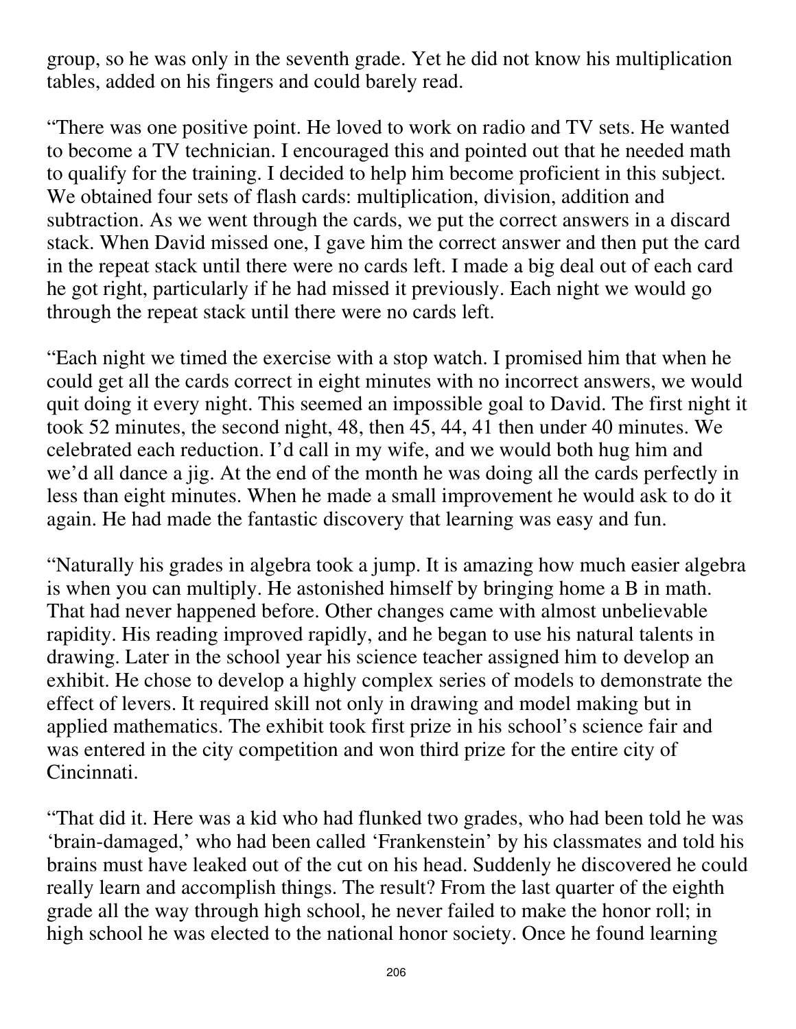group, so he was only in the seventh grade. Yet he did not know his multiplication tables, added on his fingers and could barely read.

"There was one positive point. He loved to work on radio and TV sets. He wanted to become a TV technician. I encouraged this and pointed out that he needed math to qualify for the training. I decided to help him become proficient in this subject. We obtained four sets of flash cards: multiplication, division, addition and subtraction. As we went through the cards, we put the correct answers in a discard stack. When David missed one, I gave him the correct answer and then put the card in the repeat stack until there were no cards left. I made a big deal out of each card he got right, particularly if he had missed it previously. Each night we would go through the repeat stack until there were no cards left.

"Each night we timed the exercise with a stop watch. I promised him that when he could get all the cards correct in eight minutes with no incorrect answers, we would quit doing it every night. This seemed an impossible goal to David. The first night it took 52 minutes, the second night, 48, then 45, 44, 41 then under 40 minutes. We celebrated each reduction. I'd call in my wife, and we would both hug him and we'd all dance a jig. At the end of the month he was doing all the cards perfectly in less than eight minutes. When he made a small improvement he would ask to do it again. He had made the fantastic discovery that learning was easy and fun.

"Naturally his grades in algebra took a jump. It is amazing how much easier algebra is when you can multiply. He astonished himself by bringing home a B in math. That had never happened before. Other changes came with almost unbelievable rapidity. His reading improved rapidly, and he began to use his natural talents in drawing. Later in the school year his science teacher assigned him to develop an exhibit. He chose to develop a highly complex series of models to demonstrate the effect of levers. It required skill not only in drawing and model making but in applied mathematics. The exhibit took first prize in his school's science fair and was entered in the city competition and won third prize for the entire city of Cincinnati.

"That did it. Here was a kid who had flunked two grades, who had been told he was 'brain-damaged,' who had been called 'Frankenstein' by his classmates and told his brains must have leaked out of the cut on his head. Suddenly he discovered he could really learn and accomplish things. The result? From the last quarter of the eighth grade all the way through high school, he never failed to make the honor roll; in high school he was elected to the national honor society. Once he found learning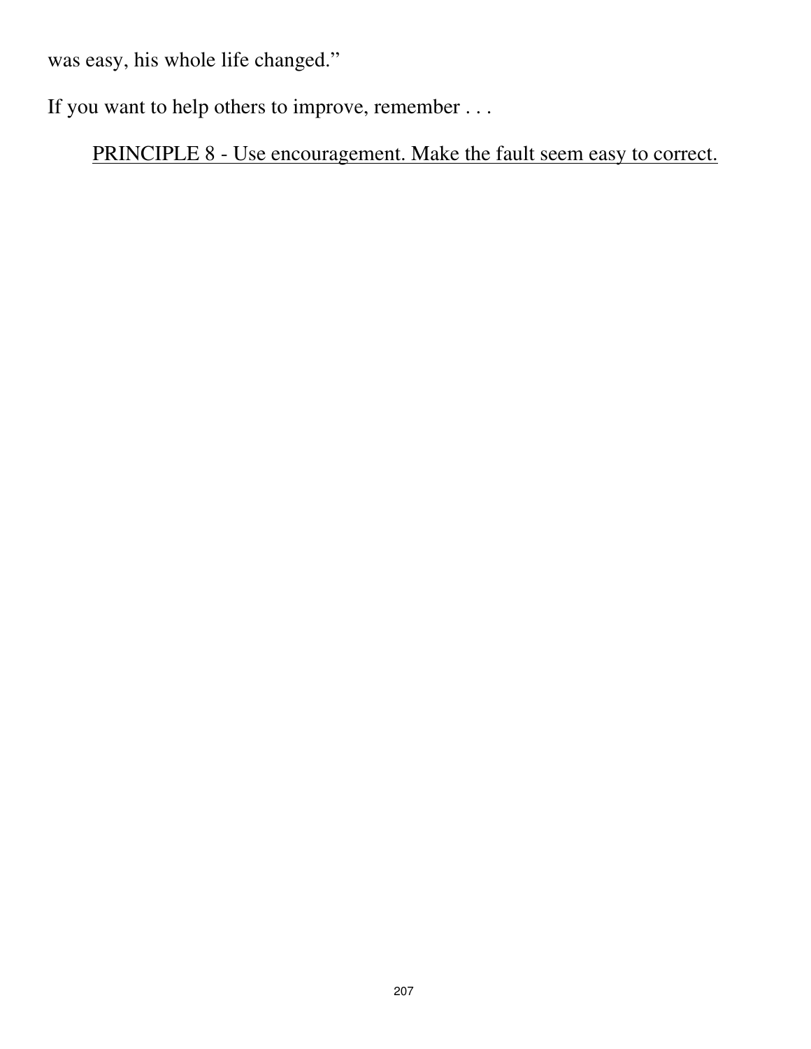was easy, his whole life changed."

If you want to help others to improve, remember . . .

<u>PRINCIPLE 8 - Use encouragement. Make the fault seem easy to correct.</u>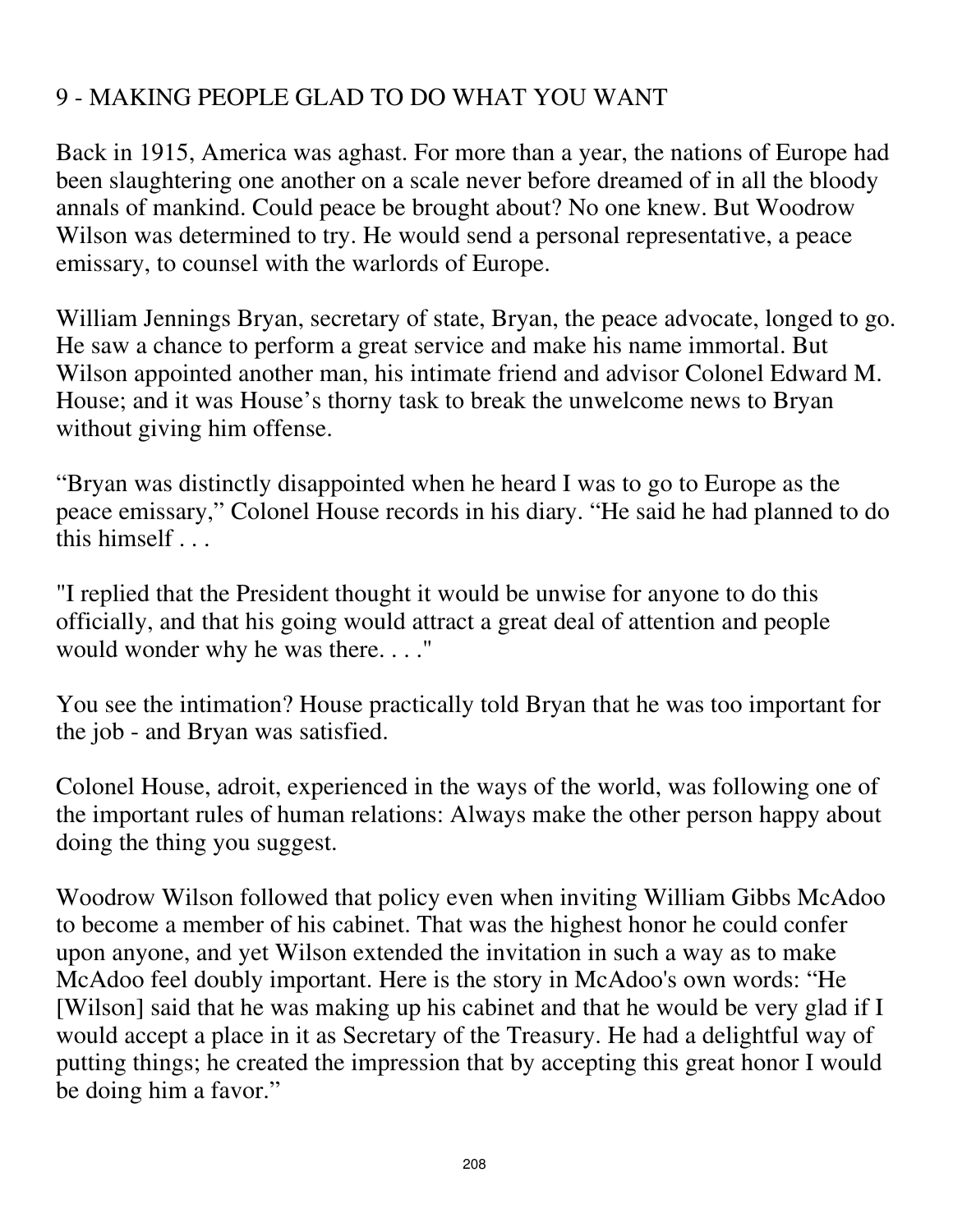# 9 - MAKING PEOPLE GLAD TO DO WHAT YOU WANT

Back in 1915, America was aghast. For more than a year, the nations of Europe had been slaughtering one another on a scale never before dreamed of in all the bloody annals of mankind. Could peace be brought about? No one knew. But Woodrow Wilson was determined to try. He would send a personal representative, a peace emissary, to counsel with the warlords of Europe.

William Jennings Bryan, secretary of state, Bryan, the peace advocate, longed to go. He saw a chance to perform a great service and make his name immortal. But Wilson appointed another man, his intimate friend and advisor Colonel Edward M. House; and it was House's thorny task to break the unwelcome news to Bryan without giving him offense.

"Bryan was distinctly disappointed when he heard I was to go to Europe as the peace emissary," Colonel House records in his diary. "He said he had planned to do this himself . . .

"I replied that the President thought it would be unwise for anyone to do this officially, and that his going would attract a great deal of attention and people would wonder why he was there. . . ."

You see the intimation? House practically told Bryan that he was too important for the job - and Bryan was satisfied.

Colonel House, adroit, experienced in the ways of the world, was following one of the important rules of human relations: Always make the other person happy about doing the thing you suggest.

Woodrow Wilson followed that policy even when inviting William Gibbs McAdoo to become a member of his cabinet. That was the highest honor he could confer upon anyone, and yet Wilson extended the invitation in such a way as to make McAdoo feel doubly important. Here is the story in McAdoo's own words: "He [Wilson] said that he was making up his cabinet and that he would be very glad if I would accept a place in it as Secretary of the Treasury. He had a delightful way of putting things; he created the impression that by accepting this great honor I would be doing him a favor."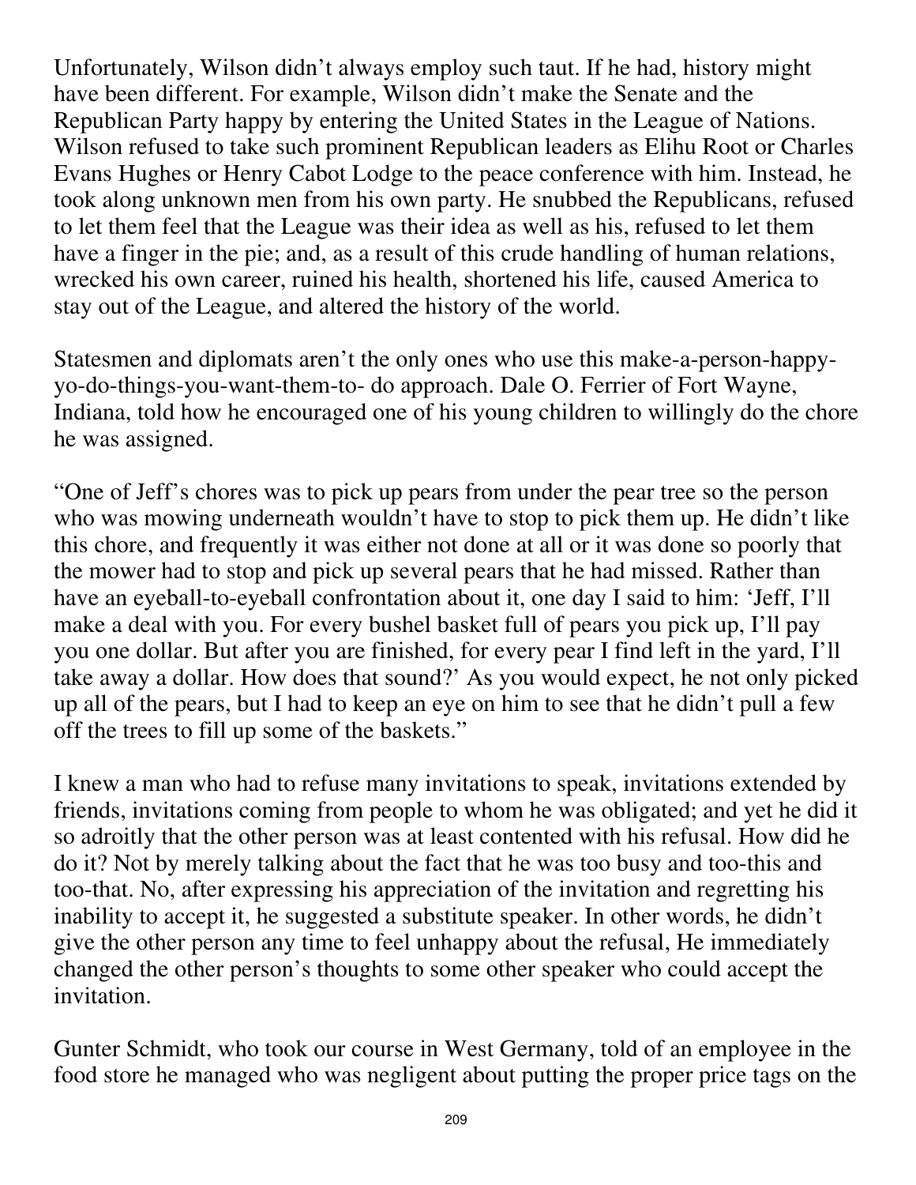Unfortunately, Wilson didn't always employ such taut. If he had, history might have been different. For example, Wilson didn't make the Senate and the Republican Party happy by entering the United States in the League of Nations. Wilson refused to take such prominent Republican leaders as Elihu Root or Charles Evans Hughes or Henry Cabot Lodge to the peace conference with him. Instead, he took along unknown men from his own party. He snubbed the Republicans, refused to let them feel that the League was their idea as well as his, refused to let them have a finger in the pie; and, as a result of this crude handling of human relations, wrecked his own career, ruined his health, shortened his life, caused America to stay out of the League, and altered the history of the world.

Statesmen and diplomats aren't the only ones who use this make-a-person-happy-yo-do-things-you-want-them-to- do approach. Dale O. Ferrier of Fort Wayne, Indiana, told how he encouraged one of his young children to willingly do the chore he was assigned.

"One of Jeff's chores was to pick up pears from under the pear tree so the person who was mowing underneath wouldn't have to stop to pick them up. He didn't like this chore, and frequently it was either not done at all or it was done so poorly that the mower had to stop and pick up several pears that he had missed. Rather than have an eyeball-to-eyeball confrontation about it, one day I said to him: 'Jeff, I'll make a deal with you. For every bushel basket full of pears you pick up, I'll pay you one dollar. But after you are finished, for every pear I find left in the yard, I'll take away a dollar. How does that sound?' As you would expect, he not only picked up all of the pears, but I had to keep an eye on him to see that he didn't pull a few off the trees to fill up some of the baskets."

I knew a man who had to refuse many invitations to speak, invitations extended by friends, invitations coming from people to whom he was obligated; and yet he did it so adroitly that the other person was at least contented with his refusal. How did he do it? Not by merely talking about the fact that he was too busy and too-this and too-that. No, after expressing his appreciation of the invitation and regretting his inability to accept it, he suggested a substitute speaker. In other words, he didn't give the other person any time to feel unhappy about the refusal, He immediately changed the other person's thoughts to some other speaker who could accept the invitation.

Gunter Schmidt, who took our course in West Germany, told of an employee in the food store he managed who was negligent about putting the proper price tags on the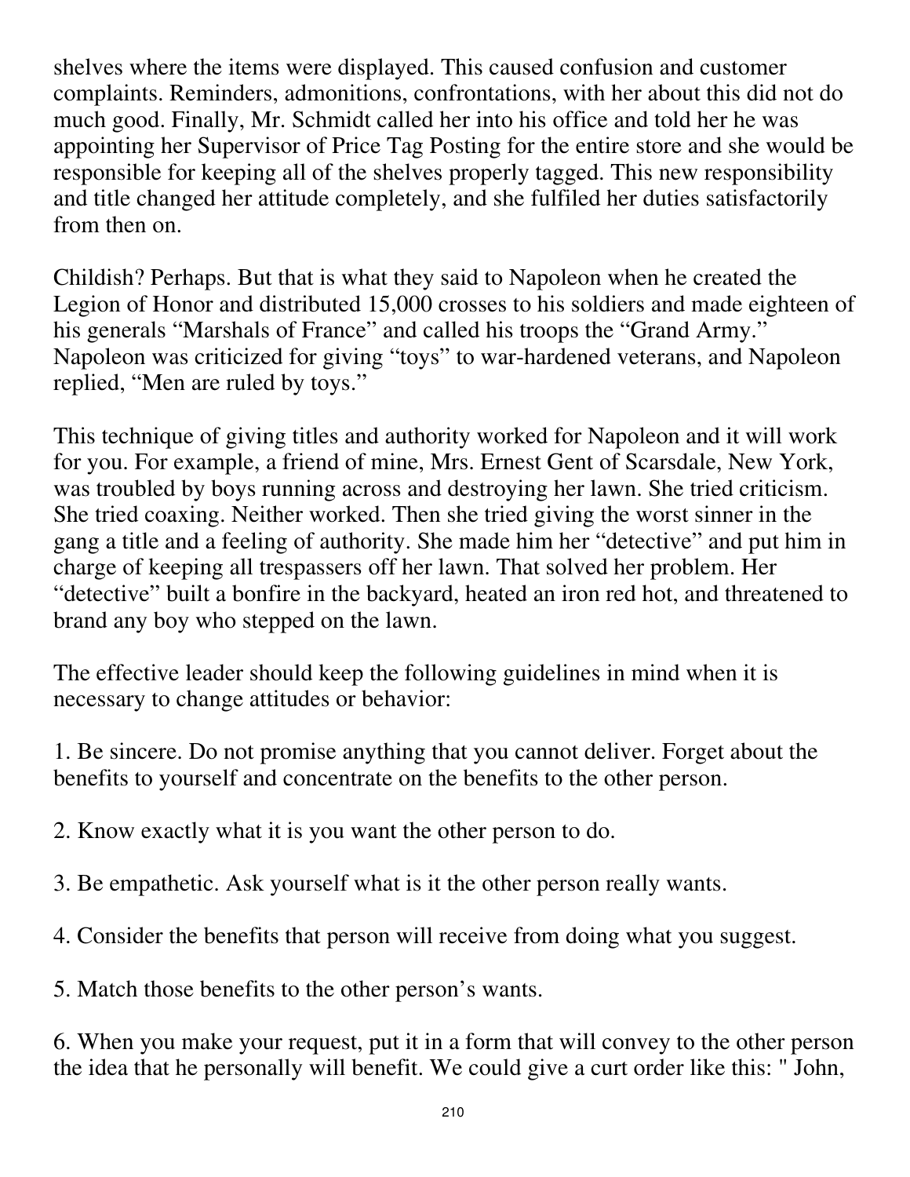shelves where the items were displayed. This caused confusion and customer complaints. Reminders, admonitions, confrontations, with her about this did not do much good. Finally, Mr. Schmidt called her into his office and told her he was appointing her Supervisor of Price Tag Posting for the entire store and she would be responsible for keeping all of the shelves properly tagged. This new responsibility and title changed her attitude completely, and she fulfiled her duties satisfactorily from then on.

Childish? Perhaps. But that is what they said to Napoleon when he created the Legion of Honor and distributed 15,000 crosses to his soldiers and made eighteen of his generals "Marshals of France" and called his troops the "Grand Army." Napoleon was criticized for giving "toys" to war-hardened veterans, and Napoleon replied, "Men are ruled by toys."

This technique of giving titles and authority worked for Napoleon and it will work for you. For example, a friend of mine, Mrs. Ernest Gent of Scarsdale, New York, was troubled by boys running across and destroying her lawn. She tried criticism. She tried coaxing. Neither worked. Then she tried giving the worst sinner in the gang a title and a feeling of authority. She made him her "detective" and put him in charge of keeping all trespassers off her lawn. That solved her problem. Her "detective" built a bonfire in the backyard, heated an iron red hot, and threatened to brand any boy who stepped on the lawn.

The effective leader should keep the following guidelines in mind when it is necessary to change attitudes or behavior:

1. Be sincere. Do not promise anything that you cannot deliver. Forget about the benefits to yourself and concentrate on the benefits to the other person.

2. Know exactly what it is you want the other person to do.

3. Be empathetic. Ask yourself what is it the other person really wants.

4. Consider the benefits that person will receive from doing what you suggest.

5. Match those benefits to the other person's wants.

6. When you make your request, put it in a form that will convey to the other person the idea that he personally will benefit. We could give a curt order like this: " John,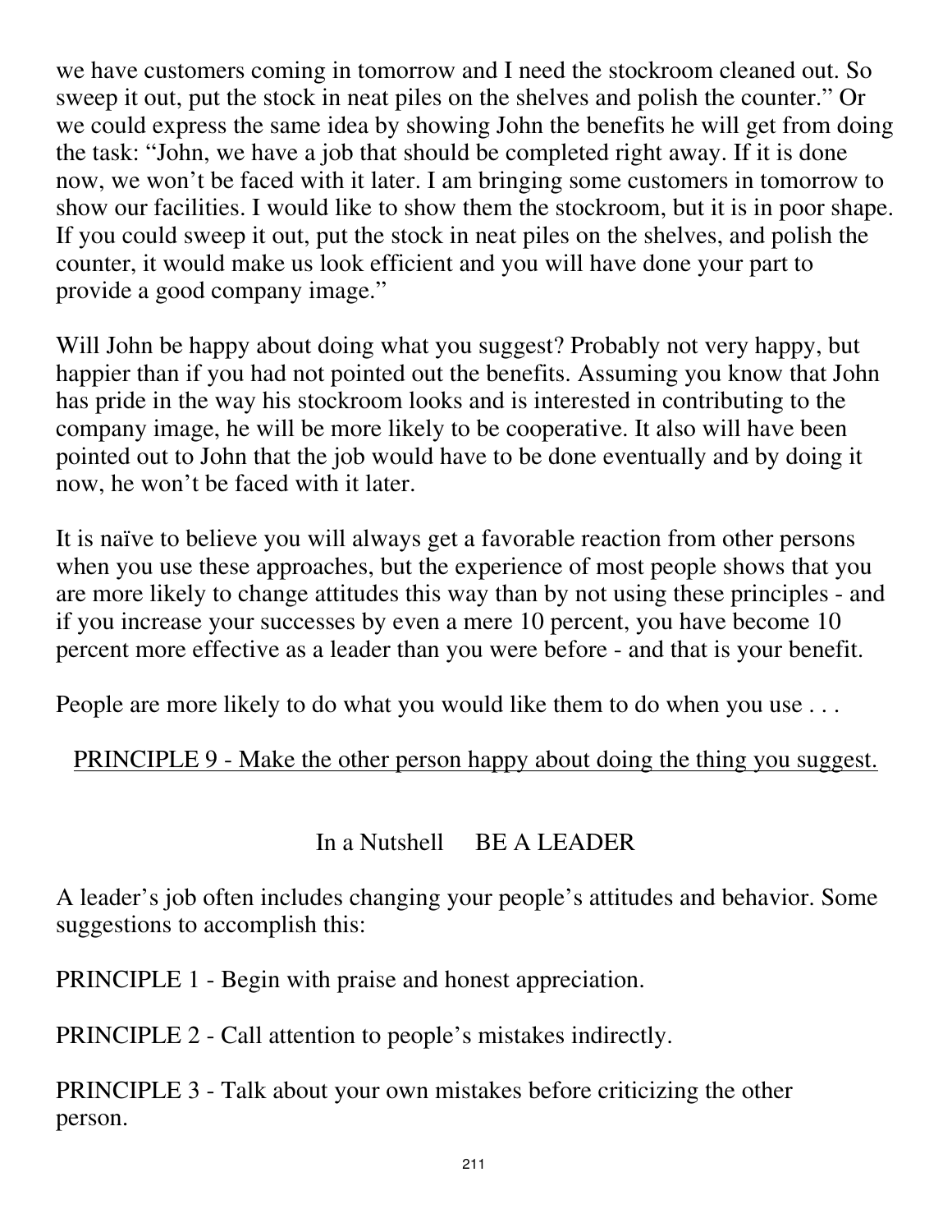we have customers coming in tomorrow and I need the stockroom cleaned out. So sweep it out, put the stock in neat piles on the shelves and polish the counter." Or we could express the same idea by showing John the benefits he will get from doing the task: "John, we have a job that should be completed right away. If it is done now, we won't be faced with it later. I am bringing some customers in tomorrow to show our facilities. I would like to show them the stockroom, but it is in poor shape. If you could sweep it out, put the stock in neat piles on the shelves, and polish the counter, it would make us look efficient and you will have done your part to provide a good company image."

Will John be happy about doing what you suggest? Probably not very happy, but happier than if you had not pointed out the benefits. Assuming you know that John has pride in the way his stockroom looks and is interested in contributing to the company image, he will be more likely to be cooperative. It also will have been pointed out to John that the job would have to be done eventually and by doing it now, he won't be faced with it later.

It is naïve to believe you will always get a favorable reaction from other persons when you use these approaches, but the experience of most people shows that you are more likely to change attitudes this way than by not using these principles - and if you increase your successes by even a mere 10 percent, you have become 10 percent more effective as a leader than you were before - and that is your benefit.

People are more likely to do what you would like them to do when you use . . .

<u>PRINCIPLE 9 - Make the other person happy about doing the thing you suggest.</u>

## In a Nutshell BE A LEADER

A leader's job often includes changing your people's attitudes and behavior. Some suggestions to accomplish this:

PRINCIPLE 1 - Begin with praise and honest appreciation.

PRINCIPLE 2 - Call attention to people's mistakes indirectly.

PRINCIPLE 3 - Talk about your own mistakes before criticizing the other person.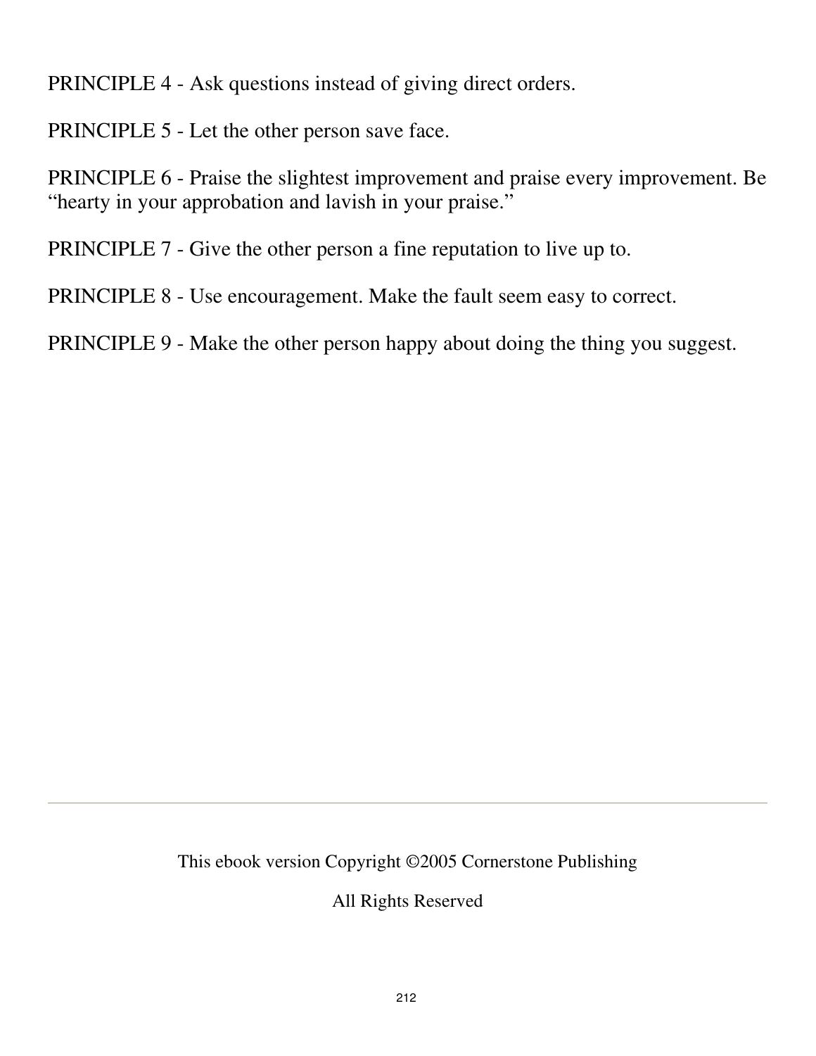PRINCIPLE 4 - Ask questions instead of giving direct orders.

PRINCIPLE 5 - Let the other person save face.

PRINCIPLE 6 - Praise the slightest improvement and praise every improvement. Be "hearty in your approbation and lavish in your praise."

PRINCIPLE 7 - Give the other person a fine reputation to live up to.

PRINCIPLE 8 - Use encouragement. Make the fault seem easy to correct.

PRINCIPLE 9 - Make the other person happy about doing the thing you suggest.

---

This ebook version Copyright ©2005 Cornerstone Publishing

All Rights Reserved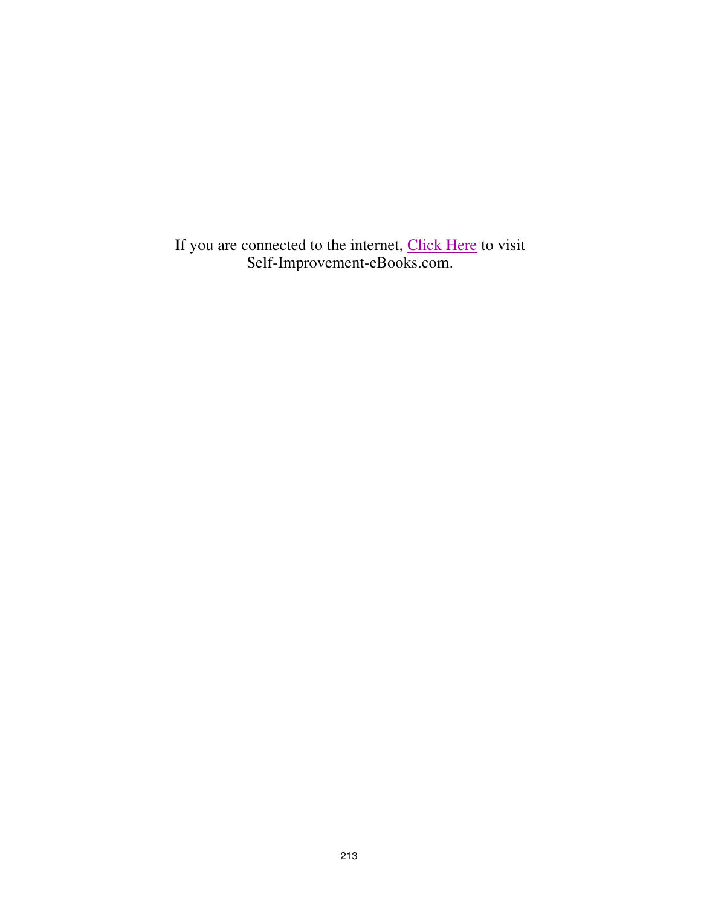If you are connected to the internet, Click Here to visit Self-Improvement-eBooks.com.